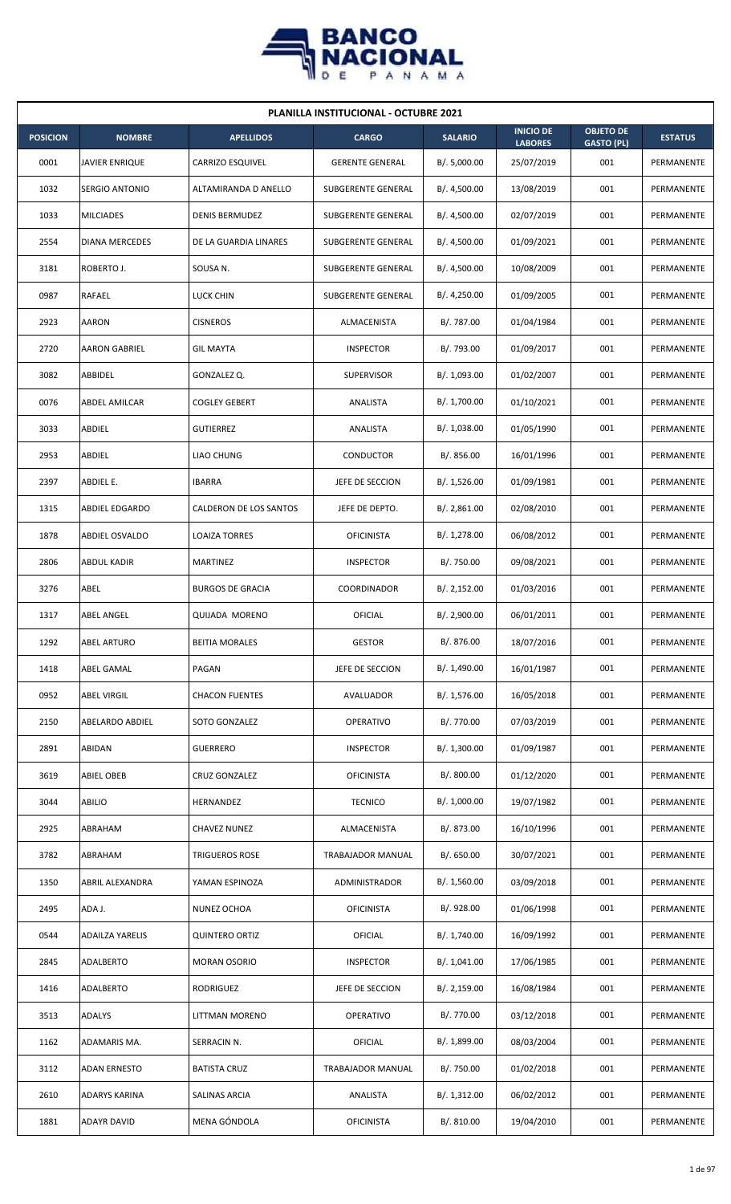# PLANILLA INSTITUCIONAL - OCTUBRE 2021

| POSICION | NOMBRE | APELLIDOS | CARGO | SALARIO | INICIO DE LABORES | OBJETO DE GASTO (PL) | ESTATUS |
|---|---|---|---|---|---|---|---|
| 0001 | JAVIER ENRIQUE | CARRIZO ESQUIVEL | GERENTE GENERAL | B/. 5,000.00 | 25/07/2019 | 001 | PERMANENTE |
| 1032 | SERGIO ANTONIO | ALTAMIRANDA D ANELLO | SUBGERENTE GENERAL | B/. 4,500.00 | 13/08/2019 | 001 | PERMANENTE |
| 1033 | MILCIADES | DENIS BERMUDEZ | SUBGERENTE GENERAL | B/. 4,500.00 | 02/07/2019 | 001 | PERMANENTE |
| 2554 | DIANA MERCEDES | DE LA GUARDIA LINARES | SUBGERENTE GENERAL | B/. 4,500.00 | 01/09/2021 | 001 | PERMANENTE |
| 3181 | ROBERTO J. | SOUSA N. | SUBGERENTE GENERAL | B/. 4,500.00 | 10/08/2009 | 001 | PERMANENTE |
| 0987 | RAFAEL | LUCK CHIN | SUBGERENTE GENERAL | B/. 4,250.00 | 01/09/2005 | 001 | PERMANENTE |
| 2923 | AARON | CISNEROS | ALMACENISTA | B/. 787.00 | 01/04/1984 | 001 | PERMANENTE |
| 2720 | AARON GABRIEL | GIL MAYTA | INSPECTOR | B/. 793.00 | 01/09/2017 | 001 | PERMANENTE |
| 3082 | ABBIDEL | GONZALEZ Q. | SUPERVISOR | B/. 1,093.00 | 01/02/2007 | 001 | PERMANENTE |
| 0076 | ABDEL AMILCAR | COGLEY GEBERT | ANALISTA | B/. 1,700.00 | 01/10/2021 | 001 | PERMANENTE |
| 3033 | ABDIEL | GUTIERREZ | ANALISTA | B/. 1,038.00 | 01/05/1990 | 001 | PERMANENTE |
| 2953 | ABDIEL | LIAO CHUNG | CONDUCTOR | B/. 856.00 | 16/01/1996 | 001 | PERMANENTE |
| 2397 | ABDIEL E. | IBARRA | JEFE DE SECCION | B/. 1,526.00 | 01/09/1981 | 001 | PERMANENTE |
| 1315 | ABDIEL EDGARDO | CALDERON DE LOS SANTOS | JEFE DE DEPTO. | B/. 2,861.00 | 02/08/2010 | 001 | PERMANENTE |
| 1878 | ABDIEL OSVALDO | LOAIZA TORRES | OFICINISTA | B/. 1,278.00 | 06/08/2012 | 001 | PERMANENTE |
| 2806 | ABDUL KADIR | MARTINEZ | INSPECTOR | B/. 750.00 | 09/08/2021 | 001 | PERMANENTE |
| 3276 | ABEL | BURGOS DE GRACIA | COORDINADOR | B/. 2,152.00 | 01/03/2016 | 001 | PERMANENTE |
| 1317 | ABEL ANGEL | QUIJADA MORENO | OFICIAL | B/. 2,900.00 | 06/01/2011 | 001 | PERMANENTE |
| 1292 | ABEL ARTURO | BEITIA MORALES | GESTOR | B/. 876.00 | 18/07/2016 | 001 | PERMANENTE |
| 1418 | ABEL GAMAL | PAGAN | JEFE DE SECCION | B/. 1,490.00 | 16/01/1987 | 001 | PERMANENTE |
| 0952 | ABEL VIRGIL | CHACON FUENTES | AVALUADOR | B/. 1,576.00 | 16/05/2018 | 001 | PERMANENTE |
| 2150 | ABELARDO ABDIEL | SOTO GONZALEZ | OPERATIVO | B/. 770.00 | 07/03/2019 | 001 | PERMANENTE |
| 2891 | ABIDAN | GUERRERO | INSPECTOR | B/. 1,300.00 | 01/09/1987 | 001 | PERMANENTE |
| 3619 | ABIEL OBEB | CRUZ GONZALEZ | OFICINISTA | B/. 800.00 | 01/12/2020 | 001 | PERMANENTE |
| 3044 | ABILIO | HERNANDEZ | TECNICO | B/. 1,000.00 | 19/07/1982 | 001 | PERMANENTE |
| 2925 | ABRAHAM | CHAVEZ NUNEZ | ALMACENISTA | B/. 873.00 | 16/10/1996 | 001 | PERMANENTE |
| 3782 | ABRAHAM | TRIGUEROS ROSE | TRABAJADOR MANUAL | B/. 650.00 | 30/07/2021 | 001 | PERMANENTE |
| 1350 | ABRIL ALEXANDRA | YAMAN ESPINOZA | ADMINISTRADOR | B/. 1,560.00 | 03/09/2018 | 001 | PERMANENTE |
| 2495 | ADA J. | NUNEZ OCHOA | OFICINISTA | B/. 928.00 | 01/06/1998 | 001 | PERMANENTE |
| 0544 | ADAILZA YARELIS | QUINTERO ORTIZ | OFICIAL | B/. 1,740.00 | 16/09/1992 | 001 | PERMANENTE |
| 2845 | ADALBERTO | MORAN OSORIO | INSPECTOR | B/. 1,041.00 | 17/06/1985 | 001 | PERMANENTE |
| 1416 | ADALBERTO | RODRIGUEZ | JEFE DE SECCION | B/. 2,159.00 | 16/08/1984 | 001 | PERMANENTE |
| 3513 | ADALYS | LITTMAN MORENO | OPERATIVO | B/. 770.00 | 03/12/2018 | 001 | PERMANENTE |
| 1162 | ADAMARIS MA. | SERRACIN N. | OFICIAL | B/. 1,899.00 | 08/03/2004 | 001 | PERMANENTE |
| 3112 | ADAN ERNESTO | BATISTA CRUZ | TRABAJADOR MANUAL | B/. 750.00 | 01/02/2018 | 001 | PERMANENTE |
| 2610 | ADARYS KARINA | SALINAS ARCIA | ANALISTA | B/. 1,312.00 | 06/02/2012 | 001 | PERMANENTE |
| 1881 | ADAYR DAVID | MENA GÓNDOLA | OFICINISTA | B/. 810.00 | 19/04/2010 | 001 | PERMANENTE |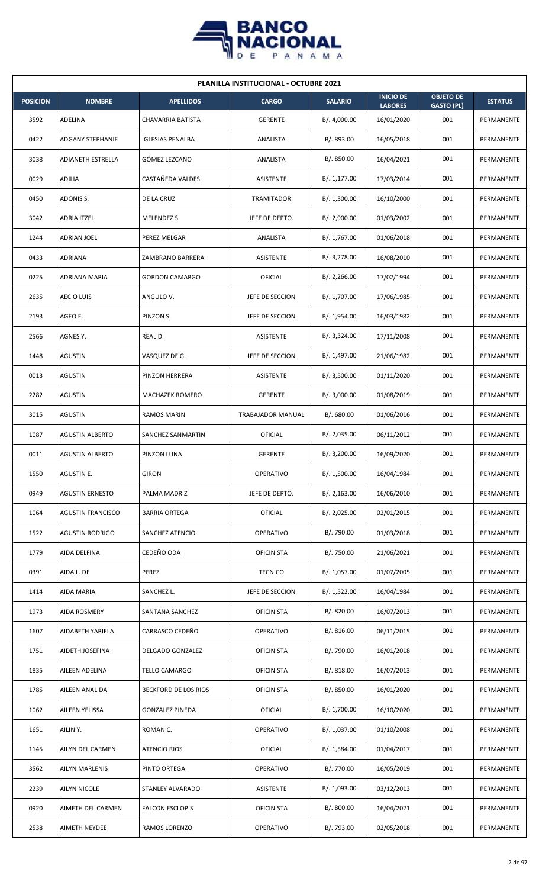| PLANILLA INSTITUCIONAL - OCTUBRE 2021 | | | | | | | |
|---|---|---|---|---|---|---|---|
| **POSICION** | **NOMBRE** | **APELLIDOS** | **CARGO** | **SALARIO** | **INICIO DE LABORES** | **OBJETO DE GASTO (PL)** | **ESTATUS** |
| 3592 | ADELINA | CHAVARRIA BATISTA | GERENTE | B/. 4,000.00 | 16/01/2020 | 001 | PERMANENTE |
| 0422 | ADGANY STEPHANIE | IGLESIAS PENALBA | ANALISTA | B/. 893.00 | 16/05/2018 | 001 | PERMANENTE |
| 3038 | ADIANETH ESTRELLA | GÓMEZ LEZCANO | ANALISTA | B/. 850.00 | 16/04/2021 | 001 | PERMANENTE |
| 0029 | ADILIA | CASTAÑEDA VALDES | ASISTENTE | B/. 1,177.00 | 17/03/2014 | 001 | PERMANENTE |
| 0450 | ADONIS S. | DE LA CRUZ | TRAMITADOR | B/. 1,300.00 | 16/10/2000 | 001 | PERMANENTE |
| 3042 | ADRIA ITZEL | MELENDEZ S. | JEFE DE DEPTO. | B/. 2,900.00 | 01/03/2002 | 001 | PERMANENTE |
| 1244 | ADRIAN JOEL | PEREZ MELGAR | ANALISTA | B/. 1,767.00 | 01/06/2018 | 001 | PERMANENTE |
| 0433 | ADRIANA | ZAMBRANO BARRERA | ASISTENTE | B/. 3,278.00 | 16/08/2010 | 001 | PERMANENTE |
| 0225 | ADRIANA MARIA | GORDON CAMARGO | OFICIAL | B/. 2,266.00 | 17/02/1994 | 001 | PERMANENTE |
| 2635 | AECIO LUIS | ANGULO V. | JEFE DE SECCION | B/. 1,707.00 | 17/06/1985 | 001 | PERMANENTE |
| 2193 | AGEO E. | PINZON S. | JEFE DE SECCION | B/. 1,954.00 | 16/03/1982 | 001 | PERMANENTE |
| 2566 | AGNES Y. | REAL D. | ASISTENTE | B/. 3,324.00 | 17/11/2008 | 001 | PERMANENTE |
| 1448 | AGUSTIN | VASQUEZ DE G. | JEFE DE SECCION | B/. 1,497.00 | 21/06/1982 | 001 | PERMANENTE |
| 0013 | AGUSTIN | PINZON HERRERA | ASISTENTE | B/. 3,500.00 | 01/11/2020 | 001 | PERMANENTE |
| 2282 | AGUSTIN | MACHAZEK ROMERO | GERENTE | B/. 3,000.00 | 01/08/2019 | 001 | PERMANENTE |
| 3015 | AGUSTIN | RAMOS MARIN | TRABAJADOR MANUAL | B/. 680.00 | 01/06/2016 | 001 | PERMANENTE |
| 1087 | AGUSTIN ALBERTO | SANCHEZ SANMARTIN | OFICIAL | B/. 2,035.00 | 06/11/2012 | 001 | PERMANENTE |
| 0011 | AGUSTIN ALBERTO | PINZON LUNA | GERENTE | B/. 3,200.00 | 16/09/2020 | 001 | PERMANENTE |
| 1550 | AGUSTIN E. | GIRON | OPERATIVO | B/. 1,500.00 | 16/04/1984 | 001 | PERMANENTE |
| 0949 | AGUSTIN ERNESTO | PALMA MADRIZ | JEFE DE DEPTO. | B/. 2,163.00 | 16/06/2010 | 001 | PERMANENTE |
| 1064 | AGUSTIN FRANCISCO | BARRIA ORTEGA | OFICIAL | B/. 2,025.00 | 02/01/2015 | 001 | PERMANENTE |
| 1522 | AGUSTIN RODRIGO | SANCHEZ ATENCIO | OPERATIVO | B/. 790.00 | 01/03/2018 | 001 | PERMANENTE |
| 1779 | AIDA DELFINA | CEDEÑO ODA | OFICINISTA | B/. 750.00 | 21/06/2021 | 001 | PERMANENTE |
| 0391 | AIDA L. DE | PEREZ | TECNICO | B/. 1,057.00 | 01/07/2005 | 001 | PERMANENTE |
| 1414 | AIDA MARIA | SANCHEZ L. | JEFE DE SECCION | B/. 1,522.00 | 16/04/1984 | 001 | PERMANENTE |
| 1973 | AIDA ROSMERY | SANTANA SANCHEZ | OFICINISTA | B/. 820.00 | 16/07/2013 | 001 | PERMANENTE |
| 1607 | AIDABETH YARIELA | CARRASCO CEDEÑO | OPERATIVO | B/. 816.00 | 06/11/2015 | 001 | PERMANENTE |
| 1751 | AIDETH JOSEFINA | DELGADO GONZALEZ | OFICINISTA | B/. 790.00 | 16/01/2018 | 001 | PERMANENTE |
| 1835 | AILEEN ADELINA | TELLO CAMARGO | OFICINISTA | B/. 818.00 | 16/07/2013 | 001 | PERMANENTE |
| 1785 | AILEEN ANALIDA | BECKFORD DE LOS RIOS | OFICINISTA | B/. 850.00 | 16/01/2020 | 001 | PERMANENTE |
| 1062 | AILEEN YELISSA | GONZALEZ PINEDA | OFICIAL | B/. 1,700.00 | 16/10/2020 | 001 | PERMANENTE |
| 1651 | AILIN Y. | ROMAN C. | OPERATIVO | B/. 1,037.00 | 01/10/2008 | 001 | PERMANENTE |
| 1145 | AILYN DEL CARMEN | ATENCIO RIOS | OFICIAL | B/. 1,584.00 | 01/04/2017 | 001 | PERMANENTE |
| 3562 | AILYN MARLENIS | PINTO ORTEGA | OPERATIVO | B/. 770.00 | 16/05/2019 | 001 | PERMANENTE |
| 2239 | AILYN NICOLE | STANLEY ALVARADO | ASISTENTE | B/. 1,093.00 | 03/12/2013 | 001 | PERMANENTE |
| 0920 | AIMETH DEL CARMEN | FALCON ESCLOPIS | OFICINISTA | B/. 800.00 | 16/04/2021 | 001 | PERMANENTE |
| 2538 | AIMETH NEYDEE | RAMOS LORENZO | OPERATIVO | B/. 793.00 | 02/05/2018 | 001 | PERMANENTE |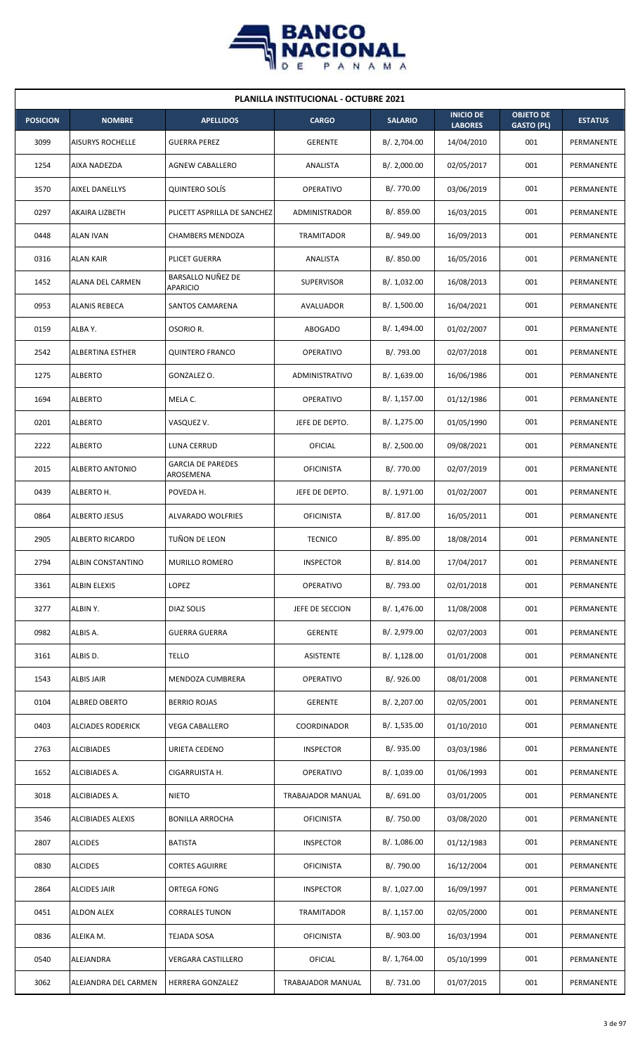| PLANILLA INSTITUCIONAL - OCTUBRE 2021 | | | | | | | |
|---|---|---|---|---|---|---|---|
| **POSICION** | **NOMBRE** | **APELLIDOS** | **CARGO** | **SALARIO** | **INICIO DE LABORES** | **OBJETO DE GASTO (PL)** | **ESTATUS** |
| 3099 | AISURYS ROCHELLE | GUERRA PEREZ | GERENTE | B/. 2,704.00 | 14/04/2010 | 001 | PERMANENTE |
| 1254 | AIXA NADEZDA | AGNEW CABALLERO | ANALISTA | B/. 2,000.00 | 02/05/2017 | 001 | PERMANENTE |
| 3570 | AIXEL DANELLYS | QUINTERO SOLÍS | OPERATIVO | B/. 770.00 | 03/06/2019 | 001 | PERMANENTE |
| 0297 | AKAIRA LIZBETH | PLICETT ASPRILLA DE SANCHEZ | ADMINISTRADOR | B/. 859.00 | 16/03/2015 | 001 | PERMANENTE |
| 0448 | ALAN IVAN | CHAMBERS MENDOZA | TRAMITADOR | B/. 949.00 | 16/09/2013 | 001 | PERMANENTE |
| 0316 | ALAN KAIR | PLICET GUERRA | ANALISTA | B/. 850.00 | 16/05/2016 | 001 | PERMANENTE |
| 1452 | ALANA DEL CARMEN | BARSALLO NUÑEZ DE APARICIO | SUPERVISOR | B/. 1,032.00 | 16/08/2013 | 001 | PERMANENTE |
| 0953 | ALANIS REBECA | SANTOS CAMARENA | AVALUADOR | B/. 1,500.00 | 16/04/2021 | 001 | PERMANENTE |
| 0159 | ALBA Y. | OSORIO R. | ABOGADO | B/. 1,494.00 | 01/02/2007 | 001 | PERMANENTE |
| 2542 | ALBERTINA ESTHER | QUINTERO FRANCO | OPERATIVO | B/. 793.00 | 02/07/2018 | 001 | PERMANENTE |
| 1275 | ALBERTO | GONZALEZ O. | ADMINISTRATIVO | B/. 1,639.00 | 16/06/1986 | 001 | PERMANENTE |
| 1694 | ALBERTO | MELA C. | OPERATIVO | B/. 1,157.00 | 01/12/1986 | 001 | PERMANENTE |
| 0201 | ALBERTO | VASQUEZ V. | JEFE DE DEPTO. | B/. 1,275.00 | 01/05/1990 | 001 | PERMANENTE |
| 2222 | ALBERTO | LUNA CERRUD | OFICIAL | B/. 2,500.00 | 09/08/2021 | 001 | PERMANENTE |
| 2015 | ALBERTO ANTONIO | GARCIA DE PAREDES AROSEMENA | OFICINISTA | B/. 770.00 | 02/07/2019 | 001 | PERMANENTE |
| 0439 | ALBERTO H. | POVEDA H. | JEFE DE DEPTO. | B/. 1,971.00 | 01/02/2007 | 001 | PERMANENTE |
| 0864 | ALBERTO JESUS | ALVARADO WOLFRIES | OFICINISTA | B/. 817.00 | 16/05/2011 | 001 | PERMANENTE |
| 2905 | ALBERTO RICARDO | TUÑON DE LEON | TECNICO | B/. 895.00 | 18/08/2014 | 001 | PERMANENTE |
| 2794 | ALBIN CONSTANTINO | MURILLO ROMERO | INSPECTOR | B/. 814.00 | 17/04/2017 | 001 | PERMANENTE |
| 3361 | ALBIN ELEXIS | LOPEZ | OPERATIVO | B/. 793.00 | 02/01/2018 | 001 | PERMANENTE |
| 3277 | ALBIN Y. | DIAZ SOLIS | JEFE DE SECCION | B/. 1,476.00 | 11/08/2008 | 001 | PERMANENTE |
| 0982 | ALBIS A. | GUERRA GUERRA | GERENTE | B/. 2,979.00 | 02/07/2003 | 001 | PERMANENTE |
| 3161 | ALBIS D. | TELLO | ASISTENTE | B/. 1,128.00 | 01/01/2008 | 001 | PERMANENTE |
| 1543 | ALBIS JAIR | MENDOZA CUMBRERA | OPERATIVO | B/. 926.00 | 08/01/2008 | 001 | PERMANENTE |
| 0104 | ALBRED OBERTO | BERRIO ROJAS | GERENTE | B/. 2,207.00 | 02/05/2001 | 001 | PERMANENTE |
| 0403 | ALCIADES RODERICK | VEGA CABALLERO | COORDINADOR | B/. 1,535.00 | 01/10/2010 | 001 | PERMANENTE |
| 2763 | ALCIBIADES | URIETA CEDENO | INSPECTOR | B/. 935.00 | 03/03/1986 | 001 | PERMANENTE |
| 1652 | ALCIBIADES A. | CIGARRUISTA H. | OPERATIVO | B/. 1,039.00 | 01/06/1993 | 001 | PERMANENTE |
| 3018 | ALCIBIADES A. | NIETO | TRABAJADOR MANUAL | B/. 691.00 | 03/01/2005 | 001 | PERMANENTE |
| 3546 | ALCIBIADES ALEXIS | BONILLA ARROCHA | OFICINISTA | B/. 750.00 | 03/08/2020 | 001 | PERMANENTE |
| 2807 | ALCIDES | BATISTA | INSPECTOR | B/. 1,086.00 | 01/12/1983 | 001 | PERMANENTE |
| 0830 | ALCIDES | CORTES AGUIRRE | OFICINISTA | B/. 790.00 | 16/12/2004 | 001 | PERMANENTE |
| 2864 | ALCIDES JAIR | ORTEGA FONG | INSPECTOR | B/. 1,027.00 | 16/09/1997 | 001 | PERMANENTE |
| 0451 | ALDON ALEX | CORRALES TUNON | TRAMITADOR | B/. 1,157.00 | 02/05/2000 | 001 | PERMANENTE |
| 0836 | ALEIKA M. | TEJADA SOSA | OFICINISTA | B/. 903.00 | 16/03/1994 | 001 | PERMANENTE |
| 0540 | ALEJANDRA | VERGARA CASTILLERO | OFICIAL | B/. 1,764.00 | 05/10/1999 | 001 | PERMANENTE |
| 3062 | ALEJANDRA DEL CARMEN | HERRERA GONZALEZ | TRABAJADOR MANUAL | B/. 731.00 | 01/07/2015 | 001 | PERMANENTE |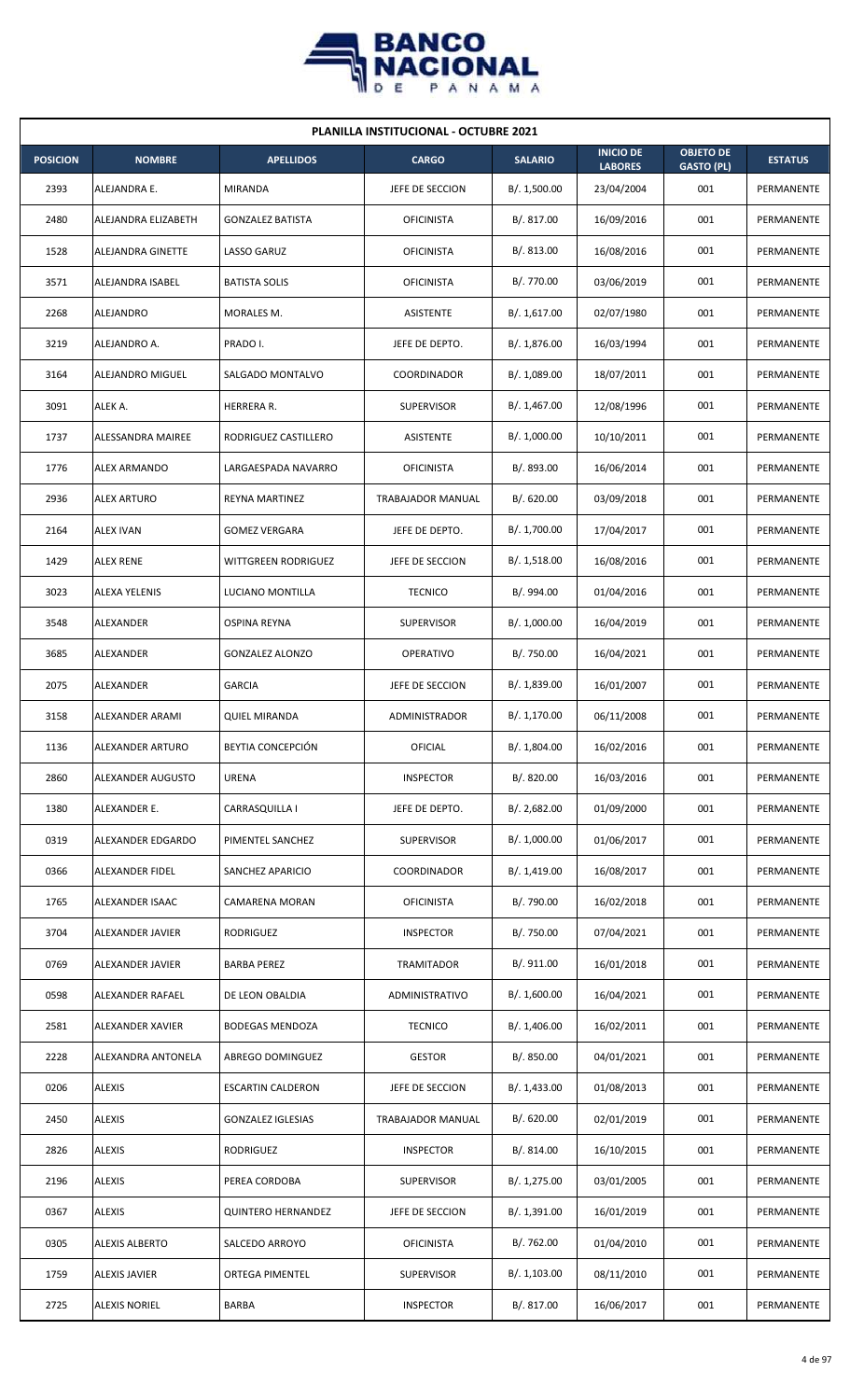| PLANILLA INSTITUCIONAL - OCTUBRE 2021 | | | | | | | |
|---|---|---|---|---|---|---|---|
| **POSICION** | **NOMBRE** | **APELLIDOS** | **CARGO** | **SALARIO** | **INICIO DE LABORES** | **OBJETO DE GASTO (PL)** | **ESTATUS** |
| 2393 | ALEJANDRA E. | MIRANDA | JEFE DE SECCION | B/. 1,500.00 | 23/04/2004 | 001 | PERMANENTE |
| 2480 | ALEJANDRA ELIZABETH | GONZALEZ BATISTA | OFICINISTA | B/. 817.00 | 16/09/2016 | 001 | PERMANENTE |
| 1528 | ALEJANDRA GINETTE | LASSO GARUZ | OFICINISTA | B/. 813.00 | 16/08/2016 | 001 | PERMANENTE |
| 3571 | ALEJANDRA ISABEL | BATISTA SOLIS | OFICINISTA | B/. 770.00 | 03/06/2019 | 001 | PERMANENTE |
| 2268 | ALEJANDRO | MORALES M. | ASISTENTE | B/. 1,617.00 | 02/07/1980 | 001 | PERMANENTE |
| 3219 | ALEJANDRO A. | PRADO I. | JEFE DE DEPTO. | B/. 1,876.00 | 16/03/1994 | 001 | PERMANENTE |
| 3164 | ALEJANDRO MIGUEL | SALGADO MONTALVO | COORDINADOR | B/. 1,089.00 | 18/07/2011 | 001 | PERMANENTE |
| 3091 | ALEK A. | HERRERA R. | SUPERVISOR | B/. 1,467.00 | 12/08/1996 | 001 | PERMANENTE |
| 1737 | ALESSANDRA MAIREE | RODRIGUEZ CASTILLERO | ASISTENTE | B/. 1,000.00 | 10/10/2011 | 001 | PERMANENTE |
| 1776 | ALEX ARMANDO | LARGAESPADA NAVARRO | OFICINISTA | B/. 893.00 | 16/06/2014 | 001 | PERMANENTE |
| 2936 | ALEX ARTURO | REYNA MARTINEZ | TRABAJADOR MANUAL | B/. 620.00 | 03/09/2018 | 001 | PERMANENTE |
| 2164 | ALEX IVAN | GOMEZ VERGARA | JEFE DE DEPTO. | B/. 1,700.00 | 17/04/2017 | 001 | PERMANENTE |
| 1429 | ALEX RENE | WITTGREEN RODRIGUEZ | JEFE DE SECCION | B/. 1,518.00 | 16/08/2016 | 001 | PERMANENTE |
| 3023 | ALEXA YELENIS | LUCIANO MONTILLA | TECNICO | B/. 994.00 | 01/04/2016 | 001 | PERMANENTE |
| 3548 | ALEXANDER | OSPINA REYNA | SUPERVISOR | B/. 1,000.00 | 16/04/2019 | 001 | PERMANENTE |
| 3685 | ALEXANDER | GONZALEZ ALONZO | OPERATIVO | B/. 750.00 | 16/04/2021 | 001 | PERMANENTE |
| 2075 | ALEXANDER | GARCIA | JEFE DE SECCION | B/. 1,839.00 | 16/01/2007 | 001 | PERMANENTE |
| 3158 | ALEXANDER ARAMI | QUIEL MIRANDA | ADMINISTRADOR | B/. 1,170.00 | 06/11/2008 | 001 | PERMANENTE |
| 1136 | ALEXANDER ARTURO | BEYTIA CONCEPCIÓN | OFICIAL | B/. 1,804.00 | 16/02/2016 | 001 | PERMANENTE |
| 2860 | ALEXANDER AUGUSTO | URENA | INSPECTOR | B/. 820.00 | 16/03/2016 | 001 | PERMANENTE |
| 1380 | ALEXANDER E. | CARRASQUILLA I | JEFE DE DEPTO. | B/. 2,682.00 | 01/09/2000 | 001 | PERMANENTE |
| 0319 | ALEXANDER EDGARDO | PIMENTEL SANCHEZ | SUPERVISOR | B/. 1,000.00 | 01/06/2017 | 001 | PERMANENTE |
| 0366 | ALEXANDER FIDEL | SANCHEZ APARICIO | COORDINADOR | B/. 1,419.00 | 16/08/2017 | 001 | PERMANENTE |
| 1765 | ALEXANDER ISAAC | CAMARENA MORAN | OFICINISTA | B/. 790.00 | 16/02/2018 | 001 | PERMANENTE |
| 3704 | ALEXANDER JAVIER | RODRIGUEZ | INSPECTOR | B/. 750.00 | 07/04/2021 | 001 | PERMANENTE |
| 0769 | ALEXANDER JAVIER | BARBA PEREZ | TRAMITADOR | B/. 911.00 | 16/01/2018 | 001 | PERMANENTE |
| 0598 | ALEXANDER RAFAEL | DE LEON OBALDIA | ADMINISTRATIVO | B/. 1,600.00 | 16/04/2021 | 001 | PERMANENTE |
| 2581 | ALEXANDER XAVIER | BODEGAS MENDOZA | TECNICO | B/. 1,406.00 | 16/02/2011 | 001 | PERMANENTE |
| 2228 | ALEXANDRA ANTONELA | ABREGO DOMINGUEZ | GESTOR | B/. 850.00 | 04/01/2021 | 001 | PERMANENTE |
| 0206 | ALEXIS | ESCARTIN CALDERON | JEFE DE SECCION | B/. 1,433.00 | 01/08/2013 | 001 | PERMANENTE |
| 2450 | ALEXIS | GONZALEZ IGLESIAS | TRABAJADOR MANUAL | B/. 620.00 | 02/01/2019 | 001 | PERMANENTE |
| 2826 | ALEXIS | RODRIGUEZ | INSPECTOR | B/. 814.00 | 16/10/2015 | 001 | PERMANENTE |
| 2196 | ALEXIS | PEREA CORDOBA | SUPERVISOR | B/. 1,275.00 | 03/01/2005 | 001 | PERMANENTE |
| 0367 | ALEXIS | QUINTERO HERNANDEZ | JEFE DE SECCION | B/. 1,391.00 | 16/01/2019 | 001 | PERMANENTE |
| 0305 | ALEXIS ALBERTO | SALCEDO ARROYO | OFICINISTA | B/. 762.00 | 01/04/2010 | 001 | PERMANENTE |
| 1759 | ALEXIS JAVIER | ORTEGA PIMENTEL | SUPERVISOR | B/. 1,103.00 | 08/11/2010 | 001 | PERMANENTE |
| 2725 | ALEXIS NORIEL | BARBA | INSPECTOR | B/. 817.00 | 16/06/2017 | 001 | PERMANENTE |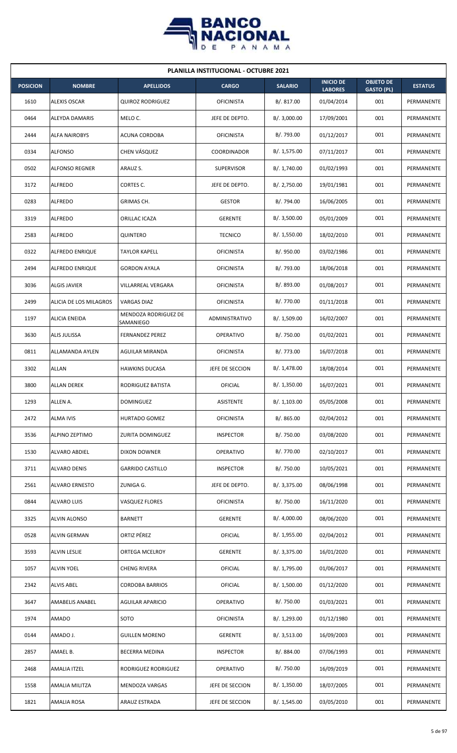| PLANILLA INSTITUCIONAL - OCTUBRE 2021 | | | | | | | |
|---|---|---|---|---|---|---|---|
| **POSICION** | **NOMBRE** | **APELLIDOS** | **CARGO** | **SALARIO** | **INICIO DE LABORES** | **OBJETO DE GASTO (PL)** | **ESTATUS** |
| 1610 | ALEXIS OSCAR | QUIROZ RODRIGUEZ | OFICINISTA | B/. 817.00 | 01/04/2014 | 001 | PERMANENTE |
| 0464 | ALEYDA DAMARIS | MELO C. | JEFE DE DEPTO. | B/. 3,000.00 | 17/09/2001 | 001 | PERMANENTE |
| 2444 | ALFA NAIROBYS | ACUNA CORDOBA | OFICINISTA | B/. 793.00 | 01/12/2017 | 001 | PERMANENTE |
| 0334 | ALFONSO | CHEN VÁSQUEZ | COORDINADOR | B/. 1,575.00 | 07/11/2017 | 001 | PERMANENTE |
| 0502 | ALFONSO REGNER | ARAUZ S. | SUPERVISOR | B/. 1,740.00 | 01/02/1993 | 001 | PERMANENTE |
| 3172 | ALFREDO | CORTES C. | JEFE DE DEPTO. | B/. 2,750.00 | 19/01/1981 | 001 | PERMANENTE |
| 0283 | ALFREDO | GRIMAS CH. | GESTOR | B/. 794.00 | 16/06/2005 | 001 | PERMANENTE |
| 3319 | ALFREDO | ORILLAC ICAZA | GERENTE | B/. 3,500.00 | 05/01/2009 | 001 | PERMANENTE |
| 2583 | ALFREDO | QUINTERO | TECNICO | B/. 1,550.00 | 18/02/2010 | 001 | PERMANENTE |
| 0322 | ALFREDO ENRIQUE | TAYLOR KAPELL | OFICINISTA | B/. 950.00 | 03/02/1986 | 001 | PERMANENTE |
| 2494 | ALFREDO ENRIQUE | GORDON AYALA | OFICINISTA | B/. 793.00 | 18/06/2018 | 001 | PERMANENTE |
| 3036 | ALGIS JAVIER | VILLARREAL VERGARA | OFICINISTA | B/. 893.00 | 01/08/2017 | 001 | PERMANENTE |
| 2499 | ALICIA DE LOS MILAGROS | VARGAS DIAZ | OFICINISTA | B/. 770.00 | 01/11/2018 | 001 | PERMANENTE |
| 1197 | ALICIA ENEIDA | MENDOZA RODRIGUEZ DE SAMANIEGO | ADMINISTRATIVO | B/. 1,509.00 | 16/02/2007 | 001 | PERMANENTE |
| 3630 | ALIS JULISSA | FERNANDEZ PEREZ | OPERATIVO | B/. 750.00 | 01/02/2021 | 001 | PERMANENTE |
| 0811 | ALLAMANDA AYLEN | AGUILAR MIRANDA | OFICINISTA | B/. 773.00 | 16/07/2018 | 001 | PERMANENTE |
| 3302 | ALLAN | HAWKINS DUCASA | JEFE DE SECCION | B/. 1,478.00 | 18/08/2014 | 001 | PERMANENTE |
| 3800 | ALLAN DEREK | RODRIGUEZ BATISTA | OFICIAL | B/. 1,350.00 | 16/07/2021 | 001 | PERMANENTE |
| 1293 | ALLEN A. | DOMINGUEZ | ASISTENTE | B/. 1,103.00 | 05/05/2008 | 001 | PERMANENTE |
| 2472 | ALMA IVIS | HURTADO GOMEZ | OFICINISTA | B/. 865.00 | 02/04/2012 | 001 | PERMANENTE |
| 3536 | ALPINO ZEPTIMO | ZURITA DOMINGUEZ | INSPECTOR | B/. 750.00 | 03/08/2020 | 001 | PERMANENTE |
| 1530 | ALVARO ABDIEL | DIXON DOWNER | OPERATIVO | B/. 770.00 | 02/10/2017 | 001 | PERMANENTE |
| 3711 | ALVARO DENIS | GARRIDO CASTILLO | INSPECTOR | B/. 750.00 | 10/05/2021 | 001 | PERMANENTE |
| 2561 | ALVARO ERNESTO | ZUNIGA G. | JEFE DE DEPTO. | B/. 3,375.00 | 08/06/1998 | 001 | PERMANENTE |
| 0844 | ALVARO LUIS | VASQUEZ FLORES | OFICINISTA | B/. 750.00 | 16/11/2020 | 001 | PERMANENTE |
| 3325 | ALVIN ALONSO | BARNETT | GERENTE | B/. 4,000.00 | 08/06/2020 | 001 | PERMANENTE |
| 0528 | ALVIN GERMAN | ORTIZ PÉREZ | OFICIAL | B/. 1,955.00 | 02/04/2012 | 001 | PERMANENTE |
| 3593 | ALVIN LESLIE | ORTEGA MCELROY | GERENTE | B/. 3,375.00 | 16/01/2020 | 001 | PERMANENTE |
| 1057 | ALVIN YOEL | CHENG RIVERA | OFICIAL | B/. 1,795.00 | 01/06/2017 | 001 | PERMANENTE |
| 2342 | ALVIS ABEL | CORDOBA BARRIOS | OFICIAL | B/. 1,500.00 | 01/12/2020 | 001 | PERMANENTE |
| 3647 | AMABELIS ANABEL | AGUILAR APARICIO | OPERATIVO | B/. 750.00 | 01/03/2021 | 001 | PERMANENTE |
| 1974 | AMADO | SOTO | OFICINISTA | B/. 1,293.00 | 01/12/1980 | 001 | PERMANENTE |
| 0144 | AMADO J. | GUILLEN MORENO | GERENTE | B/. 3,513.00 | 16/09/2003 | 001 | PERMANENTE |
| 2857 | AMAEL B. | BECERRA MEDINA | INSPECTOR | B/. 884.00 | 07/06/1993 | 001 | PERMANENTE |
| 2468 | AMALIA ITZEL | RODRIGUEZ RODRIGUEZ | OPERATIVO | B/. 750.00 | 16/09/2019 | 001 | PERMANENTE |
| 1558 | AMALIA MILITZA | MENDOZA VARGAS | JEFE DE SECCION | B/. 1,350.00 | 18/07/2005 | 001 | PERMANENTE |
| 1821 | AMALIA ROSA | ARAUZ ESTRADA | JEFE DE SECCION | B/. 1,545.00 | 03/05/2010 | 001 | PERMANENTE |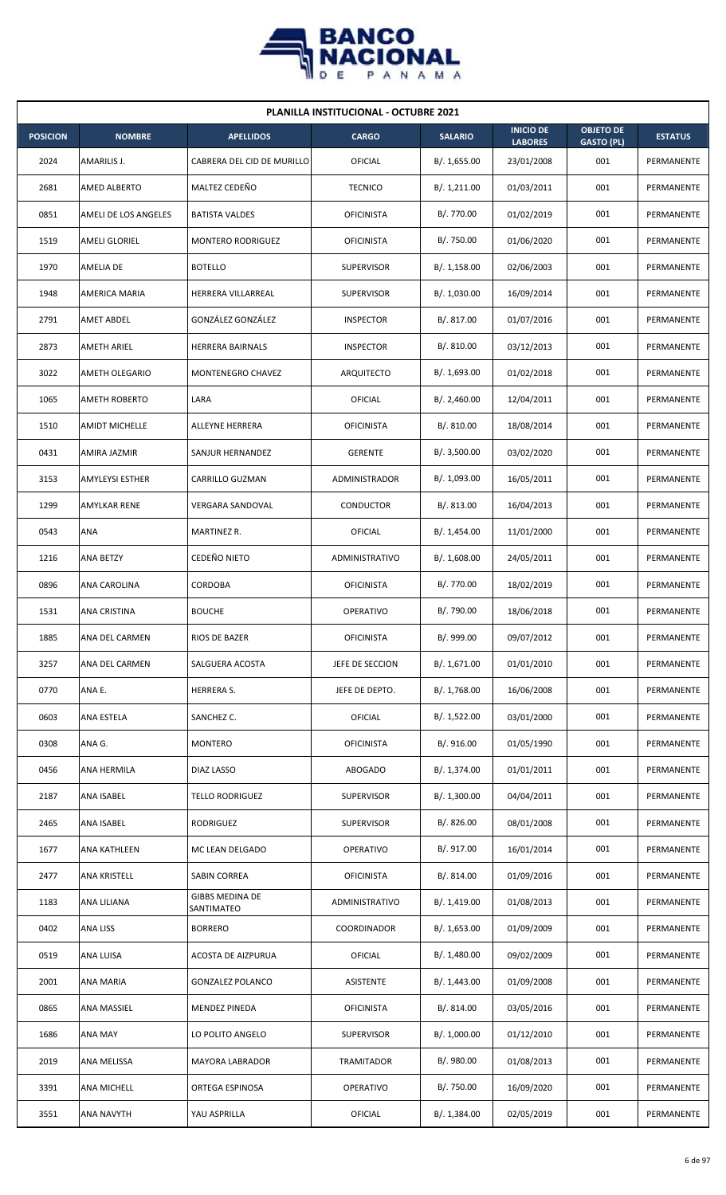| PLANILLA INSTITUCIONAL - OCTUBRE 2021 | | | | | | | |
|---|---|---|---|---|---|---|---|
| **POSICION** | **NOMBRE** | **APELLIDOS** | **CARGO** | **SALARIO** | **INICIO DE LABORES** | **OBJETO DE GASTO (PL)** | **ESTATUS** |
| 2024 | AMARILIS J. | CABRERA DEL CID DE MURILLO | OFICIAL | B/. 1,655.00 | 23/01/2008 | 001 | PERMANENTE |
| 2681 | AMED ALBERTO | MALTEZ CEDEÑO | TECNICO | B/. 1,211.00 | 01/03/2011 | 001 | PERMANENTE |
| 0851 | AMELI DE LOS ANGELES | BATISTA VALDES | OFICINISTA | B/. 770.00 | 01/02/2019 | 001 | PERMANENTE |
| 1519 | AMELI GLORIEL | MONTERO RODRIGUEZ | OFICINISTA | B/. 750.00 | 01/06/2020 | 001 | PERMANENTE |
| 1970 | AMELIA DE | BOTELLO | SUPERVISOR | B/. 1,158.00 | 02/06/2003 | 001 | PERMANENTE |
| 1948 | AMERICA MARIA | HERRERA VILLARREAL | SUPERVISOR | B/. 1,030.00 | 16/09/2014 | 001 | PERMANENTE |
| 2791 | AMET ABDEL | GONZÁLEZ GONZÁLEZ | INSPECTOR | B/. 817.00 | 01/07/2016 | 001 | PERMANENTE |
| 2873 | AMETH ARIEL | HERRERA BAIRNALS | INSPECTOR | B/. 810.00 | 03/12/2013 | 001 | PERMANENTE |
| 3022 | AMETH OLEGARIO | MONTENEGRO CHAVEZ | ARQUITECTO | B/. 1,693.00 | 01/02/2018 | 001 | PERMANENTE |
| 1065 | AMETH ROBERTO | LARA | OFICIAL | B/. 2,460.00 | 12/04/2011 | 001 | PERMANENTE |
| 1510 | AMIDT MICHELLE | ALLEYNE HERRERA | OFICINISTA | B/. 810.00 | 18/08/2014 | 001 | PERMANENTE |
| 0431 | AMIRA JAZMIR | SANJUR HERNANDEZ | GERENTE | B/. 3,500.00 | 03/02/2020 | 001 | PERMANENTE |
| 3153 | AMYLEYSI ESTHER | CARRILLO GUZMAN | ADMINISTRADOR | B/. 1,093.00 | 16/05/2011 | 001 | PERMANENTE |
| 1299 | AMYLKAR RENE | VERGARA SANDOVAL | CONDUCTOR | B/. 813.00 | 16/04/2013 | 001 | PERMANENTE |
| 0543 | ANA | MARTINEZ R. | OFICIAL | B/. 1,454.00 | 11/01/2000 | 001 | PERMANENTE |
| 1216 | ANA BETZY | CEDEÑO NIETO | ADMINISTRATIVO | B/. 1,608.00 | 24/05/2011 | 001 | PERMANENTE |
| 0896 | ANA CAROLINA | CORDOBA | OFICINISTA | B/. 770.00 | 18/02/2019 | 001 | PERMANENTE |
| 1531 | ANA CRISTINA | BOUCHE | OPERATIVO | B/. 790.00 | 18/06/2018 | 001 | PERMANENTE |
| 1885 | ANA DEL CARMEN | RIOS DE BAZER | OFICINISTA | B/. 999.00 | 09/07/2012 | 001 | PERMANENTE |
| 3257 | ANA DEL CARMEN | SALGUERA ACOSTA | JEFE DE SECCION | B/. 1,671.00 | 01/01/2010 | 001 | PERMANENTE |
| 0770 | ANA E. | HERRERA S. | JEFE DE DEPTO. | B/. 1,768.00 | 16/06/2008 | 001 | PERMANENTE |
| 0603 | ANA ESTELA | SANCHEZ C. | OFICIAL | B/. 1,522.00 | 03/01/2000 | 001 | PERMANENTE |
| 0308 | ANA G. | MONTERO | OFICINISTA | B/. 916.00 | 01/05/1990 | 001 | PERMANENTE |
| 0456 | ANA HERMILA | DIAZ LASSO | ABOGADO | B/. 1,374.00 | 01/01/2011 | 001 | PERMANENTE |
| 2187 | ANA ISABEL | TELLO RODRIGUEZ | SUPERVISOR | B/. 1,300.00 | 04/04/2011 | 001 | PERMANENTE |
| 2465 | ANA ISABEL | RODRIGUEZ | SUPERVISOR | B/. 826.00 | 08/01/2008 | 001 | PERMANENTE |
| 1677 | ANA KATHLEEN | MC LEAN DELGADO | OPERATIVO | B/. 917.00 | 16/01/2014 | 001 | PERMANENTE |
| 2477 | ANA KRISTELL | SABIN CORREA | OFICINISTA | B/. 814.00 | 01/09/2016 | 001 | PERMANENTE |
| 1183 | ANA LILIANA | GIBBS MEDINA DE SANTIMATEO | ADMINISTRATIVO | B/. 1,419.00 | 01/08/2013 | 001 | PERMANENTE |
| 0402 | ANA LISS | BORRERO | COORDINADOR | B/. 1,653.00 | 01/09/2009 | 001 | PERMANENTE |
| 0519 | ANA LUISA | ACOSTA DE AIZPURUA | OFICIAL | B/. 1,480.00 | 09/02/2009 | 001 | PERMANENTE |
| 2001 | ANA MARIA | GONZALEZ POLANCO | ASISTENTE | B/. 1,443.00 | 01/09/2008 | 001 | PERMANENTE |
| 0865 | ANA MASSIEL | MENDEZ PINEDA | OFICINISTA | B/. 814.00 | 03/05/2016 | 001 | PERMANENTE |
| 1686 | ANA MAY | LO POLITO ANGELO | SUPERVISOR | B/. 1,000.00 | 01/12/2010 | 001 | PERMANENTE |
| 2019 | ANA MELISSA | MAYORA LABRADOR | TRAMITADOR | B/. 980.00 | 01/08/2013 | 001 | PERMANENTE |
| 3391 | ANA MICHELL | ORTEGA ESPINOSA | OPERATIVO | B/. 750.00 | 16/09/2020 | 001 | PERMANENTE |
| 3551 | ANA NAVYTH | YAU ASPRILLA | OFICIAL | B/. 1,384.00 | 02/05/2019 | 001 | PERMANENTE |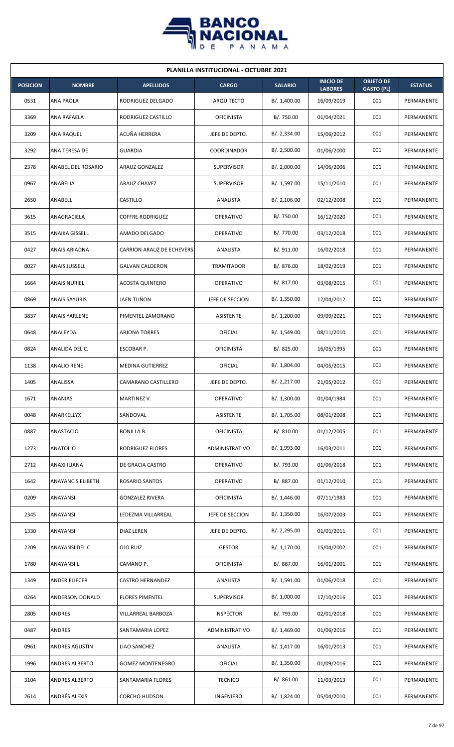## PLANILLA INSTITUCIONAL - OCTUBRE 2021

| POSICION | NOMBRE | APELLIDOS | CARGO | SALARIO | INICIO DE LABORES | OBJETO DE GASTO (PL) | ESTATUS |
|---|---|---|---|---|---|---|---|
| 0531 | ANA PAOLA | RODRIGUEZ DELGADO | ARQUITECTO | B/. 1,400.00 | 16/09/2019 | 001 | PERMANENTE |
| 3369 | ANA RAFAELA | RODRIGUEZ CASTILLO | OFICINISTA | B/. 750.00 | 01/04/2021 | 001 | PERMANENTE |
| 3209 | ANA RAQUEL | ACUÑA HERRERA | JEFE DE DEPTO. | B/. 2,334.00 | 15/06/2012 | 001 | PERMANENTE |
| 3292 | ANA TERESA DE | GUARDIA | COORDINADOR | B/. 2,500.00 | 01/06/2000 | 001 | PERMANENTE |
| 2378 | ANABEL DEL ROSARIO | ARAUZ GONZALEZ | SUPERVISOR | B/. 2,000.00 | 14/06/2006 | 001 | PERMANENTE |
| 0967 | ANABELIA | ARAUZ CHAVEZ | SUPERVISOR | B/. 1,597.00 | 15/11/2010 | 001 | PERMANENTE |
| 2650 | ANABELL | CASTILLO | ANALISTA | B/. 2,106.00 | 02/12/2008 | 001 | PERMANENTE |
| 3615 | ANAGRACIELA | COFFRE RODRIGUEZ | OPERATIVO | B/. 750.00 | 16/12/2020 | 001 | PERMANENTE |
| 3515 | ANAIKA GISSELL | AMADO DELGADO | OPERATIVO | B/. 770.00 | 03/12/2018 | 001 | PERMANENTE |
| 0427 | ANAIS ARIADNA | CARRION ARAUZ DE ECHEVERS | ANALISTA | B/. 911.00 | 16/02/2018 | 001 | PERMANENTE |
| 0027 | ANAIS JUSSELL | GALVAN CALDERON | TRAMITADOR | B/. 876.00 | 18/02/2019 | 001 | PERMANENTE |
| 1664 | ANAIS NURIEL | ACOSTA QUINTERO | OPERATIVO | B/. 817.00 | 03/08/2015 | 001 | PERMANENTE |
| 0869 | ANAIS SAYURIS | JAEN TUÑON | JEFE DE SECCION | B/. 1,350.00 | 12/04/2012 | 001 | PERMANENTE |
| 3837 | ANAIS YARLENE | PIMENTEL ZAMORANO | ASISTENTE | B/. 1,200.00 | 09/09/2021 | 001 | PERMANENTE |
| 0648 | ANALEYDA | ARJONA TORRES | OFICIAL | B/. 1,549.00 | 08/11/2010 | 001 | PERMANENTE |
| 0824 | ANALIDA DEL C. | ESCOBAR P. | OFICINISTA | B/. 825.00 | 16/05/1995 | 001 | PERMANENTE |
| 1138 | ANALIO RENE | MEDINA GUTIERREZ | OFICIAL | B/. 1,804.00 | 04/05/2015 | 001 | PERMANENTE |
| 1405 | ANALISSA | CAMARANO CASTILLERO | JEFE DE DEPTO. | B/. 2,217.00 | 21/05/2012 | 001 | PERMANENTE |
| 1671 | ANANIAS | MARTINEZ V. | OPERATIVO | B/. 1,300.00 | 01/04/1984 | 001 | PERMANENTE |
| 0048 | ANARKELLYX | SANDOVAL | ASISTENTE | B/. 1,705.00 | 08/01/2008 | 001 | PERMANENTE |
| 0887 | ANASTACIO | BONILLA B. | OFICINISTA | B/. 810.00 | 01/12/2005 | 001 | PERMANENTE |
| 1273 | ANATOLIO | RODRIGUEZ FLORES | ADMINISTRATIVO | B/. 1,993.00 | 16/03/2011 | 001 | PERMANENTE |
| 2712 | ANAXI ILIANA | DE GRACIA CASTRO | OPERATIVO | B/. 793.00 | 01/06/2018 | 001 | PERMANENTE |
| 1642 | ANAYANCIS ELIBETH | ROSARIO SANTOS | OPERATIVO | B/. 887.00 | 01/12/2010 | 001 | PERMANENTE |
| 0209 | ANAYANSI | GONZALEZ RIVERA | OFICINISTA | B/. 1,446.00 | 07/11/1983 | 001 | PERMANENTE |
| 2345 | ANAYANSI | LEDEZMA VILLARREAL | JEFE DE SECCION | B/. 1,350.00 | 16/07/2003 | 001 | PERMANENTE |
| 1330 | ANAYANSI | DIAZ LEREN | JEFE DE DEPTO. | B/. 2,295.00 | 01/01/2011 | 001 | PERMANENTE |
| 2209 | ANAYANSI DEL C | OJO RUIZ | GESTOR | B/. 1,170.00 | 15/04/2002 | 001 | PERMANENTE |
| 1780 | ANAYANSI L. | CAMANO P. | OFICINISTA | B/. 887.00 | 16/01/2001 | 001 | PERMANENTE |
| 1349 | ANDER ELIECER | CASTRO HERNANDEZ | ANALISTA | B/. 1,591.00 | 01/06/2018 | 001 | PERMANENTE |
| 0264 | ANDERSON DONALD | FLORES PIMENTEL | SUPERVISOR | B/. 1,000.00 | 17/10/2016 | 001 | PERMANENTE |
| 2805 | ANDRES | VILLARREAL BARBOZA | INSPECTOR | B/. 793.00 | 02/01/2018 | 001 | PERMANENTE |
| 0487 | ANDRES | SANTAMARIA LOPEZ | ADMINISTRATIVO | B/. 1,469.00 | 01/06/2016 | 001 | PERMANENTE |
| 0961 | ANDRES AGUSTIN | LIAO SANCHEZ | ANALISTA | B/. 1,417.00 | 16/01/2013 | 001 | PERMANENTE |
| 1996 | ANDRES ALBERTO | GOMEZ MONTENEGRO | OFICIAL | B/. 1,350.00 | 01/09/2016 | 001 | PERMANENTE |
| 3104 | ANDRES ALBERTO | SANTAMARIA FLORES | TECNICO | B/. 861.00 | 11/03/2013 | 001 | PERMANENTE |
| 2614 | ANDRÉS ALEXIS | CORCHO HUDSON | INGENIERO | B/. 1,824.00 | 05/04/2010 | 001 | PERMANENTE |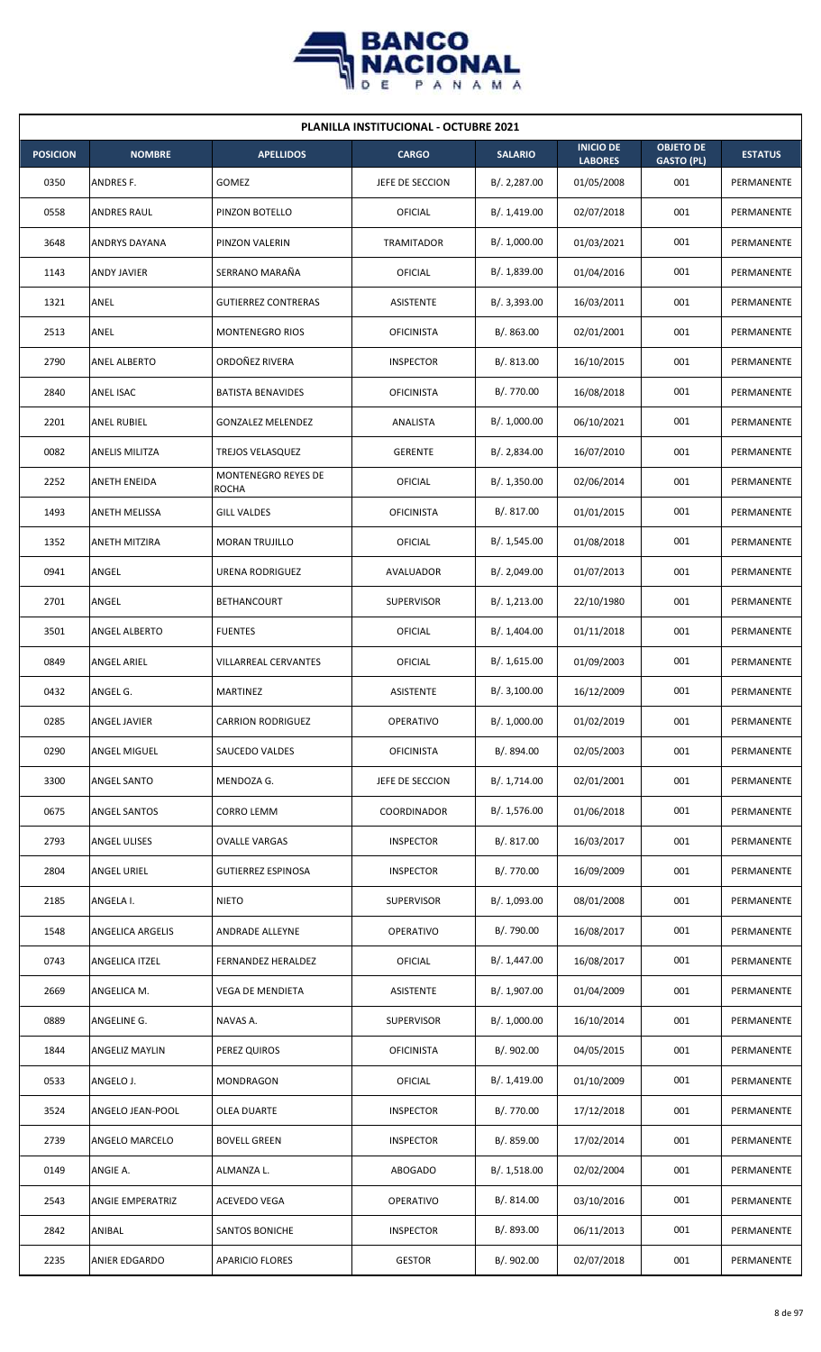| PLANILLA INSTITUCIONAL - OCTUBRE 2021 | | | | | | | |
|---|---|---|---|---|---|---|---|
| **POSICION** | **NOMBRE** | **APELLIDOS** | **CARGO** | **SALARIO** | **INICIO DE LABORES** | **OBJETO DE GASTO (PL)** | **ESTATUS** |
| 0350 | ANDRES F. | GOMEZ | JEFE DE SECCION | B/. 2,287.00 | 01/05/2008 | 001 | PERMANENTE |
| 0558 | ANDRES RAUL | PINZON BOTELLO | OFICIAL | B/. 1,419.00 | 02/07/2018 | 001 | PERMANENTE |
| 3648 | ANDRYS DAYANA | PINZON VALERIN | TRAMITADOR | B/. 1,000.00 | 01/03/2021 | 001 | PERMANENTE |
| 1143 | ANDY JAVIER | SERRANO MARAÑA | OFICIAL | B/. 1,839.00 | 01/04/2016 | 001 | PERMANENTE |
| 1321 | ANEL | GUTIERREZ CONTRERAS | ASISTENTE | B/. 3,393.00 | 16/03/2011 | 001 | PERMANENTE |
| 2513 | ANEL | MONTENEGRO RIOS | OFICINISTA | B/. 863.00 | 02/01/2001 | 001 | PERMANENTE |
| 2790 | ANEL ALBERTO | ORDOÑEZ RIVERA | INSPECTOR | B/. 813.00 | 16/10/2015 | 001 | PERMANENTE |
| 2840 | ANEL ISAC | BATISTA BENAVIDES | OFICINISTA | B/. 770.00 | 16/08/2018 | 001 | PERMANENTE |
| 2201 | ANEL RUBIEL | GONZALEZ MELENDEZ | ANALISTA | B/. 1,000.00 | 06/10/2021 | 001 | PERMANENTE |
| 0082 | ANELIS MILITZA | TREJOS VELASQUEZ | GERENTE | B/. 2,834.00 | 16/07/2010 | 001 | PERMANENTE |
| 2252 | ANETH ENEIDA | MONTENEGRO REYES DE ROCHA | OFICIAL | B/. 1,350.00 | 02/06/2014 | 001 | PERMANENTE |
| 1493 | ANETH MELISSA | GILL VALDES | OFICINISTA | B/. 817.00 | 01/01/2015 | 001 | PERMANENTE |
| 1352 | ANETH MITZIRA | MORAN TRUJILLO | OFICIAL | B/. 1,545.00 | 01/08/2018 | 001 | PERMANENTE |
| 0941 | ANGEL | URENA RODRIGUEZ | AVALUADOR | B/. 2,049.00 | 01/07/2013 | 001 | PERMANENTE |
| 2701 | ANGEL | BETHANCOURT | SUPERVISOR | B/. 1,213.00 | 22/10/1980 | 001 | PERMANENTE |
| 3501 | ANGEL ALBERTO | FUENTES | OFICIAL | B/. 1,404.00 | 01/11/2018 | 001 | PERMANENTE |
| 0849 | ANGEL ARIEL | VILLARREAL CERVANTES | OFICIAL | B/. 1,615.00 | 01/09/2003 | 001 | PERMANENTE |
| 0432 | ANGEL G. | MARTINEZ | ASISTENTE | B/. 3,100.00 | 16/12/2009 | 001 | PERMANENTE |
| 0285 | ANGEL JAVIER | CARRION RODRIGUEZ | OPERATIVO | B/. 1,000.00 | 01/02/2019 | 001 | PERMANENTE |
| 0290 | ANGEL MIGUEL | SAUCEDO VALDES | OFICINISTA | B/. 894.00 | 02/05/2003 | 001 | PERMANENTE |
| 3300 | ANGEL SANTO | MENDOZA G. | JEFE DE SECCION | B/. 1,714.00 | 02/01/2001 | 001 | PERMANENTE |
| 0675 | ANGEL SANTOS | CORRO LEMM | COORDINADOR | B/. 1,576.00 | 01/06/2018 | 001 | PERMANENTE |
| 2793 | ANGEL ULISES | OVALLE VARGAS | INSPECTOR | B/. 817.00 | 16/03/2017 | 001 | PERMANENTE |
| 2804 | ANGEL URIEL | GUTIERREZ ESPINOSA | INSPECTOR | B/. 770.00 | 16/09/2009 | 001 | PERMANENTE |
| 2185 | ANGELA I. | NIETO | SUPERVISOR | B/. 1,093.00 | 08/01/2008 | 001 | PERMANENTE |
| 1548 | ANGELICA ARGELIS | ANDRADE ALLEYNE | OPERATIVO | B/. 790.00 | 16/08/2017 | 001 | PERMANENTE |
| 0743 | ANGELICA ITZEL | FERNANDEZ HERALDEZ | OFICIAL | B/. 1,447.00 | 16/08/2017 | 001 | PERMANENTE |
| 2669 | ANGELICA M. | VEGA DE MENDIETA | ASISTENTE | B/. 1,907.00 | 01/04/2009 | 001 | PERMANENTE |
| 0889 | ANGELINE G. | NAVAS A. | SUPERVISOR | B/. 1,000.00 | 16/10/2014 | 001 | PERMANENTE |
| 1844 | ANGELIZ MAYLIN | PEREZ QUIROS | OFICINISTA | B/. 902.00 | 04/05/2015 | 001 | PERMANENTE |
| 0533 | ANGELO J. | MONDRAGON | OFICIAL | B/. 1,419.00 | 01/10/2009 | 001 | PERMANENTE |
| 3524 | ANGELO JEAN-POOL | OLEA DUARTE | INSPECTOR | B/. 770.00 | 17/12/2018 | 001 | PERMANENTE |
| 2739 | ANGELO MARCELO | BOVELL GREEN | INSPECTOR | B/. 859.00 | 17/02/2014 | 001 | PERMANENTE |
| 0149 | ANGIE A. | ALMANZA L. | ABOGADO | B/. 1,518.00 | 02/02/2004 | 001 | PERMANENTE |
| 2543 | ANGIE EMPERATRIZ | ACEVEDO VEGA | OPERATIVO | B/. 814.00 | 03/10/2016 | 001 | PERMANENTE |
| 2842 | ANIBAL | SANTOS BONICHE | INSPECTOR | B/. 893.00 | 06/11/2013 | 001 | PERMANENTE |
| 2235 | ANIER EDGARDO | APARICIO FLORES | GESTOR | B/. 902.00 | 02/07/2018 | 001 | PERMANENTE |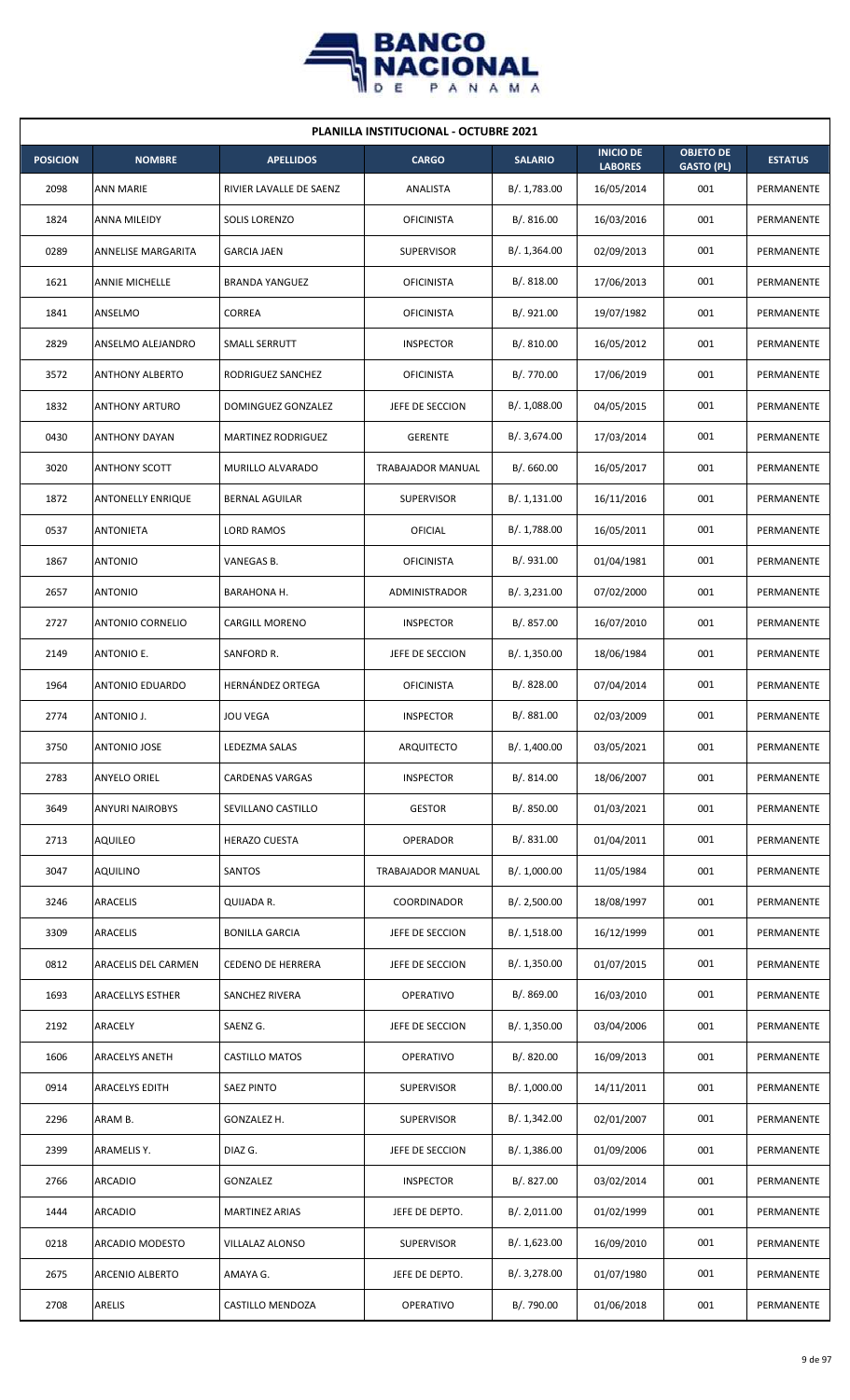**PLANILLA INSTITUCIONAL - OCTUBRE 2021**

| POSICION | NOMBRE | APELLIDOS | CARGO | SALARIO | INICIO DE LABORES | OBJETO DE GASTO (PL) | ESTATUS |
|---|---|---|---|---|---|---|---|
| 2098 | ANN MARIE | RIVIER LAVALLE DE SAENZ | ANALISTA | B/. 1,783.00 | 16/05/2014 | 001 | PERMANENTE |
| 1824 | ANNA MILEIDY | SOLIS LORENZO | OFICINISTA | B/. 816.00 | 16/03/2016 | 001 | PERMANENTE |
| 0289 | ANNELISE MARGARITA | GARCIA JAEN | SUPERVISOR | B/. 1,364.00 | 02/09/2013 | 001 | PERMANENTE |
| 1621 | ANNIE MICHELLE | BRANDA YANGUEZ | OFICINISTA | B/. 818.00 | 17/06/2013 | 001 | PERMANENTE |
| 1841 | ANSELMO | CORREA | OFICINISTA | B/. 921.00 | 19/07/1982 | 001 | PERMANENTE |
| 2829 | ANSELMO ALEJANDRO | SMALL SERRUTT | INSPECTOR | B/. 810.00 | 16/05/2012 | 001 | PERMANENTE |
| 3572 | ANTHONY ALBERTO | RODRIGUEZ SANCHEZ | OFICINISTA | B/. 770.00 | 17/06/2019 | 001 | PERMANENTE |
| 1832 | ANTHONY ARTURO | DOMINGUEZ GONZALEZ | JEFE DE SECCION | B/. 1,088.00 | 04/05/2015 | 001 | PERMANENTE |
| 0430 | ANTHONY DAYAN | MARTINEZ RODRIGUEZ | GERENTE | B/. 3,674.00 | 17/03/2014 | 001 | PERMANENTE |
| 3020 | ANTHONY SCOTT | MURILLO ALVARADO | TRABAJADOR MANUAL | B/. 660.00 | 16/05/2017 | 001 | PERMANENTE |
| 1872 | ANTONELLY ENRIQUE | BERNAL AGUILAR | SUPERVISOR | B/. 1,131.00 | 16/11/2016 | 001 | PERMANENTE |
| 0537 | ANTONIETA | LORD RAMOS | OFICIAL | B/. 1,788.00 | 16/05/2011 | 001 | PERMANENTE |
| 1867 | ANTONIO | VANEGAS B. | OFICINISTA | B/. 931.00 | 01/04/1981 | 001 | PERMANENTE |
| 2657 | ANTONIO | BARAHONA H. | ADMINISTRADOR | B/. 3,231.00 | 07/02/2000 | 001 | PERMANENTE |
| 2727 | ANTONIO CORNELIO | CARGILL MORENO | INSPECTOR | B/. 857.00 | 16/07/2010 | 001 | PERMANENTE |
| 2149 | ANTONIO E. | SANFORD R. | JEFE DE SECCION | B/. 1,350.00 | 18/06/1984 | 001 | PERMANENTE |
| 1964 | ANTONIO EDUARDO | HERNÁNDEZ ORTEGA | OFICINISTA | B/. 828.00 | 07/04/2014 | 001 | PERMANENTE |
| 2774 | ANTONIO J. | JOU VEGA | INSPECTOR | B/. 881.00 | 02/03/2009 | 001 | PERMANENTE |
| 3750 | ANTONIO JOSE | LEDEZMA SALAS | ARQUITECTO | B/. 1,400.00 | 03/05/2021 | 001 | PERMANENTE |
| 2783 | ANYELO ORIEL | CARDENAS VARGAS | INSPECTOR | B/. 814.00 | 18/06/2007 | 001 | PERMANENTE |
| 3649 | ANYURI NAIROBYS | SEVILLANO CASTILLO | GESTOR | B/. 850.00 | 01/03/2021 | 001 | PERMANENTE |
| 2713 | AQUILEO | HERAZO CUESTA | OPERADOR | B/. 831.00 | 01/04/2011 | 001 | PERMANENTE |
| 3047 | AQUILINO | SANTOS | TRABAJADOR MANUAL | B/. 1,000.00 | 11/05/1984 | 001 | PERMANENTE |
| 3246 | ARACELIS | QUIJADA R. | COORDINADOR | B/. 2,500.00 | 18/08/1997 | 001 | PERMANENTE |
| 3309 | ARACELIS | BONILLA GARCIA | JEFE DE SECCION | B/. 1,518.00 | 16/12/1999 | 001 | PERMANENTE |
| 0812 | ARACELIS DEL CARMEN | CEDENO DE HERRERA | JEFE DE SECCION | B/. 1,350.00 | 01/07/2015 | 001 | PERMANENTE |
| 1693 | ARACELLYS ESTHER | SANCHEZ RIVERA | OPERATIVO | B/. 869.00 | 16/03/2010 | 001 | PERMANENTE |
| 2192 | ARACELY | SAENZ G. | JEFE DE SECCION | B/. 1,350.00 | 03/04/2006 | 001 | PERMANENTE |
| 1606 | ARACELYS ANETH | CASTILLO MATOS | OPERATIVO | B/. 820.00 | 16/09/2013 | 001 | PERMANENTE |
| 0914 | ARACELYS EDITH | SAEZ PINTO | SUPERVISOR | B/. 1,000.00 | 14/11/2011 | 001 | PERMANENTE |
| 2296 | ARAM B. | GONZALEZ H. | SUPERVISOR | B/. 1,342.00 | 02/01/2007 | 001 | PERMANENTE |
| 2399 | ARAMELIS Y. | DIAZ G. | JEFE DE SECCION | B/. 1,386.00 | 01/09/2006 | 001 | PERMANENTE |
| 2766 | ARCADIO | GONZALEZ | INSPECTOR | B/. 827.00 | 03/02/2014 | 001 | PERMANENTE |
| 1444 | ARCADIO | MARTINEZ ARIAS | JEFE DE DEPTO. | B/. 2,011.00 | 01/02/1999 | 001 | PERMANENTE |
| 0218 | ARCADIO MODESTO | VILLALAZ ALONSO | SUPERVISOR | B/. 1,623.00 | 16/09/2010 | 001 | PERMANENTE |
| 2675 | ARCENIO ALBERTO | AMAYA G. | JEFE DE DEPTO. | B/. 3,278.00 | 01/07/1980 | 001 | PERMANENTE |
| 2708 | ARELIS | CASTILLO MENDOZA | OPERATIVO | B/. 790.00 | 01/06/2018 | 001 | PERMANENTE |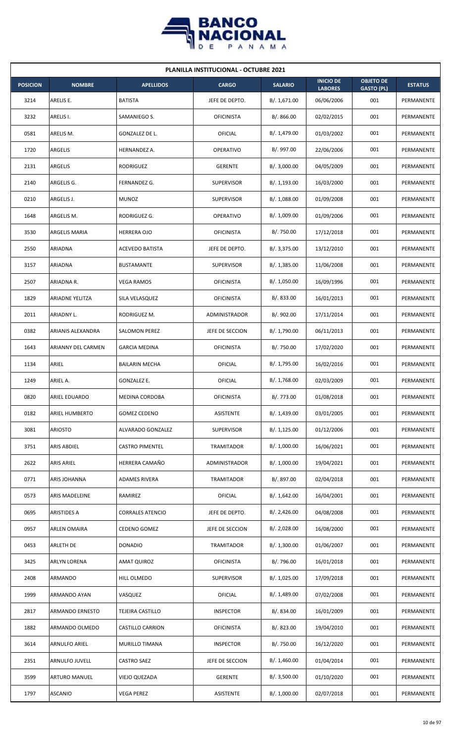| PLANILLA INSTITUCIONAL - OCTUBRE 2021 | | | | | | | |
|---|---|---|---|---|---|---|---|
| **POSICION** | **NOMBRE** | **APELLIDOS** | **CARGO** | **SALARIO** | **INICIO DE LABORES** | **OBJETO DE GASTO (PL)** | **ESTATUS** |
| 3214 | ARELIS E. | BATISTA | JEFE DE DEPTO. | B/. 1,671.00 | 06/06/2006 | 001 | PERMANENTE |
| 3232 | ARELIS I. | SAMANIEGO S. | OFICINISTA | B/. 866.00 | 02/02/2015 | 001 | PERMANENTE |
| 0581 | ARELIS M. | GONZALEZ DE L. | OFICIAL | B/. 1,479.00 | 01/03/2002 | 001 | PERMANENTE |
| 1720 | ARGELIS | HERNANDEZ A. | OPERATIVO | B/. 997.00 | 22/06/2006 | 001 | PERMANENTE |
| 2131 | ARGELIS | RODRIGUEZ | GERENTE | B/. 3,000.00 | 04/05/2009 | 001 | PERMANENTE |
| 2140 | ARGELIS G. | FERNANDEZ G. | SUPERVISOR | B/. 1,193.00 | 16/03/2000 | 001 | PERMANENTE |
| 0210 | ARGELIS J. | MUNOZ | SUPERVISOR | B/. 1,088.00 | 01/09/2008 | 001 | PERMANENTE |
| 1648 | ARGELIS M. | RODRIGUEZ G. | OPERATIVO | B/. 1,009.00 | 01/09/2006 | 001 | PERMANENTE |
| 3530 | ARGELIS MARIA | HERRERA OJO | OFICINISTA | B/. 750.00 | 17/12/2018 | 001 | PERMANENTE |
| 2550 | ARIADNA | ACEVEDO BATISTA | JEFE DE DEPTO. | B/. 3,375.00 | 13/12/2010 | 001 | PERMANENTE |
| 3157 | ARIADNA | BUSTAMANTE | SUPERVISOR | B/. 1,385.00 | 11/06/2008 | 001 | PERMANENTE |
| 2507 | ARIADNA R. | VEGA RAMOS | OFICINISTA | B/. 1,050.00 | 16/09/1996 | 001 | PERMANENTE |
| 1829 | ARIADNE YELITZA | SILA VELASQUEZ | OFICINISTA | B/. 833.00 | 16/01/2013 | 001 | PERMANENTE |
| 2011 | ARIADNY L. | RODRIGUEZ M. | ADMINISTRADOR | B/. 902.00 | 17/11/2014 | 001 | PERMANENTE |
| 0382 | ARIANIS ALEXANDRA | SALOMON PEREZ | JEFE DE SECCION | B/. 1,790.00 | 06/11/2013 | 001 | PERMANENTE |
| 1643 | ARIANNY DEL CARMEN | GARCIA MEDINA | OFICINISTA | B/. 750.00 | 17/02/2020 | 001 | PERMANENTE |
| 1134 | ARIEL | BAILARIN MECHA | OFICIAL | B/. 1,795.00 | 16/02/2016 | 001 | PERMANENTE |
| 1249 | ARIEL A. | GONZALEZ E. | OFICIAL | B/. 1,768.00 | 02/03/2009 | 001 | PERMANENTE |
| 0820 | ARIEL EDUARDO | MEDINA CORDOBA | OFICINISTA | B/. 773.00 | 01/08/2018 | 001 | PERMANENTE |
| 0182 | ARIEL HUMBERTO | GOMEZ CEDENO | ASISTENTE | B/. 1,439.00 | 03/01/2005 | 001 | PERMANENTE |
| 3081 | ARIOSTO | ALVARADO GONZALEZ | SUPERVISOR | B/. 1,125.00 | 01/12/2006 | 001 | PERMANENTE |
| 3751 | ARIS ABDIEL | CASTRO PIMENTEL | TRAMITADOR | B/. 1,000.00 | 16/06/2021 | 001 | PERMANENTE |
| 2622 | ARIS ARIEL | HERRERA CAMAÑO | ADMINISTRADOR | B/. 1,000.00 | 19/04/2021 | 001 | PERMANENTE |
| 0771 | ARIS JOHANNA | ADAMES RIVERA | TRAMITADOR | B/. 897.00 | 02/04/2018 | 001 | PERMANENTE |
| 0573 | ARIS MADELEINE | RAMIREZ | OFICIAL | B/. 1,642.00 | 16/04/2001 | 001 | PERMANENTE |
| 0695 | ARISTIDES A | CORRALES ATENCIO | JEFE DE DEPTO. | B/. 2,426.00 | 04/08/2008 | 001 | PERMANENTE |
| 0957 | ARLEN OMAIRA | CEDENO GOMEZ | JEFE DE SECCION | B/. 2,028.00 | 16/08/2000 | 001 | PERMANENTE |
| 0453 | ARLETH DE | DONADIO | TRAMITADOR | B/. 1,300.00 | 01/06/2007 | 001 | PERMANENTE |
| 3425 | ARLYN LORENA | AMAT QUIROZ | OFICINISTA | B/. 796.00 | 16/01/2018 | 001 | PERMANENTE |
| 2408 | ARMANDO | HILL OLMEDO | SUPERVISOR | B/. 1,025.00 | 17/09/2018 | 001 | PERMANENTE |
| 1999 | ARMANDO AYAN | VASQUEZ | OFICIAL | B/. 1,489.00 | 07/02/2008 | 001 | PERMANENTE |
| 2817 | ARMANDO ERNESTO | TEJEIRA CASTILLO | INSPECTOR | B/. 834.00 | 16/01/2009 | 001 | PERMANENTE |
| 1882 | ARMANDO OLMEDO | CASTILLO CARRION | OFICINISTA | B/. 823.00 | 19/04/2010 | 001 | PERMANENTE |
| 3614 | ARNULFO ARIEL | MURILLO TIMANA | INSPECTOR | B/. 750.00 | 16/12/2020 | 001 | PERMANENTE |
| 2351 | ARNULFO JUVELL | CASTRO SAEZ | JEFE DE SECCION | B/. 1,460.00 | 01/04/2014 | 001 | PERMANENTE |
| 3599 | ARTURO MANUEL | VIEJO QUEZADA | GERENTE | B/. 3,500.00 | 01/10/2020 | 001 | PERMANENTE |
| 1797 | ASCANIO | VEGA PEREZ | ASISTENTE | B/. 1,000.00 | 02/07/2018 | 001 | PERMANENTE |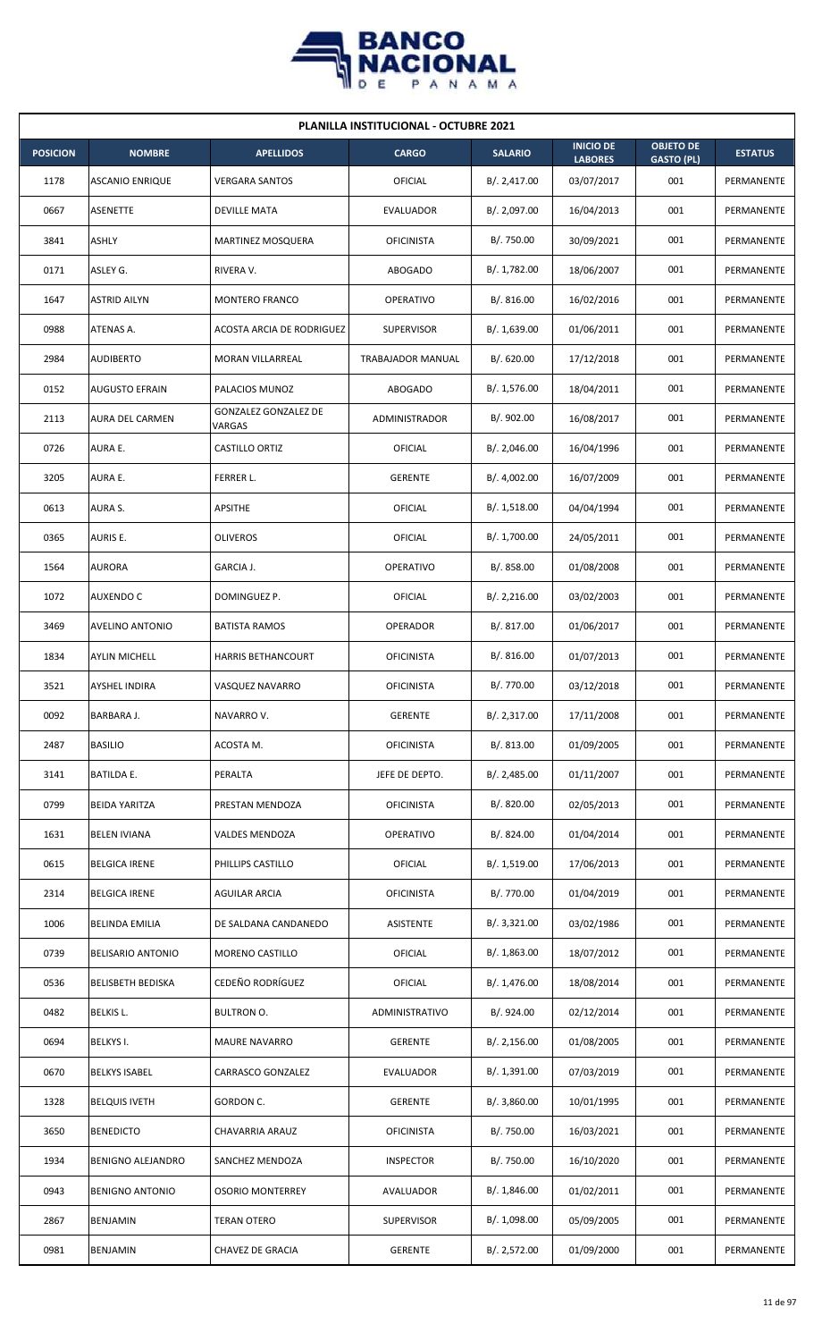## PLANILLA INSTITUCIONAL - OCTUBRE 2021

| POSICION | NOMBRE | APELLIDOS | CARGO | SALARIO | INICIO DE LABORES | OBJETO DE GASTO (PL) | ESTATUS |
|---|---|---|---|---|---|---|---|
| 1178 | ASCANIO ENRIQUE | VERGARA SANTOS | OFICIAL | B/. 2,417.00 | 03/07/2017 | 001 | PERMANENTE |
| 0667 | ASENETTE | DEVILLE MATA | EVALUADOR | B/. 2,097.00 | 16/04/2013 | 001 | PERMANENTE |
| 3841 | ASHLY | MARTINEZ MOSQUERA | OFICINISTA | B/. 750.00 | 30/09/2021 | 001 | PERMANENTE |
| 0171 | ASLEY G. | RIVERA V. | ABOGADO | B/. 1,782.00 | 18/06/2007 | 001 | PERMANENTE |
| 1647 | ASTRID AILYN | MONTERO FRANCO | OPERATIVO | B/. 816.00 | 16/02/2016 | 001 | PERMANENTE |
| 0988 | ATENAS A. | ACOSTA ARCIA DE RODRIGUEZ | SUPERVISOR | B/. 1,639.00 | 01/06/2011 | 001 | PERMANENTE |
| 2984 | AUDIBERTO | MORAN VILLARREAL | TRABAJADOR MANUAL | B/. 620.00 | 17/12/2018 | 001 | PERMANENTE |
| 0152 | AUGUSTO EFRAIN | PALACIOS MUNOZ | ABOGADO | B/. 1,576.00 | 18/04/2011 | 001 | PERMANENTE |
| 2113 | AURA DEL CARMEN | GONZALEZ GONZALEZ DE VARGAS | ADMINISTRADOR | B/. 902.00 | 16/08/2017 | 001 | PERMANENTE |
| 0726 | AURA E. | CASTILLO ORTIZ | OFICIAL | B/. 2,046.00 | 16/04/1996 | 001 | PERMANENTE |
| 3205 | AURA E. | FERRER L. | GERENTE | B/. 4,002.00 | 16/07/2009 | 001 | PERMANENTE |
| 0613 | AURA S. | APSITHE | OFICIAL | B/. 1,518.00 | 04/04/1994 | 001 | PERMANENTE |
| 0365 | AURIS E. | OLIVEROS | OFICIAL | B/. 1,700.00 | 24/05/2011 | 001 | PERMANENTE |
| 1564 | AURORA | GARCIA J. | OPERATIVO | B/. 858.00 | 01/08/2008 | 001 | PERMANENTE |
| 1072 | AUXENDO C | DOMINGUEZ P. | OFICIAL | B/. 2,216.00 | 03/02/2003 | 001 | PERMANENTE |
| 3469 | AVELINO ANTONIO | BATISTA RAMOS | OPERADOR | B/. 817.00 | 01/06/2017 | 001 | PERMANENTE |
| 1834 | AYLIN MICHELL | HARRIS BETHANCOURT | OFICINISTA | B/. 816.00 | 01/07/2013 | 001 | PERMANENTE |
| 3521 | AYSHEL INDIRA | VASQUEZ NAVARRO | OFICINISTA | B/. 770.00 | 03/12/2018 | 001 | PERMANENTE |
| 0092 | BARBARA J. | NAVARRO V. | GERENTE | B/. 2,317.00 | 17/11/2008 | 001 | PERMANENTE |
| 2487 | BASILIO | ACOSTA M. | OFICINISTA | B/. 813.00 | 01/09/2005 | 001 | PERMANENTE |
| 3141 | BATILDA E. | PERALTA | JEFE DE DEPTO. | B/. 2,485.00 | 01/11/2007 | 001 | PERMANENTE |
| 0799 | BEIDA YARITZA | PRESTAN MENDOZA | OFICINISTA | B/. 820.00 | 02/05/2013 | 001 | PERMANENTE |
| 1631 | BELEN IVIANA | VALDES MENDOZA | OPERATIVO | B/. 824.00 | 01/04/2014 | 001 | PERMANENTE |
| 0615 | BELGICA IRENE | PHILLIPS CASTILLO | OFICIAL | B/. 1,519.00 | 17/06/2013 | 001 | PERMANENTE |
| 2314 | BELGICA IRENE | AGUILAR ARCIA | OFICINISTA | B/. 770.00 | 01/04/2019 | 001 | PERMANENTE |
| 1006 | BELINDA EMILIA | DE SALDANA CANDANEDO | ASISTENTE | B/. 3,321.00 | 03/02/1986 | 001 | PERMANENTE |
| 0739 | BELISARIO ANTONIO | MORENO CASTILLO | OFICIAL | B/. 1,863.00 | 18/07/2012 | 001 | PERMANENTE |
| 0536 | BELISBETH BEDISKA | CEDEÑO RODRÍGUEZ | OFICIAL | B/. 1,476.00 | 18/08/2014 | 001 | PERMANENTE |
| 0482 | BELKIS L. | BULTRON O. | ADMINISTRATIVO | B/. 924.00 | 02/12/2014 | 001 | PERMANENTE |
| 0694 | BELKYS I. | MAURE NAVARRO | GERENTE | B/. 2,156.00 | 01/08/2005 | 001 | PERMANENTE |
| 0670 | BELKYS ISABEL | CARRASCO GONZALEZ | EVALUADOR | B/. 1,391.00 | 07/03/2019 | 001 | PERMANENTE |
| 1328 | BELQUIS IVETH | GORDON C. | GERENTE | B/. 3,860.00 | 10/01/1995 | 001 | PERMANENTE |
| 3650 | BENEDICTO | CHAVARRIA ARAUZ | OFICINISTA | B/. 750.00 | 16/03/2021 | 001 | PERMANENTE |
| 1934 | BENIGNO ALEJANDRO | SANCHEZ MENDOZA | INSPECTOR | B/. 750.00 | 16/10/2020 | 001 | PERMANENTE |
| 0943 | BENIGNO ANTONIO | OSORIO MONTERREY | AVALUADOR | B/. 1,846.00 | 01/02/2011 | 001 | PERMANENTE |
| 2867 | BENJAMIN | TERAN OTERO | SUPERVISOR | B/. 1,098.00 | 05/09/2005 | 001 | PERMANENTE |
| 0981 | BENJAMIN | CHAVEZ DE GRACIA | GERENTE | B/. 2,572.00 | 01/09/2000 | 001 | PERMANENTE |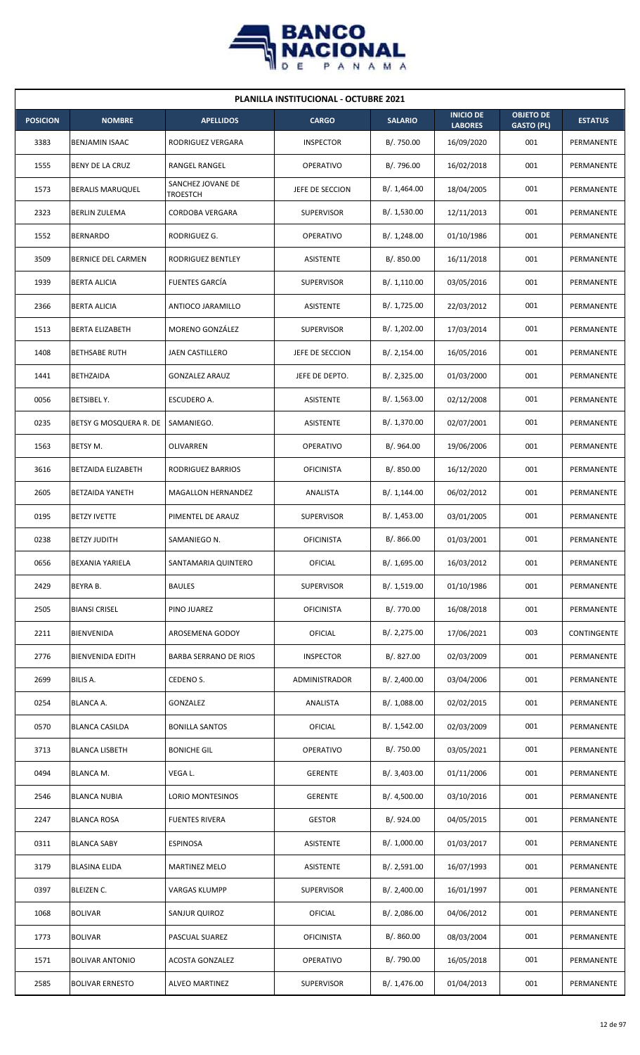| PLANILLA INSTITUCIONAL - OCTUBRE 2021 | | | | | | | |
|---|---|---|---|---|---|---|---|
| **POSICION** | **NOMBRE** | **APELLIDOS** | **CARGO** | **SALARIO** | **INICIO DE LABORES** | **OBJETO DE GASTO (PL)** | **ESTATUS** |
| 3383 | BENJAMIN ISAAC | RODRIGUEZ VERGARA | INSPECTOR | B/. 750.00 | 16/09/2020 | 001 | PERMANENTE |
| 1555 | BENY DE LA CRUZ | RANGEL RANGEL | OPERATIVO | B/. 796.00 | 16/02/2018 | 001 | PERMANENTE |
| 1573 | BERALIS MARUQUEL | SANCHEZ JOVANE DE TROESTCH | JEFE DE SECCION | B/. 1,464.00 | 18/04/2005 | 001 | PERMANENTE |
| 2323 | BERLIN ZULEMA | CORDOBA VERGARA | SUPERVISOR | B/. 1,530.00 | 12/11/2013 | 001 | PERMANENTE |
| 1552 | BERNARDO | RODRIGUEZ G. | OPERATIVO | B/. 1,248.00 | 01/10/1986 | 001 | PERMANENTE |
| 3509 | BERNICE DEL CARMEN | RODRIGUEZ BENTLEY | ASISTENTE | B/. 850.00 | 16/11/2018 | 001 | PERMANENTE |
| 1939 | BERTA ALICIA | FUENTES GARCÍA | SUPERVISOR | B/. 1,110.00 | 03/05/2016 | 001 | PERMANENTE |
| 2366 | BERTA ALICIA | ANTIOCO JARAMILLO | ASISTENTE | B/. 1,725.00 | 22/03/2012 | 001 | PERMANENTE |
| 1513 | BERTA ELIZABETH | MORENO GONZÁLEZ | SUPERVISOR | B/. 1,202.00 | 17/03/2014 | 001 | PERMANENTE |
| 1408 | BETHSABE RUTH | JAEN CASTILLERO | JEFE DE SECCION | B/. 2,154.00 | 16/05/2016 | 001 | PERMANENTE |
| 1441 | BETHZAIDA | GONZALEZ ARAUZ | JEFE DE DEPTO. | B/. 2,325.00 | 01/03/2000 | 001 | PERMANENTE |
| 0056 | BETSIBEL Y. | ESCUDERO A. | ASISTENTE | B/. 1,563.00 | 02/12/2008 | 001 | PERMANENTE |
| 0235 | BETSY G MOSQUERA R. DE | SAMANIEGO. | ASISTENTE | B/. 1,370.00 | 02/07/2001 | 001 | PERMANENTE |
| 1563 | BETSY M. | OLIVARREN | OPERATIVO | B/. 964.00 | 19/06/2006 | 001 | PERMANENTE |
| 3616 | BETZAIDA ELIZABETH | RODRIGUEZ BARRIOS | OFICINISTA | B/. 850.00 | 16/12/2020 | 001 | PERMANENTE |
| 2605 | BETZAIDA YANETH | MAGALLON HERNANDEZ | ANALISTA | B/. 1,144.00 | 06/02/2012 | 001 | PERMANENTE |
| 0195 | BETZY IVETTE | PIMENTEL DE ARAUZ | SUPERVISOR | B/. 1,453.00 | 03/01/2005 | 001 | PERMANENTE |
| 0238 | BETZY JUDITH | SAMANIEGO N. | OFICINISTA | B/. 866.00 | 01/03/2001 | 001 | PERMANENTE |
| 0656 | BEXANIA YARIELA | SANTAMARIA QUINTERO | OFICIAL | B/. 1,695.00 | 16/03/2012 | 001 | PERMANENTE |
| 2429 | BEYRA B. | BAULES | SUPERVISOR | B/. 1,519.00 | 01/10/1986 | 001 | PERMANENTE |
| 2505 | BIANSI CRISEL | PINO JUAREZ | OFICINISTA | B/. 770.00 | 16/08/2018 | 001 | PERMANENTE |
| 2211 | BIENVENIDA | AROSEMENA GODOY | OFICIAL | B/. 2,275.00 | 17/06/2021 | 003 | CONTINGENTE |
| 2776 | BIENVENIDA EDITH | BARBA SERRANO DE RIOS | INSPECTOR | B/. 827.00 | 02/03/2009 | 001 | PERMANENTE |
| 2699 | BILIS A. | CEDENO S. | ADMINISTRADOR | B/. 2,400.00 | 03/04/2006 | 001 | PERMANENTE |
| 0254 | BLANCA A. | GONZALEZ | ANALISTA | B/. 1,088.00 | 02/02/2015 | 001 | PERMANENTE |
| 0570 | BLANCA CASILDA | BONILLA SANTOS | OFICIAL | B/. 1,542.00 | 02/03/2009 | 001 | PERMANENTE |
| 3713 | BLANCA LISBETH | BONICHE GIL | OPERATIVO | B/. 750.00 | 03/05/2021 | 001 | PERMANENTE |
| 0494 | BLANCA M. | VEGA L. | GERENTE | B/. 3,403.00 | 01/11/2006 | 001 | PERMANENTE |
| 2546 | BLANCA NUBIA | LORIO MONTESINOS | GERENTE | B/. 4,500.00 | 03/10/2016 | 001 | PERMANENTE |
| 2247 | BLANCA ROSA | FUENTES RIVERA | GESTOR | B/. 924.00 | 04/05/2015 | 001 | PERMANENTE |
| 0311 | BLANCA SABY | ESPINOSA | ASISTENTE | B/. 1,000.00 | 01/03/2017 | 001 | PERMANENTE |
| 3179 | BLASINA ELIDA | MARTINEZ MELO | ASISTENTE | B/. 2,591.00 | 16/07/1993 | 001 | PERMANENTE |
| 0397 | BLEIZEN C. | VARGAS KLUMPP | SUPERVISOR | B/. 2,400.00 | 16/01/1997 | 001 | PERMANENTE |
| 1068 | BOLIVAR | SANJUR QUIROZ | OFICIAL | B/. 2,086.00 | 04/06/2012 | 001 | PERMANENTE |
| 1773 | BOLIVAR | PASCUAL SUAREZ | OFICINISTA | B/. 860.00 | 08/03/2004 | 001 | PERMANENTE |
| 1571 | BOLIVAR ANTONIO | ACOSTA GONZALEZ | OPERATIVO | B/. 790.00 | 16/05/2018 | 001 | PERMANENTE |
| 2585 | BOLIVAR ERNESTO | ALVEO MARTINEZ | SUPERVISOR | B/. 1,476.00 | 01/04/2013 | 001 | PERMANENTE |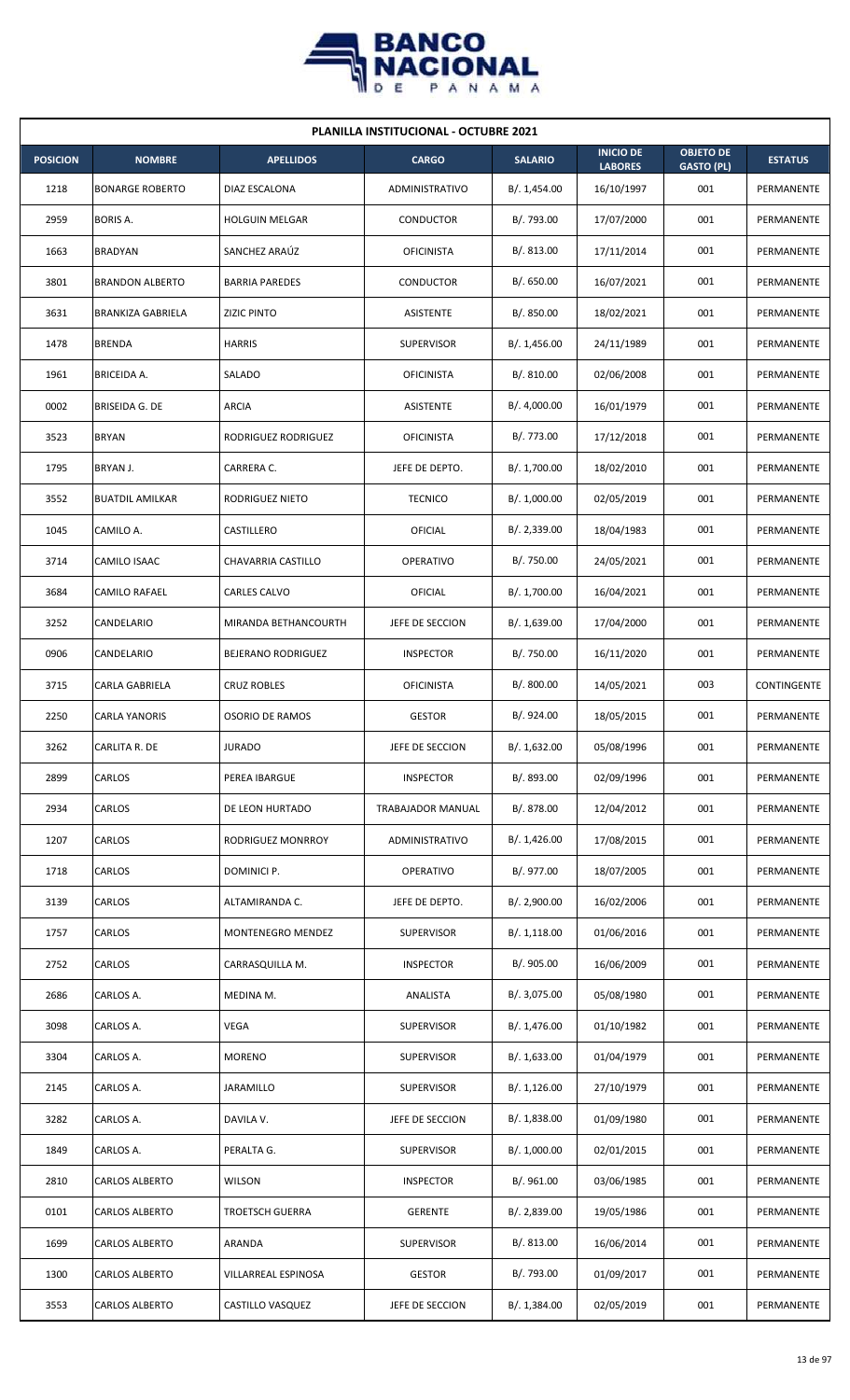**PLANILLA INSTITUCIONAL - OCTUBRE 2021**

| POSICION | NOMBRE | APELLIDOS | CARGO | SALARIO | INICIO DE LABORES | OBJETO DE GASTO (PL) | ESTATUS |
|---|---|---|---|---|---|---|---|
| 1218 | BONARGE ROBERTO | DIAZ ESCALONA | ADMINISTRATIVO | B/. 1,454.00 | 16/10/1997 | 001 | PERMANENTE |
| 2959 | BORIS A. | HOLGUIN MELGAR | CONDUCTOR | B/. 793.00 | 17/07/2000 | 001 | PERMANENTE |
| 1663 | BRADYAN | SANCHEZ ARAÚZ | OFICINISTA | B/. 813.00 | 17/11/2014 | 001 | PERMANENTE |
| 3801 | BRANDON ALBERTO | BARRIA PAREDES | CONDUCTOR | B/. 650.00 | 16/07/2021 | 001 | PERMANENTE |
| 3631 | BRANKIZA GABRIELA | ZIZIC PINTO | ASISTENTE | B/. 850.00 | 18/02/2021 | 001 | PERMANENTE |
| 1478 | BRENDA | HARRIS | SUPERVISOR | B/. 1,456.00 | 24/11/1989 | 001 | PERMANENTE |
| 1961 | BRICEIDA A. | SALADO | OFICINISTA | B/. 810.00 | 02/06/2008 | 001 | PERMANENTE |
| 0002 | BRISEIDA G. DE | ARCIA | ASISTENTE | B/. 4,000.00 | 16/01/1979 | 001 | PERMANENTE |
| 3523 | BRYAN | RODRIGUEZ RODRIGUEZ | OFICINISTA | B/. 773.00 | 17/12/2018 | 001 | PERMANENTE |
| 1795 | BRYAN J. | CARRERA C. | JEFE DE DEPTO. | B/. 1,700.00 | 18/02/2010 | 001 | PERMANENTE |
| 3552 | BUATDIL AMILKAR | RODRIGUEZ NIETO | TECNICO | B/. 1,000.00 | 02/05/2019 | 001 | PERMANENTE |
| 1045 | CAMILO A. | CASTILLERO | OFICIAL | B/. 2,339.00 | 18/04/1983 | 001 | PERMANENTE |
| 3714 | CAMILO ISAAC | CHAVARRIA CASTILLO | OPERATIVO | B/. 750.00 | 24/05/2021 | 001 | PERMANENTE |
| 3684 | CAMILO RAFAEL | CARLES CALVO | OFICIAL | B/. 1,700.00 | 16/04/2021 | 001 | PERMANENTE |
| 3252 | CANDELARIO | MIRANDA BETHANCOURTH | JEFE DE SECCION | B/. 1,639.00 | 17/04/2000 | 001 | PERMANENTE |
| 0906 | CANDELARIO | BEJERANO RODRIGUEZ | INSPECTOR | B/. 750.00 | 16/11/2020 | 001 | PERMANENTE |
| 3715 | CARLA GABRIELA | CRUZ ROBLES | OFICINISTA | B/. 800.00 | 14/05/2021 | 003 | CONTINGENTE |
| 2250 | CARLA YANORIS | OSORIO DE RAMOS | GESTOR | B/. 924.00 | 18/05/2015 | 001 | PERMANENTE |
| 3262 | CARLITA R. DE | JURADO | JEFE DE SECCION | B/. 1,632.00 | 05/08/1996 | 001 | PERMANENTE |
| 2899 | CARLOS | PEREA IBARGUE | INSPECTOR | B/. 893.00 | 02/09/1996 | 001 | PERMANENTE |
| 2934 | CARLOS | DE LEON HURTADO | TRABAJADOR MANUAL | B/. 878.00 | 12/04/2012 | 001 | PERMANENTE |
| 1207 | CARLOS | RODRIGUEZ MONRROY | ADMINISTRATIVO | B/. 1,426.00 | 17/08/2015 | 001 | PERMANENTE |
| 1718 | CARLOS | DOMINICI P. | OPERATIVO | B/. 977.00 | 18/07/2005 | 001 | PERMANENTE |
| 3139 | CARLOS | ALTAMIRANDA C. | JEFE DE DEPTO. | B/. 2,900.00 | 16/02/2006 | 001 | PERMANENTE |
| 1757 | CARLOS | MONTENEGRO MENDEZ | SUPERVISOR | B/. 1,118.00 | 01/06/2016 | 001 | PERMANENTE |
| 2752 | CARLOS | CARRASQUILLA M. | INSPECTOR | B/. 905.00 | 16/06/2009 | 001 | PERMANENTE |
| 2686 | CARLOS A. | MEDINA M. | ANALISTA | B/. 3,075.00 | 05/08/1980 | 001 | PERMANENTE |
| 3098 | CARLOS A. | VEGA | SUPERVISOR | B/. 1,476.00 | 01/10/1982 | 001 | PERMANENTE |
| 3304 | CARLOS A. | MORENO | SUPERVISOR | B/. 1,633.00 | 01/04/1979 | 001 | PERMANENTE |
| 2145 | CARLOS A. | JARAMILLO | SUPERVISOR | B/. 1,126.00 | 27/10/1979 | 001 | PERMANENTE |
| 3282 | CARLOS A. | DAVILA V. | JEFE DE SECCION | B/. 1,838.00 | 01/09/1980 | 001 | PERMANENTE |
| 1849 | CARLOS A. | PERALTA G. | SUPERVISOR | B/. 1,000.00 | 02/01/2015 | 001 | PERMANENTE |
| 2810 | CARLOS ALBERTO | WILSON | INSPECTOR | B/. 961.00 | 03/06/1985 | 001 | PERMANENTE |
| 0101 | CARLOS ALBERTO | TROETSCH GUERRA | GERENTE | B/. 2,839.00 | 19/05/1986 | 001 | PERMANENTE |
| 1699 | CARLOS ALBERTO | ARANDA | SUPERVISOR | B/. 813.00 | 16/06/2014 | 001 | PERMANENTE |
| 1300 | CARLOS ALBERTO | VILLARREAL ESPINOSA | GESTOR | B/. 793.00 | 01/09/2017 | 001 | PERMANENTE |
| 3553 | CARLOS ALBERTO | CASTILLO VASQUEZ | JEFE DE SECCION | B/. 1,384.00 | 02/05/2019 | 001 | PERMANENTE |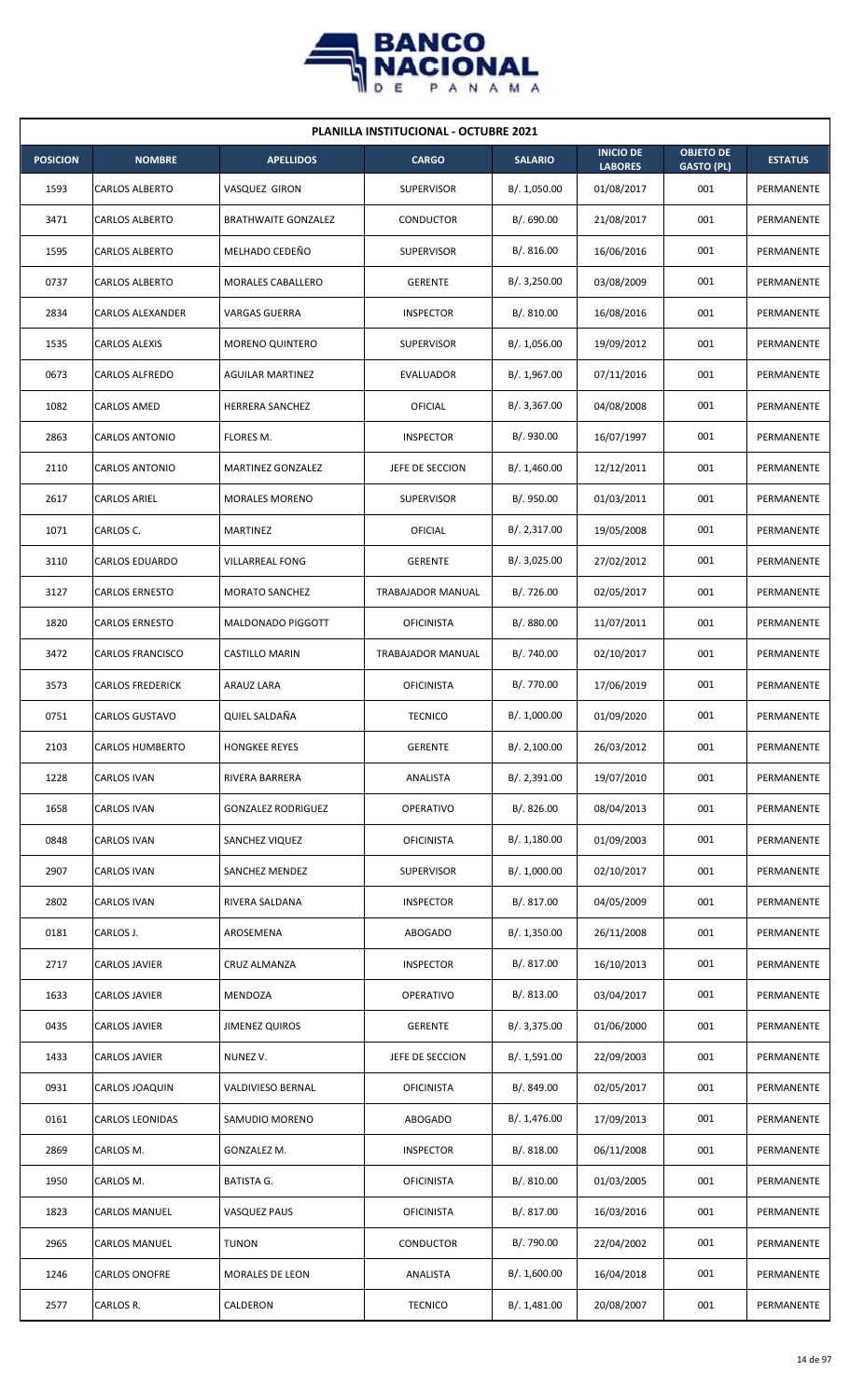**PLANILLA INSTITUCIONAL - OCTUBRE 2021**

| POSICION | NOMBRE | APELLIDOS | CARGO | SALARIO | INICIO DE LABORES | OBJETO DE GASTO (PL) | ESTATUS |
|---|---|---|---|---|---|---|---|
| 1593 | CARLOS ALBERTO | VASQUEZ GIRON | SUPERVISOR | B/. 1,050.00 | 01/08/2017 | 001 | PERMANENTE |
| 3471 | CARLOS ALBERTO | BRATHWAITE GONZALEZ | CONDUCTOR | B/. 690.00 | 21/08/2017 | 001 | PERMANENTE |
| 1595 | CARLOS ALBERTO | MELHADO CEDEÑO | SUPERVISOR | B/. 816.00 | 16/06/2016 | 001 | PERMANENTE |
| 0737 | CARLOS ALBERTO | MORALES CABALLERO | GERENTE | B/. 3,250.00 | 03/08/2009 | 001 | PERMANENTE |
| 2834 | CARLOS ALEXANDER | VARGAS GUERRA | INSPECTOR | B/. 810.00 | 16/08/2016 | 001 | PERMANENTE |
| 1535 | CARLOS ALEXIS | MORENO QUINTERO | SUPERVISOR | B/. 1,056.00 | 19/09/2012 | 001 | PERMANENTE |
| 0673 | CARLOS ALFREDO | AGUILAR MARTINEZ | EVALUADOR | B/. 1,967.00 | 07/11/2016 | 001 | PERMANENTE |
| 1082 | CARLOS AMED | HERRERA SANCHEZ | OFICIAL | B/. 3,367.00 | 04/08/2008 | 001 | PERMANENTE |
| 2863 | CARLOS ANTONIO | FLORES M. | INSPECTOR | B/. 930.00 | 16/07/1997 | 001 | PERMANENTE |
| 2110 | CARLOS ANTONIO | MARTINEZ GONZALEZ | JEFE DE SECCION | B/. 1,460.00 | 12/12/2011 | 001 | PERMANENTE |
| 2617 | CARLOS ARIEL | MORALES MORENO | SUPERVISOR | B/. 950.00 | 01/03/2011 | 001 | PERMANENTE |
| 1071 | CARLOS C. | MARTINEZ | OFICIAL | B/. 2,317.00 | 19/05/2008 | 001 | PERMANENTE |
| 3110 | CARLOS EDUARDO | VILLARREAL FONG | GERENTE | B/. 3,025.00 | 27/02/2012 | 001 | PERMANENTE |
| 3127 | CARLOS ERNESTO | MORATO SANCHEZ | TRABAJADOR MANUAL | B/. 726.00 | 02/05/2017 | 001 | PERMANENTE |
| 1820 | CARLOS ERNESTO | MALDONADO PIGGOTT | OFICINISTA | B/. 880.00 | 11/07/2011 | 001 | PERMANENTE |
| 3472 | CARLOS FRANCISCO | CASTILLO MARIN | TRABAJADOR MANUAL | B/. 740.00 | 02/10/2017 | 001 | PERMANENTE |
| 3573 | CARLOS FREDERICK | ARAUZ LARA | OFICINISTA | B/. 770.00 | 17/06/2019 | 001 | PERMANENTE |
| 0751 | CARLOS GUSTAVO | QUIEL SALDAÑA | TECNICO | B/. 1,000.00 | 01/09/2020 | 001 | PERMANENTE |
| 2103 | CARLOS HUMBERTO | HONGKEE REYES | GERENTE | B/. 2,100.00 | 26/03/2012 | 001 | PERMANENTE |
| 1228 | CARLOS IVAN | RIVERA BARRERA | ANALISTA | B/. 2,391.00 | 19/07/2010 | 001 | PERMANENTE |
| 1658 | CARLOS IVAN | GONZALEZ RODRIGUEZ | OPERATIVO | B/. 826.00 | 08/04/2013 | 001 | PERMANENTE |
| 0848 | CARLOS IVAN | SANCHEZ VIQUEZ | OFICINISTA | B/. 1,180.00 | 01/09/2003 | 001 | PERMANENTE |
| 2907 | CARLOS IVAN | SANCHEZ MENDEZ | SUPERVISOR | B/. 1,000.00 | 02/10/2017 | 001 | PERMANENTE |
| 2802 | CARLOS IVAN | RIVERA SALDANA | INSPECTOR | B/. 817.00 | 04/05/2009 | 001 | PERMANENTE |
| 0181 | CARLOS J. | AROSEMENA | ABOGADO | B/. 1,350.00 | 26/11/2008 | 001 | PERMANENTE |
| 2717 | CARLOS JAVIER | CRUZ ALMANZA | INSPECTOR | B/. 817.00 | 16/10/2013 | 001 | PERMANENTE |
| 1633 | CARLOS JAVIER | MENDOZA | OPERATIVO | B/. 813.00 | 03/04/2017 | 001 | PERMANENTE |
| 0435 | CARLOS JAVIER | JIMENEZ QUIROS | GERENTE | B/. 3,375.00 | 01/06/2000 | 001 | PERMANENTE |
| 1433 | CARLOS JAVIER | NUNEZ V. | JEFE DE SECCION | B/. 1,591.00 | 22/09/2003 | 001 | PERMANENTE |
| 0931 | CARLOS JOAQUIN | VALDIVIESO BERNAL | OFICINISTA | B/. 849.00 | 02/05/2017 | 001 | PERMANENTE |
| 0161 | CARLOS LEONIDAS | SAMUDIO MORENO | ABOGADO | B/. 1,476.00 | 17/09/2013 | 001 | PERMANENTE |
| 2869 | CARLOS M. | GONZALEZ M. | INSPECTOR | B/. 818.00 | 06/11/2008 | 001 | PERMANENTE |
| 1950 | CARLOS M. | BATISTA G. | OFICINISTA | B/. 810.00 | 01/03/2005 | 001 | PERMANENTE |
| 1823 | CARLOS MANUEL | VASQUEZ PAUS | OFICINISTA | B/. 817.00 | 16/03/2016 | 001 | PERMANENTE |
| 2965 | CARLOS MANUEL | TUNON | CONDUCTOR | B/. 790.00 | 22/04/2002 | 001 | PERMANENTE |
| 1246 | CARLOS ONOFRE | MORALES DE LEON | ANALISTA | B/. 1,600.00 | 16/04/2018 | 001 | PERMANENTE |
| 2577 | CARLOS R. | CALDERON | TECNICO | B/. 1,481.00 | 20/08/2007 | 001 | PERMANENTE |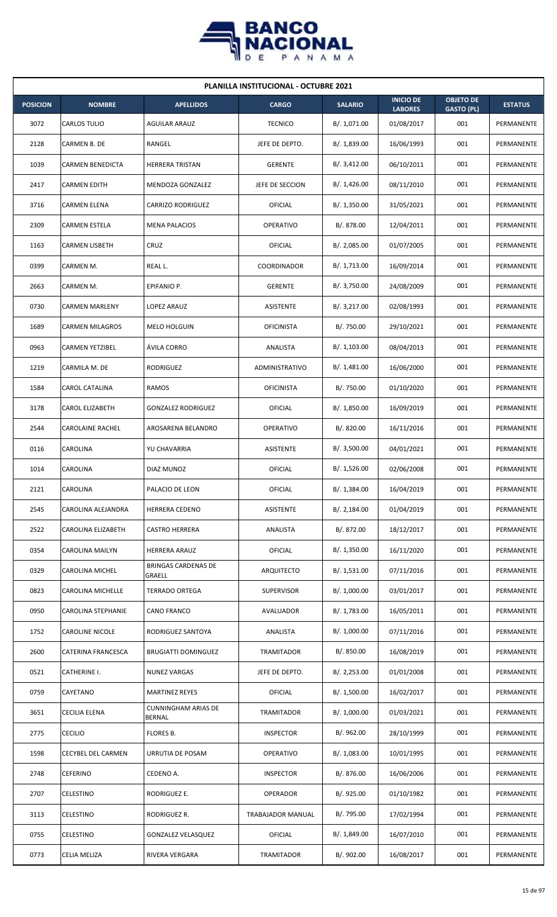**PLANILLA INSTITUCIONAL - OCTUBRE 2021**

| POSICION | NOMBRE | APELLIDOS | CARGO | SALARIO | INICIO DE LABORES | OBJETO DE GASTO (PL) | ESTATUS |
|---|---|---|---|---|---|---|---|
| 3072 | CARLOS TULIO | AGUILAR ARAUZ | TECNICO | B/. 1,071.00 | 01/08/2017 | 001 | PERMANENTE |
| 2128 | CARMEN B. DE | RANGEL | JEFE DE DEPTO. | B/. 1,839.00 | 16/06/1993 | 001 | PERMANENTE |
| 1039 | CARMEN BENEDICTA | HERRERA TRISTAN | GERENTE | B/. 3,412.00 | 06/10/2011 | 001 | PERMANENTE |
| 2417 | CARMEN EDITH | MENDOZA GONZALEZ | JEFE DE SECCION | B/. 1,426.00 | 08/11/2010 | 001 | PERMANENTE |
| 3716 | CARMEN ELENA | CARRIZO RODRIGUEZ | OFICIAL | B/. 1,350.00 | 31/05/2021 | 001 | PERMANENTE |
| 2309 | CARMEN ESTELA | MENA PALACIOS | OPERATIVO | B/. 878.00 | 12/04/2011 | 001 | PERMANENTE |
| 1163 | CARMEN LISBETH | CRUZ | OFICIAL | B/. 2,085.00 | 01/07/2005 | 001 | PERMANENTE |
| 0399 | CARMEN M. | REAL L. | COORDINADOR | B/. 1,713.00 | 16/09/2014 | 001 | PERMANENTE |
| 2663 | CARMEN M. | EPIFANIO P. | GERENTE | B/. 3,750.00 | 24/08/2009 | 001 | PERMANENTE |
| 0730 | CARMEN MARLENY | LOPEZ ARAUZ | ASISTENTE | B/. 3,217.00 | 02/08/1993 | 001 | PERMANENTE |
| 1689 | CARMEN MILAGROS | MELO HOLGUIN | OFICINISTA | B/. 750.00 | 29/10/2021 | 001 | PERMANENTE |
| 0963 | CARMEN YETZIBEL | ÁVILA CORRO | ANALISTA | B/. 1,103.00 | 08/04/2013 | 001 | PERMANENTE |
| 1219 | CARMILA M. DE | RODRIGUEZ | ADMINISTRATIVO | B/. 1,481.00 | 16/06/2000 | 001 | PERMANENTE |
| 1584 | CAROL CATALINA | RAMOS | OFICINISTA | B/. 750.00 | 01/10/2020 | 001 | PERMANENTE |
| 3178 | CAROL ELIZABETH | GONZALEZ RODRIGUEZ | OFICIAL | B/. 1,850.00 | 16/09/2019 | 001 | PERMANENTE |
| 2544 | CAROLAINE RACHEL | AROSARENA BELANDRO | OPERATIVO | B/. 820.00 | 16/11/2016 | 001 | PERMANENTE |
| 0116 | CAROLINA | YU CHAVARRIA | ASISTENTE | B/. 3,500.00 | 04/01/2021 | 001 | PERMANENTE |
| 1014 | CAROLINA | DIAZ MUNOZ | OFICIAL | B/. 1,526.00 | 02/06/2008 | 001 | PERMANENTE |
| 2121 | CAROLINA | PALACIO DE LEON | OFICIAL | B/. 1,384.00 | 16/04/2019 | 001 | PERMANENTE |
| 2545 | CAROLINA ALEJANDRA | HERRERA CEDENO | ASISTENTE | B/. 2,184.00 | 01/04/2019 | 001 | PERMANENTE |
| 2522 | CAROLINA ELIZABETH | CASTRO HERRERA | ANALISTA | B/. 872.00 | 18/12/2017 | 001 | PERMANENTE |
| 0354 | CAROLINA MAILYN | HERRERA ARAUZ | OFICIAL | B/. 1,350.00 | 16/11/2020 | 001 | PERMANENTE |
| 0329 | CAROLINA MICHEL | BRINGAS CARDENAS DE GRAELL | ARQUITECTO | B/. 1,531.00 | 07/11/2016 | 001 | PERMANENTE |
| 0823 | CAROLINA MICHELLE | TERRADO ORTEGA | SUPERVISOR | B/. 1,000.00 | 03/01/2017 | 001 | PERMANENTE |
| 0950 | CAROLINA STEPHANIE | CANO FRANCO | AVALUADOR | B/. 1,783.00 | 16/05/2011 | 001 | PERMANENTE |
| 1752 | CAROLINE NICOLE | RODRIGUEZ SANTOYA | ANALISTA | B/. 1,000.00 | 07/11/2016 | 001 | PERMANENTE |
| 2600 | CATERINA FRANCESCA | BRUGIATTI DOMINGUEZ | TRAMITADOR | B/. 850.00 | 16/08/2019 | 001 | PERMANENTE |
| 0521 | CATHERINE I. | NUNEZ VARGAS | JEFE DE DEPTO. | B/. 2,253.00 | 01/01/2008 | 001 | PERMANENTE |
| 0759 | CAYETANO | MARTINEZ REYES | OFICIAL | B/. 1,500.00 | 16/02/2017 | 001 | PERMANENTE |
| 3651 | CECILIA ELENA | CUNNINGHAM ARIAS DE BERNAL | TRAMITADOR | B/. 1,000.00 | 01/03/2021 | 001 | PERMANENTE |
| 2775 | CECILIO | FLORES B. | INSPECTOR | B/. 962.00 | 28/10/1999 | 001 | PERMANENTE |
| 1598 | CECYBEL DEL CARMEN | URRUTIA DE POSAM | OPERATIVO | B/. 1,083.00 | 10/01/1995 | 001 | PERMANENTE |
| 2748 | CEFERINO | CEDENO A. | INSPECTOR | B/. 876.00 | 16/06/2006 | 001 | PERMANENTE |
| 2707 | CELESTINO | RODRIGUEZ E. | OPERADOR | B/. 925.00 | 01/10/1982 | 001 | PERMANENTE |
| 3113 | CELESTINO | RODRIGUEZ R. | TRABAJADOR MANUAL | B/. 795.00 | 17/02/1994 | 001 | PERMANENTE |
| 0755 | CELESTINO | GONZALEZ VELASQUEZ | OFICIAL | B/. 1,849.00 | 16/07/2010 | 001 | PERMANENTE |
| 0773 | CELIA MELIZA | RIVERA VERGARA | TRAMITADOR | B/. 902.00 | 16/08/2017 | 001 | PERMANENTE |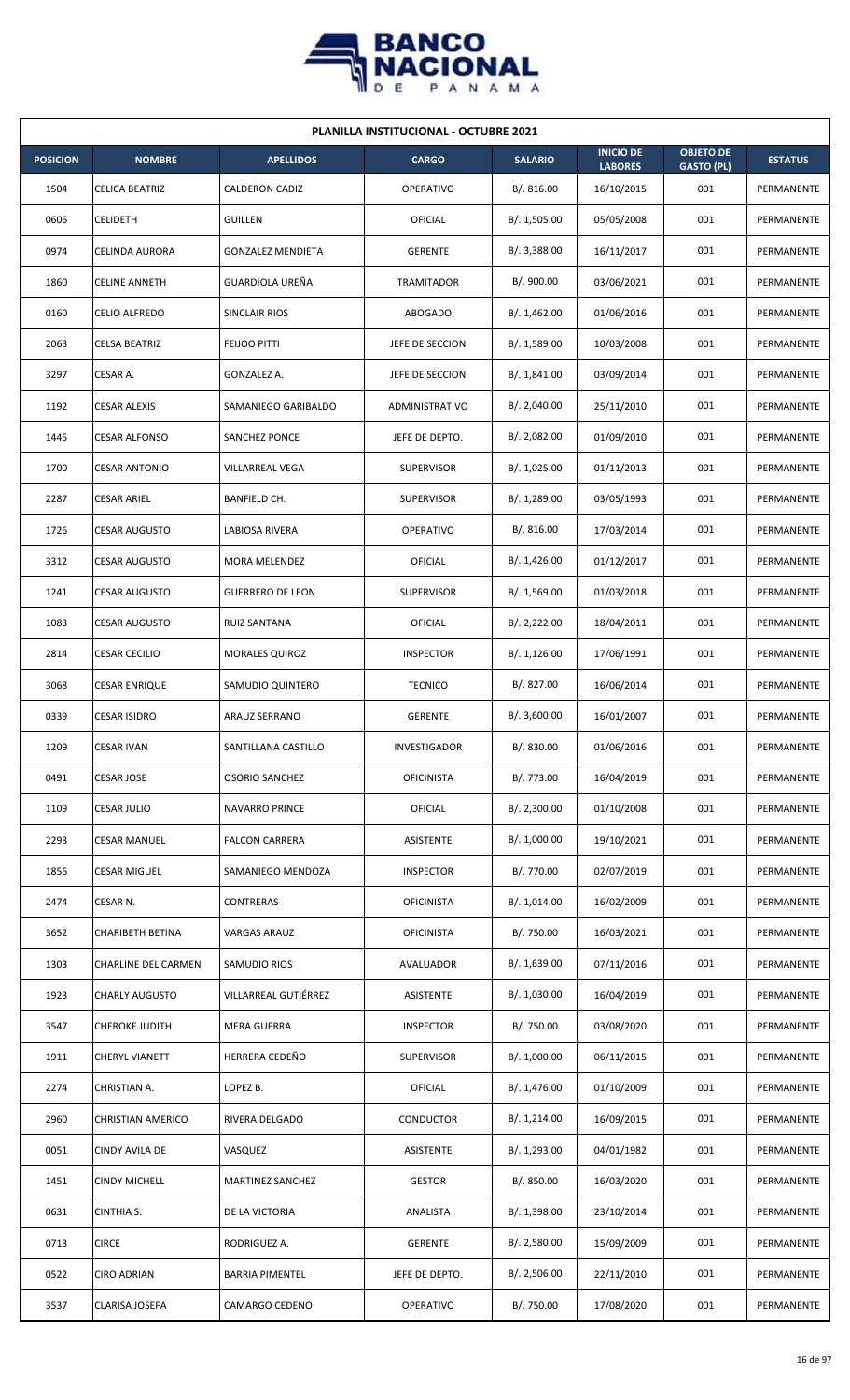| PLANILLA INSTITUCIONAL - OCTUBRE 2021 | | | | | | | |
|---|---|---|---|---|---|---|---|
| **POSICION** | **NOMBRE** | **APELLIDOS** | **CARGO** | **SALARIO** | **INICIO DE LABORES** | **OBJETO DE GASTO (PL)** | **ESTATUS** |
| 1504 | CELICA BEATRIZ | CALDERON CADIZ | OPERATIVO | B/. 816.00 | 16/10/2015 | 001 | PERMANENTE |
| 0606 | CELIDETH | GUILLEN | OFICIAL | B/. 1,505.00 | 05/05/2008 | 001 | PERMANENTE |
| 0974 | CELINDA AURORA | GONZALEZ MENDIETA | GERENTE | B/. 3,388.00 | 16/11/2017 | 001 | PERMANENTE |
| 1860 | CELINE ANNETH | GUARDIOLA UREÑA | TRAMITADOR | B/. 900.00 | 03/06/2021 | 001 | PERMANENTE |
| 0160 | CELIO ALFREDO | SINCLAIR RIOS | ABOGADO | B/. 1,462.00 | 01/06/2016 | 001 | PERMANENTE |
| 2063 | CELSA BEATRIZ | FEIJOO PITTI | JEFE DE SECCION | B/. 1,589.00 | 10/03/2008 | 001 | PERMANENTE |
| 3297 | CESAR A. | GONZALEZ A. | JEFE DE SECCION | B/. 1,841.00 | 03/09/2014 | 001 | PERMANENTE |
| 1192 | CESAR ALEXIS | SAMANIEGO GARIBALDO | ADMINISTRATIVO | B/. 2,040.00 | 25/11/2010 | 001 | PERMANENTE |
| 1445 | CESAR ALFONSO | SANCHEZ PONCE | JEFE DE DEPTO. | B/. 2,082.00 | 01/09/2010 | 001 | PERMANENTE |
| 1700 | CESAR ANTONIO | VILLARREAL VEGA | SUPERVISOR | B/. 1,025.00 | 01/11/2013 | 001 | PERMANENTE |
| 2287 | CESAR ARIEL | BANFIELD CH. | SUPERVISOR | B/. 1,289.00 | 03/05/1993 | 001 | PERMANENTE |
| 1726 | CESAR AUGUSTO | LABIOSA RIVERA | OPERATIVO | B/. 816.00 | 17/03/2014 | 001 | PERMANENTE |
| 3312 | CESAR AUGUSTO | MORA MELENDEZ | OFICIAL | B/. 1,426.00 | 01/12/2017 | 001 | PERMANENTE |
| 1241 | CESAR AUGUSTO | GUERRERO DE LEON | SUPERVISOR | B/. 1,569.00 | 01/03/2018 | 001 | PERMANENTE |
| 1083 | CESAR AUGUSTO | RUIZ SANTANA | OFICIAL | B/. 2,222.00 | 18/04/2011 | 001 | PERMANENTE |
| 2814 | CESAR CECILIO | MORALES QUIROZ | INSPECTOR | B/. 1,126.00 | 17/06/1991 | 001 | PERMANENTE |
| 3068 | CESAR ENRIQUE | SAMUDIO QUINTERO | TECNICO | B/. 827.00 | 16/06/2014 | 001 | PERMANENTE |
| 0339 | CESAR ISIDRO | ARAUZ SERRANO | GERENTE | B/. 3,600.00 | 16/01/2007 | 001 | PERMANENTE |
| 1209 | CESAR IVAN | SANTILLANA CASTILLO | INVESTIGADOR | B/. 830.00 | 01/06/2016 | 001 | PERMANENTE |
| 0491 | CESAR JOSE | OSORIO SANCHEZ | OFICINISTA | B/. 773.00 | 16/04/2019 | 001 | PERMANENTE |
| 1109 | CESAR JULIO | NAVARRO PRINCE | OFICIAL | B/. 2,300.00 | 01/10/2008 | 001 | PERMANENTE |
| 2293 | CESAR MANUEL | FALCON CARRERA | ASISTENTE | B/. 1,000.00 | 19/10/2021 | 001 | PERMANENTE |
| 1856 | CESAR MIGUEL | SAMANIEGO MENDOZA | INSPECTOR | B/. 770.00 | 02/07/2019 | 001 | PERMANENTE |
| 2474 | CESAR N. | CONTRERAS | OFICINISTA | B/. 1,014.00 | 16/02/2009 | 001 | PERMANENTE |
| 3652 | CHARIBETH BETINA | VARGAS ARAUZ | OFICINISTA | B/. 750.00 | 16/03/2021 | 001 | PERMANENTE |
| 1303 | CHARLINE DEL CARMEN | SAMUDIO RIOS | AVALUADOR | B/. 1,639.00 | 07/11/2016 | 001 | PERMANENTE |
| 1923 | CHARLY AUGUSTO | VILLARREAL GUTIÉRREZ | ASISTENTE | B/. 1,030.00 | 16/04/2019 | 001 | PERMANENTE |
| 3547 | CHEROKE JUDITH | MERA GUERRA | INSPECTOR | B/. 750.00 | 03/08/2020 | 001 | PERMANENTE |
| 1911 | CHERYL VIANETT | HERRERA CEDEÑO | SUPERVISOR | B/. 1,000.00 | 06/11/2015 | 001 | PERMANENTE |
| 2274 | CHRISTIAN A. | LOPEZ B. | OFICIAL | B/. 1,476.00 | 01/10/2009 | 001 | PERMANENTE |
| 2960 | CHRISTIAN AMERICO | RIVERA DELGADO | CONDUCTOR | B/. 1,214.00 | 16/09/2015 | 001 | PERMANENTE |
| 0051 | CINDY AVILA DE | VASQUEZ | ASISTENTE | B/. 1,293.00 | 04/01/1982 | 001 | PERMANENTE |
| 1451 | CINDY MICHELL | MARTINEZ SANCHEZ | GESTOR | B/. 850.00 | 16/03/2020 | 001 | PERMANENTE |
| 0631 | CINTHIA S. | DE LA VICTORIA | ANALISTA | B/. 1,398.00 | 23/10/2014 | 001 | PERMANENTE |
| 0713 | CIRCE | RODRIGUEZ A. | GERENTE | B/. 2,580.00 | 15/09/2009 | 001 | PERMANENTE |
| 0522 | CIRO ADRIAN | BARRIA PIMENTEL | JEFE DE DEPTO. | B/. 2,506.00 | 22/11/2010 | 001 | PERMANENTE |
| 3537 | CLARISA JOSEFA | CAMARGO CEDENO | OPERATIVO | B/. 750.00 | 17/08/2020 | 001 | PERMANENTE |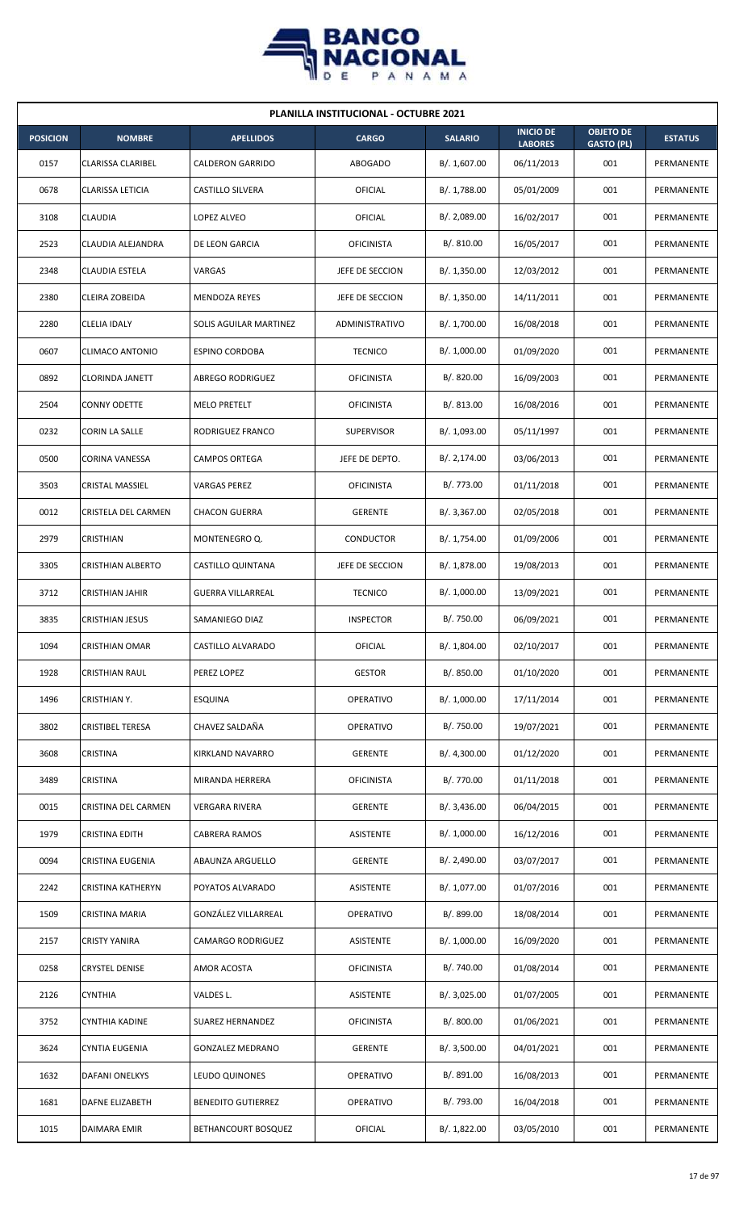| PLANILLA INSTITUCIONAL - OCTUBRE 2021 | | | | | | | |
|---|---|---|---|---|---|---|---|
| **POSICION** | **NOMBRE** | **APELLIDOS** | **CARGO** | **SALARIO** | **INICIO DE LABORES** | **OBJETO DE GASTO (PL)** | **ESTATUS** |
| 0157 | CLARISSA CLARIBEL | CALDERON GARRIDO | ABOGADO | B/. 1,607.00 | 06/11/2013 | 001 | PERMANENTE |
| 0678 | CLARISSA LETICIA | CASTILLO SILVERA | OFICIAL | B/. 1,788.00 | 05/01/2009 | 001 | PERMANENTE |
| 3108 | CLAUDIA | LOPEZ ALVEO | OFICIAL | B/. 2,089.00 | 16/02/2017 | 001 | PERMANENTE |
| 2523 | CLAUDIA ALEJANDRA | DE LEON GARCIA | OFICINISTA | B/. 810.00 | 16/05/2017 | 001 | PERMANENTE |
| 2348 | CLAUDIA ESTELA | VARGAS | JEFE DE SECCION | B/. 1,350.00 | 12/03/2012 | 001 | PERMANENTE |
| 2380 | CLEIRA ZOBEIDA | MENDOZA REYES | JEFE DE SECCION | B/. 1,350.00 | 14/11/2011 | 001 | PERMANENTE |
| 2280 | CLELIA IDALY | SOLIS AGUILAR MARTINEZ | ADMINISTRATIVO | B/. 1,700.00 | 16/08/2018 | 001 | PERMANENTE |
| 0607 | CLIMACO ANTONIO | ESPINO CORDOBA | TECNICO | B/. 1,000.00 | 01/09/2020 | 001 | PERMANENTE |
| 0892 | CLORINDA JANETT | ABREGO RODRIGUEZ | OFICINISTA | B/. 820.00 | 16/09/2003 | 001 | PERMANENTE |
| 2504 | CONNY ODETTE | MELO PRETELT | OFICINISTA | B/. 813.00 | 16/08/2016 | 001 | PERMANENTE |
| 0232 | CORIN LA SALLE | RODRIGUEZ FRANCO | SUPERVISOR | B/. 1,093.00 | 05/11/1997 | 001 | PERMANENTE |
| 0500 | CORINA VANESSA | CAMPOS ORTEGA | JEFE DE DEPTO. | B/. 2,174.00 | 03/06/2013 | 001 | PERMANENTE |
| 3503 | CRISTAL MASSIEL | VARGAS PEREZ | OFICINISTA | B/. 773.00 | 01/11/2018 | 001 | PERMANENTE |
| 0012 | CRISTELA DEL CARMEN | CHACON GUERRA | GERENTE | B/. 3,367.00 | 02/05/2018 | 001 | PERMANENTE |
| 2979 | CRISTHIAN | MONTENEGRO Q. | CONDUCTOR | B/. 1,754.00 | 01/09/2006 | 001 | PERMANENTE |
| 3305 | CRISTHIAN ALBERTO | CASTILLO QUINTANA | JEFE DE SECCION | B/. 1,878.00 | 19/08/2013 | 001 | PERMANENTE |
| 3712 | CRISTHIAN JAHIR | GUERRA VILLARREAL | TECNICO | B/. 1,000.00 | 13/09/2021 | 001 | PERMANENTE |
| 3835 | CRISTHIAN JESUS | SAMANIEGO DIAZ | INSPECTOR | B/. 750.00 | 06/09/2021 | 001 | PERMANENTE |
| 1094 | CRISTHIAN OMAR | CASTILLO ALVARADO | OFICIAL | B/. 1,804.00 | 02/10/2017 | 001 | PERMANENTE |
| 1928 | CRISTHIAN RAUL | PEREZ LOPEZ | GESTOR | B/. 850.00 | 01/10/2020 | 001 | PERMANENTE |
| 1496 | CRISTHIAN Y. | ESQUINA | OPERATIVO | B/. 1,000.00 | 17/11/2014 | 001 | PERMANENTE |
| 3802 | CRISTIBEL TERESA | CHAVEZ SALDAÑA | OPERATIVO | B/. 750.00 | 19/07/2021 | 001 | PERMANENTE |
| 3608 | CRISTINA | KIRKLAND NAVARRO | GERENTE | B/. 4,300.00 | 01/12/2020 | 001 | PERMANENTE |
| 3489 | CRISTINA | MIRANDA HERRERA | OFICINISTA | B/. 770.00 | 01/11/2018 | 001 | PERMANENTE |
| 0015 | CRISTINA DEL CARMEN | VERGARA RIVERA | GERENTE | B/. 3,436.00 | 06/04/2015 | 001 | PERMANENTE |
| 1979 | CRISTINA EDITH | CABRERA RAMOS | ASISTENTE | B/. 1,000.00 | 16/12/2016 | 001 | PERMANENTE |
| 0094 | CRISTINA EUGENIA | ABAUNZA ARGUELLO | GERENTE | B/. 2,490.00 | 03/07/2017 | 001 | PERMANENTE |
| 2242 | CRISTINA KATHERYN | POYATOS ALVARADO | ASISTENTE | B/. 1,077.00 | 01/07/2016 | 001 | PERMANENTE |
| 1509 | CRISTINA MARIA | GONZÁLEZ VILLARREAL | OPERATIVO | B/. 899.00 | 18/08/2014 | 001 | PERMANENTE |
| 2157 | CRISTY YANIRA | CAMARGO RODRIGUEZ | ASISTENTE | B/. 1,000.00 | 16/09/2020 | 001 | PERMANENTE |
| 0258 | CRYSTEL DENISE | AMOR ACOSTA | OFICINISTA | B/. 740.00 | 01/08/2014 | 001 | PERMANENTE |
| 2126 | CYNTHIA | VALDES L. | ASISTENTE | B/. 3,025.00 | 01/07/2005 | 001 | PERMANENTE |
| 3752 | CYNTHIA KADINE | SUAREZ HERNANDEZ | OFICINISTA | B/. 800.00 | 01/06/2021 | 001 | PERMANENTE |
| 3624 | CYNTIA EUGENIA | GONZALEZ MEDRANO | GERENTE | B/. 3,500.00 | 04/01/2021 | 001 | PERMANENTE |
| 1632 | DAFANI ONELKYS | LEUDO QUINONES | OPERATIVO | B/. 891.00 | 16/08/2013 | 001 | PERMANENTE |
| 1681 | DAFNE ELIZABETH | BENEDITO GUTIERREZ | OPERATIVO | B/. 793.00 | 16/04/2018 | 001 | PERMANENTE |
| 1015 | DAIMARA EMIR | BETHANCOURT BOSQUEZ | OFICIAL | B/. 1,822.00 | 03/05/2010 | 001 | PERMANENTE |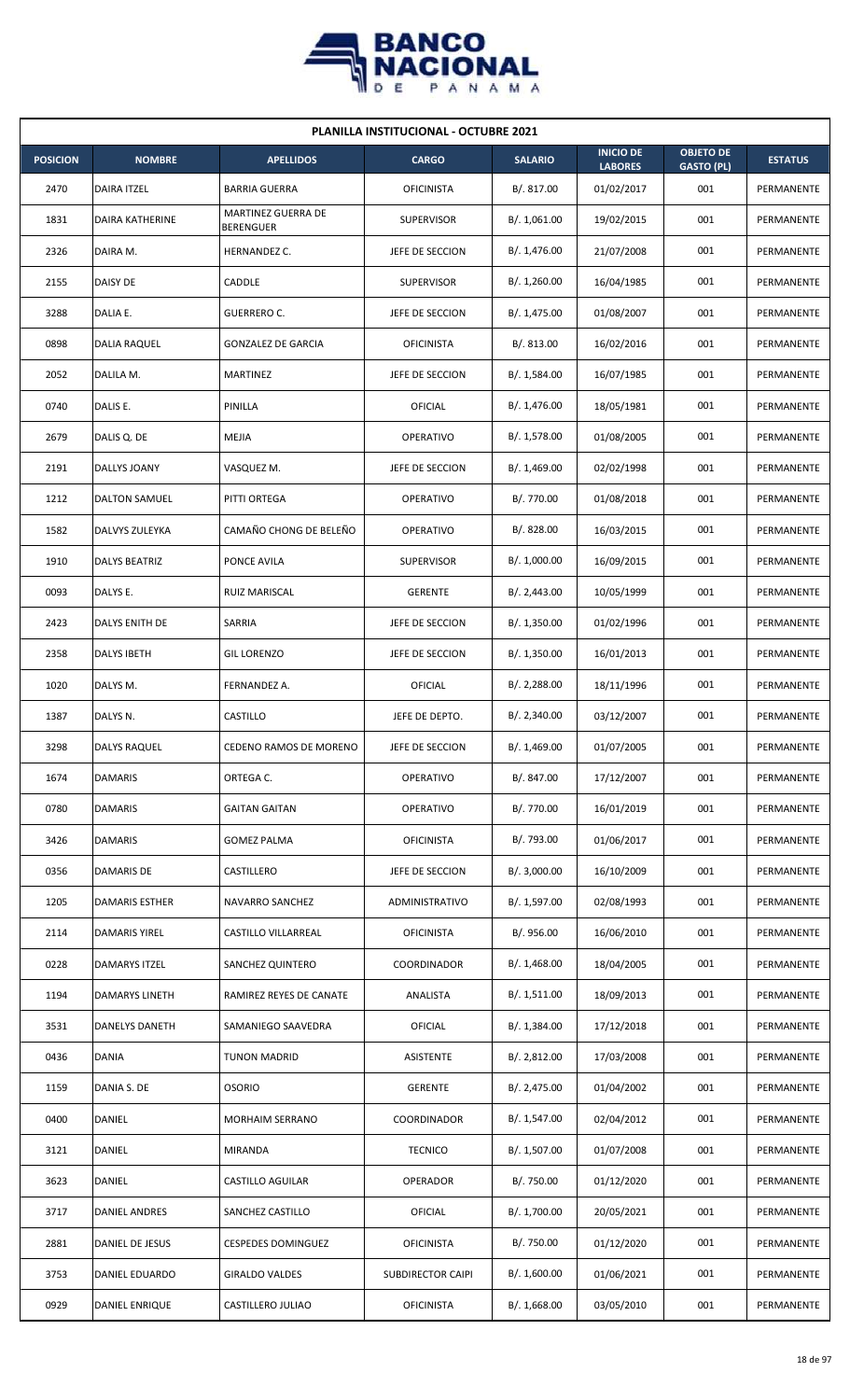| PLANILLA INSTITUCIONAL - OCTUBRE 2021 | | | | | | | |
|---|---|---|---|---|---|---|---|
| **POSICION** | **NOMBRE** | **APELLIDOS** | **CARGO** | **SALARIO** | **INICIO DE LABORES** | **OBJETO DE GASTO (PL)** | **ESTATUS** |
| 2470 | DAIRA ITZEL | BARRIA GUERRA | OFICINISTA | B/. 817.00 | 01/02/2017 | 001 | PERMANENTE |
| 1831 | DAIRA KATHERINE | MARTINEZ GUERRA DE BERENGUER | SUPERVISOR | B/. 1,061.00 | 19/02/2015 | 001 | PERMANENTE |
| 2326 | DAIRA M. | HERNANDEZ C. | JEFE DE SECCION | B/. 1,476.00 | 21/07/2008 | 001 | PERMANENTE |
| 2155 | DAISY DE | CADDLE | SUPERVISOR | B/. 1,260.00 | 16/04/1985 | 001 | PERMANENTE |
| 3288 | DALIA E. | GUERRERO C. | JEFE DE SECCION | B/. 1,475.00 | 01/08/2007 | 001 | PERMANENTE |
| 0898 | DALIA RAQUEL | GONZALEZ DE GARCIA | OFICINISTA | B/. 813.00 | 16/02/2016 | 001 | PERMANENTE |
| 2052 | DALILA M. | MARTINEZ | JEFE DE SECCION | B/. 1,584.00 | 16/07/1985 | 001 | PERMANENTE |
| 0740 | DALIS E. | PINILLA | OFICIAL | B/. 1,476.00 | 18/05/1981 | 001 | PERMANENTE |
| 2679 | DALIS Q. DE | MEJIA | OPERATIVO | B/. 1,578.00 | 01/08/2005 | 001 | PERMANENTE |
| 2191 | DALLYS JOANY | VASQUEZ M. | JEFE DE SECCION | B/. 1,469.00 | 02/02/1998 | 001 | PERMANENTE |
| 1212 | DALTON SAMUEL | PITTI ORTEGA | OPERATIVO | B/. 770.00 | 01/08/2018 | 001 | PERMANENTE |
| 1582 | DALVYS ZULEYKA | CAMAÑO CHONG DE BELEÑO | OPERATIVO | B/. 828.00 | 16/03/2015 | 001 | PERMANENTE |
| 1910 | DALYS BEATRIZ | PONCE AVILA | SUPERVISOR | B/. 1,000.00 | 16/09/2015 | 001 | PERMANENTE |
| 0093 | DALYS E. | RUIZ MARISCAL | GERENTE | B/. 2,443.00 | 10/05/1999 | 001 | PERMANENTE |
| 2423 | DALYS ENITH DE | SARRIA | JEFE DE SECCION | B/. 1,350.00 | 01/02/1996 | 001 | PERMANENTE |
| 2358 | DALYS IBETH | GIL LORENZO | JEFE DE SECCION | B/. 1,350.00 | 16/01/2013 | 001 | PERMANENTE |
| 1020 | DALYS M. | FERNANDEZ A. | OFICIAL | B/. 2,288.00 | 18/11/1996 | 001 | PERMANENTE |
| 1387 | DALYS N. | CASTILLO | JEFE DE DEPTO. | B/. 2,340.00 | 03/12/2007 | 001 | PERMANENTE |
| 3298 | DALYS RAQUEL | CEDENO RAMOS DE MORENO | JEFE DE SECCION | B/. 1,469.00 | 01/07/2005 | 001 | PERMANENTE |
| 1674 | DAMARIS | ORTEGA C. | OPERATIVO | B/. 847.00 | 17/12/2007 | 001 | PERMANENTE |
| 0780 | DAMARIS | GAITAN GAITAN | OPERATIVO | B/. 770.00 | 16/01/2019 | 001 | PERMANENTE |
| 3426 | DAMARIS | GOMEZ PALMA | OFICINISTA | B/. 793.00 | 01/06/2017 | 001 | PERMANENTE |
| 0356 | DAMARIS DE | CASTILLERO | JEFE DE SECCION | B/. 3,000.00 | 16/10/2009 | 001 | PERMANENTE |
| 1205 | DAMARIS ESTHER | NAVARRO SANCHEZ | ADMINISTRATIVO | B/. 1,597.00 | 02/08/1993 | 001 | PERMANENTE |
| 2114 | DAMARIS YIREL | CASTILLO VILLARREAL | OFICINISTA | B/. 956.00 | 16/06/2010 | 001 | PERMANENTE |
| 0228 | DAMARYS ITZEL | SANCHEZ QUINTERO | COORDINADOR | B/. 1,468.00 | 18/04/2005 | 001 | PERMANENTE |
| 1194 | DAMARYS LINETH | RAMIREZ REYES DE CANATE | ANALISTA | B/. 1,511.00 | 18/09/2013 | 001 | PERMANENTE |
| 3531 | DANELYS DANETH | SAMANIEGO SAAVEDRA | OFICIAL | B/. 1,384.00 | 17/12/2018 | 001 | PERMANENTE |
| 0436 | DANIA | TUNON MADRID | ASISTENTE | B/. 2,812.00 | 17/03/2008 | 001 | PERMANENTE |
| 1159 | DANIA S. DE | OSORIO | GERENTE | B/. 2,475.00 | 01/04/2002 | 001 | PERMANENTE |
| 0400 | DANIEL | MORHAIM SERRANO | COORDINADOR | B/. 1,547.00 | 02/04/2012 | 001 | PERMANENTE |
| 3121 | DANIEL | MIRANDA | TECNICO | B/. 1,507.00 | 01/07/2008 | 001 | PERMANENTE |
| 3623 | DANIEL | CASTILLO AGUILAR | OPERADOR | B/. 750.00 | 01/12/2020 | 001 | PERMANENTE |
| 3717 | DANIEL ANDRES | SANCHEZ CASTILLO | OFICIAL | B/. 1,700.00 | 20/05/2021 | 001 | PERMANENTE |
| 2881 | DANIEL DE JESUS | CESPEDES DOMINGUEZ | OFICINISTA | B/. 750.00 | 01/12/2020 | 001 | PERMANENTE |
| 3753 | DANIEL EDUARDO | GIRALDO VALDES | SUBDIRECTOR CAIPI | B/. 1,600.00 | 01/06/2021 | 001 | PERMANENTE |
| 0929 | DANIEL ENRIQUE | CASTILLERO JULIAO | OFICINISTA | B/. 1,668.00 | 03/05/2010 | 001 | PERMANENTE |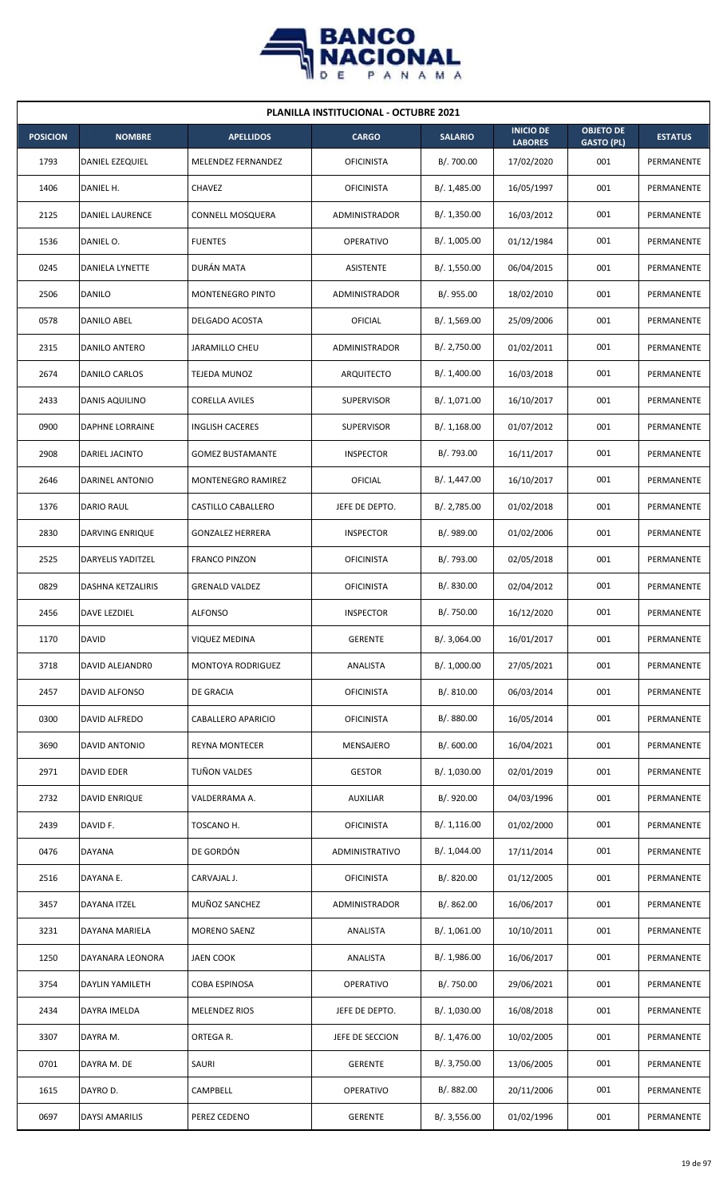| PLANILLA INSTITUCIONAL - OCTUBRE 2021 | | | | | | | |
|---|---|---|---|---|---|---|---|
| **POSICION** | **NOMBRE** | **APELLIDOS** | **CARGO** | **SALARIO** | **INICIO DE LABORES** | **OBJETO DE GASTO (PL)** | **ESTATUS** |
| 1793 | DANIEL EZEQUIEL | MELENDEZ FERNANDEZ | OFICINISTA | B/. 700.00 | 17/02/2020 | 001 | PERMANENTE |
| 1406 | DANIEL H. | CHAVEZ | OFICINISTA | B/. 1,485.00 | 16/05/1997 | 001 | PERMANENTE |
| 2125 | DANIEL LAURENCE | CONNELL MOSQUERA | ADMINISTRADOR | B/. 1,350.00 | 16/03/2012 | 001 | PERMANENTE |
| 1536 | DANIEL O. | FUENTES | OPERATIVO | B/. 1,005.00 | 01/12/1984 | 001 | PERMANENTE |
| 0245 | DANIELA LYNETTE | DURÁN MATA | ASISTENTE | B/. 1,550.00 | 06/04/2015 | 001 | PERMANENTE |
| 2506 | DANILO | MONTENEGRO PINTO | ADMINISTRADOR | B/. 955.00 | 18/02/2010 | 001 | PERMANENTE |
| 0578 | DANILO ABEL | DELGADO ACOSTA | OFICIAL | B/. 1,569.00 | 25/09/2006 | 001 | PERMANENTE |
| 2315 | DANILO ANTERO | JARAMILLO CHEU | ADMINISTRADOR | B/. 2,750.00 | 01/02/2011 | 001 | PERMANENTE |
| 2674 | DANILO CARLOS | TEJEDA MUNOZ | ARQUITECTO | B/. 1,400.00 | 16/03/2018 | 001 | PERMANENTE |
| 2433 | DANIS AQUILINO | CORELLA AVILES | SUPERVISOR | B/. 1,071.00 | 16/10/2017 | 001 | PERMANENTE |
| 0900 | DAPHNE LORRAINE | INGLISH CACERES | SUPERVISOR | B/. 1,168.00 | 01/07/2012 | 001 | PERMANENTE |
| 2908 | DARIEL JACINTO | GOMEZ BUSTAMANTE | INSPECTOR | B/. 793.00 | 16/11/2017 | 001 | PERMANENTE |
| 2646 | DARINEL ANTONIO | MONTENEGRO RAMIREZ | OFICIAL | B/. 1,447.00 | 16/10/2017 | 001 | PERMANENTE |
| 1376 | DARIO RAUL | CASTILLO CABALLERO | JEFE DE DEPTO. | B/. 2,785.00 | 01/02/2018 | 001 | PERMANENTE |
| 2830 | DARVING ENRIQUE | GONZALEZ HERRERA | INSPECTOR | B/. 989.00 | 01/02/2006 | 001 | PERMANENTE |
| 2525 | DARYELIS YADITZEL | FRANCO PINZON | OFICINISTA | B/. 793.00 | 02/05/2018 | 001 | PERMANENTE |
| 0829 | DASHNA KETZALIRIS | GRENALD VALDEZ | OFICINISTA | B/. 830.00 | 02/04/2012 | 001 | PERMANENTE |
| 2456 | DAVE LEZDIEL | ALFONSO | INSPECTOR | B/. 750.00 | 16/12/2020 | 001 | PERMANENTE |
| 1170 | DAVID | VIQUEZ MEDINA | GERENTE | B/. 3,064.00 | 16/01/2017 | 001 | PERMANENTE |
| 3718 | DAVID ALEJANDR0 | MONTOYA RODRIGUEZ | ANALISTA | B/. 1,000.00 | 27/05/2021 | 001 | PERMANENTE |
| 2457 | DAVID ALFONSO | DE GRACIA | OFICINISTA | B/. 810.00 | 06/03/2014 | 001 | PERMANENTE |
| 0300 | DAVID ALFREDO | CABALLERO APARICIO | OFICINISTA | B/. 880.00 | 16/05/2014 | 001 | PERMANENTE |
| 3690 | DAVID ANTONIO | REYNA MONTECER | MENSAJERO | B/. 600.00 | 16/04/2021 | 001 | PERMANENTE |
| 2971 | DAVID EDER | TUÑON VALDES | GESTOR | B/. 1,030.00 | 02/01/2019 | 001 | PERMANENTE |
| 2732 | DAVID ENRIQUE | VALDERRAMA A. | AUXILIAR | B/. 920.00 | 04/03/1996 | 001 | PERMANENTE |
| 2439 | DAVID F. | TOSCANO H. | OFICINISTA | B/. 1,116.00 | 01/02/2000 | 001 | PERMANENTE |
| 0476 | DAYANA | DE GORDÓN | ADMINISTRATIVO | B/. 1,044.00 | 17/11/2014 | 001 | PERMANENTE |
| 2516 | DAYANA E. | CARVAJAL J. | OFICINISTA | B/. 820.00 | 01/12/2005 | 001 | PERMANENTE |
| 3457 | DAYANA ITZEL | MUÑOZ SANCHEZ | ADMINISTRADOR | B/. 862.00 | 16/06/2017 | 001 | PERMANENTE |
| 3231 | DAYANA MARIELA | MORENO SAENZ | ANALISTA | B/. 1,061.00 | 10/10/2011 | 001 | PERMANENTE |
| 1250 | DAYANARA LEONORA | JAEN COOK | ANALISTA | B/. 1,986.00 | 16/06/2017 | 001 | PERMANENTE |
| 3754 | DAYLIN YAMILETH | COBA ESPINOSA | OPERATIVO | B/. 750.00 | 29/06/2021 | 001 | PERMANENTE |
| 2434 | DAYRA IMELDA | MELENDEZ RIOS | JEFE DE DEPTO. | B/. 1,030.00 | 16/08/2018 | 001 | PERMANENTE |
| 3307 | DAYRA M. | ORTEGA R. | JEFE DE SECCION | B/. 1,476.00 | 10/02/2005 | 001 | PERMANENTE |
| 0701 | DAYRA M. DE | SAURI | GERENTE | B/. 3,750.00 | 13/06/2005 | 001 | PERMANENTE |
| 1615 | DAYRO D. | CAMPBELL | OPERATIVO | B/. 882.00 | 20/11/2006 | 001 | PERMANENTE |
| 0697 | DAYSI AMARILIS | PEREZ CEDENO | GERENTE | B/. 3,556.00 | 01/02/1996 | 001 | PERMANENTE |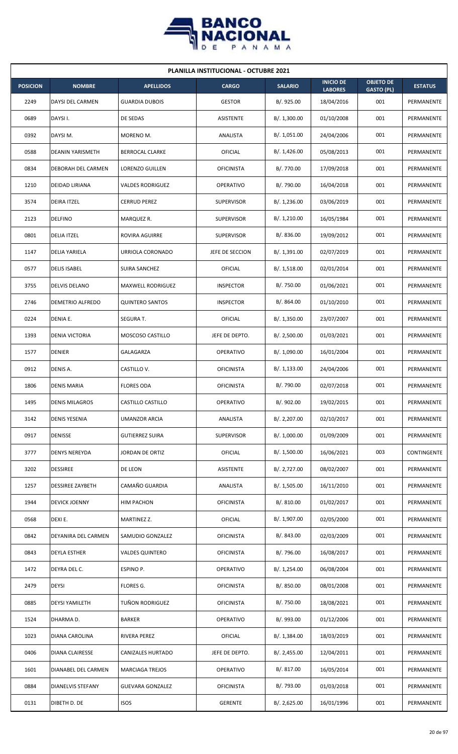| PLANILLA INSTITUCIONAL - OCTUBRE 2021 | | | | | | | |
|---|---|---|---|---|---|---|---|
| **POSICION** | **NOMBRE** | **APELLIDOS** | **CARGO** | **SALARIO** | **INICIO DE LABORES** | **OBJETO DE GASTO (PL)** | **ESTATUS** |
| 2249 | DAYSI DEL CARMEN | GUARDIA DUBOIS | GESTOR | B/. 925.00 | 18/04/2016 | 001 | PERMANENTE |
| 0689 | DAYSI I. | DE SEDAS | ASISTENTE | B/. 1,300.00 | 01/10/2008 | 001 | PERMANENTE |
| 0392 | DAYSI M. | MORENO M. | ANALISTA | B/. 1,051.00 | 24/04/2006 | 001 | PERMANENTE |
| 0588 | DEANIN YARISMETH | BERROCAL CLARKE | OFICIAL | B/. 1,426.00 | 05/08/2013 | 001 | PERMANENTE |
| 0834 | DEBORAH DEL CARMEN | LORENZO GUILLEN | OFICINISTA | B/. 770.00 | 17/09/2018 | 001 | PERMANENTE |
| 1210 | DEIDAD LIRIANA | VALDES RODRIGUEZ | OPERATIVO | B/. 790.00 | 16/04/2018 | 001 | PERMANENTE |
| 3574 | DEIRA ITZEL | CERRUD PEREZ | SUPERVISOR | B/. 1,236.00 | 03/06/2019 | 001 | PERMANENTE |
| 2123 | DELFINO | MARQUEZ R. | SUPERVISOR | B/. 1,210.00 | 16/05/1984 | 001 | PERMANENTE |
| 0801 | DELIA ITZEL | ROVIRA AGUIRRE | SUPERVISOR | B/. 836.00 | 19/09/2012 | 001 | PERMANENTE |
| 1147 | DELIA YARIELA | URRIOLA CORONADO | JEFE DE SECCION | B/. 1,391.00 | 02/07/2019 | 001 | PERMANENTE |
| 0577 | DELIS ISABEL | SUIRA SANCHEZ | OFICIAL | B/. 1,518.00 | 02/01/2014 | 001 | PERMANENTE |
| 3755 | DELVIS DELANO | MAXWELL RODRIGUEZ | INSPECTOR | B/. 750.00 | 01/06/2021 | 001 | PERMANENTE |
| 2746 | DEMETRIO ALFREDO | QUINTERO SANTOS | INSPECTOR | B/. 864.00 | 01/10/2010 | 001 | PERMANENTE |
| 0224 | DENIA E. | SEGURA T. | OFICIAL | B/. 1,350.00 | 23/07/2007 | 001 | PERMANENTE |
| 1393 | DENIA VICTORIA | MOSCOSO CASTILLO | JEFE DE DEPTO. | B/. 2,500.00 | 01/03/2021 | 001 | PERMANENTE |
| 1577 | DENIER | GALAGARZA | OPERATIVO | B/. 1,090.00 | 16/01/2004 | 001 | PERMANENTE |
| 0912 | DENIS A. | CASTILLO V. | OFICINISTA | B/. 1,133.00 | 24/04/2006 | 001 | PERMANENTE |
| 1806 | DENIS MARIA | FLORES ODA | OFICINISTA | B/. 790.00 | 02/07/2018 | 001 | PERMANENTE |
| 1495 | DENIS MILAGROS | CASTILLO CASTILLO | OPERATIVO | B/. 902.00 | 19/02/2015 | 001 | PERMANENTE |
| 3142 | DENIS YESENIA | UMANZOR ARCIA | ANALISTA | B/. 2,207.00 | 02/10/2017 | 001 | PERMANENTE |
| 0917 | DENISSE | GUTIERREZ SUIRA | SUPERVISOR | B/. 1,000.00 | 01/09/2009 | 001 | PERMANENTE |
| 3777 | DENYS NEREYDA | JORDAN DE ORTIZ | OFICIAL | B/. 1,500.00 | 16/06/2021 | 003 | CONTINGENTE |
| 3202 | DESSIREE | DE LEON | ASISTENTE | B/. 2,727.00 | 08/02/2007 | 001 | PERMANENTE |
| 1257 | DESSIREE ZAYBETH | CAMAÑO GUARDIA | ANALISTA | B/. 1,505.00 | 16/11/2010 | 001 | PERMANENTE |
| 1944 | DEVICK JOENNY | HIM PACHON | OFICINISTA | B/. 810.00 | 01/02/2017 | 001 | PERMANENTE |
| 0568 | DEXI E. | MARTINEZ Z. | OFICIAL | B/. 1,907.00 | 02/05/2000 | 001 | PERMANENTE |
| 0842 | DEYANIRA DEL CARMEN | SAMUDIO GONZALEZ | OFICINISTA | B/. 843.00 | 02/03/2009 | 001 | PERMANENTE |
| 0843 | DEYLA ESTHER | VALDES QUINTERO | OFICINISTA | B/. 796.00 | 16/08/2017 | 001 | PERMANENTE |
| 1472 | DEYRA DEL C. | ESPINO P. | OPERATIVO | B/. 1,254.00 | 06/08/2004 | 001 | PERMANENTE |
| 2479 | DEYSI | FLORES G. | OFICINISTA | B/. 850.00 | 08/01/2008 | 001 | PERMANENTE |
| 0885 | DEYSI YAMILETH | TUÑON RODRIGUEZ | OFICINISTA | B/. 750.00 | 18/08/2021 | 001 | PERMANENTE |
| 1524 | DHARMA D. | BARKER | OPERATIVO | B/. 993.00 | 01/12/2006 | 001 | PERMANENTE |
| 1023 | DIANA CAROLINA | RIVERA PEREZ | OFICIAL | B/. 1,384.00 | 18/03/2019 | 001 | PERMANENTE |
| 0406 | DIANA CLAIRESSE | CANIZALES HURTADO | JEFE DE DEPTO. | B/. 2,455.00 | 12/04/2011 | 001 | PERMANENTE |
| 1601 | DIANABEL DEL CARMEN | MARCIAGA TREJOS | OPERATIVO | B/. 817.00 | 16/05/2014 | 001 | PERMANENTE |
| 0884 | DIANELVIS STEFANY | GUEVARA GONZALEZ | OFICINISTA | B/. 793.00 | 01/03/2018 | 001 | PERMANENTE |
| 0131 | DIBETH D. DE | ISOS | GERENTE | B/. 2,625.00 | 16/01/1996 | 001 | PERMANENTE |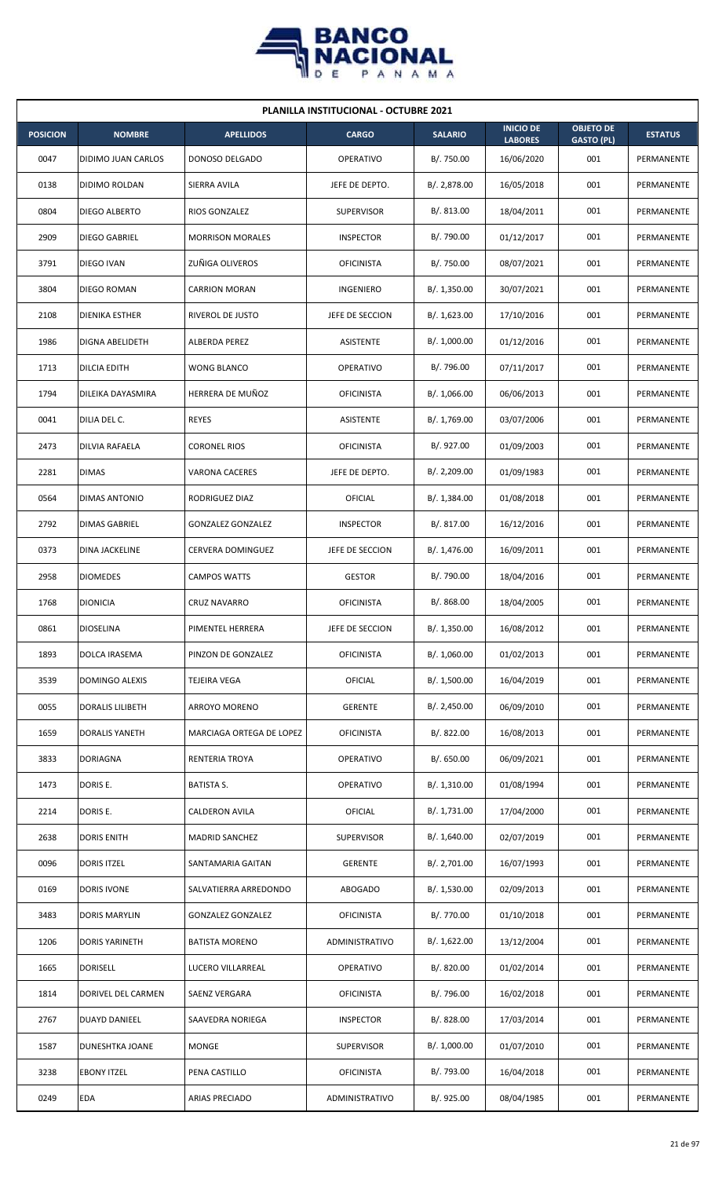| PLANILLA INSTITUCIONAL - OCTUBRE 2021 | | | | | | | |
|---|---|---|---|---|---|---|---|
| **POSICION** | **NOMBRE** | **APELLIDOS** | **CARGO** | **SALARIO** | **INICIO DE LABORES** | **OBJETO DE GASTO (PL)** | **ESTATUS** |
| 0047 | DIDIMO JUAN CARLOS | DONOSO DELGADO | OPERATIVO | B/. 750.00 | 16/06/2020 | 001 | PERMANENTE |
| 0138 | DIDIMO ROLDAN | SIERRA AVILA | JEFE DE DEPTO. | B/. 2,878.00 | 16/05/2018 | 001 | PERMANENTE |
| 0804 | DIEGO ALBERTO | RIOS GONZALEZ | SUPERVISOR | B/. 813.00 | 18/04/2011 | 001 | PERMANENTE |
| 2909 | DIEGO GABRIEL | MORRISON MORALES | INSPECTOR | B/. 790.00 | 01/12/2017 | 001 | PERMANENTE |
| 3791 | DIEGO IVAN | ZUÑIGA OLIVEROS | OFICINISTA | B/. 750.00 | 08/07/2021 | 001 | PERMANENTE |
| 3804 | DIEGO ROMAN | CARRION MORAN | INGENIERO | B/. 1,350.00 | 30/07/2021 | 001 | PERMANENTE |
| 2108 | DIENIKA ESTHER | RIVEROL DE JUSTO | JEFE DE SECCION | B/. 1,623.00 | 17/10/2016 | 001 | PERMANENTE |
| 1986 | DIGNA ABELIDETH | ALBERDA PEREZ | ASISTENTE | B/. 1,000.00 | 01/12/2016 | 001 | PERMANENTE |
| 1713 | DILCIA EDITH | WONG BLANCO | OPERATIVO | B/. 796.00 | 07/11/2017 | 001 | PERMANENTE |
| 1794 | DILEIKA DAYASMIRA | HERRERA DE MUÑOZ | OFICINISTA | B/. 1,066.00 | 06/06/2013 | 001 | PERMANENTE |
| 0041 | DILIA DEL C. | REYES | ASISTENTE | B/. 1,769.00 | 03/07/2006 | 001 | PERMANENTE |
| 2473 | DILVIA RAFAELA | CORONEL RIOS | OFICINISTA | B/. 927.00 | 01/09/2003 | 001 | PERMANENTE |
| 2281 | DIMAS | VARONA CACERES | JEFE DE DEPTO. | B/. 2,209.00 | 01/09/1983 | 001 | PERMANENTE |
| 0564 | DIMAS ANTONIO | RODRIGUEZ DIAZ | OFICIAL | B/. 1,384.00 | 01/08/2018 | 001 | PERMANENTE |
| 2792 | DIMAS GABRIEL | GONZALEZ GONZALEZ | INSPECTOR | B/. 817.00 | 16/12/2016 | 001 | PERMANENTE |
| 0373 | DINA JACKELINE | CERVERA DOMINGUEZ | JEFE DE SECCION | B/. 1,476.00 | 16/09/2011 | 001 | PERMANENTE |
| 2958 | DIOMEDES | CAMPOS WATTS | GESTOR | B/. 790.00 | 18/04/2016 | 001 | PERMANENTE |
| 1768 | DIONICIA | CRUZ NAVARRO | OFICINISTA | B/. 868.00 | 18/04/2005 | 001 | PERMANENTE |
| 0861 | DIOSELINA | PIMENTEL HERRERA | JEFE DE SECCION | B/. 1,350.00 | 16/08/2012 | 001 | PERMANENTE |
| 1893 | DOLCA IRASEMA | PINZON DE GONZALEZ | OFICINISTA | B/. 1,060.00 | 01/02/2013 | 001 | PERMANENTE |
| 3539 | DOMINGO ALEXIS | TEJEIRA VEGA | OFICIAL | B/. 1,500.00 | 16/04/2019 | 001 | PERMANENTE |
| 0055 | DORALIS LILIBETH | ARROYO MORENO | GERENTE | B/. 2,450.00 | 06/09/2010 | 001 | PERMANENTE |
| 1659 | DORALIS YANETH | MARCIAGA ORTEGA DE LOPEZ | OFICINISTA | B/. 822.00 | 16/08/2013 | 001 | PERMANENTE |
| 3833 | DORIAGNA | RENTERIA TROYA | OPERATIVO | B/. 650.00 | 06/09/2021 | 001 | PERMANENTE |
| 1473 | DORIS E. | BATISTA S. | OPERATIVO | B/. 1,310.00 | 01/08/1994 | 001 | PERMANENTE |
| 2214 | DORIS E. | CALDERON AVILA | OFICIAL | B/. 1,731.00 | 17/04/2000 | 001 | PERMANENTE |
| 2638 | DORIS ENITH | MADRID SANCHEZ | SUPERVISOR | B/. 1,640.00 | 02/07/2019 | 001 | PERMANENTE |
| 0096 | DORIS ITZEL | SANTAMARIA GAITAN | GERENTE | B/. 2,701.00 | 16/07/1993 | 001 | PERMANENTE |
| 0169 | DORIS IVONE | SALVATIERRA ARREDONDO | ABOGADO | B/. 1,530.00 | 02/09/2013 | 001 | PERMANENTE |
| 3483 | DORIS MARYLIN | GONZALEZ GONZALEZ | OFICINISTA | B/. 770.00 | 01/10/2018 | 001 | PERMANENTE |
| 1206 | DORIS YARINETH | BATISTA MORENO | ADMINISTRATIVO | B/. 1,622.00 | 13/12/2004 | 001 | PERMANENTE |
| 1665 | DORISELL | LUCERO VILLARREAL | OPERATIVO | B/. 820.00 | 01/02/2014 | 001 | PERMANENTE |
| 1814 | DORIVEL DEL CARMEN | SAENZ VERGARA | OFICINISTA | B/. 796.00 | 16/02/2018 | 001 | PERMANENTE |
| 2767 | DUAYD DANIEEL | SAAVEDRA NORIEGA | INSPECTOR | B/. 828.00 | 17/03/2014 | 001 | PERMANENTE |
| 1587 | DUNESHTKA JOANE | MONGE | SUPERVISOR | B/. 1,000.00 | 01/07/2010 | 001 | PERMANENTE |
| 3238 | EBONY ITZEL | PENA CASTILLO | OFICINISTA | B/. 793.00 | 16/04/2018 | 001 | PERMANENTE |
| 0249 | EDA | ARIAS PRECIADO | ADMINISTRATIVO | B/. 925.00 | 08/04/1985 | 001 | PERMANENTE |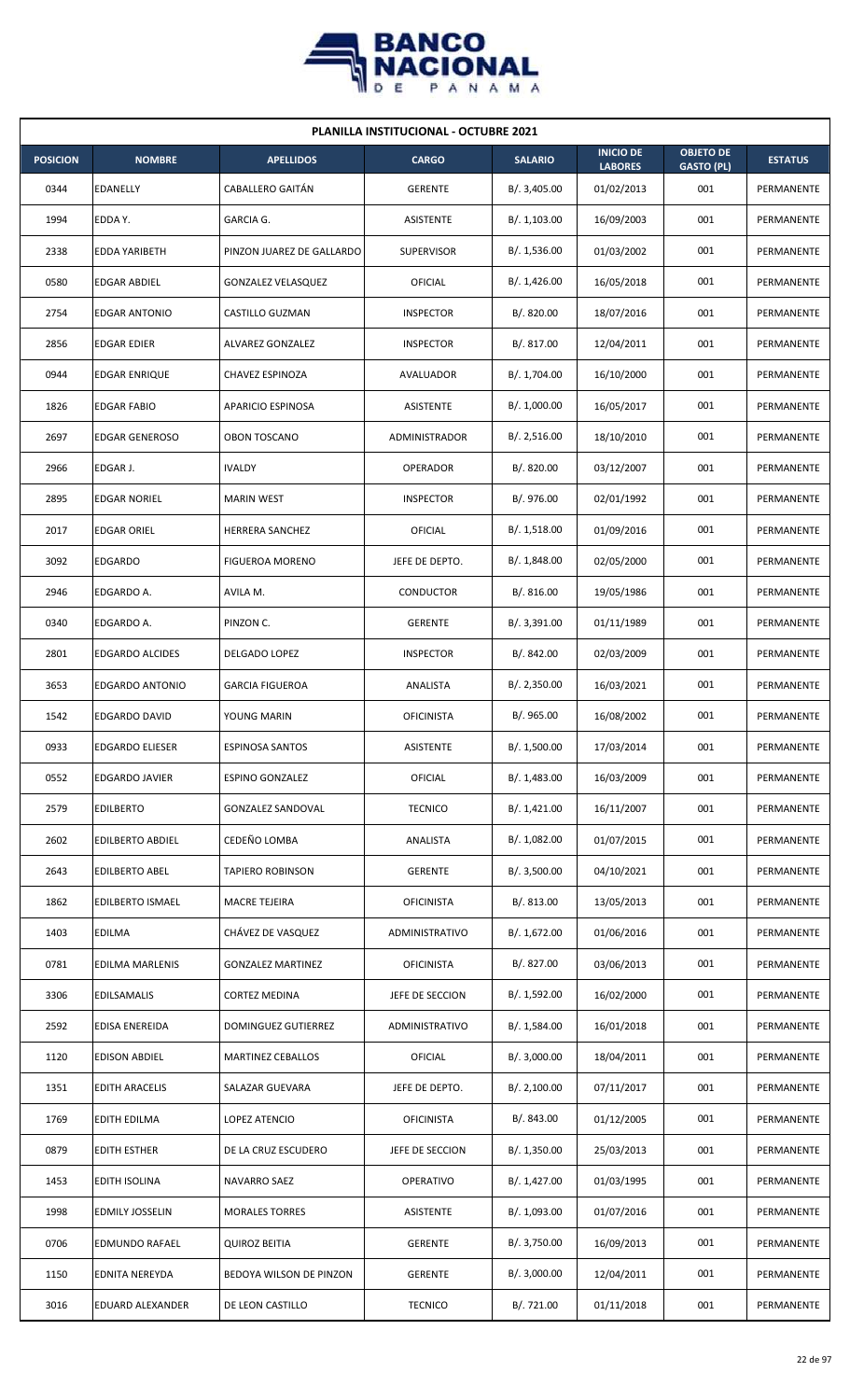| PLANILLA INSTITUCIONAL - OCTUBRE 2021 | | | | | | | |
|---|---|---|---|---|---|---|---|
| **POSICION** | **NOMBRE** | **APELLIDOS** | **CARGO** | **SALARIO** | **INICIO DE LABORES** | **OBJETO DE GASTO (PL)** | **ESTATUS** |
| 0344 | EDANELLY | CABALLERO GAITÁN | GERENTE | B/. 3,405.00 | 01/02/2013 | 001 | PERMANENTE |
| 1994 | EDDA Y. | GARCIA G. | ASISTENTE | B/. 1,103.00 | 16/09/2003 | 001 | PERMANENTE |
| 2338 | EDDA YARIBETH | PINZON JUAREZ DE GALLARDO | SUPERVISOR | B/. 1,536.00 | 01/03/2002 | 001 | PERMANENTE |
| 0580 | EDGAR ABDIEL | GONZALEZ VELASQUEZ | OFICIAL | B/. 1,426.00 | 16/05/2018 | 001 | PERMANENTE |
| 2754 | EDGAR ANTONIO | CASTILLO GUZMAN | INSPECTOR | B/. 820.00 | 18/07/2016 | 001 | PERMANENTE |
| 2856 | EDGAR EDIER | ALVAREZ GONZALEZ | INSPECTOR | B/. 817.00 | 12/04/2011 | 001 | PERMANENTE |
| 0944 | EDGAR ENRIQUE | CHAVEZ ESPINOZA | AVALUADOR | B/. 1,704.00 | 16/10/2000 | 001 | PERMANENTE |
| 1826 | EDGAR FABIO | APARICIO ESPINOSA | ASISTENTE | B/. 1,000.00 | 16/05/2017 | 001 | PERMANENTE |
| 2697 | EDGAR GENEROSO | OBON TOSCANO | ADMINISTRADOR | B/. 2,516.00 | 18/10/2010 | 001 | PERMANENTE |
| 2966 | EDGAR J. | IVALDY | OPERADOR | B/. 820.00 | 03/12/2007 | 001 | PERMANENTE |
| 2895 | EDGAR NORIEL | MARIN WEST | INSPECTOR | B/. 976.00 | 02/01/1992 | 001 | PERMANENTE |
| 2017 | EDGAR ORIEL | HERRERA SANCHEZ | OFICIAL | B/. 1,518.00 | 01/09/2016 | 001 | PERMANENTE |
| 3092 | EDGARDO | FIGUEROA MORENO | JEFE DE DEPTO. | B/. 1,848.00 | 02/05/2000 | 001 | PERMANENTE |
| 2946 | EDGARDO A. | AVILA M. | CONDUCTOR | B/. 816.00 | 19/05/1986 | 001 | PERMANENTE |
| 0340 | EDGARDO A. | PINZON C. | GERENTE | B/. 3,391.00 | 01/11/1989 | 001 | PERMANENTE |
| 2801 | EDGARDO ALCIDES | DELGADO LOPEZ | INSPECTOR | B/. 842.00 | 02/03/2009 | 001 | PERMANENTE |
| 3653 | EDGARDO ANTONIO | GARCIA FIGUEROA | ANALISTA | B/. 2,350.00 | 16/03/2021 | 001 | PERMANENTE |
| 1542 | EDGARDO DAVID | YOUNG MARIN | OFICINISTA | B/. 965.00 | 16/08/2002 | 001 | PERMANENTE |
| 0933 | EDGARDO ELIESER | ESPINOSA SANTOS | ASISTENTE | B/. 1,500.00 | 17/03/2014 | 001 | PERMANENTE |
| 0552 | EDGARDO JAVIER | ESPINO GONZALEZ | OFICIAL | B/. 1,483.00 | 16/03/2009 | 001 | PERMANENTE |
| 2579 | EDILBERTO | GONZALEZ SANDOVAL | TECNICO | B/. 1,421.00 | 16/11/2007 | 001 | PERMANENTE |
| 2602 | EDILBERTO ABDIEL | CEDEÑO LOMBA | ANALISTA | B/. 1,082.00 | 01/07/2015 | 001 | PERMANENTE |
| 2643 | EDILBERTO ABEL | TAPIERO ROBINSON | GERENTE | B/. 3,500.00 | 04/10/2021 | 001 | PERMANENTE |
| 1862 | EDILBERTO ISMAEL | MACRE TEJEIRA | OFICINISTA | B/. 813.00 | 13/05/2013 | 001 | PERMANENTE |
| 1403 | EDILMA | CHÁVEZ DE VASQUEZ | ADMINISTRATIVO | B/. 1,672.00 | 01/06/2016 | 001 | PERMANENTE |
| 0781 | EDILMA MARLENIS | GONZALEZ MARTINEZ | OFICINISTA | B/. 827.00 | 03/06/2013 | 001 | PERMANENTE |
| 3306 | EDILSAMALIS | CORTEZ MEDINA | JEFE DE SECCION | B/. 1,592.00 | 16/02/2000 | 001 | PERMANENTE |
| 2592 | EDISA ENEREIDA | DOMINGUEZ GUTIERREZ | ADMINISTRATIVO | B/. 1,584.00 | 16/01/2018 | 001 | PERMANENTE |
| 1120 | EDISON ABDIEL | MARTINEZ CEBALLOS | OFICIAL | B/. 3,000.00 | 18/04/2011 | 001 | PERMANENTE |
| 1351 | EDITH ARACELIS | SALAZAR GUEVARA | JEFE DE DEPTO. | B/. 2,100.00 | 07/11/2017 | 001 | PERMANENTE |
| 1769 | EDITH EDILMA | LOPEZ ATENCIO | OFICINISTA | B/. 843.00 | 01/12/2005 | 001 | PERMANENTE |
| 0879 | EDITH ESTHER | DE LA CRUZ ESCUDERO | JEFE DE SECCION | B/. 1,350.00 | 25/03/2013 | 001 | PERMANENTE |
| 1453 | EDITH ISOLINA | NAVARRO SAEZ | OPERATIVO | B/. 1,427.00 | 01/03/1995 | 001 | PERMANENTE |
| 1998 | EDMILY JOSSELIN | MORALES TORRES | ASISTENTE | B/. 1,093.00 | 01/07/2016 | 001 | PERMANENTE |
| 0706 | EDMUNDO RAFAEL | QUIROZ BEITIA | GERENTE | B/. 3,750.00 | 16/09/2013 | 001 | PERMANENTE |
| 1150 | EDNITA NEREYDA | BEDOYA WILSON DE PINZON | GERENTE | B/. 3,000.00 | 12/04/2011 | 001 | PERMANENTE |
| 3016 | EDUARD ALEXANDER | DE LEON CASTILLO | TECNICO | B/. 721.00 | 01/11/2018 | 001 | PERMANENTE |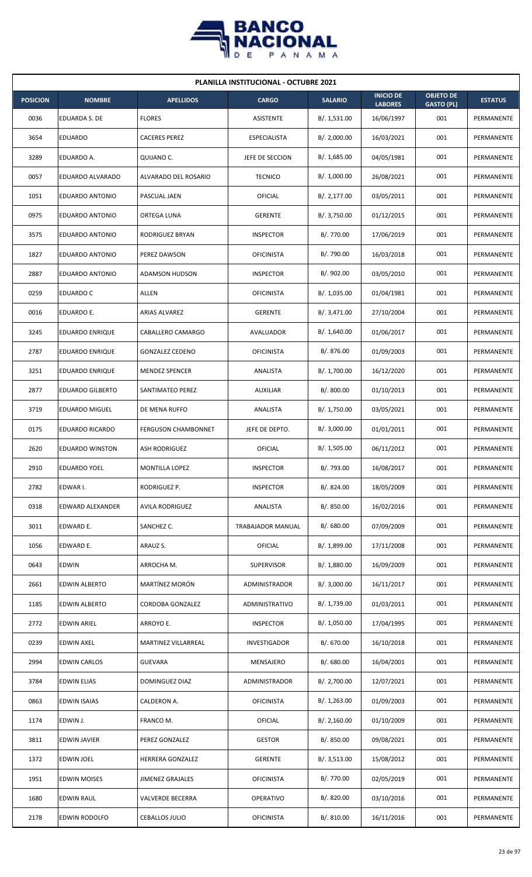**PLANILLA INSTITUCIONAL - OCTUBRE 2021**

| POSICION | NOMBRE | APELLIDOS | CARGO | SALARIO | INICIO DE LABORES | OBJETO DE GASTO (PL) | ESTATUS |
|---|---|---|---|---|---|---|---|
| 0036 | EDUARDA S. DE | FLORES | ASISTENTE | B/. 1,531.00 | 16/06/1997 | 001 | PERMANENTE |
| 3654 | EDUARDO | CACERES PEREZ | ESPECIALISTA | B/. 2,000.00 | 16/03/2021 | 001 | PERMANENTE |
| 3289 | EDUARDO A. | QUIJANO C. | JEFE DE SECCION | B/. 1,685.00 | 04/05/1981 | 001 | PERMANENTE |
| 0057 | EDUARDO ALVARADO | ALVARADO DEL ROSARIO | TECNICO | B/. 1,000.00 | 26/08/2021 | 001 | PERMANENTE |
| 1051 | EDUARDO ANTONIO | PASCUAL JAEN | OFICIAL | B/. 2,177.00 | 03/05/2011 | 001 | PERMANENTE |
| 0975 | EDUARDO ANTONIO | ORTEGA LUNA | GERENTE | B/. 3,750.00 | 01/12/2015 | 001 | PERMANENTE |
| 3575 | EDUARDO ANTONIO | RODRIGUEZ BRYAN | INSPECTOR | B/. 770.00 | 17/06/2019 | 001 | PERMANENTE |
| 1827 | EDUARDO ANTONIO | PEREZ DAWSON | OFICINISTA | B/. 790.00 | 16/03/2018 | 001 | PERMANENTE |
| 2887 | EDUARDO ANTONIO | ADAMSON HUDSON | INSPECTOR | B/. 902.00 | 03/05/2010 | 001 | PERMANENTE |
| 0259 | EDUARDO C | ALLEN | OFICINISTA | B/. 1,035.00 | 01/04/1981 | 001 | PERMANENTE |
| 0016 | EDUARDO E. | ARIAS ALVAREZ | GERENTE | B/. 3,471.00 | 27/10/2004 | 001 | PERMANENTE |
| 3245 | EDUARDO ENRIQUE | CABALLERO CAMARGO | AVALUADOR | B/. 1,640.00 | 01/06/2017 | 001 | PERMANENTE |
| 2787 | EDUARDO ENRIQUE | GONZALEZ CEDENO | OFICINISTA | B/. 876.00 | 01/09/2003 | 001 | PERMANENTE |
| 3251 | EDUARDO ENRIQUE | MENDEZ SPENCER | ANALISTA | B/. 1,700.00 | 16/12/2020 | 001 | PERMANENTE |
| 2877 | EDUARDO GILBERTO | SANTIMATEO PEREZ | AUXILIAR | B/. 800.00 | 01/10/2013 | 001 | PERMANENTE |
| 3719 | EDUARDO MIGUEL | DE MENA RUFFO | ANALISTA | B/. 1,750.00 | 03/05/2021 | 001 | PERMANENTE |
| 0175 | EDUARDO RICARDO | FERGUSON CHAMBONNET | JEFE DE DEPTO. | B/. 3,000.00 | 01/01/2011 | 001 | PERMANENTE |
| 2620 | EDUARDO WINSTON | ASH RODRIGUEZ | OFICIAL | B/. 1,505.00 | 06/11/2012 | 001 | PERMANENTE |
| 2910 | EDUARDO YOEL | MONTILLA LOPEZ | INSPECTOR | B/. 793.00 | 16/08/2017 | 001 | PERMANENTE |
| 2782 | EDWAR I. | RODRIGUEZ P. | INSPECTOR | B/. 824.00 | 18/05/2009 | 001 | PERMANENTE |
| 0318 | EDWARD ALEXANDER | AVILA RODRIGUEZ | ANALISTA | B/. 850.00 | 16/02/2016 | 001 | PERMANENTE |
| 3011 | EDWARD E. | SANCHEZ C. | TRABAJADOR MANUAL | B/. 680.00 | 07/09/2009 | 001 | PERMANENTE |
| 1056 | EDWARD E. | ARAUZ S. | OFICIAL | B/. 1,899.00 | 17/11/2008 | 001 | PERMANENTE |
| 0643 | EDWIN | ARROCHA M. | SUPERVISOR | B/. 1,880.00 | 16/09/2009 | 001 | PERMANENTE |
| 2661 | EDWIN ALBERTO | MARTÍNEZ MORÓN | ADMINISTRADOR | B/. 3,000.00 | 16/11/2017 | 001 | PERMANENTE |
| 1185 | EDWIN ALBERTO | CORDOBA GONZALEZ | ADMINISTRATIVO | B/. 1,739.00 | 01/03/2011 | 001 | PERMANENTE |
| 2772 | EDWIN ARIEL | ARROYO E. | INSPECTOR | B/. 1,050.00 | 17/04/1995 | 001 | PERMANENTE |
| 0239 | EDWIN AXEL | MARTINEZ VILLARREAL | INVESTIGADOR | B/. 670.00 | 16/10/2018 | 001 | PERMANENTE |
| 2994 | EDWIN CARLOS | GUEVARA | MENSAJERO | B/. 680.00 | 16/04/2001 | 001 | PERMANENTE |
| 3784 | EDWIN ELIAS | DOMINGUEZ DIAZ | ADMINISTRADOR | B/. 2,700.00 | 12/07/2021 | 001 | PERMANENTE |
| 0863 | EDWIN ISAIAS | CALDERON A. | OFICINISTA | B/. 1,263.00 | 01/09/2003 | 001 | PERMANENTE |
| 1174 | EDWIN J. | FRANCO M. | OFICIAL | B/. 2,160.00 | 01/10/2009 | 001 | PERMANENTE |
| 3811 | EDWIN JAVIER | PEREZ GONZALEZ | GESTOR | B/. 850.00 | 09/08/2021 | 001 | PERMANENTE |
| 1372 | EDWIN JOEL | HERRERA GONZALEZ | GERENTE | B/. 3,513.00 | 15/08/2012 | 001 | PERMANENTE |
| 1951 | EDWIN MOISES | JIMENEZ GRAJALES | OFICINISTA | B/. 770.00 | 02/05/2019 | 001 | PERMANENTE |
| 1680 | EDWIN RAUL | VALVERDE BECERRA | OPERATIVO | B/. 820.00 | 03/10/2016 | 001 | PERMANENTE |
| 2178 | EDWIN RODOLFO | CEBALLOS JULIO | OFICINISTA | B/. 810.00 | 16/11/2016 | 001 | PERMANENTE |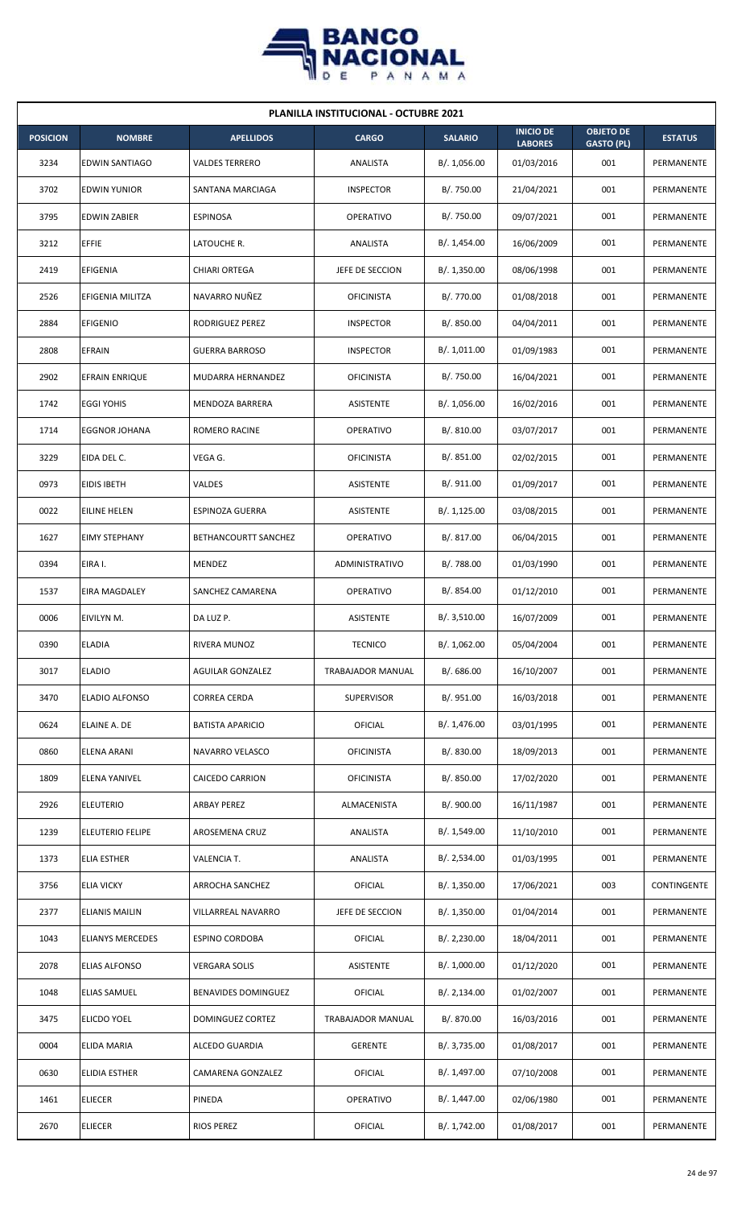## PLANILLA INSTITUCIONAL - OCTUBRE 2021

| POSICION | NOMBRE | APELLIDOS | CARGO | SALARIO | INICIO DE LABORES | OBJETO DE GASTO (PL) | ESTATUS |
|---|---|---|---|---|---|---|---|
| 3234 | EDWIN SANTIAGO | VALDES TERRERO | ANALISTA | B/. 1,056.00 | 01/03/2016 | 001 | PERMANENTE |
| 3702 | EDWIN YUNIOR | SANTANA MARCIAGA | INSPECTOR | B/. 750.00 | 21/04/2021 | 001 | PERMANENTE |
| 3795 | EDWIN ZABIER | ESPINOSA | OPERATIVO | B/. 750.00 | 09/07/2021 | 001 | PERMANENTE |
| 3212 | EFFIE | LATOUCHE R. | ANALISTA | B/. 1,454.00 | 16/06/2009 | 001 | PERMANENTE |
| 2419 | EFIGENIA | CHIARI ORTEGA | JEFE DE SECCION | B/. 1,350.00 | 08/06/1998 | 001 | PERMANENTE |
| 2526 | EFIGENIA MILITZA | NAVARRO NUÑEZ | OFICINISTA | B/. 770.00 | 01/08/2018 | 001 | PERMANENTE |
| 2884 | EFIGENIO | RODRIGUEZ PEREZ | INSPECTOR | B/. 850.00 | 04/04/2011 | 001 | PERMANENTE |
| 2808 | EFRAIN | GUERRA BARROSO | INSPECTOR | B/. 1,011.00 | 01/09/1983 | 001 | PERMANENTE |
| 2902 | EFRAIN ENRIQUE | MUDARRA HERNANDEZ | OFICINISTA | B/. 750.00 | 16/04/2021 | 001 | PERMANENTE |
| 1742 | EGGI YOHIS | MENDOZA BARRERA | ASISTENTE | B/. 1,056.00 | 16/02/2016 | 001 | PERMANENTE |
| 1714 | EGGNOR JOHANA | ROMERO RACINE | OPERATIVO | B/. 810.00 | 03/07/2017 | 001 | PERMANENTE |
| 3229 | EIDA DEL C. | VEGA G. | OFICINISTA | B/. 851.00 | 02/02/2015 | 001 | PERMANENTE |
| 0973 | EIDIS IBETH | VALDES | ASISTENTE | B/. 911.00 | 01/09/2017 | 001 | PERMANENTE |
| 0022 | EILINE HELEN | ESPINOZA GUERRA | ASISTENTE | B/. 1,125.00 | 03/08/2015 | 001 | PERMANENTE |
| 1627 | EIMY STEPHANY | BETHANCOURTT SANCHEZ | OPERATIVO | B/. 817.00 | 06/04/2015 | 001 | PERMANENTE |
| 0394 | EIRA I. | MENDEZ | ADMINISTRATIVO | B/. 788.00 | 01/03/1990 | 001 | PERMANENTE |
| 1537 | EIRA MAGDALEY | SANCHEZ CAMARENA | OPERATIVO | B/. 854.00 | 01/12/2010 | 001 | PERMANENTE |
| 0006 | EIVILYN M. | DA LUZ P. | ASISTENTE | B/. 3,510.00 | 16/07/2009 | 001 | PERMANENTE |
| 0390 | ELADIA | RIVERA MUNOZ | TECNICO | B/. 1,062.00 | 05/04/2004 | 001 | PERMANENTE |
| 3017 | ELADIO | AGUILAR GONZALEZ | TRABAJADOR MANUAL | B/. 686.00 | 16/10/2007 | 001 | PERMANENTE |
| 3470 | ELADIO ALFONSO | CORREA CERDA | SUPERVISOR | B/. 951.00 | 16/03/2018 | 001 | PERMANENTE |
| 0624 | ELAINE A. DE | BATISTA APARICIO | OFICIAL | B/. 1,476.00 | 03/01/1995 | 001 | PERMANENTE |
| 0860 | ELENA ARANI | NAVARRO VELASCO | OFICINISTA | B/. 830.00 | 18/09/2013 | 001 | PERMANENTE |
| 1809 | ELENA YANIVEL | CAICEDO CARRION | OFICINISTA | B/. 850.00 | 17/02/2020 | 001 | PERMANENTE |
| 2926 | ELEUTERIO | ARBAY PEREZ | ALMACENISTA | B/. 900.00 | 16/11/1987 | 001 | PERMANENTE |
| 1239 | ELEUTERIO FELIPE | AROSEMENA CRUZ | ANALISTA | B/. 1,549.00 | 11/10/2010 | 001 | PERMANENTE |
| 1373 | ELIA ESTHER | VALENCIA T. | ANALISTA | B/. 2,534.00 | 01/03/1995 | 001 | PERMANENTE |
| 3756 | ELIA VICKY | ARROCHA SANCHEZ | OFICIAL | B/. 1,350.00 | 17/06/2021 | 003 | CONTINGENTE |
| 2377 | ELIANIS MAILIN | VILLARREAL NAVARRO | JEFE DE SECCION | B/. 1,350.00 | 01/04/2014 | 001 | PERMANENTE |
| 1043 | ELIANYS MERCEDES | ESPINO CORDOBA | OFICIAL | B/. 2,230.00 | 18/04/2011 | 001 | PERMANENTE |
| 2078 | ELIAS ALFONSO | VERGARA SOLIS | ASISTENTE | B/. 1,000.00 | 01/12/2020 | 001 | PERMANENTE |
| 1048 | ELIAS SAMUEL | BENAVIDES DOMINGUEZ | OFICIAL | B/. 2,134.00 | 01/02/2007 | 001 | PERMANENTE |
| 3475 | ELICDO YOEL | DOMINGUEZ CORTEZ | TRABAJADOR MANUAL | B/. 870.00 | 16/03/2016 | 001 | PERMANENTE |
| 0004 | ELIDA MARIA | ALCEDO GUARDIA | GERENTE | B/. 3,735.00 | 01/08/2017 | 001 | PERMANENTE |
| 0630 | ELIDIA ESTHER | CAMARENA GONZALEZ | OFICIAL | B/. 1,497.00 | 07/10/2008 | 001 | PERMANENTE |
| 1461 | ELIECER | PINEDA | OPERATIVO | B/. 1,447.00 | 02/06/1980 | 001 | PERMANENTE |
| 2670 | ELIECER | RIOS PEREZ | OFICIAL | B/. 1,742.00 | 01/08/2017 | 001 | PERMANENTE |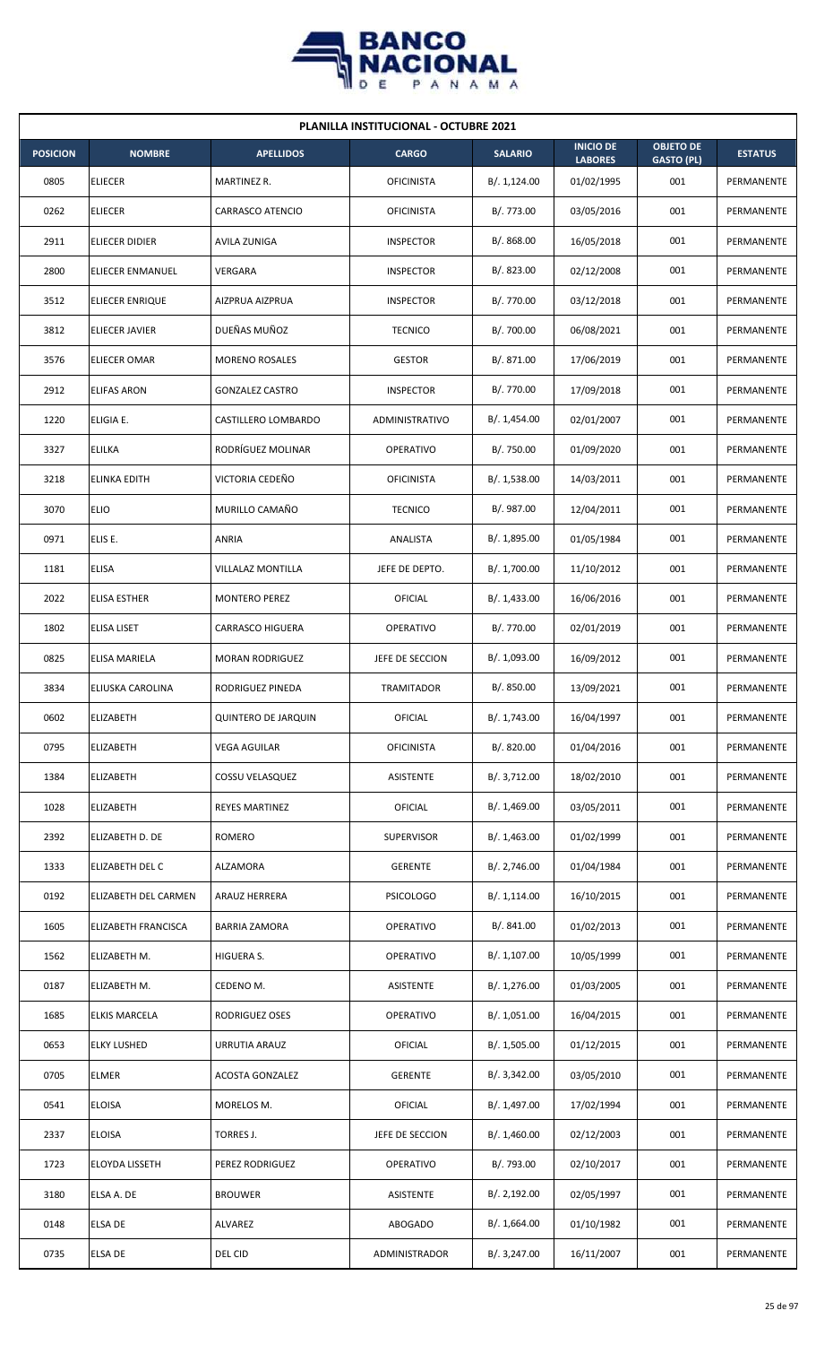## PLANILLA INSTITUCIONAL - OCTUBRE 2021

| POSICION | NOMBRE | APELLIDOS | CARGO | SALARIO | INICIO DE LABORES | OBJETO DE GASTO (PL) | ESTATUS |
|---|---|---|---|---|---|---|---|
| 0805 | ELIECER | MARTINEZ R. | OFICINISTA | B/. 1,124.00 | 01/02/1995 | 001 | PERMANENTE |
| 0262 | ELIECER | CARRASCO ATENCIO | OFICINISTA | B/. 773.00 | 03/05/2016 | 001 | PERMANENTE |
| 2911 | ELIECER DIDIER | AVILA ZUNIGA | INSPECTOR | B/. 868.00 | 16/05/2018 | 001 | PERMANENTE |
| 2800 | ELIECER ENMANUEL | VERGARA | INSPECTOR | B/. 823.00 | 02/12/2008 | 001 | PERMANENTE |
| 3512 | ELIECER ENRIQUE | AIZPRUA AIZPRUA | INSPECTOR | B/. 770.00 | 03/12/2018 | 001 | PERMANENTE |
| 3812 | ELIECER JAVIER | DUEÑAS MUÑOZ | TECNICO | B/. 700.00 | 06/08/2021 | 001 | PERMANENTE |
| 3576 | ELIECER OMAR | MORENO ROSALES | GESTOR | B/. 871.00 | 17/06/2019 | 001 | PERMANENTE |
| 2912 | ELIFAS ARON | GONZALEZ CASTRO | INSPECTOR | B/. 770.00 | 17/09/2018 | 001 | PERMANENTE |
| 1220 | ELIGIA E. | CASTILLERO LOMBARDO | ADMINISTRATIVO | B/. 1,454.00 | 02/01/2007 | 001 | PERMANENTE |
| 3327 | ELILKA | RODRÍGUEZ MOLINAR | OPERATIVO | B/. 750.00 | 01/09/2020 | 001 | PERMANENTE |
| 3218 | ELINKA EDITH | VICTORIA CEDEÑO | OFICINISTA | B/. 1,538.00 | 14/03/2011 | 001 | PERMANENTE |
| 3070 | ELIO | MURILLO CAMAÑO | TECNICO | B/. 987.00 | 12/04/2011 | 001 | PERMANENTE |
| 0971 | ELIS E. | ANRIA | ANALISTA | B/. 1,895.00 | 01/05/1984 | 001 | PERMANENTE |
| 1181 | ELISA | VILLALAZ MONTILLA | JEFE DE DEPTO. | B/. 1,700.00 | 11/10/2012 | 001 | PERMANENTE |
| 2022 | ELISA ESTHER | MONTERO PEREZ | OFICIAL | B/. 1,433.00 | 16/06/2016 | 001 | PERMANENTE |
| 1802 | ELISA LISET | CARRASCO HIGUERA | OPERATIVO | B/. 770.00 | 02/01/2019 | 001 | PERMANENTE |
| 0825 | ELISA MARIELA | MORAN RODRIGUEZ | JEFE DE SECCION | B/. 1,093.00 | 16/09/2012 | 001 | PERMANENTE |
| 3834 | ELIUSKA CAROLINA | RODRIGUEZ PINEDA | TRAMITADOR | B/. 850.00 | 13/09/2021 | 001 | PERMANENTE |
| 0602 | ELIZABETH | QUINTERO DE JARQUIN | OFICIAL | B/. 1,743.00 | 16/04/1997 | 001 | PERMANENTE |
| 0795 | ELIZABETH | VEGA AGUILAR | OFICINISTA | B/. 820.00 | 01/04/2016 | 001 | PERMANENTE |
| 1384 | ELIZABETH | COSSU VELASQUEZ | ASISTENTE | B/. 3,712.00 | 18/02/2010 | 001 | PERMANENTE |
| 1028 | ELIZABETH | REYES MARTINEZ | OFICIAL | B/. 1,469.00 | 03/05/2011 | 001 | PERMANENTE |
| 2392 | ELIZABETH D. DE | ROMERO | SUPERVISOR | B/. 1,463.00 | 01/02/1999 | 001 | PERMANENTE |
| 1333 | ELIZABETH DEL C | ALZAMORA | GERENTE | B/. 2,746.00 | 01/04/1984 | 001 | PERMANENTE |
| 0192 | ELIZABETH DEL CARMEN | ARAUZ HERRERA | PSICOLOGO | B/. 1,114.00 | 16/10/2015 | 001 | PERMANENTE |
| 1605 | ELIZABETH FRANCISCA | BARRIA ZAMORA | OPERATIVO | B/. 841.00 | 01/02/2013 | 001 | PERMANENTE |
| 1562 | ELIZABETH M. | HIGUERA S. | OPERATIVO | B/. 1,107.00 | 10/05/1999 | 001 | PERMANENTE |
| 0187 | ELIZABETH M. | CEDENO M. | ASISTENTE | B/. 1,276.00 | 01/03/2005 | 001 | PERMANENTE |
| 1685 | ELKIS MARCELA | RODRIGUEZ OSES | OPERATIVO | B/. 1,051.00 | 16/04/2015 | 001 | PERMANENTE |
| 0653 | ELKY LUSHED | URRUTIA ARAUZ | OFICIAL | B/. 1,505.00 | 01/12/2015 | 001 | PERMANENTE |
| 0705 | ELMER | ACOSTA GONZALEZ | GERENTE | B/. 3,342.00 | 03/05/2010 | 001 | PERMANENTE |
| 0541 | ELOISA | MORELOS M. | OFICIAL | B/. 1,497.00 | 17/02/1994 | 001 | PERMANENTE |
| 2337 | ELOISA | TORRES J. | JEFE DE SECCION | B/. 1,460.00 | 02/12/2003 | 001 | PERMANENTE |
| 1723 | ELOYDA LISSETH | PEREZ RODRIGUEZ | OPERATIVO | B/. 793.00 | 02/10/2017 | 001 | PERMANENTE |
| 3180 | ELSA A. DE | BROUWER | ASISTENTE | B/. 2,192.00 | 02/05/1997 | 001 | PERMANENTE |
| 0148 | ELSA DE | ALVAREZ | ABOGADO | B/. 1,664.00 | 01/10/1982 | 001 | PERMANENTE |
| 0735 | ELSA DE | DEL CID | ADMINISTRADOR | B/. 3,247.00 | 16/11/2007 | 001 | PERMANENTE |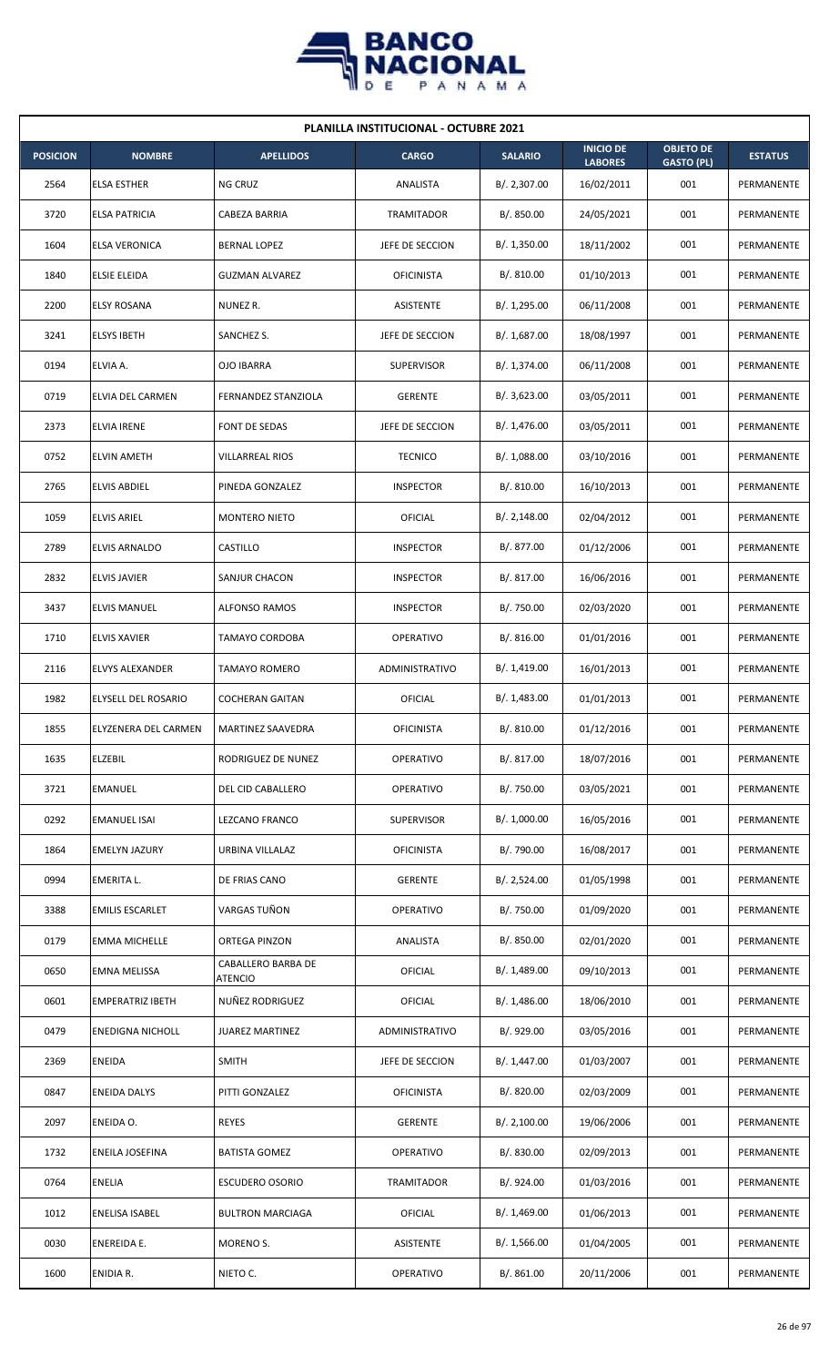## PLANILLA INSTITUCIONAL - OCTUBRE 2021

| POSICION | NOMBRE | APELLIDOS | CARGO | SALARIO | INICIO DE LABORES | OBJETO DE GASTO (PL) | ESTATUS |
|---|---|---|---|---|---|---|---|
| 2564 | ELSA ESTHER | NG CRUZ | ANALISTA | B/. 2,307.00 | 16/02/2011 | 001 | PERMANENTE |
| 3720 | ELSA PATRICIA | CABEZA BARRIA | TRAMITADOR | B/. 850.00 | 24/05/2021 | 001 | PERMANENTE |
| 1604 | ELSA VERONICA | BERNAL LOPEZ | JEFE DE SECCION | B/. 1,350.00 | 18/11/2002 | 001 | PERMANENTE |
| 1840 | ELSIE ELEIDA | GUZMAN ALVAREZ | OFICINISTA | B/. 810.00 | 01/10/2013 | 001 | PERMANENTE |
| 2200 | ELSY ROSANA | NUNEZ R. | ASISTENTE | B/. 1,295.00 | 06/11/2008 | 001 | PERMANENTE |
| 3241 | ELSYS IBETH | SANCHEZ S. | JEFE DE SECCION | B/. 1,687.00 | 18/08/1997 | 001 | PERMANENTE |
| 0194 | ELVIA A. | OJO IBARRA | SUPERVISOR | B/. 1,374.00 | 06/11/2008 | 001 | PERMANENTE |
| 0719 | ELVIA DEL CARMEN | FERNANDEZ STANZIOLA | GERENTE | B/. 3,623.00 | 03/05/2011 | 001 | PERMANENTE |
| 2373 | ELVIA IRENE | FONT DE SEDAS | JEFE DE SECCION | B/. 1,476.00 | 03/05/2011 | 001 | PERMANENTE |
| 0752 | ELVIN AMETH | VILLARREAL RIOS | TECNICO | B/. 1,088.00 | 03/10/2016 | 001 | PERMANENTE |
| 2765 | ELVIS ABDIEL | PINEDA GONZALEZ | INSPECTOR | B/. 810.00 | 16/10/2013 | 001 | PERMANENTE |
| 1059 | ELVIS ARIEL | MONTERO NIETO | OFICIAL | B/. 2,148.00 | 02/04/2012 | 001 | PERMANENTE |
| 2789 | ELVIS ARNALDO | CASTILLO | INSPECTOR | B/. 877.00 | 01/12/2006 | 001 | PERMANENTE |
| 2832 | ELVIS JAVIER | SANJUR CHACON | INSPECTOR | B/. 817.00 | 16/06/2016 | 001 | PERMANENTE |
| 3437 | ELVIS MANUEL | ALFONSO RAMOS | INSPECTOR | B/. 750.00 | 02/03/2020 | 001 | PERMANENTE |
| 1710 | ELVIS XAVIER | TAMAYO CORDOBA | OPERATIVO | B/. 816.00 | 01/01/2016 | 001 | PERMANENTE |
| 2116 | ELVYS ALEXANDER | TAMAYO ROMERO | ADMINISTRATIVO | B/. 1,419.00 | 16/01/2013 | 001 | PERMANENTE |
| 1982 | ELYSELL DEL ROSARIO | COCHERAN GAITAN | OFICIAL | B/. 1,483.00 | 01/01/2013 | 001 | PERMANENTE |
| 1855 | ELYZENERA DEL CARMEN | MARTINEZ SAAVEDRA | OFICINISTA | B/. 810.00 | 01/12/2016 | 001 | PERMANENTE |
| 1635 | ELZEBIL | RODRIGUEZ DE NUNEZ | OPERATIVO | B/. 817.00 | 18/07/2016 | 001 | PERMANENTE |
| 3721 | EMANUEL | DEL CID CABALLERO | OPERATIVO | B/. 750.00 | 03/05/2021 | 001 | PERMANENTE |
| 0292 | EMANUEL ISAI | LEZCANO FRANCO | SUPERVISOR | B/. 1,000.00 | 16/05/2016 | 001 | PERMANENTE |
| 1864 | EMELYN JAZURY | URBINA VILLALAZ | OFICINISTA | B/. 790.00 | 16/08/2017 | 001 | PERMANENTE |
| 0994 | EMERITA L. | DE FRIAS CANO | GERENTE | B/. 2,524.00 | 01/05/1998 | 001 | PERMANENTE |
| 3388 | EMILIS ESCARLET | VARGAS TUÑON | OPERATIVO | B/. 750.00 | 01/09/2020 | 001 | PERMANENTE |
| 0179 | EMMA MICHELLE | ORTEGA PINZON | ANALISTA | B/. 850.00 | 02/01/2020 | 001 | PERMANENTE |
| 0650 | EMNA MELISSA | CABALLERO BARBA DE ATENCIO | OFICIAL | B/. 1,489.00 | 09/10/2013 | 001 | PERMANENTE |
| 0601 | EMPERATRIZ IBETH | NUÑEZ RODRIGUEZ | OFICIAL | B/. 1,486.00 | 18/06/2010 | 001 | PERMANENTE |
| 0479 | ENEDIGNA NICHOLL | JUAREZ MARTINEZ | ADMINISTRATIVO | B/. 929.00 | 03/05/2016 | 001 | PERMANENTE |
| 2369 | ENEIDA | SMITH | JEFE DE SECCION | B/. 1,447.00 | 01/03/2007 | 001 | PERMANENTE |
| 0847 | ENEIDA DALYS | PITTI GONZALEZ | OFICINISTA | B/. 820.00 | 02/03/2009 | 001 | PERMANENTE |
| 2097 | ENEIDA O. | REYES | GERENTE | B/. 2,100.00 | 19/06/2006 | 001 | PERMANENTE |
| 1732 | ENEILA JOSEFINA | BATISTA GOMEZ | OPERATIVO | B/. 830.00 | 02/09/2013 | 001 | PERMANENTE |
| 0764 | ENELIA | ESCUDERO OSORIO | TRAMITADOR | B/. 924.00 | 01/03/2016 | 001 | PERMANENTE |
| 1012 | ENELISA ISABEL | BULTRON MARCIAGA | OFICIAL | B/. 1,469.00 | 01/06/2013 | 001 | PERMANENTE |
| 0030 | ENEREIDA E. | MORENO S. | ASISTENTE | B/. 1,566.00 | 01/04/2005 | 001 | PERMANENTE |
| 1600 | ENIDIA R. | NIETO C. | OPERATIVO | B/. 861.00 | 20/11/2006 | 001 | PERMANENTE |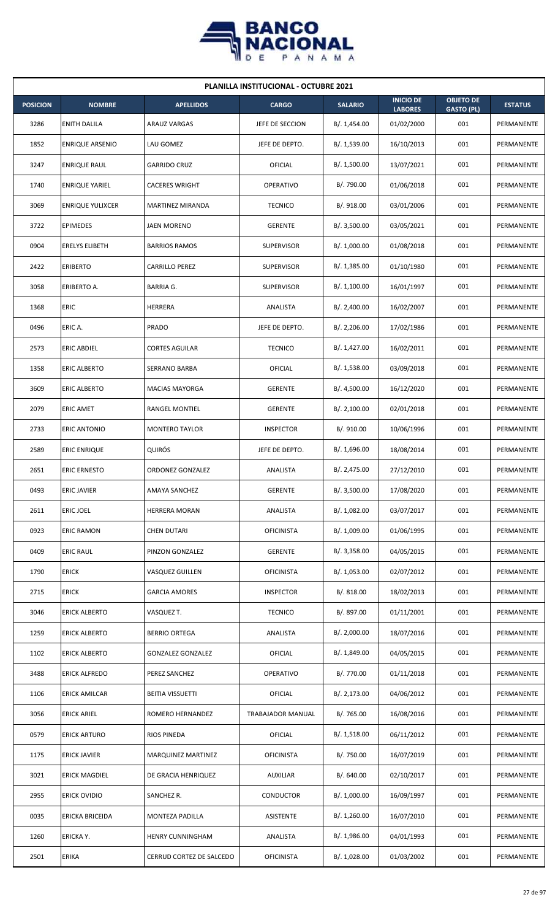| PLANILLA INSTITUCIONAL - OCTUBRE 2021 | | | | | | | |
|---|---|---|---|---|---|---|---|
| **POSICION** | **NOMBRE** | **APELLIDOS** | **CARGO** | **SALARIO** | **INICIO DE LABORES** | **OBJETO DE GASTO (PL)** | **ESTATUS** |
| 3286 | ENITH DALILA | ARAUZ VARGAS | JEFE DE SECCION | B/. 1,454.00 | 01/02/2000 | 001 | PERMANENTE |
| 1852 | ENRIQUE ARSENIO | LAU GOMEZ | JEFE DE DEPTO. | B/. 1,539.00 | 16/10/2013 | 001 | PERMANENTE |
| 3247 | ENRIQUE RAUL | GARRIDO CRUZ | OFICIAL | B/. 1,500.00 | 13/07/2021 | 001 | PERMANENTE |
| 1740 | ENRIQUE YARIEL | CACERES WRIGHT | OPERATIVO | B/. 790.00 | 01/06/2018 | 001 | PERMANENTE |
| 3069 | ENRIQUE YULIXCER | MARTINEZ MIRANDA | TECNICO | B/. 918.00 | 03/01/2006 | 001 | PERMANENTE |
| 3722 | EPIMEDES | JAEN MORENO | GERENTE | B/. 3,500.00 | 03/05/2021 | 001 | PERMANENTE |
| 0904 | ERELYS ELIBETH | BARRIOS RAMOS | SUPERVISOR | B/. 1,000.00 | 01/08/2018 | 001 | PERMANENTE |
| 2422 | ERIBERTO | CARRILLO PEREZ | SUPERVISOR | B/. 1,385.00 | 01/10/1980 | 001 | PERMANENTE |
| 3058 | ERIBERTO A. | BARRIA G. | SUPERVISOR | B/. 1,100.00 | 16/01/1997 | 001 | PERMANENTE |
| 1368 | ERIC | HERRERA | ANALISTA | B/. 2,400.00 | 16/02/2007 | 001 | PERMANENTE |
| 0496 | ERIC A. | PRADO | JEFE DE DEPTO. | B/. 2,206.00 | 17/02/1986 | 001 | PERMANENTE |
| 2573 | ERIC ABDIEL | CORTES AGUILAR | TECNICO | B/. 1,427.00 | 16/02/2011 | 001 | PERMANENTE |
| 1358 | ERIC ALBERTO | SERRANO BARBA | OFICIAL | B/. 1,538.00 | 03/09/2018 | 001 | PERMANENTE |
| 3609 | ERIC ALBERTO | MACIAS MAYORGA | GERENTE | B/. 4,500.00 | 16/12/2020 | 001 | PERMANENTE |
| 2079 | ERIC AMET | RANGEL MONTIEL | GERENTE | B/. 2,100.00 | 02/01/2018 | 001 | PERMANENTE |
| 2733 | ERIC ANTONIO | MONTERO TAYLOR | INSPECTOR | B/. 910.00 | 10/06/1996 | 001 | PERMANENTE |
| 2589 | ERIC ENRIQUE | QUIRÓS | JEFE DE DEPTO. | B/. 1,696.00 | 18/08/2014 | 001 | PERMANENTE |
| 2651 | ERIC ERNESTO | ORDONEZ GONZALEZ | ANALISTA | B/. 2,475.00 | 27/12/2010 | 001 | PERMANENTE |
| 0493 | ERIC JAVIER | AMAYA SANCHEZ | GERENTE | B/. 3,500.00 | 17/08/2020 | 001 | PERMANENTE |
| 2611 | ERIC JOEL | HERRERA MORAN | ANALISTA | B/. 1,082.00 | 03/07/2017 | 001 | PERMANENTE |
| 0923 | ERIC RAMON | CHEN DUTARI | OFICINISTA | B/. 1,009.00 | 01/06/1995 | 001 | PERMANENTE |
| 0409 | ERIC RAUL | PINZON GONZALEZ | GERENTE | B/. 3,358.00 | 04/05/2015 | 001 | PERMANENTE |
| 1790 | ERICK | VASQUEZ GUILLEN | OFICINISTA | B/. 1,053.00 | 02/07/2012 | 001 | PERMANENTE |
| 2715 | ERICK | GARCIA AMORES | INSPECTOR | B/. 818.00 | 18/02/2013 | 001 | PERMANENTE |
| 3046 | ERICK ALBERTO | VASQUEZ T. | TECNICO | B/. 897.00 | 01/11/2001 | 001 | PERMANENTE |
| 1259 | ERICK ALBERTO | BERRIO ORTEGA | ANALISTA | B/. 2,000.00 | 18/07/2016 | 001 | PERMANENTE |
| 1102 | ERICK ALBERTO | GONZALEZ GONZALEZ | OFICIAL | B/. 1,849.00 | 04/05/2015 | 001 | PERMANENTE |
| 3488 | ERICK ALFREDO | PEREZ SANCHEZ | OPERATIVO | B/. 770.00 | 01/11/2018 | 001 | PERMANENTE |
| 1106 | ERICK AMILCAR | BEITIA VISSUETTI | OFICIAL | B/. 2,173.00 | 04/06/2012 | 001 | PERMANENTE |
| 3056 | ERICK ARIEL | ROMERO HERNANDEZ | TRABAJADOR MANUAL | B/. 765.00 | 16/08/2016 | 001 | PERMANENTE |
| 0579 | ERICK ARTURO | RIOS PINEDA | OFICIAL | B/. 1,518.00 | 06/11/2012 | 001 | PERMANENTE |
| 1175 | ERICK JAVIER | MARQUINEZ MARTINEZ | OFICINISTA | B/. 750.00 | 16/07/2019 | 001 | PERMANENTE |
| 3021 | ERICK MAGDIEL | DE GRACIA HENRIQUEZ | AUXILIAR | B/. 640.00 | 02/10/2017 | 001 | PERMANENTE |
| 2955 | ERICK OVIDIO | SANCHEZ R. | CONDUCTOR | B/. 1,000.00 | 16/09/1997 | 001 | PERMANENTE |
| 0035 | ERICKA BRICEIDA | MONTEZA PADILLA | ASISTENTE | B/. 1,260.00 | 16/07/2010 | 001 | PERMANENTE |
| 1260 | ERICKA Y. | HENRY CUNNINGHAM | ANALISTA | B/. 1,986.00 | 04/01/1993 | 001 | PERMANENTE |
| 2501 | ERIKA | CERRUD CORTEZ DE SALCEDO | OFICINISTA | B/. 1,028.00 | 01/03/2002 | 001 | PERMANENTE |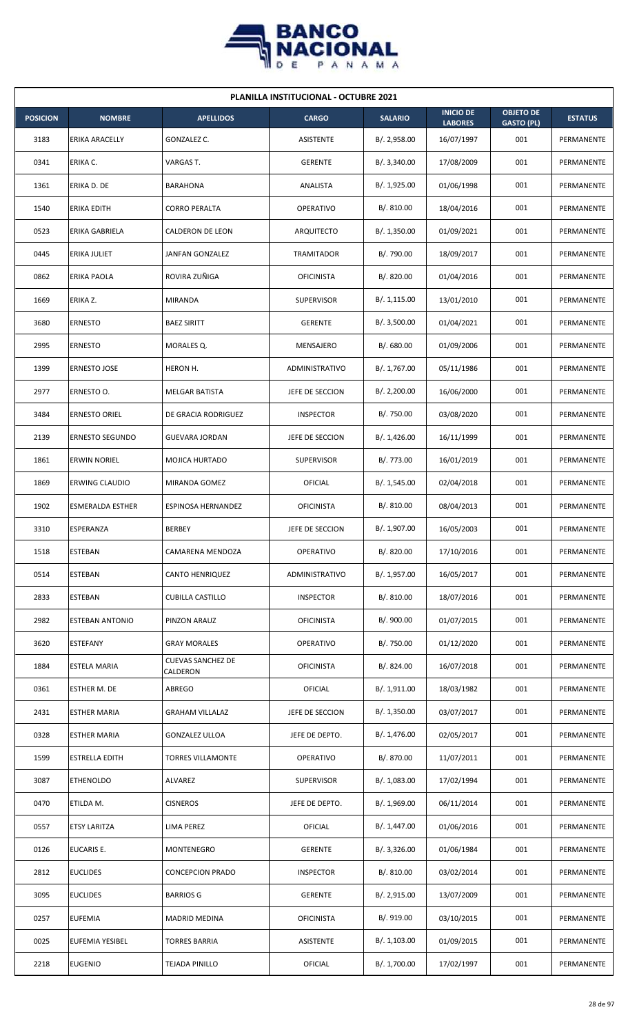| PLANILLA INSTITUCIONAL - OCTUBRE 2021 | | | | | | | |
|---|---|---|---|---|---|---|---|
| **POSICION** | **NOMBRE** | **APELLIDOS** | **CARGO** | **SALARIO** | **INICIO DE LABORES** | **OBJETO DE GASTO (PL)** | **ESTATUS** |
| 3183 | ERIKA ARACELLY | GONZALEZ C. | ASISTENTE | B/. 2,958.00 | 16/07/1997 | 001 | PERMANENTE |
| 0341 | ERIKA C. | VARGAS T. | GERENTE | B/. 3,340.00 | 17/08/2009 | 001 | PERMANENTE |
| 1361 | ERIKA D. DE | BARAHONA | ANALISTA | B/. 1,925.00 | 01/06/1998 | 001 | PERMANENTE |
| 1540 | ERIKA EDITH | CORRO PERALTA | OPERATIVO | B/. 810.00 | 18/04/2016 | 001 | PERMANENTE |
| 0523 | ERIKA GABRIELA | CALDERON DE LEON | ARQUITECTO | B/. 1,350.00 | 01/09/2021 | 001 | PERMANENTE |
| 0445 | ERIKA JULIET | JANFAN GONZALEZ | TRAMITADOR | B/. 790.00 | 18/09/2017 | 001 | PERMANENTE |
| 0862 | ERIKA PAOLA | ROVIRA ZUÑIGA | OFICINISTA | B/. 820.00 | 01/04/2016 | 001 | PERMANENTE |
| 1669 | ERIKA Z. | MIRANDA | SUPERVISOR | B/. 1,115.00 | 13/01/2010 | 001 | PERMANENTE |
| 3680 | ERNESTO | BAEZ SIRITT | GERENTE | B/. 3,500.00 | 01/04/2021 | 001 | PERMANENTE |
| 2995 | ERNESTO | MORALES Q. | MENSAJERO | B/. 680.00 | 01/09/2006 | 001 | PERMANENTE |
| 1399 | ERNESTO JOSE | HERON H. | ADMINISTRATIVO | B/. 1,767.00 | 05/11/1986 | 001 | PERMANENTE |
| 2977 | ERNESTO O. | MELGAR BATISTA | JEFE DE SECCION | B/. 2,200.00 | 16/06/2000 | 001 | PERMANENTE |
| 3484 | ERNESTO ORIEL | DE GRACIA RODRIGUEZ | INSPECTOR | B/. 750.00 | 03/08/2020 | 001 | PERMANENTE |
| 2139 | ERNESTO SEGUNDO | GUEVARA JORDAN | JEFE DE SECCION | B/. 1,426.00 | 16/11/1999 | 001 | PERMANENTE |
| 1861 | ERWIN NORIEL | MOJICA HURTADO | SUPERVISOR | B/. 773.00 | 16/01/2019 | 001 | PERMANENTE |
| 1869 | ERWING CLAUDIO | MIRANDA GOMEZ | OFICIAL | B/. 1,545.00 | 02/04/2018 | 001 | PERMANENTE |
| 1902 | ESMERALDA ESTHER | ESPINOSA HERNANDEZ | OFICINISTA | B/. 810.00 | 08/04/2013 | 001 | PERMANENTE |
| 3310 | ESPERANZA | BERBEY | JEFE DE SECCION | B/. 1,907.00 | 16/05/2003 | 001 | PERMANENTE |
| 1518 | ESTEBAN | CAMARENA MENDOZA | OPERATIVO | B/. 820.00 | 17/10/2016 | 001 | PERMANENTE |
| 0514 | ESTEBAN | CANTO HENRIQUEZ | ADMINISTRATIVO | B/. 1,957.00 | 16/05/2017 | 001 | PERMANENTE |
| 2833 | ESTEBAN | CUBILLA CASTILLO | INSPECTOR | B/. 810.00 | 18/07/2016 | 001 | PERMANENTE |
| 2982 | ESTEBAN ANTONIO | PINZON ARAUZ | OFICINISTA | B/. 900.00 | 01/07/2015 | 001 | PERMANENTE |
| 3620 | ESTEFANY | GRAY MORALES | OPERATIVO | B/. 750.00 | 01/12/2020 | 001 | PERMANENTE |
| 1884 | ESTELA MARIA | CUEVAS SANCHEZ DE CALDERON | OFICINISTA | B/. 824.00 | 16/07/2018 | 001 | PERMANENTE |
| 0361 | ESTHER M. DE | ABREGO | OFICIAL | B/. 1,911.00 | 18/03/1982 | 001 | PERMANENTE |
| 2431 | ESTHER MARIA | GRAHAM VILLALAZ | JEFE DE SECCION | B/. 1,350.00 | 03/07/2017 | 001 | PERMANENTE |
| 0328 | ESTHER MARIA | GONZALEZ ULLOA | JEFE DE DEPTO. | B/. 1,476.00 | 02/05/2017 | 001 | PERMANENTE |
| 1599 | ESTRELLA EDITH | TORRES VILLAMONTE | OPERATIVO | B/. 870.00 | 11/07/2011 | 001 | PERMANENTE |
| 3087 | ETHENOLDO | ALVAREZ | SUPERVISOR | B/. 1,083.00 | 17/02/1994 | 001 | PERMANENTE |
| 0470 | ETILDA M. | CISNEROS | JEFE DE DEPTO. | B/. 1,969.00 | 06/11/2014 | 001 | PERMANENTE |
| 0557 | ETSY LARITZA | LIMA PEREZ | OFICIAL | B/. 1,447.00 | 01/06/2016 | 001 | PERMANENTE |
| 0126 | EUCARIS E. | MONTENEGRO | GERENTE | B/. 3,326.00 | 01/06/1984 | 001 | PERMANENTE |
| 2812 | EUCLIDES | CONCEPCION PRADO | INSPECTOR | B/. 810.00 | 03/02/2014 | 001 | PERMANENTE |
| 3095 | EUCLIDES | BARRIOS G | GERENTE | B/. 2,915.00 | 13/07/2009 | 001 | PERMANENTE |
| 0257 | EUFEMIA | MADRID MEDINA | OFICINISTA | B/. 919.00 | 03/10/2015 | 001 | PERMANENTE |
| 0025 | EUFEMIA YESIBEL | TORRES BARRIA | ASISTENTE | B/. 1,103.00 | 01/09/2015 | 001 | PERMANENTE |
| 2218 | EUGENIO | TEJADA PINILLO | OFICIAL | B/. 1,700.00 | 17/02/1997 | 001 | PERMANENTE |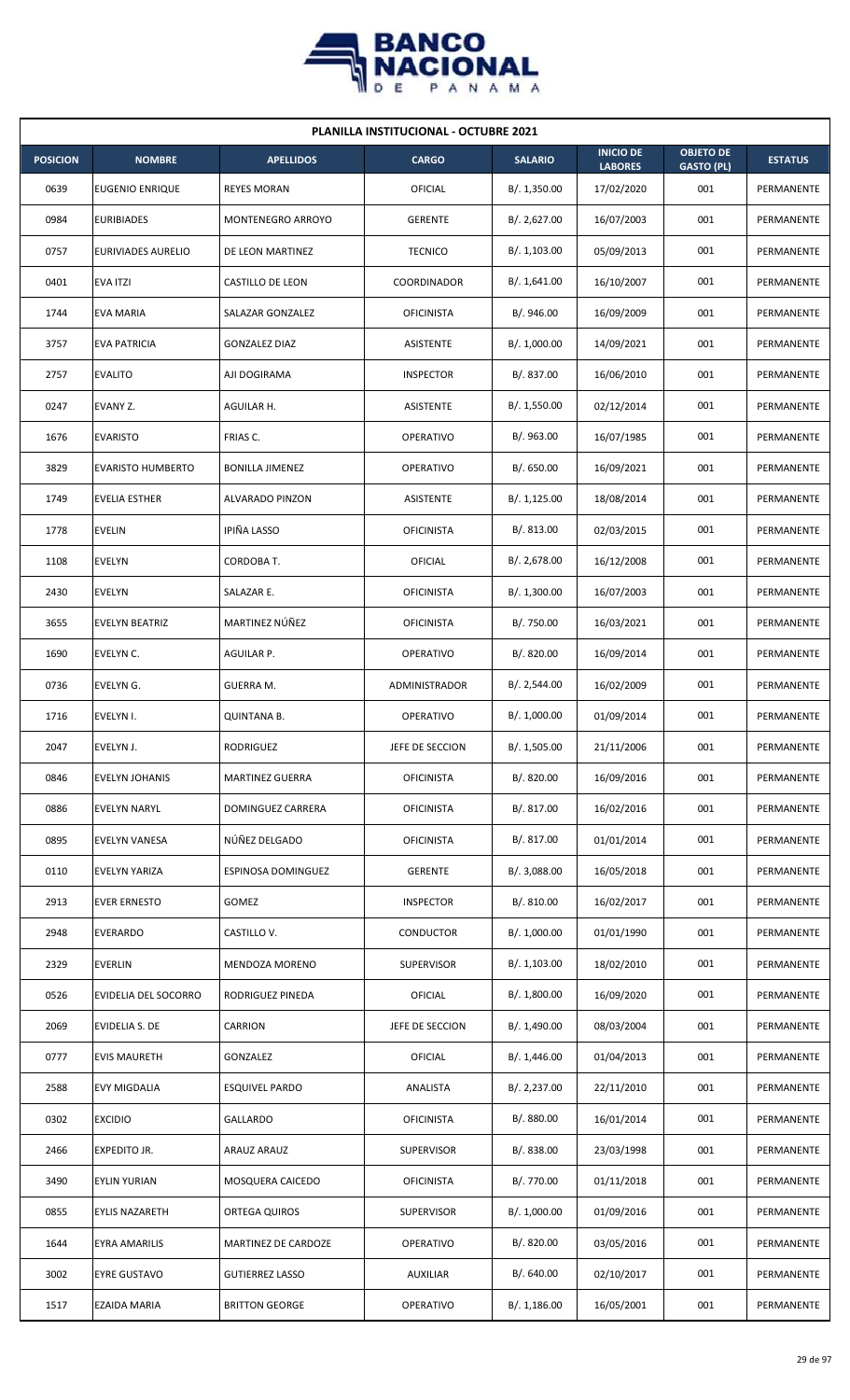| PLANILLA INSTITUCIONAL - OCTUBRE 2021 | | | | | | | |
|---|---|---|---|---|---|---|---|
| **POSICION** | **NOMBRE** | **APELLIDOS** | **CARGO** | **SALARIO** | **INICIO DE LABORES** | **OBJETO DE GASTO (PL)** | **ESTATUS** |
| 0639 | EUGENIO ENRIQUE | REYES MORAN | OFICIAL | B/. 1,350.00 | 17/02/2020 | 001 | PERMANENTE |
| 0984 | EURIBIADES | MONTENEGRO ARROYO | GERENTE | B/. 2,627.00 | 16/07/2003 | 001 | PERMANENTE |
| 0757 | EURIVIADES AURELIO | DE LEON MARTINEZ | TECNICO | B/. 1,103.00 | 05/09/2013 | 001 | PERMANENTE |
| 0401 | EVA ITZI | CASTILLO DE LEON | COORDINADOR | B/. 1,641.00 | 16/10/2007 | 001 | PERMANENTE |
| 1744 | EVA MARIA | SALAZAR GONZALEZ | OFICINISTA | B/. 946.00 | 16/09/2009 | 001 | PERMANENTE |
| 3757 | EVA PATRICIA | GONZALEZ DIAZ | ASISTENTE | B/. 1,000.00 | 14/09/2021 | 001 | PERMANENTE |
| 2757 | EVALITO | AJI DOGIRAMA | INSPECTOR | B/. 837.00 | 16/06/2010 | 001 | PERMANENTE |
| 0247 | EVANY Z. | AGUILAR H. | ASISTENTE | B/. 1,550.00 | 02/12/2014 | 001 | PERMANENTE |
| 1676 | EVARISTO | FRIAS C. | OPERATIVO | B/. 963.00 | 16/07/1985 | 001 | PERMANENTE |
| 3829 | EVARISTO HUMBERTO | BONILLA JIMENEZ | OPERATIVO | B/. 650.00 | 16/09/2021 | 001 | PERMANENTE |
| 1749 | EVELIA ESTHER | ALVARADO PINZON | ASISTENTE | B/. 1,125.00 | 18/08/2014 | 001 | PERMANENTE |
| 1778 | EVELIN | IPIÑA LASSO | OFICINISTA | B/. 813.00 | 02/03/2015 | 001 | PERMANENTE |
| 1108 | EVELYN | CORDOBA T. | OFICIAL | B/. 2,678.00 | 16/12/2008 | 001 | PERMANENTE |
| 2430 | EVELYN | SALAZAR E. | OFICINISTA | B/. 1,300.00 | 16/07/2003 | 001 | PERMANENTE |
| 3655 | EVELYN BEATRIZ | MARTINEZ NÚÑEZ | OFICINISTA | B/. 750.00 | 16/03/2021 | 001 | PERMANENTE |
| 1690 | EVELYN C. | AGUILAR P. | OPERATIVO | B/. 820.00 | 16/09/2014 | 001 | PERMANENTE |
| 0736 | EVELYN G. | GUERRA M. | ADMINISTRADOR | B/. 2,544.00 | 16/02/2009 | 001 | PERMANENTE |
| 1716 | EVELYN I. | QUINTANA B. | OPERATIVO | B/. 1,000.00 | 01/09/2014 | 001 | PERMANENTE |
| 2047 | EVELYN J. | RODRIGUEZ | JEFE DE SECCION | B/. 1,505.00 | 21/11/2006 | 001 | PERMANENTE |
| 0846 | EVELYN JOHANIS | MARTINEZ GUERRA | OFICINISTA | B/. 820.00 | 16/09/2016 | 001 | PERMANENTE |
| 0886 | EVELYN NARYL | DOMINGUEZ CARRERA | OFICINISTA | B/. 817.00 | 16/02/2016 | 001 | PERMANENTE |
| 0895 | EVELYN VANESA | NÚÑEZ DELGADO | OFICINISTA | B/. 817.00 | 01/01/2014 | 001 | PERMANENTE |
| 0110 | EVELYN YARIZA | ESPINOSA DOMINGUEZ | GERENTE | B/. 3,088.00 | 16/05/2018 | 001 | PERMANENTE |
| 2913 | EVER ERNESTO | GOMEZ | INSPECTOR | B/. 810.00 | 16/02/2017 | 001 | PERMANENTE |
| 2948 | EVERARDO | CASTILLO V. | CONDUCTOR | B/. 1,000.00 | 01/01/1990 | 001 | PERMANENTE |
| 2329 | EVERLIN | MENDOZA MORENO | SUPERVISOR | B/. 1,103.00 | 18/02/2010 | 001 | PERMANENTE |
| 0526 | EVIDELIA DEL SOCORRO | RODRIGUEZ PINEDA | OFICIAL | B/. 1,800.00 | 16/09/2020 | 001 | PERMANENTE |
| 2069 | EVIDELIA S. DE | CARRION | JEFE DE SECCION | B/. 1,490.00 | 08/03/2004 | 001 | PERMANENTE |
| 0777 | EVIS MAURETH | GONZALEZ | OFICIAL | B/. 1,446.00 | 01/04/2013 | 001 | PERMANENTE |
| 2588 | EVY MIGDALIA | ESQUIVEL PARDO | ANALISTA | B/. 2,237.00 | 22/11/2010 | 001 | PERMANENTE |
| 0302 | EXCIDIO | GALLARDO | OFICINISTA | B/. 880.00 | 16/01/2014 | 001 | PERMANENTE |
| 2466 | EXPEDITO JR. | ARAUZ ARAUZ | SUPERVISOR | B/. 838.00 | 23/03/1998 | 001 | PERMANENTE |
| 3490 | EYLIN YURIAN | MOSQUERA CAICEDO | OFICINISTA | B/. 770.00 | 01/11/2018 | 001 | PERMANENTE |
| 0855 | EYLIS NAZARETH | ORTEGA QUIROS | SUPERVISOR | B/. 1,000.00 | 01/09/2016 | 001 | PERMANENTE |
| 1644 | EYRA AMARILIS | MARTINEZ DE CARDOZE | OPERATIVO | B/. 820.00 | 03/05/2016 | 001 | PERMANENTE |
| 3002 | EYRE GUSTAVO | GUTIERREZ LASSO | AUXILIAR | B/. 640.00 | 02/10/2017 | 001 | PERMANENTE |
| 1517 | EZAIDA MARIA | BRITTON GEORGE | OPERATIVO | B/. 1,186.00 | 16/05/2001 | 001 | PERMANENTE |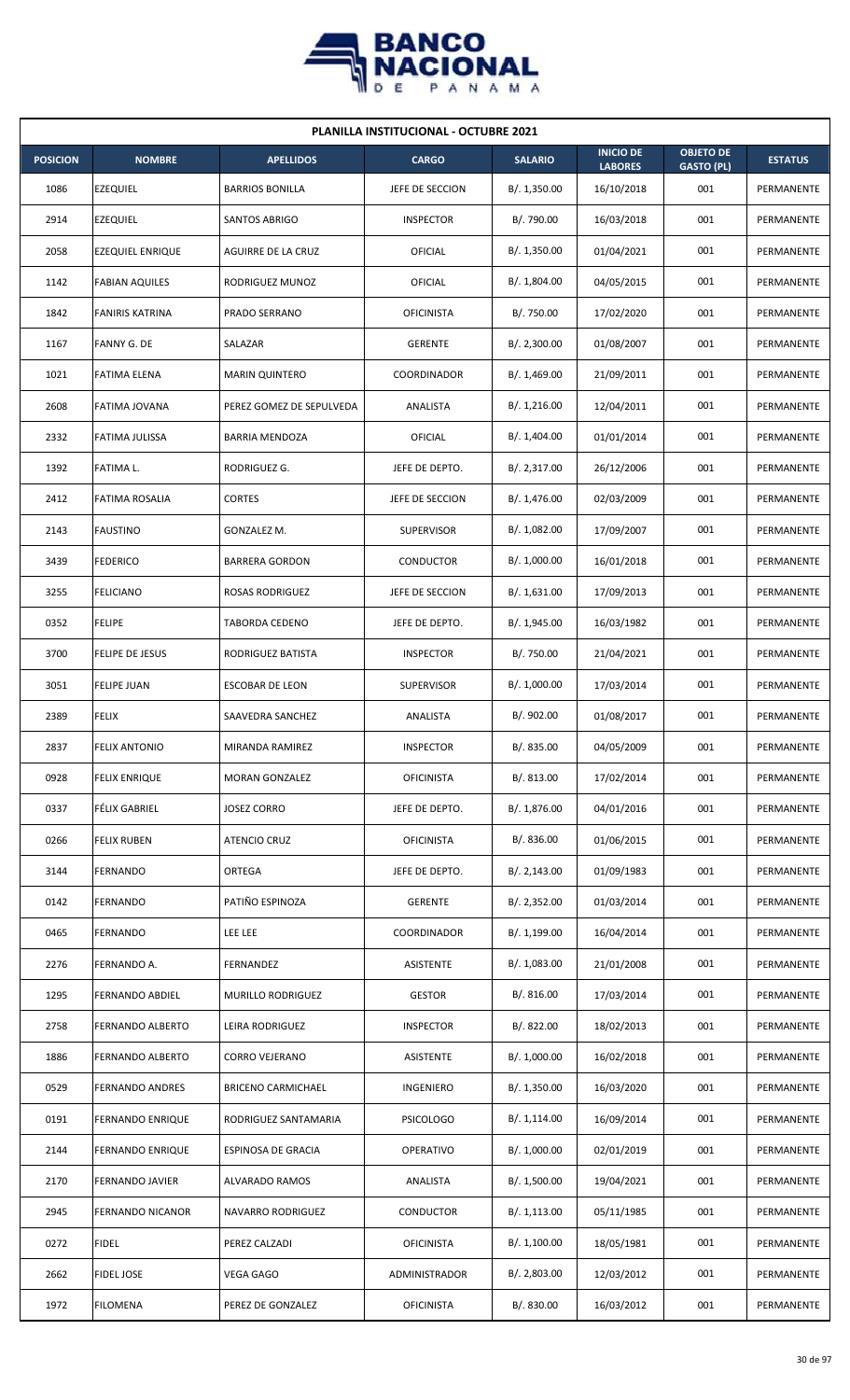| PLANILLA INSTITUCIONAL - OCTUBRE 2021 | | | | | | | |
|---|---|---|---|---|---|---|---|
| **POSICION** | **NOMBRE** | **APELLIDOS** | **CARGO** | **SALARIO** | **INICIO DE LABORES** | **OBJETO DE GASTO (PL)** | **ESTATUS** |
| 1086 | EZEQUIEL | BARRIOS BONILLA | JEFE DE SECCION | B/. 1,350.00 | 16/10/2018 | 001 | PERMANENTE |
| 2914 | EZEQUIEL | SANTOS ABRIGO | INSPECTOR | B/. 790.00 | 16/03/2018 | 001 | PERMANENTE |
| 2058 | EZEQUIEL ENRIQUE | AGUIRRE DE LA CRUZ | OFICIAL | B/. 1,350.00 | 01/04/2021 | 001 | PERMANENTE |
| 1142 | FABIAN AQUILES | RODRIGUEZ MUNOZ | OFICIAL | B/. 1,804.00 | 04/05/2015 | 001 | PERMANENTE |
| 1842 | FANIRIS KATRINA | PRADO SERRANO | OFICINISTA | B/. 750.00 | 17/02/2020 | 001 | PERMANENTE |
| 1167 | FANNY G. DE | SALAZAR | GERENTE | B/. 2,300.00 | 01/08/2007 | 001 | PERMANENTE |
| 1021 | FATIMA ELENA | MARIN QUINTERO | COORDINADOR | B/. 1,469.00 | 21/09/2011 | 001 | PERMANENTE |
| 2608 | FATIMA JOVANA | PEREZ GOMEZ DE SEPULVEDA | ANALISTA | B/. 1,216.00 | 12/04/2011 | 001 | PERMANENTE |
| 2332 | FATIMA JULISSA | BARRIA MENDOZA | OFICIAL | B/. 1,404.00 | 01/01/2014 | 001 | PERMANENTE |
| 1392 | FATIMA L. | RODRIGUEZ G. | JEFE DE DEPTO. | B/. 2,317.00 | 26/12/2006 | 001 | PERMANENTE |
| 2412 | FATIMA ROSALIA | CORTES | JEFE DE SECCION | B/. 1,476.00 | 02/03/2009 | 001 | PERMANENTE |
| 2143 | FAUSTINO | GONZALEZ M. | SUPERVISOR | B/. 1,082.00 | 17/09/2007 | 001 | PERMANENTE |
| 3439 | FEDERICO | BARRERA GORDON | CONDUCTOR | B/. 1,000.00 | 16/01/2018 | 001 | PERMANENTE |
| 3255 | FELICIANO | ROSAS RODRIGUEZ | JEFE DE SECCION | B/. 1,631.00 | 17/09/2013 | 001 | PERMANENTE |
| 0352 | FELIPE | TABORDA CEDENO | JEFE DE DEPTO. | B/. 1,945.00 | 16/03/1982 | 001 | PERMANENTE |
| 3700 | FELIPE DE JESUS | RODRIGUEZ BATISTA | INSPECTOR | B/. 750.00 | 21/04/2021 | 001 | PERMANENTE |
| 3051 | FELIPE JUAN | ESCOBAR DE LEON | SUPERVISOR | B/. 1,000.00 | 17/03/2014 | 001 | PERMANENTE |
| 2389 | FELIX | SAAVEDRA SANCHEZ | ANALISTA | B/. 902.00 | 01/08/2017 | 001 | PERMANENTE |
| 2837 | FELIX ANTONIO | MIRANDA RAMIREZ | INSPECTOR | B/. 835.00 | 04/05/2009 | 001 | PERMANENTE |
| 0928 | FELIX ENRIQUE | MORAN GONZALEZ | OFICINISTA | B/. 813.00 | 17/02/2014 | 001 | PERMANENTE |
| 0337 | FÉLIX GABRIEL | JOSEZ CORRO | JEFE DE DEPTO. | B/. 1,876.00 | 04/01/2016 | 001 | PERMANENTE |
| 0266 | FELIX RUBEN | ATENCIO CRUZ | OFICINISTA | B/. 836.00 | 01/06/2015 | 001 | PERMANENTE |
| 3144 | FERNANDO | ORTEGA | JEFE DE DEPTO. | B/. 2,143.00 | 01/09/1983 | 001 | PERMANENTE |
| 0142 | FERNANDO | PATIÑO ESPINOZA | GERENTE | B/. 2,352.00 | 01/03/2014 | 001 | PERMANENTE |
| 0465 | FERNANDO | LEE LEE | COORDINADOR | B/. 1,199.00 | 16/04/2014 | 001 | PERMANENTE |
| 2276 | FERNANDO A. | FERNANDEZ | ASISTENTE | B/. 1,083.00 | 21/01/2008 | 001 | PERMANENTE |
| 1295 | FERNANDO ABDIEL | MURILLO RODRIGUEZ | GESTOR | B/. 816.00 | 17/03/2014 | 001 | PERMANENTE |
| 2758 | FERNANDO ALBERTO | LEIRA RODRIGUEZ | INSPECTOR | B/. 822.00 | 18/02/2013 | 001 | PERMANENTE |
| 1886 | FERNANDO ALBERTO | CORRO VEJERANO | ASISTENTE | B/. 1,000.00 | 16/02/2018 | 001 | PERMANENTE |
| 0529 | FERNANDO ANDRES | BRICENO CARMICHAEL | INGENIERO | B/. 1,350.00 | 16/03/2020 | 001 | PERMANENTE |
| 0191 | FERNANDO ENRIQUE | RODRIGUEZ SANTAMARIA | PSICOLOGO | B/. 1,114.00 | 16/09/2014 | 001 | PERMANENTE |
| 2144 | FERNANDO ENRIQUE | ESPINOSA DE GRACIA | OPERATIVO | B/. 1,000.00 | 02/01/2019 | 001 | PERMANENTE |
| 2170 | FERNANDO JAVIER | ALVARADO RAMOS | ANALISTA | B/. 1,500.00 | 19/04/2021 | 001 | PERMANENTE |
| 2945 | FERNANDO NICANOR | NAVARRO RODRIGUEZ | CONDUCTOR | B/. 1,113.00 | 05/11/1985 | 001 | PERMANENTE |
| 0272 | FIDEL | PEREZ CALZADI | OFICINISTA | B/. 1,100.00 | 18/05/1981 | 001 | PERMANENTE |
| 2662 | FIDEL JOSE | VEGA GAGO | ADMINISTRADOR | B/. 2,803.00 | 12/03/2012 | 001 | PERMANENTE |
| 1972 | FILOMENA | PEREZ DE GONZALEZ | OFICINISTA | B/. 830.00 | 16/03/2012 | 001 | PERMANENTE |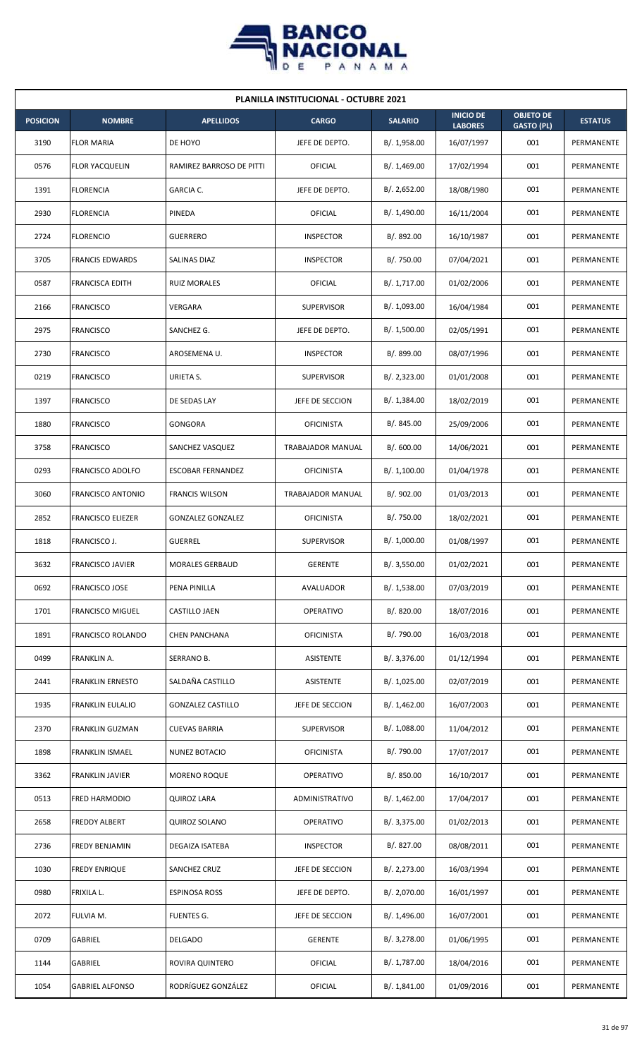| PLANILLA INSTITUCIONAL - OCTUBRE 2021 | | | | | | | |
|---|---|---|---|---|---|---|---|
| **POSICION** | **NOMBRE** | **APELLIDOS** | **CARGO** | **SALARIO** | **INICIO DE LABORES** | **OBJETO DE GASTO (PL)** | **ESTATUS** |
| 3190 | FLOR MARIA | DE HOYO | JEFE DE DEPTO. | B/. 1,958.00 | 16/07/1997 | 001 | PERMANENTE |
| 0576 | FLOR YACQUELIN | RAMIREZ BARROSO DE PITTI | OFICIAL | B/. 1,469.00 | 17/02/1994 | 001 | PERMANENTE |
| 1391 | FLORENCIA | GARCIA C. | JEFE DE DEPTO. | B/. 2,652.00 | 18/08/1980 | 001 | PERMANENTE |
| 2930 | FLORENCIA | PINEDA | OFICIAL | B/. 1,490.00 | 16/11/2004 | 001 | PERMANENTE |
| 2724 | FLORENCIO | GUERRERO | INSPECTOR | B/. 892.00 | 16/10/1987 | 001 | PERMANENTE |
| 3705 | FRANCIS EDWARDS | SALINAS DIAZ | INSPECTOR | B/. 750.00 | 07/04/2021 | 001 | PERMANENTE |
| 0587 | FRANCISCA EDITH | RUIZ MORALES | OFICIAL | B/. 1,717.00 | 01/02/2006 | 001 | PERMANENTE |
| 2166 | FRANCISCO | VERGARA | SUPERVISOR | B/. 1,093.00 | 16/04/1984 | 001 | PERMANENTE |
| 2975 | FRANCISCO | SANCHEZ G. | JEFE DE DEPTO. | B/. 1,500.00 | 02/05/1991 | 001 | PERMANENTE |
| 2730 | FRANCISCO | AROSEMENA U. | INSPECTOR | B/. 899.00 | 08/07/1996 | 001 | PERMANENTE |
| 0219 | FRANCISCO | URIETA S. | SUPERVISOR | B/. 2,323.00 | 01/01/2008 | 001 | PERMANENTE |
| 1397 | FRANCISCO | DE SEDAS LAY | JEFE DE SECCION | B/. 1,384.00 | 18/02/2019 | 001 | PERMANENTE |
| 1880 | FRANCISCO | GONGORA | OFICINISTA | B/. 845.00 | 25/09/2006 | 001 | PERMANENTE |
| 3758 | FRANCISCO | SANCHEZ VASQUEZ | TRABAJADOR MANUAL | B/. 600.00 | 14/06/2021 | 001 | PERMANENTE |
| 0293 | FRANCISCO ADOLFO | ESCOBAR FERNANDEZ | OFICINISTA | B/. 1,100.00 | 01/04/1978 | 001 | PERMANENTE |
| 3060 | FRANCISCO ANTONIO | FRANCIS WILSON | TRABAJADOR MANUAL | B/. 902.00 | 01/03/2013 | 001 | PERMANENTE |
| 2852 | FRANCISCO ELIEZER | GONZALEZ GONZALEZ | OFICINISTA | B/. 750.00 | 18/02/2021 | 001 | PERMANENTE |
| 1818 | FRANCISCO J. | GUERREL | SUPERVISOR | B/. 1,000.00 | 01/08/1997 | 001 | PERMANENTE |
| 3632 | FRANCISCO JAVIER | MORALES GERBAUD | GERENTE | B/. 3,550.00 | 01/02/2021 | 001 | PERMANENTE |
| 0692 | FRANCISCO JOSE | PENA PINILLA | AVALUADOR | B/. 1,538.00 | 07/03/2019 | 001 | PERMANENTE |
| 1701 | FRANCISCO MIGUEL | CASTILLO JAEN | OPERATIVO | B/. 820.00 | 18/07/2016 | 001 | PERMANENTE |
| 1891 | FRANCISCO ROLANDO | CHEN PANCHANA | OFICINISTA | B/. 790.00 | 16/03/2018 | 001 | PERMANENTE |
| 0499 | FRANKLIN A. | SERRANO B. | ASISTENTE | B/. 3,376.00 | 01/12/1994 | 001 | PERMANENTE |
| 2441 | FRANKLIN ERNESTO | SALDAÑA CASTILLO | ASISTENTE | B/. 1,025.00 | 02/07/2019 | 001 | PERMANENTE |
| 1935 | FRANKLIN EULALIO | GONZALEZ CASTILLO | JEFE DE SECCION | B/. 1,462.00 | 16/07/2003 | 001 | PERMANENTE |
| 2370 | FRANKLIN GUZMAN | CUEVAS BARRIA | SUPERVISOR | B/. 1,088.00 | 11/04/2012 | 001 | PERMANENTE |
| 1898 | FRANKLIN ISMAEL | NUNEZ BOTACIO | OFICINISTA | B/. 790.00 | 17/07/2017 | 001 | PERMANENTE |
| 3362 | FRANKLIN JAVIER | MORENO ROQUE | OPERATIVO | B/. 850.00 | 16/10/2017 | 001 | PERMANENTE |
| 0513 | FRED HARMODIO | QUIROZ LARA | ADMINISTRATIVO | B/. 1,462.00 | 17/04/2017 | 001 | PERMANENTE |
| 2658 | FREDDY ALBERT | QUIROZ SOLANO | OPERATIVO | B/. 3,375.00 | 01/02/2013 | 001 | PERMANENTE |
| 2736 | FREDY BENJAMIN | DEGAIZA ISATEBA | INSPECTOR | B/. 827.00 | 08/08/2011 | 001 | PERMANENTE |
| 1030 | FREDY ENRIQUE | SANCHEZ CRUZ | JEFE DE SECCION | B/. 2,273.00 | 16/03/1994 | 001 | PERMANENTE |
| 0980 | FRIXILA L. | ESPINOSA ROSS | JEFE DE DEPTO. | B/. 2,070.00 | 16/01/1997 | 001 | PERMANENTE |
| 2072 | FULVIA M. | FUENTES G. | JEFE DE SECCION | B/. 1,496.00 | 16/07/2001 | 001 | PERMANENTE |
| 0709 | GABRIEL | DELGADO | GERENTE | B/. 3,278.00 | 01/06/1995 | 001 | PERMANENTE |
| 1144 | GABRIEL | ROVIRA QUINTERO | OFICIAL | B/. 1,787.00 | 18/04/2016 | 001 | PERMANENTE |
| 1054 | GABRIEL ALFONSO | RODRÍGUEZ GONZÁLEZ | OFICIAL | B/. 1,841.00 | 01/09/2016 | 001 | PERMANENTE |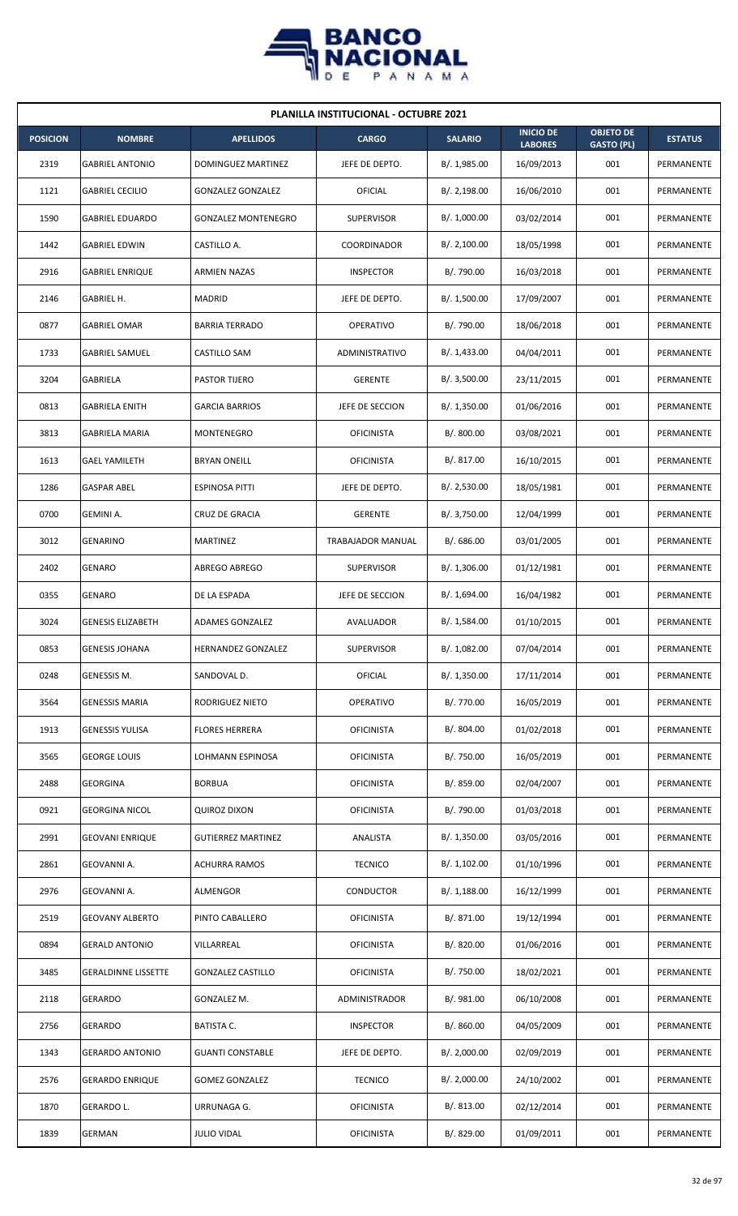**PLANILLA INSTITUCIONAL - OCTUBRE 2021**

| POSICION | NOMBRE | APELLIDOS | CARGO | SALARIO | INICIO DE LABORES | OBJETO DE GASTO (PL) | ESTATUS |
|---|---|---|---|---|---|---|---|
| 2319 | GABRIEL ANTONIO | DOMINGUEZ MARTINEZ | JEFE DE DEPTO. | B/. 1,985.00 | 16/09/2013 | 001 | PERMANENTE |
| 1121 | GABRIEL CECILIO | GONZALEZ GONZALEZ | OFICIAL | B/. 2,198.00 | 16/06/2010 | 001 | PERMANENTE |
| 1590 | GABRIEL EDUARDO | GONZALEZ MONTENEGRO | SUPERVISOR | B/. 1,000.00 | 03/02/2014 | 001 | PERMANENTE |
| 1442 | GABRIEL EDWIN | CASTILLO A. | COORDINADOR | B/. 2,100.00 | 18/05/1998 | 001 | PERMANENTE |
| 2916 | GABRIEL ENRIQUE | ARMIEN NAZAS | INSPECTOR | B/. 790.00 | 16/03/2018 | 001 | PERMANENTE |
| 2146 | GABRIEL H. | MADRID | JEFE DE DEPTO. | B/. 1,500.00 | 17/09/2007 | 001 | PERMANENTE |
| 0877 | GABRIEL OMAR | BARRIA TERRADO | OPERATIVO | B/. 790.00 | 18/06/2018 | 001 | PERMANENTE |
| 1733 | GABRIEL SAMUEL | CASTILLO SAM | ADMINISTRATIVO | B/. 1,433.00 | 04/04/2011 | 001 | PERMANENTE |
| 3204 | GABRIELA | PASTOR TIJERO | GERENTE | B/. 3,500.00 | 23/11/2015 | 001 | PERMANENTE |
| 0813 | GABRIELA ENITH | GARCIA BARRIOS | JEFE DE SECCION | B/. 1,350.00 | 01/06/2016 | 001 | PERMANENTE |
| 3813 | GABRIELA MARIA | MONTENEGRO | OFICINISTA | B/. 800.00 | 03/08/2021 | 001 | PERMANENTE |
| 1613 | GAEL YAMILETH | BRYAN ONEILL | OFICINISTA | B/. 817.00 | 16/10/2015 | 001 | PERMANENTE |
| 1286 | GASPAR ABEL | ESPINOSA PITTI | JEFE DE DEPTO. | B/. 2,530.00 | 18/05/1981 | 001 | PERMANENTE |
| 0700 | GEMINI A. | CRUZ DE GRACIA | GERENTE | B/. 3,750.00 | 12/04/1999 | 001 | PERMANENTE |
| 3012 | GENARINO | MARTINEZ | TRABAJADOR MANUAL | B/. 686.00 | 03/01/2005 | 001 | PERMANENTE |
| 2402 | GENARO | ABREGO ABREGO | SUPERVISOR | B/. 1,306.00 | 01/12/1981 | 001 | PERMANENTE |
| 0355 | GENARO | DE LA ESPADA | JEFE DE SECCION | B/. 1,694.00 | 16/04/1982 | 001 | PERMANENTE |
| 3024 | GENESIS ELIZABETH | ADAMES GONZALEZ | AVALUADOR | B/. 1,584.00 | 01/10/2015 | 001 | PERMANENTE |
| 0853 | GENESIS JOHANA | HERNANDEZ GONZALEZ | SUPERVISOR | B/. 1,082.00 | 07/04/2014 | 001 | PERMANENTE |
| 0248 | GENESSIS M. | SANDOVAL D. | OFICIAL | B/. 1,350.00 | 17/11/2014 | 001 | PERMANENTE |
| 3564 | GENESSIS MARIA | RODRIGUEZ NIETO | OPERATIVO | B/. 770.00 | 16/05/2019 | 001 | PERMANENTE |
| 1913 | GENESSIS YULISA | FLORES HERRERA | OFICINISTA | B/. 804.00 | 01/02/2018 | 001 | PERMANENTE |
| 3565 | GEORGE LOUIS | LOHMANN ESPINOSA | OFICINISTA | B/. 750.00 | 16/05/2019 | 001 | PERMANENTE |
| 2488 | GEORGINA | BORBUA | OFICINISTA | B/. 859.00 | 02/04/2007 | 001 | PERMANENTE |
| 0921 | GEORGINA NICOL | QUIROZ DIXON | OFICINISTA | B/. 790.00 | 01/03/2018 | 001 | PERMANENTE |
| 2991 | GEOVANI ENRIQUE | GUTIERREZ MARTINEZ | ANALISTA | B/. 1,350.00 | 03/05/2016 | 001 | PERMANENTE |
| 2861 | GEOVANNI A. | ACHURRA RAMOS | TECNICO | B/. 1,102.00 | 01/10/1996 | 001 | PERMANENTE |
| 2976 | GEOVANNI A. | ALMENGOR | CONDUCTOR | B/. 1,188.00 | 16/12/1999 | 001 | PERMANENTE |
| 2519 | GEOVANY ALBERTO | PINTO CABALLERO | OFICINISTA | B/. 871.00 | 19/12/1994 | 001 | PERMANENTE |
| 0894 | GERALD ANTONIO | VILLARREAL | OFICINISTA | B/. 820.00 | 01/06/2016 | 001 | PERMANENTE |
| 3485 | GERALDINNE LISSETTE | GONZALEZ CASTILLO | OFICINISTA | B/. 750.00 | 18/02/2021 | 001 | PERMANENTE |
| 2118 | GERARDO | GONZALEZ M. | ADMINISTRADOR | B/. 981.00 | 06/10/2008 | 001 | PERMANENTE |
| 2756 | GERARDO | BATISTA C. | INSPECTOR | B/. 860.00 | 04/05/2009 | 001 | PERMANENTE |
| 1343 | GERARDO ANTONIO | GUANTI CONSTABLE | JEFE DE DEPTO. | B/. 2,000.00 | 02/09/2019 | 001 | PERMANENTE |
| 2576 | GERARDO ENRIQUE | GOMEZ GONZALEZ | TECNICO | B/. 2,000.00 | 24/10/2002 | 001 | PERMANENTE |
| 1870 | GERARDO L. | URRUNAGA G. | OFICINISTA | B/. 813.00 | 02/12/2014 | 001 | PERMANENTE |
| 1839 | GERMAN | JULIO VIDAL | OFICINISTA | B/. 829.00 | 01/09/2011 | 001 | PERMANENTE |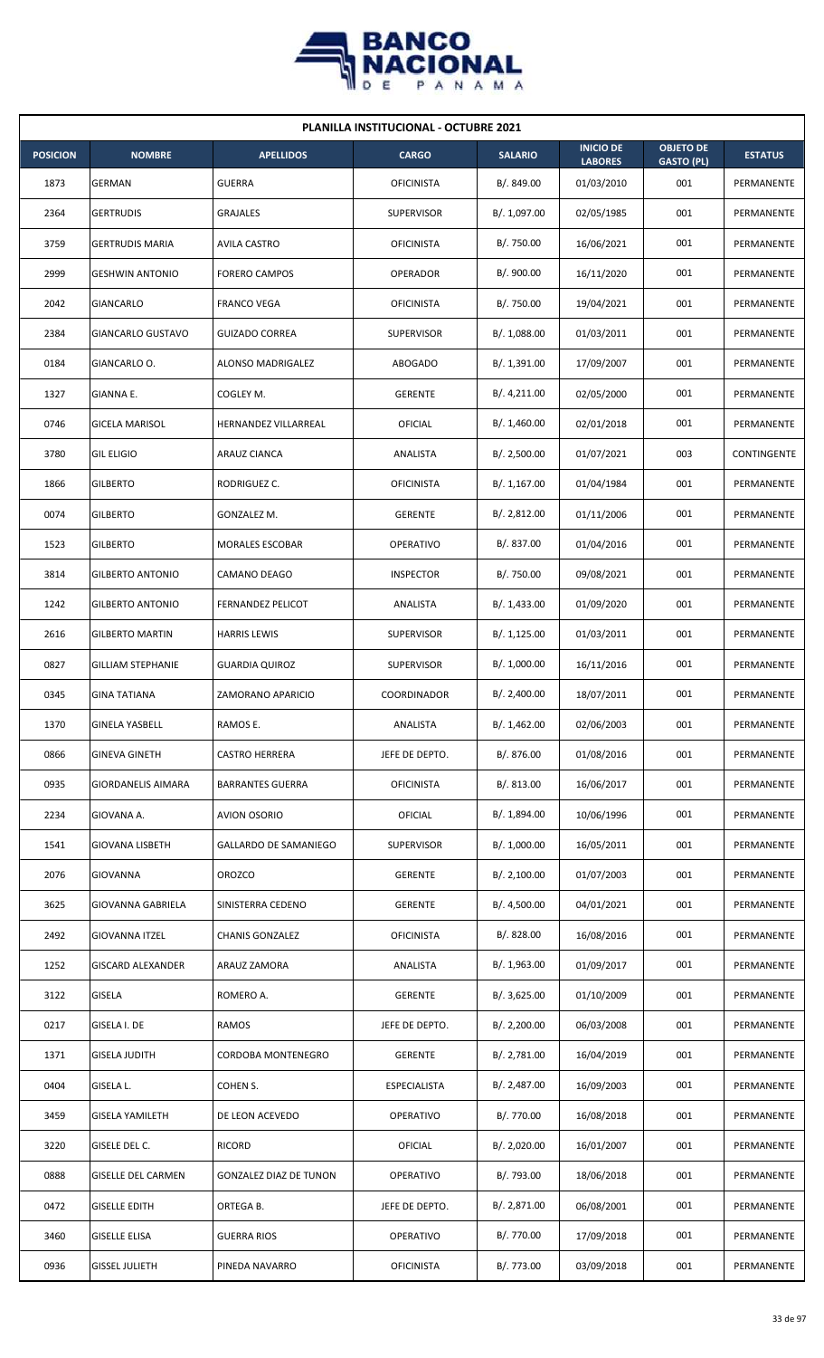**PLANILLA INSTITUCIONAL - OCTUBRE 2021**

| POSICION | NOMBRE | APELLIDOS | CARGO | SALARIO | INICIO DE LABORES | OBJETO DE GASTO (PL) | ESTATUS |
|---|---|---|---|---|---|---|---|
| 1873 | GERMAN | GUERRA | OFICINISTA | B/. 849.00 | 01/03/2010 | 001 | PERMANENTE |
| 2364 | GERTRUDIS | GRAJALES | SUPERVISOR | B/. 1,097.00 | 02/05/1985 | 001 | PERMANENTE |
| 3759 | GERTRUDIS MARIA | AVILA CASTRO | OFICINISTA | B/. 750.00 | 16/06/2021 | 001 | PERMANENTE |
| 2999 | GESHWIN ANTONIO | FORERO CAMPOS | OPERADOR | B/. 900.00 | 16/11/2020 | 001 | PERMANENTE |
| 2042 | GIANCARLO | FRANCO VEGA | OFICINISTA | B/. 750.00 | 19/04/2021 | 001 | PERMANENTE |
| 2384 | GIANCARLO GUSTAVO | GUIZADO CORREA | SUPERVISOR | B/. 1,088.00 | 01/03/2011 | 001 | PERMANENTE |
| 0184 | GIANCARLO O. | ALONSO MADRIGALEZ | ABOGADO | B/. 1,391.00 | 17/09/2007 | 001 | PERMANENTE |
| 1327 | GIANNA E. | COGLEY M. | GERENTE | B/. 4,211.00 | 02/05/2000 | 001 | PERMANENTE |
| 0746 | GICELA MARISOL | HERNANDEZ VILLARREAL | OFICIAL | B/. 1,460.00 | 02/01/2018 | 001 | PERMANENTE |
| 3780 | GIL ELIGIO | ARAUZ CIANCA | ANALISTA | B/. 2,500.00 | 01/07/2021 | 003 | CONTINGENTE |
| 1866 | GILBERTO | RODRIGUEZ C. | OFICINISTA | B/. 1,167.00 | 01/04/1984 | 001 | PERMANENTE |
| 0074 | GILBERTO | GONZALEZ M. | GERENTE | B/. 2,812.00 | 01/11/2006 | 001 | PERMANENTE |
| 1523 | GILBERTO | MORALES ESCOBAR | OPERATIVO | B/. 837.00 | 01/04/2016 | 001 | PERMANENTE |
| 3814 | GILBERTO ANTONIO | CAMANO DEAGO | INSPECTOR | B/. 750.00 | 09/08/2021 | 001 | PERMANENTE |
| 1242 | GILBERTO ANTONIO | FERNANDEZ PELICOT | ANALISTA | B/. 1,433.00 | 01/09/2020 | 001 | PERMANENTE |
| 2616 | GILBERTO MARTIN | HARRIS LEWIS | SUPERVISOR | B/. 1,125.00 | 01/03/2011 | 001 | PERMANENTE |
| 0827 | GILLIAM STEPHANIE | GUARDIA QUIROZ | SUPERVISOR | B/. 1,000.00 | 16/11/2016 | 001 | PERMANENTE |
| 0345 | GINA TATIANA | ZAMORANO APARICIO | COORDINADOR | B/. 2,400.00 | 18/07/2011 | 001 | PERMANENTE |
| 1370 | GINELA YASBELL | RAMOS E. | ANALISTA | B/. 1,462.00 | 02/06/2003 | 001 | PERMANENTE |
| 0866 | GINEVA GINETH | CASTRO HERRERA | JEFE DE DEPTO. | B/. 876.00 | 01/08/2016 | 001 | PERMANENTE |
| 0935 | GIORDANELIS AIMARA | BARRANTES GUERRA | OFICINISTA | B/. 813.00 | 16/06/2017 | 001 | PERMANENTE |
| 2234 | GIOVANA A. | AVION OSORIO | OFICIAL | B/. 1,894.00 | 10/06/1996 | 001 | PERMANENTE |
| 1541 | GIOVANA LISBETH | GALLARDO DE SAMANIEGO | SUPERVISOR | B/. 1,000.00 | 16/05/2011 | 001 | PERMANENTE |
| 2076 | GIOVANNA | OROZCO | GERENTE | B/. 2,100.00 | 01/07/2003 | 001 | PERMANENTE |
| 3625 | GIOVANNA GABRIELA | SINISTERRA CEDENO | GERENTE | B/. 4,500.00 | 04/01/2021 | 001 | PERMANENTE |
| 2492 | GIOVANNA ITZEL | CHANIS GONZALEZ | OFICINISTA | B/. 828.00 | 16/08/2016 | 001 | PERMANENTE |
| 1252 | GISCARD ALEXANDER | ARAUZ ZAMORA | ANALISTA | B/. 1,963.00 | 01/09/2017 | 001 | PERMANENTE |
| 3122 | GISELA | ROMERO A. | GERENTE | B/. 3,625.00 | 01/10/2009 | 001 | PERMANENTE |
| 0217 | GISELA I. DE | RAMOS | JEFE DE DEPTO. | B/. 2,200.00 | 06/03/2008 | 001 | PERMANENTE |
| 1371 | GISELA JUDITH | CORDOBA MONTENEGRO | GERENTE | B/. 2,781.00 | 16/04/2019 | 001 | PERMANENTE |
| 0404 | GISELA L. | COHEN S. | ESPECIALISTA | B/. 2,487.00 | 16/09/2003 | 001 | PERMANENTE |
| 3459 | GISELA YAMILETH | DE LEON ACEVEDO | OPERATIVO | B/. 770.00 | 16/08/2018 | 001 | PERMANENTE |
| 3220 | GISELE DEL C. | RICORD | OFICIAL | B/. 2,020.00 | 16/01/2007 | 001 | PERMANENTE |
| 0888 | GISELLE DEL CARMEN | GONZALEZ DIAZ DE TUNON | OPERATIVO | B/. 793.00 | 18/06/2018 | 001 | PERMANENTE |
| 0472 | GISELLE EDITH | ORTEGA B. | JEFE DE DEPTO. | B/. 2,871.00 | 06/08/2001 | 001 | PERMANENTE |
| 3460 | GISELLE ELISA | GUERRA RIOS | OPERATIVO | B/. 770.00 | 17/09/2018 | 001 | PERMANENTE |
| 0936 | GISSEL JULIETH | PINEDA NAVARRO | OFICINISTA | B/. 773.00 | 03/09/2018 | 001 | PERMANENTE |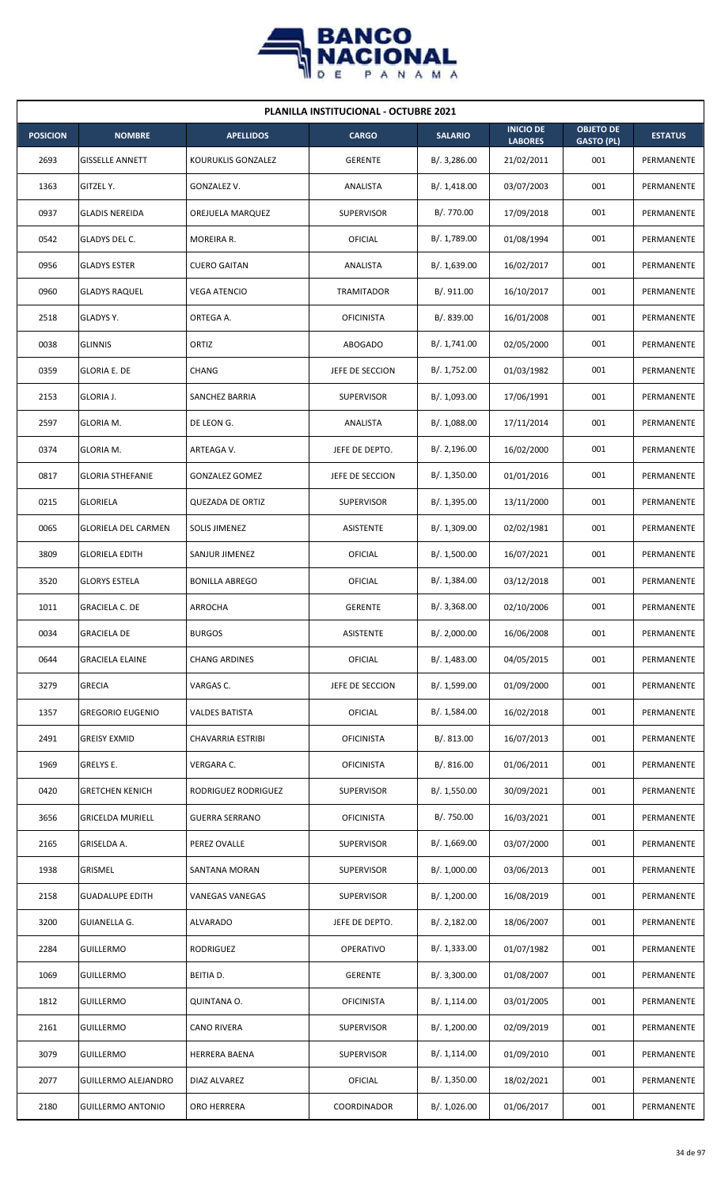| PLANILLA INSTITUCIONAL - OCTUBRE 2021 | | | | | | | |
|---|---|---|---|---|---|---|---|
| **POSICION** | **NOMBRE** | **APELLIDOS** | **CARGO** | **SALARIO** | **INICIO DE LABORES** | **OBJETO DE GASTO (PL)** | **ESTATUS** |
| 2693 | GISSELLE ANNETT | KOURUKLIS GONZALEZ | GERENTE | B/. 3,286.00 | 21/02/2011 | 001 | PERMANENTE |
| 1363 | GITZEL Y. | GONZALEZ V. | ANALISTA | B/. 1,418.00 | 03/07/2003 | 001 | PERMANENTE |
| 0937 | GLADIS NEREIDA | OREJUELA MARQUEZ | SUPERVISOR | B/. 770.00 | 17/09/2018 | 001 | PERMANENTE |
| 0542 | GLADYS DEL C. | MOREIRA R. | OFICIAL | B/. 1,789.00 | 01/08/1994 | 001 | PERMANENTE |
| 0956 | GLADYS ESTER | CUERO GAITAN | ANALISTA | B/. 1,639.00 | 16/02/2017 | 001 | PERMANENTE |
| 0960 | GLADYS RAQUEL | VEGA ATENCIO | TRAMITADOR | B/. 911.00 | 16/10/2017 | 001 | PERMANENTE |
| 2518 | GLADYS Y. | ORTEGA A. | OFICINISTA | B/. 839.00 | 16/01/2008 | 001 | PERMANENTE |
| 0038 | GLINNIS | ORTIZ | ABOGADO | B/. 1,741.00 | 02/05/2000 | 001 | PERMANENTE |
| 0359 | GLORIA E. DE | CHANG | JEFE DE SECCION | B/. 1,752.00 | 01/03/1982 | 001 | PERMANENTE |
| 2153 | GLORIA J. | SANCHEZ BARRIA | SUPERVISOR | B/. 1,093.00 | 17/06/1991 | 001 | PERMANENTE |
| 2597 | GLORIA M. | DE LEON G. | ANALISTA | B/. 1,088.00 | 17/11/2014 | 001 | PERMANENTE |
| 0374 | GLORIA M. | ARTEAGA V. | JEFE DE DEPTO. | B/. 2,196.00 | 16/02/2000 | 001 | PERMANENTE |
| 0817 | GLORIA STHEFANIE | GONZALEZ GOMEZ | JEFE DE SECCION | B/. 1,350.00 | 01/01/2016 | 001 | PERMANENTE |
| 0215 | GLORIELA | QUEZADA DE ORTIZ | SUPERVISOR | B/. 1,395.00 | 13/11/2000 | 001 | PERMANENTE |
| 0065 | GLORIELA DEL CARMEN | SOLIS JIMENEZ | ASISTENTE | B/. 1,309.00 | 02/02/1981 | 001 | PERMANENTE |
| 3809 | GLORIELA EDITH | SANJUR JIMENEZ | OFICIAL | B/. 1,500.00 | 16/07/2021 | 001 | PERMANENTE |
| 3520 | GLORYS ESTELA | BONILLA ABREGO | OFICIAL | B/. 1,384.00 | 03/12/2018 | 001 | PERMANENTE |
| 1011 | GRACIELA C. DE | ARROCHA | GERENTE | B/. 3,368.00 | 02/10/2006 | 001 | PERMANENTE |
| 0034 | GRACIELA DE | BURGOS | ASISTENTE | B/. 2,000.00 | 16/06/2008 | 001 | PERMANENTE |
| 0644 | GRACIELA ELAINE | CHANG ARDINES | OFICIAL | B/. 1,483.00 | 04/05/2015 | 001 | PERMANENTE |
| 3279 | GRECIA | VARGAS C. | JEFE DE SECCION | B/. 1,599.00 | 01/09/2000 | 001 | PERMANENTE |
| 1357 | GREGORIO EUGENIO | VALDES BATISTA | OFICIAL | B/. 1,584.00 | 16/02/2018 | 001 | PERMANENTE |
| 2491 | GREISY EXMID | CHAVARRIA ESTRIBI | OFICINISTA | B/. 813.00 | 16/07/2013 | 001 | PERMANENTE |
| 1969 | GRELYS E. | VERGARA C. | OFICINISTA | B/. 816.00 | 01/06/2011 | 001 | PERMANENTE |
| 0420 | GRETCHEN KENICH | RODRIGUEZ RODRIGUEZ | SUPERVISOR | B/. 1,550.00 | 30/09/2021 | 001 | PERMANENTE |
| 3656 | GRICELDA MURIELL | GUERRA SERRANO | OFICINISTA | B/. 750.00 | 16/03/2021 | 001 | PERMANENTE |
| 2165 | GRISELDA A. | PEREZ OVALLE | SUPERVISOR | B/. 1,669.00 | 03/07/2000 | 001 | PERMANENTE |
| 1938 | GRISMEL | SANTANA MORAN | SUPERVISOR | B/. 1,000.00 | 03/06/2013 | 001 | PERMANENTE |
| 2158 | GUADALUPE EDITH | VANEGAS VANEGAS | SUPERVISOR | B/. 1,200.00 | 16/08/2019 | 001 | PERMANENTE |
| 3200 | GUIANELLA G. | ALVARADO | JEFE DE DEPTO. | B/. 2,182.00 | 18/06/2007 | 001 | PERMANENTE |
| 2284 | GUILLERMO | RODRIGUEZ | OPERATIVO | B/. 1,333.00 | 01/07/1982 | 001 | PERMANENTE |
| 1069 | GUILLERMO | BEITIA D. | GERENTE | B/. 3,300.00 | 01/08/2007 | 001 | PERMANENTE |
| 1812 | GUILLERMO | QUINTANA O. | OFICINISTA | B/. 1,114.00 | 03/01/2005 | 001 | PERMANENTE |
| 2161 | GUILLERMO | CANO RIVERA | SUPERVISOR | B/. 1,200.00 | 02/09/2019 | 001 | PERMANENTE |
| 3079 | GUILLERMO | HERRERA BAENA | SUPERVISOR | B/. 1,114.00 | 01/09/2010 | 001 | PERMANENTE |
| 2077 | GUILLERMO ALEJANDRO | DIAZ ALVAREZ | OFICIAL | B/. 1,350.00 | 18/02/2021 | 001 | PERMANENTE |
| 2180 | GUILLERMO ANTONIO | ORO HERRERA | COORDINADOR | B/. 1,026.00 | 01/06/2017 | 001 | PERMANENTE |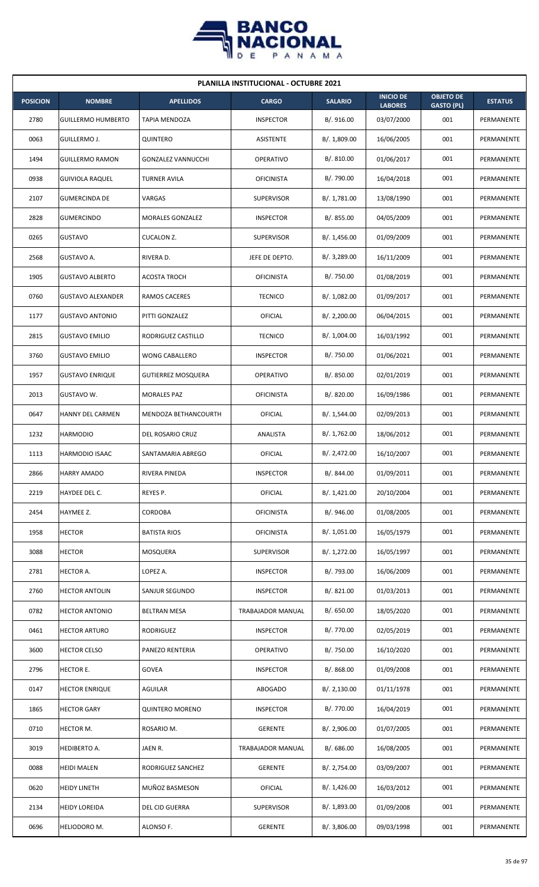| PLANILLA INSTITUCIONAL - OCTUBRE 2021 | | | | | | | |
|---|---|---|---|---|---|---|---|
| **POSICION** | **NOMBRE** | **APELLIDOS** | **CARGO** | **SALARIO** | **INICIO DE LABORES** | **OBJETO DE GASTO (PL)** | **ESTATUS** |
| 2780 | GUILLERMO HUMBERTO | TAPIA MENDOZA | INSPECTOR | B/. 916.00 | 03/07/2000 | 001 | PERMANENTE |
| 0063 | GUILLERMO J. | QUINTERO | ASISTENTE | B/. 1,809.00 | 16/06/2005 | 001 | PERMANENTE |
| 1494 | GUILLERMO RAMON | GONZALEZ VANNUCCHI | OPERATIVO | B/. 810.00 | 01/06/2017 | 001 | PERMANENTE |
| 0938 | GUIVIOLA RAQUEL | TURNER AVILA | OFICINISTA | B/. 790.00 | 16/04/2018 | 001 | PERMANENTE |
| 2107 | GUMERCINDA DE | VARGAS | SUPERVISOR | B/. 1,781.00 | 13/08/1990 | 001 | PERMANENTE |
| 2828 | GUMERCINDO | MORALES GONZALEZ | INSPECTOR | B/. 855.00 | 04/05/2009 | 001 | PERMANENTE |
| 0265 | GUSTAVO | CUCALON Z. | SUPERVISOR | B/. 1,456.00 | 01/09/2009 | 001 | PERMANENTE |
| 2568 | GUSTAVO A. | RIVERA D. | JEFE DE DEPTO. | B/. 3,289.00 | 16/11/2009 | 001 | PERMANENTE |
| 1905 | GUSTAVO ALBERTO | ACOSTA TROCH | OFICINISTA | B/. 750.00 | 01/08/2019 | 001 | PERMANENTE |
| 0760 | GUSTAVO ALEXANDER | RAMOS CACERES | TECNICO | B/. 1,082.00 | 01/09/2017 | 001 | PERMANENTE |
| 1177 | GUSTAVO ANTONIO | PITTI GONZALEZ | OFICIAL | B/. 2,200.00 | 06/04/2015 | 001 | PERMANENTE |
| 2815 | GUSTAVO EMILIO | RODRIGUEZ CASTILLO | TECNICO | B/. 1,004.00 | 16/03/1992 | 001 | PERMANENTE |
| 3760 | GUSTAVO EMILIO | WONG CABALLERO | INSPECTOR | B/. 750.00 | 01/06/2021 | 001 | PERMANENTE |
| 1957 | GUSTAVO ENRIQUE | GUTIERREZ MOSQUERA | OPERATIVO | B/. 850.00 | 02/01/2019 | 001 | PERMANENTE |
| 2013 | GUSTAVO W. | MORALES PAZ | OFICINISTA | B/. 820.00 | 16/09/1986 | 001 | PERMANENTE |
| 0647 | HANNY DEL CARMEN | MENDOZA BETHANCOURTH | OFICIAL | B/. 1,544.00 | 02/09/2013 | 001 | PERMANENTE |
| 1232 | HARMODIO | DEL ROSARIO CRUZ | ANALISTA | B/. 1,762.00 | 18/06/2012 | 001 | PERMANENTE |
| 1113 | HARMODIO ISAAC | SANTAMARIA ABREGO | OFICIAL | B/. 2,472.00 | 16/10/2007 | 001 | PERMANENTE |
| 2866 | HARRY AMADO | RIVERA PINEDA | INSPECTOR | B/. 844.00 | 01/09/2011 | 001 | PERMANENTE |
| 2219 | HAYDEE DEL C. | REYES P. | OFICIAL | B/. 1,421.00 | 20/10/2004 | 001 | PERMANENTE |
| 2454 | HAYMEE Z. | CORDOBA | OFICINISTA | B/. 946.00 | 01/08/2005 | 001 | PERMANENTE |
| 1958 | HECTOR | BATISTA RIOS | OFICINISTA | B/. 1,051.00 | 16/05/1979 | 001 | PERMANENTE |
| 3088 | HECTOR | MOSQUERA | SUPERVISOR | B/. 1,272.00 | 16/05/1997 | 001 | PERMANENTE |
| 2781 | HECTOR A. | LOPEZ A. | INSPECTOR | B/. 793.00 | 16/06/2009 | 001 | PERMANENTE |
| 2760 | HECTOR ANTOLIN | SANJUR SEGUNDO | INSPECTOR | B/. 821.00 | 01/03/2013 | 001 | PERMANENTE |
| 0782 | HECTOR ANTONIO | BELTRAN MESA | TRABAJADOR MANUAL | B/. 650.00 | 18/05/2020 | 001 | PERMANENTE |
| 0461 | HECTOR ARTURO | RODRIGUEZ | INSPECTOR | B/. 770.00 | 02/05/2019 | 001 | PERMANENTE |
| 3600 | HECTOR CELSO | PANEZO RENTERIA | OPERATIVO | B/. 750.00 | 16/10/2020 | 001 | PERMANENTE |
| 2796 | HECTOR E. | GOVEA | INSPECTOR | B/. 868.00 | 01/09/2008 | 001 | PERMANENTE |
| 0147 | HECTOR ENRIQUE | AGUILAR | ABOGADO | B/. 2,130.00 | 01/11/1978 | 001 | PERMANENTE |
| 1865 | HECTOR GARY | QUINTERO MORENO | INSPECTOR | B/. 770.00 | 16/04/2019 | 001 | PERMANENTE |
| 0710 | HECTOR M. | ROSARIO M. | GERENTE | B/. 2,906.00 | 01/07/2005 | 001 | PERMANENTE |
| 3019 | HEDIBERTO A. | JAEN R. | TRABAJADOR MANUAL | B/. 686.00 | 16/08/2005 | 001 | PERMANENTE |
| 0088 | HEIDI MALEN | RODRIGUEZ SANCHEZ | GERENTE | B/. 2,754.00 | 03/09/2007 | 001 | PERMANENTE |
| 0620 | HEIDY LINETH | MUÑOZ BASMESON | OFICIAL | B/. 1,426.00 | 16/03/2012 | 001 | PERMANENTE |
| 2134 | HEIDY LOREIDA | DEL CID GUERRA | SUPERVISOR | B/. 1,893.00 | 01/09/2008 | 001 | PERMANENTE |
| 0696 | HELIODORO M. | ALONSO F. | GERENTE | B/. 3,806.00 | 09/03/1998 | 001 | PERMANENTE |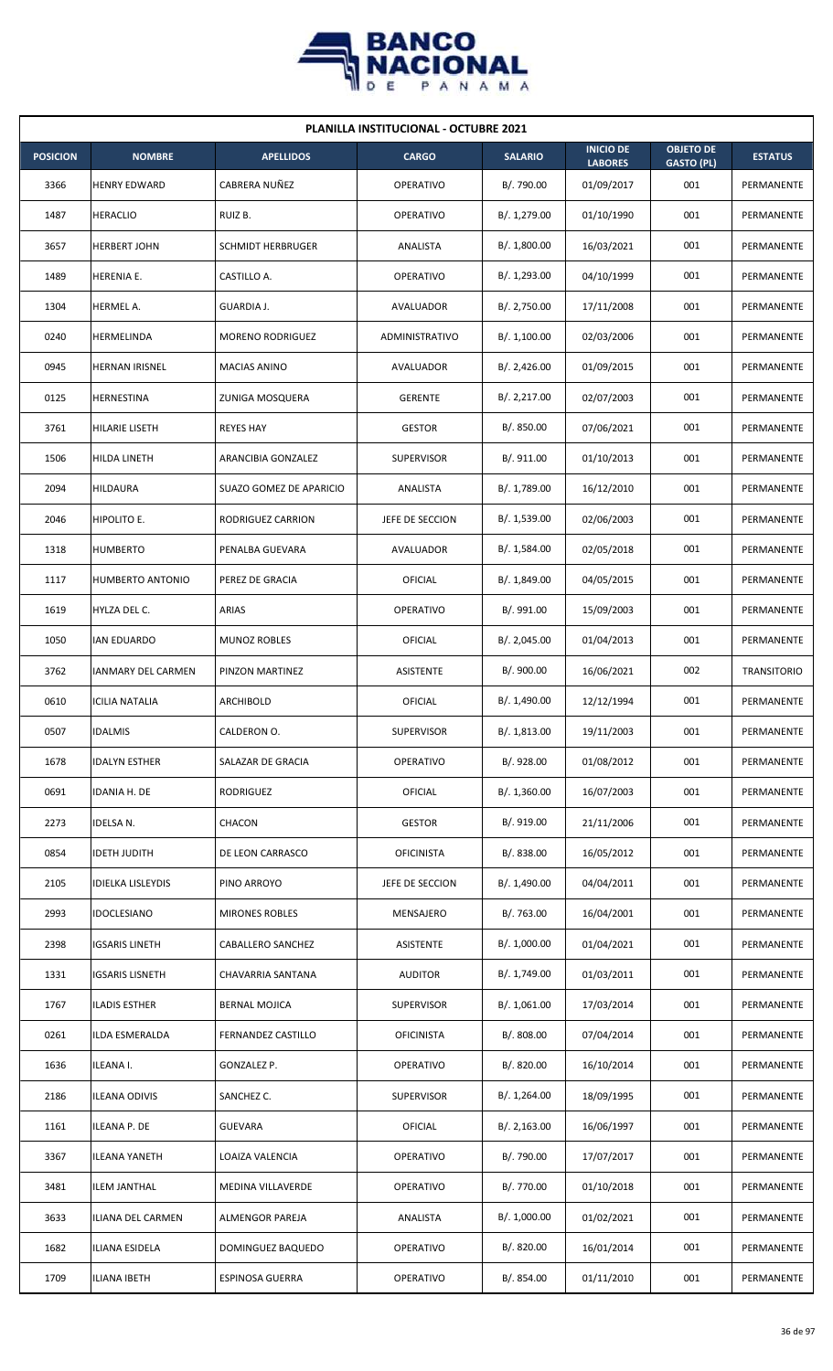**PLANILLA INSTITUCIONAL - OCTUBRE 2021**

| POSICION | NOMBRE | APELLIDOS | CARGO | SALARIO | INICIO DE LABORES | OBJETO DE GASTO (PL) | ESTATUS |
|---|---|---|---|---|---|---|---|
| 3366 | HENRY EDWARD | CABRERA NUÑEZ | OPERATIVO | B/. 790.00 | 01/09/2017 | 001 | PERMANENTE |
| 1487 | HERACLIO | RUIZ B. | OPERATIVO | B/. 1,279.00 | 01/10/1990 | 001 | PERMANENTE |
| 3657 | HERBERT JOHN | SCHMIDT HERBRUGER | ANALISTA | B/. 1,800.00 | 16/03/2021 | 001 | PERMANENTE |
| 1489 | HERENIA E. | CASTILLO A. | OPERATIVO | B/. 1,293.00 | 04/10/1999 | 001 | PERMANENTE |
| 1304 | HERMEL A. | GUARDIA J. | AVALUADOR | B/. 2,750.00 | 17/11/2008 | 001 | PERMANENTE |
| 0240 | HERMELINDA | MORENO RODRIGUEZ | ADMINISTRATIVO | B/. 1,100.00 | 02/03/2006 | 001 | PERMANENTE |
| 0945 | HERNAN IRISNEL | MACIAS ANINO | AVALUADOR | B/. 2,426.00 | 01/09/2015 | 001 | PERMANENTE |
| 0125 | HERNESTINA | ZUNIGA MOSQUERA | GERENTE | B/. 2,217.00 | 02/07/2003 | 001 | PERMANENTE |
| 3761 | HILARIE LISETH | REYES HAY | GESTOR | B/. 850.00 | 07/06/2021 | 001 | PERMANENTE |
| 1506 | HILDA LINETH | ARANCIBIA GONZALEZ | SUPERVISOR | B/. 911.00 | 01/10/2013 | 001 | PERMANENTE |
| 2094 | HILDAURA | SUAZO GOMEZ DE APARICIO | ANALISTA | B/. 1,789.00 | 16/12/2010 | 001 | PERMANENTE |
| 2046 | HIPOLITO E. | RODRIGUEZ CARRION | JEFE DE SECCION | B/. 1,539.00 | 02/06/2003 | 001 | PERMANENTE |
| 1318 | HUMBERTO | PENALBA GUEVARA | AVALUADOR | B/. 1,584.00 | 02/05/2018 | 001 | PERMANENTE |
| 1117 | HUMBERTO ANTONIO | PEREZ DE GRACIA | OFICIAL | B/. 1,849.00 | 04/05/2015 | 001 | PERMANENTE |
| 1619 | HYLZA DEL C. | ARIAS | OPERATIVO | B/. 991.00 | 15/09/2003 | 001 | PERMANENTE |
| 1050 | IAN EDUARDO | MUNOZ ROBLES | OFICIAL | B/. 2,045.00 | 01/04/2013 | 001 | PERMANENTE |
| 3762 | IANMARY DEL CARMEN | PINZON MARTINEZ | ASISTENTE | B/. 900.00 | 16/06/2021 | 002 | TRANSITORIO |
| 0610 | ICILIA NATALIA | ARCHIBOLD | OFICIAL | B/. 1,490.00 | 12/12/1994 | 001 | PERMANENTE |
| 0507 | IDALMIS | CALDERON O. | SUPERVISOR | B/. 1,813.00 | 19/11/2003 | 001 | PERMANENTE |
| 1678 | IDALYN ESTHER | SALAZAR DE GRACIA | OPERATIVO | B/. 928.00 | 01/08/2012 | 001 | PERMANENTE |
| 0691 | IDANIA H. DE | RODRIGUEZ | OFICIAL | B/. 1,360.00 | 16/07/2003 | 001 | PERMANENTE |
| 2273 | IDELSA N. | CHACON | GESTOR | B/. 919.00 | 21/11/2006 | 001 | PERMANENTE |
| 0854 | IDETH JUDITH | DE LEON CARRASCO | OFICINISTA | B/. 838.00 | 16/05/2012 | 001 | PERMANENTE |
| 2105 | IDIELKA LISLEYDIS | PINO ARROYO | JEFE DE SECCION | B/. 1,490.00 | 04/04/2011 | 001 | PERMANENTE |
| 2993 | IDOCLESIANO | MIRONES ROBLES | MENSAJERO | B/. 763.00 | 16/04/2001 | 001 | PERMANENTE |
| 2398 | IGSARIS LINETH | CABALLERO SANCHEZ | ASISTENTE | B/. 1,000.00 | 01/04/2021 | 001 | PERMANENTE |
| 1331 | IGSARIS LISNETH | CHAVARRIA SANTANA | AUDITOR | B/. 1,749.00 | 01/03/2011 | 001 | PERMANENTE |
| 1767 | ILADIS ESTHER | BERNAL MOJICA | SUPERVISOR | B/. 1,061.00 | 17/03/2014 | 001 | PERMANENTE |
| 0261 | ILDA ESMERALDA | FERNANDEZ CASTILLO | OFICINISTA | B/. 808.00 | 07/04/2014 | 001 | PERMANENTE |
| 1636 | ILEANA I. | GONZALEZ P. | OPERATIVO | B/. 820.00 | 16/10/2014 | 001 | PERMANENTE |
| 2186 | ILEANA ODIVIS | SANCHEZ C. | SUPERVISOR | B/. 1,264.00 | 18/09/1995 | 001 | PERMANENTE |
| 1161 | ILEANA P. DE | GUEVARA | OFICIAL | B/. 2,163.00 | 16/06/1997 | 001 | PERMANENTE |
| 3367 | ILEANA YANETH | LOAIZA VALENCIA | OPERATIVO | B/. 790.00 | 17/07/2017 | 001 | PERMANENTE |
| 3481 | ILEM JANTHAL | MEDINA VILLAVERDE | OPERATIVO | B/. 770.00 | 01/10/2018 | 001 | PERMANENTE |
| 3633 | ILIANA DEL CARMEN | ALMENGOR PAREJA | ANALISTA | B/. 1,000.00 | 01/02/2021 | 001 | PERMANENTE |
| 1682 | ILIANA ESIDELA | DOMINGUEZ BAQUEDO | OPERATIVO | B/. 820.00 | 16/01/2014 | 001 | PERMANENTE |
| 1709 | ILIANA IBETH | ESPINOSA GUERRA | OPERATIVO | B/. 854.00 | 01/11/2010 | 001 | PERMANENTE |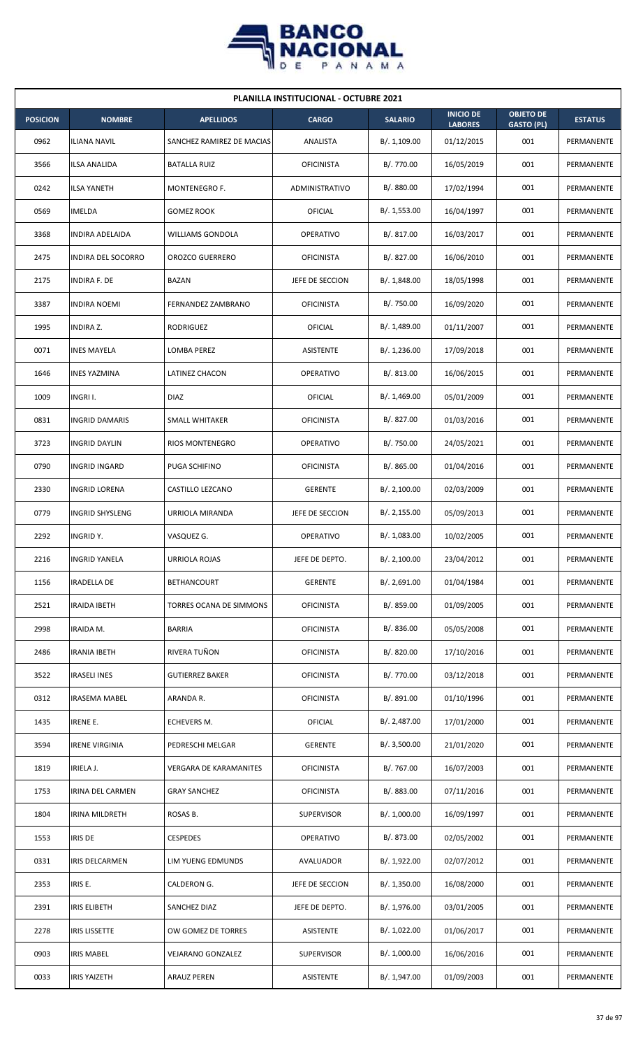**PLANILLA INSTITUCIONAL - OCTUBRE 2021**

| POSICION | NOMBRE | APELLIDOS | CARGO | SALARIO | INICIO DE LABORES | OBJETO DE GASTO (PL) | ESTATUS |
|---|---|---|---|---|---|---|---|
| 0962 | ILIANA NAVIL | SANCHEZ RAMIREZ DE MACIAS | ANALISTA | B/. 1,109.00 | 01/12/2015 | 001 | PERMANENTE |
| 3566 | ILSA ANALIDA | BATALLA RUIZ | OFICINISTA | B/. 770.00 | 16/05/2019 | 001 | PERMANENTE |
| 0242 | ILSA YANETH | MONTENEGRO F. | ADMINISTRATIVO | B/. 880.00 | 17/02/1994 | 001 | PERMANENTE |
| 0569 | IMELDA | GOMEZ ROOK | OFICIAL | B/. 1,553.00 | 16/04/1997 | 001 | PERMANENTE |
| 3368 | INDIRA ADELAIDA | WILLIAMS GONDOLA | OPERATIVO | B/. 817.00 | 16/03/2017 | 001 | PERMANENTE |
| 2475 | INDIRA DEL SOCORRO | OROZCO GUERRERO | OFICINISTA | B/. 827.00 | 16/06/2010 | 001 | PERMANENTE |
| 2175 | INDIRA F. DE | BAZAN | JEFE DE SECCION | B/. 1,848.00 | 18/05/1998 | 001 | PERMANENTE |
| 3387 | INDIRA NOEMI | FERNANDEZ ZAMBRANO | OFICINISTA | B/. 750.00 | 16/09/2020 | 001 | PERMANENTE |
| 1995 | INDIRA Z. | RODRIGUEZ | OFICIAL | B/. 1,489.00 | 01/11/2007 | 001 | PERMANENTE |
| 0071 | INES MAYELA | LOMBA PEREZ | ASISTENTE | B/. 1,236.00 | 17/09/2018 | 001 | PERMANENTE |
| 1646 | INES YAZMINA | LATINEZ CHACON | OPERATIVO | B/. 813.00 | 16/06/2015 | 001 | PERMANENTE |
| 1009 | INGRI I. | DIAZ | OFICIAL | B/. 1,469.00 | 05/01/2009 | 001 | PERMANENTE |
| 0831 | INGRID DAMARIS | SMALL WHITAKER | OFICINISTA | B/. 827.00 | 01/03/2016 | 001 | PERMANENTE |
| 3723 | INGRID DAYLIN | RIOS MONTENEGRO | OPERATIVO | B/. 750.00 | 24/05/2021 | 001 | PERMANENTE |
| 0790 | INGRID INGARD | PUGA SCHIFINO | OFICINISTA | B/. 865.00 | 01/04/2016 | 001 | PERMANENTE |
| 2330 | INGRID LORENA | CASTILLO LEZCANO | GERENTE | B/. 2,100.00 | 02/03/2009 | 001 | PERMANENTE |
| 0779 | INGRID SHYSLENG | URRIOLA MIRANDA | JEFE DE SECCION | B/. 2,155.00 | 05/09/2013 | 001 | PERMANENTE |
| 2292 | INGRID Y. | VASQUEZ G. | OPERATIVO | B/. 1,083.00 | 10/02/2005 | 001 | PERMANENTE |
| 2216 | INGRID YANELA | URRIOLA ROJAS | JEFE DE DEPTO. | B/. 2,100.00 | 23/04/2012 | 001 | PERMANENTE |
| 1156 | IRADELLA DE | BETHANCOURT | GERENTE | B/. 2,691.00 | 01/04/1984 | 001 | PERMANENTE |
| 2521 | IRAIDA IBETH | TORRES OCANA DE SIMMONS | OFICINISTA | B/. 859.00 | 01/09/2005 | 001 | PERMANENTE |
| 2998 | IRAIDA M. | BARRIA | OFICINISTA | B/. 836.00 | 05/05/2008 | 001 | PERMANENTE |
| 2486 | IRANIA IBETH | RIVERA TUÑON | OFICINISTA | B/. 820.00 | 17/10/2016 | 001 | PERMANENTE |
| 3522 | IRASELI INES | GUTIERREZ BAKER | OFICINISTA | B/. 770.00 | 03/12/2018 | 001 | PERMANENTE |
| 0312 | IRASEMA MABEL | ARANDA R. | OFICINISTA | B/. 891.00 | 01/10/1996 | 001 | PERMANENTE |
| 1435 | IRENE E. | ECHEVERS M. | OFICIAL | B/. 2,487.00 | 17/01/2000 | 001 | PERMANENTE |
| 3594 | IRENE VIRGINIA | PEDRESCHI MELGAR | GERENTE | B/. 3,500.00 | 21/01/2020 | 001 | PERMANENTE |
| 1819 | IRIELA J. | VERGARA DE KARAMANITES | OFICINISTA | B/. 767.00 | 16/07/2003 | 001 | PERMANENTE |
| 1753 | IRINA DEL CARMEN | GRAY SANCHEZ | OFICINISTA | B/. 883.00 | 07/11/2016 | 001 | PERMANENTE |
| 1804 | IRINA MILDRETH | ROSAS B. | SUPERVISOR | B/. 1,000.00 | 16/09/1997 | 001 | PERMANENTE |
| 1553 | IRIS DE | CESPEDES | OPERATIVO | B/. 873.00 | 02/05/2002 | 001 | PERMANENTE |
| 0331 | IRIS DELCARMEN | LIM YUENG EDMUNDS | AVALUADOR | B/. 1,922.00 | 02/07/2012 | 001 | PERMANENTE |
| 2353 | IRIS E. | CALDERON G. | JEFE DE SECCION | B/. 1,350.00 | 16/08/2000 | 001 | PERMANENTE |
| 2391 | IRIS ELIBETH | SANCHEZ DIAZ | JEFE DE DEPTO. | B/. 1,976.00 | 03/01/2005 | 001 | PERMANENTE |
| 2278 | IRIS LISSETTE | OW GOMEZ DE TORRES | ASISTENTE | B/. 1,022.00 | 01/06/2017 | 001 | PERMANENTE |
| 0903 | IRIS MABEL | VEJARANO GONZALEZ | SUPERVISOR | B/. 1,000.00 | 16/06/2016 | 001 | PERMANENTE |
| 0033 | IRIS YAIZETH | ARAUZ PEREN | ASISTENTE | B/. 1,947.00 | 01/09/2003 | 001 | PERMANENTE |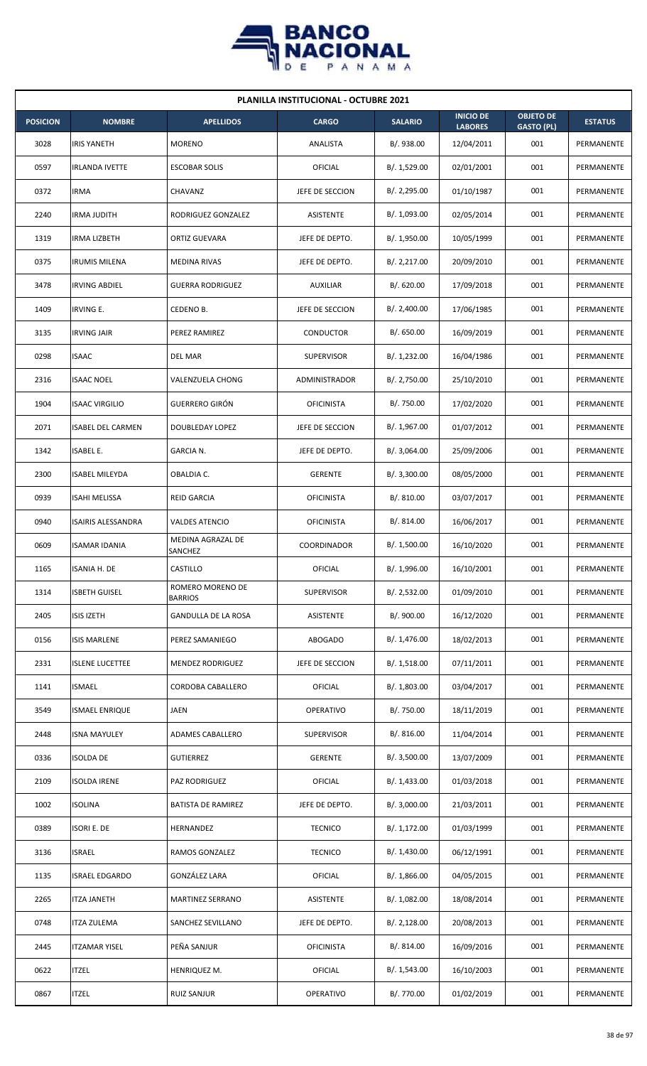| PLANILLA INSTITUCIONAL - OCTUBRE 2021 | | | | | | | |
|---|---|---|---|---|---|---|---|
| **POSICION** | **NOMBRE** | **APELLIDOS** | **CARGO** | **SALARIO** | **INICIO DE LABORES** | **OBJETO DE GASTO (PL)** | **ESTATUS** |
| 3028 | IRIS YANETH | MORENO | ANALISTA | B/. 938.00 | 12/04/2011 | 001 | PERMANENTE |
| 0597 | IRLANDA IVETTE | ESCOBAR SOLIS | OFICIAL | B/. 1,529.00 | 02/01/2001 | 001 | PERMANENTE |
| 0372 | IRMA | CHAVANZ | JEFE DE SECCION | B/. 2,295.00 | 01/10/1987 | 001 | PERMANENTE |
| 2240 | IRMA JUDITH | RODRIGUEZ GONZALEZ | ASISTENTE | B/. 1,093.00 | 02/05/2014 | 001 | PERMANENTE |
| 1319 | IRMA LIZBETH | ORTIZ GUEVARA | JEFE DE DEPTO. | B/. 1,950.00 | 10/05/1999 | 001 | PERMANENTE |
| 0375 | IRUMIS MILENA | MEDINA RIVAS | JEFE DE DEPTO. | B/. 2,217.00 | 20/09/2010 | 001 | PERMANENTE |
| 3478 | IRVING ABDIEL | GUERRA RODRIGUEZ | AUXILIAR | B/. 620.00 | 17/09/2018 | 001 | PERMANENTE |
| 1409 | IRVING E. | CEDENO B. | JEFE DE SECCION | B/. 2,400.00 | 17/06/1985 | 001 | PERMANENTE |
| 3135 | IRVING JAIR | PEREZ RAMIREZ | CONDUCTOR | B/. 650.00 | 16/09/2019 | 001 | PERMANENTE |
| 0298 | ISAAC | DEL MAR | SUPERVISOR | B/. 1,232.00 | 16/04/1986 | 001 | PERMANENTE |
| 2316 | ISAAC NOEL | VALENZUELA CHONG | ADMINISTRADOR | B/. 2,750.00 | 25/10/2010 | 001 | PERMANENTE |
| 1904 | ISAAC VIRGILIO | GUERRERO GIRÓN | OFICINISTA | B/. 750.00 | 17/02/2020 | 001 | PERMANENTE |
| 2071 | ISABEL DEL CARMEN | DOUBLEDAY LOPEZ | JEFE DE SECCION | B/. 1,967.00 | 01/07/2012 | 001 | PERMANENTE |
| 1342 | ISABEL E. | GARCIA N. | JEFE DE DEPTO. | B/. 3,064.00 | 25/09/2006 | 001 | PERMANENTE |
| 2300 | ISABEL MILEYDA | OBALDIA C. | GERENTE | B/. 3,300.00 | 08/05/2000 | 001 | PERMANENTE |
| 0939 | ISAHI MELISSA | REID GARCIA | OFICINISTA | B/. 810.00 | 03/07/2017 | 001 | PERMANENTE |
| 0940 | ISAIRIS ALESSANDRA | VALDES ATENCIO | OFICINISTA | B/. 814.00 | 16/06/2017 | 001 | PERMANENTE |
| 0609 | ISAMAR IDANIA | MEDINA AGRAZAL DE SANCHEZ | COORDINADOR | B/. 1,500.00 | 16/10/2020 | 001 | PERMANENTE |
| 1165 | ISANIA H. DE | CASTILLO | OFICIAL | B/. 1,996.00 | 16/10/2001 | 001 | PERMANENTE |
| 1314 | ISBETH GUISEL | ROMERO MORENO DE BARRIOS | SUPERVISOR | B/. 2,532.00 | 01/09/2010 | 001 | PERMANENTE |
| 2405 | ISIS IZETH | GANDULLA DE LA ROSA | ASISTENTE | B/. 900.00 | 16/12/2020 | 001 | PERMANENTE |
| 0156 | ISIS MARLENE | PEREZ SAMANIEGO | ABOGADO | B/. 1,476.00 | 18/02/2013 | 001 | PERMANENTE |
| 2331 | ISLENE LUCETTEE | MENDEZ RODRIGUEZ | JEFE DE SECCION | B/. 1,518.00 | 07/11/2011 | 001 | PERMANENTE |
| 1141 | ISMAEL | CORDOBA CABALLERO | OFICIAL | B/. 1,803.00 | 03/04/2017 | 001 | PERMANENTE |
| 3549 | ISMAEL ENRIQUE | JAEN | OPERATIVO | B/. 750.00 | 18/11/2019 | 001 | PERMANENTE |
| 2448 | ISNA MAYULEY | ADAMES CABALLERO | SUPERVISOR | B/. 816.00 | 11/04/2014 | 001 | PERMANENTE |
| 0336 | ISOLDA DE | GUTIERREZ | GERENTE | B/. 3,500.00 | 13/07/2009 | 001 | PERMANENTE |
| 2109 | ISOLDA IRENE | PAZ RODRIGUEZ | OFICIAL | B/. 1,433.00 | 01/03/2018 | 001 | PERMANENTE |
| 1002 | ISOLINA | BATISTA DE RAMIREZ | JEFE DE DEPTO. | B/. 3,000.00 | 21/03/2011 | 001 | PERMANENTE |
| 0389 | ISORI E. DE | HERNANDEZ | TECNICO | B/. 1,172.00 | 01/03/1999 | 001 | PERMANENTE |
| 3136 | ISRAEL | RAMOS GONZALEZ | TECNICO | B/. 1,430.00 | 06/12/1991 | 001 | PERMANENTE |
| 1135 | ISRAEL EDGARDO | GONZÁLEZ LARA | OFICIAL | B/. 1,866.00 | 04/05/2015 | 001 | PERMANENTE |
| 2265 | ITZA JANETH | MARTINEZ SERRANO | ASISTENTE | B/. 1,082.00 | 18/08/2014 | 001 | PERMANENTE |
| 0748 | ITZA ZULEMA | SANCHEZ SEVILLANO | JEFE DE DEPTO. | B/. 2,128.00 | 20/08/2013 | 001 | PERMANENTE |
| 2445 | ITZAMAR YISEL | PEÑA SANJUR | OFICINISTA | B/. 814.00 | 16/09/2016 | 001 | PERMANENTE |
| 0622 | ITZEL | HENRIQUEZ M. | OFICIAL | B/. 1,543.00 | 16/10/2003 | 001 | PERMANENTE |
| 0867 | ITZEL | RUIZ SANJUR | OPERATIVO | B/. 770.00 | 01/02/2019 | 001 | PERMANENTE |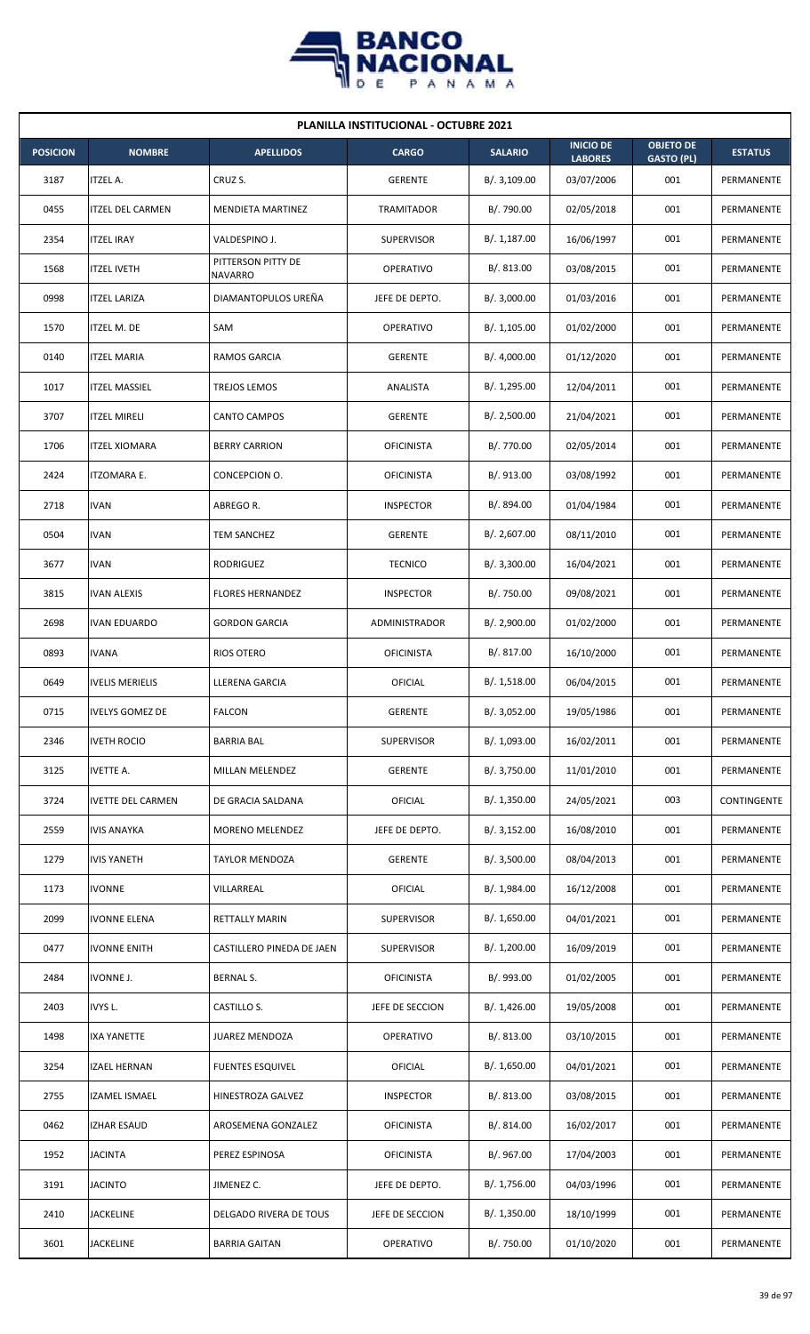| PLANILLA INSTITUCIONAL - OCTUBRE 2021 | | | | | | | |
|---|---|---|---|---|---|---|---|
| **POSICION** | **NOMBRE** | **APELLIDOS** | **CARGO** | **SALARIO** | **INICIO DE LABORES** | **OBJETO DE GASTO (PL)** | **ESTATUS** |
| 3187 | ITZEL A. | CRUZ S. | GERENTE | B/. 3,109.00 | 03/07/2006 | 001 | PERMANENTE |
| 0455 | ITZEL DEL CARMEN | MENDIETA MARTINEZ | TRAMITADOR | B/. 790.00 | 02/05/2018 | 001 | PERMANENTE |
| 2354 | ITZEL IRAY | VALDESPINO J. | SUPERVISOR | B/. 1,187.00 | 16/06/1997 | 001 | PERMANENTE |
| 1568 | ITZEL IVETH | PITTERSON PITTY DE NAVARRO | OPERATIVO | B/. 813.00 | 03/08/2015 | 001 | PERMANENTE |
| 0998 | ITZEL LARIZA | DIAMANTOPULOS UREÑA | JEFE DE DEPTO. | B/. 3,000.00 | 01/03/2016 | 001 | PERMANENTE |
| 1570 | ITZEL M. DE | SAM | OPERATIVO | B/. 1,105.00 | 01/02/2000 | 001 | PERMANENTE |
| 0140 | ITZEL MARIA | RAMOS GARCIA | GERENTE | B/. 4,000.00 | 01/12/2020 | 001 | PERMANENTE |
| 1017 | ITZEL MASSIEL | TREJOS LEMOS | ANALISTA | B/. 1,295.00 | 12/04/2011 | 001 | PERMANENTE |
| 3707 | ITZEL MIRELI | CANTO CAMPOS | GERENTE | B/. 2,500.00 | 21/04/2021 | 001 | PERMANENTE |
| 1706 | ITZEL XIOMARA | BERRY CARRION | OFICINISTA | B/. 770.00 | 02/05/2014 | 001 | PERMANENTE |
| 2424 | ITZOMARA E. | CONCEPCION O. | OFICINISTA | B/. 913.00 | 03/08/1992 | 001 | PERMANENTE |
| 2718 | IVAN | ABREGO R. | INSPECTOR | B/. 894.00 | 01/04/1984 | 001 | PERMANENTE |
| 0504 | IVAN | TEM SANCHEZ | GERENTE | B/. 2,607.00 | 08/11/2010 | 001 | PERMANENTE |
| 3677 | IVAN | RODRIGUEZ | TECNICO | B/. 3,300.00 | 16/04/2021 | 001 | PERMANENTE |
| 3815 | IVAN ALEXIS | FLORES HERNANDEZ | INSPECTOR | B/. 750.00 | 09/08/2021 | 001 | PERMANENTE |
| 2698 | IVAN EDUARDO | GORDON GARCIA | ADMINISTRADOR | B/. 2,900.00 | 01/02/2000 | 001 | PERMANENTE |
| 0893 | IVANA | RIOS OTERO | OFICINISTA | B/. 817.00 | 16/10/2000 | 001 | PERMANENTE |
| 0649 | IVELIS MERIELIS | LLERENA GARCIA | OFICIAL | B/. 1,518.00 | 06/04/2015 | 001 | PERMANENTE |
| 0715 | IVELYS GOMEZ DE | FALCON | GERENTE | B/. 3,052.00 | 19/05/1986 | 001 | PERMANENTE |
| 2346 | IVETH ROCIO | BARRIA BAL | SUPERVISOR | B/. 1,093.00 | 16/02/2011 | 001 | PERMANENTE |
| 3125 | IVETTE A. | MILLAN MELENDEZ | GERENTE | B/. 3,750.00 | 11/01/2010 | 001 | PERMANENTE |
| 3724 | IVETTE DEL CARMEN | DE GRACIA SALDANA | OFICIAL | B/. 1,350.00 | 24/05/2021 | 003 | CONTINGENTE |
| 2559 | IVIS ANAYKA | MORENO MELENDEZ | JEFE DE DEPTO. | B/. 3,152.00 | 16/08/2010 | 001 | PERMANENTE |
| 1279 | IVIS YANETH | TAYLOR MENDOZA | GERENTE | B/. 3,500.00 | 08/04/2013 | 001 | PERMANENTE |
| 1173 | IVONNE | VILLARREAL | OFICIAL | B/. 1,984.00 | 16/12/2008 | 001 | PERMANENTE |
| 2099 | IVONNE ELENA | RETTALLY MARIN | SUPERVISOR | B/. 1,650.00 | 04/01/2021 | 001 | PERMANENTE |
| 0477 | IVONNE ENITH | CASTILLERO PINEDA DE JAEN | SUPERVISOR | B/. 1,200.00 | 16/09/2019 | 001 | PERMANENTE |
| 2484 | IVONNE J. | BERNAL S. | OFICINISTA | B/. 993.00 | 01/02/2005 | 001 | PERMANENTE |
| 2403 | IVYS L. | CASTILLO S. | JEFE DE SECCION | B/. 1,426.00 | 19/05/2008 | 001 | PERMANENTE |
| 1498 | IXA YANETTE | JUAREZ MENDOZA | OPERATIVO | B/. 813.00 | 03/10/2015 | 001 | PERMANENTE |
| 3254 | IZAEL HERNAN | FUENTES ESQUIVEL | OFICIAL | B/. 1,650.00 | 04/01/2021 | 001 | PERMANENTE |
| 2755 | IZAMEL ISMAEL | HINESTROZA GALVEZ | INSPECTOR | B/. 813.00 | 03/08/2015 | 001 | PERMANENTE |
| 0462 | IZHAR ESAUD | AROSEMENA GONZALEZ | OFICINISTA | B/. 814.00 | 16/02/2017 | 001 | PERMANENTE |
| 1952 | JACINTA | PEREZ ESPINOSA | OFICINISTA | B/. 967.00 | 17/04/2003 | 001 | PERMANENTE |
| 3191 | JACINTO | JIMENEZ C. | JEFE DE DEPTO. | B/. 1,756.00 | 04/03/1996 | 001 | PERMANENTE |
| 2410 | JACKELINE | DELGADO RIVERA DE TOUS | JEFE DE SECCION | B/. 1,350.00 | 18/10/1999 | 001 | PERMANENTE |
| 3601 | JACKELINE | BARRIA GAITAN | OPERATIVO | B/. 750.00 | 01/10/2020 | 001 | PERMANENTE |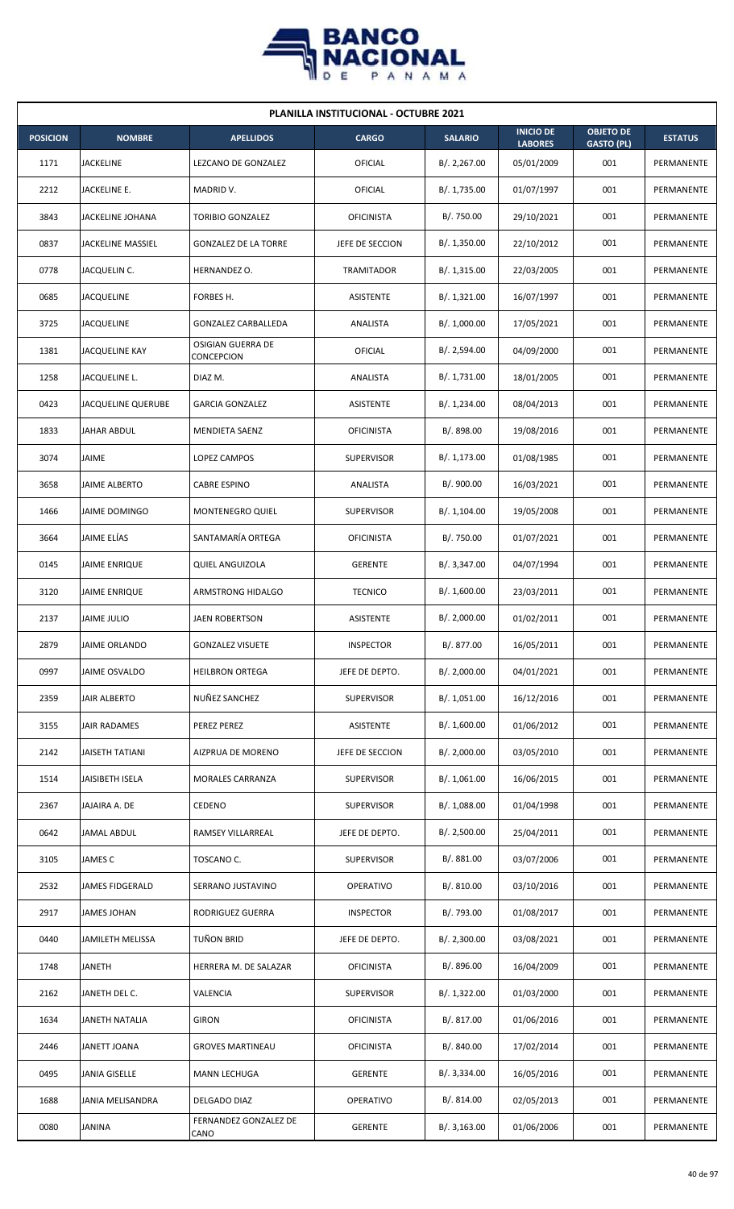| PLANILLA INSTITUCIONAL - OCTUBRE 2021 | | | | | | | |
|---|---|---|---|---|---|---|---|
| **POSICION** | **NOMBRE** | **APELLIDOS** | **CARGO** | **SALARIO** | **INICIO DE LABORES** | **OBJETO DE GASTO (PL)** | **ESTATUS** |
| 1171 | JACKELINE | LEZCANO DE GONZALEZ | OFICIAL | B/. 2,267.00 | 05/01/2009 | 001 | PERMANENTE |
| 2212 | JACKELINE E. | MADRID V. | OFICIAL | B/. 1,735.00 | 01/07/1997 | 001 | PERMANENTE |
| 3843 | JACKELINE JOHANA | TORIBIO GONZALEZ | OFICINISTA | B/. 750.00 | 29/10/2021 | 001 | PERMANENTE |
| 0837 | JACKELINE MASSIEL | GONZALEZ DE LA TORRE | JEFE DE SECCION | B/. 1,350.00 | 22/10/2012 | 001 | PERMANENTE |
| 0778 | JACQUELIN C. | HERNANDEZ O. | TRAMITADOR | B/. 1,315.00 | 22/03/2005 | 001 | PERMANENTE |
| 0685 | JACQUELINE | FORBES H. | ASISTENTE | B/. 1,321.00 | 16/07/1997 | 001 | PERMANENTE |
| 3725 | JACQUELINE | GONZALEZ CARBALLEDA | ANALISTA | B/. 1,000.00 | 17/05/2021 | 001 | PERMANENTE |
| 1381 | JACQUELINE KAY | OSIGIAN GUERRA DE CONCEPCION | OFICIAL | B/. 2,594.00 | 04/09/2000 | 001 | PERMANENTE |
| 1258 | JACQUELINE L. | DIAZ M. | ANALISTA | B/. 1,731.00 | 18/01/2005 | 001 | PERMANENTE |
| 0423 | JACQUELINE QUERUBE | GARCIA GONZALEZ | ASISTENTE | B/. 1,234.00 | 08/04/2013 | 001 | PERMANENTE |
| 1833 | JAHAR ABDUL | MENDIETA SAENZ | OFICINISTA | B/. 898.00 | 19/08/2016 | 001 | PERMANENTE |
| 3074 | JAIME | LOPEZ CAMPOS | SUPERVISOR | B/. 1,173.00 | 01/08/1985 | 001 | PERMANENTE |
| 3658 | JAIME ALBERTO | CABRE ESPINO | ANALISTA | B/. 900.00 | 16/03/2021 | 001 | PERMANENTE |
| 1466 | JAIME DOMINGO | MONTENEGRO QUIEL | SUPERVISOR | B/. 1,104.00 | 19/05/2008 | 001 | PERMANENTE |
| 3664 | JAIME ELÍAS | SANTAMARÍA ORTEGA | OFICINISTA | B/. 750.00 | 01/07/2021 | 001 | PERMANENTE |
| 0145 | JAIME ENRIQUE | QUIEL ANGUIZOLA | GERENTE | B/. 3,347.00 | 04/07/1994 | 001 | PERMANENTE |
| 3120 | JAIME ENRIQUE | ARMSTRONG HIDALGO | TECNICO | B/. 1,600.00 | 23/03/2011 | 001 | PERMANENTE |
| 2137 | JAIME JULIO | JAEN ROBERTSON | ASISTENTE | B/. 2,000.00 | 01/02/2011 | 001 | PERMANENTE |
| 2879 | JAIME ORLANDO | GONZALEZ VISUETE | INSPECTOR | B/. 877.00 | 16/05/2011 | 001 | PERMANENTE |
| 0997 | JAIME OSVALDO | HEILBRON ORTEGA | JEFE DE DEPTO. | B/. 2,000.00 | 04/01/2021 | 001 | PERMANENTE |
| 2359 | JAIR ALBERTO | NUÑEZ SANCHEZ | SUPERVISOR | B/. 1,051.00 | 16/12/2016 | 001 | PERMANENTE |
| 3155 | JAIR RADAMES | PEREZ PEREZ | ASISTENTE | B/. 1,600.00 | 01/06/2012 | 001 | PERMANENTE |
| 2142 | JAISETH TATIANI | AIZPRUA DE MORENO | JEFE DE SECCION | B/. 2,000.00 | 03/05/2010 | 001 | PERMANENTE |
| 1514 | JAISIBETH ISELA | MORALES CARRANZA | SUPERVISOR | B/. 1,061.00 | 16/06/2015 | 001 | PERMANENTE |
| 2367 | JAJAIRA A. DE | CEDENO | SUPERVISOR | B/. 1,088.00 | 01/04/1998 | 001 | PERMANENTE |
| 0642 | JAMAL ABDUL | RAMSEY VILLARREAL | JEFE DE DEPTO. | B/. 2,500.00 | 25/04/2011 | 001 | PERMANENTE |
| 3105 | JAMES C | TOSCANO C. | SUPERVISOR | B/. 881.00 | 03/07/2006 | 001 | PERMANENTE |
| 2532 | JAMES FIDGERALD | SERRANO JUSTAVINO | OPERATIVO | B/. 810.00 | 03/10/2016 | 001 | PERMANENTE |
| 2917 | JAMES JOHAN | RODRIGUEZ GUERRA | INSPECTOR | B/. 793.00 | 01/08/2017 | 001 | PERMANENTE |
| 0440 | JAMILETH MELISSA | TUÑON BRID | JEFE DE DEPTO. | B/. 2,300.00 | 03/08/2021 | 001 | PERMANENTE |
| 1748 | JANETH | HERRERA M. DE SALAZAR | OFICINISTA | B/. 896.00 | 16/04/2009 | 001 | PERMANENTE |
| 2162 | JANETH DEL C. | VALENCIA | SUPERVISOR | B/. 1,322.00 | 01/03/2000 | 001 | PERMANENTE |
| 1634 | JANETH NATALIA | GIRON | OFICINISTA | B/. 817.00 | 01/06/2016 | 001 | PERMANENTE |
| 2446 | JANETT JOANA | GROVES MARTINEAU | OFICINISTA | B/. 840.00 | 17/02/2014 | 001 | PERMANENTE |
| 0495 | JANIA GISELLE | MANN LECHUGA | GERENTE | B/. 3,334.00 | 16/05/2016 | 001 | PERMANENTE |
| 1688 | JANIA MELISANDRA | DELGADO DIAZ | OPERATIVO | B/. 814.00 | 02/05/2013 | 001 | PERMANENTE |
| 0080 | JANINA | FERNANDEZ GONZALEZ DE CANO | GERENTE | B/. 3,163.00 | 01/06/2006 | 001 | PERMANENTE |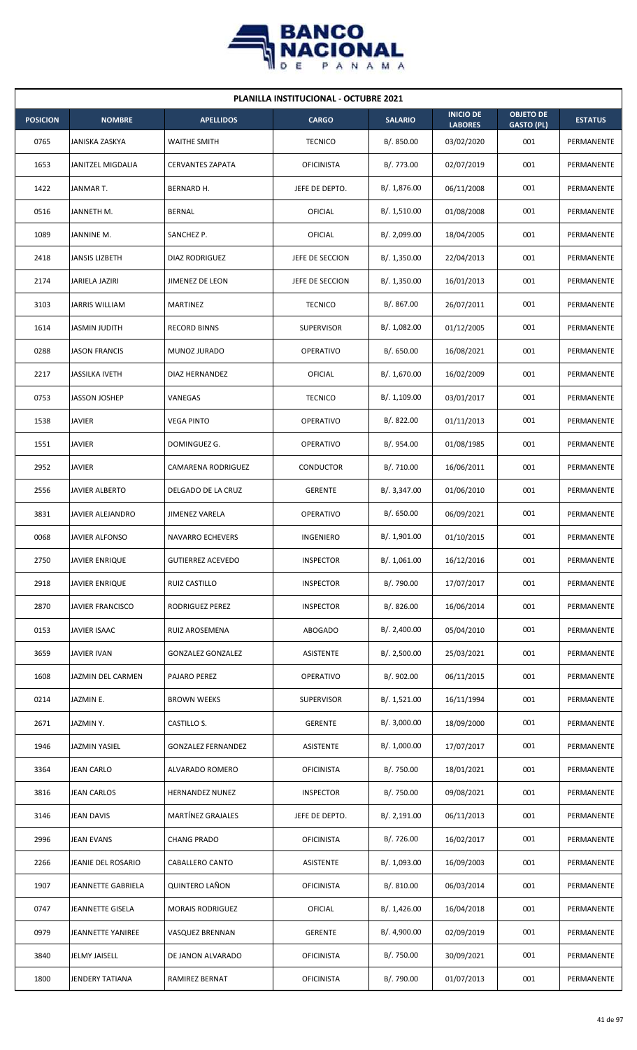| PLANILLA INSTITUCIONAL - OCTUBRE 2021 | | | | | | | |
|---|---|---|---|---|---|---|---|
| **POSICION** | **NOMBRE** | **APELLIDOS** | **CARGO** | **SALARIO** | **INICIO DE LABORES** | **OBJETO DE GASTO (PL)** | **ESTATUS** |
| 0765 | JANISKA ZASKYA | WAITHE SMITH | TECNICO | B/. 850.00 | 03/02/2020 | 001 | PERMANENTE |
| 1653 | JANITZEL MIGDALIA | CERVANTES ZAPATA | OFICINISTA | B/. 773.00 | 02/07/2019 | 001 | PERMANENTE |
| 1422 | JANMAR T. | BERNARD H. | JEFE DE DEPTO. | B/. 1,876.00 | 06/11/2008 | 001 | PERMANENTE |
| 0516 | JANNETH M. | BERNAL | OFICIAL | B/. 1,510.00 | 01/08/2008 | 001 | PERMANENTE |
| 1089 | JANNINE M. | SANCHEZ P. | OFICIAL | B/. 2,099.00 | 18/04/2005 | 001 | PERMANENTE |
| 2418 | JANSIS LIZBETH | DIAZ RODRIGUEZ | JEFE DE SECCION | B/. 1,350.00 | 22/04/2013 | 001 | PERMANENTE |
| 2174 | JARIELA JAZIRI | JIMENEZ DE LEON | JEFE DE SECCION | B/. 1,350.00 | 16/01/2013 | 001 | PERMANENTE |
| 3103 | JARRIS WILLIAM | MARTINEZ | TECNICO | B/. 867.00 | 26/07/2011 | 001 | PERMANENTE |
| 1614 | JASMIN JUDITH | RECORD BINNS | SUPERVISOR | B/. 1,082.00 | 01/12/2005 | 001 | PERMANENTE |
| 0288 | JASON FRANCIS | MUNOZ JURADO | OPERATIVO | B/. 650.00 | 16/08/2021 | 001 | PERMANENTE |
| 2217 | JASSILKA IVETH | DIAZ HERNANDEZ | OFICIAL | B/. 1,670.00 | 16/02/2009 | 001 | PERMANENTE |
| 0753 | JASSON JOSHEP | VANEGAS | TECNICO | B/. 1,109.00 | 03/01/2017 | 001 | PERMANENTE |
| 1538 | JAVIER | VEGA PINTO | OPERATIVO | B/. 822.00 | 01/11/2013 | 001 | PERMANENTE |
| 1551 | JAVIER | DOMINGUEZ G. | OPERATIVO | B/. 954.00 | 01/08/1985 | 001 | PERMANENTE |
| 2952 | JAVIER | CAMARENA RODRIGUEZ | CONDUCTOR | B/. 710.00 | 16/06/2011 | 001 | PERMANENTE |
| 2556 | JAVIER ALBERTO | DELGADO DE LA CRUZ | GERENTE | B/. 3,347.00 | 01/06/2010 | 001 | PERMANENTE |
| 3831 | JAVIER ALEJANDRO | JIMENEZ VARELA | OPERATIVO | B/. 650.00 | 06/09/2021 | 001 | PERMANENTE |
| 0068 | JAVIER ALFONSO | NAVARRO ECHEVERS | INGENIERO | B/. 1,901.00 | 01/10/2015 | 001 | PERMANENTE |
| 2750 | JAVIER ENRIQUE | GUTIERREZ ACEVEDO | INSPECTOR | B/. 1,061.00 | 16/12/2016 | 001 | PERMANENTE |
| 2918 | JAVIER ENRIQUE | RUIZ CASTILLO | INSPECTOR | B/. 790.00 | 17/07/2017 | 001 | PERMANENTE |
| 2870 | JAVIER FRANCISCO | RODRIGUEZ PEREZ | INSPECTOR | B/. 826.00 | 16/06/2014 | 001 | PERMANENTE |
| 0153 | JAVIER ISAAC | RUIZ AROSEMENA | ABOGADO | B/. 2,400.00 | 05/04/2010 | 001 | PERMANENTE |
| 3659 | JAVIER IVAN | GONZALEZ GONZALEZ | ASISTENTE | B/. 2,500.00 | 25/03/2021 | 001 | PERMANENTE |
| 1608 | JAZMIN DEL CARMEN | PAJARO PEREZ | OPERATIVO | B/. 902.00 | 06/11/2015 | 001 | PERMANENTE |
| 0214 | JAZMIN E. | BROWN WEEKS | SUPERVISOR | B/. 1,521.00 | 16/11/1994 | 001 | PERMANENTE |
| 2671 | JAZMIN Y. | CASTILLO S. | GERENTE | B/. 3,000.00 | 18/09/2000 | 001 | PERMANENTE |
| 1946 | JAZMIN YASIEL | GONZALEZ FERNANDEZ | ASISTENTE | B/. 1,000.00 | 17/07/2017 | 001 | PERMANENTE |
| 3364 | JEAN CARLO | ALVARADO ROMERO | OFICINISTA | B/. 750.00 | 18/01/2021 | 001 | PERMANENTE |
| 3816 | JEAN CARLOS | HERNANDEZ NUNEZ | INSPECTOR | B/. 750.00 | 09/08/2021 | 001 | PERMANENTE |
| 3146 | JEAN DAVIS | MARTÍNEZ GRAJALES | JEFE DE DEPTO. | B/. 2,191.00 | 06/11/2013 | 001 | PERMANENTE |
| 2996 | JEAN EVANS | CHANG PRADO | OFICINISTA | B/. 726.00 | 16/02/2017 | 001 | PERMANENTE |
| 2266 | JEANIE DEL ROSARIO | CABALLERO CANTO | ASISTENTE | B/. 1,093.00 | 16/09/2003 | 001 | PERMANENTE |
| 1907 | JEANNETTE GABRIELA | QUINTERO LAÑON | OFICINISTA | B/. 810.00 | 06/03/2014 | 001 | PERMANENTE |
| 0747 | JEANNETTE GISELA | MORAIS RODRIGUEZ | OFICIAL | B/. 1,426.00 | 16/04/2018 | 001 | PERMANENTE |
| 0979 | JEANNETTE YANIREE | VASQUEZ BRENNAN | GERENTE | B/. 4,900.00 | 02/09/2019 | 001 | PERMANENTE |
| 3840 | JELMY JAISELL | DE JANON ALVARADO | OFICINISTA | B/. 750.00 | 30/09/2021 | 001 | PERMANENTE |
| 1800 | JENDERY TATIANA | RAMIREZ BERNAT | OFICINISTA | B/. 790.00 | 01/07/2013 | 001 | PERMANENTE |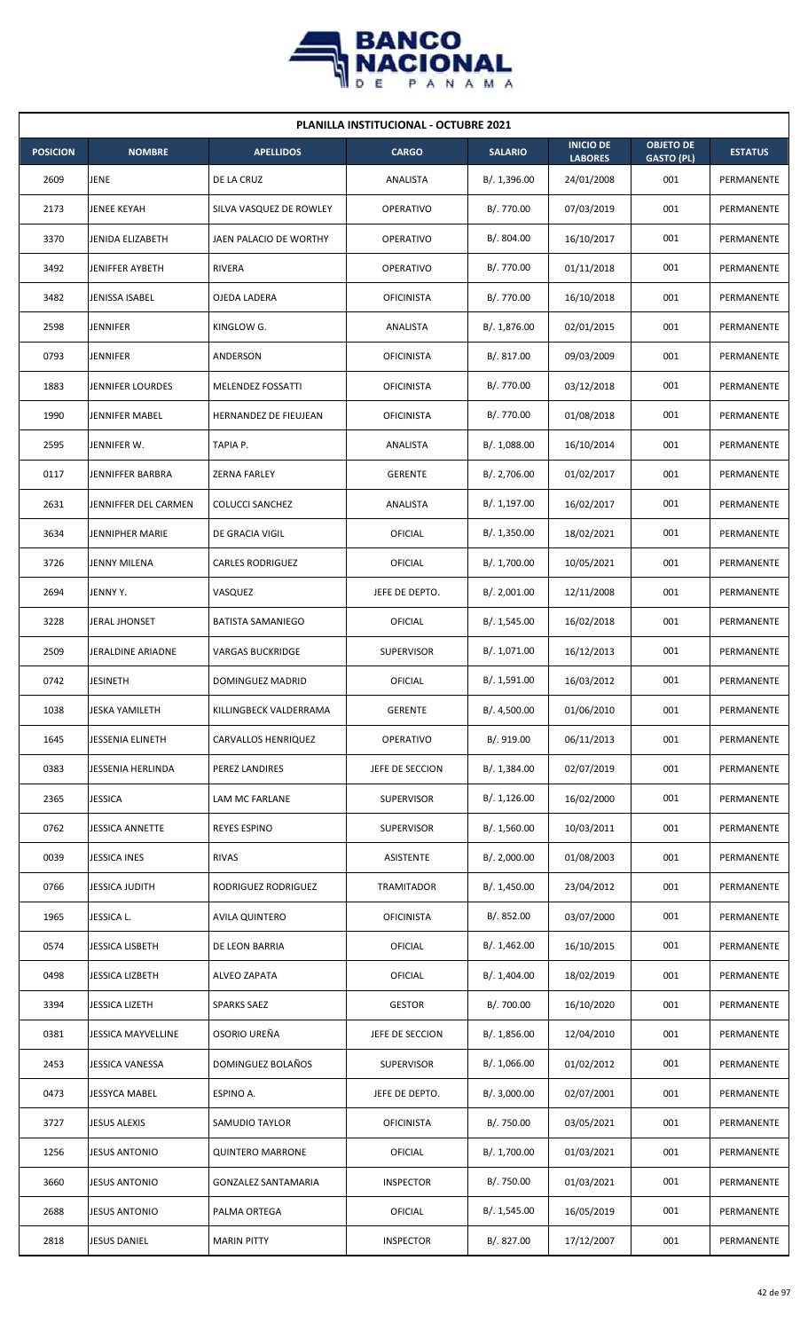| PLANILLA INSTITUCIONAL - OCTUBRE 2021 | | | | | | | |
|---|---|---|---|---|---|---|---|
| **POSICION** | **NOMBRE** | **APELLIDOS** | **CARGO** | **SALARIO** | **INICIO DE LABORES** | **OBJETO DE GASTO (PL)** | **ESTATUS** |
| 2609 | JENE | DE LA CRUZ | ANALISTA | B/. 1,396.00 | 24/01/2008 | 001 | PERMANENTE |
| 2173 | JENEE KEYAH | SILVA VASQUEZ DE ROWLEY | OPERATIVO | B/. 770.00 | 07/03/2019 | 001 | PERMANENTE |
| 3370 | JENIDA ELIZABETH | JAEN PALACIO DE WORTHY | OPERATIVO | B/. 804.00 | 16/10/2017 | 001 | PERMANENTE |
| 3492 | JENIFFER AYBETH | RIVERA | OPERATIVO | B/. 770.00 | 01/11/2018 | 001 | PERMANENTE |
| 3482 | JENISSA ISABEL | OJEDA LADERA | OFICINISTA | B/. 770.00 | 16/10/2018 | 001 | PERMANENTE |
| 2598 | JENNIFER | KINGLOW G. | ANALISTA | B/. 1,876.00 | 02/01/2015 | 001 | PERMANENTE |
| 0793 | JENNIFER | ANDERSON | OFICINISTA | B/. 817.00 | 09/03/2009 | 001 | PERMANENTE |
| 1883 | JENNIFER LOURDES | MELENDEZ FOSSATTI | OFICINISTA | B/. 770.00 | 03/12/2018 | 001 | PERMANENTE |
| 1990 | JENNIFER MABEL | HERNANDEZ DE FIEUJEAN | OFICINISTA | B/. 770.00 | 01/08/2018 | 001 | PERMANENTE |
| 2595 | JENNIFER W. | TAPIA P. | ANALISTA | B/. 1,088.00 | 16/10/2014 | 001 | PERMANENTE |
| 0117 | JENNIFFER BARBRA | ZERNA FARLEY | GERENTE | B/. 2,706.00 | 01/02/2017 | 001 | PERMANENTE |
| 2631 | JENNIFFER DEL CARMEN | COLUCCI SANCHEZ | ANALISTA | B/. 1,197.00 | 16/02/2017 | 001 | PERMANENTE |
| 3634 | JENNIPHER MARIE | DE GRACIA VIGIL | OFICIAL | B/. 1,350.00 | 18/02/2021 | 001 | PERMANENTE |
| 3726 | JENNY MILENA | CARLES RODRIGUEZ | OFICIAL | B/. 1,700.00 | 10/05/2021 | 001 | PERMANENTE |
| 2694 | JENNY Y. | VASQUEZ | JEFE DE DEPTO. | B/. 2,001.00 | 12/11/2008 | 001 | PERMANENTE |
| 3228 | JERAL JHONSET | BATISTA SAMANIEGO | OFICIAL | B/. 1,545.00 | 16/02/2018 | 001 | PERMANENTE |
| 2509 | JERALDINE ARIADNE | VARGAS BUCKRIDGE | SUPERVISOR | B/. 1,071.00 | 16/12/2013 | 001 | PERMANENTE |
| 0742 | JESINETH | DOMINGUEZ MADRID | OFICIAL | B/. 1,591.00 | 16/03/2012 | 001 | PERMANENTE |
| 1038 | JESKA YAMILETH | KILLINGBECK VALDERRAMA | GERENTE | B/. 4,500.00 | 01/06/2010 | 001 | PERMANENTE |
| 1645 | JESSENIA ELINETH | CARVALLOS HENRIQUEZ | OPERATIVO | B/. 919.00 | 06/11/2013 | 001 | PERMANENTE |
| 0383 | JESSENIA HERLINDA | PEREZ LANDIRES | JEFE DE SECCION | B/. 1,384.00 | 02/07/2019 | 001 | PERMANENTE |
| 2365 | JESSICA | LAM MC FARLANE | SUPERVISOR | B/. 1,126.00 | 16/02/2000 | 001 | PERMANENTE |
| 0762 | JESSICA ANNETTE | REYES ESPINO | SUPERVISOR | B/. 1,560.00 | 10/03/2011 | 001 | PERMANENTE |
| 0039 | JESSICA INES | RIVAS | ASISTENTE | B/. 2,000.00 | 01/08/2003 | 001 | PERMANENTE |
| 0766 | JESSICA JUDITH | RODRIGUEZ RODRIGUEZ | TRAMITADOR | B/. 1,450.00 | 23/04/2012 | 001 | PERMANENTE |
| 1965 | JESSICA L. | AVILA QUINTERO | OFICINISTA | B/. 852.00 | 03/07/2000 | 001 | PERMANENTE |
| 0574 | JESSICA LISBETH | DE LEON BARRIA | OFICIAL | B/. 1,462.00 | 16/10/2015 | 001 | PERMANENTE |
| 0498 | JESSICA LIZBETH | ALVEO ZAPATA | OFICIAL | B/. 1,404.00 | 18/02/2019 | 001 | PERMANENTE |
| 3394 | JESSICA LIZETH | SPARKS SAEZ | GESTOR | B/. 700.00 | 16/10/2020 | 001 | PERMANENTE |
| 0381 | JESSICA MAYVELLINE | OSORIO UREÑA | JEFE DE SECCION | B/. 1,856.00 | 12/04/2010 | 001 | PERMANENTE |
| 2453 | JESSICA VANESSA | DOMINGUEZ BOLAÑOS | SUPERVISOR | B/. 1,066.00 | 01/02/2012 | 001 | PERMANENTE |
| 0473 | JESSYCA MABEL | ESPINO A. | JEFE DE DEPTO. | B/. 3,000.00 | 02/07/2001 | 001 | PERMANENTE |
| 3727 | JESUS ALEXIS | SAMUDIO TAYLOR | OFICINISTA | B/. 750.00 | 03/05/2021 | 001 | PERMANENTE |
| 1256 | JESUS ANTONIO | QUINTERO MARRONE | OFICIAL | B/. 1,700.00 | 01/03/2021 | 001 | PERMANENTE |
| 3660 | JESUS ANTONIO | GONZALEZ SANTAMARIA | INSPECTOR | B/. 750.00 | 01/03/2021 | 001 | PERMANENTE |
| 2688 | JESUS ANTONIO | PALMA ORTEGA | OFICIAL | B/. 1,545.00 | 16/05/2019 | 001 | PERMANENTE |
| 2818 | JESUS DANIEL | MARIN PITTY | INSPECTOR | B/. 827.00 | 17/12/2007 | 001 | PERMANENTE |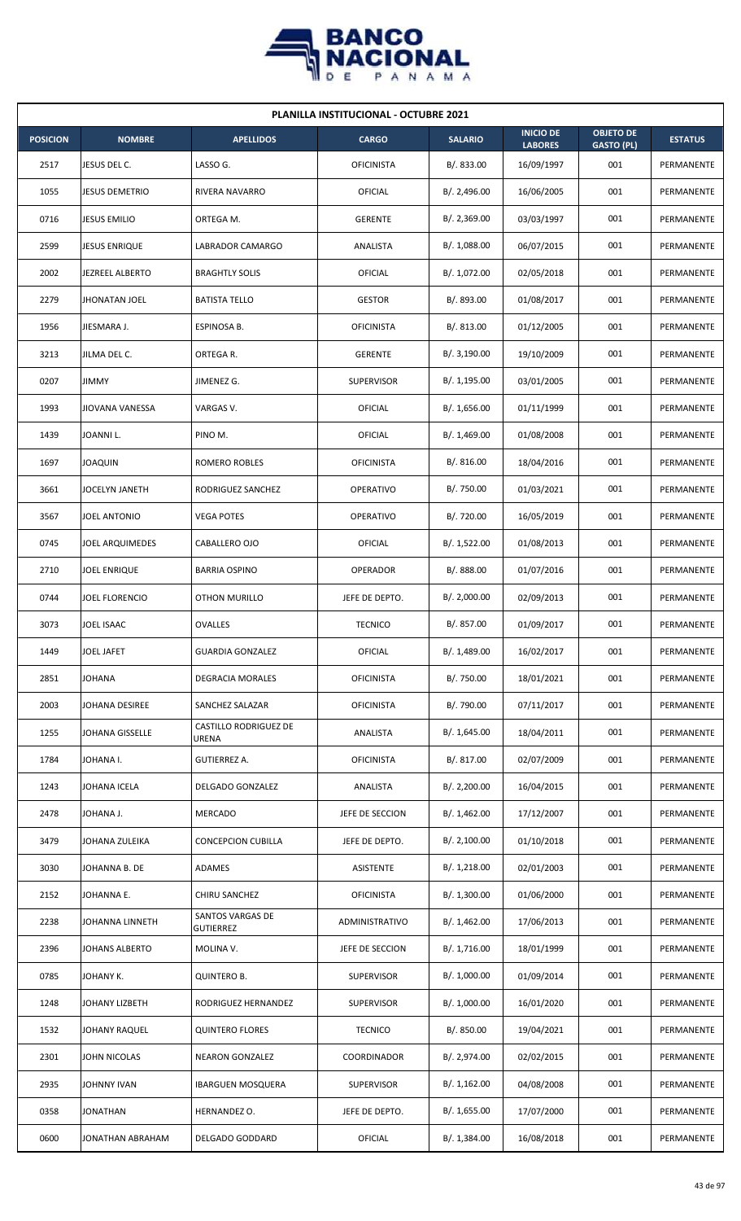## PLANILLA INSTITUCIONAL - OCTUBRE 2021

| POSICION | NOMBRE | APELLIDOS | CARGO | SALARIO | INICIO DE LABORES | OBJETO DE GASTO (PL) | ESTATUS |
|---|---|---|---|---|---|---|---|
| 2517 | JESUS DEL C. | LASSO G. | OFICINISTA | B/. 833.00 | 16/09/1997 | 001 | PERMANENTE |
| 1055 | JESUS DEMETRIO | RIVERA NAVARRO | OFICIAL | B/. 2,496.00 | 16/06/2005 | 001 | PERMANENTE |
| 0716 | JESUS EMILIO | ORTEGA M. | GERENTE | B/. 2,369.00 | 03/03/1997 | 001 | PERMANENTE |
| 2599 | JESUS ENRIQUE | LABRADOR CAMARGO | ANALISTA | B/. 1,088.00 | 06/07/2015 | 001 | PERMANENTE |
| 2002 | JEZREEL ALBERTO | BRAGHTLY SOLIS | OFICIAL | B/. 1,072.00 | 02/05/2018 | 001 | PERMANENTE |
| 2279 | JHONATAN JOEL | BATISTA TELLO | GESTOR | B/. 893.00 | 01/08/2017 | 001 | PERMANENTE |
| 1956 | JIESMARA J. | ESPINOSA B. | OFICINISTA | B/. 813.00 | 01/12/2005 | 001 | PERMANENTE |
| 3213 | JILMA DEL C. | ORTEGA R. | GERENTE | B/. 3,190.00 | 19/10/2009 | 001 | PERMANENTE |
| 0207 | JIMMY | JIMENEZ G. | SUPERVISOR | B/. 1,195.00 | 03/01/2005 | 001 | PERMANENTE |
| 1993 | JIOVANA VANESSA | VARGAS V. | OFICIAL | B/. 1,656.00 | 01/11/1999 | 001 | PERMANENTE |
| 1439 | JOANNI L. | PINO M. | OFICIAL | B/. 1,469.00 | 01/08/2008 | 001 | PERMANENTE |
| 1697 | JOAQUIN | ROMERO ROBLES | OFICINISTA | B/. 816.00 | 18/04/2016 | 001 | PERMANENTE |
| 3661 | JOCELYN JANETH | RODRIGUEZ SANCHEZ | OPERATIVO | B/. 750.00 | 01/03/2021 | 001 | PERMANENTE |
| 3567 | JOEL ANTONIO | VEGA POTES | OPERATIVO | B/. 720.00 | 16/05/2019 | 001 | PERMANENTE |
| 0745 | JOEL ARQUIMEDES | CABALLERO OJO | OFICIAL | B/. 1,522.00 | 01/08/2013 | 001 | PERMANENTE |
| 2710 | JOEL ENRIQUE | BARRIA OSPINO | OPERADOR | B/. 888.00 | 01/07/2016 | 001 | PERMANENTE |
| 0744 | JOEL FLORENCIO | OTHON MURILLO | JEFE DE DEPTO. | B/. 2,000.00 | 02/09/2013 | 001 | PERMANENTE |
| 3073 | JOEL ISAAC | OVALLES | TECNICO | B/. 857.00 | 01/09/2017 | 001 | PERMANENTE |
| 1449 | JOEL JAFET | GUARDIA GONZALEZ | OFICIAL | B/. 1,489.00 | 16/02/2017 | 001 | PERMANENTE |
| 2851 | JOHANA | DEGRACIA MORALES | OFICINISTA | B/. 750.00 | 18/01/2021 | 001 | PERMANENTE |
| 2003 | JOHANA DESIREE | SANCHEZ SALAZAR | OFICINISTA | B/. 790.00 | 07/11/2017 | 001 | PERMANENTE |
| 1255 | JOHANA GISSELLE | CASTILLO RODRIGUEZ DE URENA | ANALISTA | B/. 1,645.00 | 18/04/2011 | 001 | PERMANENTE |
| 1784 | JOHANA I. | GUTIERREZ A. | OFICINISTA | B/. 817.00 | 02/07/2009 | 001 | PERMANENTE |
| 1243 | JOHANA ICELA | DELGADO GONZALEZ | ANALISTA | B/. 2,200.00 | 16/04/2015 | 001 | PERMANENTE |
| 2478 | JOHANA J. | MERCADO | JEFE DE SECCION | B/. 1,462.00 | 17/12/2007 | 001 | PERMANENTE |
| 3479 | JOHANA ZULEIKA | CONCEPCION CUBILLA | JEFE DE DEPTO. | B/. 2,100.00 | 01/10/2018 | 001 | PERMANENTE |
| 3030 | JOHANNA B. DE | ADAMES | ASISTENTE | B/. 1,218.00 | 02/01/2003 | 001 | PERMANENTE |
| 2152 | JOHANNA E. | CHIRU SANCHEZ | OFICINISTA | B/. 1,300.00 | 01/06/2000 | 001 | PERMANENTE |
| 2238 | JOHANNA LINNETH | SANTOS VARGAS DE GUTIERREZ | ADMINISTRATIVO | B/. 1,462.00 | 17/06/2013 | 001 | PERMANENTE |
| 2396 | JOHANS ALBERTO | MOLINA V. | JEFE DE SECCION | B/. 1,716.00 | 18/01/1999 | 001 | PERMANENTE |
| 0785 | JOHANY K. | QUINTERO B. | SUPERVISOR | B/. 1,000.00 | 01/09/2014 | 001 | PERMANENTE |
| 1248 | JOHANY LIZBETH | RODRIGUEZ HERNANDEZ | SUPERVISOR | B/. 1,000.00 | 16/01/2020 | 001 | PERMANENTE |
| 1532 | JOHANY RAQUEL | QUINTERO FLORES | TECNICO | B/. 850.00 | 19/04/2021 | 001 | PERMANENTE |
| 2301 | JOHN NICOLAS | NEARON GONZALEZ | COORDINADOR | B/. 2,974.00 | 02/02/2015 | 001 | PERMANENTE |
| 2935 | JOHNNY IVAN | IBARGUEN MOSQUERA | SUPERVISOR | B/. 1,162.00 | 04/08/2008 | 001 | PERMANENTE |
| 0358 | JONATHAN | HERNANDEZ O. | JEFE DE DEPTO. | B/. 1,655.00 | 17/07/2000 | 001 | PERMANENTE |
| 0600 | JONATHAN ABRAHAM | DELGADO GODDARD | OFICIAL | B/. 1,384.00 | 16/08/2018 | 001 | PERMANENTE |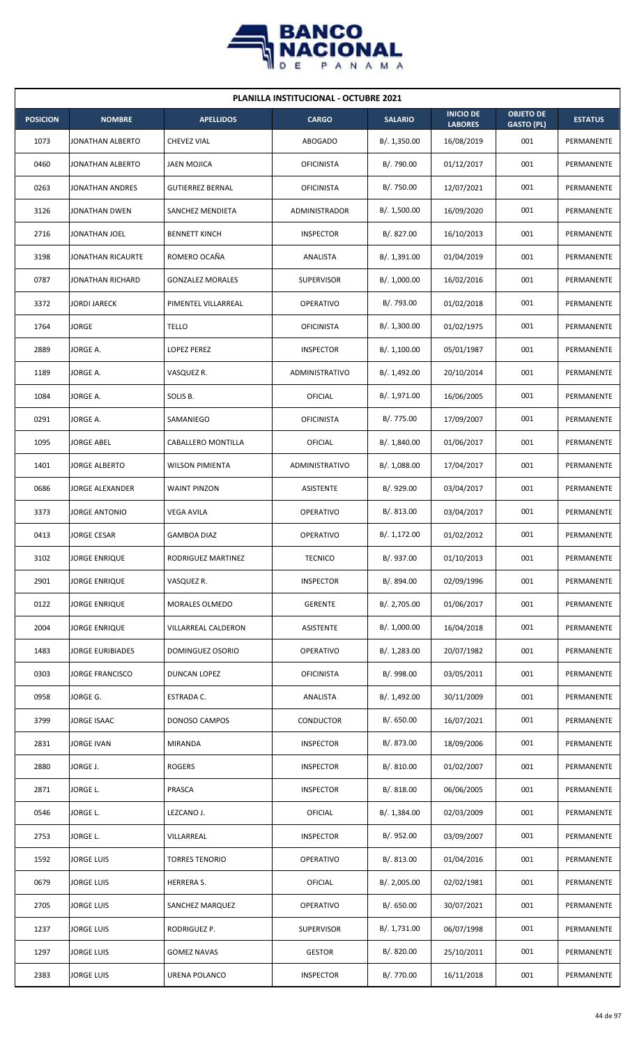**PLANILLA INSTITUCIONAL - OCTUBRE 2021**

| POSICION | NOMBRE | APELLIDOS | CARGO | SALARIO | INICIO DE LABORES | OBJETO DE GASTO (PL) | ESTATUS |
|---|---|---|---|---|---|---|---|
| 1073 | JONATHAN ALBERTO | CHEVEZ VIAL | ABOGADO | B/. 1,350.00 | 16/08/2019 | 001 | PERMANENTE |
| 0460 | JONATHAN ALBERTO | JAEN MOJICA | OFICINISTA | B/. 790.00 | 01/12/2017 | 001 | PERMANENTE |
| 0263 | JONATHAN ANDRES | GUTIERREZ BERNAL | OFICINISTA | B/. 750.00 | 12/07/2021 | 001 | PERMANENTE |
| 3126 | JONATHAN DWEN | SANCHEZ MENDIETA | ADMINISTRADOR | B/. 1,500.00 | 16/09/2020 | 001 | PERMANENTE |
| 2716 | JONATHAN JOEL | BENNETT KINCH | INSPECTOR | B/. 827.00 | 16/10/2013 | 001 | PERMANENTE |
| 3198 | JONATHAN RICAURTE | ROMERO OCAÑA | ANALISTA | B/. 1,391.00 | 01/04/2019 | 001 | PERMANENTE |
| 0787 | JONATHAN RICHARD | GONZALEZ MORALES | SUPERVISOR | B/. 1,000.00 | 16/02/2016 | 001 | PERMANENTE |
| 3372 | JORDI JARECK | PIMENTEL VILLARREAL | OPERATIVO | B/. 793.00 | 01/02/2018 | 001 | PERMANENTE |
| 1764 | JORGE | TELLO | OFICINISTA | B/. 1,300.00 | 01/02/1975 | 001 | PERMANENTE |
| 2889 | JORGE A. | LOPEZ PEREZ | INSPECTOR | B/. 1,100.00 | 05/01/1987 | 001 | PERMANENTE |
| 1189 | JORGE A. | VASQUEZ R. | ADMINISTRATIVO | B/. 1,492.00 | 20/10/2014 | 001 | PERMANENTE |
| 1084 | JORGE A. | SOLIS B. | OFICIAL | B/. 1,971.00 | 16/06/2005 | 001 | PERMANENTE |
| 0291 | JORGE A. | SAMANIEGO | OFICINISTA | B/. 775.00 | 17/09/2007 | 001 | PERMANENTE |
| 1095 | JORGE ABEL | CABALLERO MONTILLA | OFICIAL | B/. 1,840.00 | 01/06/2017 | 001 | PERMANENTE |
| 1401 | JORGE ALBERTO | WILSON PIMIENTA | ADMINISTRATIVO | B/. 1,088.00 | 17/04/2017 | 001 | PERMANENTE |
| 0686 | JORGE ALEXANDER | WAINT PINZON | ASISTENTE | B/. 929.00 | 03/04/2017 | 001 | PERMANENTE |
| 3373 | JORGE ANTONIO | VEGA AVILA | OPERATIVO | B/. 813.00 | 03/04/2017 | 001 | PERMANENTE |
| 0413 | JORGE CESAR | GAMBOA DIAZ | OPERATIVO | B/. 1,172.00 | 01/02/2012 | 001 | PERMANENTE |
| 3102 | JORGE ENRIQUE | RODRIGUEZ MARTINEZ | TECNICO | B/. 937.00 | 01/10/2013 | 001 | PERMANENTE |
| 2901 | JORGE ENRIQUE | VASQUEZ R. | INSPECTOR | B/. 894.00 | 02/09/1996 | 001 | PERMANENTE |
| 0122 | JORGE ENRIQUE | MORALES OLMEDO | GERENTE | B/. 2,705.00 | 01/06/2017 | 001 | PERMANENTE |
| 2004 | JORGE ENRIQUE | VILLARREAL CALDERON | ASISTENTE | B/. 1,000.00 | 16/04/2018 | 001 | PERMANENTE |
| 1483 | JORGE EURIBIADES | DOMINGUEZ OSORIO | OPERATIVO | B/. 1,283.00 | 20/07/1982 | 001 | PERMANENTE |
| 0303 | JORGE FRANCISCO | DUNCAN LOPEZ | OFICINISTA | B/. 998.00 | 03/05/2011 | 001 | PERMANENTE |
| 0958 | JORGE G. | ESTRADA C. | ANALISTA | B/. 1,492.00 | 30/11/2009 | 001 | PERMANENTE |
| 3799 | JORGE ISAAC | DONOSO CAMPOS | CONDUCTOR | B/. 650.00 | 16/07/2021 | 001 | PERMANENTE |
| 2831 | JORGE IVAN | MIRANDA | INSPECTOR | B/. 873.00 | 18/09/2006 | 001 | PERMANENTE |
| 2880 | JORGE J. | ROGERS | INSPECTOR | B/. 810.00 | 01/02/2007 | 001 | PERMANENTE |
| 2871 | JORGE L. | PRASCA | INSPECTOR | B/. 818.00 | 06/06/2005 | 001 | PERMANENTE |
| 0546 | JORGE L. | LEZCANO J. | OFICIAL | B/. 1,384.00 | 02/03/2009 | 001 | PERMANENTE |
| 2753 | JORGE L. | VILLARREAL | INSPECTOR | B/. 952.00 | 03/09/2007 | 001 | PERMANENTE |
| 1592 | JORGE LUIS | TORRES TENORIO | OPERATIVO | B/. 813.00 | 01/04/2016 | 001 | PERMANENTE |
| 0679 | JORGE LUIS | HERRERA S. | OFICIAL | B/. 2,005.00 | 02/02/1981 | 001 | PERMANENTE |
| 2705 | JORGE LUIS | SANCHEZ MARQUEZ | OPERATIVO | B/. 650.00 | 30/07/2021 | 001 | PERMANENTE |
| 1237 | JORGE LUIS | RODRIGUEZ P. | SUPERVISOR | B/. 1,731.00 | 06/07/1998 | 001 | PERMANENTE |
| 1297 | JORGE LUIS | GOMEZ NAVAS | GESTOR | B/. 820.00 | 25/10/2011 | 001 | PERMANENTE |
| 2383 | JORGE LUIS | URENA POLANCO | INSPECTOR | B/. 770.00 | 16/11/2018 | 001 | PERMANENTE |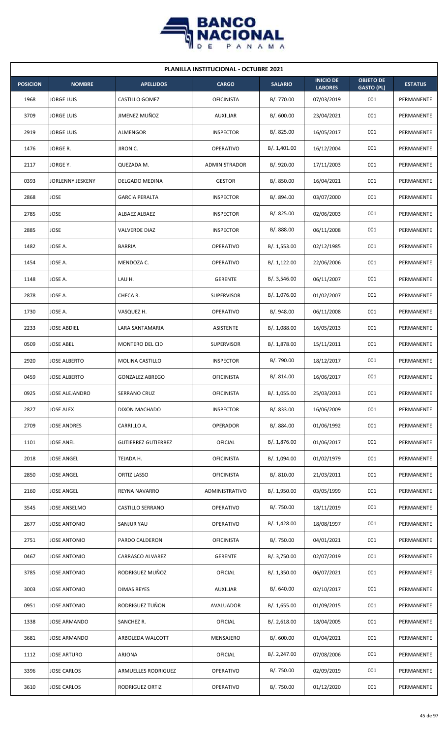| PLANILLA INSTITUCIONAL - OCTUBRE 2021 | | | | | | | |
|---|---|---|---|---|---|---|---|
| **POSICION** | **NOMBRE** | **APELLIDOS** | **CARGO** | **SALARIO** | **INICIO DE LABORES** | **OBJETO DE GASTO (PL)** | **ESTATUS** |
| 1968 | JORGE LUIS | CASTILLO GOMEZ | OFICINISTA | B/. 770.00 | 07/03/2019 | 001 | PERMANENTE |
| 3709 | JORGE LUIS | JIMENEZ MUÑOZ | AUXILIAR | B/. 600.00 | 23/04/2021 | 001 | PERMANENTE |
| 2919 | JORGE LUIS | ALMENGOR | INSPECTOR | B/. 825.00 | 16/05/2017 | 001 | PERMANENTE |
| 1476 | JORGE R. | JIRON C. | OPERATIVO | B/. 1,401.00 | 16/12/2004 | 001 | PERMANENTE |
| 2117 | JORGE Y. | QUEZADA M. | ADMINISTRADOR | B/. 920.00 | 17/11/2003 | 001 | PERMANENTE |
| 0393 | JORLENNY JESKENY | DELGADO MEDINA | GESTOR | B/. 850.00 | 16/04/2021 | 001 | PERMANENTE |
| 2868 | JOSE | GARCIA PERALTA | INSPECTOR | B/. 894.00 | 03/07/2000 | 001 | PERMANENTE |
| 2785 | JOSE | ALBAEZ ALBAEZ | INSPECTOR | B/. 825.00 | 02/06/2003 | 001 | PERMANENTE |
| 2885 | JOSE | VALVERDE DIAZ | INSPECTOR | B/. 888.00 | 06/11/2008 | 001 | PERMANENTE |
| 1482 | JOSE A. | BARRIA | OPERATIVO | B/. 1,553.00 | 02/12/1985 | 001 | PERMANENTE |
| 1454 | JOSE A. | MENDOZA C. | OPERATIVO | B/. 1,122.00 | 22/06/2006 | 001 | PERMANENTE |
| 1148 | JOSE A. | LAU H. | GERENTE | B/. 3,546.00 | 06/11/2007 | 001 | PERMANENTE |
| 2878 | JOSE A. | CHECA R. | SUPERVISOR | B/. 1,076.00 | 01/02/2007 | 001 | PERMANENTE |
| 1730 | JOSE A. | VASQUEZ H. | OPERATIVO | B/. 948.00 | 06/11/2008 | 001 | PERMANENTE |
| 2233 | JOSE ABDIEL | LARA SANTAMARIA | ASISTENTE | B/. 1,088.00 | 16/05/2013 | 001 | PERMANENTE |
| 0509 | JOSE ABEL | MONTERO DEL CID | SUPERVISOR | B/. 1,878.00 | 15/11/2011 | 001 | PERMANENTE |
| 2920 | JOSE ALBERTO | MOLINA CASTILLO | INSPECTOR | B/. 790.00 | 18/12/2017 | 001 | PERMANENTE |
| 0459 | JOSE ALBERTO | GONZALEZ ABREGO | OFICINISTA | B/. 814.00 | 16/06/2017 | 001 | PERMANENTE |
| 0925 | JOSE ALEJANDRO | SERRANO CRUZ | OFICINISTA | B/. 1,055.00 | 25/03/2013 | 001 | PERMANENTE |
| 2827 | JOSE ALEX | DIXON MACHADO | INSPECTOR | B/. 833.00 | 16/06/2009 | 001 | PERMANENTE |
| 2709 | JOSE ANDRES | CARRILLO A. | OPERADOR | B/. 884.00 | 01/06/1992 | 001 | PERMANENTE |
| 1101 | JOSE ANEL | GUTIERREZ GUTIERREZ | OFICIAL | B/. 1,876.00 | 01/06/2017 | 001 | PERMANENTE |
| 2018 | JOSE ANGEL | TEJADA H. | OFICINISTA | B/. 1,094.00 | 01/02/1979 | 001 | PERMANENTE |
| 2850 | JOSE ANGEL | ORTIZ LASSO | OFICINISTA | B/. 810.00 | 21/03/2011 | 001 | PERMANENTE |
| 2160 | JOSE ANGEL | REYNA NAVARRO | ADMINISTRATIVO | B/. 1,950.00 | 03/05/1999 | 001 | PERMANENTE |
| 3545 | JOSE ANSELMO | CASTILLO SERRANO | OPERATIVO | B/. 750.00 | 18/11/2019 | 001 | PERMANENTE |
| 2677 | JOSE ANTONIO | SANJUR YAU | OPERATIVO | B/. 1,428.00 | 18/08/1997 | 001 | PERMANENTE |
| 2751 | JOSE ANTONIO | PARDO CALDERON | OFICINISTA | B/. 750.00 | 04/01/2021 | 001 | PERMANENTE |
| 0467 | JOSE ANTONIO | CARRASCO ALVAREZ | GERENTE | B/. 3,750.00 | 02/07/2019 | 001 | PERMANENTE |
| 3785 | JOSE ANTONIO | RODRIGUEZ MUÑOZ | OFICIAL | B/. 1,350.00 | 06/07/2021 | 001 | PERMANENTE |
| 3003 | JOSE ANTONIO | DIMAS REYES | AUXILIAR | B/. 640.00 | 02/10/2017 | 001 | PERMANENTE |
| 0951 | JOSE ANTONIO | RODRIGUEZ TUÑON | AVALUADOR | B/. 1,655.00 | 01/09/2015 | 001 | PERMANENTE |
| 1338 | JOSE ARMANDO | SANCHEZ R. | OFICIAL | B/. 2,618.00 | 18/04/2005 | 001 | PERMANENTE |
| 3681 | JOSE ARMANDO | ARBOLEDA WALCOTT | MENSAJERO | B/. 600.00 | 01/04/2021 | 001 | PERMANENTE |
| 1112 | JOSE ARTURO | ARJONA | OFICIAL | B/. 2,247.00 | 07/08/2006 | 001 | PERMANENTE |
| 3396 | JOSE CARLOS | ARMUELLES RODRIGUEZ | OPERATIVO | B/. 750.00 | 02/09/2019 | 001 | PERMANENTE |
| 3610 | JOSE CARLOS | RODRIGUEZ ORTIZ | OPERATIVO | B/. 750.00 | 01/12/2020 | 001 | PERMANENTE |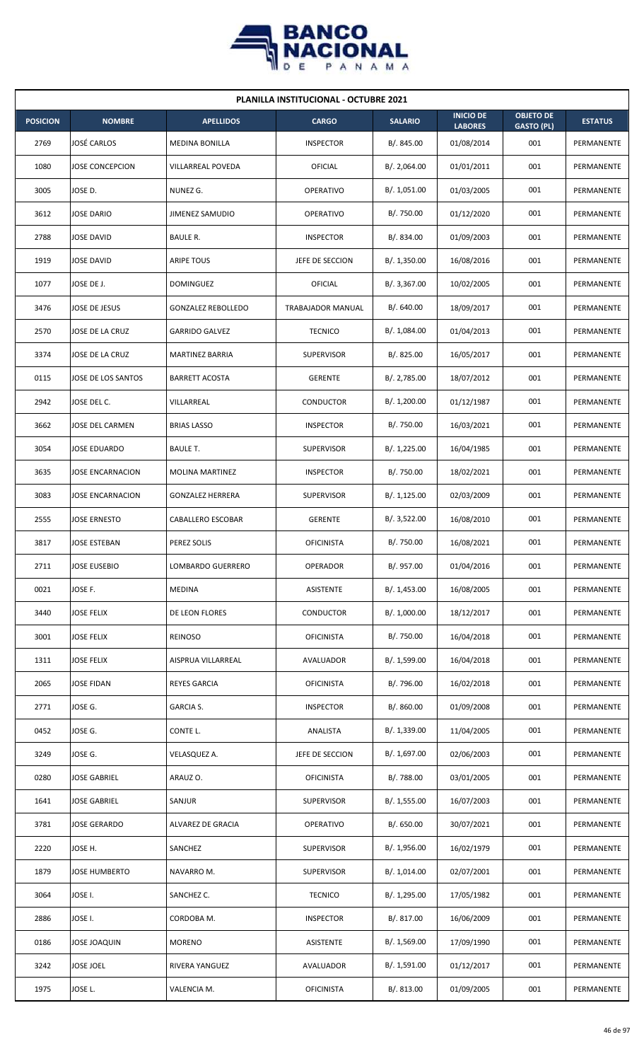| PLANILLA INSTITUCIONAL - OCTUBRE 2021 | | | | | | | |
|---|---|---|---|---|---|---|---|
| **POSICION** | **NOMBRE** | **APELLIDOS** | **CARGO** | **SALARIO** | **INICIO DE LABORES** | **OBJETO DE GASTO (PL)** | **ESTATUS** |
| 2769 | JOSÉ CARLOS | MEDINA BONILLA | INSPECTOR | B/. 845.00 | 01/08/2014 | 001 | PERMANENTE |
| 1080 | JOSE CONCEPCION | VILLARREAL POVEDA | OFICIAL | B/. 2,064.00 | 01/01/2011 | 001 | PERMANENTE |
| 3005 | JOSE D. | NUNEZ G. | OPERATIVO | B/. 1,051.00 | 01/03/2005 | 001 | PERMANENTE |
| 3612 | JOSE DARIO | JIMENEZ SAMUDIO | OPERATIVO | B/. 750.00 | 01/12/2020 | 001 | PERMANENTE |
| 2788 | JOSE DAVID | BAULE R. | INSPECTOR | B/. 834.00 | 01/09/2003 | 001 | PERMANENTE |
| 1919 | JOSE DAVID | ARIPE TOUS | JEFE DE SECCION | B/. 1,350.00 | 16/08/2016 | 001 | PERMANENTE |
| 1077 | JOSE DE J. | DOMINGUEZ | OFICIAL | B/. 3,367.00 | 10/02/2005 | 001 | PERMANENTE |
| 3476 | JOSE DE JESUS | GONZALEZ REBOLLEDO | TRABAJADOR MANUAL | B/. 640.00 | 18/09/2017 | 001 | PERMANENTE |
| 2570 | JOSE DE LA CRUZ | GARRIDO GALVEZ | TECNICO | B/. 1,084.00 | 01/04/2013 | 001 | PERMANENTE |
| 3374 | JOSE DE LA CRUZ | MARTINEZ BARRIA | SUPERVISOR | B/. 825.00 | 16/05/2017 | 001 | PERMANENTE |
| 0115 | JOSE DE LOS SANTOS | BARRETT ACOSTA | GERENTE | B/. 2,785.00 | 18/07/2012 | 001 | PERMANENTE |
| 2942 | JOSE DEL C. | VILLARREAL | CONDUCTOR | B/. 1,200.00 | 01/12/1987 | 001 | PERMANENTE |
| 3662 | JOSE DEL CARMEN | BRIAS LASSO | INSPECTOR | B/. 750.00 | 16/03/2021 | 001 | PERMANENTE |
| 3054 | JOSE EDUARDO | BAULE T. | SUPERVISOR | B/. 1,225.00 | 16/04/1985 | 001 | PERMANENTE |
| 3635 | JOSE ENCARNACION | MOLINA MARTINEZ | INSPECTOR | B/. 750.00 | 18/02/2021 | 001 | PERMANENTE |
| 3083 | JOSE ENCARNACION | GONZALEZ HERRERA | SUPERVISOR | B/. 1,125.00 | 02/03/2009 | 001 | PERMANENTE |
| 2555 | JOSE ERNESTO | CABALLERO ESCOBAR | GERENTE | B/. 3,522.00 | 16/08/2010 | 001 | PERMANENTE |
| 3817 | JOSE ESTEBAN | PEREZ SOLIS | OFICINISTA | B/. 750.00 | 16/08/2021 | 001 | PERMANENTE |
| 2711 | JOSE EUSEBIO | LOMBARDO GUERRERO | OPERADOR | B/. 957.00 | 01/04/2016 | 001 | PERMANENTE |
| 0021 | JOSE F. | MEDINA | ASISTENTE | B/. 1,453.00 | 16/08/2005 | 001 | PERMANENTE |
| 3440 | JOSE FELIX | DE LEON FLORES | CONDUCTOR | B/. 1,000.00 | 18/12/2017 | 001 | PERMANENTE |
| 3001 | JOSE FELIX | REINOSO | OFICINISTA | B/. 750.00 | 16/04/2018 | 001 | PERMANENTE |
| 1311 | JOSE FELIX | AISPRUA VILLARREAL | AVALUADOR | B/. 1,599.00 | 16/04/2018 | 001 | PERMANENTE |
| 2065 | JOSE FIDAN | REYES GARCIA | OFICINISTA | B/. 796.00 | 16/02/2018 | 001 | PERMANENTE |
| 2771 | JOSE G. | GARCIA S. | INSPECTOR | B/. 860.00 | 01/09/2008 | 001 | PERMANENTE |
| 0452 | JOSE G. | CONTE L. | ANALISTA | B/. 1,339.00 | 11/04/2005 | 001 | PERMANENTE |
| 3249 | JOSE G. | VELASQUEZ A. | JEFE DE SECCION | B/. 1,697.00 | 02/06/2003 | 001 | PERMANENTE |
| 0280 | JOSE GABRIEL | ARAUZ O. | OFICINISTA | B/. 788.00 | 03/01/2005 | 001 | PERMANENTE |
| 1641 | JOSE GABRIEL | SANJUR | SUPERVISOR | B/. 1,555.00 | 16/07/2003 | 001 | PERMANENTE |
| 3781 | JOSE GERARDO | ALVAREZ DE GRACIA | OPERATIVO | B/. 650.00 | 30/07/2021 | 001 | PERMANENTE |
| 2220 | JOSE H. | SANCHEZ | SUPERVISOR | B/. 1,956.00 | 16/02/1979 | 001 | PERMANENTE |
| 1879 | JOSE HUMBERTO | NAVARRO M. | SUPERVISOR | B/. 1,014.00 | 02/07/2001 | 001 | PERMANENTE |
| 3064 | JOSE I. | SANCHEZ C. | TECNICO | B/. 1,295.00 | 17/05/1982 | 001 | PERMANENTE |
| 2886 | JOSE I. | CORDOBA M. | INSPECTOR | B/. 817.00 | 16/06/2009 | 001 | PERMANENTE |
| 0186 | JOSE JOAQUIN | MORENO | ASISTENTE | B/. 1,569.00 | 17/09/1990 | 001 | PERMANENTE |
| 3242 | JOSE JOEL | RIVERA YANGUEZ | AVALUADOR | B/. 1,591.00 | 01/12/2017 | 001 | PERMANENTE |
| 1975 | JOSE L. | VALENCIA M. | OFICINISTA | B/. 813.00 | 01/09/2005 | 001 | PERMANENTE |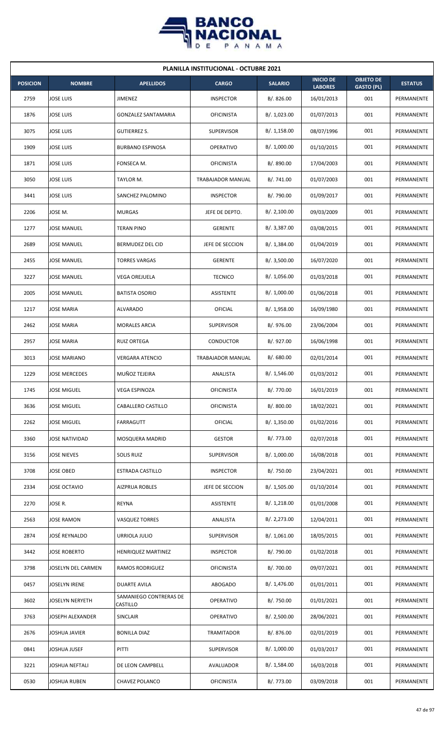| PLANILLA INSTITUCIONAL - OCTUBRE 2021 | | | | | | | |
|---|---|---|---|---|---|---|---|
| **POSICION** | **NOMBRE** | **APELLIDOS** | **CARGO** | **SALARIO** | **INICIO DE LABORES** | **OBJETO DE GASTO (PL)** | **ESTATUS** |
| 2759 | JOSE LUIS | JIMENEZ | INSPECTOR | B/. 826.00 | 16/01/2013 | 001 | PERMANENTE |
| 1876 | JOSE LUIS | GONZALEZ SANTAMARIA | OFICINISTA | B/. 1,023.00 | 01/07/2013 | 001 | PERMANENTE |
| 3075 | JOSE LUIS | GUTIERREZ S. | SUPERVISOR | B/. 1,158.00 | 08/07/1996 | 001 | PERMANENTE |
| 1909 | JOSE LUIS | BURBANO ESPINOSA | OPERATIVO | B/. 1,000.00 | 01/10/2015 | 001 | PERMANENTE |
| 1871 | JOSE LUIS | FONSECA M. | OFICINISTA | B/. 890.00 | 17/04/2003 | 001 | PERMANENTE |
| 3050 | JOSE LUIS | TAYLOR M. | TRABAJADOR MANUAL | B/. 741.00 | 01/07/2003 | 001 | PERMANENTE |
| 3441 | JOSE LUIS | SANCHEZ PALOMINO | INSPECTOR | B/. 790.00 | 01/09/2017 | 001 | PERMANENTE |
| 2206 | JOSE M. | MURGAS | JEFE DE DEPTO. | B/. 2,100.00 | 09/03/2009 | 001 | PERMANENTE |
| 1277 | JOSE MANUEL | TERAN PINO | GERENTE | B/. 3,387.00 | 03/08/2015 | 001 | PERMANENTE |
| 2689 | JOSE MANUEL | BERMUDEZ DEL CID | JEFE DE SECCION | B/. 1,384.00 | 01/04/2019 | 001 | PERMANENTE |
| 2455 | JOSE MANUEL | TORRES VARGAS | GERENTE | B/. 3,500.00 | 16/07/2020 | 001 | PERMANENTE |
| 3227 | JOSE MANUEL | VEGA OREJUELA | TECNICO | B/. 1,056.00 | 01/03/2018 | 001 | PERMANENTE |
| 2005 | JOSE MANUEL | BATISTA OSORIO | ASISTENTE | B/. 1,000.00 | 01/06/2018 | 001 | PERMANENTE |
| 1217 | JOSE MARIA | ALVARADO | OFICIAL | B/. 1,958.00 | 16/09/1980 | 001 | PERMANENTE |
| 2462 | JOSE MARIA | MORALES ARCIA | SUPERVISOR | B/. 976.00 | 23/06/2004 | 001 | PERMANENTE |
| 2957 | JOSE MARIA | RUIZ ORTEGA | CONDUCTOR | B/. 927.00 | 16/06/1998 | 001 | PERMANENTE |
| 3013 | JOSE MARIANO | VERGARA ATENCIO | TRABAJADOR MANUAL | B/. 680.00 | 02/01/2014 | 001 | PERMANENTE |
| 1229 | JOSE MERCEDES | MUÑOZ TEJEIRA | ANALISTA | B/. 1,546.00 | 01/03/2012 | 001 | PERMANENTE |
| 1745 | JOSE MIGUEL | VEGA ESPINOZA | OFICINISTA | B/. 770.00 | 16/01/2019 | 001 | PERMANENTE |
| 3636 | JOSE MIGUEL | CABALLERO CASTILLO | OFICINISTA | B/. 800.00 | 18/02/2021 | 001 | PERMANENTE |
| 2262 | JOSE MIGUEL | FARRAGUTT | OFICIAL | B/. 1,350.00 | 01/02/2016 | 001 | PERMANENTE |
| 3360 | JOSE NATIVIDAD | MOSQUERA MADRID | GESTOR | B/. 773.00 | 02/07/2018 | 001 | PERMANENTE |
| 3156 | JOSE NIEVES | SOLIS RUIZ | SUPERVISOR | B/. 1,000.00 | 16/08/2018 | 001 | PERMANENTE |
| 3708 | JOSE OBED | ESTRADA CASTILLO | INSPECTOR | B/. 750.00 | 23/04/2021 | 001 | PERMANENTE |
| 2334 | JOSE OCTAVIO | AIZPRUA ROBLES | JEFE DE SECCION | B/. 1,505.00 | 01/10/2014 | 001 | PERMANENTE |
| 2270 | JOSE R. | REYNA | ASISTENTE | B/. 1,218.00 | 01/01/2008 | 001 | PERMANENTE |
| 2563 | JOSE RAMON | VASQUEZ TORRES | ANALISTA | B/. 2,273.00 | 12/04/2011 | 001 | PERMANENTE |
| 2874 | JOSÉ REYNALDO | URRIOLA JULIO | SUPERVISOR | B/. 1,061.00 | 18/05/2015 | 001 | PERMANENTE |
| 3442 | JOSE ROBERTO | HENRIQUEZ MARTINEZ | INSPECTOR | B/. 790.00 | 01/02/2018 | 001 | PERMANENTE |
| 3798 | JOSELYN DEL CARMEN | RAMOS RODRIGUEZ | OFICINISTA | B/. 700.00 | 09/07/2021 | 001 | PERMANENTE |
| 0457 | JOSELYN IRENE | DUARTE AVILA | ABOGADO | B/. 1,476.00 | 01/01/2011 | 001 | PERMANENTE |
| 3602 | JOSELYN NERYETH | SAMANIEGO CONTRERAS DE CASTILLO | OPERATIVO | B/. 750.00 | 01/01/2021 | 001 | PERMANENTE |
| 3763 | JOSEPH ALEXANDER | SINCLAIR | OPERATIVO | B/. 2,500.00 | 28/06/2021 | 001 | PERMANENTE |
| 2676 | JOSHUA JAVIER | BONILLA DIAZ | TRAMITADOR | B/. 876.00 | 02/01/2019 | 001 | PERMANENTE |
| 0841 | JOSHUA JUSEF | PITTI | SUPERVISOR | B/. 1,000.00 | 01/03/2017 | 001 | PERMANENTE |
| 3221 | JOSHUA NEFTALI | DE LEON CAMPBELL | AVALUADOR | B/. 1,584.00 | 16/03/2018 | 001 | PERMANENTE |
| 0530 | JOSHUA RUBEN | CHAVEZ POLANCO | OFICINISTA | B/. 773.00 | 03/09/2018 | 001 | PERMANENTE |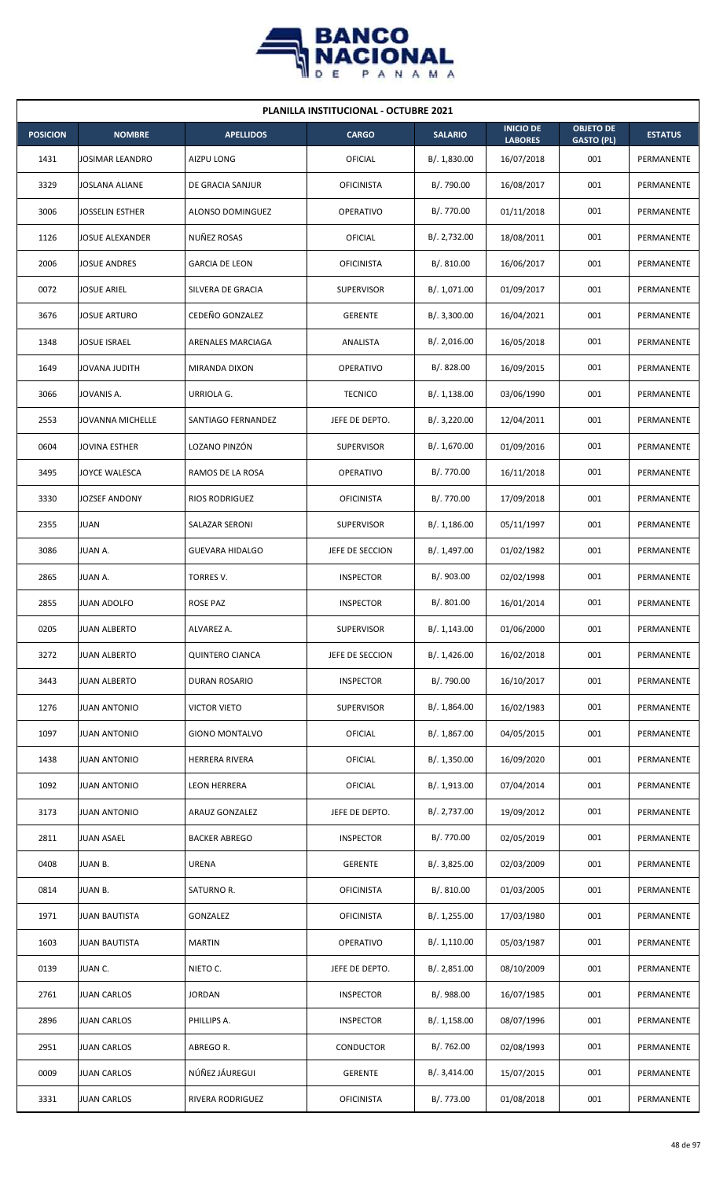| PLANILLA INSTITUCIONAL - OCTUBRE 2021 | | | | | | | |
|---|---|---|---|---|---|---|---|
| **POSICION** | **NOMBRE** | **APELLIDOS** | **CARGO** | **SALARIO** | **INICIO DE LABORES** | **OBJETO DE GASTO (PL)** | **ESTATUS** |
| 1431 | JOSIMAR LEANDRO | AIZPU LONG | OFICIAL | B/. 1,830.00 | 16/07/2018 | 001 | PERMANENTE |
| 3329 | JOSLANA ALIANE | DE GRACIA SANJUR | OFICINISTA | B/. 790.00 | 16/08/2017 | 001 | PERMANENTE |
| 3006 | JOSSELIN ESTHER | ALONSO DOMINGUEZ | OPERATIVO | B/. 770.00 | 01/11/2018 | 001 | PERMANENTE |
| 1126 | JOSUE ALEXANDER | NUÑEZ ROSAS | OFICIAL | B/. 2,732.00 | 18/08/2011 | 001 | PERMANENTE |
| 2006 | JOSUE ANDRES | GARCIA DE LEON | OFICINISTA | B/. 810.00 | 16/06/2017 | 001 | PERMANENTE |
| 0072 | JOSUE ARIEL | SILVERA DE GRACIA | SUPERVISOR | B/. 1,071.00 | 01/09/2017 | 001 | PERMANENTE |
| 3676 | JOSUE ARTURO | CEDEÑO GONZALEZ | GERENTE | B/. 3,300.00 | 16/04/2021 | 001 | PERMANENTE |
| 1348 | JOSUE ISRAEL | ARENALES MARCIAGA | ANALISTA | B/. 2,016.00 | 16/05/2018 | 001 | PERMANENTE |
| 1649 | JOVANA JUDITH | MIRANDA DIXON | OPERATIVO | B/. 828.00 | 16/09/2015 | 001 | PERMANENTE |
| 3066 | JOVANIS A. | URRIOLA G. | TECNICO | B/. 1,138.00 | 03/06/1990 | 001 | PERMANENTE |
| 2553 | JOVANNA MICHELLE | SANTIAGO FERNANDEZ | JEFE DE DEPTO. | B/. 3,220.00 | 12/04/2011 | 001 | PERMANENTE |
| 0604 | JOVINA ESTHER | LOZANO PINZÓN | SUPERVISOR | B/. 1,670.00 | 01/09/2016 | 001 | PERMANENTE |
| 3495 | JOYCE WALESCA | RAMOS DE LA ROSA | OPERATIVO | B/. 770.00 | 16/11/2018 | 001 | PERMANENTE |
| 3330 | JOZSEF ANDONY | RIOS RODRIGUEZ | OFICINISTA | B/. 770.00 | 17/09/2018 | 001 | PERMANENTE |
| 2355 | JUAN | SALAZAR SERONI | SUPERVISOR | B/. 1,186.00 | 05/11/1997 | 001 | PERMANENTE |
| 3086 | JUAN A. | GUEVARA HIDALGO | JEFE DE SECCION | B/. 1,497.00 | 01/02/1982 | 001 | PERMANENTE |
| 2865 | JUAN A. | TORRES V. | INSPECTOR | B/. 903.00 | 02/02/1998 | 001 | PERMANENTE |
| 2855 | JUAN ADOLFO | ROSE PAZ | INSPECTOR | B/. 801.00 | 16/01/2014 | 001 | PERMANENTE |
| 0205 | JUAN ALBERTO | ALVAREZ A. | SUPERVISOR | B/. 1,143.00 | 01/06/2000 | 001 | PERMANENTE |
| 3272 | JUAN ALBERTO | QUINTERO CIANCA | JEFE DE SECCION | B/. 1,426.00 | 16/02/2018 | 001 | PERMANENTE |
| 3443 | JUAN ALBERTO | DURAN ROSARIO | INSPECTOR | B/. 790.00 | 16/10/2017 | 001 | PERMANENTE |
| 1276 | JUAN ANTONIO | VICTOR VIETO | SUPERVISOR | B/. 1,864.00 | 16/02/1983 | 001 | PERMANENTE |
| 1097 | JUAN ANTONIO | GIONO MONTALVO | OFICIAL | B/. 1,867.00 | 04/05/2015 | 001 | PERMANENTE |
| 1438 | JUAN ANTONIO | HERRERA RIVERA | OFICIAL | B/. 1,350.00 | 16/09/2020 | 001 | PERMANENTE |
| 1092 | JUAN ANTONIO | LEON HERRERA | OFICIAL | B/. 1,913.00 | 07/04/2014 | 001 | PERMANENTE |
| 3173 | JUAN ANTONIO | ARAUZ GONZALEZ | JEFE DE DEPTO. | B/. 2,737.00 | 19/09/2012 | 001 | PERMANENTE |
| 2811 | JUAN ASAEL | BACKER ABREGO | INSPECTOR | B/. 770.00 | 02/05/2019 | 001 | PERMANENTE |
| 0408 | JUAN B. | URENA | GERENTE | B/. 3,825.00 | 02/03/2009 | 001 | PERMANENTE |
| 0814 | JUAN B. | SATURNO R. | OFICINISTA | B/. 810.00 | 01/03/2005 | 001 | PERMANENTE |
| 1971 | JUAN BAUTISTA | GONZALEZ | OFICINISTA | B/. 1,255.00 | 17/03/1980 | 001 | PERMANENTE |
| 1603 | JUAN BAUTISTA | MARTIN | OPERATIVO | B/. 1,110.00 | 05/03/1987 | 001 | PERMANENTE |
| 0139 | JUAN C. | NIETO C. | JEFE DE DEPTO. | B/. 2,851.00 | 08/10/2009 | 001 | PERMANENTE |
| 2761 | JUAN CARLOS | JORDAN | INSPECTOR | B/. 988.00 | 16/07/1985 | 001 | PERMANENTE |
| 2896 | JUAN CARLOS | PHILLIPS A. | INSPECTOR | B/. 1,158.00 | 08/07/1996 | 001 | PERMANENTE |
| 2951 | JUAN CARLOS | ABREGO R. | CONDUCTOR | B/. 762.00 | 02/08/1993 | 001 | PERMANENTE |
| 0009 | JUAN CARLOS | NÚÑEZ JÁUREGUI | GERENTE | B/. 3,414.00 | 15/07/2015 | 001 | PERMANENTE |
| 3331 | JUAN CARLOS | RIVERA RODRIGUEZ | OFICINISTA | B/. 773.00 | 01/08/2018 | 001 | PERMANENTE |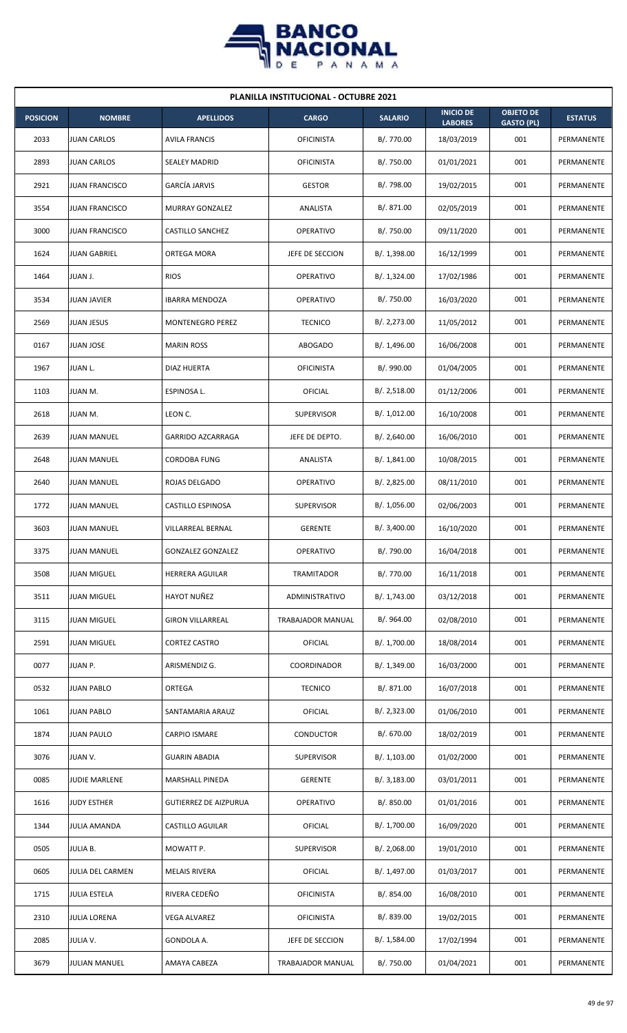| PLANILLA INSTITUCIONAL - OCTUBRE 2021 | | | | | | | |
|---|---|---|---|---|---|---|---|
| **POSICION** | **NOMBRE** | **APELLIDOS** | **CARGO** | **SALARIO** | **INICIO DE LABORES** | **OBJETO DE GASTO (PL)** | **ESTATUS** |
| 2033 | JUAN CARLOS | AVILA FRANCIS | OFICINISTA | B/. 770.00 | 18/03/2019 | 001 | PERMANENTE |
| 2893 | JUAN CARLOS | SEALEY MADRID | OFICINISTA | B/. 750.00 | 01/01/2021 | 001 | PERMANENTE |
| 2921 | JUAN FRANCISCO | GARCÍA JARVIS | GESTOR | B/. 798.00 | 19/02/2015 | 001 | PERMANENTE |
| 3554 | JUAN FRANCISCO | MURRAY GONZALEZ | ANALISTA | B/. 871.00 | 02/05/2019 | 001 | PERMANENTE |
| 3000 | JUAN FRANCISCO | CASTILLO SANCHEZ | OPERATIVO | B/. 750.00 | 09/11/2020 | 001 | PERMANENTE |
| 1624 | JUAN GABRIEL | ORTEGA MORA | JEFE DE SECCION | B/. 1,398.00 | 16/12/1999 | 001 | PERMANENTE |
| 1464 | JUAN J. | RIOS | OPERATIVO | B/. 1,324.00 | 17/02/1986 | 001 | PERMANENTE |
| 3534 | JUAN JAVIER | IBARRA MENDOZA | OPERATIVO | B/. 750.00 | 16/03/2020 | 001 | PERMANENTE |
| 2569 | JUAN JESUS | MONTENEGRO PEREZ | TECNICO | B/. 2,273.00 | 11/05/2012 | 001 | PERMANENTE |
| 0167 | JUAN JOSE | MARIN ROSS | ABOGADO | B/. 1,496.00 | 16/06/2008 | 001 | PERMANENTE |
| 1967 | JUAN L. | DIAZ HUERTA | OFICINISTA | B/. 990.00 | 01/04/2005 | 001 | PERMANENTE |
| 1103 | JUAN M. | ESPINOSA L. | OFICIAL | B/. 2,518.00 | 01/12/2006 | 001 | PERMANENTE |
| 2618 | JUAN M. | LEON C. | SUPERVISOR | B/. 1,012.00 | 16/10/2008 | 001 | PERMANENTE |
| 2639 | JUAN MANUEL | GARRIDO AZCARRAGA | JEFE DE DEPTO. | B/. 2,640.00 | 16/06/2010 | 001 | PERMANENTE |
| 2648 | JUAN MANUEL | CORDOBA FUNG | ANALISTA | B/. 1,841.00 | 10/08/2015 | 001 | PERMANENTE |
| 2640 | JUAN MANUEL | ROJAS DELGADO | OPERATIVO | B/. 2,825.00 | 08/11/2010 | 001 | PERMANENTE |
| 1772 | JUAN MANUEL | CASTILLO ESPINOSA | SUPERVISOR | B/. 1,056.00 | 02/06/2003 | 001 | PERMANENTE |
| 3603 | JUAN MANUEL | VILLARREAL BERNAL | GERENTE | B/. 3,400.00 | 16/10/2020 | 001 | PERMANENTE |
| 3375 | JUAN MANUEL | GONZALEZ GONZALEZ | OPERATIVO | B/. 790.00 | 16/04/2018 | 001 | PERMANENTE |
| 3508 | JUAN MIGUEL | HERRERA AGUILAR | TRAMITADOR | B/. 770.00 | 16/11/2018 | 001 | PERMANENTE |
| 3511 | JUAN MIGUEL | HAYOT NUÑEZ | ADMINISTRATIVO | B/. 1,743.00 | 03/12/2018 | 001 | PERMANENTE |
| 3115 | JUAN MIGUEL | GIRON VILLARREAL | TRABAJADOR MANUAL | B/. 964.00 | 02/08/2010 | 001 | PERMANENTE |
| 2591 | JUAN MIGUEL | CORTEZ CASTRO | OFICIAL | B/. 1,700.00 | 18/08/2014 | 001 | PERMANENTE |
| 0077 | JUAN P. | ARISMENDIZ G. | COORDINADOR | B/. 1,349.00 | 16/03/2000 | 001 | PERMANENTE |
| 0532 | JUAN PABLO | ORTEGA | TECNICO | B/. 871.00 | 16/07/2018 | 001 | PERMANENTE |
| 1061 | JUAN PABLO | SANTAMARIA ARAUZ | OFICIAL | B/. 2,323.00 | 01/06/2010 | 001 | PERMANENTE |
| 1874 | JUAN PAULO | CARPIO ISMARE | CONDUCTOR | B/. 670.00 | 18/02/2019 | 001 | PERMANENTE |
| 3076 | JUAN V. | GUARIN ABADIA | SUPERVISOR | B/. 1,103.00 | 01/02/2000 | 001 | PERMANENTE |
| 0085 | JUDIE MARLENE | MARSHALL PINEDA | GERENTE | B/. 3,183.00 | 03/01/2011 | 001 | PERMANENTE |
| 1616 | JUDY ESTHER | GUTIERREZ DE AIZPURUA | OPERATIVO | B/. 850.00 | 01/01/2016 | 001 | PERMANENTE |
| 1344 | JULIA AMANDA | CASTILLO AGUILAR | OFICIAL | B/. 1,700.00 | 16/09/2020 | 001 | PERMANENTE |
| 0505 | JULIA B. | MOWATT P. | SUPERVISOR | B/. 2,068.00 | 19/01/2010 | 001 | PERMANENTE |
| 0605 | JULIA DEL CARMEN | MELAIS RIVERA | OFICIAL | B/. 1,497.00 | 01/03/2017 | 001 | PERMANENTE |
| 1715 | JULIA ESTELA | RIVERA CEDEÑO | OFICINISTA | B/. 854.00 | 16/08/2010 | 001 | PERMANENTE |
| 2310 | JULIA LORENA | VEGA ALVAREZ | OFICINISTA | B/. 839.00 | 19/02/2015 | 001 | PERMANENTE |
| 2085 | JULIA V. | GONDOLA A. | JEFE DE SECCION | B/. 1,584.00 | 17/02/1994 | 001 | PERMANENTE |
| 3679 | JULIAN MANUEL | AMAYA CABEZA | TRABAJADOR MANUAL | B/. 750.00 | 01/04/2021 | 001 | PERMANENTE |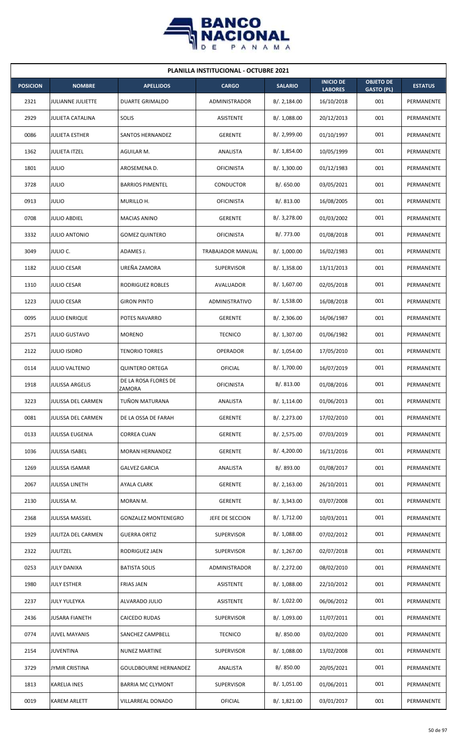| PLANILLA INSTITUCIONAL - OCTUBRE 2021 | | | | | | | |
|---|---|---|---|---|---|---|---|
| **POSICION** | **NOMBRE** | **APELLIDOS** | **CARGO** | **SALARIO** | **INICIO DE LABORES** | **OBJETO DE GASTO (PL)** | **ESTATUS** |
| 2321 | JULIANNE JULIETTE | DUARTE GRIMALDO | ADMINISTRADOR | B/. 2,184.00 | 16/10/2018 | 001 | PERMANENTE |
| 2929 | JULIETA CATALINA | SOLIS | ASISTENTE | B/. 1,088.00 | 20/12/2013 | 001 | PERMANENTE |
| 0086 | JULIETA ESTHER | SANTOS HERNANDEZ | GERENTE | B/. 2,999.00 | 01/10/1997 | 001 | PERMANENTE |
| 1362 | JULIETA ITZEL | AGUILAR M. | ANALISTA | B/. 1,854.00 | 10/05/1999 | 001 | PERMANENTE |
| 1801 | JULIO | AROSEMENA D. | OFICINISTA | B/. 1,300.00 | 01/12/1983 | 001 | PERMANENTE |
| 3728 | JULIO | BARRIOS PIMENTEL | CONDUCTOR | B/. 650.00 | 03/05/2021 | 001 | PERMANENTE |
| 0913 | JULIO | MURILLO H. | OFICINISTA | B/. 813.00 | 16/08/2005 | 001 | PERMANENTE |
| 0708 | JULIO ABDIEL | MACIAS ANINO | GERENTE | B/. 3,278.00 | 01/03/2002 | 001 | PERMANENTE |
| 3332 | JULIO ANTONIO | GOMEZ QUINTERO | OFICINISTA | B/. 773.00 | 01/08/2018 | 001 | PERMANENTE |
| 3049 | JULIO C. | ADAMES J. | TRABAJADOR MANUAL | B/. 1,000.00 | 16/02/1983 | 001 | PERMANENTE |
| 1182 | JULIO CESAR | UREÑA ZAMORA | SUPERVISOR | B/. 1,358.00 | 13/11/2013 | 001 | PERMANENTE |
| 1310 | JULIO CESAR | RODRIGUEZ ROBLES | AVALUADOR | B/. 1,607.00 | 02/05/2018 | 001 | PERMANENTE |
| 1223 | JULIO CESAR | GIRON PINTO | ADMINISTRATIVO | B/. 1,538.00 | 16/08/2018 | 001 | PERMANENTE |
| 0095 | JULIO ENRIQUE | POTES NAVARRO | GERENTE | B/. 2,306.00 | 16/06/1987 | 001 | PERMANENTE |
| 2571 | JULIO GUSTAVO | MORENO | TECNICO | B/. 1,307.00 | 01/06/1982 | 001 | PERMANENTE |
| 2122 | JULIO ISIDRO | TENORIO TORRES | OPERADOR | B/. 1,054.00 | 17/05/2010 | 001 | PERMANENTE |
| 0114 | JULIO VALTENIO | QUINTERO ORTEGA | OFICIAL | B/. 1,700.00 | 16/07/2019 | 001 | PERMANENTE |
| 1918 | JULISSA ARGELIS | DE LA ROSA FLORES DE ZAMORA | OFICINISTA | B/. 813.00 | 01/08/2016 | 001 | PERMANENTE |
| 3223 | JULISSA DEL CARMEN | TUÑON MATURANA | ANALISTA | B/. 1,114.00 | 01/06/2013 | 001 | PERMANENTE |
| 0081 | JULISSA DEL CARMEN | DE LA OSSA DE FARAH | GERENTE | B/. 2,273.00 | 17/02/2010 | 001 | PERMANENTE |
| 0133 | JULISSA EUGENIA | CORREA CUAN | GERENTE | B/. 2,575.00 | 07/03/2019 | 001 | PERMANENTE |
| 1036 | JULISSA ISABEL | MORAN HERNANDEZ | GERENTE | B/. 4,200.00 | 16/11/2016 | 001 | PERMANENTE |
| 1269 | JULISSA ISAMAR | GALVEZ GARCIA | ANALISTA | B/. 893.00 | 01/08/2017 | 001 | PERMANENTE |
| 2067 | JULISSA LINETH | AYALA CLARK | GERENTE | B/. 2,163.00 | 26/10/2011 | 001 | PERMANENTE |
| 2130 | JULISSA M. | MORAN M. | GERENTE | B/. 3,343.00 | 03/07/2008 | 001 | PERMANENTE |
| 2368 | JULISSA MASSIEL | GONZALEZ MONTENEGRO | JEFE DE SECCION | B/. 1,712.00 | 10/03/2011 | 001 | PERMANENTE |
| 1929 | JULITZA DEL CARMEN | GUERRA ORTIZ | SUPERVISOR | B/. 1,088.00 | 07/02/2012 | 001 | PERMANENTE |
| 2322 | JULITZEL | RODRIGUEZ JAEN | SUPERVISOR | B/. 1,267.00 | 02/07/2018 | 001 | PERMANENTE |
| 0253 | JULY DANIXA | BATISTA SOLIS | ADMINISTRADOR | B/. 2,272.00 | 08/02/2010 | 001 | PERMANENTE |
| 1980 | JULY ESTHER | FRIAS JAEN | ASISTENTE | B/. 1,088.00 | 22/10/2012 | 001 | PERMANENTE |
| 2237 | JULY YULEYKA | ALVARADO JULIO | ASISTENTE | B/. 1,022.00 | 06/06/2012 | 001 | PERMANENTE |
| 2436 | JUSARA FIANETH | CAICEDO RUDAS | SUPERVISOR | B/. 1,093.00 | 11/07/2011 | 001 | PERMANENTE |
| 0774 | JUVEL MAYANIS | SANCHEZ CAMPBELL | TECNICO | B/. 850.00 | 03/02/2020 | 001 | PERMANENTE |
| 2154 | JUVENTINA | NUNEZ MARTINE | SUPERVISOR | B/. 1,088.00 | 13/02/2008 | 001 | PERMANENTE |
| 3729 | JYMIR CRISTINA | GOULDBOURNE HERNANDEZ | ANALISTA | B/. 850.00 | 20/05/2021 | 001 | PERMANENTE |
| 1813 | KARELIA INES | BARRIA MC CLYMONT | SUPERVISOR | B/. 1,051.00 | 01/06/2011 | 001 | PERMANENTE |
| 0019 | KAREM ARLETT | VILLARREAL DONADO | OFICIAL | B/. 1,821.00 | 03/01/2017 | 001 | PERMANENTE |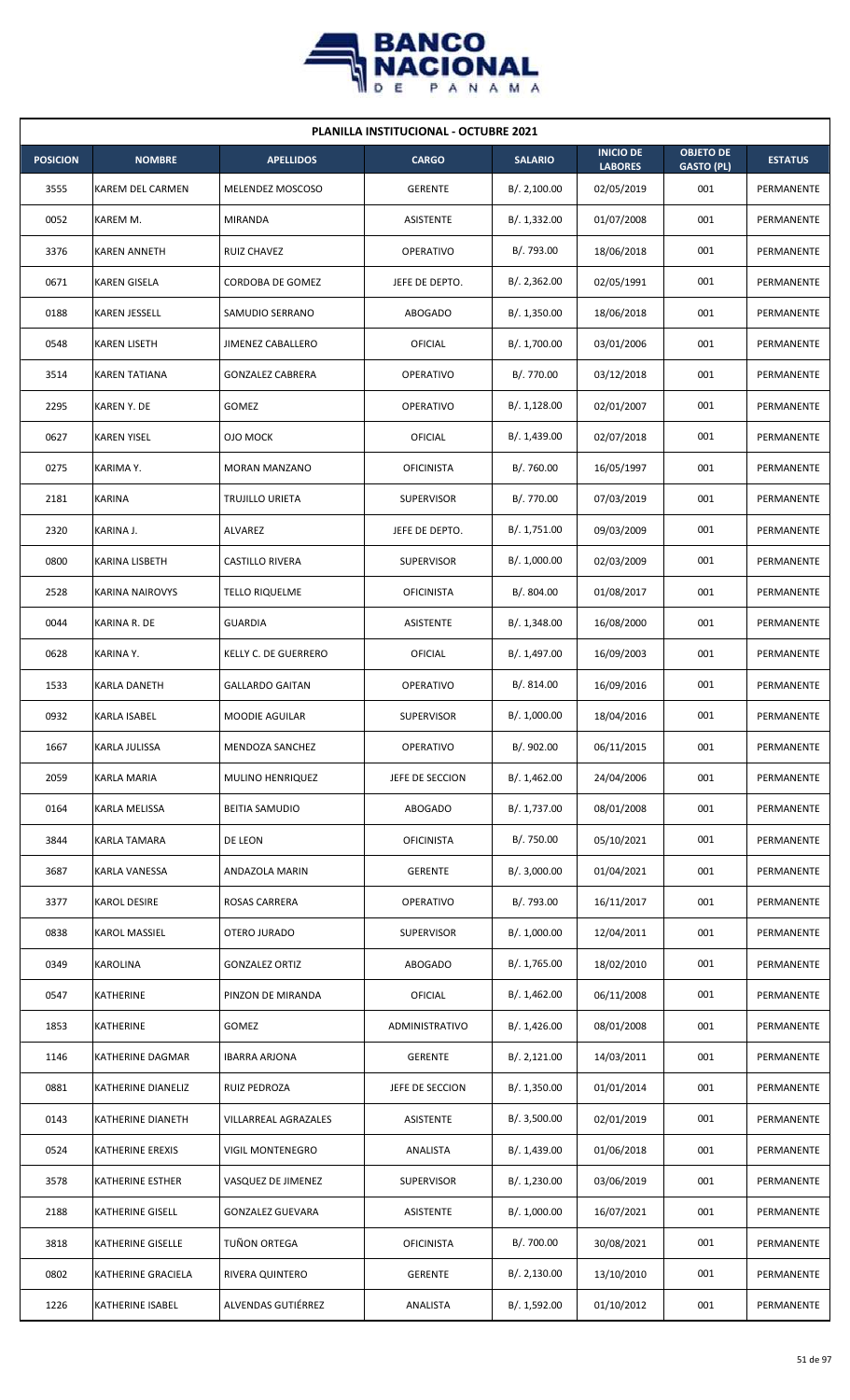| PLANILLA INSTITUCIONAL - OCTUBRE 2021 | | | | | | | |
|---|---|---|---|---|---|---|---|
| **POSICION** | **NOMBRE** | **APELLIDOS** | **CARGO** | **SALARIO** | **INICIO DE LABORES** | **OBJETO DE GASTO (PL)** | **ESTATUS** |
| 3555 | KAREM DEL CARMEN | MELENDEZ MOSCOSO | GERENTE | B/. 2,100.00 | 02/05/2019 | 001 | PERMANENTE |
| 0052 | KAREM M. | MIRANDA | ASISTENTE | B/. 1,332.00 | 01/07/2008 | 001 | PERMANENTE |
| 3376 | KAREN ANNETH | RUIZ CHAVEZ | OPERATIVO | B/. 793.00 | 18/06/2018 | 001 | PERMANENTE |
| 0671 | KAREN GISELA | CORDOBA DE GOMEZ | JEFE DE DEPTO. | B/. 2,362.00 | 02/05/1991 | 001 | PERMANENTE |
| 0188 | KAREN JESSELL | SAMUDIO SERRANO | ABOGADO | B/. 1,350.00 | 18/06/2018 | 001 | PERMANENTE |
| 0548 | KAREN LISETH | JIMENEZ CABALLERO | OFICIAL | B/. 1,700.00 | 03/01/2006 | 001 | PERMANENTE |
| 3514 | KAREN TATIANA | GONZALEZ CABRERA | OPERATIVO | B/. 770.00 | 03/12/2018 | 001 | PERMANENTE |
| 2295 | KAREN Y. DE | GOMEZ | OPERATIVO | B/. 1,128.00 | 02/01/2007 | 001 | PERMANENTE |
| 0627 | KAREN YISEL | OJO MOCK | OFICIAL | B/. 1,439.00 | 02/07/2018 | 001 | PERMANENTE |
| 0275 | KARIMA Y. | MORAN MANZANO | OFICINISTA | B/. 760.00 | 16/05/1997 | 001 | PERMANENTE |
| 2181 | KARINA | TRUJILLO URIETA | SUPERVISOR | B/. 770.00 | 07/03/2019 | 001 | PERMANENTE |
| 2320 | KARINA J. | ALVAREZ | JEFE DE DEPTO. | B/. 1,751.00 | 09/03/2009 | 001 | PERMANENTE |
| 0800 | KARINA LISBETH | CASTILLO RIVERA | SUPERVISOR | B/. 1,000.00 | 02/03/2009 | 001 | PERMANENTE |
| 2528 | KARINA NAIROVYS | TELLO RIQUELME | OFICINISTA | B/. 804.00 | 01/08/2017 | 001 | PERMANENTE |
| 0044 | KARINA R. DE | GUARDIA | ASISTENTE | B/. 1,348.00 | 16/08/2000 | 001 | PERMANENTE |
| 0628 | KARINA Y. | KELLY C. DE GUERRERO | OFICIAL | B/. 1,497.00 | 16/09/2003 | 001 | PERMANENTE |
| 1533 | KARLA DANETH | GALLARDO GAITAN | OPERATIVO | B/. 814.00 | 16/09/2016 | 001 | PERMANENTE |
| 0932 | KARLA ISABEL | MOODIE AGUILAR | SUPERVISOR | B/. 1,000.00 | 18/04/2016 | 001 | PERMANENTE |
| 1667 | KARLA JULISSA | MENDOZA SANCHEZ | OPERATIVO | B/. 902.00 | 06/11/2015 | 001 | PERMANENTE |
| 2059 | KARLA MARIA | MULINO HENRIQUEZ | JEFE DE SECCION | B/. 1,462.00 | 24/04/2006 | 001 | PERMANENTE |
| 0164 | KARLA MELISSA | BEITIA SAMUDIO | ABOGADO | B/. 1,737.00 | 08/01/2008 | 001 | PERMANENTE |
| 3844 | KARLA TAMARA | DE LEON | OFICINISTA | B/. 750.00 | 05/10/2021 | 001 | PERMANENTE |
| 3687 | KARLA VANESSA | ANDAZOLA MARIN | GERENTE | B/. 3,000.00 | 01/04/2021 | 001 | PERMANENTE |
| 3377 | KAROL DESIRE | ROSAS CARRERA | OPERATIVO | B/. 793.00 | 16/11/2017 | 001 | PERMANENTE |
| 0838 | KAROL MASSIEL | OTERO JURADO | SUPERVISOR | B/. 1,000.00 | 12/04/2011 | 001 | PERMANENTE |
| 0349 | KAROLINA | GONZALEZ ORTIZ | ABOGADO | B/. 1,765.00 | 18/02/2010 | 001 | PERMANENTE |
| 0547 | KATHERINE | PINZON DE MIRANDA | OFICIAL | B/. 1,462.00 | 06/11/2008 | 001 | PERMANENTE |
| 1853 | KATHERINE | GOMEZ | ADMINISTRATIVO | B/. 1,426.00 | 08/01/2008 | 001 | PERMANENTE |
| 1146 | KATHERINE DAGMAR | IBARRA ARJONA | GERENTE | B/. 2,121.00 | 14/03/2011 | 001 | PERMANENTE |
| 0881 | KATHERINE DIANELIZ | RUIZ PEDROZA | JEFE DE SECCION | B/. 1,350.00 | 01/01/2014 | 001 | PERMANENTE |
| 0143 | KATHERINE DIANETH | VILLARREAL AGRAZALES | ASISTENTE | B/. 3,500.00 | 02/01/2019 | 001 | PERMANENTE |
| 0524 | KATHERINE EREXIS | VIGIL MONTENEGRO | ANALISTA | B/. 1,439.00 | 01/06/2018 | 001 | PERMANENTE |
| 3578 | KATHERINE ESTHER | VASQUEZ DE JIMENEZ | SUPERVISOR | B/. 1,230.00 | 03/06/2019 | 001 | PERMANENTE |
| 2188 | KATHERINE GISELL | GONZALEZ GUEVARA | ASISTENTE | B/. 1,000.00 | 16/07/2021 | 001 | PERMANENTE |
| 3818 | KATHERINE GISELLE | TUÑON ORTEGA | OFICINISTA | B/. 700.00 | 30/08/2021 | 001 | PERMANENTE |
| 0802 | KATHERINE GRACIELA | RIVERA QUINTERO | GERENTE | B/. 2,130.00 | 13/10/2010 | 001 | PERMANENTE |
| 1226 | KATHERINE ISABEL | ALVENDAS GUTIÉRREZ | ANALISTA | B/. 1,592.00 | 01/10/2012 | 001 | PERMANENTE |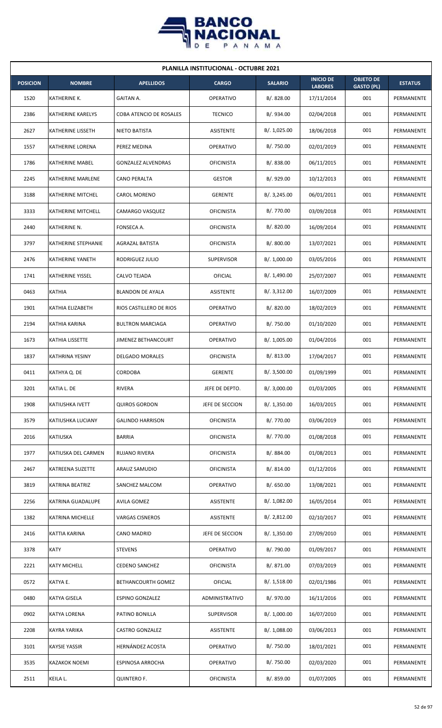**PLANILLA INSTITUCIONAL - OCTUBRE 2021**

| POSICION | NOMBRE | APELLIDOS | CARGO | SALARIO | INICIO DE LABORES | OBJETO DE GASTO (PL) | ESTATUS |
|---|---|---|---|---|---|---|---|
| 1520 | KATHERINE K. | GAITAN A. | OPERATIVO | B/. 828.00 | 17/11/2014 | 001 | PERMANENTE |
| 2386 | KATHERINE KARELYS | COBA ATENCIO DE ROSALES | TECNICO | B/. 934.00 | 02/04/2018 | 001 | PERMANENTE |
| 2627 | KATHERINE LISSETH | NIETO BATISTA | ASISTENTE | B/. 1,025.00 | 18/06/2018 | 001 | PERMANENTE |
| 1557 | KATHERINE LORENA | PEREZ MEDINA | OPERATIVO | B/. 750.00 | 02/01/2019 | 001 | PERMANENTE |
| 1786 | KATHERINE MABEL | GONZALEZ ALVENDRAS | OFICINISTA | B/. 838.00 | 06/11/2015 | 001 | PERMANENTE |
| 2245 | KATHERINE MARLENE | CANO PERALTA | GESTOR | B/. 929.00 | 10/12/2013 | 001 | PERMANENTE |
| 3188 | KATHERINE MITCHEL | CAROL MORENO | GERENTE | B/. 3,245.00 | 06/01/2011 | 001 | PERMANENTE |
| 3333 | KATHERINE MITCHELL | CAMARGO VASQUEZ | OFICINISTA | B/. 770.00 | 03/09/2018 | 001 | PERMANENTE |
| 2440 | KATHERINE N. | FONSECA A. | OFICINISTA | B/. 820.00 | 16/09/2014 | 001 | PERMANENTE |
| 3797 | KATHERINE STEPHANIE | AGRAZAL BATISTA | OFICINISTA | B/. 800.00 | 13/07/2021 | 001 | PERMANENTE |
| 2476 | KATHERINE YANETH | RODRIGUEZ JULIO | SUPERVISOR | B/. 1,000.00 | 03/05/2016 | 001 | PERMANENTE |
| 1741 | KATHERINE YISSEL | CALVO TEJADA | OFICIAL | B/. 1,490.00 | 25/07/2007 | 001 | PERMANENTE |
| 0463 | KATHIA | BLANDON DE AYALA | ASISTENTE | B/. 3,312.00 | 16/07/2009 | 001 | PERMANENTE |
| 1901 | KATHIA ELIZABETH | RIOS CASTILLERO DE RIOS | OPERATIVO | B/. 820.00 | 18/02/2019 | 001 | PERMANENTE |
| 2194 | KATHIA KARINA | BULTRON MARCIAGA | OPERATIVO | B/. 750.00 | 01/10/2020 | 001 | PERMANENTE |
| 1673 | KATHIA LISSETTE | JIMENEZ BETHANCOURT | OPERATIVO | B/. 1,005.00 | 01/04/2016 | 001 | PERMANENTE |
| 1837 | KATHRINA YESINY | DELGADO MORALES | OFICINISTA | B/. 813.00 | 17/04/2017 | 001 | PERMANENTE |
| 0411 | KATHYA Q. DE | CORDOBA | GERENTE | B/. 3,500.00 | 01/09/1999 | 001 | PERMANENTE |
| 3201 | KATIA L. DE | RIVERA | JEFE DE DEPTO. | B/. 3,000.00 | 01/03/2005 | 001 | PERMANENTE |
| 1908 | KATIUSHKA IVETT | QUIROS GORDON | JEFE DE SECCION | B/. 1,350.00 | 16/03/2015 | 001 | PERMANENTE |
| 3579 | KATIUSHKA LUCIANY | GALINDO HARRISON | OFICINISTA | B/. 770.00 | 03/06/2019 | 001 | PERMANENTE |
| 2016 | KATIUSKA | BARRIA | OFICINISTA | B/. 770.00 | 01/08/2018 | 001 | PERMANENTE |
| 1977 | KATIUSKA DEL CARMEN | RUJANO RIVERA | OFICINISTA | B/. 884.00 | 01/08/2013 | 001 | PERMANENTE |
| 2467 | KATREENA SUZETTE | ARAUZ SAMUDIO | OFICINISTA | B/. 814.00 | 01/12/2016 | 001 | PERMANENTE |
| 3819 | KATRINA BEATRIZ | SANCHEZ MALCOM | OPERATIVO | B/. 650.00 | 13/08/2021 | 001 | PERMANENTE |
| 2256 | KATRINA GUADALUPE | AVILA GOMEZ | ASISTENTE | B/. 1,082.00 | 16/05/2014 | 001 | PERMANENTE |
| 1382 | KATRINA MICHELLE | VARGAS CISNEROS | ASISTENTE | B/. 2,812.00 | 02/10/2017 | 001 | PERMANENTE |
| 2416 | KATTIA KARINA | CANO MADRID | JEFE DE SECCION | B/. 1,350.00 | 27/09/2010 | 001 | PERMANENTE |
| 3378 | KATY | STEVENS | OPERATIVO | B/. 790.00 | 01/09/2017 | 001 | PERMANENTE |
| 2221 | KATY MICHELL | CEDENO SANCHEZ | OFICINISTA | B/. 871.00 | 07/03/2019 | 001 | PERMANENTE |
| 0572 | KATYA E. | BETHANCOURTH GOMEZ | OFICIAL | B/. 1,518.00 | 02/01/1986 | 001 | PERMANENTE |
| 0480 | KATYA GISELA | ESPINO GONZALEZ | ADMINISTRATIVO | B/. 970.00 | 16/11/2016 | 001 | PERMANENTE |
| 0902 | KATYA LORENA | PATINO BONILLA | SUPERVISOR | B/. 1,000.00 | 16/07/2010 | 001 | PERMANENTE |
| 2208 | KAYRA YARIKA | CASTRO GONZALEZ | ASISTENTE | B/. 1,088.00 | 03/06/2013 | 001 | PERMANENTE |
| 3101 | KAYSIE YASSIR | HERNÁNDEZ ACOSTA | OPERATIVO | B/. 750.00 | 18/01/2021 | 001 | PERMANENTE |
| 3535 | KAZAKOK NOEMI | ESPINOSA ARROCHA | OPERATIVO | B/. 750.00 | 02/03/2020 | 001 | PERMANENTE |
| 2511 | KEILA L. | QUINTERO F. | OFICINISTA | B/. 859.00 | 01/07/2005 | 001 | PERMANENTE |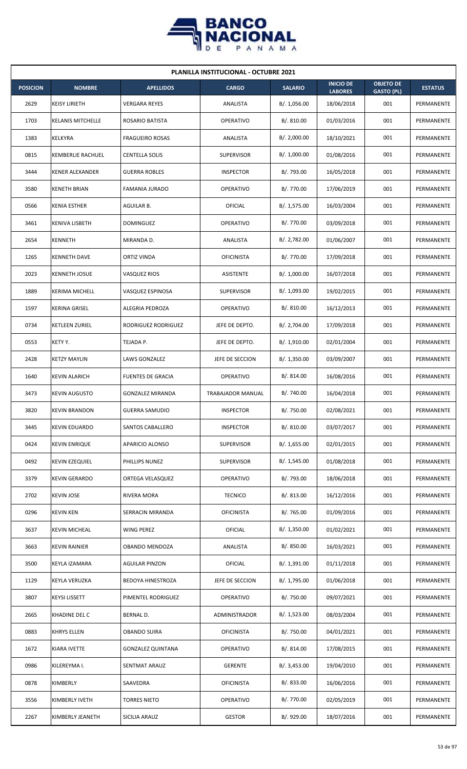**PLANILLA INSTITUCIONAL - OCTUBRE 2021**

| POSICION | NOMBRE | APELLIDOS | CARGO | SALARIO | INICIO DE LABORES | OBJETO DE GASTO (PL) | ESTATUS |
|---|---|---|---|---|---|---|---|
| 2629 | KEISY LIRIETH | VERGARA REYES | ANALISTA | B/. 1,056.00 | 18/06/2018 | 001 | PERMANENTE |
| 1703 | KELANIS MITCHELLE | ROSARIO BATISTA | OPERATIVO | B/. 810.00 | 01/03/2016 | 001 | PERMANENTE |
| 1383 | KELKYRA | FRAGUEIRO ROSAS | ANALISTA | B/. 2,000.00 | 18/10/2021 | 001 | PERMANENTE |
| 0815 | KEMBERLIE RACHUEL | CENTELLA SOLIS | SUPERVISOR | B/. 1,000.00 | 01/08/2016 | 001 | PERMANENTE |
| 3444 | KENER ALEXANDER | GUERRA ROBLES | INSPECTOR | B/. 793.00 | 16/05/2018 | 001 | PERMANENTE |
| 3580 | KENETH BRIAN | FAMANIA JURADO | OPERATIVO | B/. 770.00 | 17/06/2019 | 001 | PERMANENTE |
| 0566 | KENIA ESTHER | AGUILAR B. | OFICIAL | B/. 1,575.00 | 16/03/2004 | 001 | PERMANENTE |
| 3461 | KENIVA LISBETH | DOMINGUEZ | OPERATIVO | B/. 770.00 | 03/09/2018 | 001 | PERMANENTE |
| 2654 | KENNETH | MIRANDA D. | ANALISTA | B/. 2,782.00 | 01/06/2007 | 001 | PERMANENTE |
| 1265 | KENNETH DAVE | ORTIZ VINDA | OFICINISTA | B/. 770.00 | 17/09/2018 | 001 | PERMANENTE |
| 2023 | KENNETH JOSUE | VASQUEZ RIOS | ASISTENTE | B/. 1,000.00 | 16/07/2018 | 001 | PERMANENTE |
| 1889 | KERIMA MICHELL | VASQUEZ ESPINOSA | SUPERVISOR | B/. 1,093.00 | 19/02/2015 | 001 | PERMANENTE |
| 1597 | KERINA GRISEL | ALEGRIA PEDROZA | OPERATIVO | B/. 810.00 | 16/12/2013 | 001 | PERMANENTE |
| 0734 | KETLEEN ZURIEL | RODRIGUEZ RODRIGUEZ | JEFE DE DEPTO. | B/. 2,704.00 | 17/09/2018 | 001 | PERMANENTE |
| 0553 | KETY Y. | TEJADA P. | JEFE DE DEPTO. | B/. 1,910.00 | 02/01/2004 | 001 | PERMANENTE |
| 2428 | KETZY MAYLIN | LAWS GONZALEZ | JEFE DE SECCION | B/. 1,350.00 | 03/09/2007 | 001 | PERMANENTE |
| 1640 | KEVIN ALARICH | FUENTES DE GRACIA | OPERATIVO | B/. 814.00 | 16/08/2016 | 001 | PERMANENTE |
| 3473 | KEVIN AUGUSTO | GONZALEZ MIRANDA | TRABAJADOR MANUAL | B/. 740.00 | 16/04/2018 | 001 | PERMANENTE |
| 3820 | KEVIN BRANDON | GUERRA SAMUDIO | INSPECTOR | B/. 750.00 | 02/08/2021 | 001 | PERMANENTE |
| 3445 | KEVIN EDUARDO | SANTOS CABALLERO | INSPECTOR | B/. 810.00 | 03/07/2017 | 001 | PERMANENTE |
| 0424 | KEVIN ENRIQUE | APARICIO ALONSO | SUPERVISOR | B/. 1,655.00 | 02/01/2015 | 001 | PERMANENTE |
| 0492 | KEVIN EZEQUIEL | PHILLIPS NUNEZ | SUPERVISOR | B/. 1,545.00 | 01/08/2018 | 001 | PERMANENTE |
| 3379 | KEVIN GERARDO | ORTEGA VELASQUEZ | OPERATIVO | B/. 793.00 | 18/06/2018 | 001 | PERMANENTE |
| 2702 | KEVIN JOSE | RIVERA MORA | TECNICO | B/. 813.00 | 16/12/2016 | 001 | PERMANENTE |
| 0296 | KEVIN KEN | SERRACIN MIRANDA | OFICINISTA | B/. 765.00 | 01/09/2016 | 001 | PERMANENTE |
| 3637 | KEVIN MICHEAL | WING PEREZ | OFICIAL | B/. 1,350.00 | 01/02/2021 | 001 | PERMANENTE |
| 3663 | KEVIN RAINIER | OBANDO MENDOZA | ANALISTA | B/. 850.00 | 16/03/2021 | 001 | PERMANENTE |
| 3500 | KEYLA IZAMARA | AGUILAR PINZON | OFICIAL | B/. 1,391.00 | 01/11/2018 | 001 | PERMANENTE |
| 1129 | KEYLA VERUZKA | BEDOYA HINESTROZA | JEFE DE SECCION | B/. 1,795.00 | 01/06/2018 | 001 | PERMANENTE |
| 3807 | KEYSI LISSETT | PIMENTEL RODRIGUEZ | OPERATIVO | B/. 750.00 | 09/07/2021 | 001 | PERMANENTE |
| 2665 | KHADINE DEL C | BERNAL D. | ADMINISTRADOR | B/. 1,523.00 | 08/03/2004 | 001 | PERMANENTE |
| 0883 | KHRYS ELLEN | OBANDO SUIRA | OFICINISTA | B/. 750.00 | 04/01/2021 | 001 | PERMANENTE |
| 1672 | KIARA IVETTE | GONZALEZ QUINTANA | OPERATIVO | B/. 814.00 | 17/08/2015 | 001 | PERMANENTE |
| 0986 | KILEREYMA I. | SENTMAT ARAUZ | GERENTE | B/. 3,453.00 | 19/04/2010 | 001 | PERMANENTE |
| 0878 | KIMBERLY | SAAVEDRA | OFICINISTA | B/. 833.00 | 16/06/2016 | 001 | PERMANENTE |
| 3556 | KIMBERLY IVETH | TORRES NIETO | OPERATIVO | B/. 770.00 | 02/05/2019 | 001 | PERMANENTE |
| 2267 | KIMBERLY JEANETH | SICILIA ARAUZ | GESTOR | B/. 929.00 | 18/07/2016 | 001 | PERMANENTE |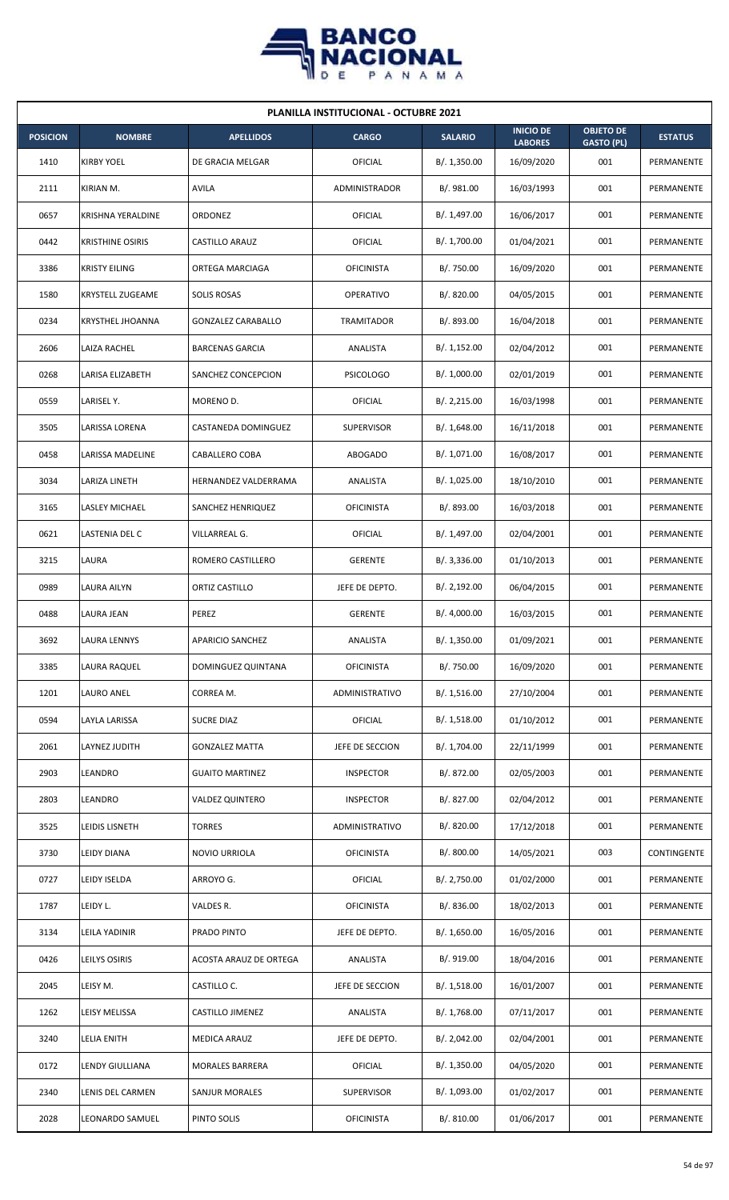| PLANILLA INSTITUCIONAL - OCTUBRE 2021 | | | | | | | |
|---|---|---|---|---|---|---|---|
| **POSICION** | **NOMBRE** | **APELLIDOS** | **CARGO** | **SALARIO** | **INICIO DE LABORES** | **OBJETO DE GASTO (PL)** | **ESTATUS** |
| 1410 | KIRBY YOEL | DE GRACIA MELGAR | OFICIAL | B/. 1,350.00 | 16/09/2020 | 001 | PERMANENTE |
| 2111 | KIRIAN M. | AVILA | ADMINISTRADOR | B/. 981.00 | 16/03/1993 | 001 | PERMANENTE |
| 0657 | KRISHNA YERALDINE | ORDONEZ | OFICIAL | B/. 1,497.00 | 16/06/2017 | 001 | PERMANENTE |
| 0442 | KRISTHINE OSIRIS | CASTILLO ARAUZ | OFICIAL | B/. 1,700.00 | 01/04/2021 | 001 | PERMANENTE |
| 3386 | KRISTY EILING | ORTEGA MARCIAGA | OFICINISTA | B/. 750.00 | 16/09/2020 | 001 | PERMANENTE |
| 1580 | KRYSTELL ZUGEAME | SOLIS ROSAS | OPERATIVO | B/. 820.00 | 04/05/2015 | 001 | PERMANENTE |
| 0234 | KRYSTHEL JHOANNA | GONZALEZ CARABALLO | TRAMITADOR | B/. 893.00 | 16/04/2018 | 001 | PERMANENTE |
| 2606 | LAIZA RACHEL | BARCENAS GARCIA | ANALISTA | B/. 1,152.00 | 02/04/2012 | 001 | PERMANENTE |
| 0268 | LARISA ELIZABETH | SANCHEZ CONCEPCION | PSICOLOGO | B/. 1,000.00 | 02/01/2019 | 001 | PERMANENTE |
| 0559 | LARISEL Y. | MORENO D. | OFICIAL | B/. 2,215.00 | 16/03/1998 | 001 | PERMANENTE |
| 3505 | LARISSA LORENA | CASTANEDA DOMINGUEZ | SUPERVISOR | B/. 1,648.00 | 16/11/2018 | 001 | PERMANENTE |
| 0458 | LARISSA MADELINE | CABALLERO COBA | ABOGADO | B/. 1,071.00 | 16/08/2017 | 001 | PERMANENTE |
| 3034 | LARIZA LINETH | HERNANDEZ VALDERRAMA | ANALISTA | B/. 1,025.00 | 18/10/2010 | 001 | PERMANENTE |
| 3165 | LASLEY MICHAEL | SANCHEZ HENRIQUEZ | OFICINISTA | B/. 893.00 | 16/03/2018 | 001 | PERMANENTE |
| 0621 | LASTENIA DEL C | VILLARREAL G. | OFICIAL | B/. 1,497.00 | 02/04/2001 | 001 | PERMANENTE |
| 3215 | LAURA | ROMERO CASTILLERO | GERENTE | B/. 3,336.00 | 01/10/2013 | 001 | PERMANENTE |
| 0989 | LAURA AILYN | ORTIZ CASTILLO | JEFE DE DEPTO. | B/. 2,192.00 | 06/04/2015 | 001 | PERMANENTE |
| 0488 | LAURA JEAN | PEREZ | GERENTE | B/. 4,000.00 | 16/03/2015 | 001 | PERMANENTE |
| 3692 | LAURA LENNYS | APARICIO SANCHEZ | ANALISTA | B/. 1,350.00 | 01/09/2021 | 001 | PERMANENTE |
| 3385 | LAURA RAQUEL | DOMINGUEZ QUINTANA | OFICINISTA | B/. 750.00 | 16/09/2020 | 001 | PERMANENTE |
| 1201 | LAURO ANEL | CORREA M. | ADMINISTRATIVO | B/. 1,516.00 | 27/10/2004 | 001 | PERMANENTE |
| 0594 | LAYLA LARISSA | SUCRE DIAZ | OFICIAL | B/. 1,518.00 | 01/10/2012 | 001 | PERMANENTE |
| 2061 | LAYNEZ JUDITH | GONZALEZ MATTA | JEFE DE SECCION | B/. 1,704.00 | 22/11/1999 | 001 | PERMANENTE |
| 2903 | LEANDRO | GUAITO MARTINEZ | INSPECTOR | B/. 872.00 | 02/05/2003 | 001 | PERMANENTE |
| 2803 | LEANDRO | VALDEZ QUINTERO | INSPECTOR | B/. 827.00 | 02/04/2012 | 001 | PERMANENTE |
| 3525 | LEIDIS LISNETH | TORRES | ADMINISTRATIVO | B/. 820.00 | 17/12/2018 | 001 | PERMANENTE |
| 3730 | LEIDY DIANA | NOVIO URRIOLA | OFICINISTA | B/. 800.00 | 14/05/2021 | 003 | CONTINGENTE |
| 0727 | LEIDY ISELDA | ARROYO G. | OFICIAL | B/. 2,750.00 | 01/02/2000 | 001 | PERMANENTE |
| 1787 | LEIDY L. | VALDES R. | OFICINISTA | B/. 836.00 | 18/02/2013 | 001 | PERMANENTE |
| 3134 | LEILA YADINIR | PRADO PINTO | JEFE DE DEPTO. | B/. 1,650.00 | 16/05/2016 | 001 | PERMANENTE |
| 0426 | LEILYS OSIRIS | ACOSTA ARAUZ DE ORTEGA | ANALISTA | B/. 919.00 | 18/04/2016 | 001 | PERMANENTE |
| 2045 | LEISY M. | CASTILLO C. | JEFE DE SECCION | B/. 1,518.00 | 16/01/2007 | 001 | PERMANENTE |
| 1262 | LEISY MELISSA | CASTILLO JIMENEZ | ANALISTA | B/. 1,768.00 | 07/11/2017 | 001 | PERMANENTE |
| 3240 | LELIA ENITH | MEDICA ARAUZ | JEFE DE DEPTO. | B/. 2,042.00 | 02/04/2001 | 001 | PERMANENTE |
| 0172 | LENDY GIULLIANA | MORALES BARRERA | OFICIAL | B/. 1,350.00 | 04/05/2020 | 001 | PERMANENTE |
| 2340 | LENIS DEL CARMEN | SANJUR MORALES | SUPERVISOR | B/. 1,093.00 | 01/02/2017 | 001 | PERMANENTE |
| 2028 | LEONARDO SAMUEL | PINTO SOLIS | OFICINISTA | B/. 810.00 | 01/06/2017 | 001 | PERMANENTE |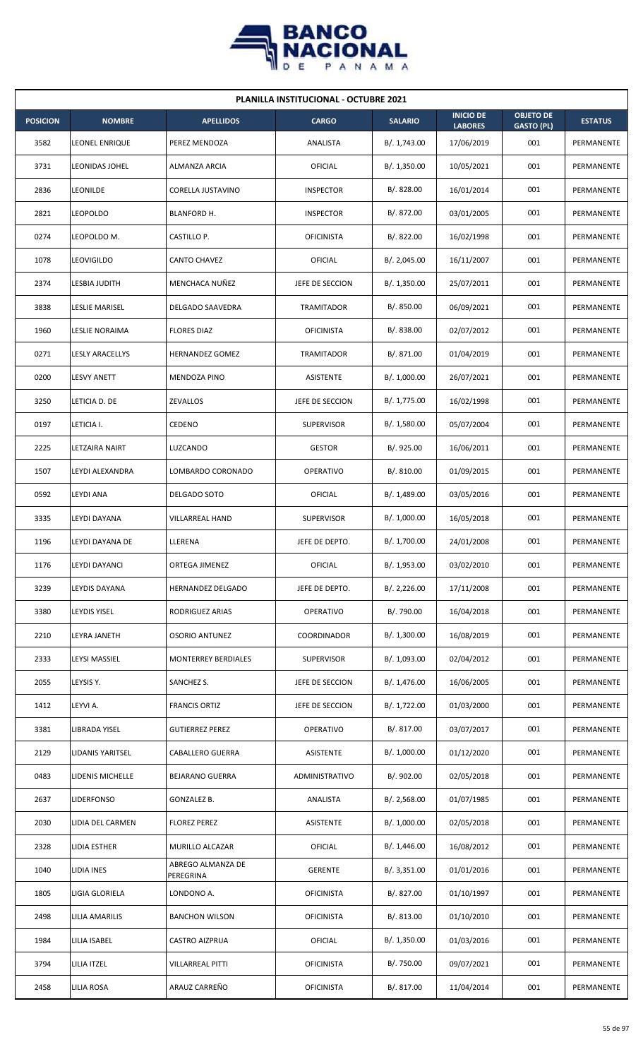## PLANILLA INSTITUCIONAL - OCTUBRE 2021

| POSICION | NOMBRE | APELLIDOS | CARGO | SALARIO | INICIO DE LABORES | OBJETO DE GASTO (PL) | ESTATUS |
|---|---|---|---|---|---|---|---|
| 3582 | LEONEL ENRIQUE | PEREZ MENDOZA | ANALISTA | B/. 1,743.00 | 17/06/2019 | 001 | PERMANENTE |
| 3731 | LEONIDAS JOHEL | ALMANZA ARCIA | OFICIAL | B/. 1,350.00 | 10/05/2021 | 001 | PERMANENTE |
| 2836 | LEONILDE | CORELLA JUSTAVINO | INSPECTOR | B/. 828.00 | 16/01/2014 | 001 | PERMANENTE |
| 2821 | LEOPOLDO | BLANFORD H. | INSPECTOR | B/. 872.00 | 03/01/2005 | 001 | PERMANENTE |
| 0274 | LEOPOLDO M. | CASTILLO P. | OFICINISTA | B/. 822.00 | 16/02/1998 | 001 | PERMANENTE |
| 1078 | LEOVIGILDO | CANTO CHAVEZ | OFICIAL | B/. 2,045.00 | 16/11/2007 | 001 | PERMANENTE |
| 2374 | LESBIA JUDITH | MENCHACA NUÑEZ | JEFE DE SECCION | B/. 1,350.00 | 25/07/2011 | 001 | PERMANENTE |
| 3838 | LESLIE MARISEL | DELGADO SAAVEDRA | TRAMITADOR | B/. 850.00 | 06/09/2021 | 001 | PERMANENTE |
| 1960 | LESLIE NORAIMA | FLORES DIAZ | OFICINISTA | B/. 838.00 | 02/07/2012 | 001 | PERMANENTE |
| 0271 | LESLY ARACELLYS | HERNANDEZ GOMEZ | TRAMITADOR | B/. 871.00 | 01/04/2019 | 001 | PERMANENTE |
| 0200 | LESVY ANETT | MENDOZA PINO | ASISTENTE | B/. 1,000.00 | 26/07/2021 | 001 | PERMANENTE |
| 3250 | LETICIA D. DE | ZEVALLOS | JEFE DE SECCION | B/. 1,775.00 | 16/02/1998 | 001 | PERMANENTE |
| 0197 | LETICIA I. | CEDENO | SUPERVISOR | B/. 1,580.00 | 05/07/2004 | 001 | PERMANENTE |
| 2225 | LETZAIRA NAIRT | LUZCANDO | GESTOR | B/. 925.00 | 16/06/2011 | 001 | PERMANENTE |
| 1507 | LEYDI ALEXANDRA | LOMBARDO CORONADO | OPERATIVO | B/. 810.00 | 01/09/2015 | 001 | PERMANENTE |
| 0592 | LEYDI ANA | DELGADO SOTO | OFICIAL | B/. 1,489.00 | 03/05/2016 | 001 | PERMANENTE |
| 3335 | LEYDI DAYANA | VILLARREAL HAND | SUPERVISOR | B/. 1,000.00 | 16/05/2018 | 001 | PERMANENTE |
| 1196 | LEYDI DAYANA DE | LLERENA | JEFE DE DEPTO. | B/. 1,700.00 | 24/01/2008 | 001 | PERMANENTE |
| 1176 | LEYDI DAYANCI | ORTEGA JIMENEZ | OFICIAL | B/. 1,953.00 | 03/02/2010 | 001 | PERMANENTE |
| 3239 | LEYDIS DAYANA | HERNANDEZ DELGADO | JEFE DE DEPTO. | B/. 2,226.00 | 17/11/2008 | 001 | PERMANENTE |
| 3380 | LEYDIS YISEL | RODRIGUEZ ARIAS | OPERATIVO | B/. 790.00 | 16/04/2018 | 001 | PERMANENTE |
| 2210 | LEYRA JANETH | OSORIO ANTUNEZ | COORDINADOR | B/. 1,300.00 | 16/08/2019 | 001 | PERMANENTE |
| 2333 | LEYSI MASSIEL | MONTERREY BERDIALES | SUPERVISOR | B/. 1,093.00 | 02/04/2012 | 001 | PERMANENTE |
| 2055 | LEYSIS Y. | SANCHEZ S. | JEFE DE SECCION | B/. 1,476.00 | 16/06/2005 | 001 | PERMANENTE |
| 1412 | LEYVI A. | FRANCIS ORTIZ | JEFE DE SECCION | B/. 1,722.00 | 01/03/2000 | 001 | PERMANENTE |
| 3381 | LIBRADA YISEL | GUTIERREZ PEREZ | OPERATIVO | B/. 817.00 | 03/07/2017 | 001 | PERMANENTE |
| 2129 | LIDANIS YARITSEL | CABALLERO GUERRA | ASISTENTE | B/. 1,000.00 | 01/12/2020 | 001 | PERMANENTE |
| 0483 | LIDENIS MICHELLE | BEJARANO GUERRA | ADMINISTRATIVO | B/. 902.00 | 02/05/2018 | 001 | PERMANENTE |
| 2637 | LIDERFONSO | GONZALEZ B. | ANALISTA | B/. 2,568.00 | 01/07/1985 | 001 | PERMANENTE |
| 2030 | LIDIA DEL CARMEN | FLOREZ PEREZ | ASISTENTE | B/. 1,000.00 | 02/05/2018 | 001 | PERMANENTE |
| 2328 | LIDIA ESTHER | MURILLO ALCAZAR | OFICIAL | B/. 1,446.00 | 16/08/2012 | 001 | PERMANENTE |
| 1040 | LIDIA INES | ABREGO ALMANZA DE PEREGRINA | GERENTE | B/. 3,351.00 | 01/01/2016 | 001 | PERMANENTE |
| 1805 | LIGIA GLORIELA | LONDONO A. | OFICINISTA | B/. 827.00 | 01/10/1997 | 001 | PERMANENTE |
| 2498 | LILIA AMARILIS | BANCHON WILSON | OFICINISTA | B/. 813.00 | 01/10/2010 | 001 | PERMANENTE |
| 1984 | LILIA ISABEL | CASTRO AIZPRUA | OFICIAL | B/. 1,350.00 | 01/03/2016 | 001 | PERMANENTE |
| 3794 | LILIA ITZEL | VILLARREAL PITTI | OFICINISTA | B/. 750.00 | 09/07/2021 | 001 | PERMANENTE |
| 2458 | LILIA ROSA | ARAUZ CARREÑO | OFICINISTA | B/. 817.00 | 11/04/2014 | 001 | PERMANENTE |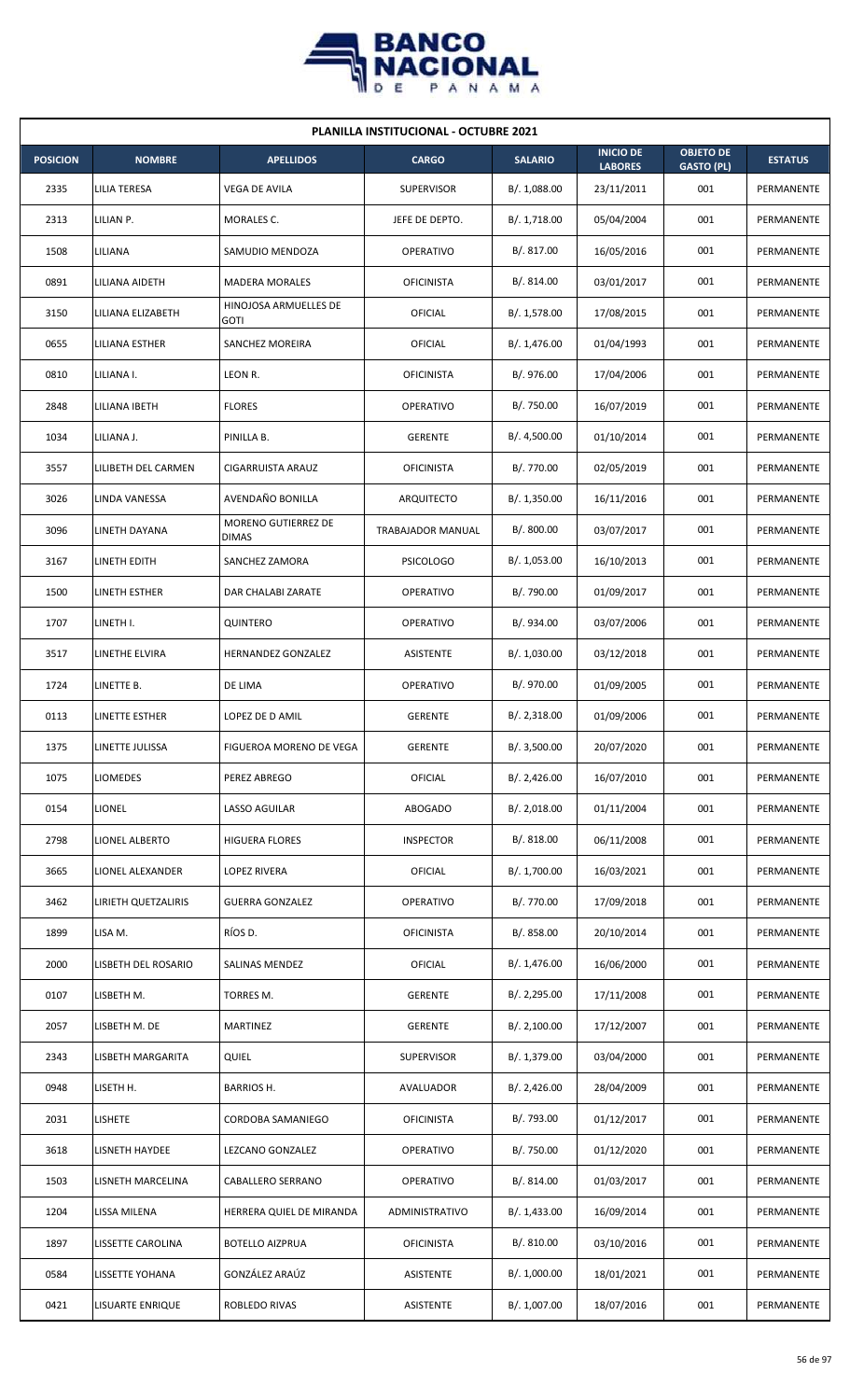| PLANILLA INSTITUCIONAL - OCTUBRE 2021 | | | | | | | |
|---|---|---|---|---|---|---|---|
| **POSICION** | **NOMBRE** | **APELLIDOS** | **CARGO** | **SALARIO** | **INICIO DE LABORES** | **OBJETO DE GASTO (PL)** | **ESTATUS** |
| 2335 | LILIA TERESA | VEGA DE AVILA | SUPERVISOR | B/. 1,088.00 | 23/11/2011 | 001 | PERMANENTE |
| 2313 | LILIAN P. | MORALES C. | JEFE DE DEPTO. | B/. 1,718.00 | 05/04/2004 | 001 | PERMANENTE |
| 1508 | LILIANA | SAMUDIO MENDOZA | OPERATIVO | B/. 817.00 | 16/05/2016 | 001 | PERMANENTE |
| 0891 | LILIANA AIDETH | MADERA MORALES | OFICINISTA | B/. 814.00 | 03/01/2017 | 001 | PERMANENTE |
| 3150 | LILIANA ELIZABETH | HINOJOSA ARMUELLES DE GOTI | OFICIAL | B/. 1,578.00 | 17/08/2015 | 001 | PERMANENTE |
| 0655 | LILIANA ESTHER | SANCHEZ MOREIRA | OFICIAL | B/. 1,476.00 | 01/04/1993 | 001 | PERMANENTE |
| 0810 | LILIANA I. | LEON R. | OFICINISTA | B/. 976.00 | 17/04/2006 | 001 | PERMANENTE |
| 2848 | LILIANA IBETH | FLORES | OPERATIVO | B/. 750.00 | 16/07/2019 | 001 | PERMANENTE |
| 1034 | LILIANA J. | PINILLA B. | GERENTE | B/. 4,500.00 | 01/10/2014 | 001 | PERMANENTE |
| 3557 | LILIBETH DEL CARMEN | CIGARRUISTA ARAUZ | OFICINISTA | B/. 770.00 | 02/05/2019 | 001 | PERMANENTE |
| 3026 | LINDA VANESSA | AVENDAÑO BONILLA | ARQUITECTO | B/. 1,350.00 | 16/11/2016 | 001 | PERMANENTE |
| 3096 | LINETH DAYANA | MORENO GUTIERREZ DE DIMAS | TRABAJADOR MANUAL | B/. 800.00 | 03/07/2017 | 001 | PERMANENTE |
| 3167 | LINETH EDITH | SANCHEZ ZAMORA | PSICOLOGO | B/. 1,053.00 | 16/10/2013 | 001 | PERMANENTE |
| 1500 | LINETH ESTHER | DAR CHALABI ZARATE | OPERATIVO | B/. 790.00 | 01/09/2017 | 001 | PERMANENTE |
| 1707 | LINETH I. | QUINTERO | OPERATIVO | B/. 934.00 | 03/07/2006 | 001 | PERMANENTE |
| 3517 | LINETHE ELVIRA | HERNANDEZ GONZALEZ | ASISTENTE | B/. 1,030.00 | 03/12/2018 | 001 | PERMANENTE |
| 1724 | LINETTE B. | DE LIMA | OPERATIVO | B/. 970.00 | 01/09/2005 | 001 | PERMANENTE |
| 0113 | LINETTE ESTHER | LOPEZ DE D AMIL | GERENTE | B/. 2,318.00 | 01/09/2006 | 001 | PERMANENTE |
| 1375 | LINETTE JULISSA | FIGUEROA MORENO DE VEGA | GERENTE | B/. 3,500.00 | 20/07/2020 | 001 | PERMANENTE |
| 1075 | LIOMEDES | PEREZ ABREGO | OFICIAL | B/. 2,426.00 | 16/07/2010 | 001 | PERMANENTE |
| 0154 | LIONEL | LASSO AGUILAR | ABOGADO | B/. 2,018.00 | 01/11/2004 | 001 | PERMANENTE |
| 2798 | LIONEL ALBERTO | HIGUERA FLORES | INSPECTOR | B/. 818.00 | 06/11/2008 | 001 | PERMANENTE |
| 3665 | LIONEL ALEXANDER | LOPEZ RIVERA | OFICIAL | B/. 1,700.00 | 16/03/2021 | 001 | PERMANENTE |
| 3462 | LIRIETH QUETZALIRIS | GUERRA GONZALEZ | OPERATIVO | B/. 770.00 | 17/09/2018 | 001 | PERMANENTE |
| 1899 | LISA M. | RÍOS D. | OFICINISTA | B/. 858.00 | 20/10/2014 | 001 | PERMANENTE |
| 2000 | LISBETH DEL ROSARIO | SALINAS MENDEZ | OFICIAL | B/. 1,476.00 | 16/06/2000 | 001 | PERMANENTE |
| 0107 | LISBETH M. | TORRES M. | GERENTE | B/. 2,295.00 | 17/11/2008 | 001 | PERMANENTE |
| 2057 | LISBETH M. DE | MARTINEZ | GERENTE | B/. 2,100.00 | 17/12/2007 | 001 | PERMANENTE |
| 2343 | LISBETH MARGARITA | QUIEL | SUPERVISOR | B/. 1,379.00 | 03/04/2000 | 001 | PERMANENTE |
| 0948 | LISETH H. | BARRIOS H. | AVALUADOR | B/. 2,426.00 | 28/04/2009 | 001 | PERMANENTE |
| 2031 | LISHETE | CORDOBA SAMANIEGO | OFICINISTA | B/. 793.00 | 01/12/2017 | 001 | PERMANENTE |
| 3618 | LISNETH HAYDEE | LEZCANO GONZALEZ | OPERATIVO | B/. 750.00 | 01/12/2020 | 001 | PERMANENTE |
| 1503 | LISNETH MARCELINA | CABALLERO SERRANO | OPERATIVO | B/. 814.00 | 01/03/2017 | 001 | PERMANENTE |
| 1204 | LISSA MILENA | HERRERA QUIEL DE MIRANDA | ADMINISTRATIVO | B/. 1,433.00 | 16/09/2014 | 001 | PERMANENTE |
| 1897 | LISSETTE CAROLINA | BOTELLO AIZPRUA | OFICINISTA | B/. 810.00 | 03/10/2016 | 001 | PERMANENTE |
| 0584 | LISSETTE YOHANA | GONZÁLEZ ARAÚZ | ASISTENTE | B/. 1,000.00 | 18/01/2021 | 001 | PERMANENTE |
| 0421 | LISUARTE ENRIQUE | ROBLEDO RIVAS | ASISTENTE | B/. 1,007.00 | 18/07/2016 | 001 | PERMANENTE |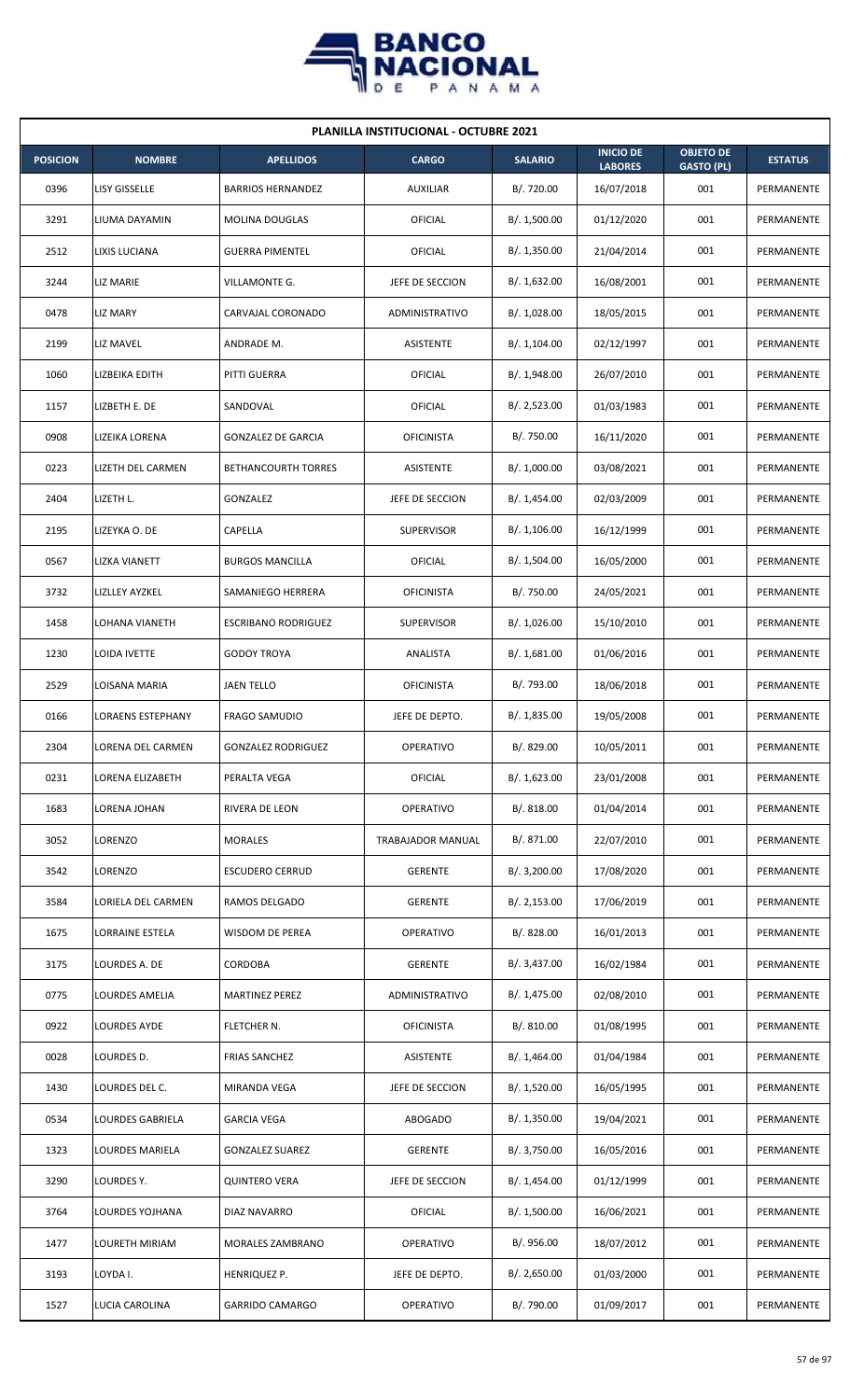## PLANILLA INSTITUCIONAL - OCTUBRE 2021

| POSICION | NOMBRE | APELLIDOS | CARGO | SALARIO | INICIO DE LABORES | OBJETO DE GASTO (PL) | ESTATUS |
|---|---|---|---|---|---|---|---|
| 0396 | LISY GISSELLE | BARRIOS HERNANDEZ | AUXILIAR | B/. 720.00 | 16/07/2018 | 001 | PERMANENTE |
| 3291 | LIUMA DAYAMIN | MOLINA DOUGLAS | OFICIAL | B/. 1,500.00 | 01/12/2020 | 001 | PERMANENTE |
| 2512 | LIXIS LUCIANA | GUERRA PIMENTEL | OFICIAL | B/. 1,350.00 | 21/04/2014 | 001 | PERMANENTE |
| 3244 | LIZ MARIE | VILLAMONTE G. | JEFE DE SECCION | B/. 1,632.00 | 16/08/2001 | 001 | PERMANENTE |
| 0478 | LIZ MARY | CARVAJAL CORONADO | ADMINISTRATIVO | B/. 1,028.00 | 18/05/2015 | 001 | PERMANENTE |
| 2199 | LIZ MAVEL | ANDRADE M. | ASISTENTE | B/. 1,104.00 | 02/12/1997 | 001 | PERMANENTE |
| 1060 | LIZBEIKA EDITH | PITTI GUERRA | OFICIAL | B/. 1,948.00 | 26/07/2010 | 001 | PERMANENTE |
| 1157 | LIZBETH E. DE | SANDOVAL | OFICIAL | B/. 2,523.00 | 01/03/1983 | 001 | PERMANENTE |
| 0908 | LIZEIKA LORENA | GONZALEZ DE GARCIA | OFICINISTA | B/. 750.00 | 16/11/2020 | 001 | PERMANENTE |
| 0223 | LIZETH DEL CARMEN | BETHANCOURTH TORRES | ASISTENTE | B/. 1,000.00 | 03/08/2021 | 001 | PERMANENTE |
| 2404 | LIZETH L. | GONZALEZ | JEFE DE SECCION | B/. 1,454.00 | 02/03/2009 | 001 | PERMANENTE |
| 2195 | LIZEYKA O. DE | CAPELLA | SUPERVISOR | B/. 1,106.00 | 16/12/1999 | 001 | PERMANENTE |
| 0567 | LIZKA VIANETT | BURGOS MANCILLA | OFICIAL | B/. 1,504.00 | 16/05/2000 | 001 | PERMANENTE |
| 3732 | LIZLLEY AYZKEL | SAMANIEGO HERRERA | OFICINISTA | B/. 750.00 | 24/05/2021 | 001 | PERMANENTE |
| 1458 | LOHANA VIANETH | ESCRIBANO RODRIGUEZ | SUPERVISOR | B/. 1,026.00 | 15/10/2010 | 001 | PERMANENTE |
| 1230 | LOIDA IVETTE | GODOY TROYA | ANALISTA | B/. 1,681.00 | 01/06/2016 | 001 | PERMANENTE |
| 2529 | LOISANA MARIA | JAEN TELLO | OFICINISTA | B/. 793.00 | 18/06/2018 | 001 | PERMANENTE |
| 0166 | LORAENS ESTEPHANY | FRAGO SAMUDIO | JEFE DE DEPTO. | B/. 1,835.00 | 19/05/2008 | 001 | PERMANENTE |
| 2304 | LORENA DEL CARMEN | GONZALEZ RODRIGUEZ | OPERATIVO | B/. 829.00 | 10/05/2011 | 001 | PERMANENTE |
| 0231 | LORENA ELIZABETH | PERALTA VEGA | OFICIAL | B/. 1,623.00 | 23/01/2008 | 001 | PERMANENTE |
| 1683 | LORENA JOHAN | RIVERA DE LEON | OPERATIVO | B/. 818.00 | 01/04/2014 | 001 | PERMANENTE |
| 3052 | LORENZO | MORALES | TRABAJADOR MANUAL | B/. 871.00 | 22/07/2010 | 001 | PERMANENTE |
| 3542 | LORENZO | ESCUDERO CERRUD | GERENTE | B/. 3,200.00 | 17/08/2020 | 001 | PERMANENTE |
| 3584 | LORIELA DEL CARMEN | RAMOS DELGADO | GERENTE | B/. 2,153.00 | 17/06/2019 | 001 | PERMANENTE |
| 1675 | LORRAINE ESTELA | WISDOM DE PEREA | OPERATIVO | B/. 828.00 | 16/01/2013 | 001 | PERMANENTE |
| 3175 | LOURDES A. DE | CORDOBA | GERENTE | B/. 3,437.00 | 16/02/1984 | 001 | PERMANENTE |
| 0775 | LOURDES AMELIA | MARTINEZ PEREZ | ADMINISTRATIVO | B/. 1,475.00 | 02/08/2010 | 001 | PERMANENTE |
| 0922 | LOURDES AYDE | FLETCHER N. | OFICINISTA | B/. 810.00 | 01/08/1995 | 001 | PERMANENTE |
| 0028 | LOURDES D. | FRIAS SANCHEZ | ASISTENTE | B/. 1,464.00 | 01/04/1984 | 001 | PERMANENTE |
| 1430 | LOURDES DEL C. | MIRANDA VEGA | JEFE DE SECCION | B/. 1,520.00 | 16/05/1995 | 001 | PERMANENTE |
| 0534 | LOURDES GABRIELA | GARCIA VEGA | ABOGADO | B/. 1,350.00 | 19/04/2021 | 001 | PERMANENTE |
| 1323 | LOURDES MARIELA | GONZALEZ SUAREZ | GERENTE | B/. 3,750.00 | 16/05/2016 | 001 | PERMANENTE |
| 3290 | LOURDES Y. | QUINTERO VERA | JEFE DE SECCION | B/. 1,454.00 | 01/12/1999 | 001 | PERMANENTE |
| 3764 | LOURDES YOJHANA | DIAZ NAVARRO | OFICIAL | B/. 1,500.00 | 16/06/2021 | 001 | PERMANENTE |
| 1477 | LOURETH MIRIAM | MORALES ZAMBRANO | OPERATIVO | B/. 956.00 | 18/07/2012 | 001 | PERMANENTE |
| 3193 | LOYDA I. | HENRIQUEZ P. | JEFE DE DEPTO. | B/. 2,650.00 | 01/03/2000 | 001 | PERMANENTE |
| 1527 | LUCIA CAROLINA | GARRIDO CAMARGO | OPERATIVO | B/. 790.00 | 01/09/2017 | 001 | PERMANENTE |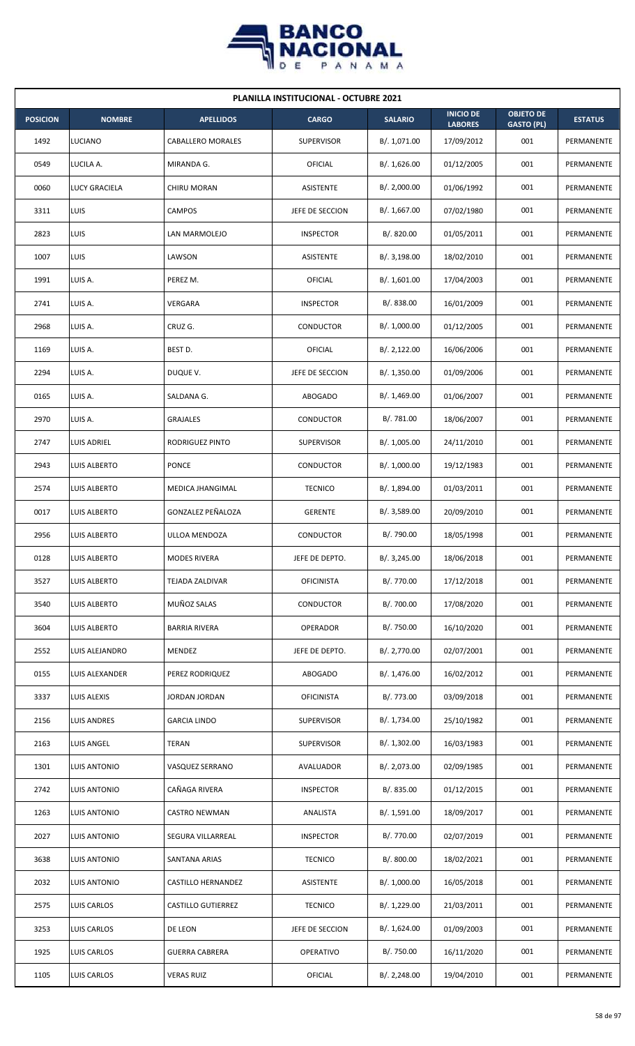## PLANILLA INSTITUCIONAL - OCTUBRE 2021

| POSICION | NOMBRE | APELLIDOS | CARGO | SALARIO | INICIO DE LABORES | OBJETO DE GASTO (PL) | ESTATUS |
|---|---|---|---|---|---|---|---|
| 1492 | LUCIANO | CABALLERO MORALES | SUPERVISOR | B/. 1,071.00 | 17/09/2012 | 001 | PERMANENTE |
| 0549 | LUCILA A. | MIRANDA G. | OFICIAL | B/. 1,626.00 | 01/12/2005 | 001 | PERMANENTE |
| 0060 | LUCY GRACIELA | CHIRU MORAN | ASISTENTE | B/. 2,000.00 | 01/06/1992 | 001 | PERMANENTE |
| 3311 | LUIS | CAMPOS | JEFE DE SECCION | B/. 1,667.00 | 07/02/1980 | 001 | PERMANENTE |
| 2823 | LUIS | LAN MARMOLEJO | INSPECTOR | B/. 820.00 | 01/05/2011 | 001 | PERMANENTE |
| 1007 | LUIS | LAWSON | ASISTENTE | B/. 3,198.00 | 18/02/2010 | 001 | PERMANENTE |
| 1991 | LUIS A. | PEREZ M. | OFICIAL | B/. 1,601.00 | 17/04/2003 | 001 | PERMANENTE |
| 2741 | LUIS A. | VERGARA | INSPECTOR | B/. 838.00 | 16/01/2009 | 001 | PERMANENTE |
| 2968 | LUIS A. | CRUZ G. | CONDUCTOR | B/. 1,000.00 | 01/12/2005 | 001 | PERMANENTE |
| 1169 | LUIS A. | BEST D. | OFICIAL | B/. 2,122.00 | 16/06/2006 | 001 | PERMANENTE |
| 2294 | LUIS A. | DUQUE V. | JEFE DE SECCION | B/. 1,350.00 | 01/09/2006 | 001 | PERMANENTE |
| 0165 | LUIS A. | SALDANA G. | ABOGADO | B/. 1,469.00 | 01/06/2007 | 001 | PERMANENTE |
| 2970 | LUIS A. | GRAJALES | CONDUCTOR | B/. 781.00 | 18/06/2007 | 001 | PERMANENTE |
| 2747 | LUIS ADRIEL | RODRIGUEZ PINTO | SUPERVISOR | B/. 1,005.00 | 24/11/2010 | 001 | PERMANENTE |
| 2943 | LUIS ALBERTO | PONCE | CONDUCTOR | B/. 1,000.00 | 19/12/1983 | 001 | PERMANENTE |
| 2574 | LUIS ALBERTO | MEDICA JHANGIMAL | TECNICO | B/. 1,894.00 | 01/03/2011 | 001 | PERMANENTE |
| 0017 | LUIS ALBERTO | GONZALEZ PEÑALOZA | GERENTE | B/. 3,589.00 | 20/09/2010 | 001 | PERMANENTE |
| 2956 | LUIS ALBERTO | ULLOA MENDOZA | CONDUCTOR | B/. 790.00 | 18/05/1998 | 001 | PERMANENTE |
| 0128 | LUIS ALBERTO | MODES RIVERA | JEFE DE DEPTO. | B/. 3,245.00 | 18/06/2018 | 001 | PERMANENTE |
| 3527 | LUIS ALBERTO | TEJADA ZALDIVAR | OFICINISTA | B/. 770.00 | 17/12/2018 | 001 | PERMANENTE |
| 3540 | LUIS ALBERTO | MUÑOZ SALAS | CONDUCTOR | B/. 700.00 | 17/08/2020 | 001 | PERMANENTE |
| 3604 | LUIS ALBERTO | BARRIA RIVERA | OPERADOR | B/. 750.00 | 16/10/2020 | 001 | PERMANENTE |
| 2552 | LUIS ALEJANDRO | MENDEZ | JEFE DE DEPTO. | B/. 2,770.00 | 02/07/2001 | 001 | PERMANENTE |
| 0155 | LUIS ALEXANDER | PEREZ RODRIQUEZ | ABOGADO | B/. 1,476.00 | 16/02/2012 | 001 | PERMANENTE |
| 3337 | LUIS ALEXIS | JORDAN JORDAN | OFICINISTA | B/. 773.00 | 03/09/2018 | 001 | PERMANENTE |
| 2156 | LUIS ANDRES | GARCIA LINDO | SUPERVISOR | B/. 1,734.00 | 25/10/1982 | 001 | PERMANENTE |
| 2163 | LUIS ANGEL | TERAN | SUPERVISOR | B/. 1,302.00 | 16/03/1983 | 001 | PERMANENTE |
| 1301 | LUIS ANTONIO | VASQUEZ SERRANO | AVALUADOR | B/. 2,073.00 | 02/09/1985 | 001 | PERMANENTE |
| 2742 | LUIS ANTONIO | CAÑAGA RIVERA | INSPECTOR | B/. 835.00 | 01/12/2015 | 001 | PERMANENTE |
| 1263 | LUIS ANTONIO | CASTRO NEWMAN | ANALISTA | B/. 1,591.00 | 18/09/2017 | 001 | PERMANENTE |
| 2027 | LUIS ANTONIO | SEGURA VILLARREAL | INSPECTOR | B/. 770.00 | 02/07/2019 | 001 | PERMANENTE |
| 3638 | LUIS ANTONIO | SANTANA ARIAS | TECNICO | B/. 800.00 | 18/02/2021 | 001 | PERMANENTE |
| 2032 | LUIS ANTONIO | CASTILLO HERNANDEZ | ASISTENTE | B/. 1,000.00 | 16/05/2018 | 001 | PERMANENTE |
| 2575 | LUIS CARLOS | CASTILLO GUTIERREZ | TECNICO | B/. 1,229.00 | 21/03/2011 | 001 | PERMANENTE |
| 3253 | LUIS CARLOS | DE LEON | JEFE DE SECCION | B/. 1,624.00 | 01/09/2003 | 001 | PERMANENTE |
| 1925 | LUIS CARLOS | GUERRA CABRERA | OPERATIVO | B/. 750.00 | 16/11/2020 | 001 | PERMANENTE |
| 1105 | LUIS CARLOS | VERAS RUIZ | OFICIAL | B/. 2,248.00 | 19/04/2010 | 001 | PERMANENTE |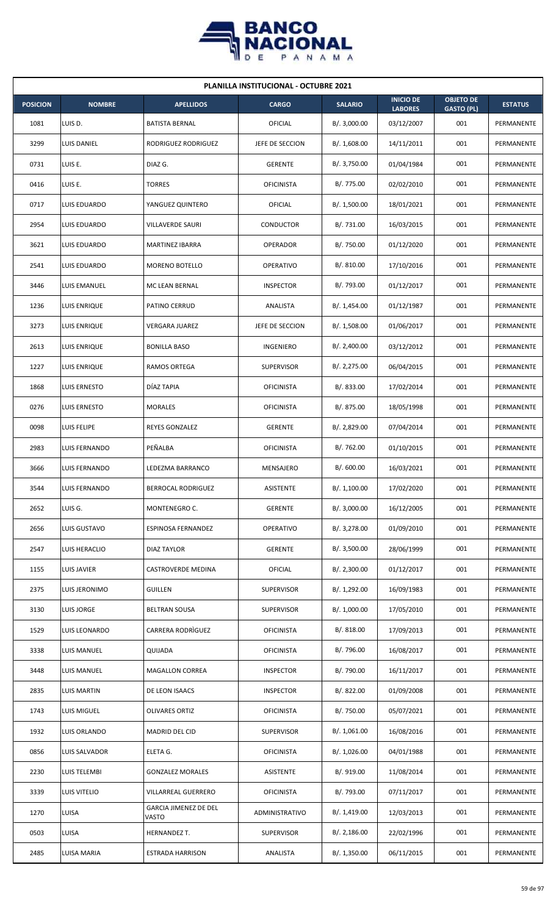**PLANILLA INSTITUCIONAL - OCTUBRE 2021**

| POSICION | NOMBRE | APELLIDOS | CARGO | SALARIO | INICIO DE LABORES | OBJETO DE GASTO (PL) | ESTATUS |
|---|---|---|---|---|---|---|---|
| 1081 | LUIS D. | BATISTA BERNAL | OFICIAL | B/. 3,000.00 | 03/12/2007 | 001 | PERMANENTE |
| 3299 | LUIS DANIEL | RODRIGUEZ RODRIGUEZ | JEFE DE SECCION | B/. 1,608.00 | 14/11/2011 | 001 | PERMANENTE |
| 0731 | LUIS E. | DIAZ G. | GERENTE | B/. 3,750.00 | 01/04/1984 | 001 | PERMANENTE |
| 0416 | LUIS E. | TORRES | OFICINISTA | B/. 775.00 | 02/02/2010 | 001 | PERMANENTE |
| 0717 | LUIS EDUARDO | YANGUEZ QUINTERO | OFICIAL | B/. 1,500.00 | 18/01/2021 | 001 | PERMANENTE |
| 2954 | LUIS EDUARDO | VILLAVERDE SAURI | CONDUCTOR | B/. 731.00 | 16/03/2015 | 001 | PERMANENTE |
| 3621 | LUIS EDUARDO | MARTINEZ IBARRA | OPERADOR | B/. 750.00 | 01/12/2020 | 001 | PERMANENTE |
| 2541 | LUIS EDUARDO | MORENO BOTELLO | OPERATIVO | B/. 810.00 | 17/10/2016 | 001 | PERMANENTE |
| 3446 | LUIS EMANUEL | MC LEAN BERNAL | INSPECTOR | B/. 793.00 | 01/12/2017 | 001 | PERMANENTE |
| 1236 | LUIS ENRIQUE | PATINO CERRUD | ANALISTA | B/. 1,454.00 | 01/12/1987 | 001 | PERMANENTE |
| 3273 | LUIS ENRIQUE | VERGARA JUAREZ | JEFE DE SECCION | B/. 1,508.00 | 01/06/2017 | 001 | PERMANENTE |
| 2613 | LUIS ENRIQUE | BONILLA BASO | INGENIERO | B/. 2,400.00 | 03/12/2012 | 001 | PERMANENTE |
| 1227 | LUIS ENRIQUE | RAMOS ORTEGA | SUPERVISOR | B/. 2,275.00 | 06/04/2015 | 001 | PERMANENTE |
| 1868 | LUIS ERNESTO | DÍAZ TAPIA | OFICINISTA | B/. 833.00 | 17/02/2014 | 001 | PERMANENTE |
| 0276 | LUIS ERNESTO | MORALES | OFICINISTA | B/. 875.00 | 18/05/1998 | 001 | PERMANENTE |
| 0098 | LUIS FELIPE | REYES GONZALEZ | GERENTE | B/. 2,829.00 | 07/04/2014 | 001 | PERMANENTE |
| 2983 | LUIS FERNANDO | PEÑALBA | OFICINISTA | B/. 762.00 | 01/10/2015 | 001 | PERMANENTE |
| 3666 | LUIS FERNANDO | LEDEZMA BARRANCO | MENSAJERO | B/. 600.00 | 16/03/2021 | 001 | PERMANENTE |
| 3544 | LUIS FERNANDO | BERROCAL RODRIGUEZ | ASISTENTE | B/. 1,100.00 | 17/02/2020 | 001 | PERMANENTE |
| 2652 | LUIS G. | MONTENEGRO C. | GERENTE | B/. 3,000.00 | 16/12/2005 | 001 | PERMANENTE |
| 2656 | LUIS GUSTAVO | ESPINOSA FERNANDEZ | OPERATIVO | B/. 3,278.00 | 01/09/2010 | 001 | PERMANENTE |
| 2547 | LUIS HERACLIO | DIAZ TAYLOR | GERENTE | B/. 3,500.00 | 28/06/1999 | 001 | PERMANENTE |
| 1155 | LUIS JAVIER | CASTROVERDE MEDINA | OFICIAL | B/. 2,300.00 | 01/12/2017 | 001 | PERMANENTE |
| 2375 | LUIS JERONIMO | GUILLEN | SUPERVISOR | B/. 1,292.00 | 16/09/1983 | 001 | PERMANENTE |
| 3130 | LUIS JORGE | BELTRAN SOUSA | SUPERVISOR | B/. 1,000.00 | 17/05/2010 | 001 | PERMANENTE |
| 1529 | LUIS LEONARDO | CARRERA RODRÌGUEZ | OFICINISTA | B/. 818.00 | 17/09/2013 | 001 | PERMANENTE |
| 3338 | LUIS MANUEL | QUIJADA | OFICINISTA | B/. 796.00 | 16/08/2017 | 001 | PERMANENTE |
| 3448 | LUIS MANUEL | MAGALLON CORREA | INSPECTOR | B/. 790.00 | 16/11/2017 | 001 | PERMANENTE |
| 2835 | LUIS MARTIN | DE LEON ISAACS | INSPECTOR | B/. 822.00 | 01/09/2008 | 001 | PERMANENTE |
| 1743 | LUIS MIGUEL | OLIVARES ORTIZ | OFICINISTA | B/. 750.00 | 05/07/2021 | 001 | PERMANENTE |
| 1932 | LUIS ORLANDO | MADRID DEL CID | SUPERVISOR | B/. 1,061.00 | 16/08/2016 | 001 | PERMANENTE |
| 0856 | LUIS SALVADOR | ELETA G. | OFICINISTA | B/. 1,026.00 | 04/01/1988 | 001 | PERMANENTE |
| 2230 | LUIS TELEMBI | GONZALEZ MORALES | ASISTENTE | B/. 919.00 | 11/08/2014 | 001 | PERMANENTE |
| 3339 | LUIS VITELIO | VILLARREAL GUERRERO | OFICINISTA | B/. 793.00 | 07/11/2017 | 001 | PERMANENTE |
| 1270 | LUISA | GARCIA JIMENEZ DE DEL VASTO | ADMINISTRATIVO | B/. 1,419.00 | 12/03/2013 | 001 | PERMANENTE |
| 0503 | LUISA | HERNANDEZ T. | SUPERVISOR | B/. 2,186.00 | 22/02/1996 | 001 | PERMANENTE |
| 2485 | LUISA MARIA | ESTRADA HARRISON | ANALISTA | B/. 1,350.00 | 06/11/2015 | 001 | PERMANENTE |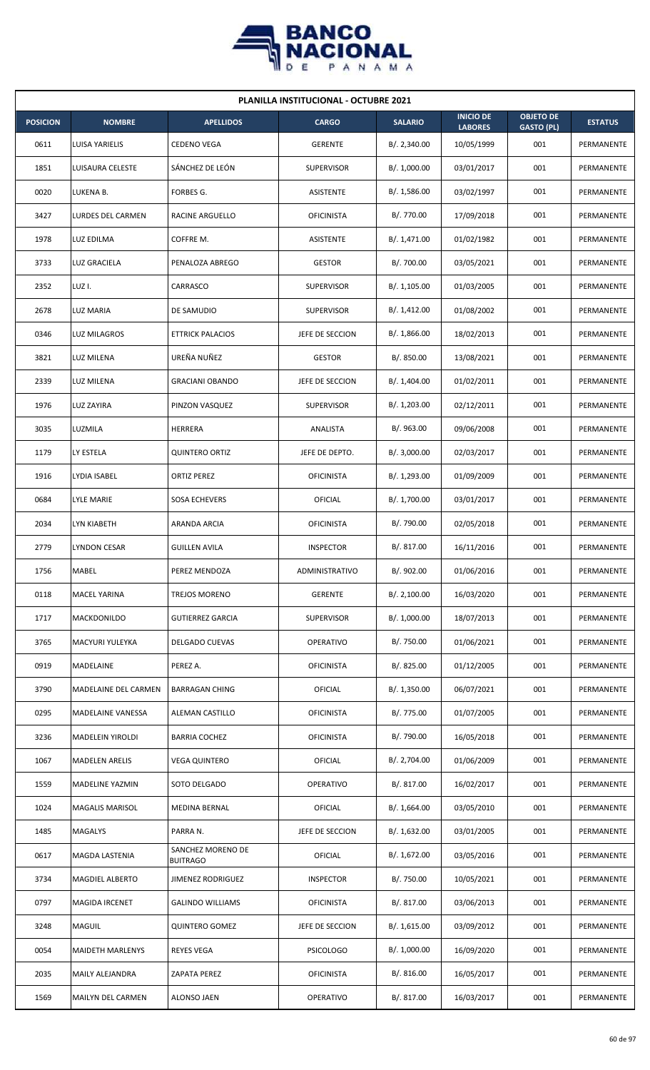| PLANILLA INSTITUCIONAL - OCTUBRE 2021 | | | | | | | |
|---|---|---|---|---|---|---|---|
| **POSICION** | **NOMBRE** | **APELLIDOS** | **CARGO** | **SALARIO** | **INICIO DE LABORES** | **OBJETO DE GASTO (PL)** | **ESTATUS** |
| 0611 | LUISA YARIELIS | CEDENO VEGA | GERENTE | B/. 2,340.00 | 10/05/1999 | 001 | PERMANENTE |
| 1851 | LUISAURA CELESTE | SÁNCHEZ DE LEÓN | SUPERVISOR | B/. 1,000.00 | 03/01/2017 | 001 | PERMANENTE |
| 0020 | LUKENA B. | FORBES G. | ASISTENTE | B/. 1,586.00 | 03/02/1997 | 001 | PERMANENTE |
| 3427 | LURDES DEL CARMEN | RACINE ARGUELLO | OFICINISTA | B/. 770.00 | 17/09/2018 | 001 | PERMANENTE |
| 1978 | LUZ EDILMA | COFFRE M. | ASISTENTE | B/. 1,471.00 | 01/02/1982 | 001 | PERMANENTE |
| 3733 | LUZ GRACIELA | PENALOZA ABREGO | GESTOR | B/. 700.00 | 03/05/2021 | 001 | PERMANENTE |
| 2352 | LUZ I. | CARRASCO | SUPERVISOR | B/. 1,105.00 | 01/03/2005 | 001 | PERMANENTE |
| 2678 | LUZ MARIA | DE SAMUDIO | SUPERVISOR | B/. 1,412.00 | 01/08/2002 | 001 | PERMANENTE |
| 0346 | LUZ MILAGROS | ETTRICK PALACIOS | JEFE DE SECCION | B/. 1,866.00 | 18/02/2013 | 001 | PERMANENTE |
| 3821 | LUZ MILENA | UREÑA NUÑEZ | GESTOR | B/. 850.00 | 13/08/2021 | 001 | PERMANENTE |
| 2339 | LUZ MILENA | GRACIANI OBANDO | JEFE DE SECCION | B/. 1,404.00 | 01/02/2011 | 001 | PERMANENTE |
| 1976 | LUZ ZAYIRA | PINZON VASQUEZ | SUPERVISOR | B/. 1,203.00 | 02/12/2011 | 001 | PERMANENTE |
| 3035 | LUZMILA | HERRERA | ANALISTA | B/. 963.00 | 09/06/2008 | 001 | PERMANENTE |
| 1179 | LY ESTELA | QUINTERO ORTIZ | JEFE DE DEPTO. | B/. 3,000.00 | 02/03/2017 | 001 | PERMANENTE |
| 1916 | LYDIA ISABEL | ORTIZ PEREZ | OFICINISTA | B/. 1,293.00 | 01/09/2009 | 001 | PERMANENTE |
| 0684 | LYLE MARIE | SOSA ECHEVERS | OFICIAL | B/. 1,700.00 | 03/01/2017 | 001 | PERMANENTE |
| 2034 | LYN KIABETH | ARANDA ARCIA | OFICINISTA | B/. 790.00 | 02/05/2018 | 001 | PERMANENTE |
| 2779 | LYNDON CESAR | GUILLEN AVILA | INSPECTOR | B/. 817.00 | 16/11/2016 | 001 | PERMANENTE |
| 1756 | MABEL | PEREZ MENDOZA | ADMINISTRATIVO | B/. 902.00 | 01/06/2016 | 001 | PERMANENTE |
| 0118 | MACEL YARINA | TREJOS MORENO | GERENTE | B/. 2,100.00 | 16/03/2020 | 001 | PERMANENTE |
| 1717 | MACKDONILDO | GUTIERREZ GARCIA | SUPERVISOR | B/. 1,000.00 | 18/07/2013 | 001 | PERMANENTE |
| 3765 | MACYURI YULEYKA | DELGADO CUEVAS | OPERATIVO | B/. 750.00 | 01/06/2021 | 001 | PERMANENTE |
| 0919 | MADELAINE | PEREZ A. | OFICINISTA | B/. 825.00 | 01/12/2005 | 001 | PERMANENTE |
| 3790 | MADELAINE DEL CARMEN | BARRAGAN CHING | OFICIAL | B/. 1,350.00 | 06/07/2021 | 001 | PERMANENTE |
| 0295 | MADELAINE VANESSA | ALEMAN CASTILLO | OFICINISTA | B/. 775.00 | 01/07/2005 | 001 | PERMANENTE |
| 3236 | MADELEIN YIROLDI | BARRIA COCHEZ | OFICINISTA | B/. 790.00 | 16/05/2018 | 001 | PERMANENTE |
| 1067 | MADELEN ARELIS | VEGA QUINTERO | OFICIAL | B/. 2,704.00 | 01/06/2009 | 001 | PERMANENTE |
| 1559 | MADELINE YAZMIN | SOTO DELGADO | OPERATIVO | B/. 817.00 | 16/02/2017 | 001 | PERMANENTE |
| 1024 | MAGALIS MARISOL | MEDINA BERNAL | OFICIAL | B/. 1,664.00 | 03/05/2010 | 001 | PERMANENTE |
| 1485 | MAGALYS | PARRA N. | JEFE DE SECCION | B/. 1,632.00 | 03/01/2005 | 001 | PERMANENTE |
| 0617 | MAGDA LASTENIA | SANCHEZ MORENO DE BUITRAGO | OFICIAL | B/. 1,672.00 | 03/05/2016 | 001 | PERMANENTE |
| 3734 | MAGDIEL ALBERTO | JIMENEZ RODRIGUEZ | INSPECTOR | B/. 750.00 | 10/05/2021 | 001 | PERMANENTE |
| 0797 | MAGIDA IRCENET | GALINDO WILLIAMS | OFICINISTA | B/. 817.00 | 03/06/2013 | 001 | PERMANENTE |
| 3248 | MAGUIL | QUINTERO GOMEZ | JEFE DE SECCION | B/. 1,615.00 | 03/09/2012 | 001 | PERMANENTE |
| 0054 | MAIDETH MARLENYS | REYES VEGA | PSICOLOGO | B/. 1,000.00 | 16/09/2020 | 001 | PERMANENTE |
| 2035 | MAILY ALEJANDRA | ZAPATA PEREZ | OFICINISTA | B/. 816.00 | 16/05/2017 | 001 | PERMANENTE |
| 1569 | MAILYN DEL CARMEN | ALONSO JAEN | OPERATIVO | B/. 817.00 | 16/03/2017 | 001 | PERMANENTE |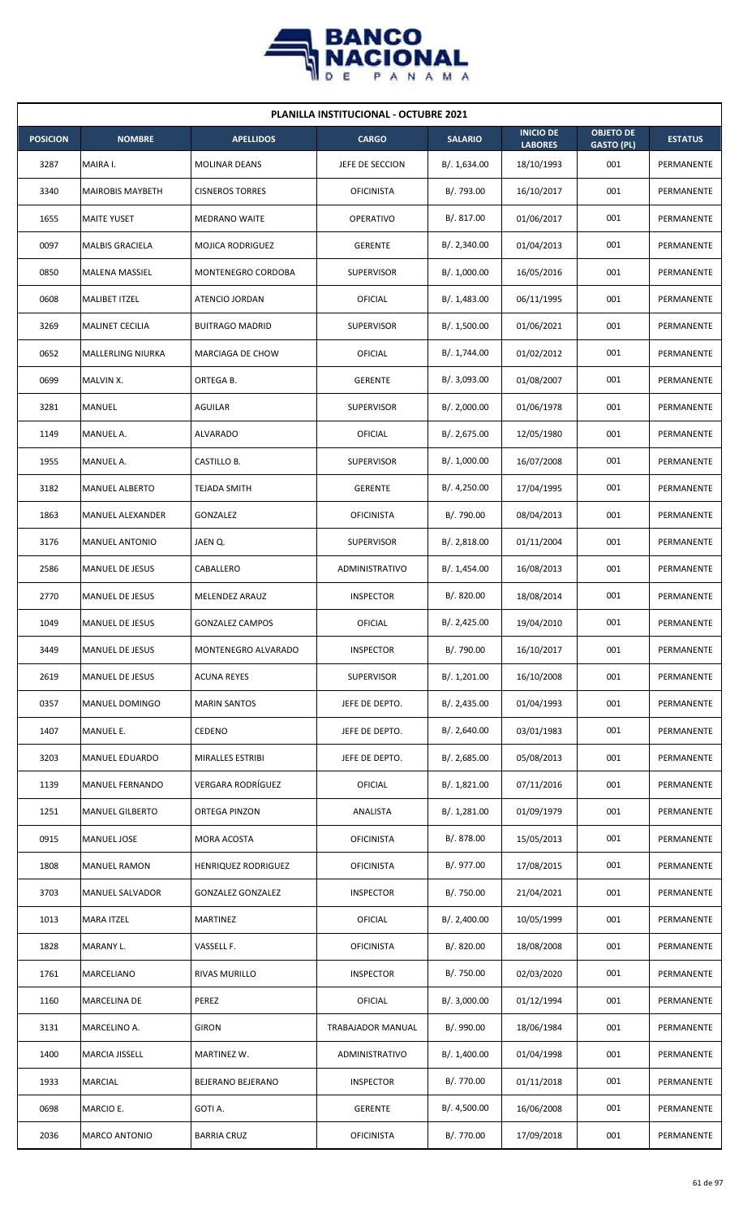| PLANILLA INSTITUCIONAL - OCTUBRE 2021 | | | | | | | |
|---|---|---|---|---|---|---|---|
| **POSICION** | **NOMBRE** | **APELLIDOS** | **CARGO** | **SALARIO** | **INICIO DE LABORES** | **OBJETO DE GASTO (PL)** | **ESTATUS** |
| 3287 | MAIRA I. | MOLINAR DEANS | JEFE DE SECCION | B/. 1,634.00 | 18/10/1993 | 001 | PERMANENTE |
| 3340 | MAIROBIS MAYBETH | CISNEROS TORRES | OFICINISTA | B/. 793.00 | 16/10/2017 | 001 | PERMANENTE |
| 1655 | MAITE YUSET | MEDRANO WAITE | OPERATIVO | B/. 817.00 | 01/06/2017 | 001 | PERMANENTE |
| 0097 | MALBIS GRACIELA | MOJICA RODRIGUEZ | GERENTE | B/. 2,340.00 | 01/04/2013 | 001 | PERMANENTE |
| 0850 | MALENA MASSIEL | MONTENEGRO CORDOBA | SUPERVISOR | B/. 1,000.00 | 16/05/2016 | 001 | PERMANENTE |
| 0608 | MALIBET ITZEL | ATENCIO JORDAN | OFICIAL | B/. 1,483.00 | 06/11/1995 | 001 | PERMANENTE |
| 3269 | MALINET CECILIA | BUITRAGO MADRID | SUPERVISOR | B/. 1,500.00 | 01/06/2021 | 001 | PERMANENTE |
| 0652 | MALLERLING NIURKA | MARCIAGA DE CHOW | OFICIAL | B/. 1,744.00 | 01/02/2012 | 001 | PERMANENTE |
| 0699 | MALVIN X. | ORTEGA B. | GERENTE | B/. 3,093.00 | 01/08/2007 | 001 | PERMANENTE |
| 3281 | MANUEL | AGUILAR | SUPERVISOR | B/. 2,000.00 | 01/06/1978 | 001 | PERMANENTE |
| 1149 | MANUEL A. | ALVARADO | OFICIAL | B/. 2,675.00 | 12/05/1980 | 001 | PERMANENTE |
| 1955 | MANUEL A. | CASTILLO B. | SUPERVISOR | B/. 1,000.00 | 16/07/2008 | 001 | PERMANENTE |
| 3182 | MANUEL ALBERTO | TEJADA SMITH | GERENTE | B/. 4,250.00 | 17/04/1995 | 001 | PERMANENTE |
| 1863 | MANUEL ALEXANDER | GONZALEZ | OFICINISTA | B/. 790.00 | 08/04/2013 | 001 | PERMANENTE |
| 3176 | MANUEL ANTONIO | JAEN Q. | SUPERVISOR | B/. 2,818.00 | 01/11/2004 | 001 | PERMANENTE |
| 2586 | MANUEL DE JESUS | CABALLERO | ADMINISTRATIVO | B/. 1,454.00 | 16/08/2013 | 001 | PERMANENTE |
| 2770 | MANUEL DE JESUS | MELENDEZ ARAUZ | INSPECTOR | B/. 820.00 | 18/08/2014 | 001 | PERMANENTE |
| 1049 | MANUEL DE JESUS | GONZALEZ CAMPOS | OFICIAL | B/. 2,425.00 | 19/04/2010 | 001 | PERMANENTE |
| 3449 | MANUEL DE JESUS | MONTENEGRO ALVARADO | INSPECTOR | B/. 790.00 | 16/10/2017 | 001 | PERMANENTE |
| 2619 | MANUEL DE JESUS | ACUNA REYES | SUPERVISOR | B/. 1,201.00 | 16/10/2008 | 001 | PERMANENTE |
| 0357 | MANUEL DOMINGO | MARIN SANTOS | JEFE DE DEPTO. | B/. 2,435.00 | 01/04/1993 | 001 | PERMANENTE |
| 1407 | MANUEL E. | CEDENO | JEFE DE DEPTO. | B/. 2,640.00 | 03/01/1983 | 001 | PERMANENTE |
| 3203 | MANUEL EDUARDO | MIRALLES ESTRIBI | JEFE DE DEPTO. | B/. 2,685.00 | 05/08/2013 | 001 | PERMANENTE |
| 1139 | MANUEL FERNANDO | VERGARA RODRÍGUEZ | OFICIAL | B/. 1,821.00 | 07/11/2016 | 001 | PERMANENTE |
| 1251 | MANUEL GILBERTO | ORTEGA PINZON | ANALISTA | B/. 1,281.00 | 01/09/1979 | 001 | PERMANENTE |
| 0915 | MANUEL JOSE | MORA ACOSTA | OFICINISTA | B/. 878.00 | 15/05/2013 | 001 | PERMANENTE |
| 1808 | MANUEL RAMON | HENRIQUEZ RODRIGUEZ | OFICINISTA | B/. 977.00 | 17/08/2015 | 001 | PERMANENTE |
| 3703 | MANUEL SALVADOR | GONZALEZ GONZALEZ | INSPECTOR | B/. 750.00 | 21/04/2021 | 001 | PERMANENTE |
| 1013 | MARA ITZEL | MARTINEZ | OFICIAL | B/. 2,400.00 | 10/05/1999 | 001 | PERMANENTE |
| 1828 | MARANY L. | VASSELL F. | OFICINISTA | B/. 820.00 | 18/08/2008 | 001 | PERMANENTE |
| 1761 | MARCELIANO | RIVAS MURILLO | INSPECTOR | B/. 750.00 | 02/03/2020 | 001 | PERMANENTE |
| 1160 | MARCELINA DE | PEREZ | OFICIAL | B/. 3,000.00 | 01/12/1994 | 001 | PERMANENTE |
| 3131 | MARCELINO A. | GIRON | TRABAJADOR MANUAL | B/. 990.00 | 18/06/1984 | 001 | PERMANENTE |
| 1400 | MARCIA JISSELL | MARTINEZ W. | ADMINISTRATIVO | B/. 1,400.00 | 01/04/1998 | 001 | PERMANENTE |
| 1933 | MARCIAL | BEJERANO BEJERANO | INSPECTOR | B/. 770.00 | 01/11/2018 | 001 | PERMANENTE |
| 0698 | MARCIO E. | GOTI A. | GERENTE | B/. 4,500.00 | 16/06/2008 | 001 | PERMANENTE |
| 2036 | MARCO ANTONIO | BARRIA CRUZ | OFICINISTA | B/. 770.00 | 17/09/2018 | 001 | PERMANENTE |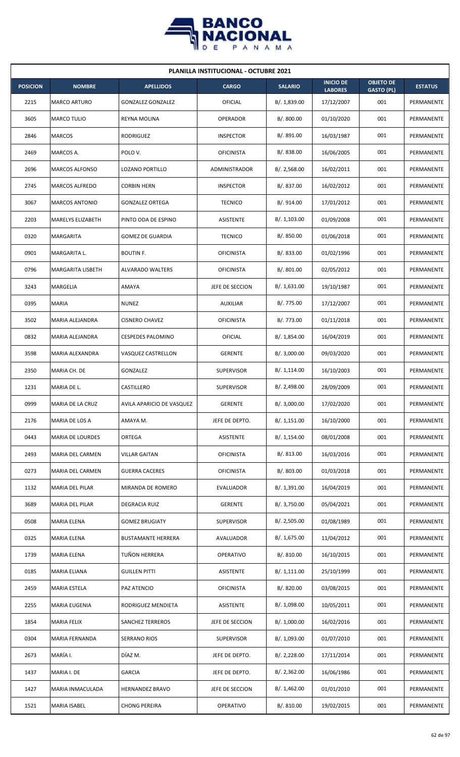**PLANILLA INSTITUCIONAL - OCTUBRE 2021**

| POSICION | NOMBRE | APELLIDOS | CARGO | SALARIO | INICIO DE LABORES | OBJETO DE GASTO (PL) | ESTATUS |
|---|---|---|---|---|---|---|---|
| 2215 | MARCO ARTURO | GONZALEZ GONZALEZ | OFICIAL | B/. 1,839.00 | 17/12/2007 | 001 | PERMANENTE |
| 3605 | MARCO TULIO | REYNA MOLINA | OPERADOR | B/. 800.00 | 01/10/2020 | 001 | PERMANENTE |
| 2846 | MARCOS | RODRIGUEZ | INSPECTOR | B/. 891.00 | 16/03/1987 | 001 | PERMANENTE |
| 2469 | MARCOS A. | POLO V. | OFICINISTA | B/. 838.00 | 16/06/2005 | 001 | PERMANENTE |
| 2696 | MARCOS ALFONSO | LOZANO PORTILLO | ADMINISTRADOR | B/. 2,568.00 | 16/02/2011 | 001 | PERMANENTE |
| 2745 | MARCOS ALFREDO | CORBIN HERN | INSPECTOR | B/. 837.00 | 16/02/2012 | 001 | PERMANENTE |
| 3067 | MARCOS ANTONIO | GONZALEZ ORTEGA | TECNICO | B/. 914.00 | 17/01/2012 | 001 | PERMANENTE |
| 2203 | MARELYS ELIZABETH | PINTO ODA DE ESPINO | ASISTENTE | B/. 1,103.00 | 01/09/2008 | 001 | PERMANENTE |
| 0320 | MARGARITA | GOMEZ DE GUARDIA | TECNICO | B/. 850.00 | 01/06/2018 | 001 | PERMANENTE |
| 0901 | MARGARITA L. | BOUTIN F. | OFICINISTA | B/. 833.00 | 01/02/1996 | 001 | PERMANENTE |
| 0796 | MARGARITA LISBETH | ALVARADO WALTERS | OFICINISTA | B/. 801.00 | 02/05/2012 | 001 | PERMANENTE |
| 3243 | MARGELIA | AMAYA | JEFE DE SECCION | B/. 1,631.00 | 19/10/1987 | 001 | PERMANENTE |
| 0395 | MARIA | NUNEZ | AUXILIAR | B/. 775.00 | 17/12/2007 | 001 | PERMANENTE |
| 3502 | MARIA ALEJANDRA | CISNERO CHAVEZ | OFICINISTA | B/. 773.00 | 01/11/2018 | 001 | PERMANENTE |
| 0832 | MARIA ALEJANDRA | CESPEDES PALOMINO | OFICIAL | B/. 1,854.00 | 16/04/2019 | 001 | PERMANENTE |
| 3598 | MARIA ALEXANDRA | VASQUEZ CASTRELLON | GERENTE | B/. 3,000.00 | 09/03/2020 | 001 | PERMANENTE |
| 2350 | MARIA CH. DE | GONZALEZ | SUPERVISOR | B/. 1,114.00 | 16/10/2003 | 001 | PERMANENTE |
| 1231 | MARIA DE L. | CASTILLERO | SUPERVISOR | B/. 2,498.00 | 28/09/2009 | 001 | PERMANENTE |
| 0999 | MARIA DE LA CRUZ | AVILA APARICIO DE VASQUEZ | GERENTE | B/. 3,000.00 | 17/02/2020 | 001 | PERMANENTE |
| 2176 | MARIA DE LOS A | AMAYA M. | JEFE DE DEPTO. | B/. 1,151.00 | 16/10/2000 | 001 | PERMANENTE |
| 0443 | MARIA DE LOURDES | ORTEGA | ASISTENTE | B/. 1,154.00 | 08/01/2008 | 001 | PERMANENTE |
| 2493 | MARIA DEL CARMEN | VILLAR GAITAN | OFICINISTA | B/. 813.00 | 16/03/2016 | 001 | PERMANENTE |
| 0273 | MARIA DEL CARMEN | GUERRA CACERES | OFICINISTA | B/. 803.00 | 01/03/2018 | 001 | PERMANENTE |
| 1132 | MARIA DEL PILAR | MIRANDA DE ROMERO | EVALUADOR | B/. 1,391.00 | 16/04/2019 | 001 | PERMANENTE |
| 3689 | MARIA DEL PILAR | DEGRACIA RUIZ | GERENTE | B/. 3,750.00 | 05/04/2021 | 001 | PERMANENTE |
| 0508 | MARIA ELENA | GOMEZ BRUGIATY | SUPERVISOR | B/. 2,505.00 | 01/08/1989 | 001 | PERMANENTE |
| 0325 | MARIA ELENA | BUSTAMANTE HERRERA | AVALUADOR | B/. 1,675.00 | 11/04/2012 | 001 | PERMANENTE |
| 1739 | MARIA ELENA | TUÑON HERRERA | OPERATIVO | B/. 810.00 | 16/10/2015 | 001 | PERMANENTE |
| 0185 | MARIA ELIANA | GUILLEN PITTI | ASISTENTE | B/. 1,111.00 | 25/10/1999 | 001 | PERMANENTE |
| 2459 | MARIA ESTELA | PAZ ATENCIO | OFICINISTA | B/. 820.00 | 03/08/2015 | 001 | PERMANENTE |
| 2255 | MARIA EUGENIA | RODRIGUEZ MENDIETA | ASISTENTE | B/. 1,098.00 | 10/05/2011 | 001 | PERMANENTE |
| 1854 | MARIA FELIX | SANCHEZ TERREROS | JEFE DE SECCION | B/. 1,000.00 | 16/02/2016 | 001 | PERMANENTE |
| 0304 | MARIA FERNANDA | SERRANO RIOS | SUPERVISOR | B/. 1,093.00 | 01/07/2010 | 001 | PERMANENTE |
| 2673 | MARÍA I. | DÍAZ M. | JEFE DE DEPTO. | B/. 2,228.00 | 17/11/2014 | 001 | PERMANENTE |
| 1437 | MARIA I. DE | GARCIA | JEFE DE DEPTO. | B/. 2,362.00 | 16/06/1986 | 001 | PERMANENTE |
| 1427 | MARIA INMACULADA | HERNANDEZ BRAVO | JEFE DE SECCION | B/. 1,462.00 | 01/01/2010 | 001 | PERMANENTE |
| 1521 | MARIA ISABEL | CHONG PEREIRA | OPERATIVO | B/. 810.00 | 19/02/2015 | 001 | PERMANENTE |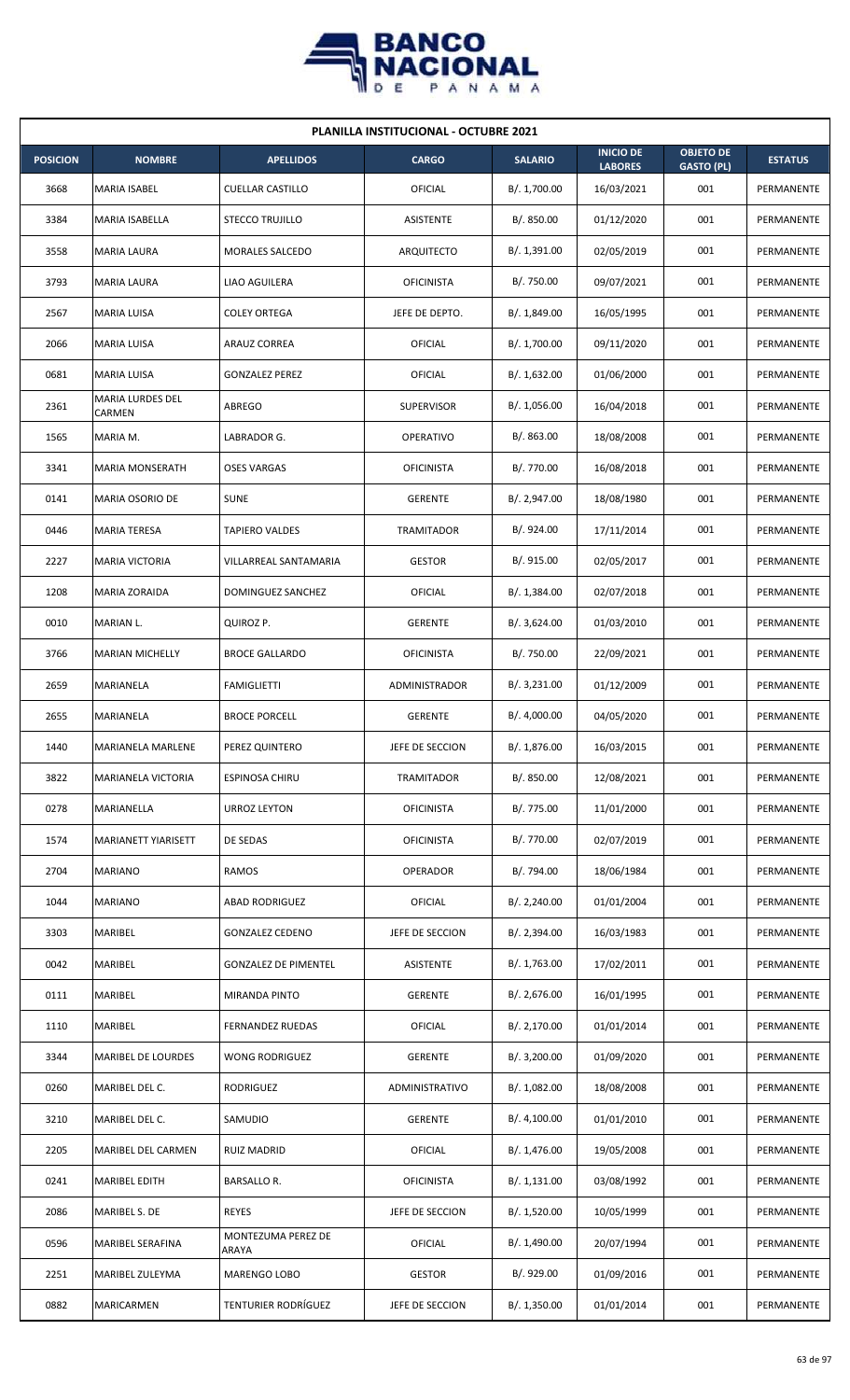## PLANILLA INSTITUCIONAL - OCTUBRE 2021

| POSICION | NOMBRE | APELLIDOS | CARGO | SALARIO | INICIO DE LABORES | OBJETO DE GASTO (PL) | ESTATUS |
|---|---|---|---|---|---|---|---|
| 3668 | MARIA ISABEL | CUELLAR CASTILLO | OFICIAL | B/. 1,700.00 | 16/03/2021 | 001 | PERMANENTE |
| 3384 | MARIA ISABELLA | STECCO TRUJILLO | ASISTENTE | B/. 850.00 | 01/12/2020 | 001 | PERMANENTE |
| 3558 | MARIA LAURA | MORALES SALCEDO | ARQUITECTO | B/. 1,391.00 | 02/05/2019 | 001 | PERMANENTE |
| 3793 | MARIA LAURA | LIAO AGUILERA | OFICINISTA | B/. 750.00 | 09/07/2021 | 001 | PERMANENTE |
| 2567 | MARIA LUISA | COLEY ORTEGA | JEFE DE DEPTO. | B/. 1,849.00 | 16/05/1995 | 001 | PERMANENTE |
| 2066 | MARIA LUISA | ARAUZ CORREA | OFICIAL | B/. 1,700.00 | 09/11/2020 | 001 | PERMANENTE |
| 0681 | MARIA LUISA | GONZALEZ PEREZ | OFICIAL | B/. 1,632.00 | 01/06/2000 | 001 | PERMANENTE |
| 2361 | MARIA LURDES DEL CARMEN | ABREGO | SUPERVISOR | B/. 1,056.00 | 16/04/2018 | 001 | PERMANENTE |
| 1565 | MARIA M. | LABRADOR G. | OPERATIVO | B/. 863.00 | 18/08/2008 | 001 | PERMANENTE |
| 3341 | MARIA MONSERATH | OSES VARGAS | OFICINISTA | B/. 770.00 | 16/08/2018 | 001 | PERMANENTE |
| 0141 | MARIA OSORIO DE | SUNE | GERENTE | B/. 2,947.00 | 18/08/1980 | 001 | PERMANENTE |
| 0446 | MARIA TERESA | TAPIERO VALDES | TRAMITADOR | B/. 924.00 | 17/11/2014 | 001 | PERMANENTE |
| 2227 | MARIA VICTORIA | VILLARREAL SANTAMARIA | GESTOR | B/. 915.00 | 02/05/2017 | 001 | PERMANENTE |
| 1208 | MARIA ZORAIDA | DOMINGUEZ SANCHEZ | OFICIAL | B/. 1,384.00 | 02/07/2018 | 001 | PERMANENTE |
| 0010 | MARIAN L. | QUIROZ P. | GERENTE | B/. 3,624.00 | 01/03/2010 | 001 | PERMANENTE |
| 3766 | MARIAN MICHELLY | BROCE GALLARDO | OFICINISTA | B/. 750.00 | 22/09/2021 | 001 | PERMANENTE |
| 2659 | MARIANELA | FAMIGLIETTI | ADMINISTRADOR | B/. 3,231.00 | 01/12/2009 | 001 | PERMANENTE |
| 2655 | MARIANELA | BROCE PORCELL | GERENTE | B/. 4,000.00 | 04/05/2020 | 001 | PERMANENTE |
| 1440 | MARIANELA MARLENE | PEREZ QUINTERO | JEFE DE SECCION | B/. 1,876.00 | 16/03/2015 | 001 | PERMANENTE |
| 3822 | MARIANELA VICTORIA | ESPINOSA CHIRU | TRAMITADOR | B/. 850.00 | 12/08/2021 | 001 | PERMANENTE |
| 0278 | MARIANELLA | URROZ LEYTON | OFICINISTA | B/. 775.00 | 11/01/2000 | 001 | PERMANENTE |
| 1574 | MARIANETT YIARISETT | DE SEDAS | OFICINISTA | B/. 770.00 | 02/07/2019 | 001 | PERMANENTE |
| 2704 | MARIANO | RAMOS | OPERADOR | B/. 794.00 | 18/06/1984 | 001 | PERMANENTE |
| 1044 | MARIANO | ABAD RODRIGUEZ | OFICIAL | B/. 2,240.00 | 01/01/2004 | 001 | PERMANENTE |
| 3303 | MARIBEL | GONZALEZ CEDENO | JEFE DE SECCION | B/. 2,394.00 | 16/03/1983 | 001 | PERMANENTE |
| 0042 | MARIBEL | GONZALEZ DE PIMENTEL | ASISTENTE | B/. 1,763.00 | 17/02/2011 | 001 | PERMANENTE |
| 0111 | MARIBEL | MIRANDA PINTO | GERENTE | B/. 2,676.00 | 16/01/1995 | 001 | PERMANENTE |
| 1110 | MARIBEL | FERNANDEZ RUEDAS | OFICIAL | B/. 2,170.00 | 01/01/2014 | 001 | PERMANENTE |
| 3344 | MARIBEL DE LOURDES | WONG RODRIGUEZ | GERENTE | B/. 3,200.00 | 01/09/2020 | 001 | PERMANENTE |
| 0260 | MARIBEL DEL C. | RODRIGUEZ | ADMINISTRATIVO | B/. 1,082.00 | 18/08/2008 | 001 | PERMANENTE |
| 3210 | MARIBEL DEL C. | SAMUDIO | GERENTE | B/. 4,100.00 | 01/01/2010 | 001 | PERMANENTE |
| 2205 | MARIBEL DEL CARMEN | RUIZ MADRID | OFICIAL | B/. 1,476.00 | 19/05/2008 | 001 | PERMANENTE |
| 0241 | MARIBEL EDITH | BARSALLO R. | OFICINISTA | B/. 1,131.00 | 03/08/1992 | 001 | PERMANENTE |
| 2086 | MARIBEL S. DE | REYES | JEFE DE SECCION | B/. 1,520.00 | 10/05/1999 | 001 | PERMANENTE |
| 0596 | MARIBEL SERAFINA | MONTEZUMA PEREZ DE ARAYA | OFICIAL | B/. 1,490.00 | 20/07/1994 | 001 | PERMANENTE |
| 2251 | MARIBEL ZULEYMA | MARENGO LOBO | GESTOR | B/. 929.00 | 01/09/2016 | 001 | PERMANENTE |
| 0882 | MARICARMEN | TENTURIER RODRÍGUEZ | JEFE DE SECCION | B/. 1,350.00 | 01/01/2014 | 001 | PERMANENTE |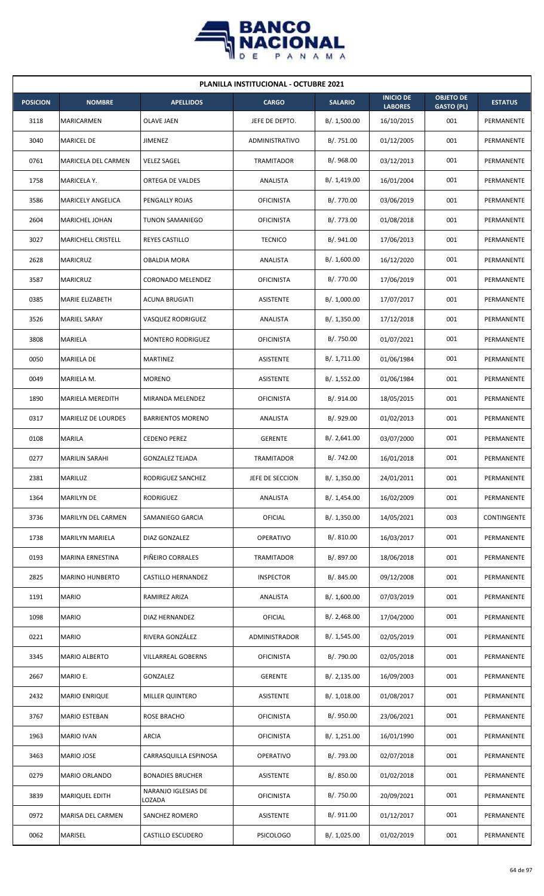## PLANILLA INSTITUCIONAL - OCTUBRE 2021

| POSICION | NOMBRE | APELLIDOS | CARGO | SALARIO | INICIO DE LABORES | OBJETO DE GASTO (PL) | ESTATUS |
|---|---|---|---|---|---|---|---|
| 3118 | MARICARMEN | OLAVE JAEN | JEFE DE DEPTO. | B/. 1,500.00 | 16/10/2015 | 001 | PERMANENTE |
| 3040 | MARICEL DE | JIMENEZ | ADMINISTRATIVO | B/. 751.00 | 01/12/2005 | 001 | PERMANENTE |
| 0761 | MARICELA DEL CARMEN | VELEZ SAGEL | TRAMITADOR | B/. 968.00 | 03/12/2013 | 001 | PERMANENTE |
| 1758 | MARICELA Y. | ORTEGA DE VALDES | ANALISTA | B/. 1,419.00 | 16/01/2004 | 001 | PERMANENTE |
| 3586 | MARICELY ANGELICA | PENGALLY ROJAS | OFICINISTA | B/. 770.00 | 03/06/2019 | 001 | PERMANENTE |
| 2604 | MARICHEL JOHAN | TUNON SAMANIEGO | OFICINISTA | B/. 773.00 | 01/08/2018 | 001 | PERMANENTE |
| 3027 | MARICHELL CRISTELL | REYES CASTILLO | TECNICO | B/. 941.00 | 17/06/2013 | 001 | PERMANENTE |
| 2628 | MARICRUZ | OBALDIA MORA | ANALISTA | B/. 1,600.00 | 16/12/2020 | 001 | PERMANENTE |
| 3587 | MARICRUZ | CORONADO MELENDEZ | OFICINISTA | B/. 770.00 | 17/06/2019 | 001 | PERMANENTE |
| 0385 | MARIE ELIZABETH | ACUNA BRUGIATI | ASISTENTE | B/. 1,000.00 | 17/07/2017 | 001 | PERMANENTE |
| 3526 | MARIEL SARAY | VASQUEZ RODRIGUEZ | ANALISTA | B/. 1,350.00 | 17/12/2018 | 001 | PERMANENTE |
| 3808 | MARIELA | MONTERO RODRIGUEZ | OFICINISTA | B/. 750.00 | 01/07/2021 | 001 | PERMANENTE |
| 0050 | MARIELA DE | MARTINEZ | ASISTENTE | B/. 1,711.00 | 01/06/1984 | 001 | PERMANENTE |
| 0049 | MARIELA M. | MORENO | ASISTENTE | B/. 1,552.00 | 01/06/1984 | 001 | PERMANENTE |
| 1890 | MARIELA MEREDITH | MIRANDA MELENDEZ | OFICINISTA | B/. 914.00 | 18/05/2015 | 001 | PERMANENTE |
| 0317 | MARIELIZ DE LOURDES | BARRIENTOS MORENO | ANALISTA | B/. 929.00 | 01/02/2013 | 001 | PERMANENTE |
| 0108 | MARILA | CEDENO PEREZ | GERENTE | B/. 2,641.00 | 03/07/2000 | 001 | PERMANENTE |
| 0277 | MARILIN SARAHI | GONZALEZ TEJADA | TRAMITADOR | B/. 742.00 | 16/01/2018 | 001 | PERMANENTE |
| 2381 | MARILUZ | RODRIGUEZ SANCHEZ | JEFE DE SECCION | B/. 1,350.00 | 24/01/2011 | 001 | PERMANENTE |
| 1364 | MARILYN DE | RODRIGUEZ | ANALISTA | B/. 1,454.00 | 16/02/2009 | 001 | PERMANENTE |
| 3736 | MARILYN DEL CARMEN | SAMANIEGO GARCIA | OFICIAL | B/. 1,350.00 | 14/05/2021 | 003 | CONTINGENTE |
| 1738 | MARILYN MARIELA | DIAZ GONZALEZ | OPERATIVO | B/. 810.00 | 16/03/2017 | 001 | PERMANENTE |
| 0193 | MARINA ERNESTINA | PIÑEIRO CORRALES | TRAMITADOR | B/. 897.00 | 18/06/2018 | 001 | PERMANENTE |
| 2825 | MARINO HUNBERTO | CASTILLO HERNANDEZ | INSPECTOR | B/. 845.00 | 09/12/2008 | 001 | PERMANENTE |
| 1191 | MARIO | RAMIREZ ARIZA | ANALISTA | B/. 1,600.00 | 07/03/2019 | 001 | PERMANENTE |
| 1098 | MARIO | DIAZ HERNANDEZ | OFICIAL | B/. 2,468.00 | 17/04/2000 | 001 | PERMANENTE |
| 0221 | MARIO | RIVERA GONZÁLEZ | ADMINISTRADOR | B/. 1,545.00 | 02/05/2019 | 001 | PERMANENTE |
| 3345 | MARIO ALBERTO | VILLARREAL GOBERNS | OFICINISTA | B/. 790.00 | 02/05/2018 | 001 | PERMANENTE |
| 2667 | MARIO E. | GONZALEZ | GERENTE | B/. 2,135.00 | 16/09/2003 | 001 | PERMANENTE |
| 2432 | MARIO ENRIQUE | MILLER QUINTERO | ASISTENTE | B/. 1,018.00 | 01/08/2017 | 001 | PERMANENTE |
| 3767 | MARIO ESTEBAN | ROSE BRACHO | OFICINISTA | B/. 950.00 | 23/06/2021 | 001 | PERMANENTE |
| 1963 | MARIO IVAN | ARCIA | OFICINISTA | B/. 1,251.00 | 16/01/1990 | 001 | PERMANENTE |
| 3463 | MARIO JOSE | CARRASQUILLA ESPINOSA | OPERATIVO | B/. 793.00 | 02/07/2018 | 001 | PERMANENTE |
| 0279 | MARIO ORLANDO | BONADIES BRUCHER | ASISTENTE | B/. 850.00 | 01/02/2018 | 001 | PERMANENTE |
| 3839 | MARIQUEL EDITH | NARANJO IGLESIAS DE LOZADA | OFICINISTA | B/. 750.00 | 20/09/2021 | 001 | PERMANENTE |
| 0972 | MARISA DEL CARMEN | SANCHEZ ROMERO | ASISTENTE | B/. 911.00 | 01/12/2017 | 001 | PERMANENTE |
| 0062 | MARISEL | CASTILLO ESCUDERO | PSICOLOGO | B/. 1,025.00 | 01/02/2019 | 001 | PERMANENTE |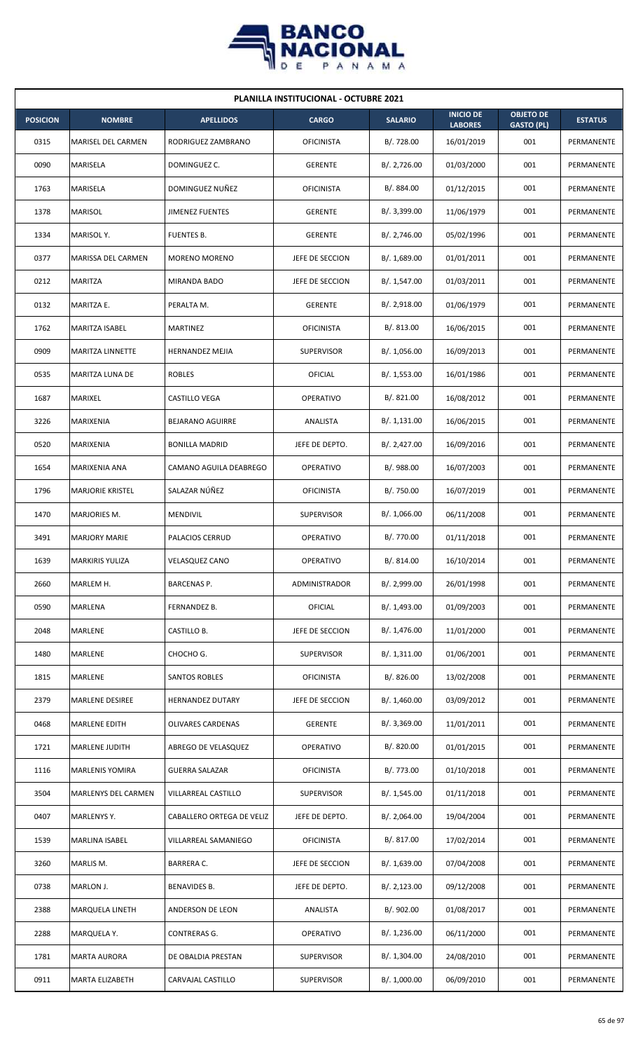| PLANILLA INSTITUCIONAL - OCTUBRE 2021 | | | | | | | |
|---|---|---|---|---|---|---|---|
| **POSICION** | **NOMBRE** | **APELLIDOS** | **CARGO** | **SALARIO** | **INICIO DE LABORES** | **OBJETO DE GASTO (PL)** | **ESTATUS** |
| 0315 | MARISEL DEL CARMEN | RODRIGUEZ ZAMBRANO | OFICINISTA | B/. 728.00 | 16/01/2019 | 001 | PERMANENTE |
| 0090 | MARISELA | DOMINGUEZ C. | GERENTE | B/. 2,726.00 | 01/03/2000 | 001 | PERMANENTE |
| 1763 | MARISELA | DOMINGUEZ NUÑEZ | OFICINISTA | B/. 884.00 | 01/12/2015 | 001 | PERMANENTE |
| 1378 | MARISOL | JIMENEZ FUENTES | GERENTE | B/. 3,399.00 | 11/06/1979 | 001 | PERMANENTE |
| 1334 | MARISOL Y. | FUENTES B. | GERENTE | B/. 2,746.00 | 05/02/1996 | 001 | PERMANENTE |
| 0377 | MARISSA DEL CARMEN | MORENO MORENO | JEFE DE SECCION | B/. 1,689.00 | 01/01/2011 | 001 | PERMANENTE |
| 0212 | MARITZA | MIRANDA BADO | JEFE DE SECCION | B/. 1,547.00 | 01/03/2011 | 001 | PERMANENTE |
| 0132 | MARITZA E. | PERALTA M. | GERENTE | B/. 2,918.00 | 01/06/1979 | 001 | PERMANENTE |
| 1762 | MARITZA ISABEL | MARTINEZ | OFICINISTA | B/. 813.00 | 16/06/2015 | 001 | PERMANENTE |
| 0909 | MARITZA LINNETTE | HERNANDEZ MEJIA | SUPERVISOR | B/. 1,056.00 | 16/09/2013 | 001 | PERMANENTE |
| 0535 | MARITZA LUNA DE | ROBLES | OFICIAL | B/. 1,553.00 | 16/01/1986 | 001 | PERMANENTE |
| 1687 | MARIXEL | CASTILLO VEGA | OPERATIVO | B/. 821.00 | 16/08/2012 | 001 | PERMANENTE |
| 3226 | MARIXENIA | BEJARANO AGUIRRE | ANALISTA | B/. 1,131.00 | 16/06/2015 | 001 | PERMANENTE |
| 0520 | MARIXENIA | BONILLA MADRID | JEFE DE DEPTO. | B/. 2,427.00 | 16/09/2016 | 001 | PERMANENTE |
| 1654 | MARIXENIA ANA | CAMANO AGUILA DEABREGO | OPERATIVO | B/. 988.00 | 16/07/2003 | 001 | PERMANENTE |
| 1796 | MARJORIE KRISTEL | SALAZAR NÚÑEZ | OFICINISTA | B/. 750.00 | 16/07/2019 | 001 | PERMANENTE |
| 1470 | MARJORIES M. | MENDIVIL | SUPERVISOR | B/. 1,066.00 | 06/11/2008 | 001 | PERMANENTE |
| 3491 | MARJORY MARIE | PALACIOS CERRUD | OPERATIVO | B/. 770.00 | 01/11/2018 | 001 | PERMANENTE |
| 1639 | MARKIRIS YULIZA | VELASQUEZ CANO | OPERATIVO | B/. 814.00 | 16/10/2014 | 001 | PERMANENTE |
| 2660 | MARLEM H. | BARCENAS P. | ADMINISTRADOR | B/. 2,999.00 | 26/01/1998 | 001 | PERMANENTE |
| 0590 | MARLENA | FERNANDEZ B. | OFICIAL | B/. 1,493.00 | 01/09/2003 | 001 | PERMANENTE |
| 2048 | MARLENE | CASTILLO B. | JEFE DE SECCION | B/. 1,476.00 | 11/01/2000 | 001 | PERMANENTE |
| 1480 | MARLENE | CHOCHO G. | SUPERVISOR | B/. 1,311.00 | 01/06/2001 | 001 | PERMANENTE |
| 1815 | MARLENE | SANTOS ROBLES | OFICINISTA | B/. 826.00 | 13/02/2008 | 001 | PERMANENTE |
| 2379 | MARLENE DESIREE | HERNANDEZ DUTARY | JEFE DE SECCION | B/. 1,460.00 | 03/09/2012 | 001 | PERMANENTE |
| 0468 | MARLENE EDITH | OLIVARES CARDENAS | GERENTE | B/. 3,369.00 | 11/01/2011 | 001 | PERMANENTE |
| 1721 | MARLENE JUDITH | ABREGO DE VELASQUEZ | OPERATIVO | B/. 820.00 | 01/01/2015 | 001 | PERMANENTE |
| 1116 | MARLENIS YOMIRA | GUERRA SALAZAR | OFICINISTA | B/. 773.00 | 01/10/2018 | 001 | PERMANENTE |
| 3504 | MARLENYS DEL CARMEN | VILLARREAL CASTILLO | SUPERVISOR | B/. 1,545.00 | 01/11/2018 | 001 | PERMANENTE |
| 0407 | MARLENYS Y. | CABALLERO ORTEGA DE VELIZ | JEFE DE DEPTO. | B/. 2,064.00 | 19/04/2004 | 001 | PERMANENTE |
| 1539 | MARLINA ISABEL | VILLARREAL SAMANIEGO | OFICINISTA | B/. 817.00 | 17/02/2014 | 001 | PERMANENTE |
| 3260 | MARLIS M. | BARRERA C. | JEFE DE SECCION | B/. 1,639.00 | 07/04/2008 | 001 | PERMANENTE |
| 0738 | MARLON J. | BENAVIDES B. | JEFE DE DEPTO. | B/. 2,123.00 | 09/12/2008 | 001 | PERMANENTE |
| 2388 | MARQUELA LINETH | ANDERSON DE LEON | ANALISTA | B/. 902.00 | 01/08/2017 | 001 | PERMANENTE |
| 2288 | MARQUELA Y. | CONTRERAS G. | OPERATIVO | B/. 1,236.00 | 06/11/2000 | 001 | PERMANENTE |
| 1781 | MARTA AURORA | DE OBALDIA PRESTAN | SUPERVISOR | B/. 1,304.00 | 24/08/2010 | 001 | PERMANENTE |
| 0911 | MARTA ELIZABETH | CARVAJAL CASTILLO | SUPERVISOR | B/. 1,000.00 | 06/09/2010 | 001 | PERMANENTE |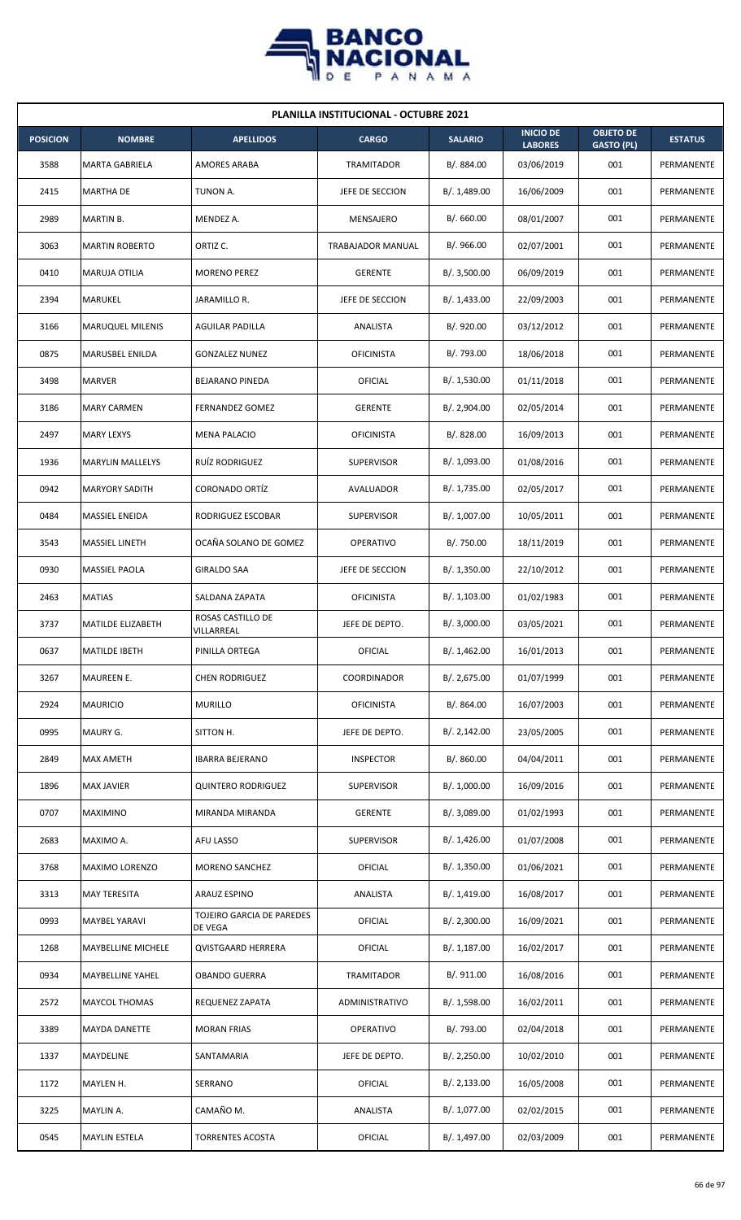**PLANILLA INSTITUCIONAL - OCTUBRE 2021**

| POSICION | NOMBRE | APELLIDOS | CARGO | SALARIO | INICIO DE LABORES | OBJETO DE GASTO (PL) | ESTATUS |
|---|---|---|---|---|---|---|---|
| 3588 | MARTA GABRIELA | AMORES ARABA | TRAMITADOR | B/. 884.00 | 03/06/2019 | 001 | PERMANENTE |
| 2415 | MARTHA DE | TUNON A. | JEFE DE SECCION | B/. 1,489.00 | 16/06/2009 | 001 | PERMANENTE |
| 2989 | MARTIN B. | MENDEZ A. | MENSAJERO | B/. 660.00 | 08/01/2007 | 001 | PERMANENTE |
| 3063 | MARTIN ROBERTO | ORTIZ C. | TRABAJADOR MANUAL | B/. 966.00 | 02/07/2001 | 001 | PERMANENTE |
| 0410 | MARUJA OTILIA | MORENO PEREZ | GERENTE | B/. 3,500.00 | 06/09/2019 | 001 | PERMANENTE |
| 2394 | MARUKEL | JARAMILLO R. | JEFE DE SECCION | B/. 1,433.00 | 22/09/2003 | 001 | PERMANENTE |
| 3166 | MARUQUEL MILENIS | AGUILAR PADILLA | ANALISTA | B/. 920.00 | 03/12/2012 | 001 | PERMANENTE |
| 0875 | MARUSBEL ENILDA | GONZALEZ NUNEZ | OFICINISTA | B/. 793.00 | 18/06/2018 | 001 | PERMANENTE |
| 3498 | MARVER | BEJARANO PINEDA | OFICIAL | B/. 1,530.00 | 01/11/2018 | 001 | PERMANENTE |
| 3186 | MARY CARMEN | FERNANDEZ GOMEZ | GERENTE | B/. 2,904.00 | 02/05/2014 | 001 | PERMANENTE |
| 2497 | MARY LEXYS | MENA PALACIO | OFICINISTA | B/. 828.00 | 16/09/2013 | 001 | PERMANENTE |
| 1936 | MARYLIN MALLELYS | RUÍZ RODRIGUEZ | SUPERVISOR | B/. 1,093.00 | 01/08/2016 | 001 | PERMANENTE |
| 0942 | MARYORY SADITH | CORONADO ORTÍZ | AVALUADOR | B/. 1,735.00 | 02/05/2017 | 001 | PERMANENTE |
| 0484 | MASSIEL ENEIDA | RODRIGUEZ ESCOBAR | SUPERVISOR | B/. 1,007.00 | 10/05/2011 | 001 | PERMANENTE |
| 3543 | MASSIEL LINETH | OCAÑA SOLANO DE GOMEZ | OPERATIVO | B/. 750.00 | 18/11/2019 | 001 | PERMANENTE |
| 0930 | MASSIEL PAOLA | GIRALDO SAA | JEFE DE SECCION | B/. 1,350.00 | 22/10/2012 | 001 | PERMANENTE |
| 2463 | MATIAS | SALDANA ZAPATA | OFICINISTA | B/. 1,103.00 | 01/02/1983 | 001 | PERMANENTE |
| 3737 | MATILDE ELIZABETH | ROSAS CASTILLO DE VILLARREAL | JEFE DE DEPTO. | B/. 3,000.00 | 03/05/2021 | 001 | PERMANENTE |
| 0637 | MATILDE IBETH | PINILLA ORTEGA | OFICIAL | B/. 1,462.00 | 16/01/2013 | 001 | PERMANENTE |
| 3267 | MAUREEN E. | CHEN RODRIGUEZ | COORDINADOR | B/. 2,675.00 | 01/07/1999 | 001 | PERMANENTE |
| 2924 | MAURICIO | MURILLO | OFICINISTA | B/. 864.00 | 16/07/2003 | 001 | PERMANENTE |
| 0995 | MAURY G. | SITTON H. | JEFE DE DEPTO. | B/. 2,142.00 | 23/05/2005 | 001 | PERMANENTE |
| 2849 | MAX AMETH | IBARRA BEJERANO | INSPECTOR | B/. 860.00 | 04/04/2011 | 001 | PERMANENTE |
| 1896 | MAX JAVIER | QUINTERO RODRIGUEZ | SUPERVISOR | B/. 1,000.00 | 16/09/2016 | 001 | PERMANENTE |
| 0707 | MAXIMINO | MIRANDA MIRANDA | GERENTE | B/. 3,089.00 | 01/02/1993 | 001 | PERMANENTE |
| 2683 | MAXIMO A. | AFU LASSO | SUPERVISOR | B/. 1,426.00 | 01/07/2008 | 001 | PERMANENTE |
| 3768 | MAXIMO LORENZO | MORENO SANCHEZ | OFICIAL | B/. 1,350.00 | 01/06/2021 | 001 | PERMANENTE |
| 3313 | MAY TERESITA | ARAUZ ESPINO | ANALISTA | B/. 1,419.00 | 16/08/2017 | 001 | PERMANENTE |
| 0993 | MAYBEL YARAVI | TOJEIRO GARCIA DE PAREDES DE VEGA | OFICIAL | B/. 2,300.00 | 16/09/2021 | 001 | PERMANENTE |
| 1268 | MAYBELLINE MICHELE | QVISTGAARD HERRERA | OFICIAL | B/. 1,187.00 | 16/02/2017 | 001 | PERMANENTE |
| 0934 | MAYBELLINE YAHEL | OBANDO GUERRA | TRAMITADOR | B/. 911.00 | 16/08/2016 | 001 | PERMANENTE |
| 2572 | MAYCOL THOMAS | REQUENEZ ZAPATA | ADMINISTRATIVO | B/. 1,598.00 | 16/02/2011 | 001 | PERMANENTE |
| 3389 | MAYDA DANETTE | MORAN FRIAS | OPERATIVO | B/. 793.00 | 02/04/2018 | 001 | PERMANENTE |
| 1337 | MAYDELINE | SANTAMARIA | JEFE DE DEPTO. | B/. 2,250.00 | 10/02/2010 | 001 | PERMANENTE |
| 1172 | MAYLEN H. | SERRANO | OFICIAL | B/. 2,133.00 | 16/05/2008 | 001 | PERMANENTE |
| 3225 | MAYLIN A. | CAMAÑO M. | ANALISTA | B/. 1,077.00 | 02/02/2015 | 001 | PERMANENTE |
| 0545 | MAYLIN ESTELA | TORRENTES ACOSTA | OFICIAL | B/. 1,497.00 | 02/03/2009 | 001 | PERMANENTE |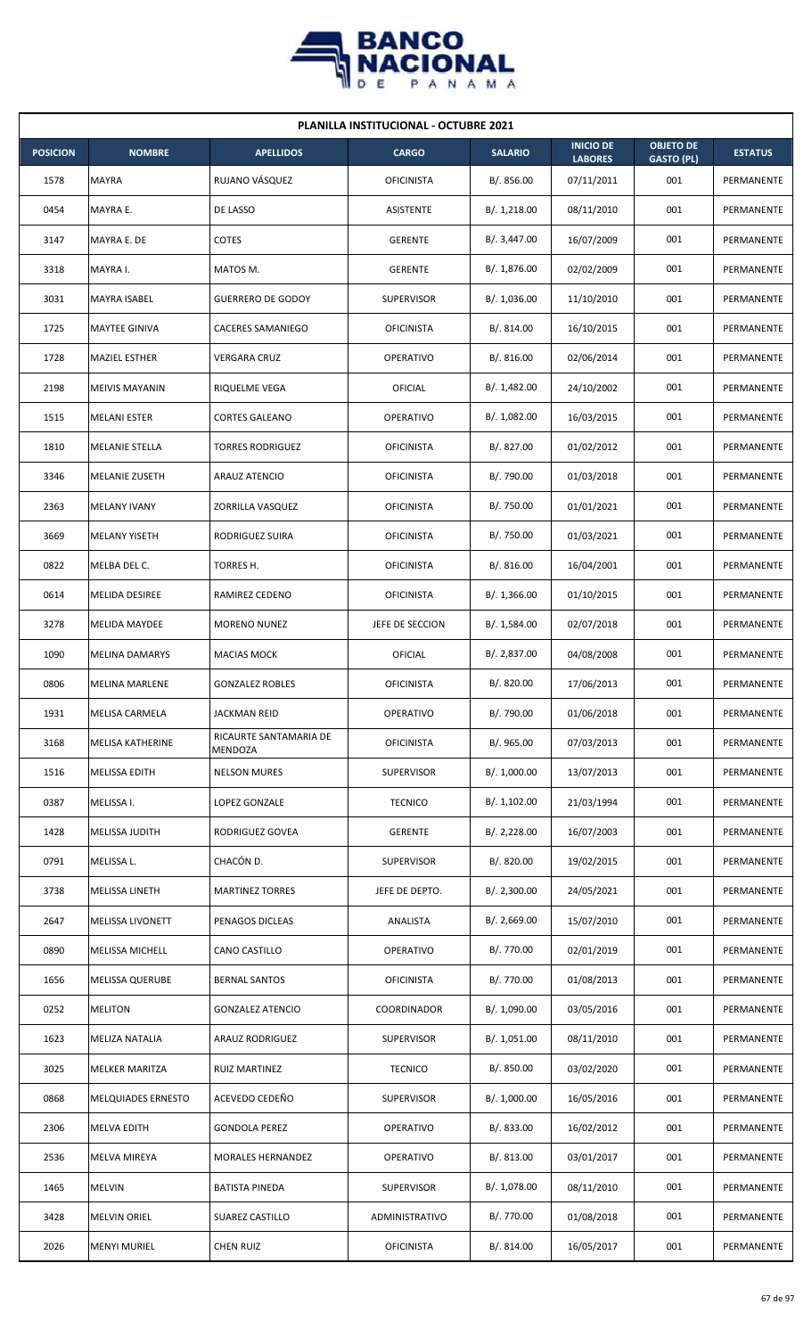**PLANILLA INSTITUCIONAL - OCTUBRE 2021**

| POSICION | NOMBRE | APELLIDOS | CARGO | SALARIO | INICIO DE LABORES | OBJETO DE GASTO (PL) | ESTATUS |
|---|---|---|---|---|---|---|---|
| 1578 | MAYRA | RUJANO VÁSQUEZ | OFICINISTA | B/. 856.00 | 07/11/2011 | 001 | PERMANENTE |
| 0454 | MAYRA E. | DE LASSO | ASISTENTE | B/. 1,218.00 | 08/11/2010 | 001 | PERMANENTE |
| 3147 | MAYRA E. DE | COTES | GERENTE | B/. 3,447.00 | 16/07/2009 | 001 | PERMANENTE |
| 3318 | MAYRA I. | MATOS M. | GERENTE | B/. 1,876.00 | 02/02/2009 | 001 | PERMANENTE |
| 3031 | MAYRA ISABEL | GUERRERO DE GODOY | SUPERVISOR | B/. 1,036.00 | 11/10/2010 | 001 | PERMANENTE |
| 1725 | MAYTEE GINIVA | CACERES SAMANIEGO | OFICINISTA | B/. 814.00 | 16/10/2015 | 001 | PERMANENTE |
| 1728 | MAZIEL ESTHER | VERGARA CRUZ | OPERATIVO | B/. 816.00 | 02/06/2014 | 001 | PERMANENTE |
| 2198 | MEIVIS MAYANIN | RIQUELME VEGA | OFICIAL | B/. 1,482.00 | 24/10/2002 | 001 | PERMANENTE |
| 1515 | MELANI ESTER | CORTES GALEANO | OPERATIVO | B/. 1,082.00 | 16/03/2015 | 001 | PERMANENTE |
| 1810 | MELANIE STELLA | TORRES RODRIGUEZ | OFICINISTA | B/. 827.00 | 01/02/2012 | 001 | PERMANENTE |
| 3346 | MELANIE ZUSETH | ARAUZ ATENCIO | OFICINISTA | B/. 790.00 | 01/03/2018 | 001 | PERMANENTE |
| 2363 | MELANY IVANY | ZORRILLA VASQUEZ | OFICINISTA | B/. 750.00 | 01/01/2021 | 001 | PERMANENTE |
| 3669 | MELANY YISETH | RODRIGUEZ SUIRA | OFICINISTA | B/. 750.00 | 01/03/2021 | 001 | PERMANENTE |
| 0822 | MELBA DEL C. | TORRES H. | OFICINISTA | B/. 816.00 | 16/04/2001 | 001 | PERMANENTE |
| 0614 | MELIDA DESIREE | RAMIREZ CEDENO | OFICINISTA | B/. 1,366.00 | 01/10/2015 | 001 | PERMANENTE |
| 3278 | MELIDA MAYDEE | MORENO NUNEZ | JEFE DE SECCION | B/. 1,584.00 | 02/07/2018 | 001 | PERMANENTE |
| 1090 | MELINA DAMARYS | MACIAS MOCK | OFICIAL | B/. 2,837.00 | 04/08/2008 | 001 | PERMANENTE |
| 0806 | MELINA MARLENE | GONZALEZ ROBLES | OFICINISTA | B/. 820.00 | 17/06/2013 | 001 | PERMANENTE |
| 1931 | MELISA CARMELA | JACKMAN REID | OPERATIVO | B/. 790.00 | 01/06/2018 | 001 | PERMANENTE |
| 3168 | MELISA KATHERINE | RICAURTE SANTAMARIA DE MENDOZA | OFICINISTA | B/. 965.00 | 07/03/2013 | 001 | PERMANENTE |
| 1516 | MELISSA EDITH | NELSON MURES | SUPERVISOR | B/. 1,000.00 | 13/07/2013 | 001 | PERMANENTE |
| 0387 | MELISSA I. | LOPEZ GONZALE | TECNICO | B/. 1,102.00 | 21/03/1994 | 001 | PERMANENTE |
| 1428 | MELISSA JUDITH | RODRIGUEZ GOVEA | GERENTE | B/. 2,228.00 | 16/07/2003 | 001 | PERMANENTE |
| 0791 | MELISSA L. | CHACÓN D. | SUPERVISOR | B/. 820.00 | 19/02/2015 | 001 | PERMANENTE |
| 3738 | MELISSA LINETH | MARTINEZ TORRES | JEFE DE DEPTO. | B/. 2,300.00 | 24/05/2021 | 001 | PERMANENTE |
| 2647 | MELISSA LIVONETT | PENAGOS DICLEAS | ANALISTA | B/. 2,669.00 | 15/07/2010 | 001 | PERMANENTE |
| 0890 | MELISSA MICHELL | CANO CASTILLO | OPERATIVO | B/. 770.00 | 02/01/2019 | 001 | PERMANENTE |
| 1656 | MELISSA QUERUBE | BERNAL SANTOS | OFICINISTA | B/. 770.00 | 01/08/2013 | 001 | PERMANENTE |
| 0252 | MELITON | GONZALEZ ATENCIO | COORDINADOR | B/. 1,090.00 | 03/05/2016 | 001 | PERMANENTE |
| 1623 | MELIZA NATALIA | ARAUZ RODRIGUEZ | SUPERVISOR | B/. 1,051.00 | 08/11/2010 | 001 | PERMANENTE |
| 3025 | MELKER MARITZA | RUIZ MARTINEZ | TECNICO | B/. 850.00 | 03/02/2020 | 001 | PERMANENTE |
| 0868 | MELQUIADES ERNESTO | ACEVEDO CEDEÑO | SUPERVISOR | B/. 1,000.00 | 16/05/2016 | 001 | PERMANENTE |
| 2306 | MELVA EDITH | GONDOLA PEREZ | OPERATIVO | B/. 833.00 | 16/02/2012 | 001 | PERMANENTE |
| 2536 | MELVA MIREYA | MORALES HERNANDEZ | OPERATIVO | B/. 813.00 | 03/01/2017 | 001 | PERMANENTE |
| 1465 | MELVIN | BATISTA PINEDA | SUPERVISOR | B/. 1,078.00 | 08/11/2010 | 001 | PERMANENTE |
| 3428 | MELVIN ORIEL | SUAREZ CASTILLO | ADMINISTRATIVO | B/. 770.00 | 01/08/2018 | 001 | PERMANENTE |
| 2026 | MENYI MURIEL | CHEN RUIZ | OFICINISTA | B/. 814.00 | 16/05/2017 | 001 | PERMANENTE |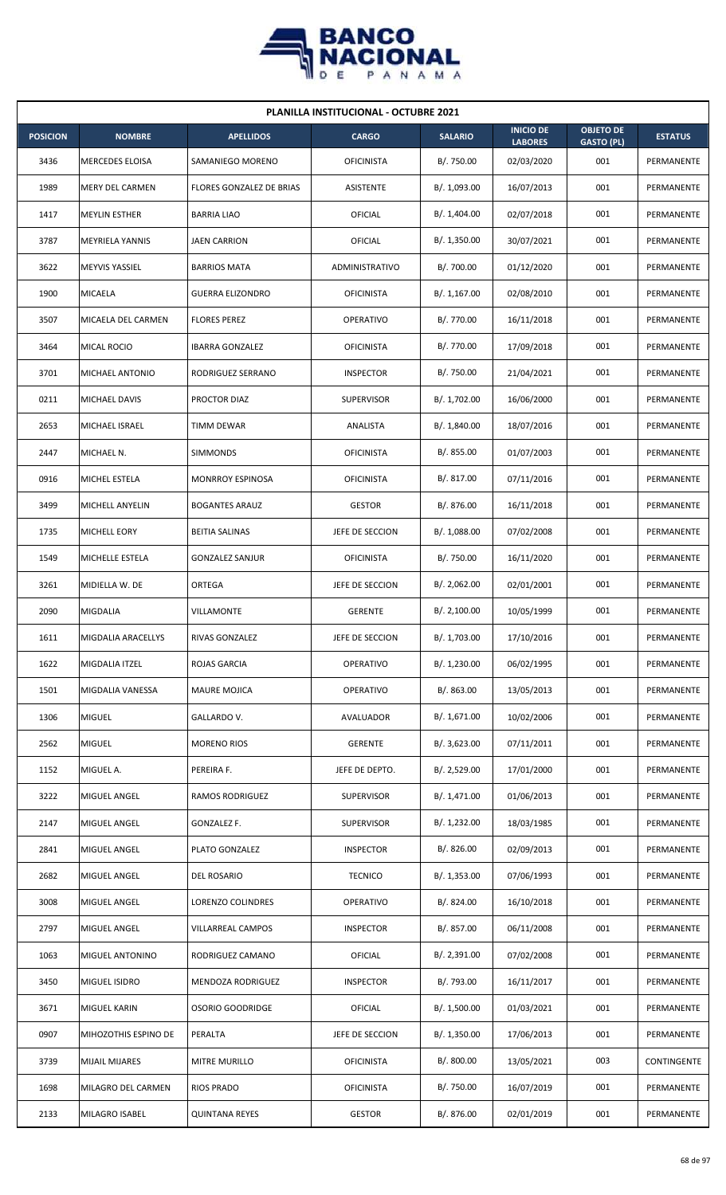## PLANILLA INSTITUCIONAL - OCTUBRE 2021

| POSICION | NOMBRE | APELLIDOS | CARGO | SALARIO | INICIO DE LABORES | OBJETO DE GASTO (PL) | ESTATUS |
|---|---|---|---|---|---|---|---|
| 3436 | MERCEDES ELOISA | SAMANIEGO MORENO | OFICINISTA | B/. 750.00 | 02/03/2020 | 001 | PERMANENTE |
| 1989 | MERY DEL CARMEN | FLORES GONZALEZ DE BRIAS | ASISTENTE | B/. 1,093.00 | 16/07/2013 | 001 | PERMANENTE |
| 1417 | MEYLIN ESTHER | BARRIA LIAO | OFICIAL | B/. 1,404.00 | 02/07/2018 | 001 | PERMANENTE |
| 3787 | MEYRIELA YANNIS | JAEN CARRION | OFICIAL | B/. 1,350.00 | 30/07/2021 | 001 | PERMANENTE |
| 3622 | MEYVIS YASSIEL | BARRIOS MATA | ADMINISTRATIVO | B/. 700.00 | 01/12/2020 | 001 | PERMANENTE |
| 1900 | MICAELA | GUERRA ELIZONDRO | OFICINISTA | B/. 1,167.00 | 02/08/2010 | 001 | PERMANENTE |
| 3507 | MICAELA DEL CARMEN | FLORES PEREZ | OPERATIVO | B/. 770.00 | 16/11/2018 | 001 | PERMANENTE |
| 3464 | MICAL ROCIO | IBARRA GONZALEZ | OFICINISTA | B/. 770.00 | 17/09/2018 | 001 | PERMANENTE |
| 3701 | MICHAEL ANTONIO | RODRIGUEZ SERRANO | INSPECTOR | B/. 750.00 | 21/04/2021 | 001 | PERMANENTE |
| 0211 | MICHAEL DAVIS | PROCTOR DIAZ | SUPERVISOR | B/. 1,702.00 | 16/06/2000 | 001 | PERMANENTE |
| 2653 | MICHAEL ISRAEL | TIMM DEWAR | ANALISTA | B/. 1,840.00 | 18/07/2016 | 001 | PERMANENTE |
| 2447 | MICHAEL N. | SIMMONDS | OFICINISTA | B/. 855.00 | 01/07/2003 | 001 | PERMANENTE |
| 0916 | MICHEL ESTELA | MONRROY ESPINOSA | OFICINISTA | B/. 817.00 | 07/11/2016 | 001 | PERMANENTE |
| 3499 | MICHELL ANYELIN | BOGANTES ARAUZ | GESTOR | B/. 876.00 | 16/11/2018 | 001 | PERMANENTE |
| 1735 | MICHELL EORY | BEITIA SALINAS | JEFE DE SECCION | B/. 1,088.00 | 07/02/2008 | 001 | PERMANENTE |
| 1549 | MICHELLE ESTELA | GONZALEZ SANJUR | OFICINISTA | B/. 750.00 | 16/11/2020 | 001 | PERMANENTE |
| 3261 | MIDIELLA W. DE | ORTEGA | JEFE DE SECCION | B/. 2,062.00 | 02/01/2001 | 001 | PERMANENTE |
| 2090 | MIGDALIA | VILLAMONTE | GERENTE | B/. 2,100.00 | 10/05/1999 | 001 | PERMANENTE |
| 1611 | MIGDALIA ARACELLYS | RIVAS GONZALEZ | JEFE DE SECCION | B/. 1,703.00 | 17/10/2016 | 001 | PERMANENTE |
| 1622 | MIGDALIA ITZEL | ROJAS GARCIA | OPERATIVO | B/. 1,230.00 | 06/02/1995 | 001 | PERMANENTE |
| 1501 | MIGDALIA VANESSA | MAURE MOJICA | OPERATIVO | B/. 863.00 | 13/05/2013 | 001 | PERMANENTE |
| 1306 | MIGUEL | GALLARDO V. | AVALUADOR | B/. 1,671.00 | 10/02/2006 | 001 | PERMANENTE |
| 2562 | MIGUEL | MORENO RIOS | GERENTE | B/. 3,623.00 | 07/11/2011 | 001 | PERMANENTE |
| 1152 | MIGUEL A. | PEREIRA F. | JEFE DE DEPTO. | B/. 2,529.00 | 17/01/2000 | 001 | PERMANENTE |
| 3222 | MIGUEL ANGEL | RAMOS RODRIGUEZ | SUPERVISOR | B/. 1,471.00 | 01/06/2013 | 001 | PERMANENTE |
| 2147 | MIGUEL ANGEL | GONZALEZ F. | SUPERVISOR | B/. 1,232.00 | 18/03/1985 | 001 | PERMANENTE |
| 2841 | MIGUEL ANGEL | PLATO GONZALEZ | INSPECTOR | B/. 826.00 | 02/09/2013 | 001 | PERMANENTE |
| 2682 | MIGUEL ANGEL | DEL ROSARIO | TECNICO | B/. 1,353.00 | 07/06/1993 | 001 | PERMANENTE |
| 3008 | MIGUEL ANGEL | LORENZO COLINDRES | OPERATIVO | B/. 824.00 | 16/10/2018 | 001 | PERMANENTE |
| 2797 | MIGUEL ANGEL | VILLARREAL CAMPOS | INSPECTOR | B/. 857.00 | 06/11/2008 | 001 | PERMANENTE |
| 1063 | MIGUEL ANTONINO | RODRIGUEZ CAMANO | OFICIAL | B/. 2,391.00 | 07/02/2008 | 001 | PERMANENTE |
| 3450 | MIGUEL ISIDRO | MENDOZA RODRIGUEZ | INSPECTOR | B/. 793.00 | 16/11/2017 | 001 | PERMANENTE |
| 3671 | MIGUEL KARIN | OSORIO GOODRIDGE | OFICIAL | B/. 1,500.00 | 01/03/2021 | 001 | PERMANENTE |
| 0907 | MIHOZOTHIS ESPINO DE | PERALTA | JEFE DE SECCION | B/. 1,350.00 | 17/06/2013 | 001 | PERMANENTE |
| 3739 | MIJAIL MIJARES | MITRE MURILLO | OFICINISTA | B/. 800.00 | 13/05/2021 | 003 | CONTINGENTE |
| 1698 | MILAGRO DEL CARMEN | RIOS PRADO | OFICINISTA | B/. 750.00 | 16/07/2019 | 001 | PERMANENTE |
| 2133 | MILAGRO ISABEL | QUINTANA REYES | GESTOR | B/. 876.00 | 02/01/2019 | 001 | PERMANENTE |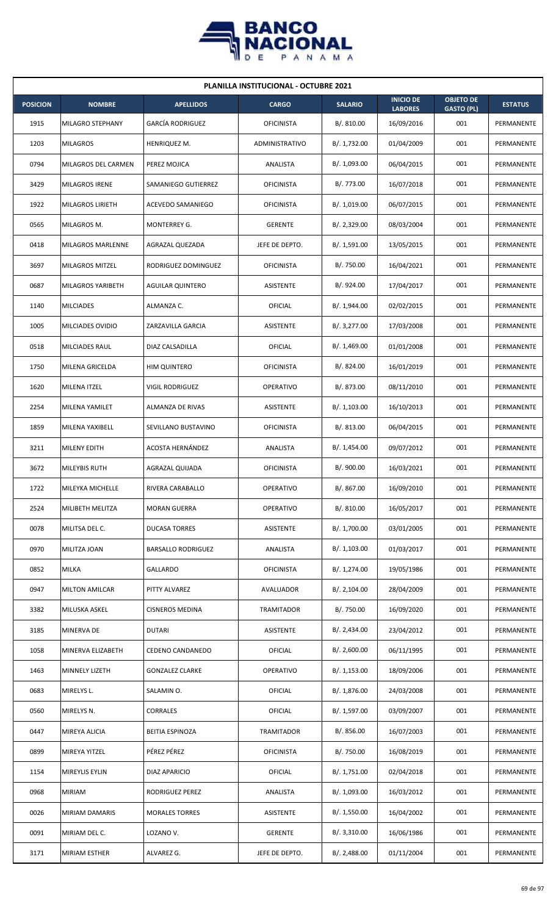| PLANILLA INSTITUCIONAL - OCTUBRE 2021 | | | | | | | |
|---|---|---|---|---|---|---|---|
| **POSICION** | **NOMBRE** | **APELLIDOS** | **CARGO** | **SALARIO** | **INICIO DE LABORES** | **OBJETO DE GASTO (PL)** | **ESTATUS** |
| 1915 | MILAGRO STEPHANY | GARCÍA RODRIGUEZ | OFICINISTA | B/. 810.00 | 16/09/2016 | 001 | PERMANENTE |
| 1203 | MILAGROS | HENRIQUEZ M. | ADMINISTRATIVO | B/. 1,732.00 | 01/04/2009 | 001 | PERMANENTE |
| 0794 | MILAGROS DEL CARMEN | PEREZ MOJICA | ANALISTA | B/. 1,093.00 | 06/04/2015 | 001 | PERMANENTE |
| 3429 | MILAGROS IRENE | SAMANIEGO GUTIERREZ | OFICINISTA | B/. 773.00 | 16/07/2018 | 001 | PERMANENTE |
| 1922 | MILAGROS LIRIETH | ACEVEDO SAMANIEGO | OFICINISTA | B/. 1,019.00 | 06/07/2015 | 001 | PERMANENTE |
| 0565 | MILAGROS M. | MONTERREY G. | GERENTE | B/. 2,329.00 | 08/03/2004 | 001 | PERMANENTE |
| 0418 | MILAGROS MARLENNE | AGRAZAL QUEZADA | JEFE DE DEPTO. | B/. 1,591.00 | 13/05/2015 | 001 | PERMANENTE |
| 3697 | MILAGROS MITZEL | RODRIGUEZ DOMINGUEZ | OFICINISTA | B/. 750.00 | 16/04/2021 | 001 | PERMANENTE |
| 0687 | MILAGROS YARIBETH | AGUILAR QUINTERO | ASISTENTE | B/. 924.00 | 17/04/2017 | 001 | PERMANENTE |
| 1140 | MILCIADES | ALMANZA C. | OFICIAL | B/. 1,944.00 | 02/02/2015 | 001 | PERMANENTE |
| 1005 | MILCIADES OVIDIO | ZARZAVILLA GARCIA | ASISTENTE | B/. 3,277.00 | 17/03/2008 | 001 | PERMANENTE |
| 0518 | MILCIADES RAUL | DIAZ CALSADILLA | OFICIAL | B/. 1,469.00 | 01/01/2008 | 001 | PERMANENTE |
| 1750 | MILENA GRICELDA | HIM QUINTERO | OFICINISTA | B/. 824.00 | 16/01/2019 | 001 | PERMANENTE |
| 1620 | MILENA ITZEL | VIGIL RODRIGUEZ | OPERATIVO | B/. 873.00 | 08/11/2010 | 001 | PERMANENTE |
| 2254 | MILENA YAMILET | ALMANZA DE RIVAS | ASISTENTE | B/. 1,103.00 | 16/10/2013 | 001 | PERMANENTE |
| 1859 | MILENA YAXIBELL | SEVILLANO BUSTAVINO | OFICINISTA | B/. 813.00 | 06/04/2015 | 001 | PERMANENTE |
| 3211 | MILENY EDITH | ACOSTA HERNÁNDEZ | ANALISTA | B/. 1,454.00 | 09/07/2012 | 001 | PERMANENTE |
| 3672 | MILEYBIS RUTH | AGRAZAL QUIJADA | OFICINISTA | B/. 900.00 | 16/03/2021 | 001 | PERMANENTE |
| 1722 | MILEYKA MICHELLE | RIVERA CARABALLO | OPERATIVO | B/. 867.00 | 16/09/2010 | 001 | PERMANENTE |
| 2524 | MILIBETH MELITZA | MORAN GUERRA | OPERATIVO | B/. 810.00 | 16/05/2017 | 001 | PERMANENTE |
| 0078 | MILITSA DEL C. | DUCASA TORRES | ASISTENTE | B/. 1,700.00 | 03/01/2005 | 001 | PERMANENTE |
| 0970 | MILITZA JOAN | BARSALLO RODRIGUEZ | ANALISTA | B/. 1,103.00 | 01/03/2017 | 001 | PERMANENTE |
| 0852 | MILKA | GALLARDO | OFICINISTA | B/. 1,274.00 | 19/05/1986 | 001 | PERMANENTE |
| 0947 | MILTON AMILCAR | PITTY ALVAREZ | AVALUADOR | B/. 2,104.00 | 28/04/2009 | 001 | PERMANENTE |
| 3382 | MILUSKA ASKEL | CISNEROS MEDINA | TRAMITADOR | B/. 750.00 | 16/09/2020 | 001 | PERMANENTE |
| 3185 | MINERVA DE | DUTARI | ASISTENTE | B/. 2,434.00 | 23/04/2012 | 001 | PERMANENTE |
| 1058 | MINERVA ELIZABETH | CEDENO CANDANEDO | OFICIAL | B/. 2,600.00 | 06/11/1995 | 001 | PERMANENTE |
| 1463 | MINNELY LIZETH | GONZALEZ CLARKE | OPERATIVO | B/. 1,153.00 | 18/09/2006 | 001 | PERMANENTE |
| 0683 | MIRELYS L. | SALAMIN O. | OFICIAL | B/. 1,876.00 | 24/03/2008 | 001 | PERMANENTE |
| 0560 | MIRELYS N. | CORRALES | OFICIAL | B/. 1,597.00 | 03/09/2007 | 001 | PERMANENTE |
| 0447 | MIREYA ALICIA | BEITIA ESPINOZA | TRAMITADOR | B/. 856.00 | 16/07/2003 | 001 | PERMANENTE |
| 0899 | MIREYA YITZEL | PÉREZ PÉREZ | OFICINISTA | B/. 750.00 | 16/08/2019 | 001 | PERMANENTE |
| 1154 | MIREYLIS EYLIN | DIAZ APARICIO | OFICIAL | B/. 1,751.00 | 02/04/2018 | 001 | PERMANENTE |
| 0968 | MIRIAM | RODRIGUEZ PEREZ | ANALISTA | B/. 1,093.00 | 16/03/2012 | 001 | PERMANENTE |
| 0026 | MIRIAM DAMARIS | MORALES TORRES | ASISTENTE | B/. 1,550.00 | 16/04/2002 | 001 | PERMANENTE |
| 0091 | MIRIAM DEL C. | LOZANO V. | GERENTE | B/. 3,310.00 | 16/06/1986 | 001 | PERMANENTE |
| 3171 | MIRIAM ESTHER | ALVAREZ G. | JEFE DE DEPTO. | B/. 2,488.00 | 01/11/2004 | 001 | PERMANENTE |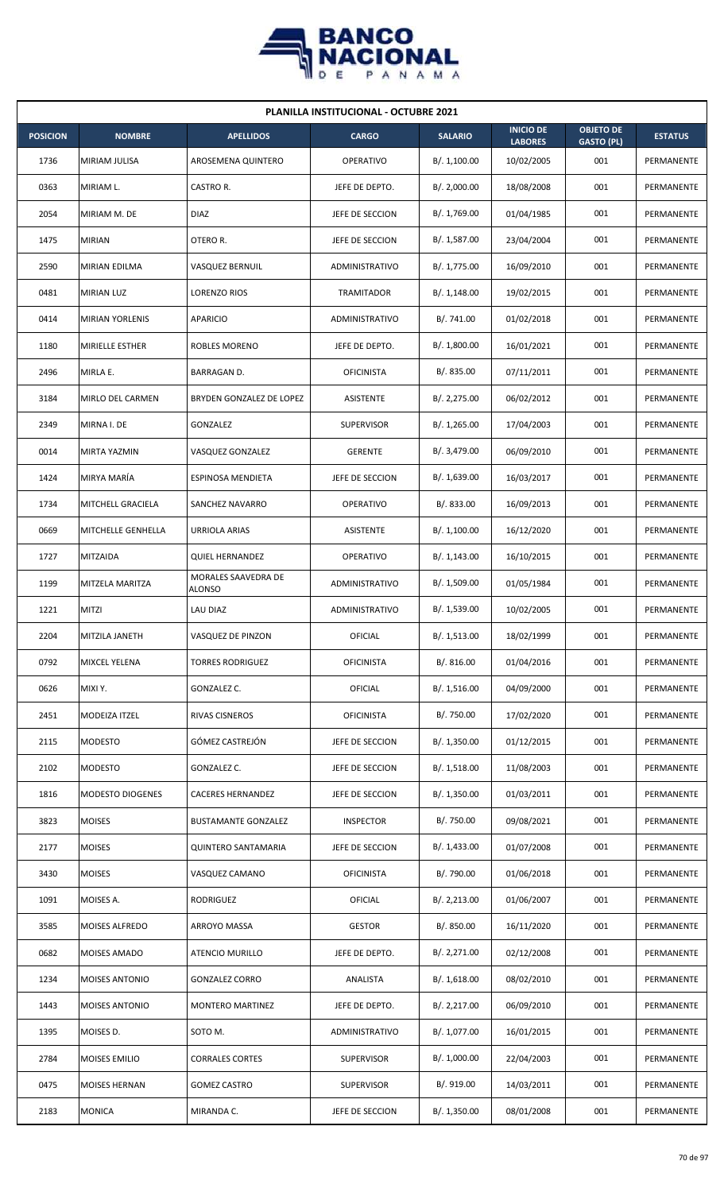**PLANILLA INSTITUCIONAL - OCTUBRE 2021**

| POSICION | NOMBRE | APELLIDOS | CARGO | SALARIO | INICIO DE LABORES | OBJETO DE GASTO (PL) | ESTATUS |
|---|---|---|---|---|---|---|---|
| 1736 | MIRIAM JULISA | AROSEMENA QUINTERO | OPERATIVO | B/. 1,100.00 | 10/02/2005 | 001 | PERMANENTE |
| 0363 | MIRIAM L. | CASTRO R. | JEFE DE DEPTO. | B/. 2,000.00 | 18/08/2008 | 001 | PERMANENTE |
| 2054 | MIRIAM M. DE | DIAZ | JEFE DE SECCION | B/. 1,769.00 | 01/04/1985 | 001 | PERMANENTE |
| 1475 | MIRIAN | OTERO R. | JEFE DE SECCION | B/. 1,587.00 | 23/04/2004 | 001 | PERMANENTE |
| 2590 | MIRIAN EDILMA | VASQUEZ BERNUIL | ADMINISTRATIVO | B/. 1,775.00 | 16/09/2010 | 001 | PERMANENTE |
| 0481 | MIRIAN LUZ | LORENZO RIOS | TRAMITADOR | B/. 1,148.00 | 19/02/2015 | 001 | PERMANENTE |
| 0414 | MIRIAN YORLENIS | APARICIO | ADMINISTRATIVO | B/. 741.00 | 01/02/2018 | 001 | PERMANENTE |
| 1180 | MIRIELLE ESTHER | ROBLES MORENO | JEFE DE DEPTO. | B/. 1,800.00 | 16/01/2021 | 001 | PERMANENTE |
| 2496 | MIRLA E. | BARRAGAN D. | OFICINISTA | B/. 835.00 | 07/11/2011 | 001 | PERMANENTE |
| 3184 | MIRLO DEL CARMEN | BRYDEN GONZALEZ DE LOPEZ | ASISTENTE | B/. 2,275.00 | 06/02/2012 | 001 | PERMANENTE |
| 2349 | MIRNA I. DE | GONZALEZ | SUPERVISOR | B/. 1,265.00 | 17/04/2003 | 001 | PERMANENTE |
| 0014 | MIRTA YAZMIN | VASQUEZ GONZALEZ | GERENTE | B/. 3,479.00 | 06/09/2010 | 001 | PERMANENTE |
| 1424 | MIRYA MARÍA | ESPINOSA MENDIETA | JEFE DE SECCION | B/. 1,639.00 | 16/03/2017 | 001 | PERMANENTE |
| 1734 | MITCHELL GRACIELA | SANCHEZ NAVARRO | OPERATIVO | B/. 833.00 | 16/09/2013 | 001 | PERMANENTE |
| 0669 | MITCHELLE GENHELLA | URRIOLA ARIAS | ASISTENTE | B/. 1,100.00 | 16/12/2020 | 001 | PERMANENTE |
| 1727 | MITZAIDA | QUIEL HERNANDEZ | OPERATIVO | B/. 1,143.00 | 16/10/2015 | 001 | PERMANENTE |
| 1199 | MITZELA MARITZA | MORALES SAAVEDRA DE ALONSO | ADMINISTRATIVO | B/. 1,509.00 | 01/05/1984 | 001 | PERMANENTE |
| 1221 | MITZI | LAU DIAZ | ADMINISTRATIVO | B/. 1,539.00 | 10/02/2005 | 001 | PERMANENTE |
| 2204 | MITZILA JANETH | VASQUEZ DE PINZON | OFICIAL | B/. 1,513.00 | 18/02/1999 | 001 | PERMANENTE |
| 0792 | MIXCEL YELENA | TORRES RODRIGUEZ | OFICINISTA | B/. 816.00 | 01/04/2016 | 001 | PERMANENTE |
| 0626 | MIXI Y. | GONZALEZ C. | OFICIAL | B/. 1,516.00 | 04/09/2000 | 001 | PERMANENTE |
| 2451 | MODEIZA ITZEL | RIVAS CISNEROS | OFICINISTA | B/. 750.00 | 17/02/2020 | 001 | PERMANENTE |
| 2115 | MODESTO | GÓMEZ CASTREJÓN | JEFE DE SECCION | B/. 1,350.00 | 01/12/2015 | 001 | PERMANENTE |
| 2102 | MODESTO | GONZALEZ C. | JEFE DE SECCION | B/. 1,518.00 | 11/08/2003 | 001 | PERMANENTE |
| 1816 | MODESTO DIOGENES | CACERES HERNANDEZ | JEFE DE SECCION | B/. 1,350.00 | 01/03/2011 | 001 | PERMANENTE |
| 3823 | MOISES | BUSTAMANTE GONZALEZ | INSPECTOR | B/. 750.00 | 09/08/2021 | 001 | PERMANENTE |
| 2177 | MOISES | QUINTERO SANTAMARIA | JEFE DE SECCION | B/. 1,433.00 | 01/07/2008 | 001 | PERMANENTE |
| 3430 | MOISES | VASQUEZ CAMANO | OFICINISTA | B/. 790.00 | 01/06/2018 | 001 | PERMANENTE |
| 1091 | MOISES A. | RODRIGUEZ | OFICIAL | B/. 2,213.00 | 01/06/2007 | 001 | PERMANENTE |
| 3585 | MOISES ALFREDO | ARROYO MASSA | GESTOR | B/. 850.00 | 16/11/2020 | 001 | PERMANENTE |
| 0682 | MOISES AMADO | ATENCIO MURILLO | JEFE DE DEPTO. | B/. 2,271.00 | 02/12/2008 | 001 | PERMANENTE |
| 1234 | MOISES ANTONIO | GONZALEZ CORRO | ANALISTA | B/. 1,618.00 | 08/02/2010 | 001 | PERMANENTE |
| 1443 | MOISES ANTONIO | MONTERO MARTINEZ | JEFE DE DEPTO. | B/. 2,217.00 | 06/09/2010 | 001 | PERMANENTE |
| 1395 | MOISES D. | SOTO M. | ADMINISTRATIVO | B/. 1,077.00 | 16/01/2015 | 001 | PERMANENTE |
| 2784 | MOISES EMILIO | CORRALES CORTES | SUPERVISOR | B/. 1,000.00 | 22/04/2003 | 001 | PERMANENTE |
| 0475 | MOISES HERNAN | GOMEZ CASTRO | SUPERVISOR | B/. 919.00 | 14/03/2011 | 001 | PERMANENTE |
| 2183 | MONICA | MIRANDA C. | JEFE DE SECCION | B/. 1,350.00 | 08/01/2008 | 001 | PERMANENTE |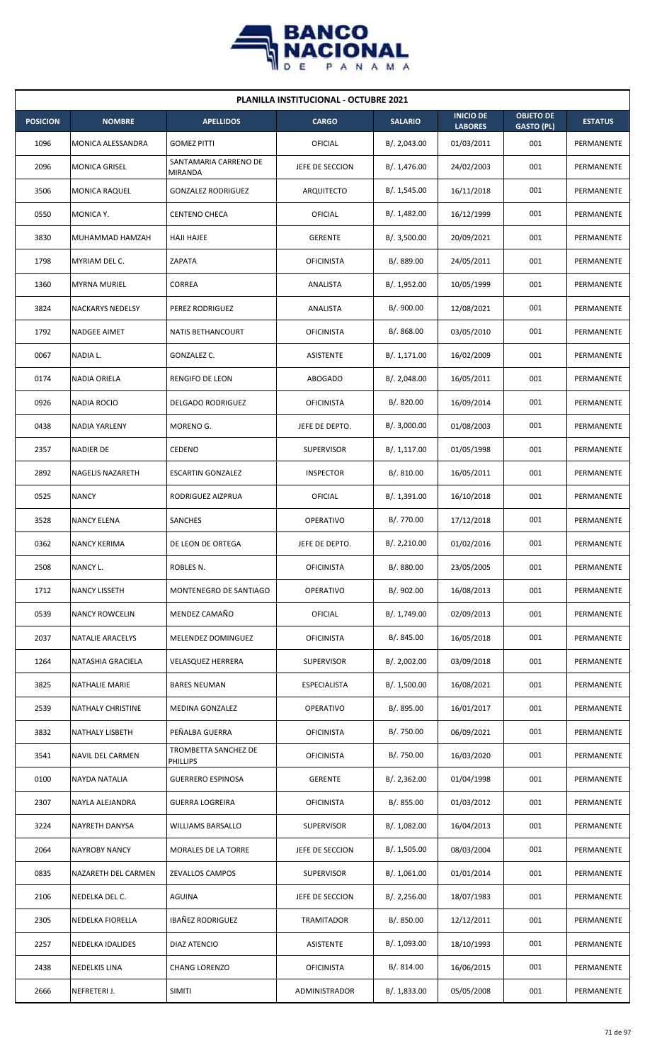| PLANILLA INSTITUCIONAL - OCTUBRE 2021 | | | | | | | |
|---|---|---|---|---|---|---|---|
| **POSICION** | **NOMBRE** | **APELLIDOS** | **CARGO** | **SALARIO** | **INICIO DE LABORES** | **OBJETO DE GASTO (PL)** | **ESTATUS** |
| 1096 | MONICA ALESSANDRA | GOMEZ PITTI | OFICIAL | B/. 2,043.00 | 01/03/2011 | 001 | PERMANENTE |
| 2096 | MONICA GRISEL | SANTAMARIA CARRENO DE MIRANDA | JEFE DE SECCION | B/. 1,476.00 | 24/02/2003 | 001 | PERMANENTE |
| 3506 | MONICA RAQUEL | GONZALEZ RODRIGUEZ | ARQUITECTO | B/. 1,545.00 | 16/11/2018 | 001 | PERMANENTE |
| 0550 | MONICA Y. | CENTENO CHECA | OFICIAL | B/. 1,482.00 | 16/12/1999 | 001 | PERMANENTE |
| 3830 | MUHAMMAD HAMZAH | HAJI HAJEE | GERENTE | B/. 3,500.00 | 20/09/2021 | 001 | PERMANENTE |
| 1798 | MYRIAM DEL C. | ZAPATA | OFICINISTA | B/. 889.00 | 24/05/2011 | 001 | PERMANENTE |
| 1360 | MYRNA MURIEL | CORREA | ANALISTA | B/. 1,952.00 | 10/05/1999 | 001 | PERMANENTE |
| 3824 | NACKARYS NEDELSY | PEREZ RODRIGUEZ | ANALISTA | B/. 900.00 | 12/08/2021 | 001 | PERMANENTE |
| 1792 | NADGEE AIMET | NATIS BETHANCOURT | OFICINISTA | B/. 868.00 | 03/05/2010 | 001 | PERMANENTE |
| 0067 | NADIA L. | GONZALEZ C. | ASISTENTE | B/. 1,171.00 | 16/02/2009 | 001 | PERMANENTE |
| 0174 | NADIA ORIELA | RENGIFO DE LEON | ABOGADO | B/. 2,048.00 | 16/05/2011 | 001 | PERMANENTE |
| 0926 | NADIA ROCIO | DELGADO RODRIGUEZ | OFICINISTA | B/. 820.00 | 16/09/2014 | 001 | PERMANENTE |
| 0438 | NADIA YARLENY | MORENO G. | JEFE DE DEPTO. | B/. 3,000.00 | 01/08/2003 | 001 | PERMANENTE |
| 2357 | NADIER DE | CEDENO | SUPERVISOR | B/. 1,117.00 | 01/05/1998 | 001 | PERMANENTE |
| 2892 | NAGELIS NAZARETH | ESCARTIN GONZALEZ | INSPECTOR | B/. 810.00 | 16/05/2011 | 001 | PERMANENTE |
| 0525 | NANCY | RODRIGUEZ AIZPRUA | OFICIAL | B/. 1,391.00 | 16/10/2018 | 001 | PERMANENTE |
| 3528 | NANCY ELENA | SANCHES | OPERATIVO | B/. 770.00 | 17/12/2018 | 001 | PERMANENTE |
| 0362 | NANCY KERIMA | DE LEON DE ORTEGA | JEFE DE DEPTO. | B/. 2,210.00 | 01/02/2016 | 001 | PERMANENTE |
| 2508 | NANCY L. | ROBLES N. | OFICINISTA | B/. 880.00 | 23/05/2005 | 001 | PERMANENTE |
| 1712 | NANCY LISSETH | MONTENEGRO DE SANTIAGO | OPERATIVO | B/. 902.00 | 16/08/2013 | 001 | PERMANENTE |
| 0539 | NANCY ROWCELIN | MENDEZ CAMAÑO | OFICIAL | B/. 1,749.00 | 02/09/2013 | 001 | PERMANENTE |
| 2037 | NATALIE ARACELYS | MELENDEZ DOMINGUEZ | OFICINISTA | B/. 845.00 | 16/05/2018 | 001 | PERMANENTE |
| 1264 | NATASHIA GRACIELA | VELASQUEZ HERRERA | SUPERVISOR | B/. 2,002.00 | 03/09/2018 | 001 | PERMANENTE |
| 3825 | NATHALIE MARIE | BARES NEUMAN | ESPECIALISTA | B/. 1,500.00 | 16/08/2021 | 001 | PERMANENTE |
| 2539 | NATHALY CHRISTINE | MEDINA GONZALEZ | OPERATIVO | B/. 895.00 | 16/01/2017 | 001 | PERMANENTE |
| 3832 | NATHALY LISBETH | PEÑALBA GUERRA | OFICINISTA | B/. 750.00 | 06/09/2021 | 001 | PERMANENTE |
| 3541 | NAVIL DEL CARMEN | TROMBETTA SANCHEZ DE PHILLIPS | OFICINISTA | B/. 750.00 | 16/03/2020 | 001 | PERMANENTE |
| 0100 | NAYDA NATALIA | GUERRERO ESPINOSA | GERENTE | B/. 2,362.00 | 01/04/1998 | 001 | PERMANENTE |
| 2307 | NAYLA ALEJANDRA | GUERRA LOGREIRA | OFICINISTA | B/. 855.00 | 01/03/2012 | 001 | PERMANENTE |
| 3224 | NAYRETH DANYSA | WILLIAMS BARSALLO | SUPERVISOR | B/. 1,082.00 | 16/04/2013 | 001 | PERMANENTE |
| 2064 | NAYROBY NANCY | MORALES DE LA TORRE | JEFE DE SECCION | B/. 1,505.00 | 08/03/2004 | 001 | PERMANENTE |
| 0835 | NAZARETH DEL CARMEN | ZEVALLOS CAMPOS | SUPERVISOR | B/. 1,061.00 | 01/01/2014 | 001 | PERMANENTE |
| 2106 | NEDELKA DEL C. | AGUINA | JEFE DE SECCION | B/. 2,256.00 | 18/07/1983 | 001 | PERMANENTE |
| 2305 | NEDELKA FIORELLA | IBAÑEZ RODRIGUEZ | TRAMITADOR | B/. 850.00 | 12/12/2011 | 001 | PERMANENTE |
| 2257 | NEDELKA IDALIDES | DIAZ ATENCIO | ASISTENTE | B/. 1,093.00 | 18/10/1993 | 001 | PERMANENTE |
| 2438 | NEDELKIS LINA | CHANG LORENZO | OFICINISTA | B/. 814.00 | 16/06/2015 | 001 | PERMANENTE |
| 2666 | NEFRETERI J. | SIMITI | ADMINISTRADOR | B/. 1,833.00 | 05/05/2008 | 001 | PERMANENTE |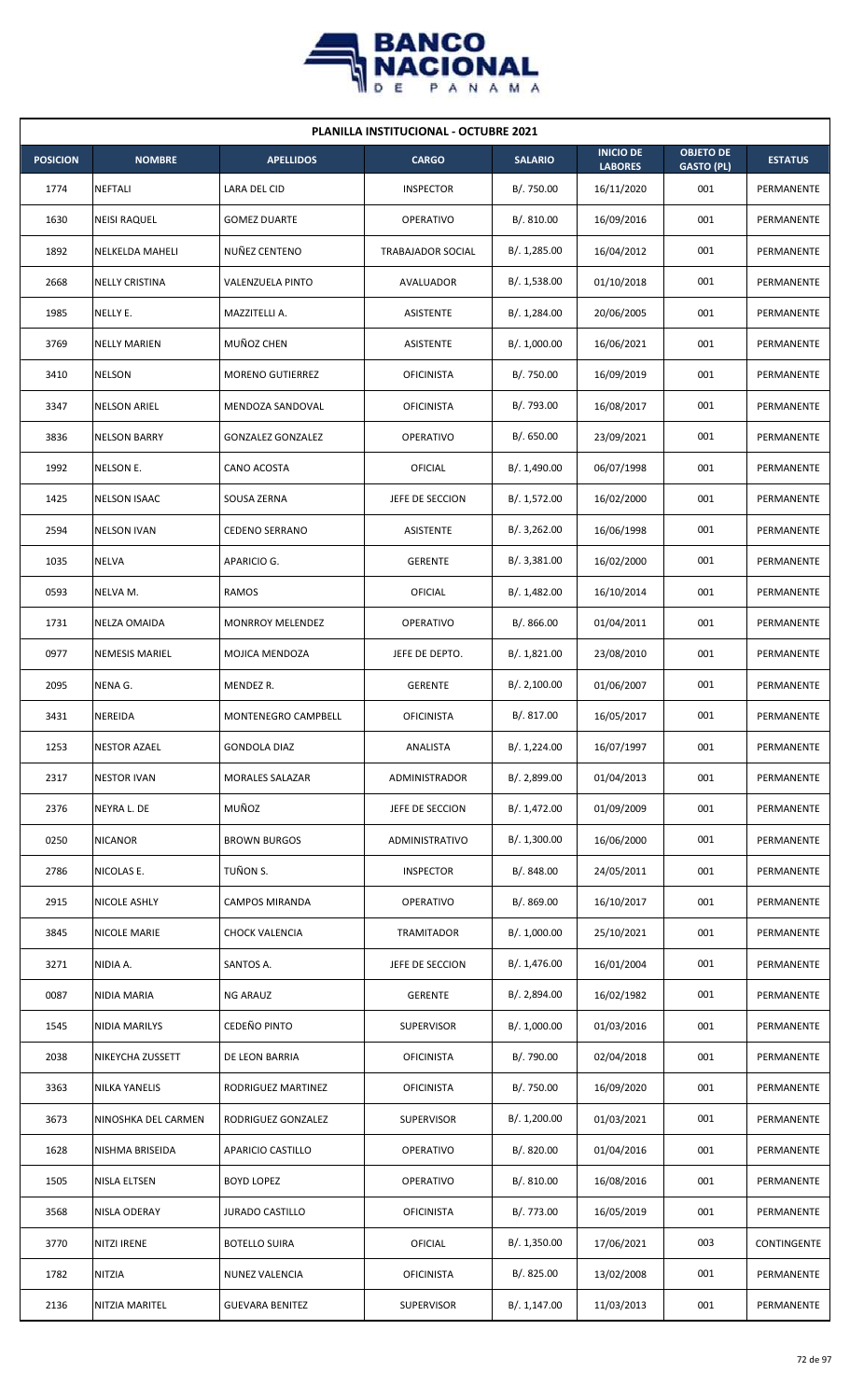**PLANILLA INSTITUCIONAL - OCTUBRE 2021**

| POSICION | NOMBRE | APELLIDOS | CARGO | SALARIO | INICIO DE LABORES | OBJETO DE GASTO (PL) | ESTATUS |
|---|---|---|---|---|---|---|---|
| 1774 | NEFTALI | LARA DEL CID | INSPECTOR | B/. 750.00 | 16/11/2020 | 001 | PERMANENTE |
| 1630 | NEISI RAQUEL | GOMEZ DUARTE | OPERATIVO | B/. 810.00 | 16/09/2016 | 001 | PERMANENTE |
| 1892 | NELKELDA MAHELI | NUÑEZ CENTENO | TRABAJADOR SOCIAL | B/. 1,285.00 | 16/04/2012 | 001 | PERMANENTE |
| 2668 | NELLY CRISTINA | VALENZUELA PINTO | AVALUADOR | B/. 1,538.00 | 01/10/2018 | 001 | PERMANENTE |
| 1985 | NELLY E. | MAZZITELLI A. | ASISTENTE | B/. 1,284.00 | 20/06/2005 | 001 | PERMANENTE |
| 3769 | NELLY MARIEN | MUÑOZ CHEN | ASISTENTE | B/. 1,000.00 | 16/06/2021 | 001 | PERMANENTE |
| 3410 | NELSON | MORENO GUTIERREZ | OFICINISTA | B/. 750.00 | 16/09/2019 | 001 | PERMANENTE |
| 3347 | NELSON ARIEL | MENDOZA SANDOVAL | OFICINISTA | B/. 793.00 | 16/08/2017 | 001 | PERMANENTE |
| 3836 | NELSON BARRY | GONZALEZ GONZALEZ | OPERATIVO | B/. 650.00 | 23/09/2021 | 001 | PERMANENTE |
| 1992 | NELSON E. | CANO ACOSTA | OFICIAL | B/. 1,490.00 | 06/07/1998 | 001 | PERMANENTE |
| 1425 | NELSON ISAAC | SOUSA ZERNA | JEFE DE SECCION | B/. 1,572.00 | 16/02/2000 | 001 | PERMANENTE |
| 2594 | NELSON IVAN | CEDENO SERRANO | ASISTENTE | B/. 3,262.00 | 16/06/1998 | 001 | PERMANENTE |
| 1035 | NELVA | APARICIO G. | GERENTE | B/. 3,381.00 | 16/02/2000 | 001 | PERMANENTE |
| 0593 | NELVA M. | RAMOS | OFICIAL | B/. 1,482.00 | 16/10/2014 | 001 | PERMANENTE |
| 1731 | NELZA OMAIDA | MONRROY MELENDEZ | OPERATIVO | B/. 866.00 | 01/04/2011 | 001 | PERMANENTE |
| 0977 | NEMESIS MARIEL | MOJICA MENDOZA | JEFE DE DEPTO. | B/. 1,821.00 | 23/08/2010 | 001 | PERMANENTE |
| 2095 | NENA G. | MENDEZ R. | GERENTE | B/. 2,100.00 | 01/06/2007 | 001 | PERMANENTE |
| 3431 | NEREIDA | MONTENEGRO CAMPBELL | OFICINISTA | B/. 817.00 | 16/05/2017 | 001 | PERMANENTE |
| 1253 | NESTOR AZAEL | GONDOLA DIAZ | ANALISTA | B/. 1,224.00 | 16/07/1997 | 001 | PERMANENTE |
| 2317 | NESTOR IVAN | MORALES SALAZAR | ADMINISTRADOR | B/. 2,899.00 | 01/04/2013 | 001 | PERMANENTE |
| 2376 | NEYRA L. DE | MUÑOZ | JEFE DE SECCION | B/. 1,472.00 | 01/09/2009 | 001 | PERMANENTE |
| 0250 | NICANOR | BROWN BURGOS | ADMINISTRATIVO | B/. 1,300.00 | 16/06/2000 | 001 | PERMANENTE |
| 2786 | NICOLAS E. | TUÑON S. | INSPECTOR | B/. 848.00 | 24/05/2011 | 001 | PERMANENTE |
| 2915 | NICOLE ASHLY | CAMPOS MIRANDA | OPERATIVO | B/. 869.00 | 16/10/2017 | 001 | PERMANENTE |
| 3845 | NICOLE MARIE | CHOCK VALENCIA | TRAMITADOR | B/. 1,000.00 | 25/10/2021 | 001 | PERMANENTE |
| 3271 | NIDIA A. | SANTOS A. | JEFE DE SECCION | B/. 1,476.00 | 16/01/2004 | 001 | PERMANENTE |
| 0087 | NIDIA MARIA | NG ARAUZ | GERENTE | B/. 2,894.00 | 16/02/1982 | 001 | PERMANENTE |
| 1545 | NIDIA MARILYS | CEDEÑO PINTO | SUPERVISOR | B/. 1,000.00 | 01/03/2016 | 001 | PERMANENTE |
| 2038 | NIKEYCHA ZUSSETT | DE LEON BARRIA | OFICINISTA | B/. 790.00 | 02/04/2018 | 001 | PERMANENTE |
| 3363 | NILKA YANELIS | RODRIGUEZ MARTINEZ | OFICINISTA | B/. 750.00 | 16/09/2020 | 001 | PERMANENTE |
| 3673 | NINOSHKA DEL CARMEN | RODRIGUEZ GONZALEZ | SUPERVISOR | B/. 1,200.00 | 01/03/2021 | 001 | PERMANENTE |
| 1628 | NISHMA BRISEIDA | APARICIO CASTILLO | OPERATIVO | B/. 820.00 | 01/04/2016 | 001 | PERMANENTE |
| 1505 | NISLA ELTSEN | BOYD LOPEZ | OPERATIVO | B/. 810.00 | 16/08/2016 | 001 | PERMANENTE |
| 3568 | NISLA ODERAY | JURADO CASTILLO | OFICINISTA | B/. 773.00 | 16/05/2019 | 001 | PERMANENTE |
| 3770 | NITZI IRENE | BOTELLO SUIRA | OFICIAL | B/. 1,350.00 | 17/06/2021 | 003 | CONTINGENTE |
| 1782 | NITZIA | NUNEZ VALENCIA | OFICINISTA | B/. 825.00 | 13/02/2008 | 001 | PERMANENTE |
| 2136 | NITZIA MARITEL | GUEVARA BENITEZ | SUPERVISOR | B/. 1,147.00 | 11/03/2013 | 001 | PERMANENTE |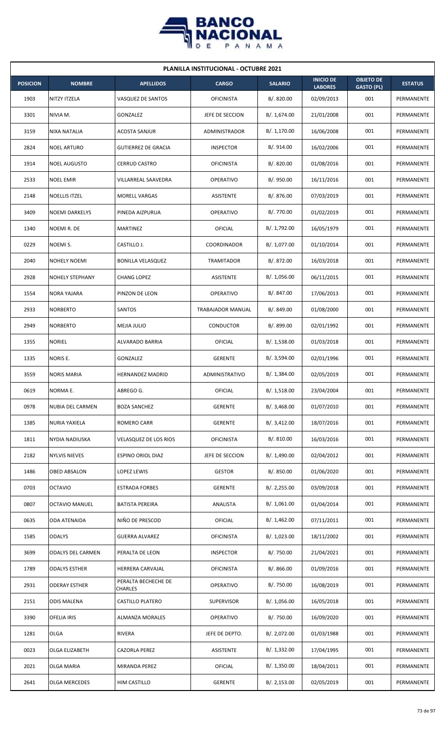| PLANILLA INSTITUCIONAL - OCTUBRE 2021 | | | | | | | |
|---|---|---|---|---|---|---|---|
| POSICION | NOMBRE | APELLIDOS | CARGO | SALARIO | INICIO DE LABORES | OBJETO DE GASTO (PL) | ESTATUS |
| 1903 | NITZY ITZELA | VASQUEZ DE SANTOS | OFICINISTA | B/. 820.00 | 02/09/2013 | 001 | PERMANENTE |
| 3301 | NIVIA M. | GONZALEZ | JEFE DE SECCION | B/. 1,674.00 | 21/01/2008 | 001 | PERMANENTE |
| 3159 | NIXA NATALIA | ACOSTA SANJUR | ADMINISTRADOR | B/. 1,170.00 | 16/06/2008 | 001 | PERMANENTE |
| 2824 | NOEL ARTURO | GUTIERREZ DE GRACIA | INSPECTOR | B/. 914.00 | 16/02/2006 | 001 | PERMANENTE |
| 1914 | NOEL AUGUSTO | CERRUD CASTRO | OFICINISTA | B/. 820.00 | 01/08/2016 | 001 | PERMANENTE |
| 2533 | NOEL EMIR | VILLARREAL SAAVEDRA | OPERATIVO | B/. 950.00 | 16/11/2016 | 001 | PERMANENTE |
| 2148 | NOELLIS ITZEL | MORELL VARGAS | ASISTENTE | B/. 876.00 | 07/03/2019 | 001 | PERMANENTE |
| 3409 | NOEMI DARKELYS | PINEDA AIZPURUA | OPERATIVO | B/. 770.00 | 01/02/2019 | 001 | PERMANENTE |
| 1340 | NOEMI R. DE | MARTINEZ | OFICIAL | B/. 1,792.00 | 16/05/1979 | 001 | PERMANENTE |
| 0229 | NOEMI S. | CASTILLO J. | COORDINADOR | B/. 1,077.00 | 01/10/2014 | 001 | PERMANENTE |
| 2040 | NOHELY NOEMI | BONILLA VELASQUEZ | TRAMITADOR | B/. 872.00 | 16/03/2018 | 001 | PERMANENTE |
| 2928 | NOHELY STEPHANY | CHANG LOPEZ | ASISTENTE | B/. 1,056.00 | 06/11/2015 | 001 | PERMANENTE |
| 1554 | NORA YAJARA | PINZON DE LEON | OPERATIVO | B/. 847.00 | 17/06/2013 | 001 | PERMANENTE |
| 2933 | NORBERTO | SANTOS | TRABAJADOR MANUAL | B/. 849.00 | 01/08/2000 | 001 | PERMANENTE |
| 2949 | NORBERTO | MEJIA JULIO | CONDUCTOR | B/. 899.00 | 02/01/1992 | 001 | PERMANENTE |
| 1355 | NORIEL | ALVARADO BARRIA | OFICIAL | B/. 1,538.00 | 01/03/2018 | 001 | PERMANENTE |
| 1335 | NORIS E. | GONZALEZ | GERENTE | B/. 3,594.00 | 02/01/1996 | 001 | PERMANENTE |
| 3559 | NORIS MARIA | HERNANDEZ MADRID | ADMINISTRATIVO | B/. 1,384.00 | 02/05/2019 | 001 | PERMANENTE |
| 0619 | NORMA E. | ABREGO G. | OFICIAL | B/. 1,518.00 | 23/04/2004 | 001 | PERMANENTE |
| 0978 | NUBIA DEL CARMEN | BOZA SANCHEZ | GERENTE | B/. 3,468.00 | 01/07/2010 | 001 | PERMANENTE |
| 1385 | NURIA YAXIELA | ROMERO CARR | GERENTE | B/. 3,412.00 | 18/07/2016 | 001 | PERMANENTE |
| 1811 | NYDIA NADIUSKA | VELASQUEZ DE LOS RIOS | OFICINISTA | B/. 810.00 | 16/03/2016 | 001 | PERMANENTE |
| 2182 | NYLVIS NIEVES | ESPINO ORIOL DIAZ | JEFE DE SECCION | B/. 1,490.00 | 02/04/2012 | 001 | PERMANENTE |
| 1486 | OBED ABSALON | LOPEZ LEWIS | GESTOR | B/. 850.00 | 01/06/2020 | 001 | PERMANENTE |
| 0703 | OCTAVIO | ESTRADA FORBES | GERENTE | B/. 2,255.00 | 03/09/2018 | 001 | PERMANENTE |
| 0807 | OCTAVIO MANUEL | BATISTA PEREIRA | ANALISTA | B/. 1,061.00 | 01/04/2014 | 001 | PERMANENTE |
| 0635 | ODA ATENAIDA | NIÑO DE PRESCOD | OFICIAL | B/. 1,462.00 | 07/11/2011 | 001 | PERMANENTE |
| 1585 | ODALYS | GUERRA ALVAREZ | OFICINISTA | B/. 1,023.00 | 18/11/2002 | 001 | PERMANENTE |
| 3699 | ODALYS DEL CARMEN | PERALTA DE LEON | INSPECTOR | B/. 750.00 | 21/04/2021 | 001 | PERMANENTE |
| 1789 | ODALYS ESTHER | HERRERA CARVAJAL | OFICINISTA | B/. 866.00 | 01/09/2016 | 001 | PERMANENTE |
| 2931 | ODERAY ESTHER | PERALTA BECHECHE DE CHARLES | OPERATIVO | B/. 750.00 | 16/08/2019 | 001 | PERMANENTE |
| 2151 | ODIS MALENA | CASTILLO PLATERO | SUPERVISOR | B/. 1,056.00 | 16/05/2018 | 001 | PERMANENTE |
| 3390 | OFELIA IRIS | ALMANZA MORALES | OPERATIVO | B/. 750.00 | 16/09/2020 | 001 | PERMANENTE |
| 1281 | OLGA | RIVERA | JEFE DE DEPTO. | B/. 2,072.00 | 01/03/1988 | 001 | PERMANENTE |
| 0023 | OLGA ELIZABETH | CAZORLA PEREZ | ASISTENTE | B/. 1,332.00 | 17/04/1995 | 001 | PERMANENTE |
| 2021 | OLGA MARIA | MIRANDA PEREZ | OFICIAL | B/. 1,350.00 | 18/04/2011 | 001 | PERMANENTE |
| 2641 | OLGA MERCEDES | HIM CASTILLO | GERENTE | B/. 2,153.00 | 02/05/2019 | 001 | PERMANENTE |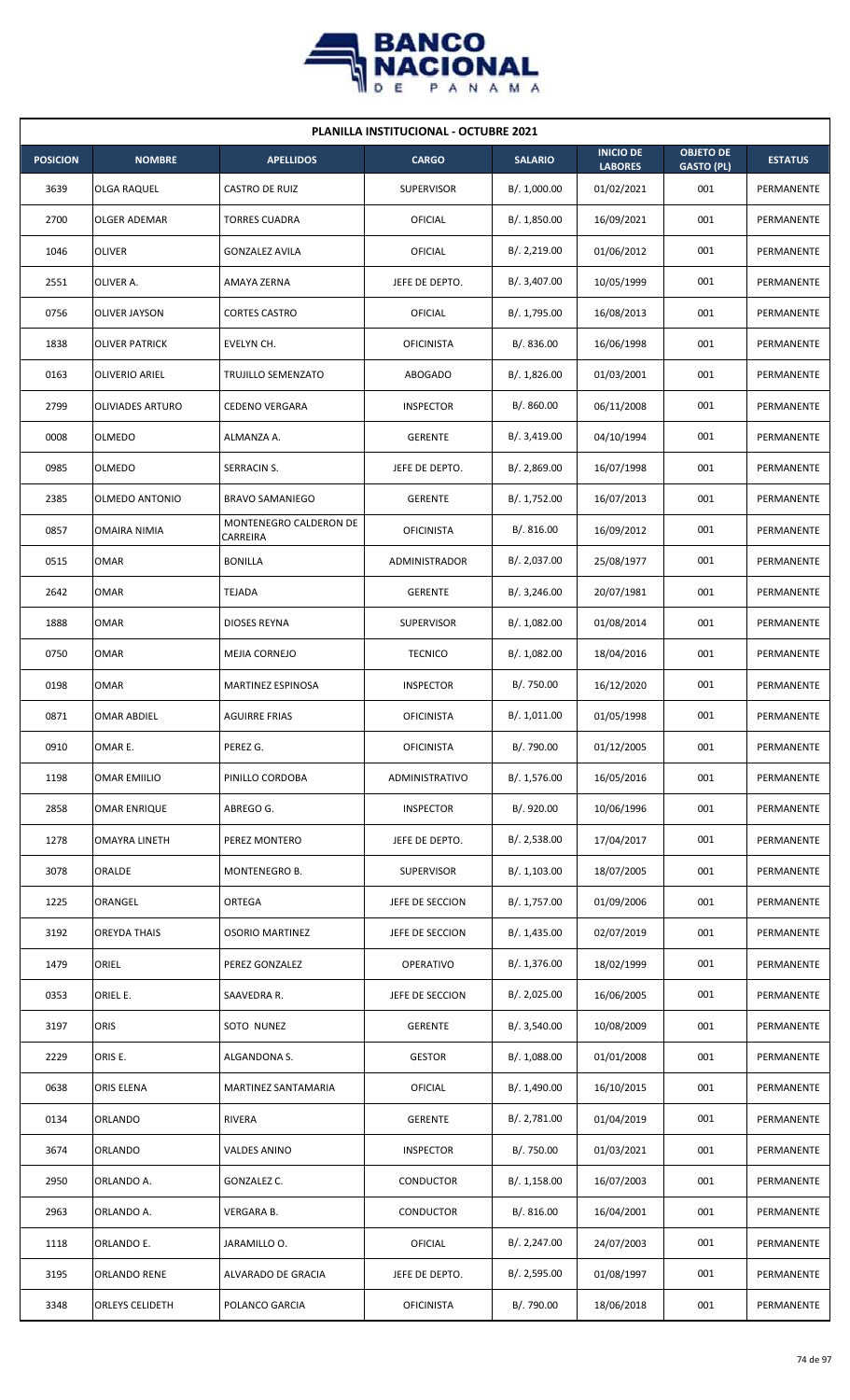**PLANILLA INSTITUCIONAL - OCTUBRE 2021**

| POSICION | NOMBRE | APELLIDOS | CARGO | SALARIO | INICIO DE LABORES | OBJETO DE GASTO (PL) | ESTATUS |
|---|---|---|---|---|---|---|---|
| 3639 | OLGA RAQUEL | CASTRO DE RUIZ | SUPERVISOR | B/. 1,000.00 | 01/02/2021 | 001 | PERMANENTE |
| 2700 | OLGER ADEMAR | TORRES CUADRA | OFICIAL | B/. 1,850.00 | 16/09/2021 | 001 | PERMANENTE |
| 1046 | OLIVER | GONZALEZ AVILA | OFICIAL | B/. 2,219.00 | 01/06/2012 | 001 | PERMANENTE |
| 2551 | OLIVER A. | AMAYA ZERNA | JEFE DE DEPTO. | B/. 3,407.00 | 10/05/1999 | 001 | PERMANENTE |
| 0756 | OLIVER JAYSON | CORTES CASTRO | OFICIAL | B/. 1,795.00 | 16/08/2013 | 001 | PERMANENTE |
| 1838 | OLIVER PATRICK | EVELYN CH. | OFICINISTA | B/. 836.00 | 16/06/1998 | 001 | PERMANENTE |
| 0163 | OLIVERIO ARIEL | TRUJILLO SEMENZATO | ABOGADO | B/. 1,826.00 | 01/03/2001 | 001 | PERMANENTE |
| 2799 | OLIVIADES ARTURO | CEDENO VERGARA | INSPECTOR | B/. 860.00 | 06/11/2008 | 001 | PERMANENTE |
| 0008 | OLMEDO | ALMANZA A. | GERENTE | B/. 3,419.00 | 04/10/1994 | 001 | PERMANENTE |
| 0985 | OLMEDO | SERRACIN S. | JEFE DE DEPTO. | B/. 2,869.00 | 16/07/1998 | 001 | PERMANENTE |
| 2385 | OLMEDO ANTONIO | BRAVO SAMANIEGO | GERENTE | B/. 1,752.00 | 16/07/2013 | 001 | PERMANENTE |
| 0857 | OMAIRA NIMIA | MONTENEGRO CALDERON DE CARREIRA | OFICINISTA | B/. 816.00 | 16/09/2012 | 001 | PERMANENTE |
| 0515 | OMAR | BONILLA | ADMINISTRADOR | B/. 2,037.00 | 25/08/1977 | 001 | PERMANENTE |
| 2642 | OMAR | TEJADA | GERENTE | B/. 3,246.00 | 20/07/1981 | 001 | PERMANENTE |
| 1888 | OMAR | DIOSES REYNA | SUPERVISOR | B/. 1,082.00 | 01/08/2014 | 001 | PERMANENTE |
| 0750 | OMAR | MEJIA CORNEJO | TECNICO | B/. 1,082.00 | 18/04/2016 | 001 | PERMANENTE |
| 0198 | OMAR | MARTINEZ ESPINOSA | INSPECTOR | B/. 750.00 | 16/12/2020 | 001 | PERMANENTE |
| 0871 | OMAR ABDIEL | AGUIRRE FRIAS | OFICINISTA | B/. 1,011.00 | 01/05/1998 | 001 | PERMANENTE |
| 0910 | OMAR E. | PEREZ G. | OFICINISTA | B/. 790.00 | 01/12/2005 | 001 | PERMANENTE |
| 1198 | OMAR EMIILIO | PINILLO CORDOBA | ADMINISTRATIVO | B/. 1,576.00 | 16/05/2016 | 001 | PERMANENTE |
| 2858 | OMAR ENRIQUE | ABREGO G. | INSPECTOR | B/. 920.00 | 10/06/1996 | 001 | PERMANENTE |
| 1278 | OMAYRA LINETH | PEREZ MONTERO | JEFE DE DEPTO. | B/. 2,538.00 | 17/04/2017 | 001 | PERMANENTE |
| 3078 | ORALDE | MONTENEGRO B. | SUPERVISOR | B/. 1,103.00 | 18/07/2005 | 001 | PERMANENTE |
| 1225 | ORANGEL | ORTEGA | JEFE DE SECCION | B/. 1,757.00 | 01/09/2006 | 001 | PERMANENTE |
| 3192 | OREYDA THAIS | OSORIO MARTINEZ | JEFE DE SECCION | B/. 1,435.00 | 02/07/2019 | 001 | PERMANENTE |
| 1479 | ORIEL | PEREZ GONZALEZ | OPERATIVO | B/. 1,376.00 | 18/02/1999 | 001 | PERMANENTE |
| 0353 | ORIEL E. | SAAVEDRA R. | JEFE DE SECCION | B/. 2,025.00 | 16/06/2005 | 001 | PERMANENTE |
| 3197 | ORIS | SOTO NUNEZ | GERENTE | B/. 3,540.00 | 10/08/2009 | 001 | PERMANENTE |
| 2229 | ORIS E. | ALGANDONA S. | GESTOR | B/. 1,088.00 | 01/01/2008 | 001 | PERMANENTE |
| 0638 | ORIS ELENA | MARTINEZ SANTAMARIA | OFICIAL | B/. 1,490.00 | 16/10/2015 | 001 | PERMANENTE |
| 0134 | ORLANDO | RIVERA | GERENTE | B/. 2,781.00 | 01/04/2019 | 001 | PERMANENTE |
| 3674 | ORLANDO | VALDES ANINO | INSPECTOR | B/. 750.00 | 01/03/2021 | 001 | PERMANENTE |
| 2950 | ORLANDO A. | GONZALEZ C. | CONDUCTOR | B/. 1,158.00 | 16/07/2003 | 001 | PERMANENTE |
| 2963 | ORLANDO A. | VERGARA B. | CONDUCTOR | B/. 816.00 | 16/04/2001 | 001 | PERMANENTE |
| 1118 | ORLANDO E. | JARAMILLO O. | OFICIAL | B/. 2,247.00 | 24/07/2003 | 001 | PERMANENTE |
| 3195 | ORLANDO RENE | ALVARADO DE GRACIA | JEFE DE DEPTO. | B/. 2,595.00 | 01/08/1997 | 001 | PERMANENTE |
| 3348 | ORLEYS CELIDETH | POLANCO GARCIA | OFICINISTA | B/. 790.00 | 18/06/2018 | 001 | PERMANENTE |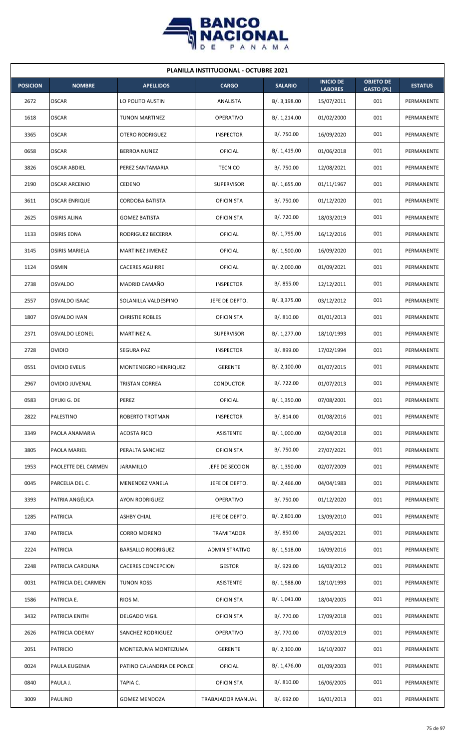**PLANILLA INSTITUCIONAL - OCTUBRE 2021**

| POSICION | NOMBRE | APELLIDOS | CARGO | SALARIO | INICIO DE LABORES | OBJETO DE GASTO (PL) | ESTATUS |
|---|---|---|---|---|---|---|---|
| 2672 | OSCAR | LO POLITO AUSTIN | ANALISTA | B/. 3,198.00 | 15/07/2011 | 001 | PERMANENTE |
| 1618 | OSCAR | TUNON MARTINEZ | OPERATIVO | B/. 1,214.00 | 01/02/2000 | 001 | PERMANENTE |
| 3365 | OSCAR | OTERO RODRIGUEZ | INSPECTOR | B/. 750.00 | 16/09/2020 | 001 | PERMANENTE |
| 0658 | OSCAR | BERROA NUNEZ | OFICIAL | B/. 1,419.00 | 01/06/2018 | 001 | PERMANENTE |
| 3826 | OSCAR ABDIEL | PEREZ SANTAMARIA | TECNICO | B/. 750.00 | 12/08/2021 | 001 | PERMANENTE |
| 2190 | OSCAR ARCENIO | CEDENO | SUPERVISOR | B/. 1,655.00 | 01/11/1967 | 001 | PERMANENTE |
| 3611 | OSCAR ENRIQUE | CORDOBA BATISTA | OFICINISTA | B/. 750.00 | 01/12/2020 | 001 | PERMANENTE |
| 2625 | OSIRIS ALINA | GOMEZ BATISTA | OFICINISTA | B/. 720.00 | 18/03/2019 | 001 | PERMANENTE |
| 1133 | OSIRIS EDNA | RODRIGUEZ BECERRA | OFICIAL | B/. 1,795.00 | 16/12/2016 | 001 | PERMANENTE |
| 3145 | OSIRIS MARIELA | MARTINEZ JIMENEZ | OFICIAL | B/. 1,500.00 | 16/09/2020 | 001 | PERMANENTE |
| 1124 | OSMIN | CACERES AGUIRRE | OFICIAL | B/. 2,000.00 | 01/09/2021 | 001 | PERMANENTE |
| 2738 | OSVALDO | MADRID CAMAÑO | INSPECTOR | B/. 855.00 | 12/12/2011 | 001 | PERMANENTE |
| 2557 | OSVALDO ISAAC | SOLANILLA VALDESPINO | JEFE DE DEPTO. | B/. 3,375.00 | 03/12/2012 | 001 | PERMANENTE |
| 1807 | OSVALDO IVAN | CHRISTIE ROBLES | OFICINISTA | B/. 810.00 | 01/01/2013 | 001 | PERMANENTE |
| 2371 | OSVALDO LEONEL | MARTINEZ A. | SUPERVISOR | B/. 1,277.00 | 18/10/1993 | 001 | PERMANENTE |
| 2728 | OVIDIO | SEGURA PAZ | INSPECTOR | B/. 899.00 | 17/02/1994 | 001 | PERMANENTE |
| 0551 | OVIDIO EVELIS | MONTENEGRO HENRIQUEZ | GERENTE | B/. 2,100.00 | 01/07/2015 | 001 | PERMANENTE |
| 2967 | OVIDIO JUVENAL | TRISTAN CORREA | CONDUCTOR | B/. 722.00 | 01/07/2013 | 001 | PERMANENTE |
| 0583 | OYUKI G. DE | PEREZ | OFICIAL | B/. 1,350.00 | 07/08/2001 | 001 | PERMANENTE |
| 2822 | PALESTINO | ROBERTO TROTMAN | INSPECTOR | B/. 814.00 | 01/08/2016 | 001 | PERMANENTE |
| 3349 | PAOLA ANAMARIA | ACOSTA RICO | ASISTENTE | B/. 1,000.00 | 02/04/2018 | 001 | PERMANENTE |
| 3805 | PAOLA MARIEL | PERALTA SANCHEZ | OFICINISTA | B/. 750.00 | 27/07/2021 | 001 | PERMANENTE |
| 1953 | PAOLETTE DEL CARMEN | JARAMILLO | JEFE DE SECCION | B/. 1,350.00 | 02/07/2009 | 001 | PERMANENTE |
| 0045 | PARCELIA DEL C. | MENENDEZ VANELA | JEFE DE DEPTO. | B/. 2,466.00 | 04/04/1983 | 001 | PERMANENTE |
| 3393 | PATRIA ANGÉLICA | AYON RODRIGUEZ | OPERATIVO | B/. 750.00 | 01/12/2020 | 001 | PERMANENTE |
| 1285 | PATRICIA | ASHBY CHIAL | JEFE DE DEPTO. | B/. 2,801.00 | 13/09/2010 | 001 | PERMANENTE |
| 3740 | PATRICIA | CORRO MORENO | TRAMITADOR | B/. 850.00 | 24/05/2021 | 001 | PERMANENTE |
| 2224 | PATRICIA | BARSALLO RODRIGUEZ | ADMINISTRATIVO | B/. 1,518.00 | 16/09/2016 | 001 | PERMANENTE |
| 2248 | PATRICIA CAROLINA | CACERES CONCEPCION | GESTOR | B/. 929.00 | 16/03/2012 | 001 | PERMANENTE |
| 0031 | PATRICIA DEL CARMEN | TUNON ROSS | ASISTENTE | B/. 1,588.00 | 18/10/1993 | 001 | PERMANENTE |
| 1586 | PATRICIA E. | RIOS M. | OFICINISTA | B/. 1,041.00 | 18/04/2005 | 001 | PERMANENTE |
| 3432 | PATRICIA ENITH | DELGADO VIGIL | OFICINISTA | B/. 770.00 | 17/09/2018 | 001 | PERMANENTE |
| 2626 | PATRICIA ODERAY | SANCHEZ RODRIGUEZ | OPERATIVO | B/. 770.00 | 07/03/2019 | 001 | PERMANENTE |
| 2051 | PATRICIO | MONTEZUMA MONTEZUMA | GERENTE | B/. 2,100.00 | 16/10/2007 | 001 | PERMANENTE |
| 0024 | PAULA EUGENIA | PATINO CALANDRIA DE PONCE | OFICIAL | B/. 1,476.00 | 01/09/2003 | 001 | PERMANENTE |
| 0840 | PAULA J. | TAPIA C. | OFICINISTA | B/. 810.00 | 16/06/2005 | 001 | PERMANENTE |
| 3009 | PAULINO | GOMEZ MENDOZA | TRABAJADOR MANUAL | B/. 692.00 | 16/01/2013 | 001 | PERMANENTE |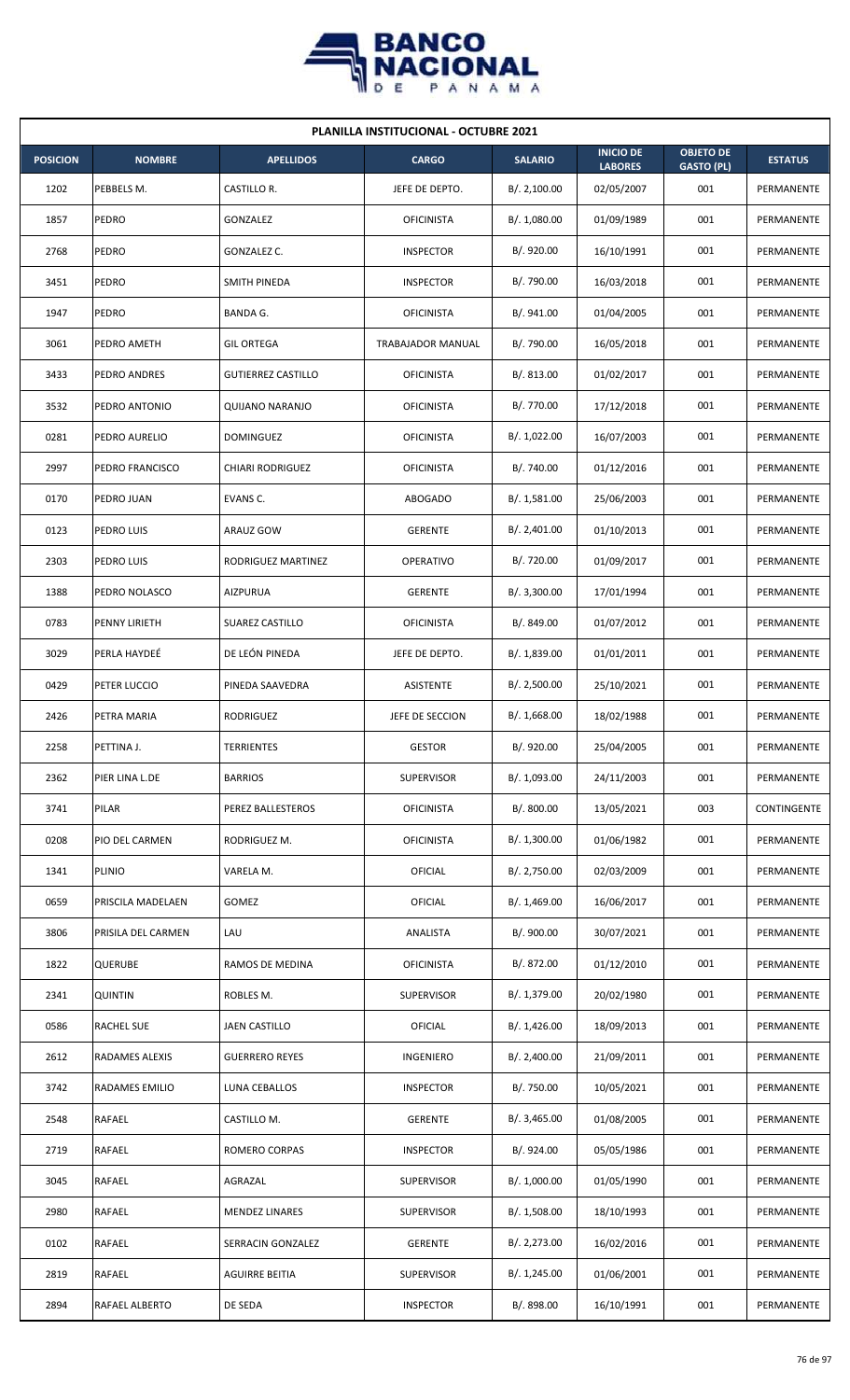## PLANILLA INSTITUCIONAL - OCTUBRE 2021

| POSICION | NOMBRE | APELLIDOS | CARGO | SALARIO | INICIO DE LABORES | OBJETO DE GASTO (PL) | ESTATUS |
|---|---|---|---|---|---|---|---|
| 1202 | PEBBELS M. | CASTILLO R. | JEFE DE DEPTO. | B/. 2,100.00 | 02/05/2007 | 001 | PERMANENTE |
| 1857 | PEDRO | GONZALEZ | OFICINISTA | B/. 1,080.00 | 01/09/1989 | 001 | PERMANENTE |
| 2768 | PEDRO | GONZALEZ C. | INSPECTOR | B/. 920.00 | 16/10/1991 | 001 | PERMANENTE |
| 3451 | PEDRO | SMITH PINEDA | INSPECTOR | B/. 790.00 | 16/03/2018 | 001 | PERMANENTE |
| 1947 | PEDRO | BANDA G. | OFICINISTA | B/. 941.00 | 01/04/2005 | 001 | PERMANENTE |
| 3061 | PEDRO AMETH | GIL ORTEGA | TRABAJADOR MANUAL | B/. 790.00 | 16/05/2018 | 001 | PERMANENTE |
| 3433 | PEDRO ANDRES | GUTIERREZ CASTILLO | OFICINISTA | B/. 813.00 | 01/02/2017 | 001 | PERMANENTE |
| 3532 | PEDRO ANTONIO | QUIJANO NARANJO | OFICINISTA | B/. 770.00 | 17/12/2018 | 001 | PERMANENTE |
| 0281 | PEDRO AURELIO | DOMINGUEZ | OFICINISTA | B/. 1,022.00 | 16/07/2003 | 001 | PERMANENTE |
| 2997 | PEDRO FRANCISCO | CHIARI RODRIGUEZ | OFICINISTA | B/. 740.00 | 01/12/2016 | 001 | PERMANENTE |
| 0170 | PEDRO JUAN | EVANS C. | ABOGADO | B/. 1,581.00 | 25/06/2003 | 001 | PERMANENTE |
| 0123 | PEDRO LUIS | ARAUZ GOW | GERENTE | B/. 2,401.00 | 01/10/2013 | 001 | PERMANENTE |
| 2303 | PEDRO LUIS | RODRIGUEZ MARTINEZ | OPERATIVO | B/. 720.00 | 01/09/2017 | 001 | PERMANENTE |
| 1388 | PEDRO NOLASCO | AIZPURUA | GERENTE | B/. 3,300.00 | 17/01/1994 | 001 | PERMANENTE |
| 0783 | PENNY LIRIETH | SUAREZ CASTILLO | OFICINISTA | B/. 849.00 | 01/07/2012 | 001 | PERMANENTE |
| 3029 | PERLA HAYDEÉ | DE LEÓN PINEDA | JEFE DE DEPTO. | B/. 1,839.00 | 01/01/2011 | 001 | PERMANENTE |
| 0429 | PETER LUCCIO | PINEDA SAAVEDRA | ASISTENTE | B/. 2,500.00 | 25/10/2021 | 001 | PERMANENTE |
| 2426 | PETRA MARIA | RODRIGUEZ | JEFE DE SECCION | B/. 1,668.00 | 18/02/1988 | 001 | PERMANENTE |
| 2258 | PETTINA J. | TERRIENTES | GESTOR | B/. 920.00 | 25/04/2005 | 001 | PERMANENTE |
| 2362 | PIER LINA L.DE | BARRIOS | SUPERVISOR | B/. 1,093.00 | 24/11/2003 | 001 | PERMANENTE |
| 3741 | PILAR | PEREZ BALLESTEROS | OFICINISTA | B/. 800.00 | 13/05/2021 | 003 | CONTINGENTE |
| 0208 | PIO DEL CARMEN | RODRIGUEZ M. | OFICINISTA | B/. 1,300.00 | 01/06/1982 | 001 | PERMANENTE |
| 1341 | PLINIO | VARELA M. | OFICIAL | B/. 2,750.00 | 02/03/2009 | 001 | PERMANENTE |
| 0659 | PRISCILA MADELAEN | GOMEZ | OFICIAL | B/. 1,469.00 | 16/06/2017 | 001 | PERMANENTE |
| 3806 | PRISILA DEL CARMEN | LAU | ANALISTA | B/. 900.00 | 30/07/2021 | 001 | PERMANENTE |
| 1822 | QUERUBE | RAMOS DE MEDINA | OFICINISTA | B/. 872.00 | 01/12/2010 | 001 | PERMANENTE |
| 2341 | QUINTIN | ROBLES M. | SUPERVISOR | B/. 1,379.00 | 20/02/1980 | 001 | PERMANENTE |
| 0586 | RACHEL SUE | JAEN CASTILLO | OFICIAL | B/. 1,426.00 | 18/09/2013 | 001 | PERMANENTE |
| 2612 | RADAMES ALEXIS | GUERRERO REYES | INGENIERO | B/. 2,400.00 | 21/09/2011 | 001 | PERMANENTE |
| 3742 | RADAMES EMILIO | LUNA CEBALLOS | INSPECTOR | B/. 750.00 | 10/05/2021 | 001 | PERMANENTE |
| 2548 | RAFAEL | CASTILLO M. | GERENTE | B/. 3,465.00 | 01/08/2005 | 001 | PERMANENTE |
| 2719 | RAFAEL | ROMERO CORPAS | INSPECTOR | B/. 924.00 | 05/05/1986 | 001 | PERMANENTE |
| 3045 | RAFAEL | AGRAZAL | SUPERVISOR | B/. 1,000.00 | 01/05/1990 | 001 | PERMANENTE |
| 2980 | RAFAEL | MENDEZ LINARES | SUPERVISOR | B/. 1,508.00 | 18/10/1993 | 001 | PERMANENTE |
| 0102 | RAFAEL | SERRACIN GONZALEZ | GERENTE | B/. 2,273.00 | 16/02/2016 | 001 | PERMANENTE |
| 2819 | RAFAEL | AGUIRRE BEITIA | SUPERVISOR | B/. 1,245.00 | 01/06/2001 | 001 | PERMANENTE |
| 2894 | RAFAEL ALBERTO | DE SEDA | INSPECTOR | B/. 898.00 | 16/10/1991 | 001 | PERMANENTE |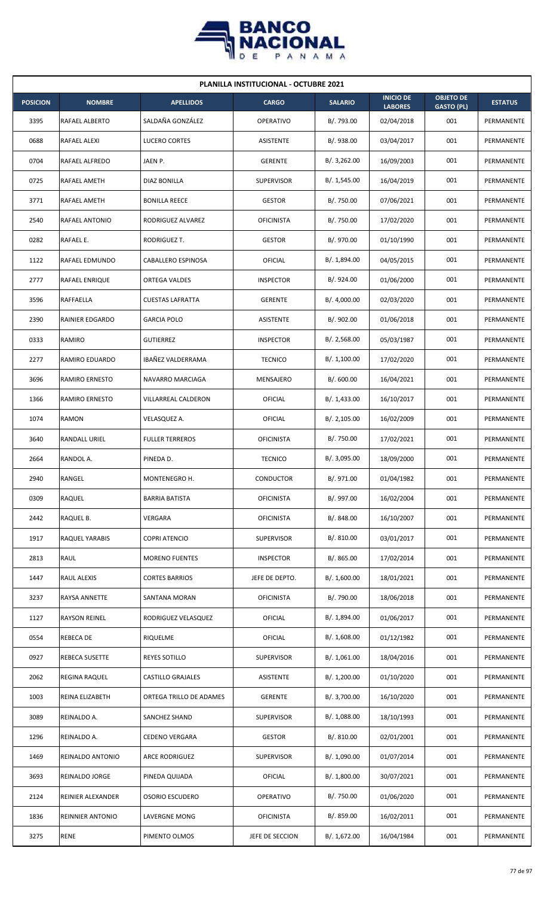| PLANILLA INSTITUCIONAL - OCTUBRE 2021 | | | | | | | |
|---|---|---|---|---|---|---|---|
| **POSICION** | **NOMBRE** | **APELLIDOS** | **CARGO** | **SALARIO** | **INICIO DE LABORES** | **OBJETO DE GASTO (PL)** | **ESTATUS** |
| 3395 | RAFAEL ALBERTO | SALDAÑA GONZÁLEZ | OPERATIVO | B/. 793.00 | 02/04/2018 | 001 | PERMANENTE |
| 0688 | RAFAEL ALEXI | LUCERO CORTES | ASISTENTE | B/. 938.00 | 03/04/2017 | 001 | PERMANENTE |
| 0704 | RAFAEL ALFREDO | JAEN P. | GERENTE | B/. 3,262.00 | 16/09/2003 | 001 | PERMANENTE |
| 0725 | RAFAEL AMETH | DIAZ BONILLA | SUPERVISOR | B/. 1,545.00 | 16/04/2019 | 001 | PERMANENTE |
| 3771 | RAFAEL AMETH | BONILLA REECE | GESTOR | B/. 750.00 | 07/06/2021 | 001 | PERMANENTE |
| 2540 | RAFAEL ANTONIO | RODRIGUEZ ALVAREZ | OFICINISTA | B/. 750.00 | 17/02/2020 | 001 | PERMANENTE |
| 0282 | RAFAEL E. | RODRIGUEZ T. | GESTOR | B/. 970.00 | 01/10/1990 | 001 | PERMANENTE |
| 1122 | RAFAEL EDMUNDO | CABALLERO ESPINOSA | OFICIAL | B/. 1,894.00 | 04/05/2015 | 001 | PERMANENTE |
| 2777 | RAFAEL ENRIQUE | ORTEGA VALDES | INSPECTOR | B/. 924.00 | 01/06/2000 | 001 | PERMANENTE |
| 3596 | RAFFAELLA | CUESTAS LAFRATTA | GERENTE | B/. 4,000.00 | 02/03/2020 | 001 | PERMANENTE |
| 2390 | RAINIER EDGARDO | GARCIA POLO | ASISTENTE | B/. 902.00 | 01/06/2018 | 001 | PERMANENTE |
| 0333 | RAMIRO | GUTIERREZ | INSPECTOR | B/. 2,568.00 | 05/03/1987 | 001 | PERMANENTE |
| 2277 | RAMIRO EDUARDO | IBAÑEZ VALDERRAMA | TECNICO | B/. 1,100.00 | 17/02/2020 | 001 | PERMANENTE |
| 3696 | RAMIRO ERNESTO | NAVARRO MARCIAGA | MENSAJERO | B/. 600.00 | 16/04/2021 | 001 | PERMANENTE |
| 1366 | RAMIRO ERNESTO | VILLARREAL CALDERON | OFICIAL | B/. 1,433.00 | 16/10/2017 | 001 | PERMANENTE |
| 1074 | RAMON | VELASQUEZ A. | OFICIAL | B/. 2,105.00 | 16/02/2009 | 001 | PERMANENTE |
| 3640 | RANDALL URIEL | FULLER TERREROS | OFICINISTA | B/. 750.00 | 17/02/2021 | 001 | PERMANENTE |
| 2664 | RANDOL A. | PINEDA D. | TECNICO | B/. 3,095.00 | 18/09/2000 | 001 | PERMANENTE |
| 2940 | RANGEL | MONTENEGRO H. | CONDUCTOR | B/. 971.00 | 01/04/1982 | 001 | PERMANENTE |
| 0309 | RAQUEL | BARRIA BATISTA | OFICINISTA | B/. 997.00 | 16/02/2004 | 001 | PERMANENTE |
| 2442 | RAQUEL B. | VERGARA | OFICINISTA | B/. 848.00 | 16/10/2007 | 001 | PERMANENTE |
| 1917 | RAQUEL YARABIS | COPRI ATENCIO | SUPERVISOR | B/. 810.00 | 03/01/2017 | 001 | PERMANENTE |
| 2813 | RAUL | MORENO FUENTES | INSPECTOR | B/. 865.00 | 17/02/2014 | 001 | PERMANENTE |
| 1447 | RAUL ALEXIS | CORTES BARRIOS | JEFE DE DEPTO. | B/. 1,600.00 | 18/01/2021 | 001 | PERMANENTE |
| 3237 | RAYSA ANNETTE | SANTANA MORAN | OFICINISTA | B/. 790.00 | 18/06/2018 | 001 | PERMANENTE |
| 1127 | RAYSON REINEL | RODRIGUEZ VELASQUEZ | OFICIAL | B/. 1,894.00 | 01/06/2017 | 001 | PERMANENTE |
| 0554 | REBECA DE | RIQUELME | OFICIAL | B/. 1,608.00 | 01/12/1982 | 001 | PERMANENTE |
| 0927 | REBECA SUSETTE | REYES SOTILLO | SUPERVISOR | B/. 1,061.00 | 18/04/2016 | 001 | PERMANENTE |
| 2062 | REGINA RAQUEL | CASTILLO GRAJALES | ASISTENTE | B/. 1,200.00 | 01/10/2020 | 001 | PERMANENTE |
| 1003 | REINA ELIZABETH | ORTEGA TRILLO DE ADAMES | GERENTE | B/. 3,700.00 | 16/10/2020 | 001 | PERMANENTE |
| 3089 | REINALDO A. | SANCHEZ SHAND | SUPERVISOR | B/. 1,088.00 | 18/10/1993 | 001 | PERMANENTE |
| 1296 | REINALDO A. | CEDENO VERGARA | GESTOR | B/. 810.00 | 02/01/2001 | 001 | PERMANENTE |
| 1469 | REINALDO ANTONIO | ARCE RODRIGUEZ | SUPERVISOR | B/. 1,090.00 | 01/07/2014 | 001 | PERMANENTE |
| 3693 | REINALDO JORGE | PINEDA QUIJADA | OFICIAL | B/. 1,800.00 | 30/07/2021 | 001 | PERMANENTE |
| 2124 | REINIER ALEXANDER | OSORIO ESCUDERO | OPERATIVO | B/. 750.00 | 01/06/2020 | 001 | PERMANENTE |
| 1836 | REINNIER ANTONIO | LAVERGNE MONG | OFICINISTA | B/. 859.00 | 16/02/2011 | 001 | PERMANENTE |
| 3275 | RENE | PIMENTO OLMOS | JEFE DE SECCION | B/. 1,672.00 | 16/04/1984 | 001 | PERMANENTE |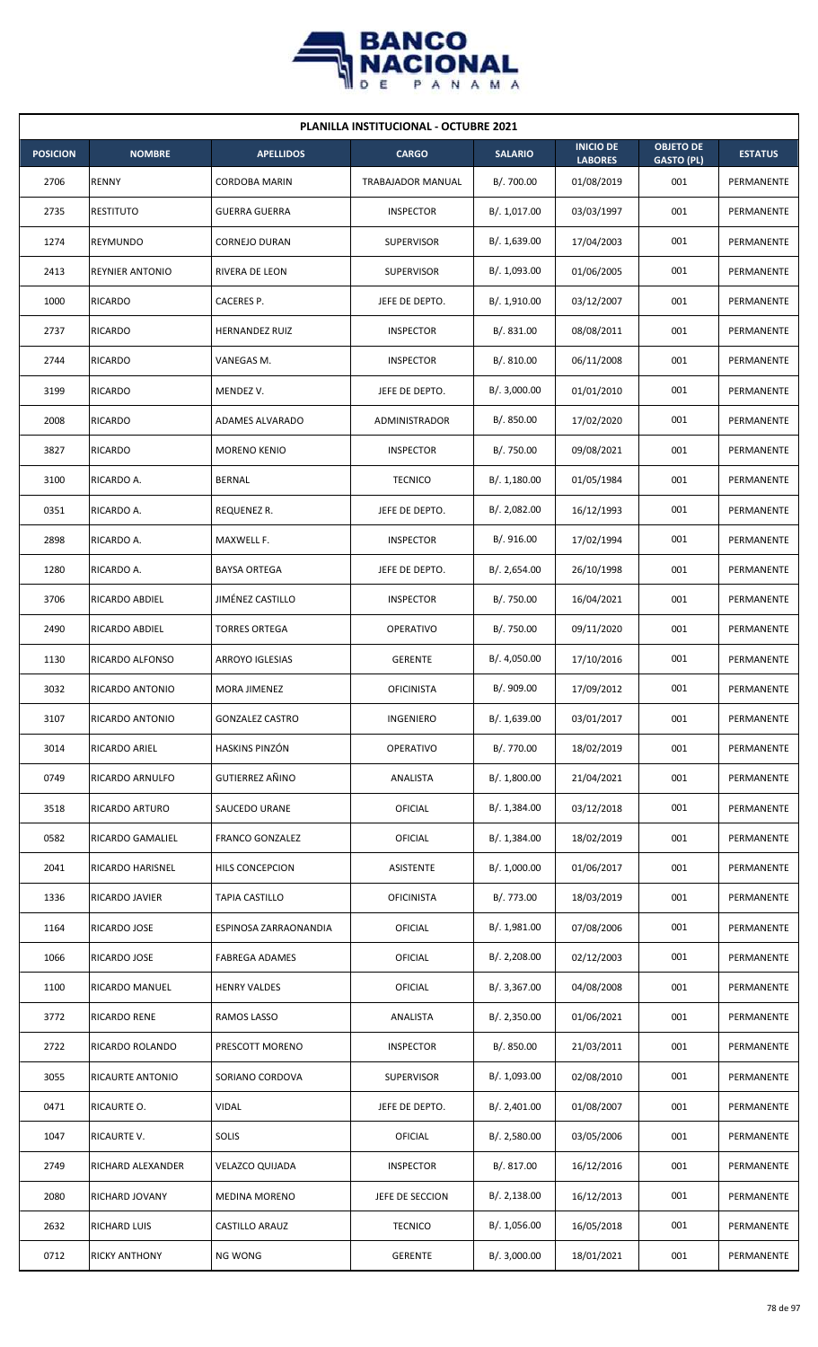| PLANILLA INSTITUCIONAL - OCTUBRE 2021 | | | | | | | |
|---|---|---|---|---|---|---|---|
| **POSICION** | **NOMBRE** | **APELLIDOS** | **CARGO** | **SALARIO** | **INICIO DE LABORES** | **OBJETO DE GASTO (PL)** | **ESTATUS** |
| 2706 | RENNY | CORDOBA MARIN | TRABAJADOR MANUAL | B/. 700.00 | 01/08/2019 | 001 | PERMANENTE |
| 2735 | RESTITUTO | GUERRA GUERRA | INSPECTOR | B/. 1,017.00 | 03/03/1997 | 001 | PERMANENTE |
| 1274 | REYMUNDO | CORNEJO DURAN | SUPERVISOR | B/. 1,639.00 | 17/04/2003 | 001 | PERMANENTE |
| 2413 | REYNIER ANTONIO | RIVERA DE LEON | SUPERVISOR | B/. 1,093.00 | 01/06/2005 | 001 | PERMANENTE |
| 1000 | RICARDO | CACERES P. | JEFE DE DEPTO. | B/. 1,910.00 | 03/12/2007 | 001 | PERMANENTE |
| 2737 | RICARDO | HERNANDEZ RUIZ | INSPECTOR | B/. 831.00 | 08/08/2011 | 001 | PERMANENTE |
| 2744 | RICARDO | VANEGAS M. | INSPECTOR | B/. 810.00 | 06/11/2008 | 001 | PERMANENTE |
| 3199 | RICARDO | MENDEZ V. | JEFE DE DEPTO. | B/. 3,000.00 | 01/01/2010 | 001 | PERMANENTE |
| 2008 | RICARDO | ADAMES ALVARADO | ADMINISTRADOR | B/. 850.00 | 17/02/2020 | 001 | PERMANENTE |
| 3827 | RICARDO | MORENO KENIO | INSPECTOR | B/. 750.00 | 09/08/2021 | 001 | PERMANENTE |
| 3100 | RICARDO A. | BERNAL | TECNICO | B/. 1,180.00 | 01/05/1984 | 001 | PERMANENTE |
| 0351 | RICARDO A. | REQUENEZ R. | JEFE DE DEPTO. | B/. 2,082.00 | 16/12/1993 | 001 | PERMANENTE |
| 2898 | RICARDO A. | MAXWELL F. | INSPECTOR | B/. 916.00 | 17/02/1994 | 001 | PERMANENTE |
| 1280 | RICARDO A. | BAYSA ORTEGA | JEFE DE DEPTO. | B/. 2,654.00 | 26/10/1998 | 001 | PERMANENTE |
| 3706 | RICARDO ABDIEL | JIMÉNEZ CASTILLO | INSPECTOR | B/. 750.00 | 16/04/2021 | 001 | PERMANENTE |
| 2490 | RICARDO ABDIEL | TORRES ORTEGA | OPERATIVO | B/. 750.00 | 09/11/2020 | 001 | PERMANENTE |
| 1130 | RICARDO ALFONSO | ARROYO IGLESIAS | GERENTE | B/. 4,050.00 | 17/10/2016 | 001 | PERMANENTE |
| 3032 | RICARDO ANTONIO | MORA JIMENEZ | OFICINISTA | B/. 909.00 | 17/09/2012 | 001 | PERMANENTE |
| 3107 | RICARDO ANTONIO | GONZALEZ CASTRO | INGENIERO | B/. 1,639.00 | 03/01/2017 | 001 | PERMANENTE |
| 3014 | RICARDO ARIEL | HASKINS PINZÓN | OPERATIVO | B/. 770.00 | 18/02/2019 | 001 | PERMANENTE |
| 0749 | RICARDO ARNULFO | GUTIERREZ AÑINO | ANALISTA | B/. 1,800.00 | 21/04/2021 | 001 | PERMANENTE |
| 3518 | RICARDO ARTURO | SAUCEDO URANE | OFICIAL | B/. 1,384.00 | 03/12/2018 | 001 | PERMANENTE |
| 0582 | RICARDO GAMALIEL | FRANCO GONZALEZ | OFICIAL | B/. 1,384.00 | 18/02/2019 | 001 | PERMANENTE |
| 2041 | RICARDO HARISNEL | HILS CONCEPCION | ASISTENTE | B/. 1,000.00 | 01/06/2017 | 001 | PERMANENTE |
| 1336 | RICARDO JAVIER | TAPIA CASTILLO | OFICINISTA | B/. 773.00 | 18/03/2019 | 001 | PERMANENTE |
| 1164 | RICARDO JOSE | ESPINOSA ZARRAONANDIA | OFICIAL | B/. 1,981.00 | 07/08/2006 | 001 | PERMANENTE |
| 1066 | RICARDO JOSE | FABREGA ADAMES | OFICIAL | B/. 2,208.00 | 02/12/2003 | 001 | PERMANENTE |
| 1100 | RICARDO MANUEL | HENRY VALDES | OFICIAL | B/. 3,367.00 | 04/08/2008 | 001 | PERMANENTE |
| 3772 | RICARDO RENE | RAMOS LASSO | ANALISTA | B/. 2,350.00 | 01/06/2021 | 001 | PERMANENTE |
| 2722 | RICARDO ROLANDO | PRESCOTT MORENO | INSPECTOR | B/. 850.00 | 21/03/2011 | 001 | PERMANENTE |
| 3055 | RICAURTE ANTONIO | SORIANO CORDOVA | SUPERVISOR | B/. 1,093.00 | 02/08/2010 | 001 | PERMANENTE |
| 0471 | RICAURTE O. | VIDAL | JEFE DE DEPTO. | B/. 2,401.00 | 01/08/2007 | 001 | PERMANENTE |
| 1047 | RICAURTE V. | SOLIS | OFICIAL | B/. 2,580.00 | 03/05/2006 | 001 | PERMANENTE |
| 2749 | RICHARD ALEXANDER | VELAZCO QUIJADA | INSPECTOR | B/. 817.00 | 16/12/2016 | 001 | PERMANENTE |
| 2080 | RICHARD JOVANY | MEDINA MORENO | JEFE DE SECCION | B/. 2,138.00 | 16/12/2013 | 001 | PERMANENTE |
| 2632 | RICHARD LUIS | CASTILLO ARAUZ | TECNICO | B/. 1,056.00 | 16/05/2018 | 001 | PERMANENTE |
| 0712 | RICKY ANTHONY | NG WONG | GERENTE | B/. 3,000.00 | 18/01/2021 | 001 | PERMANENTE |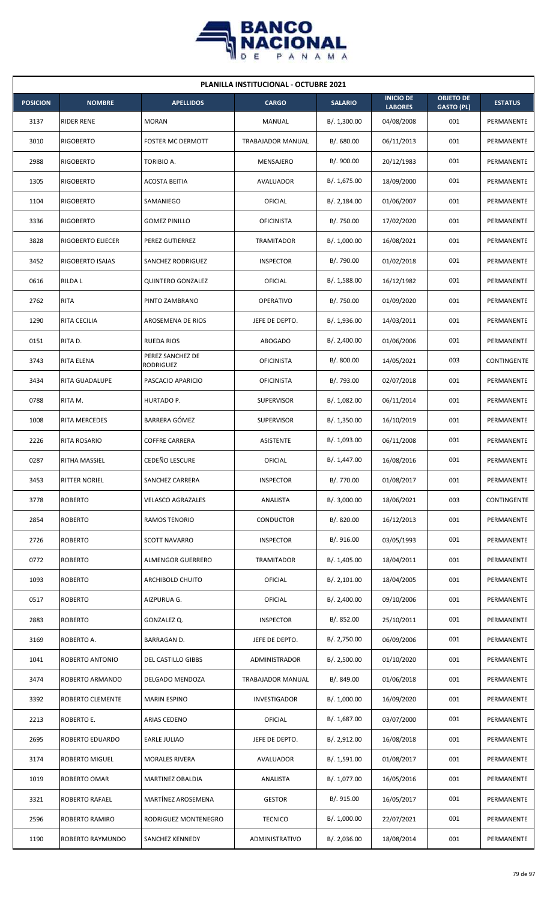| PLANILLA INSTITUCIONAL - OCTUBRE 2021 | | | | | | | |
|---|---|---|---|---|---|---|---|
| **POSICION** | **NOMBRE** | **APELLIDOS** | **CARGO** | **SALARIO** | **INICIO DE LABORES** | **OBJETO DE GASTO (PL)** | **ESTATUS** |
| 3137 | RIDER RENE | MORAN | MANUAL | B/. 1,300.00 | 04/08/2008 | 001 | PERMANENTE |
| 3010 | RIGOBERTO | FOSTER MC DERMOTT | TRABAJADOR MANUAL | B/. 680.00 | 06/11/2013 | 001 | PERMANENTE |
| 2988 | RIGOBERTO | TORIBIO A. | MENSAJERO | B/. 900.00 | 20/12/1983 | 001 | PERMANENTE |
| 1305 | RIGOBERTO | ACOSTA BEITIA | AVALUADOR | B/. 1,675.00 | 18/09/2000 | 001 | PERMANENTE |
| 1104 | RIGOBERTO | SAMANIEGO | OFICIAL | B/. 2,184.00 | 01/06/2007 | 001 | PERMANENTE |
| 3336 | RIGOBERTO | GOMEZ PINILLO | OFICINISTA | B/. 750.00 | 17/02/2020 | 001 | PERMANENTE |
| 3828 | RIGOBERTO ELIECER | PEREZ GUTIERREZ | TRAMITADOR | B/. 1,000.00 | 16/08/2021 | 001 | PERMANENTE |
| 3452 | RIGOBERTO ISAIAS | SANCHEZ RODRIGUEZ | INSPECTOR | B/. 790.00 | 01/02/2018 | 001 | PERMANENTE |
| 0616 | RILDA L | QUINTERO GONZALEZ | OFICIAL | B/. 1,588.00 | 16/12/1982 | 001 | PERMANENTE |
| 2762 | RITA | PINTO ZAMBRANO | OPERATIVO | B/. 750.00 | 01/09/2020 | 001 | PERMANENTE |
| 1290 | RITA CECILIA | AROSEMENA DE RIOS | JEFE DE DEPTO. | B/. 1,936.00 | 14/03/2011 | 001 | PERMANENTE |
| 0151 | RITA D. | RUEDA RIOS | ABOGADO | B/. 2,400.00 | 01/06/2006 | 001 | PERMANENTE |
| 3743 | RITA ELENA | PEREZ SANCHEZ DE RODRIGUEZ | OFICINISTA | B/. 800.00 | 14/05/2021 | 003 | CONTINGENTE |
| 3434 | RITA GUADALUPE | PASCACIO APARICIO | OFICINISTA | B/. 793.00 | 02/07/2018 | 001 | PERMANENTE |
| 0788 | RITA M. | HURTADO P. | SUPERVISOR | B/. 1,082.00 | 06/11/2014 | 001 | PERMANENTE |
| 1008 | RITA MERCEDES | BARRERA GÓMEZ | SUPERVISOR | B/. 1,350.00 | 16/10/2019 | 001 | PERMANENTE |
| 2226 | RITA ROSARIO | COFFRE CARRERA | ASISTENTE | B/. 1,093.00 | 06/11/2008 | 001 | PERMANENTE |
| 0287 | RITHA MASSIEL | CEDEÑO LESCURE | OFICIAL | B/. 1,447.00 | 16/08/2016 | 001 | PERMANENTE |
| 3453 | RITTER NORIEL | SANCHEZ CARRERA | INSPECTOR | B/. 770.00 | 01/08/2017 | 001 | PERMANENTE |
| 3778 | ROBERTO | VELASCO AGRAZALES | ANALISTA | B/. 3,000.00 | 18/06/2021 | 003 | CONTINGENTE |
| 2854 | ROBERTO | RAMOS TENORIO | CONDUCTOR | B/. 820.00 | 16/12/2013 | 001 | PERMANENTE |
| 2726 | ROBERTO | SCOTT NAVARRO | INSPECTOR | B/. 916.00 | 03/05/1993 | 001 | PERMANENTE |
| 0772 | ROBERTO | ALMENGOR GUERRERO | TRAMITADOR | B/. 1,405.00 | 18/04/2011 | 001 | PERMANENTE |
| 1093 | ROBERTO | ARCHIBOLD CHUITO | OFICIAL | B/. 2,101.00 | 18/04/2005 | 001 | PERMANENTE |
| 0517 | ROBERTO | AIZPURUA G. | OFICIAL | B/. 2,400.00 | 09/10/2006 | 001 | PERMANENTE |
| 2883 | ROBERTO | GONZALEZ Q. | INSPECTOR | B/. 852.00 | 25/10/2011 | 001 | PERMANENTE |
| 3169 | ROBERTO A. | BARRAGAN D. | JEFE DE DEPTO. | B/. 2,750.00 | 06/09/2006 | 001 | PERMANENTE |
| 1041 | ROBERTO ANTONIO | DEL CASTILLO GIBBS | ADMINISTRADOR | B/. 2,500.00 | 01/10/2020 | 001 | PERMANENTE |
| 3474 | ROBERTO ARMANDO | DELGADO MENDOZA | TRABAJADOR MANUAL | B/. 849.00 | 01/06/2018 | 001 | PERMANENTE |
| 3392 | ROBERTO CLEMENTE | MARIN ESPINO | INVESTIGADOR | B/. 1,000.00 | 16/09/2020 | 001 | PERMANENTE |
| 2213 | ROBERTO E. | ARIAS CEDENO | OFICIAL | B/. 1,687.00 | 03/07/2000 | 001 | PERMANENTE |
| 2695 | ROBERTO EDUARDO | EARLE JULIAO | JEFE DE DEPTO. | B/. 2,912.00 | 16/08/2018 | 001 | PERMANENTE |
| 3174 | ROBERTO MIGUEL | MORALES RIVERA | AVALUADOR | B/. 1,591.00 | 01/08/2017 | 001 | PERMANENTE |
| 1019 | ROBERTO OMAR | MARTINEZ OBALDIA | ANALISTA | B/. 1,077.00 | 16/05/2016 | 001 | PERMANENTE |
| 3321 | ROBERTO RAFAEL | MARTÍNEZ AROSEMENA | GESTOR | B/. 915.00 | 16/05/2017 | 001 | PERMANENTE |
| 2596 | ROBERTO RAMIRO | RODRIGUEZ MONTENEGRO | TECNICO | B/. 1,000.00 | 22/07/2021 | 001 | PERMANENTE |
| 1190 | ROBERTO RAYMUNDO | SANCHEZ KENNEDY | ADMINISTRATIVO | B/. 2,036.00 | 18/08/2014 | 001 | PERMANENTE |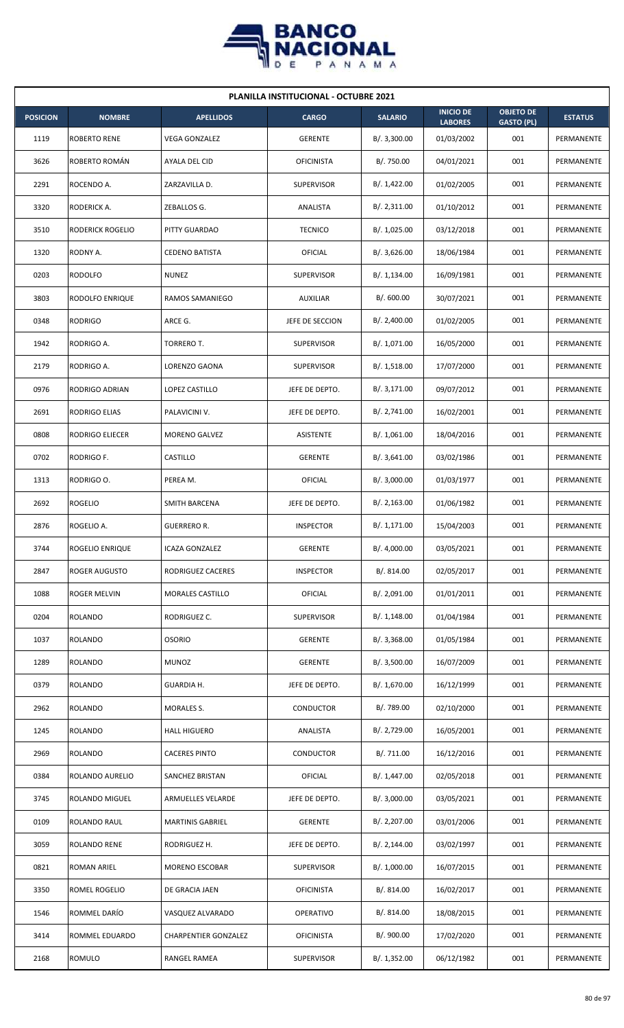**PLANILLA INSTITUCIONAL - OCTUBRE 2021**

| POSICION | NOMBRE | APELLIDOS | CARGO | SALARIO | INICIO DE LABORES | OBJETO DE GASTO (PL) | ESTATUS |
|---|---|---|---|---|---|---|---|
| 1119 | ROBERTO RENE | VEGA GONZALEZ | GERENTE | B/. 3,300.00 | 01/03/2002 | 001 | PERMANENTE |
| 3626 | ROBERTO ROMÁN | AYALA DEL CID | OFICINISTA | B/. 750.00 | 04/01/2021 | 001 | PERMANENTE |
| 2291 | ROCENDO A. | ZARZAVILLA D. | SUPERVISOR | B/. 1,422.00 | 01/02/2005 | 001 | PERMANENTE |
| 3320 | RODERICK A. | ZEBALLOS G. | ANALISTA | B/. 2,311.00 | 01/10/2012 | 001 | PERMANENTE |
| 3510 | RODERICK ROGELIO | PITTY GUARDAO | TECNICO | B/. 1,025.00 | 03/12/2018 | 001 | PERMANENTE |
| 1320 | RODNY A. | CEDENO BATISTA | OFICIAL | B/. 3,626.00 | 18/06/1984 | 001 | PERMANENTE |
| 0203 | RODOLFO | NUNEZ | SUPERVISOR | B/. 1,134.00 | 16/09/1981 | 001 | PERMANENTE |
| 3803 | RODOLFO ENRIQUE | RAMOS SAMANIEGO | AUXILIAR | B/. 600.00 | 30/07/2021 | 001 | PERMANENTE |
| 0348 | RODRIGO | ARCE G. | JEFE DE SECCION | B/. 2,400.00 | 01/02/2005 | 001 | PERMANENTE |
| 1942 | RODRIGO A. | TORRERO T. | SUPERVISOR | B/. 1,071.00 | 16/05/2000 | 001 | PERMANENTE |
| 2179 | RODRIGO A. | LORENZO GAONA | SUPERVISOR | B/. 1,518.00 | 17/07/2000 | 001 | PERMANENTE |
| 0976 | RODRIGO ADRIAN | LOPEZ CASTILLO | JEFE DE DEPTO. | B/. 3,171.00 | 09/07/2012 | 001 | PERMANENTE |
| 2691 | RODRIGO ELIAS | PALAVICINI V. | JEFE DE DEPTO. | B/. 2,741.00 | 16/02/2001 | 001 | PERMANENTE |
| 0808 | RODRIGO ELIECER | MORENO GALVEZ | ASISTENTE | B/. 1,061.00 | 18/04/2016 | 001 | PERMANENTE |
| 0702 | RODRIGO F. | CASTILLO | GERENTE | B/. 3,641.00 | 03/02/1986 | 001 | PERMANENTE |
| 1313 | RODRIGO O. | PEREA M. | OFICIAL | B/. 3,000.00 | 01/03/1977 | 001 | PERMANENTE |
| 2692 | ROGELIO | SMITH BARCENA | JEFE DE DEPTO. | B/. 2,163.00 | 01/06/1982 | 001 | PERMANENTE |
| 2876 | ROGELIO A. | GUERRERO R. | INSPECTOR | B/. 1,171.00 | 15/04/2003 | 001 | PERMANENTE |
| 3744 | ROGELIO ENRIQUE | ICAZA GONZALEZ | GERENTE | B/. 4,000.00 | 03/05/2021 | 001 | PERMANENTE |
| 2847 | ROGER AUGUSTO | RODRIGUEZ CACERES | INSPECTOR | B/. 814.00 | 02/05/2017 | 001 | PERMANENTE |
| 1088 | ROGER MELVIN | MORALES CASTILLO | OFICIAL | B/. 2,091.00 | 01/01/2011 | 001 | PERMANENTE |
| 0204 | ROLANDO | RODRIGUEZ C. | SUPERVISOR | B/. 1,148.00 | 01/04/1984 | 001 | PERMANENTE |
| 1037 | ROLANDO | OSORIO | GERENTE | B/. 3,368.00 | 01/05/1984 | 001 | PERMANENTE |
| 1289 | ROLANDO | MUNOZ | GERENTE | B/. 3,500.00 | 16/07/2009 | 001 | PERMANENTE |
| 0379 | ROLANDO | GUARDIA H. | JEFE DE DEPTO. | B/. 1,670.00 | 16/12/1999 | 001 | PERMANENTE |
| 2962 | ROLANDO | MORALES S. | CONDUCTOR | B/. 789.00 | 02/10/2000 | 001 | PERMANENTE |
| 1245 | ROLANDO | HALL HIGUERO | ANALISTA | B/. 2,729.00 | 16/05/2001 | 001 | PERMANENTE |
| 2969 | ROLANDO | CACERES PINTO | CONDUCTOR | B/. 711.00 | 16/12/2016 | 001 | PERMANENTE |
| 0384 | ROLANDO AURELIO | SANCHEZ BRISTAN | OFICIAL | B/. 1,447.00 | 02/05/2018 | 001 | PERMANENTE |
| 3745 | ROLANDO MIGUEL | ARMUELLES VELARDE | JEFE DE DEPTO. | B/. 3,000.00 | 03/05/2021 | 001 | PERMANENTE |
| 0109 | ROLANDO RAUL | MARTINIS GABRIEL | GERENTE | B/. 2,207.00 | 03/01/2006 | 001 | PERMANENTE |
| 3059 | ROLANDO RENE | RODRIGUEZ H. | JEFE DE DEPTO. | B/. 2,144.00 | 03/02/1997 | 001 | PERMANENTE |
| 0821 | ROMAN ARIEL | MORENO ESCOBAR | SUPERVISOR | B/. 1,000.00 | 16/07/2015 | 001 | PERMANENTE |
| 3350 | ROMEL ROGELIO | DE GRACIA JAEN | OFICINISTA | B/. 814.00 | 16/02/2017 | 001 | PERMANENTE |
| 1546 | ROMMEL DARÍO | VASQUEZ ALVARADO | OPERATIVO | B/. 814.00 | 18/08/2015 | 001 | PERMANENTE |
| 3414 | ROMMEL EDUARDO | CHARPENTIER GONZALEZ | OFICINISTA | B/. 900.00 | 17/02/2020 | 001 | PERMANENTE |
| 2168 | ROMULO | RANGEL RAMEA | SUPERVISOR | B/. 1,352.00 | 06/12/1982 | 001 | PERMANENTE |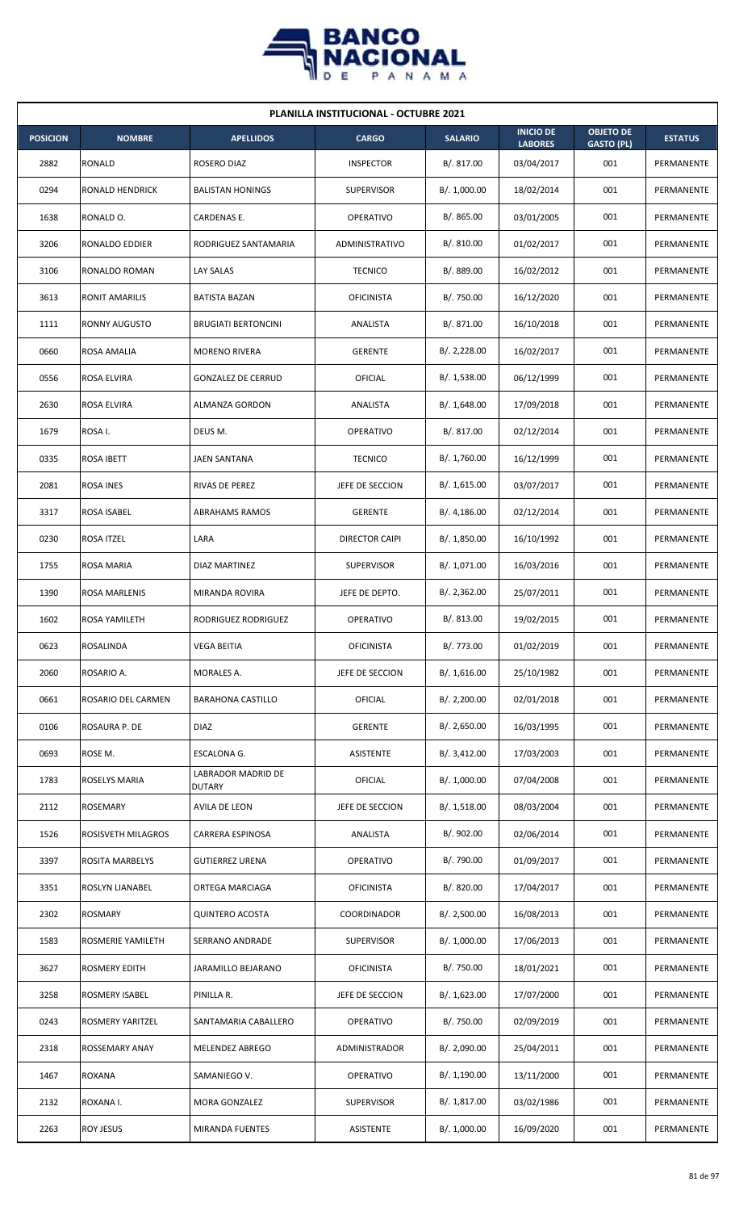## PLANILLA INSTITUCIONAL - OCTUBRE 2021

| POSICION | NOMBRE | APELLIDOS | CARGO | SALARIO | INICIO DE LABORES | OBJETO DE GASTO (PL) | ESTATUS |
|---|---|---|---|---|---|---|---|
| 2882 | RONALD | ROSERO DIAZ | INSPECTOR | B/. 817.00 | 03/04/2017 | 001 | PERMANENTE |
| 0294 | RONALD HENDRICK | BALISTAN HONINGS | SUPERVISOR | B/. 1,000.00 | 18/02/2014 | 001 | PERMANENTE |
| 1638 | RONALD O. | CARDENAS E. | OPERATIVO | B/. 865.00 | 03/01/2005 | 001 | PERMANENTE |
| 3206 | RONALDO EDDIER | RODRIGUEZ SANTAMARIA | ADMINISTRATIVO | B/. 810.00 | 01/02/2017 | 001 | PERMANENTE |
| 3106 | RONALDO ROMAN | LAY SALAS | TECNICO | B/. 889.00 | 16/02/2012 | 001 | PERMANENTE |
| 3613 | RONIT AMARILIS | BATISTA BAZAN | OFICINISTA | B/. 750.00 | 16/12/2020 | 001 | PERMANENTE |
| 1111 | RONNY AUGUSTO | BRUGIATI BERTONCINI | ANALISTA | B/. 871.00 | 16/10/2018 | 001 | PERMANENTE |
| 0660 | ROSA AMALIA | MORENO RIVERA | GERENTE | B/. 2,228.00 | 16/02/2017 | 001 | PERMANENTE |
| 0556 | ROSA ELVIRA | GONZALEZ DE CERRUD | OFICIAL | B/. 1,538.00 | 06/12/1999 | 001 | PERMANENTE |
| 2630 | ROSA ELVIRA | ALMANZA GORDON | ANALISTA | B/. 1,648.00 | 17/09/2018 | 001 | PERMANENTE |
| 1679 | ROSA I. | DEUS M. | OPERATIVO | B/. 817.00 | 02/12/2014 | 001 | PERMANENTE |
| 0335 | ROSA IBETT | JAEN SANTANA | TECNICO | B/. 1,760.00 | 16/12/1999 | 001 | PERMANENTE |
| 2081 | ROSA INES | RIVAS DE PEREZ | JEFE DE SECCION | B/. 1,615.00 | 03/07/2017 | 001 | PERMANENTE |
| 3317 | ROSA ISABEL | ABRAHAMS RAMOS | GERENTE | B/. 4,186.00 | 02/12/2014 | 001 | PERMANENTE |
| 0230 | ROSA ITZEL | LARA | DIRECTOR CAIPI | B/. 1,850.00 | 16/10/1992 | 001 | PERMANENTE |
| 1755 | ROSA MARIA | DIAZ MARTINEZ | SUPERVISOR | B/. 1,071.00 | 16/03/2016 | 001 | PERMANENTE |
| 1390 | ROSA MARLENIS | MIRANDA ROVIRA | JEFE DE DEPTO. | B/. 2,362.00 | 25/07/2011 | 001 | PERMANENTE |
| 1602 | ROSA YAMILETH | RODRIGUEZ RODRIGUEZ | OPERATIVO | B/. 813.00 | 19/02/2015 | 001 | PERMANENTE |
| 0623 | ROSALINDA | VEGA BEITIA | OFICINISTA | B/. 773.00 | 01/02/2019 | 001 | PERMANENTE |
| 2060 | ROSARIO A. | MORALES A. | JEFE DE SECCION | B/. 1,616.00 | 25/10/1982 | 001 | PERMANENTE |
| 0661 | ROSARIO DEL CARMEN | BARAHONA CASTILLO | OFICIAL | B/. 2,200.00 | 02/01/2018 | 001 | PERMANENTE |
| 0106 | ROSAURA P. DE | DIAZ | GERENTE | B/. 2,650.00 | 16/03/1995 | 001 | PERMANENTE |
| 0693 | ROSE M. | ESCALONA G. | ASISTENTE | B/. 3,412.00 | 17/03/2003 | 001 | PERMANENTE |
| 1783 | ROSELYS MARIA | LABRADOR MADRID DE DUTARY | OFICIAL | B/. 1,000.00 | 07/04/2008 | 001 | PERMANENTE |
| 2112 | ROSEMARY | AVILA DE LEON | JEFE DE SECCION | B/. 1,518.00 | 08/03/2004 | 001 | PERMANENTE |
| 1526 | ROSISVETH MILAGROS | CARRERA ESPINOSA | ANALISTA | B/. 902.00 | 02/06/2014 | 001 | PERMANENTE |
| 3397 | ROSITA MARBELYS | GUTIERREZ URENA | OPERATIVO | B/. 790.00 | 01/09/2017 | 001 | PERMANENTE |
| 3351 | ROSLYN LIANABEL | ORTEGA MARCIAGA | OFICINISTA | B/. 820.00 | 17/04/2017 | 001 | PERMANENTE |
| 2302 | ROSMARY | QUINTERO ACOSTA | COORDINADOR | B/. 2,500.00 | 16/08/2013 | 001 | PERMANENTE |
| 1583 | ROSMERIE YAMILETH | SERRANO ANDRADE | SUPERVISOR | B/. 1,000.00 | 17/06/2013 | 001 | PERMANENTE |
| 3627 | ROSMERY EDITH | JARAMILLO BEJARANO | OFICINISTA | B/. 750.00 | 18/01/2021 | 001 | PERMANENTE |
| 3258 | ROSMERY ISABEL | PINILLA R. | JEFE DE SECCION | B/. 1,623.00 | 17/07/2000 | 001 | PERMANENTE |
| 0243 | ROSMERY YARITZEL | SANTAMARIA CABALLERO | OPERATIVO | B/. 750.00 | 02/09/2019 | 001 | PERMANENTE |
| 2318 | ROSSEMARY ANAY | MELENDEZ ABREGO | ADMINISTRADOR | B/. 2,090.00 | 25/04/2011 | 001 | PERMANENTE |
| 1467 | ROXANA | SAMANIEGO V. | OPERATIVO | B/. 1,190.00 | 13/11/2000 | 001 | PERMANENTE |
| 2132 | ROXANA I. | MORA GONZALEZ | SUPERVISOR | B/. 1,817.00 | 03/02/1986 | 001 | PERMANENTE |
| 2263 | ROY JESUS | MIRANDA FUENTES | ASISTENTE | B/. 1,000.00 | 16/09/2020 | 001 | PERMANENTE |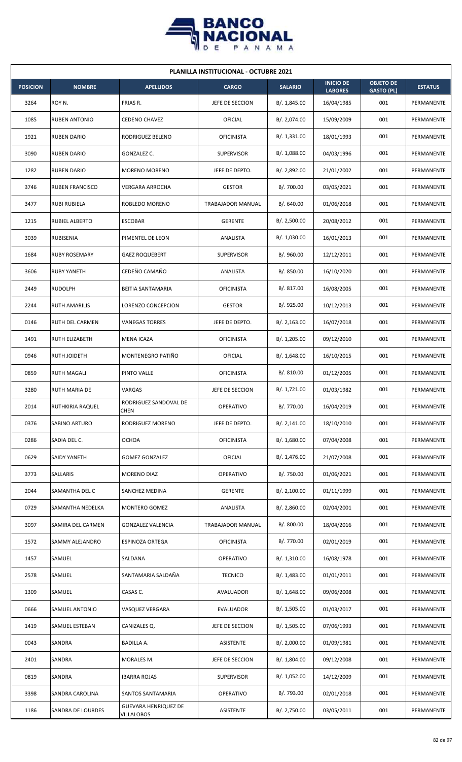| PLANILLA INSTITUCIONAL - OCTUBRE 2021 | | | | | | | |
|---|---|---|---|---|---|---|---|
| **POSICION** | **NOMBRE** | **APELLIDOS** | **CARGO** | **SALARIO** | **INICIO DE LABORES** | **OBJETO DE GASTO (PL)** | **ESTATUS** |
| 3264 | ROY N. | FRIAS R. | JEFE DE SECCION | B/. 1,845.00 | 16/04/1985 | 001 | PERMANENTE |
| 1085 | RUBEN ANTONIO | CEDENO CHAVEZ | OFICIAL | B/. 2,074.00 | 15/09/2009 | 001 | PERMANENTE |
| 1921 | RUBEN DARIO | RODRIGUEZ BELENO | OFICINISTA | B/. 1,331.00 | 18/01/1993 | 001 | PERMANENTE |
| 3090 | RUBEN DARIO | GONZALEZ C. | SUPERVISOR | B/. 1,088.00 | 04/03/1996 | 001 | PERMANENTE |
| 1282 | RUBEN DARIO | MORENO MORENO | JEFE DE DEPTO. | B/. 2,892.00 | 21/01/2002 | 001 | PERMANENTE |
| 3746 | RUBEN FRANCISCO | VERGARA ARROCHA | GESTOR | B/. 700.00 | 03/05/2021 | 001 | PERMANENTE |
| 3477 | RUBI RUBIELA | ROBLEDO MORENO | TRABAJADOR MANUAL | B/. 640.00 | 01/06/2018 | 001 | PERMANENTE |
| 1215 | RUBIEL ALBERTO | ESCOBAR | GERENTE | B/. 2,500.00 | 20/08/2012 | 001 | PERMANENTE |
| 3039 | RUBISENIA | PIMENTEL DE LEON | ANALISTA | B/. 1,030.00 | 16/01/2013 | 001 | PERMANENTE |
| 1684 | RUBY ROSEMARY | GAEZ ROQUEBERT | SUPERVISOR | B/. 960.00 | 12/12/2011 | 001 | PERMANENTE |
| 3606 | RUBY YANETH | CEDEÑO CAMAÑO | ANALISTA | B/. 850.00 | 16/10/2020 | 001 | PERMANENTE |
| 2449 | RUDOLPH | BEITIA SANTAMARIA | OFICINISTA | B/. 817.00 | 16/08/2005 | 001 | PERMANENTE |
| 2244 | RUTH AMARILIS | LORENZO CONCEPCION | GESTOR | B/. 925.00 | 10/12/2013 | 001 | PERMANENTE |
| 0146 | RUTH DEL CARMEN | VANEGAS TORRES | JEFE DE DEPTO. | B/. 2,163.00 | 16/07/2018 | 001 | PERMANENTE |
| 1491 | RUTH ELIZABETH | MENA ICAZA | OFICINISTA | B/. 1,205.00 | 09/12/2010 | 001 | PERMANENTE |
| 0946 | RUTH JOIDETH | MONTENEGRO PATIÑO | OFICIAL | B/. 1,648.00 | 16/10/2015 | 001 | PERMANENTE |
| 0859 | RUTH MAGALI | PINTO VALLE | OFICINISTA | B/. 810.00 | 01/12/2005 | 001 | PERMANENTE |
| 3280 | RUTH MARIA DE | VARGAS | JEFE DE SECCION | B/. 1,721.00 | 01/03/1982 | 001 | PERMANENTE |
| 2014 | RUTHKIRIA RAQUEL | RODRIGUEZ SANDOVAL DE CHEN | OPERATIVO | B/. 770.00 | 16/04/2019 | 001 | PERMANENTE |
| 0376 | SABINO ARTURO | RODRIGUEZ MORENO | JEFE DE DEPTO. | B/. 2,141.00 | 18/10/2010 | 001 | PERMANENTE |
| 0286 | SADIA DEL C. | OCHOA | OFICINISTA | B/. 1,680.00 | 07/04/2008 | 001 | PERMANENTE |
| 0629 | SAIDY YANETH | GOMEZ GONZALEZ | OFICIAL | B/. 1,476.00 | 21/07/2008 | 001 | PERMANENTE |
| 3773 | SALLARIS | MORENO DIAZ | OPERATIVO | B/. 750.00 | 01/06/2021 | 001 | PERMANENTE |
| 2044 | SAMANTHA DEL C | SANCHEZ MEDINA | GERENTE | B/. 2,100.00 | 01/11/1999 | 001 | PERMANENTE |
| 0729 | SAMANTHA NEDELKA | MONTERO GOMEZ | ANALISTA | B/. 2,860.00 | 02/04/2001 | 001 | PERMANENTE |
| 3097 | SAMIRA DEL CARMEN | GONZALEZ VALENCIA | TRABAJADOR MANUAL | B/. 800.00 | 18/04/2016 | 001 | PERMANENTE |
| 1572 | SAMMY ALEJANDRO | ESPINOZA ORTEGA | OFICINISTA | B/. 770.00 | 02/01/2019 | 001 | PERMANENTE |
| 1457 | SAMUEL | SALDANA | OPERATIVO | B/. 1,310.00 | 16/08/1978 | 001 | PERMANENTE |
| 2578 | SAMUEL | SANTAMARIA SALDAÑA | TECNICO | B/. 1,483.00 | 01/01/2011 | 001 | PERMANENTE |
| 1309 | SAMUEL | CASAS C. | AVALUADOR | B/. 1,648.00 | 09/06/2008 | 001 | PERMANENTE |
| 0666 | SAMUEL ANTONIO | VASQUEZ VERGARA | EVALUADOR | B/. 1,505.00 | 01/03/2017 | 001 | PERMANENTE |
| 1419 | SAMUEL ESTEBAN | CANIZALES Q. | JEFE DE SECCION | B/. 1,505.00 | 07/06/1993 | 001 | PERMANENTE |
| 0043 | SANDRA | BADILLA A. | ASISTENTE | B/. 2,000.00 | 01/09/1981 | 001 | PERMANENTE |
| 2401 | SANDRA | MORALES M. | JEFE DE SECCION | B/. 1,804.00 | 09/12/2008 | 001 | PERMANENTE |
| 0819 | SANDRA | IBARRA ROJAS | SUPERVISOR | B/. 1,052.00 | 14/12/2009 | 001 | PERMANENTE |
| 3398 | SANDRA CAROLINA | SANTOS SANTAMARIA | OPERATIVO | B/. 793.00 | 02/01/2018 | 001 | PERMANENTE |
| 1186 | SANDRA DE LOURDES | GUEVARA HENRIQUEZ DE VILLALOBOS | ASISTENTE | B/. 2,750.00 | 03/05/2011 | 001 | PERMANENTE |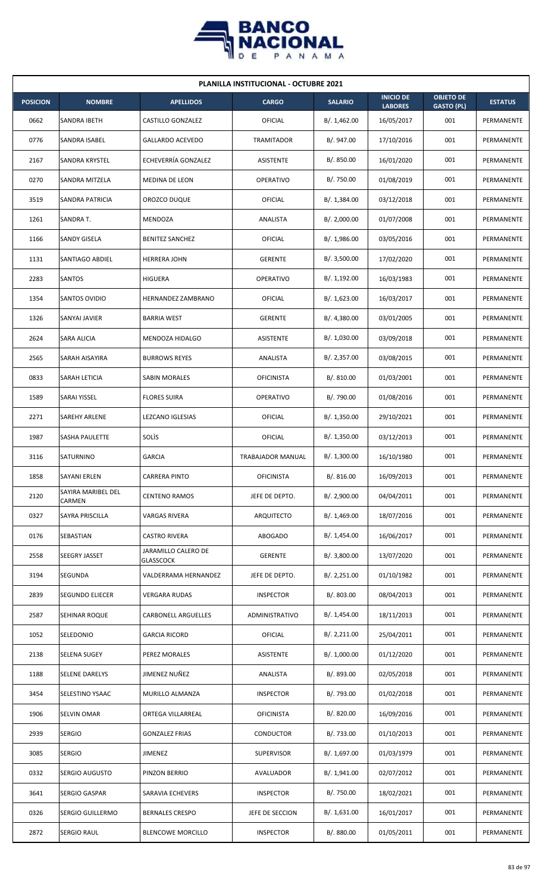| PLANILLA INSTITUCIONAL - OCTUBRE 2021 | | | | | | | |
|---|---|---|---|---|---|---|---|
| **POSICION** | **NOMBRE** | **APELLIDOS** | **CARGO** | **SALARIO** | **INICIO DE LABORES** | **OBJETO DE GASTO (PL)** | **ESTATUS** |
| 0662 | SANDRA IBETH | CASTILLO GONZALEZ | OFICIAL | B/. 1,462.00 | 16/05/2017 | 001 | PERMANENTE |
| 0776 | SANDRA ISABEL | GALLARDO ACEVEDO | TRAMITADOR | B/. 947.00 | 17/10/2016 | 001 | PERMANENTE |
| 2167 | SANDRA KRYSTEL | ECHEVERRÍA GONZALEZ | ASISTENTE | B/. 850.00 | 16/01/2020 | 001 | PERMANENTE |
| 0270 | SANDRA MITZELA | MEDINA DE LEON | OPERATIVO | B/. 750.00 | 01/08/2019 | 001 | PERMANENTE |
| 3519 | SANDRA PATRICIA | OROZCO DUQUE | OFICIAL | B/. 1,384.00 | 03/12/2018 | 001 | PERMANENTE |
| 1261 | SANDRA T. | MENDOZA | ANALISTA | B/. 2,000.00 | 01/07/2008 | 001 | PERMANENTE |
| 1166 | SANDY GISELA | BENITEZ SANCHEZ | OFICIAL | B/. 1,986.00 | 03/05/2016 | 001 | PERMANENTE |
| 1131 | SANTIAGO ABDIEL | HERRERA JOHN | GERENTE | B/. 3,500.00 | 17/02/2020 | 001 | PERMANENTE |
| 2283 | SANTOS | HIGUERA | OPERATIVO | B/. 1,192.00 | 16/03/1983 | 001 | PERMANENTE |
| 1354 | SANTOS OVIDIO | HERNANDEZ ZAMBRANO | OFICIAL | B/. 1,623.00 | 16/03/2017 | 001 | PERMANENTE |
| 1326 | SANYAI JAVIER | BARRIA WEST | GERENTE | B/. 4,380.00 | 03/01/2005 | 001 | PERMANENTE |
| 2624 | SARA ALICIA | MENDOZA HIDALGO | ASISTENTE | B/. 1,030.00 | 03/09/2018 | 001 | PERMANENTE |
| 2565 | SARAH AISAYIRA | BURROWS REYES | ANALISTA | B/. 2,357.00 | 03/08/2015 | 001 | PERMANENTE |
| 0833 | SARAH LETICIA | SABIN MORALES | OFICINISTA | B/. 810.00 | 01/03/2001 | 001 | PERMANENTE |
| 1589 | SARAI YISSEL | FLORES SUIRA | OPERATIVO | B/. 790.00 | 01/08/2016 | 001 | PERMANENTE |
| 2271 | SAREHY ARLENE | LEZCANO IGLESIAS | OFICIAL | B/. 1,350.00 | 29/10/2021 | 001 | PERMANENTE |
| 1987 | SASHA PAULETTE | SOLÌS | OFICIAL | B/. 1,350.00 | 03/12/2013 | 001 | PERMANENTE |
| 3116 | SATURNINO | GARCIA | TRABAJADOR MANUAL | B/. 1,300.00 | 16/10/1980 | 001 | PERMANENTE |
| 1858 | SAYANI ERLEN | CARRERA PINTO | OFICINISTA | B/. 816.00 | 16/09/2013 | 001 | PERMANENTE |
| 2120 | SAYIRA MARIBEL DEL CARMEN | CENTENO RAMOS | JEFE DE DEPTO. | B/. 2,900.00 | 04/04/2011 | 001 | PERMANENTE |
| 0327 | SAYRA PRISCILLA | VARGAS RIVERA | ARQUITECTO | B/. 1,469.00 | 18/07/2016 | 001 | PERMANENTE |
| 0176 | SEBASTIAN | CASTRO RIVERA | ABOGADO | B/. 1,454.00 | 16/06/2017 | 001 | PERMANENTE |
| 2558 | SEEGRY JASSET | JARAMILLO CALERO DE GLASSCOCK | GERENTE | B/. 3,800.00 | 13/07/2020 | 001 | PERMANENTE |
| 3194 | SEGUNDA | VALDERRAMA HERNANDEZ | JEFE DE DEPTO. | B/. 2,251.00 | 01/10/1982 | 001 | PERMANENTE |
| 2839 | SEGUNDO ELIECER | VERGARA RUDAS | INSPECTOR | B/. 803.00 | 08/04/2013 | 001 | PERMANENTE |
| 2587 | SEHINAR ROQUE | CARBONELL ARGUELLES | ADMINISTRATIVO | B/. 1,454.00 | 18/11/2013 | 001 | PERMANENTE |
| 1052 | SELEDONIO | GARCIA RICORD | OFICIAL | B/. 2,211.00 | 25/04/2011 | 001 | PERMANENTE |
| 2138 | SELENA SUGEY | PEREZ MORALES | ASISTENTE | B/. 1,000.00 | 01/12/2020 | 001 | PERMANENTE |
| 1188 | SELENE DARELYS | JIMENEZ NUÑEZ | ANALISTA | B/. 893.00 | 02/05/2018 | 001 | PERMANENTE |
| 3454 | SELESTINO YSAAC | MURILLO ALMANZA | INSPECTOR | B/. 793.00 | 01/02/2018 | 001 | PERMANENTE |
| 1906 | SELVIN OMAR | ORTEGA VILLARREAL | OFICINISTA | B/. 820.00 | 16/09/2016 | 001 | PERMANENTE |
| 2939 | SERGIO | GONZALEZ FRIAS | CONDUCTOR | B/. 733.00 | 01/10/2013 | 001 | PERMANENTE |
| 3085 | SERGIO | JIMENEZ | SUPERVISOR | B/. 1,697.00 | 01/03/1979 | 001 | PERMANENTE |
| 0332 | SERGIO AUGUSTO | PINZON BERRIO | AVALUADOR | B/. 1,941.00 | 02/07/2012 | 001 | PERMANENTE |
| 3641 | SERGIO GASPAR | SARAVIA ECHEVERS | INSPECTOR | B/. 750.00 | 18/02/2021 | 001 | PERMANENTE |
| 0326 | SERGIO GUILLERMO | BERNALES CRESPO | JEFE DE SECCION | B/. 1,631.00 | 16/01/2017 | 001 | PERMANENTE |
| 2872 | SERGIO RAUL | BLENCOWE MORCILLO | INSPECTOR | B/. 880.00 | 01/05/2011 | 001 | PERMANENTE |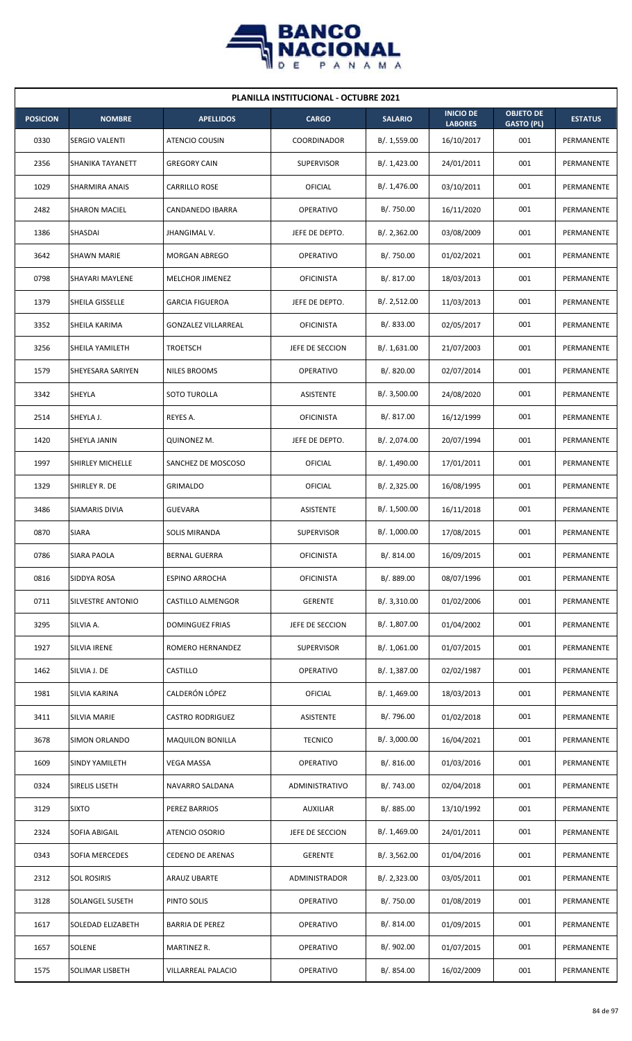| PLANILLA INSTITUCIONAL - OCTUBRE 2021 | | | | | | | |
|---|---|---|---|---|---|---|---|
| **POSICION** | **NOMBRE** | **APELLIDOS** | **CARGO** | **SALARIO** | **INICIO DE LABORES** | **OBJETO DE GASTO (PL)** | **ESTATUS** |
| 0330 | SERGIO VALENTI | ATENCIO COUSIN | COORDINADOR | B/. 1,559.00 | 16/10/2017 | 001 | PERMANENTE |
| 2356 | SHANIKA TAYANETT | GREGORY CAIN | SUPERVISOR | B/. 1,423.00 | 24/01/2011 | 001 | PERMANENTE |
| 1029 | SHARMIRA ANAIS | CARRILLO ROSE | OFICIAL | B/. 1,476.00 | 03/10/2011 | 001 | PERMANENTE |
| 2482 | SHARON MACIEL | CANDANEDO IBARRA | OPERATIVO | B/. 750.00 | 16/11/2020 | 001 | PERMANENTE |
| 1386 | SHASDAI | JHANGIMAL V. | JEFE DE DEPTO. | B/. 2,362.00 | 03/08/2009 | 001 | PERMANENTE |
| 3642 | SHAWN MARIE | MORGAN ABREGO | OPERATIVO | B/. 750.00 | 01/02/2021 | 001 | PERMANENTE |
| 0798 | SHAYARI MAYLENE | MELCHOR JIMENEZ | OFICINISTA | B/. 817.00 | 18/03/2013 | 001 | PERMANENTE |
| 1379 | SHEILA GISSELLE | GARCIA FIGUEROA | JEFE DE DEPTO. | B/. 2,512.00 | 11/03/2013 | 001 | PERMANENTE |
| 3352 | SHEILA KARIMA | GONZALEZ VILLARREAL | OFICINISTA | B/. 833.00 | 02/05/2017 | 001 | PERMANENTE |
| 3256 | SHEILA YAMILETH | TROETSCH | JEFE DE SECCION | B/. 1,631.00 | 21/07/2003 | 001 | PERMANENTE |
| 1579 | SHEYESARA SARIYEN | NILES BROOMS | OPERATIVO | B/. 820.00 | 02/07/2014 | 001 | PERMANENTE |
| 3342 | SHEYLA | SOTO TUROLLA | ASISTENTE | B/. 3,500.00 | 24/08/2020 | 001 | PERMANENTE |
| 2514 | SHEYLA J. | REYES A. | OFICINISTA | B/. 817.00 | 16/12/1999 | 001 | PERMANENTE |
| 1420 | SHEYLA JANIN | QUINONEZ M. | JEFE DE DEPTO. | B/. 2,074.00 | 20/07/1994 | 001 | PERMANENTE |
| 1997 | SHIRLEY MICHELLE | SANCHEZ DE MOSCOSO | OFICIAL | B/. 1,490.00 | 17/01/2011 | 001 | PERMANENTE |
| 1329 | SHIRLEY R. DE | GRIMALDO | OFICIAL | B/. 2,325.00 | 16/08/1995 | 001 | PERMANENTE |
| 3486 | SIAMARIS DIVIA | GUEVARA | ASISTENTE | B/. 1,500.00 | 16/11/2018 | 001 | PERMANENTE |
| 0870 | SIARA | SOLIS MIRANDA | SUPERVISOR | B/. 1,000.00 | 17/08/2015 | 001 | PERMANENTE |
| 0786 | SIARA PAOLA | BERNAL GUERRA | OFICINISTA | B/. 814.00 | 16/09/2015 | 001 | PERMANENTE |
| 0816 | SIDDYA ROSA | ESPINO ARROCHA | OFICINISTA | B/. 889.00 | 08/07/1996 | 001 | PERMANENTE |
| 0711 | SILVESTRE ANTONIO | CASTILLO ALMENGOR | GERENTE | B/. 3,310.00 | 01/02/2006 | 001 | PERMANENTE |
| 3295 | SILVIA A. | DOMINGUEZ FRIAS | JEFE DE SECCION | B/. 1,807.00 | 01/04/2002 | 001 | PERMANENTE |
| 1927 | SILVIA IRENE | ROMERO HERNANDEZ | SUPERVISOR | B/. 1,061.00 | 01/07/2015 | 001 | PERMANENTE |
| 1462 | SILVIA J. DE | CASTILLO | OPERATIVO | B/. 1,387.00 | 02/02/1987 | 001 | PERMANENTE |
| 1981 | SILVIA KARINA | CALDERÓN LÓPEZ | OFICIAL | B/. 1,469.00 | 18/03/2013 | 001 | PERMANENTE |
| 3411 | SILVIA MARIE | CASTRO RODRIGUEZ | ASISTENTE | B/. 796.00 | 01/02/2018 | 001 | PERMANENTE |
| 3678 | SIMON ORLANDO | MAQUILON BONILLA | TECNICO | B/. 3,000.00 | 16/04/2021 | 001 | PERMANENTE |
| 1609 | SINDY YAMILETH | VEGA MASSA | OPERATIVO | B/. 816.00 | 01/03/2016 | 001 | PERMANENTE |
| 0324 | SIRELIS LISETH | NAVARRO SALDANA | ADMINISTRATIVO | B/. 743.00 | 02/04/2018 | 001 | PERMANENTE |
| 3129 | SIXTO | PEREZ BARRIOS | AUXILIAR | B/. 885.00 | 13/10/1992 | 001 | PERMANENTE |
| 2324 | SOFIA ABIGAIL | ATENCIO OSORIO | JEFE DE SECCION | B/. 1,469.00 | 24/01/2011 | 001 | PERMANENTE |
| 0343 | SOFIA MERCEDES | CEDENO DE ARENAS | GERENTE | B/. 3,562.00 | 01/04/2016 | 001 | PERMANENTE |
| 2312 | SOL ROSIRIS | ARAUZ UBARTE | ADMINISTRADOR | B/. 2,323.00 | 03/05/2011 | 001 | PERMANENTE |
| 3128 | SOLANGEL SUSETH | PINTO SOLIS | OPERATIVO | B/. 750.00 | 01/08/2019 | 001 | PERMANENTE |
| 1617 | SOLEDAD ELIZABETH | BARRIA DE PEREZ | OPERATIVO | B/. 814.00 | 01/09/2015 | 001 | PERMANENTE |
| 1657 | SOLENE | MARTINEZ R. | OPERATIVO | B/. 902.00 | 01/07/2015 | 001 | PERMANENTE |
| 1575 | SOLIMAR LISBETH | VILLARREAL PALACIO | OPERATIVO | B/. 854.00 | 16/02/2009 | 001 | PERMANENTE |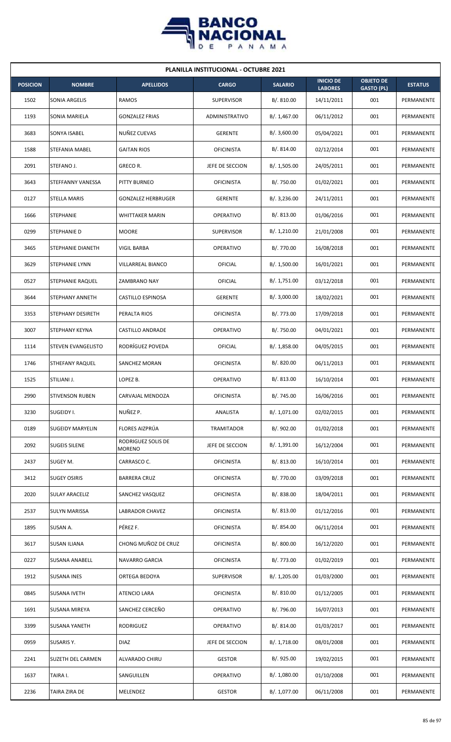| PLANILLA INSTITUCIONAL - OCTUBRE 2021 | | | | | | | |
|---|---|---|---|---|---|---|---|
| **POSICION** | **NOMBRE** | **APELLIDOS** | **CARGO** | **SALARIO** | **INICIO DE LABORES** | **OBJETO DE GASTO (PL)** | **ESTATUS** |
| 1502 | SONIA ARGELIS | RAMOS | SUPERVISOR | B/. 810.00 | 14/11/2011 | 001 | PERMANENTE |
| 1193 | SONIA MARIELA | GONZALEZ FRIAS | ADMINISTRATIVO | B/. 1,467.00 | 06/11/2012 | 001 | PERMANENTE |
| 3683 | SONYA ISABEL | NUÑEZ CUEVAS | GERENTE | B/. 3,600.00 | 05/04/2021 | 001 | PERMANENTE |
| 1588 | STEFANIA MABEL | GAITAN RIOS | OFICINISTA | B/. 814.00 | 02/12/2014 | 001 | PERMANENTE |
| 2091 | STEFANO J. | GRECO R. | JEFE DE SECCION | B/. 1,505.00 | 24/05/2011 | 001 | PERMANENTE |
| 3643 | STEFFANNY VANESSA | PITTY BURNEO | OFICINISTA | B/. 750.00 | 01/02/2021 | 001 | PERMANENTE |
| 0127 | STELLA MARIS | GONZALEZ HERBRUGER | GERENTE | B/. 3,236.00 | 24/11/2011 | 001 | PERMANENTE |
| 1666 | STEPHANIE | WHITTAKER MARIN | OPERATIVO | B/. 813.00 | 01/06/2016 | 001 | PERMANENTE |
| 0299 | STEPHANIE D | MOORE | SUPERVISOR | B/. 1,210.00 | 21/01/2008 | 001 | PERMANENTE |
| 3465 | STEPHANIE DIANETH | VIGIL BARBA | OPERATIVO | B/. 770.00 | 16/08/2018 | 001 | PERMANENTE |
| 3629 | STEPHANIE LYNN | VILLARREAL BIANCO | OFICIAL | B/. 1,500.00 | 16/01/2021 | 001 | PERMANENTE |
| 0527 | STEPHANIE RAQUEL | ZAMBRANO NAY | OFICIAL | B/. 1,751.00 | 03/12/2018 | 001 | PERMANENTE |
| 3644 | STEPHANY ANNETH | CASTILLO ESPINOSA | GERENTE | B/. 3,000.00 | 18/02/2021 | 001 | PERMANENTE |
| 3353 | STEPHANY DESIRETH | PERALTA RIOS | OFICINISTA | B/. 773.00 | 17/09/2018 | 001 | PERMANENTE |
| 3007 | STEPHANY KEYNA | CASTILLO ANDRADE | OPERATIVO | B/. 750.00 | 04/01/2021 | 001 | PERMANENTE |
| 1114 | STEVEN EVANGELISTO | RODRÍGUEZ POVEDA | OFICIAL | B/. 1,858.00 | 04/05/2015 | 001 | PERMANENTE |
| 1746 | STHEFANY RAQUEL | SANCHEZ MORAN | OFICINISTA | B/. 820.00 | 06/11/2013 | 001 | PERMANENTE |
| 1525 | STILIANI J. | LOPEZ B. | OPERATIVO | B/. 813.00 | 16/10/2014 | 001 | PERMANENTE |
| 2990 | STIVENSON RUBEN | CARVAJAL MENDOZA | OFICINISTA | B/. 745.00 | 16/06/2016 | 001 | PERMANENTE |
| 3230 | SUGEIDY I. | NUÑEZ P. | ANALISTA | B/. 1,071.00 | 02/02/2015 | 001 | PERMANENTE |
| 0189 | SUGEIDY MARYELIN | FLORES AIZPRÚA | TRAMITADOR | B/. 902.00 | 01/02/2018 | 001 | PERMANENTE |
| 2092 | SUGEIS SILENE | RODRIGUEZ SOLIS DE MORENO | JEFE DE SECCION | B/. 1,391.00 | 16/12/2004 | 001 | PERMANENTE |
| 2437 | SUGEY M. | CARRASCO C. | OFICINISTA | B/. 813.00 | 16/10/2014 | 001 | PERMANENTE |
| 3412 | SUGEY OSIRIS | BARRERA CRUZ | OFICINISTA | B/. 770.00 | 03/09/2018 | 001 | PERMANENTE |
| 2020 | SULAY ARACELIZ | SANCHEZ VASQUEZ | OFICINISTA | B/. 838.00 | 18/04/2011 | 001 | PERMANENTE |
| 2537 | SULYN MARISSA | LABRADOR CHAVEZ | OFICINISTA | B/. 813.00 | 01/12/2016 | 001 | PERMANENTE |
| 1895 | SUSAN A. | PÉREZ F. | OFICINISTA | B/. 854.00 | 06/11/2014 | 001 | PERMANENTE |
| 3617 | SUSAN ILIANA | CHONG MUÑOZ DE CRUZ | OFICINISTA | B/. 800.00 | 16/12/2020 | 001 | PERMANENTE |
| 0227 | SUSANA ANABELL | NAVARRO GARCIA | OFICINISTA | B/. 773.00 | 01/02/2019 | 001 | PERMANENTE |
| 1912 | SUSANA INES | ORTEGA BEDOYA | SUPERVISOR | B/. 1,205.00 | 01/03/2000 | 001 | PERMANENTE |
| 0845 | SUSANA IVETH | ATENCIO LARA | OFICINISTA | B/. 810.00 | 01/12/2005 | 001 | PERMANENTE |
| 1691 | SUSANA MIREYA | SANCHEZ CERCEÑO | OPERATIVO | B/. 796.00 | 16/07/2013 | 001 | PERMANENTE |
| 3399 | SUSANA YANETH | RODRIGUEZ | OPERATIVO | B/. 814.00 | 01/03/2017 | 001 | PERMANENTE |
| 0959 | SUSARIS Y. | DIAZ | JEFE DE SECCION | B/. 1,718.00 | 08/01/2008 | 001 | PERMANENTE |
| 2241 | SUZETH DEL CARMEN | ALVARADO CHIRU | GESTOR | B/. 925.00 | 19/02/2015 | 001 | PERMANENTE |
| 1637 | TAIRA I. | SANGUILLEN | OPERATIVO | B/. 1,080.00 | 01/10/2008 | 001 | PERMANENTE |
| 2236 | TAIRA ZIRA DE | MELENDEZ | GESTOR | B/. 1,077.00 | 06/11/2008 | 001 | PERMANENTE |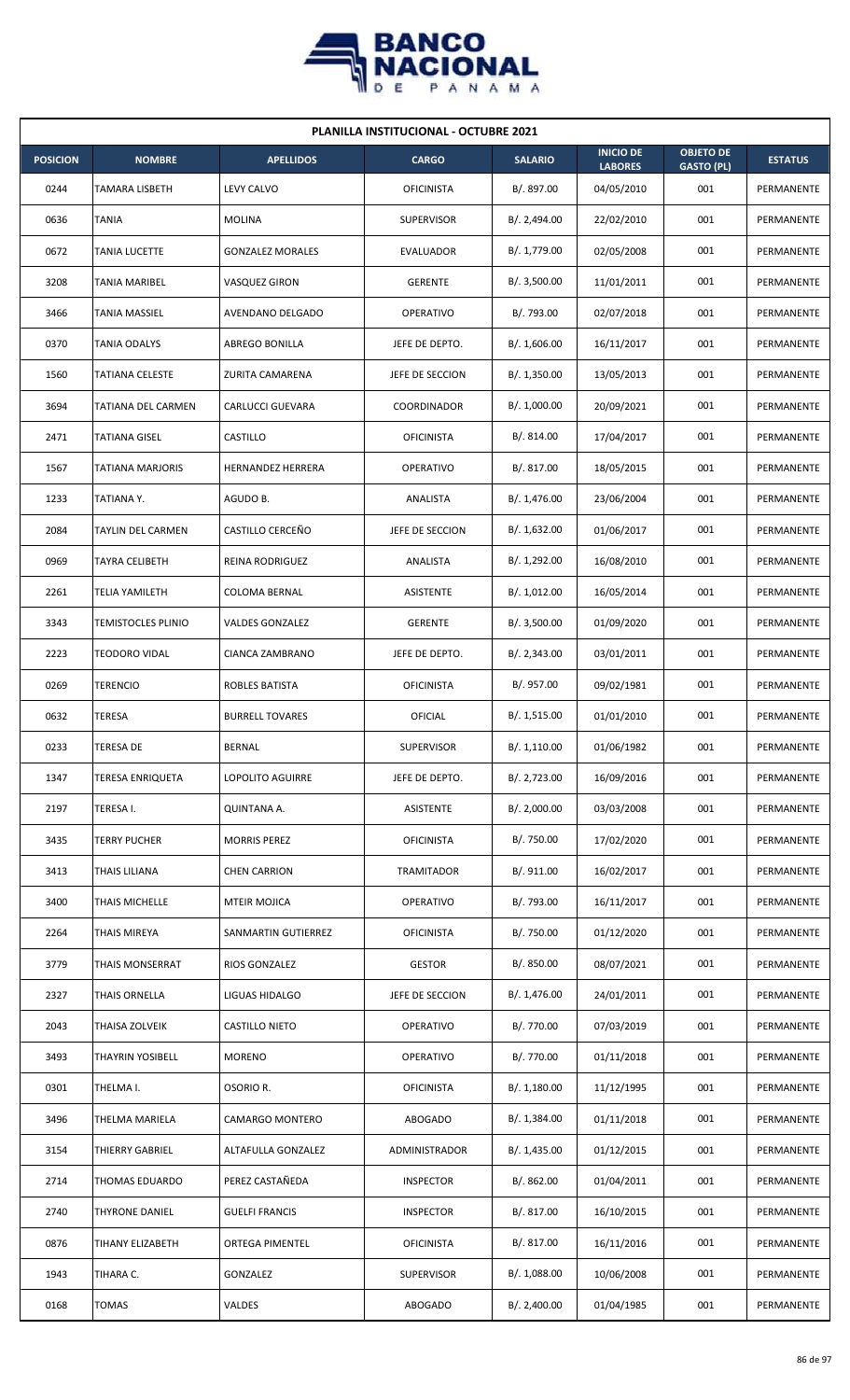| PLANILLA INSTITUCIONAL - OCTUBRE 2021 | | | | | | | |
|---|---|---|---|---|---|---|---|
| **POSICION** | **NOMBRE** | **APELLIDOS** | **CARGO** | **SALARIO** | **INICIO DE LABORES** | **OBJETO DE GASTO (PL)** | **ESTATUS** |
| 0244 | TAMARA LISBETH | LEVY CALVO | OFICINISTA | B/. 897.00 | 04/05/2010 | 001 | PERMANENTE |
| 0636 | TANIA | MOLINA | SUPERVISOR | B/. 2,494.00 | 22/02/2010 | 001 | PERMANENTE |
| 0672 | TANIA LUCETTE | GONZALEZ MORALES | EVALUADOR | B/. 1,779.00 | 02/05/2008 | 001 | PERMANENTE |
| 3208 | TANIA MARIBEL | VASQUEZ GIRON | GERENTE | B/. 3,500.00 | 11/01/2011 | 001 | PERMANENTE |
| 3466 | TANIA MASSIEL | AVENDANO DELGADO | OPERATIVO | B/. 793.00 | 02/07/2018 | 001 | PERMANENTE |
| 0370 | TANIA ODALYS | ABREGO BONILLA | JEFE DE DEPTO. | B/. 1,606.00 | 16/11/2017 | 001 | PERMANENTE |
| 1560 | TATIANA CELESTE | ZURITA CAMARENA | JEFE DE SECCION | B/. 1,350.00 | 13/05/2013 | 001 | PERMANENTE |
| 3694 | TATIANA DEL CARMEN | CARLUCCI GUEVARA | COORDINADOR | B/. 1,000.00 | 20/09/2021 | 001 | PERMANENTE |
| 2471 | TATIANA GISEL | CASTILLO | OFICINISTA | B/. 814.00 | 17/04/2017 | 001 | PERMANENTE |
| 1567 | TATIANA MARJORIS | HERNANDEZ HERRERA | OPERATIVO | B/. 817.00 | 18/05/2015 | 001 | PERMANENTE |
| 1233 | TATIANA Y. | AGUDO B. | ANALISTA | B/. 1,476.00 | 23/06/2004 | 001 | PERMANENTE |
| 2084 | TAYLIN DEL CARMEN | CASTILLO CERCEÑO | JEFE DE SECCION | B/. 1,632.00 | 01/06/2017 | 001 | PERMANENTE |
| 0969 | TAYRA CELIBETH | REINA RODRIGUEZ | ANALISTA | B/. 1,292.00 | 16/08/2010 | 001 | PERMANENTE |
| 2261 | TELIA YAMILETH | COLOMA BERNAL | ASISTENTE | B/. 1,012.00 | 16/05/2014 | 001 | PERMANENTE |
| 3343 | TEMISTOCLES PLINIO | VALDES GONZALEZ | GERENTE | B/. 3,500.00 | 01/09/2020 | 001 | PERMANENTE |
| 2223 | TEODORO VIDAL | CIANCA ZAMBRANO | JEFE DE DEPTO. | B/. 2,343.00 | 03/01/2011 | 001 | PERMANENTE |
| 0269 | TERENCIO | ROBLES BATISTA | OFICINISTA | B/. 957.00 | 09/02/1981 | 001 | PERMANENTE |
| 0632 | TERESA | BURRELL TOVARES | OFICIAL | B/. 1,515.00 | 01/01/2010 | 001 | PERMANENTE |
| 0233 | TERESA DE | BERNAL | SUPERVISOR | B/. 1,110.00 | 01/06/1982 | 001 | PERMANENTE |
| 1347 | TERESA ENRIQUETA | LOPOLITO AGUIRRE | JEFE DE DEPTO. | B/. 2,723.00 | 16/09/2016 | 001 | PERMANENTE |
| 2197 | TERESA I. | QUINTANA A. | ASISTENTE | B/. 2,000.00 | 03/03/2008 | 001 | PERMANENTE |
| 3435 | TERRY PUCHER | MORRIS PEREZ | OFICINISTA | B/. 750.00 | 17/02/2020 | 001 | PERMANENTE |
| 3413 | THAIS LILIANA | CHEN CARRION | TRAMITADOR | B/. 911.00 | 16/02/2017 | 001 | PERMANENTE |
| 3400 | THAIS MICHELLE | MTEIR MOJICA | OPERATIVO | B/. 793.00 | 16/11/2017 | 001 | PERMANENTE |
| 2264 | THAIS MIREYA | SANMARTIN GUTIERREZ | OFICINISTA | B/. 750.00 | 01/12/2020 | 001 | PERMANENTE |
| 3779 | THAIS MONSERRAT | RIOS GONZALEZ | GESTOR | B/. 850.00 | 08/07/2021 | 001 | PERMANENTE |
| 2327 | THAIS ORNELLA | LIGUAS HIDALGO | JEFE DE SECCION | B/. 1,476.00 | 24/01/2011 | 001 | PERMANENTE |
| 2043 | THAISA ZOLVEIK | CASTILLO NIETO | OPERATIVO | B/. 770.00 | 07/03/2019 | 001 | PERMANENTE |
| 3493 | THAYRIN YOSIBELL | MORENO | OPERATIVO | B/. 770.00 | 01/11/2018 | 001 | PERMANENTE |
| 0301 | THELMA I. | OSORIO R. | OFICINISTA | B/. 1,180.00 | 11/12/1995 | 001 | PERMANENTE |
| 3496 | THELMA MARIELA | CAMARGO MONTERO | ABOGADO | B/. 1,384.00 | 01/11/2018 | 001 | PERMANENTE |
| 3154 | THIERRY GABRIEL | ALTAFULLA GONZALEZ | ADMINISTRADOR | B/. 1,435.00 | 01/12/2015 | 001 | PERMANENTE |
| 2714 | THOMAS EDUARDO | PEREZ CASTAÑEDA | INSPECTOR | B/. 862.00 | 01/04/2011 | 001 | PERMANENTE |
| 2740 | THYRONE DANIEL | GUELFI FRANCIS | INSPECTOR | B/. 817.00 | 16/10/2015 | 001 | PERMANENTE |
| 0876 | TIHANY ELIZABETH | ORTEGA PIMENTEL | OFICINISTA | B/. 817.00 | 16/11/2016 | 001 | PERMANENTE |
| 1943 | TIHARA C. | GONZALEZ | SUPERVISOR | B/. 1,088.00 | 10/06/2008 | 001 | PERMANENTE |
| 0168 | TOMAS | VALDES | ABOGADO | B/. 2,400.00 | 01/04/1985 | 001 | PERMANENTE |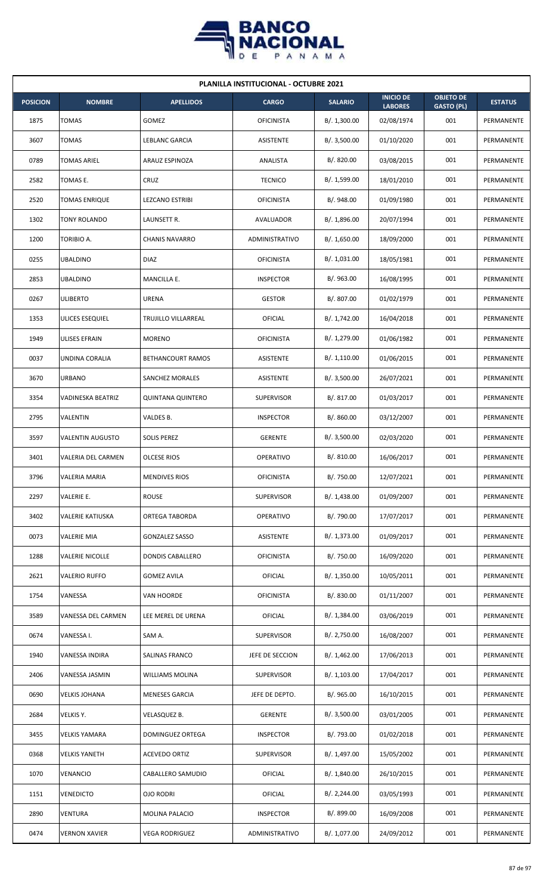| PLANILLA INSTITUCIONAL - OCTUBRE 2021 | | | | | | | |
|---|---|---|---|---|---|---|---|
| **POSICION** | **NOMBRE** | **APELLIDOS** | **CARGO** | **SALARIO** | **INICIO DE LABORES** | **OBJETO DE GASTO (PL)** | **ESTATUS** |
| 1875 | TOMAS | GOMEZ | OFICINISTA | B/. 1,300.00 | 02/08/1974 | 001 | PERMANENTE |
| 3607 | TOMAS | LEBLANC GARCIA | ASISTENTE | B/. 3,500.00 | 01/10/2020 | 001 | PERMANENTE |
| 0789 | TOMAS ARIEL | ARAUZ ESPINOZA | ANALISTA | B/. 820.00 | 03/08/2015 | 001 | PERMANENTE |
| 2582 | TOMAS E. | CRUZ | TECNICO | B/. 1,599.00 | 18/01/2010 | 001 | PERMANENTE |
| 2520 | TOMAS ENRIQUE | LEZCANO ESTRIBI | OFICINISTA | B/. 948.00 | 01/09/1980 | 001 | PERMANENTE |
| 1302 | TONY ROLANDO | LAUNSETT R. | AVALUADOR | B/. 1,896.00 | 20/07/1994 | 001 | PERMANENTE |
| 1200 | TORIBIO A. | CHANIS NAVARRO | ADMINISTRATIVO | B/. 1,650.00 | 18/09/2000 | 001 | PERMANENTE |
| 0255 | UBALDINO | DIAZ | OFICINISTA | B/. 1,031.00 | 18/05/1981 | 001 | PERMANENTE |
| 2853 | UBALDINO | MANCILLA E. | INSPECTOR | B/. 963.00 | 16/08/1995 | 001 | PERMANENTE |
| 0267 | ULIBERTO | URENA | GESTOR | B/. 807.00 | 01/02/1979 | 001 | PERMANENTE |
| 1353 | ULICES ESEQUIEL | TRUJILLO VILLARREAL | OFICIAL | B/. 1,742.00 | 16/04/2018 | 001 | PERMANENTE |
| 1949 | ULISES EFRAIN | MORENO | OFICINISTA | B/. 1,279.00 | 01/06/1982 | 001 | PERMANENTE |
| 0037 | UNDINA CORALIA | BETHANCOURT RAMOS | ASISTENTE | B/. 1,110.00 | 01/06/2015 | 001 | PERMANENTE |
| 3670 | URBANO | SANCHEZ MORALES | ASISTENTE | B/. 3,500.00 | 26/07/2021 | 001 | PERMANENTE |
| 3354 | VADINESKA BEATRIZ | QUINTANA QUINTERO | SUPERVISOR | B/. 817.00 | 01/03/2017 | 001 | PERMANENTE |
| 2795 | VALENTIN | VALDES B. | INSPECTOR | B/. 860.00 | 03/12/2007 | 001 | PERMANENTE |
| 3597 | VALENTIN AUGUSTO | SOLIS PEREZ | GERENTE | B/. 3,500.00 | 02/03/2020 | 001 | PERMANENTE |
| 3401 | VALERIA DEL CARMEN | OLCESE RIOS | OPERATIVO | B/. 810.00 | 16/06/2017 | 001 | PERMANENTE |
| 3796 | VALERIA MARIA | MENDIVES RIOS | OFICINISTA | B/. 750.00 | 12/07/2021 | 001 | PERMANENTE |
| 2297 | VALERIE E. | ROUSE | SUPERVISOR | B/. 1,438.00 | 01/09/2007 | 001 | PERMANENTE |
| 3402 | VALERIE KATIUSKA | ORTEGA TABORDA | OPERATIVO | B/. 790.00 | 17/07/2017 | 001 | PERMANENTE |
| 0073 | VALERIE MIA | GONZALEZ SASSO | ASISTENTE | B/. 1,373.00 | 01/09/2017 | 001 | PERMANENTE |
| 1288 | VALERIE NICOLLE | DONDIS CABALLERO | OFICINISTA | B/. 750.00 | 16/09/2020 | 001 | PERMANENTE |
| 2621 | VALERIO RUFFO | GOMEZ AVILA | OFICIAL | B/. 1,350.00 | 10/05/2011 | 001 | PERMANENTE |
| 1754 | VANESSA | VAN HOORDE | OFICINISTA | B/. 830.00 | 01/11/2007 | 001 | PERMANENTE |
| 3589 | VANESSA DEL CARMEN | LEE MEREL DE URENA | OFICIAL | B/. 1,384.00 | 03/06/2019 | 001 | PERMANENTE |
| 0674 | VANESSA I. | SAM A. | SUPERVISOR | B/. 2,750.00 | 16/08/2007 | 001 | PERMANENTE |
| 1940 | VANESSA INDIRA | SALINAS FRANCO | JEFE DE SECCION | B/. 1,462.00 | 17/06/2013 | 001 | PERMANENTE |
| 2406 | VANESSA JASMIN | WILLIAMS MOLINA | SUPERVISOR | B/. 1,103.00 | 17/04/2017 | 001 | PERMANENTE |
| 0690 | VELKIS JOHANA | MENESES GARCIA | JEFE DE DEPTO. | B/. 965.00 | 16/10/2015 | 001 | PERMANENTE |
| 2684 | VELKIS Y. | VELASQUEZ B. | GERENTE | B/. 3,500.00 | 03/01/2005 | 001 | PERMANENTE |
| 3455 | VELKIS YAMARA | DOMINGUEZ ORTEGA | INSPECTOR | B/. 793.00 | 01/02/2018 | 001 | PERMANENTE |
| 0368 | VELKIS YANETH | ACEVEDO ORTIZ | SUPERVISOR | B/. 1,497.00 | 15/05/2002 | 001 | PERMANENTE |
| 1070 | VENANCIO | CABALLERO SAMUDIO | OFICIAL | B/. 1,840.00 | 26/10/2015 | 001 | PERMANENTE |
| 1151 | VENEDICTO | OJO RODRI | OFICIAL | B/. 2,244.00 | 03/05/1993 | 001 | PERMANENTE |
| 2890 | VENTURA | MOLINA PALACIO | INSPECTOR | B/. 899.00 | 16/09/2008 | 001 | PERMANENTE |
| 0474 | VERNON XAVIER | VEGA RODRIGUEZ | ADMINISTRATIVO | B/. 1,077.00 | 24/09/2012 | 001 | PERMANENTE |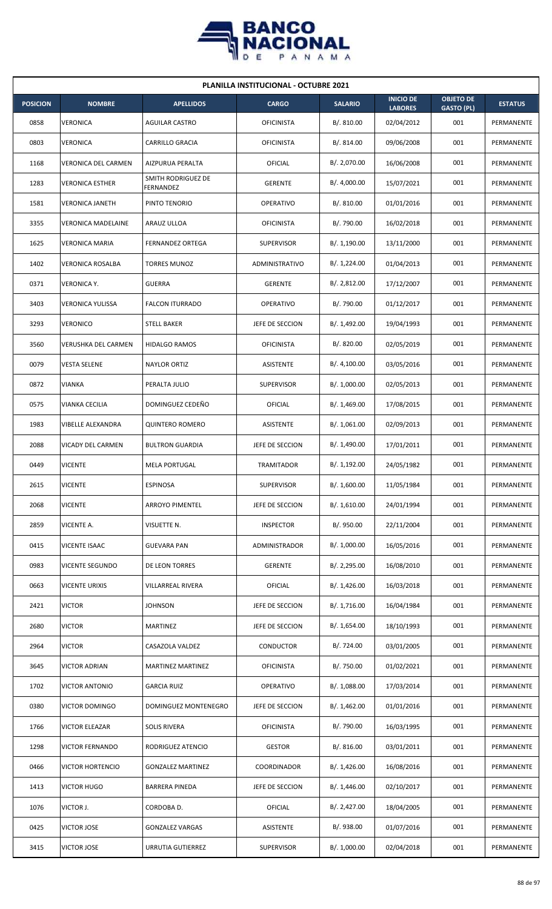## PLANILLA INSTITUCIONAL - OCTUBRE 2021

| POSICION | NOMBRE | APELLIDOS | CARGO | SALARIO | INICIO DE LABORES | OBJETO DE GASTO (PL) | ESTATUS |
|---|---|---|---|---|---|---|---|
| 0858 | VERONICA | AGUILAR CASTRO | OFICINISTA | B/. 810.00 | 02/04/2012 | 001 | PERMANENTE |
| 0803 | VERONICA | CARRILLO GRACIA | OFICINISTA | B/. 814.00 | 09/06/2008 | 001 | PERMANENTE |
| 1168 | VERONICA DEL CARMEN | AIZPURUA PERALTA | OFICIAL | B/. 2,070.00 | 16/06/2008 | 001 | PERMANENTE |
| 1283 | VERONICA ESTHER | SMITH RODRIGUEZ DE FERNANDEZ | GERENTE | B/. 4,000.00 | 15/07/2021 | 001 | PERMANENTE |
| 1581 | VERONICA JANETH | PINTO TENORIO | OPERATIVO | B/. 810.00 | 01/01/2016 | 001 | PERMANENTE |
| 3355 | VERONICA MADELAINE | ARAUZ ULLOA | OFICINISTA | B/. 790.00 | 16/02/2018 | 001 | PERMANENTE |
| 1625 | VERONICA MARIA | FERNANDEZ ORTEGA | SUPERVISOR | B/. 1,190.00 | 13/11/2000 | 001 | PERMANENTE |
| 1402 | VERONICA ROSALBA | TORRES MUNOZ | ADMINISTRATIVO | B/. 1,224.00 | 01/04/2013 | 001 | PERMANENTE |
| 0371 | VERONICA Y. | GUERRA | GERENTE | B/. 2,812.00 | 17/12/2007 | 001 | PERMANENTE |
| 3403 | VERONICA YULISSA | FALCON ITURRADO | OPERATIVO | B/. 790.00 | 01/12/2017 | 001 | PERMANENTE |
| 3293 | VERONICO | STELL BAKER | JEFE DE SECCION | B/. 1,492.00 | 19/04/1993 | 001 | PERMANENTE |
| 3560 | VERUSHKA DEL CARMEN | HIDALGO RAMOS | OFICINISTA | B/. 820.00 | 02/05/2019 | 001 | PERMANENTE |
| 0079 | VESTA SELENE | NAYLOR ORTIZ | ASISTENTE | B/. 4,100.00 | 03/05/2016 | 001 | PERMANENTE |
| 0872 | VIANKA | PERALTA JULIO | SUPERVISOR | B/. 1,000.00 | 02/05/2013 | 001 | PERMANENTE |
| 0575 | VIANKA CECILIA | DOMINGUEZ CEDEÑO | OFICIAL | B/. 1,469.00 | 17/08/2015 | 001 | PERMANENTE |
| 1983 | VIBELLE ALEXANDRA | QUINTERO ROMERO | ASISTENTE | B/. 1,061.00 | 02/09/2013 | 001 | PERMANENTE |
| 2088 | VICADY DEL CARMEN | BULTRON GUARDIA | JEFE DE SECCION | B/. 1,490.00 | 17/01/2011 | 001 | PERMANENTE |
| 0449 | VICENTE | MELA PORTUGAL | TRAMITADOR | B/. 1,192.00 | 24/05/1982 | 001 | PERMANENTE |
| 2615 | VICENTE | ESPINOSA | SUPERVISOR | B/. 1,600.00 | 11/05/1984 | 001 | PERMANENTE |
| 2068 | VICENTE | ARROYO PIMENTEL | JEFE DE SECCION | B/. 1,610.00 | 24/01/1994 | 001 | PERMANENTE |
| 2859 | VICENTE A. | VISUETTE N. | INSPECTOR | B/. 950.00 | 22/11/2004 | 001 | PERMANENTE |
| 0415 | VICENTE ISAAC | GUEVARA PAN | ADMINISTRADOR | B/. 1,000.00 | 16/05/2016 | 001 | PERMANENTE |
| 0983 | VICENTE SEGUNDO | DE LEON TORRES | GERENTE | B/. 2,295.00 | 16/08/2010 | 001 | PERMANENTE |
| 0663 | VICENTE URIXIS | VILLARREAL RIVERA | OFICIAL | B/. 1,426.00 | 16/03/2018 | 001 | PERMANENTE |
| 2421 | VICTOR | JOHNSON | JEFE DE SECCION | B/. 1,716.00 | 16/04/1984 | 001 | PERMANENTE |
| 2680 | VICTOR | MARTINEZ | JEFE DE SECCION | B/. 1,654.00 | 18/10/1993 | 001 | PERMANENTE |
| 2964 | VICTOR | CASAZOLA VALDEZ | CONDUCTOR | B/. 724.00 | 03/01/2005 | 001 | PERMANENTE |
| 3645 | VICTOR ADRIAN | MARTINEZ MARTINEZ | OFICINISTA | B/. 750.00 | 01/02/2021 | 001 | PERMANENTE |
| 1702 | VICTOR ANTONIO | GARCIA RUIZ | OPERATIVO | B/. 1,088.00 | 17/03/2014 | 001 | PERMANENTE |
| 0380 | VICTOR DOMINGO | DOMINGUEZ MONTENEGRO | JEFE DE SECCION | B/. 1,462.00 | 01/01/2016 | 001 | PERMANENTE |
| 1766 | VICTOR ELEAZAR | SOLIS RIVERA | OFICINISTA | B/. 790.00 | 16/03/1995 | 001 | PERMANENTE |
| 1298 | VICTOR FERNANDO | RODRIGUEZ ATENCIO | GESTOR | B/. 816.00 | 03/01/2011 | 001 | PERMANENTE |
| 0466 | VICTOR HORTENCIO | GONZALEZ MARTINEZ | COORDINADOR | B/. 1,426.00 | 16/08/2016 | 001 | PERMANENTE |
| 1413 | VICTOR HUGO | BARRERA PINEDA | JEFE DE SECCION | B/. 1,446.00 | 02/10/2017 | 001 | PERMANENTE |
| 1076 | VICTOR J. | CORDOBA D. | OFICIAL | B/. 2,427.00 | 18/04/2005 | 001 | PERMANENTE |
| 0425 | VICTOR JOSE | GONZALEZ VARGAS | ASISTENTE | B/. 938.00 | 01/07/2016 | 001 | PERMANENTE |
| 3415 | VICTOR JOSE | URRUTIA GUTIERREZ | SUPERVISOR | B/. 1,000.00 | 02/04/2018 | 001 | PERMANENTE |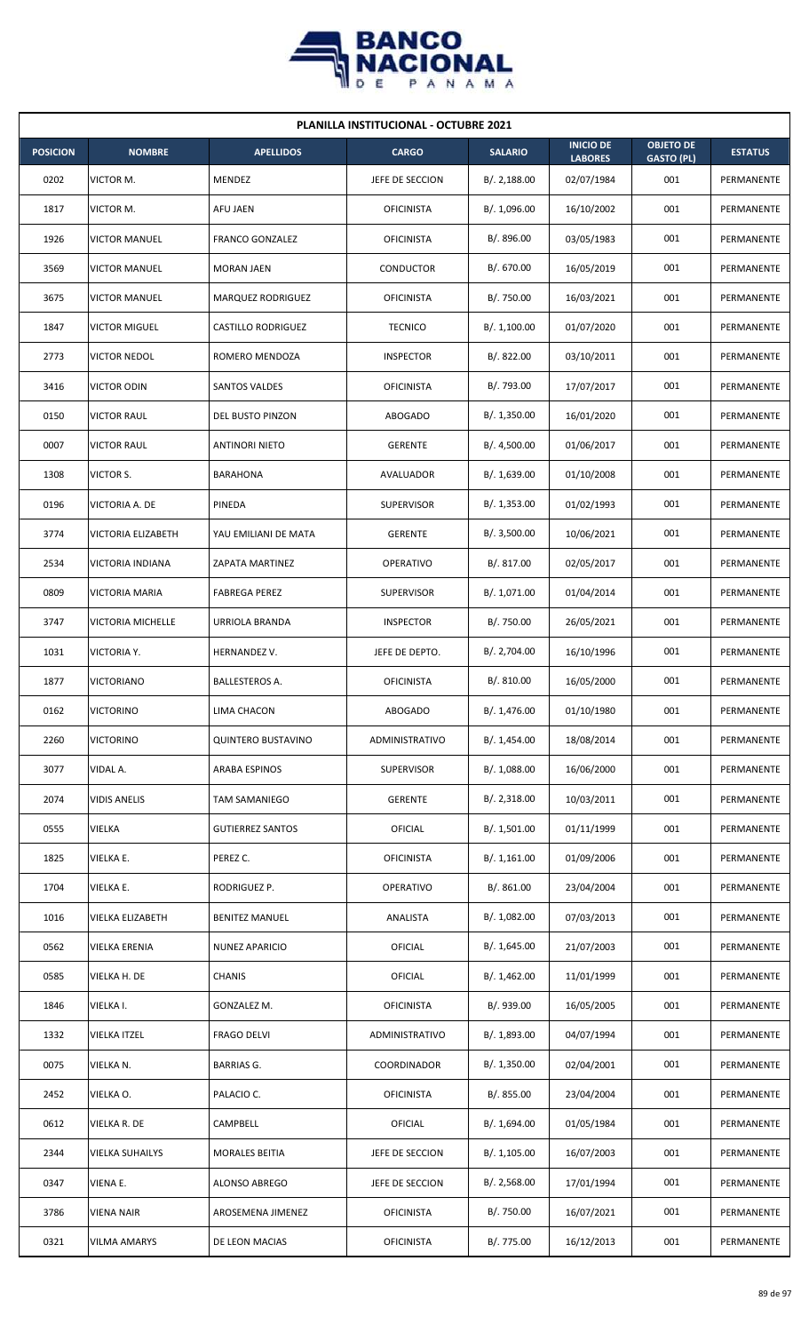| PLANILLA INSTITUCIONAL - OCTUBRE 2021 | | | | | | | |
|---|---|---|---|---|---|---|---|
| **POSICION** | **NOMBRE** | **APELLIDOS** | **CARGO** | **SALARIO** | **INICIO DE LABORES** | **OBJETO DE GASTO (PL)** | **ESTATUS** |
| 0202 | VICTOR M. | MENDEZ | JEFE DE SECCION | B/. 2,188.00 | 02/07/1984 | 001 | PERMANENTE |
| 1817 | VICTOR M. | AFU JAEN | OFICINISTA | B/. 1,096.00 | 16/10/2002 | 001 | PERMANENTE |
| 1926 | VICTOR MANUEL | FRANCO GONZALEZ | OFICINISTA | B/. 896.00 | 03/05/1983 | 001 | PERMANENTE |
| 3569 | VICTOR MANUEL | MORAN JAEN | CONDUCTOR | B/. 670.00 | 16/05/2019 | 001 | PERMANENTE |
| 3675 | VICTOR MANUEL | MARQUEZ RODRIGUEZ | OFICINISTA | B/. 750.00 | 16/03/2021 | 001 | PERMANENTE |
| 1847 | VICTOR MIGUEL | CASTILLO RODRIGUEZ | TECNICO | B/. 1,100.00 | 01/07/2020 | 001 | PERMANENTE |
| 2773 | VICTOR NEDOL | ROMERO MENDOZA | INSPECTOR | B/. 822.00 | 03/10/2011 | 001 | PERMANENTE |
| 3416 | VICTOR ODIN | SANTOS VALDES | OFICINISTA | B/. 793.00 | 17/07/2017 | 001 | PERMANENTE |
| 0150 | VICTOR RAUL | DEL BUSTO PINZON | ABOGADO | B/. 1,350.00 | 16/01/2020 | 001 | PERMANENTE |
| 0007 | VICTOR RAUL | ANTINORI NIETO | GERENTE | B/. 4,500.00 | 01/06/2017 | 001 | PERMANENTE |
| 1308 | VICTOR S. | BARAHONA | AVALUADOR | B/. 1,639.00 | 01/10/2008 | 001 | PERMANENTE |
| 0196 | VICTORIA A. DE | PINEDA | SUPERVISOR | B/. 1,353.00 | 01/02/1993 | 001 | PERMANENTE |
| 3774 | VICTORIA ELIZABETH | YAU EMILIANI DE MATA | GERENTE | B/. 3,500.00 | 10/06/2021 | 001 | PERMANENTE |
| 2534 | VICTORIA INDIANA | ZAPATA MARTINEZ | OPERATIVO | B/. 817.00 | 02/05/2017 | 001 | PERMANENTE |
| 0809 | VICTORIA MARIA | FABREGA PEREZ | SUPERVISOR | B/. 1,071.00 | 01/04/2014 | 001 | PERMANENTE |
| 3747 | VICTORIA MICHELLE | URRIOLA BRANDA | INSPECTOR | B/. 750.00 | 26/05/2021 | 001 | PERMANENTE |
| 1031 | VICTORIA Y. | HERNANDEZ V. | JEFE DE DEPTO. | B/. 2,704.00 | 16/10/1996 | 001 | PERMANENTE |
| 1877 | VICTORIANO | BALLESTEROS A. | OFICINISTA | B/. 810.00 | 16/05/2000 | 001 | PERMANENTE |
| 0162 | VICTORINO | LIMA CHACON | ABOGADO | B/. 1,476.00 | 01/10/1980 | 001 | PERMANENTE |
| 2260 | VICTORINO | QUINTERO BUSTAVINO | ADMINISTRATIVO | B/. 1,454.00 | 18/08/2014 | 001 | PERMANENTE |
| 3077 | VIDAL A. | ARABA ESPINOS | SUPERVISOR | B/. 1,088.00 | 16/06/2000 | 001 | PERMANENTE |
| 2074 | VIDIS ANELIS | TAM SAMANIEGO | GERENTE | B/. 2,318.00 | 10/03/2011 | 001 | PERMANENTE |
| 0555 | VIELKA | GUTIERREZ SANTOS | OFICIAL | B/. 1,501.00 | 01/11/1999 | 001 | PERMANENTE |
| 1825 | VIELKA E. | PEREZ C. | OFICINISTA | B/. 1,161.00 | 01/09/2006 | 001 | PERMANENTE |
| 1704 | VIELKA E. | RODRIGUEZ P. | OPERATIVO | B/. 861.00 | 23/04/2004 | 001 | PERMANENTE |
| 1016 | VIELKA ELIZABETH | BENITEZ MANUEL | ANALISTA | B/. 1,082.00 | 07/03/2013 | 001 | PERMANENTE |
| 0562 | VIELKA ERENIA | NUNEZ APARICIO | OFICIAL | B/. 1,645.00 | 21/07/2003 | 001 | PERMANENTE |
| 0585 | VIELKA H. DE | CHANIS | OFICIAL | B/. 1,462.00 | 11/01/1999 | 001 | PERMANENTE |
| 1846 | VIELKA I. | GONZALEZ M. | OFICINISTA | B/. 939.00 | 16/05/2005 | 001 | PERMANENTE |
| 1332 | VIELKA ITZEL | FRAGO DELVI | ADMINISTRATIVO | B/. 1,893.00 | 04/07/1994 | 001 | PERMANENTE |
| 0075 | VIELKA N. | BARRIAS G. | COORDINADOR | B/. 1,350.00 | 02/04/2001 | 001 | PERMANENTE |
| 2452 | VIELKA O. | PALACIO C. | OFICINISTA | B/. 855.00 | 23/04/2004 | 001 | PERMANENTE |
| 0612 | VIELKA R. DE | CAMPBELL | OFICIAL | B/. 1,694.00 | 01/05/1984 | 001 | PERMANENTE |
| 2344 | VIELKA SUHAILYS | MORALES BEITIA | JEFE DE SECCION | B/. 1,105.00 | 16/07/2003 | 001 | PERMANENTE |
| 0347 | VIENA E. | ALONSO ABREGO | JEFE DE SECCION | B/. 2,568.00 | 17/01/1994 | 001 | PERMANENTE |
| 3786 | VIENA NAIR | AROSEMENA JIMENEZ | OFICINISTA | B/. 750.00 | 16/07/2021 | 001 | PERMANENTE |
| 0321 | VILMA AMARYS | DE LEON MACIAS | OFICINISTA | B/. 775.00 | 16/12/2013 | 001 | PERMANENTE |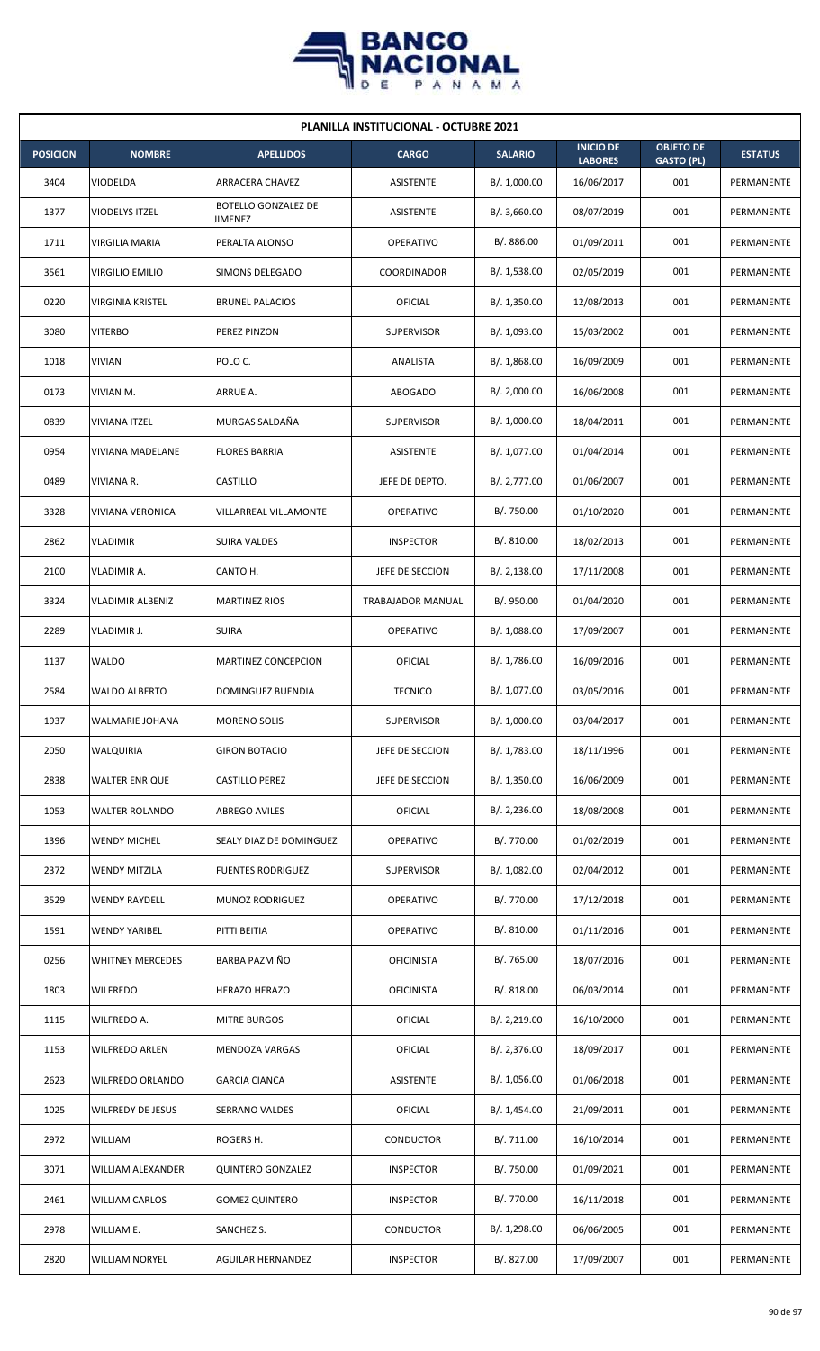| PLANILLA INSTITUCIONAL - OCTUBRE 2021 | | | | | | | |
|---|---|---|---|---|---|---|---|
| **POSICION** | **NOMBRE** | **APELLIDOS** | **CARGO** | **SALARIO** | **INICIO DE LABORES** | **OBJETO DE GASTO (PL)** | **ESTATUS** |
| 3404 | VIODELDA | ARRACERA CHAVEZ | ASISTENTE | B/. 1,000.00 | 16/06/2017 | 001 | PERMANENTE |
| 1377 | VIODELYS ITZEL | BOTELLO GONZALEZ DE JIMENEZ | ASISTENTE | B/. 3,660.00 | 08/07/2019 | 001 | PERMANENTE |
| 1711 | VIRGILIA MARIA | PERALTA ALONSO | OPERATIVO | B/. 886.00 | 01/09/2011 | 001 | PERMANENTE |
| 3561 | VIRGILIO EMILIO | SIMONS DELEGADO | COORDINADOR | B/. 1,538.00 | 02/05/2019 | 001 | PERMANENTE |
| 0220 | VIRGINIA KRISTEL | BRUNEL PALACIOS | OFICIAL | B/. 1,350.00 | 12/08/2013 | 001 | PERMANENTE |
| 3080 | VITERBO | PEREZ PINZON | SUPERVISOR | B/. 1,093.00 | 15/03/2002 | 001 | PERMANENTE |
| 1018 | VIVIAN | POLO C. | ANALISTA | B/. 1,868.00 | 16/09/2009 | 001 | PERMANENTE |
| 0173 | VIVIAN M. | ARRUE A. | ABOGADO | B/. 2,000.00 | 16/06/2008 | 001 | PERMANENTE |
| 0839 | VIVIANA ITZEL | MURGAS SALDAÑA | SUPERVISOR | B/. 1,000.00 | 18/04/2011 | 001 | PERMANENTE |
| 0954 | VIVIANA MADELANE | FLORES BARRIA | ASISTENTE | B/. 1,077.00 | 01/04/2014 | 001 | PERMANENTE |
| 0489 | VIVIANA R. | CASTILLO | JEFE DE DEPTO. | B/. 2,777.00 | 01/06/2007 | 001 | PERMANENTE |
| 3328 | VIVIANA VERONICA | VILLARREAL VILLAMONTE | OPERATIVO | B/. 750.00 | 01/10/2020 | 001 | PERMANENTE |
| 2862 | VLADIMIR | SUIRA VALDES | INSPECTOR | B/. 810.00 | 18/02/2013 | 001 | PERMANENTE |
| 2100 | VLADIMIR A. | CANTO H. | JEFE DE SECCION | B/. 2,138.00 | 17/11/2008 | 001 | PERMANENTE |
| 3324 | VLADIMIR ALBENIZ | MARTINEZ RIOS | TRABAJADOR MANUAL | B/. 950.00 | 01/04/2020 | 001 | PERMANENTE |
| 2289 | VLADIMIR J. | SUIRA | OPERATIVO | B/. 1,088.00 | 17/09/2007 | 001 | PERMANENTE |
| 1137 | WALDO | MARTINEZ CONCEPCION | OFICIAL | B/. 1,786.00 | 16/09/2016 | 001 | PERMANENTE |
| 2584 | WALDO ALBERTO | DOMINGUEZ BUENDIA | TECNICO | B/. 1,077.00 | 03/05/2016 | 001 | PERMANENTE |
| 1937 | WALMARIE JOHANA | MORENO SOLIS | SUPERVISOR | B/. 1,000.00 | 03/04/2017 | 001 | PERMANENTE |
| 2050 | WALQUIRIA | GIRON BOTACIO | JEFE DE SECCION | B/. 1,783.00 | 18/11/1996 | 001 | PERMANENTE |
| 2838 | WALTER ENRIQUE | CASTILLO PEREZ | JEFE DE SECCION | B/. 1,350.00 | 16/06/2009 | 001 | PERMANENTE |
| 1053 | WALTER ROLANDO | ABREGO AVILES | OFICIAL | B/. 2,236.00 | 18/08/2008 | 001 | PERMANENTE |
| 1396 | WENDY MICHEL | SEALY DIAZ DE DOMINGUEZ | OPERATIVO | B/. 770.00 | 01/02/2019 | 001 | PERMANENTE |
| 2372 | WENDY MITZILA | FUENTES RODRIGUEZ | SUPERVISOR | B/. 1,082.00 | 02/04/2012 | 001 | PERMANENTE |
| 3529 | WENDY RAYDELL | MUNOZ RODRIGUEZ | OPERATIVO | B/. 770.00 | 17/12/2018 | 001 | PERMANENTE |
| 1591 | WENDY YARIBEL | PITTI BEITIA | OPERATIVO | B/. 810.00 | 01/11/2016 | 001 | PERMANENTE |
| 0256 | WHITNEY MERCEDES | BARBA PAZMIÑO | OFICINISTA | B/. 765.00 | 18/07/2016 | 001 | PERMANENTE |
| 1803 | WILFREDO | HERAZO HERAZO | OFICINISTA | B/. 818.00 | 06/03/2014 | 001 | PERMANENTE |
| 1115 | WILFREDO A. | MITRE BURGOS | OFICIAL | B/. 2,219.00 | 16/10/2000 | 001 | PERMANENTE |
| 1153 | WILFREDO ARLEN | MENDOZA VARGAS | OFICIAL | B/. 2,376.00 | 18/09/2017 | 001 | PERMANENTE |
| 2623 | WILFREDO ORLANDO | GARCIA CIANCA | ASISTENTE | B/. 1,056.00 | 01/06/2018 | 001 | PERMANENTE |
| 1025 | WILFREDY DE JESUS | SERRANO VALDES | OFICIAL | B/. 1,454.00 | 21/09/2011 | 001 | PERMANENTE |
| 2972 | WILLIAM | ROGERS H. | CONDUCTOR | B/. 711.00 | 16/10/2014 | 001 | PERMANENTE |
| 3071 | WILLIAM ALEXANDER | QUINTERO GONZALEZ | INSPECTOR | B/. 750.00 | 01/09/2021 | 001 | PERMANENTE |
| 2461 | WILLIAM CARLOS | GOMEZ QUINTERO | INSPECTOR | B/. 770.00 | 16/11/2018 | 001 | PERMANENTE |
| 2978 | WILLIAM E. | SANCHEZ S. | CONDUCTOR | B/. 1,298.00 | 06/06/2005 | 001 | PERMANENTE |
| 2820 | WILLIAM NORYEL | AGUILAR HERNANDEZ | INSPECTOR | B/. 827.00 | 17/09/2007 | 001 | PERMANENTE |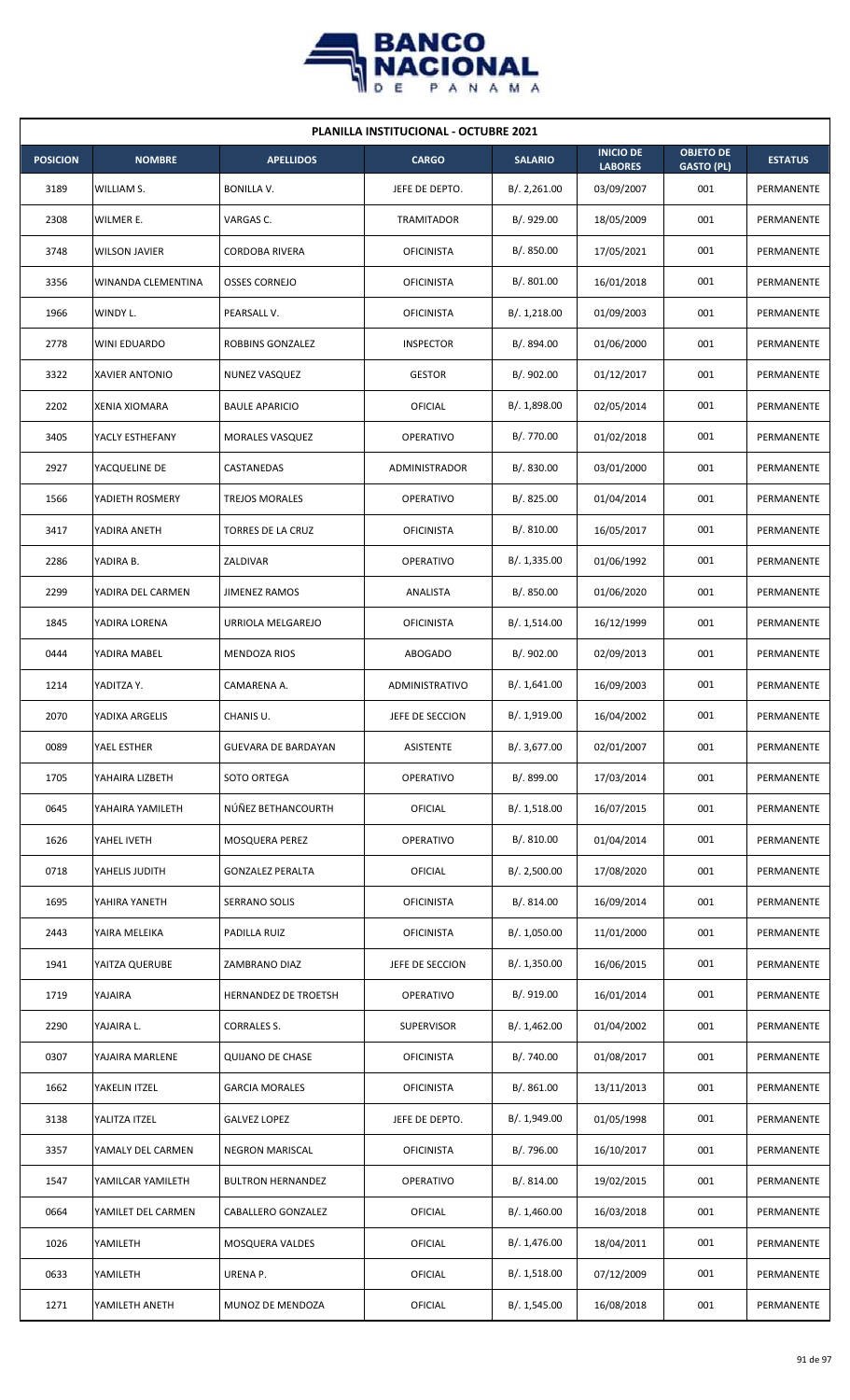| PLANILLA INSTITUCIONAL - OCTUBRE 2021 | | | | | | | |
|---|---|---|---|---|---|---|---|
| **POSICION** | **NOMBRE** | **APELLIDOS** | **CARGO** | **SALARIO** | **INICIO DE LABORES** | **OBJETO DE GASTO (PL)** | **ESTATUS** |
| 3189 | WILLIAM S. | BONILLA V. | JEFE DE DEPTO. | B/. 2,261.00 | 03/09/2007 | 001 | PERMANENTE |
| 2308 | WILMER E. | VARGAS C. | TRAMITADOR | B/. 929.00 | 18/05/2009 | 001 | PERMANENTE |
| 3748 | WILSON JAVIER | CORDOBA RIVERA | OFICINISTA | B/. 850.00 | 17/05/2021 | 001 | PERMANENTE |
| 3356 | WINANDA CLEMENTINA | OSSES CORNEJO | OFICINISTA | B/. 801.00 | 16/01/2018 | 001 | PERMANENTE |
| 1966 | WINDY L. | PEARSALL V. | OFICINISTA | B/. 1,218.00 | 01/09/2003 | 001 | PERMANENTE |
| 2778 | WINI EDUARDO | ROBBINS GONZALEZ | INSPECTOR | B/. 894.00 | 01/06/2000 | 001 | PERMANENTE |
| 3322 | XAVIER ANTONIO | NUNEZ VASQUEZ | GESTOR | B/. 902.00 | 01/12/2017 | 001 | PERMANENTE |
| 2202 | XENIA XIOMARA | BAULE APARICIO | OFICIAL | B/. 1,898.00 | 02/05/2014 | 001 | PERMANENTE |
| 3405 | YACLY ESTHEFANY | MORALES VASQUEZ | OPERATIVO | B/. 770.00 | 01/02/2018 | 001 | PERMANENTE |
| 2927 | YACQUELINE DE | CASTANEDAS | ADMINISTRADOR | B/. 830.00 | 03/01/2000 | 001 | PERMANENTE |
| 1566 | YADIETH ROSMERY | TREJOS MORALES | OPERATIVO | B/. 825.00 | 01/04/2014 | 001 | PERMANENTE |
| 3417 | YADIRA ANETH | TORRES DE LA CRUZ | OFICINISTA | B/. 810.00 | 16/05/2017 | 001 | PERMANENTE |
| 2286 | YADIRA B. | ZALDIVAR | OPERATIVO | B/. 1,335.00 | 01/06/1992 | 001 | PERMANENTE |
| 2299 | YADIRA DEL CARMEN | JIMENEZ RAMOS | ANALISTA | B/. 850.00 | 01/06/2020 | 001 | PERMANENTE |
| 1845 | YADIRA LORENA | URRIOLA MELGAREJO | OFICINISTA | B/. 1,514.00 | 16/12/1999 | 001 | PERMANENTE |
| 0444 | YADIRA MABEL | MENDOZA RIOS | ABOGADO | B/. 902.00 | 02/09/2013 | 001 | PERMANENTE |
| 1214 | YADITZA Y. | CAMARENA A. | ADMINISTRATIVO | B/. 1,641.00 | 16/09/2003 | 001 | PERMANENTE |
| 2070 | YADIXA ARGELIS | CHANIS U. | JEFE DE SECCION | B/. 1,919.00 | 16/04/2002 | 001 | PERMANENTE |
| 0089 | YAEL ESTHER | GUEVARA DE BARDAYAN | ASISTENTE | B/. 3,677.00 | 02/01/2007 | 001 | PERMANENTE |
| 1705 | YAHAIRA LIZBETH | SOTO ORTEGA | OPERATIVO | B/. 899.00 | 17/03/2014 | 001 | PERMANENTE |
| 0645 | YAHAIRA YAMILETH | NÚÑEZ BETHANCOURTH | OFICIAL | B/. 1,518.00 | 16/07/2015 | 001 | PERMANENTE |
| 1626 | YAHEL IVETH | MOSQUERA PEREZ | OPERATIVO | B/. 810.00 | 01/04/2014 | 001 | PERMANENTE |
| 0718 | YAHELIS JUDITH | GONZALEZ PERALTA | OFICIAL | B/. 2,500.00 | 17/08/2020 | 001 | PERMANENTE |
| 1695 | YAHIRA YANETH | SERRANO SOLIS | OFICINISTA | B/. 814.00 | 16/09/2014 | 001 | PERMANENTE |
| 2443 | YAIRA MELEIKA | PADILLA RUIZ | OFICINISTA | B/. 1,050.00 | 11/01/2000 | 001 | PERMANENTE |
| 1941 | YAITZA QUERUBE | ZAMBRANO DIAZ | JEFE DE SECCION | B/. 1,350.00 | 16/06/2015 | 001 | PERMANENTE |
| 1719 | YAJAIRA | HERNANDEZ DE TROETSH | OPERATIVO | B/. 919.00 | 16/01/2014 | 001 | PERMANENTE |
| 2290 | YAJAIRA L. | CORRALES S. | SUPERVISOR | B/. 1,462.00 | 01/04/2002 | 001 | PERMANENTE |
| 0307 | YAJAIRA MARLENE | QUIJANO DE CHASE | OFICINISTA | B/. 740.00 | 01/08/2017 | 001 | PERMANENTE |
| 1662 | YAKELIN ITZEL | GARCIA MORALES | OFICINISTA | B/. 861.00 | 13/11/2013 | 001 | PERMANENTE |
| 3138 | YALITZA ITZEL | GALVEZ LOPEZ | JEFE DE DEPTO. | B/. 1,949.00 | 01/05/1998 | 001 | PERMANENTE |
| 3357 | YAMALY DEL CARMEN | NEGRON MARISCAL | OFICINISTA | B/. 796.00 | 16/10/2017 | 001 | PERMANENTE |
| 1547 | YAMILCAR YAMILETH | BULTRON HERNANDEZ | OPERATIVO | B/. 814.00 | 19/02/2015 | 001 | PERMANENTE |
| 0664 | YAMILET DEL CARMEN | CABALLERO GONZALEZ | OFICIAL | B/. 1,460.00 | 16/03/2018 | 001 | PERMANENTE |
| 1026 | YAMILETH | MOSQUERA VALDES | OFICIAL | B/. 1,476.00 | 18/04/2011 | 001 | PERMANENTE |
| 0633 | YAMILETH | URENA P. | OFICIAL | B/. 1,518.00 | 07/12/2009 | 001 | PERMANENTE |
| 1271 | YAMILETH ANETH | MUNOZ DE MENDOZA | OFICIAL | B/. 1,545.00 | 16/08/2018 | 001 | PERMANENTE |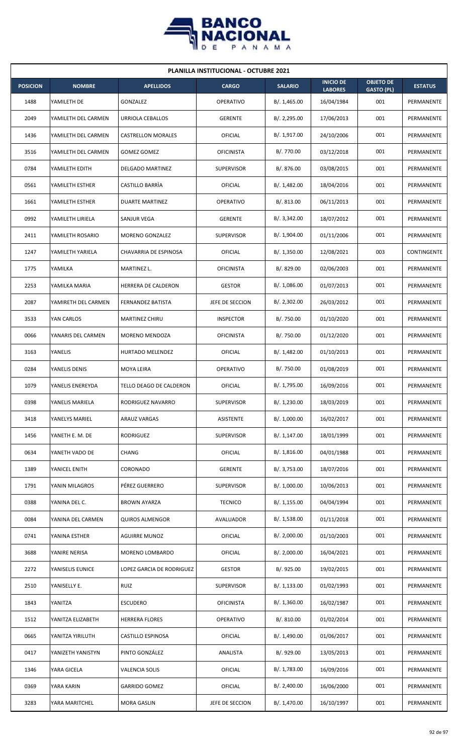# PLANILLA INSTITUCIONAL - OCTUBRE 2021

| POSICION | NOMBRE | APELLIDOS | CARGO | SALARIO | INICIO DE LABORES | OBJETO DE GASTO (PL) | ESTATUS |
|---|---|---|---|---|---|---|---|
| 1488 | YAMILETH DE | GONZALEZ | OPERATIVO | B/. 1,465.00 | 16/04/1984 | 001 | PERMANENTE |
| 2049 | YAMILETH DEL CARMEN | URRIOLA CEBALLOS | GERENTE | B/. 2,295.00 | 17/06/2013 | 001 | PERMANENTE |
| 1436 | YAMILETH DEL CARMEN | CASTRELLON MORALES | OFICIAL | B/. 1,917.00 | 24/10/2006 | 001 | PERMANENTE |
| 3516 | YAMILETH DEL CARMEN | GOMEZ GOMEZ | OFICINISTA | B/. 770.00 | 03/12/2018 | 001 | PERMANENTE |
| 0784 | YAMILETH EDITH | DELGADO MARTINEZ | SUPERVISOR | B/. 876.00 | 03/08/2015 | 001 | PERMANENTE |
| 0561 | YAMILETH ESTHER | CASTILLO BARRÌA | OFICIAL | B/. 1,482.00 | 18/04/2016 | 001 | PERMANENTE |
| 1661 | YAMILETH ESTHER | DUARTE MARTINEZ | OPERATIVO | B/. 813.00 | 06/11/2013 | 001 | PERMANENTE |
| 0992 | YAMILETH LIRIELA | SANJUR VEGA | GERENTE | B/. 3,342.00 | 18/07/2012 | 001 | PERMANENTE |
| 2411 | YAMILETH ROSARIO | MORENO GONZALEZ | SUPERVISOR | B/. 1,904.00 | 01/11/2006 | 001 | PERMANENTE |
| 1247 | YAMILETH YARIELA | CHAVARRIA DE ESPINOSA | OFICIAL | B/. 1,350.00 | 12/08/2021 | 003 | CONTINGENTE |
| 1775 | YAMILKA | MARTINEZ L. | OFICINISTA | B/. 829.00 | 02/06/2003 | 001 | PERMANENTE |
| 2253 | YAMILKA MARIA | HERRERA DE CALDERON | GESTOR | B/. 1,086.00 | 01/07/2013 | 001 | PERMANENTE |
| 2087 | YAMIRETH DEL CARMEN | FERNANDEZ BATISTA | JEFE DE SECCION | B/. 2,302.00 | 26/03/2012 | 001 | PERMANENTE |
| 3533 | YAN CARLOS | MARTINEZ CHIRU | INSPECTOR | B/. 750.00 | 01/10/2020 | 001 | PERMANENTE |
| 0066 | YANARIS DEL CARMEN | MORENO MENDOZA | OFICINISTA | B/. 750.00 | 01/12/2020 | 001 | PERMANENTE |
| 3163 | YANELIS | HURTADO MELENDEZ | OFICIAL | B/. 1,482.00 | 01/10/2013 | 001 | PERMANENTE |
| 0284 | YANELIS DENIS | MOYA LEIRA | OPERATIVO | B/. 750.00 | 01/08/2019 | 001 | PERMANENTE |
| 1079 | YANELIS ENEREYDA | TELLO DEAGO DE CALDERON | OFICIAL | B/. 1,795.00 | 16/09/2016 | 001 | PERMANENTE |
| 0398 | YANELIS MARIELA | RODRIGUEZ NAVARRO | SUPERVISOR | B/. 1,230.00 | 18/03/2019 | 001 | PERMANENTE |
| 3418 | YANELYS MARIEL | ARAUZ VARGAS | ASISTENTE | B/. 1,000.00 | 16/02/2017 | 001 | PERMANENTE |
| 1456 | YANETH E. M. DE | RODRIGUEZ | SUPERVISOR | B/. 1,147.00 | 18/01/1999 | 001 | PERMANENTE |
| 0634 | YANETH VADO DE | CHANG | OFICIAL | B/. 1,816.00 | 04/01/1988 | 001 | PERMANENTE |
| 1389 | YANICEL ENITH | CORONADO | GERENTE | B/. 3,753.00 | 18/07/2016 | 001 | PERMANENTE |
| 1791 | YANIN MILAGROS | PÉREZ GUERRERO | SUPERVISOR | B/. 1,000.00 | 10/06/2013 | 001 | PERMANENTE |
| 0388 | YANINA DEL C. | BROWN AYARZA | TECNICO | B/. 1,155.00 | 04/04/1994 | 001 | PERMANENTE |
| 0084 | YANINA DEL CARMEN | QUIROS ALMENGOR | AVALUADOR | B/. 1,538.00 | 01/11/2018 | 001 | PERMANENTE |
| 0741 | YANINA ESTHER | AGUIRRE MUNOZ | OFICIAL | B/. 2,000.00 | 01/10/2003 | 001 | PERMANENTE |
| 3688 | YANIRE NERISA | MORENO LOMBARDO | OFICIAL | B/. 2,000.00 | 16/04/2021 | 001 | PERMANENTE |
| 2272 | YANISELIS EUNICE | LOPEZ GARCIA DE RODRIGUEZ | GESTOR | B/. 925.00 | 19/02/2015 | 001 | PERMANENTE |
| 2510 | YANISELLY E. | RUIZ | SUPERVISOR | B/. 1,133.00 | 01/02/1993 | 001 | PERMANENTE |
| 1843 | YANITZA | ESCUDERO | OFICINISTA | B/. 1,360.00 | 16/02/1987 | 001 | PERMANENTE |
| 1512 | YANITZA ELIZABETH | HERRERA FLORES | OPERATIVO | B/. 810.00 | 01/02/2014 | 001 | PERMANENTE |
| 0665 | YANITZA YIRILUTH | CASTILLO ESPINOSA | OFICIAL | B/. 1,490.00 | 01/06/2017 | 001 | PERMANENTE |
| 0417 | YANIZETH YANISTYN | PINTO GONZÁLEZ | ANALISTA | B/. 929.00 | 13/05/2013 | 001 | PERMANENTE |
| 1346 | YARA GICELA | VALENCIA SOLIS | OFICIAL | B/. 1,783.00 | 16/09/2016 | 001 | PERMANENTE |
| 0369 | YARA KARIN | GARRIDO GOMEZ | OFICIAL | B/. 2,400.00 | 16/06/2000 | 001 | PERMANENTE |
| 3283 | YARA MARITCHEL | MORA GASLIN | JEFE DE SECCION | B/. 1,470.00 | 16/10/1997 | 001 | PERMANENTE |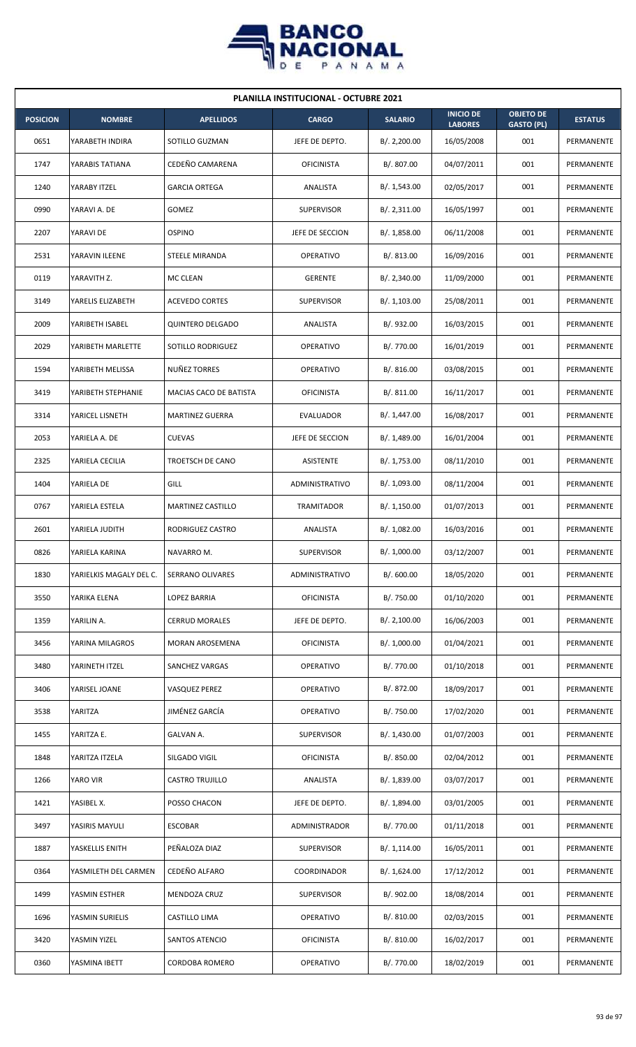| PLANILLA INSTITUCIONAL - OCTUBRE 2021 | | | | | | | |
|---|---|---|---|---|---|---|---|
| **POSICION** | **NOMBRE** | **APELLIDOS** | **CARGO** | **SALARIO** | **INICIO DE LABORES** | **OBJETO DE GASTO (PL)** | **ESTATUS** |
| 0651 | YARABETH INDIRA | SOTILLO GUZMAN | JEFE DE DEPTO. | B/. 2,200.00 | 16/05/2008 | 001 | PERMANENTE |
| 1747 | YARABIS TATIANA | CEDEÑO CAMARENA | OFICINISTA | B/. 807.00 | 04/07/2011 | 001 | PERMANENTE |
| 1240 | YARABY ITZEL | GARCIA ORTEGA | ANALISTA | B/. 1,543.00 | 02/05/2017 | 001 | PERMANENTE |
| 0990 | YARAVI A. DE | GOMEZ | SUPERVISOR | B/. 2,311.00 | 16/05/1997 | 001 | PERMANENTE |
| 2207 | YARAVI DE | OSPINO | JEFE DE SECCION | B/. 1,858.00 | 06/11/2008 | 001 | PERMANENTE |
| 2531 | YARAVIN ILEENE | STEELE MIRANDA | OPERATIVO | B/. 813.00 | 16/09/2016 | 001 | PERMANENTE |
| 0119 | YARAVITH Z. | MC CLEAN | GERENTE | B/. 2,340.00 | 11/09/2000 | 001 | PERMANENTE |
| 3149 | YARELIS ELIZABETH | ACEVEDO CORTES | SUPERVISOR | B/. 1,103.00 | 25/08/2011 | 001 | PERMANENTE |
| 2009 | YARIBETH ISABEL | QUINTERO DELGADO | ANALISTA | B/. 932.00 | 16/03/2015 | 001 | PERMANENTE |
| 2029 | YARIBETH MARLETTE | SOTILLO RODRIGUEZ | OPERATIVO | B/. 770.00 | 16/01/2019 | 001 | PERMANENTE |
| 1594 | YARIBETH MELISSA | NUÑEZ TORRES | OPERATIVO | B/. 816.00 | 03/08/2015 | 001 | PERMANENTE |
| 3419 | YARIBETH STEPHANIE | MACIAS CACO DE BATISTA | OFICINISTA | B/. 811.00 | 16/11/2017 | 001 | PERMANENTE |
| 3314 | YARICEL LISNETH | MARTINEZ GUERRA | EVALUADOR | B/. 1,447.00 | 16/08/2017 | 001 | PERMANENTE |
| 2053 | YARIELA A. DE | CUEVAS | JEFE DE SECCION | B/. 1,489.00 | 16/01/2004 | 001 | PERMANENTE |
| 2325 | YARIELA CECILIA | TROETSCH DE CANO | ASISTENTE | B/. 1,753.00 | 08/11/2010 | 001 | PERMANENTE |
| 1404 | YARIELA DE | GILL | ADMINISTRATIVO | B/. 1,093.00 | 08/11/2004 | 001 | PERMANENTE |
| 0767 | YARIELA ESTELA | MARTINEZ CASTILLO | TRAMITADOR | B/. 1,150.00 | 01/07/2013 | 001 | PERMANENTE |
| 2601 | YARIELA JUDITH | RODRIGUEZ CASTRO | ANALISTA | B/. 1,082.00 | 16/03/2016 | 001 | PERMANENTE |
| 0826 | YARIELA KARINA | NAVARRO M. | SUPERVISOR | B/. 1,000.00 | 03/12/2007 | 001 | PERMANENTE |
| 1830 | YARIELKIS MAGALY DEL C. | SERRANO OLIVARES | ADMINISTRATIVO | B/. 600.00 | 18/05/2020 | 001 | PERMANENTE |
| 3550 | YARIKA ELENA | LOPEZ BARRIA | OFICINISTA | B/. 750.00 | 01/10/2020 | 001 | PERMANENTE |
| 1359 | YARILIN A. | CERRUD MORALES | JEFE DE DEPTO. | B/. 2,100.00 | 16/06/2003 | 001 | PERMANENTE |
| 3456 | YARINA MILAGROS | MORAN AROSEMENA | OFICINISTA | B/. 1,000.00 | 01/04/2021 | 001 | PERMANENTE |
| 3480 | YARINETH ITZEL | SANCHEZ VARGAS | OPERATIVO | B/. 770.00 | 01/10/2018 | 001 | PERMANENTE |
| 3406 | YARISEL JOANE | VASQUEZ PEREZ | OPERATIVO | B/. 872.00 | 18/09/2017 | 001 | PERMANENTE |
| 3538 | YARITZA | JIMÉNEZ GARCÍA | OPERATIVO | B/. 750.00 | 17/02/2020 | 001 | PERMANENTE |
| 1455 | YARITZA E. | GALVAN A. | SUPERVISOR | B/. 1,430.00 | 01/07/2003 | 001 | PERMANENTE |
| 1848 | YARITZA ITZELA | SILGADO VIGIL | OFICINISTA | B/. 850.00 | 02/04/2012 | 001 | PERMANENTE |
| 1266 | YARO VIR | CASTRO TRUJILLO | ANALISTA | B/. 1,839.00 | 03/07/2017 | 001 | PERMANENTE |
| 1421 | YASIBEL X. | POSSO CHACON | JEFE DE DEPTO. | B/. 1,894.00 | 03/01/2005 | 001 | PERMANENTE |
| 3497 | YASIRIS MAYULI | ESCOBAR | ADMINISTRADOR | B/. 770.00 | 01/11/2018 | 001 | PERMANENTE |
| 1887 | YASKELLIS ENITH | PEÑALOZA DIAZ | SUPERVISOR | B/. 1,114.00 | 16/05/2011 | 001 | PERMANENTE |
| 0364 | YASMILETH DEL CARMEN | CEDEÑO ALFARO | COORDINADOR | B/. 1,624.00 | 17/12/2012 | 001 | PERMANENTE |
| 1499 | YASMIN ESTHER | MENDOZA CRUZ | SUPERVISOR | B/. 902.00 | 18/08/2014 | 001 | PERMANENTE |
| 1696 | YASMIN SURIELIS | CASTILLO LIMA | OPERATIVO | B/. 810.00 | 02/03/2015 | 001 | PERMANENTE |
| 3420 | YASMIN YIZEL | SANTOS ATENCIO | OFICINISTA | B/. 810.00 | 16/02/2017 | 001 | PERMANENTE |
| 0360 | YASMINA IBETT | CORDOBA ROMERO | OPERATIVO | B/. 770.00 | 18/02/2019 | 001 | PERMANENTE |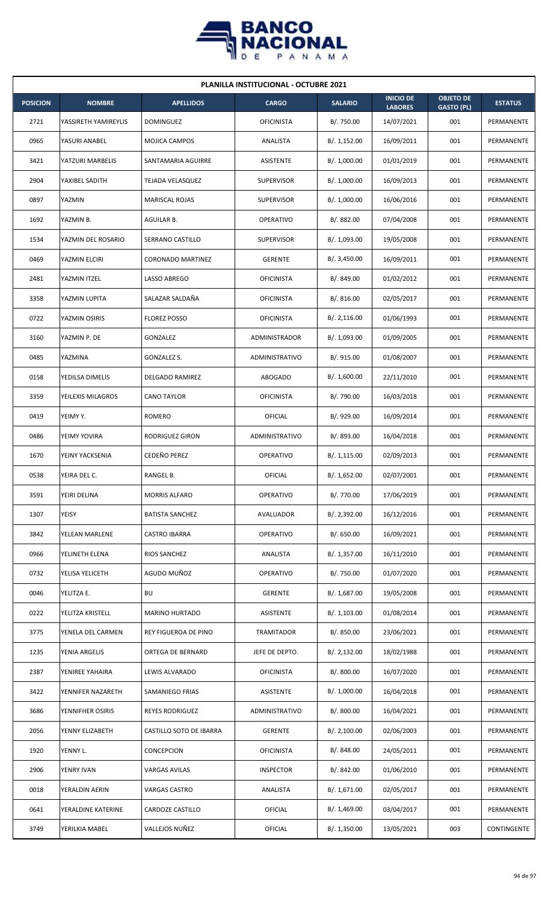## PLANILLA INSTITUCIONAL - OCTUBRE 2021

| POSICION | NOMBRE | APELLIDOS | CARGO | SALARIO | INICIO DE LABORES | OBJETO DE GASTO (PL) | ESTATUS |
|---|---|---|---|---|---|---|---|
| 2721 | YASSIRETH YAMIREYLIS | DOMINGUEZ | OFICINISTA | B/. 750.00 | 14/07/2021 | 001 | PERMANENTE |
| 0965 | YASURI ANABEL | MOJICA CAMPOS | ANALISTA | B/. 1,152.00 | 16/09/2011 | 001 | PERMANENTE |
| 3421 | YATZURI MARBELIS | SANTAMARIA AGUIRRE | ASISTENTE | B/. 1,000.00 | 01/01/2019 | 001 | PERMANENTE |
| 2904 | YAXIBEL SADITH | TEJADA VELASQUEZ | SUPERVISOR | B/. 1,000.00 | 16/09/2013 | 001 | PERMANENTE |
| 0897 | YAZMIN | MARISCAL ROJAS | SUPERVISOR | B/. 1,000.00 | 16/06/2016 | 001 | PERMANENTE |
| 1692 | YAZMIN B. | AGUILAR B. | OPERATIVO | B/. 882.00 | 07/04/2008 | 001 | PERMANENTE |
| 1534 | YAZMIN DEL ROSARIO | SERRANO CASTILLO | SUPERVISOR | B/. 1,093.00 | 19/05/2008 | 001 | PERMANENTE |
| 0469 | YAZMIN ELCIRI | CORONADO MARTINEZ | GERENTE | B/. 3,450.00 | 16/09/2011 | 001 | PERMANENTE |
| 2481 | YAZMIN ITZEL | LASSO ABREGO | OFICINISTA | B/. 849.00 | 01/02/2012 | 001 | PERMANENTE |
| 3358 | YAZMIN LUPITA | SALAZAR SALDAÑA | OFICINISTA | B/. 816.00 | 02/05/2017 | 001 | PERMANENTE |
| 0722 | YAZMIN OSIRIS | FLOREZ POSSO | OFICINISTA | B/. 2,116.00 | 01/06/1993 | 001 | PERMANENTE |
| 3160 | YAZMIN P. DE | GONZALEZ | ADMINISTRADOR | B/. 1,093.00 | 01/09/2005 | 001 | PERMANENTE |
| 0485 | YAZMINA | GONZALEZ S. | ADMINISTRATIVO | B/. 915.00 | 01/08/2007 | 001 | PERMANENTE |
| 0158 | YEDILSA DIMELIS | DELGADO RAMIREZ | ABOGADO | B/. 1,600.00 | 22/11/2010 | 001 | PERMANENTE |
| 3359 | YEILEXIS MILAGROS | CANO TAYLOR | OFICINISTA | B/. 790.00 | 16/03/2018 | 001 | PERMANENTE |
| 0419 | YEIMY Y. | ROMERO | OFICIAL | B/. 929.00 | 16/09/2014 | 001 | PERMANENTE |
| 0486 | YEIMY YOVIRA | RODRIGUEZ GIRON | ADMINISTRATIVO | B/. 893.00 | 16/04/2018 | 001 | PERMANENTE |
| 1670 | YEINY YACKSENIA | CEDEÑO PEREZ | OPERATIVO | B/. 1,115.00 | 02/09/2013 | 001 | PERMANENTE |
| 0538 | YEIRA DEL C. | RANGEL B. | OFICIAL | B/. 1,652.00 | 02/07/2001 | 001 | PERMANENTE |
| 3591 | YEIRI DELINA | MORRIS ALFARO | OPERATIVO | B/. 770.00 | 17/06/2019 | 001 | PERMANENTE |
| 1307 | YEISY | BATISTA SANCHEZ | AVALUADOR | B/. 2,392.00 | 16/12/2016 | 001 | PERMANENTE |
| 3842 | YELEAN MARLENE | CASTRO IBARRA | OPERATIVO | B/. 650.00 | 16/09/2021 | 001 | PERMANENTE |
| 0966 | YELINETH ELENA | RIOS SANCHEZ | ANALISTA | B/. 1,357.00 | 16/11/2010 | 001 | PERMANENTE |
| 0732 | YELISA YELICETH | AGUDO MUÑOZ | OPERATIVO | B/. 750.00 | 01/07/2020 | 001 | PERMANENTE |
| 0046 | YELITZA E. | BU | GERENTE | B/. 1,687.00 | 19/05/2008 | 001 | PERMANENTE |
| 0222 | YELITZA KRISTELL | MARINO HURTADO | ASISTENTE | B/. 1,103.00 | 01/08/2014 | 001 | PERMANENTE |
| 3775 | YENELA DEL CARMEN | REY FIGUEROA DE PINO | TRAMITADOR | B/. 850.00 | 23/06/2021 | 001 | PERMANENTE |
| 1235 | YENIA ARGELIS | ORTEGA DE BERNARD | JEFE DE DEPTO. | B/. 2,132.00 | 18/02/1988 | 001 | PERMANENTE |
| 2387 | YENIREE YAHAIRA | LEWIS ALVARADO | OFICINISTA | B/. 800.00 | 16/07/2020 | 001 | PERMANENTE |
| 3422 | YENNIFER NAZARETH | SAMANIEGO FRIAS | ASISTENTE | B/. 1,000.00 | 16/04/2018 | 001 | PERMANENTE |
| 3686 | YENNIFHER OSIRIS | REYES RODRIGUEZ | ADMINISTRATIVO | B/. 800.00 | 16/04/2021 | 001 | PERMANENTE |
| 2056 | YENNY ELIZABETH | CASTILLO SOTO DE IBARRA | GERENTE | B/. 2,100.00 | 02/06/2003 | 001 | PERMANENTE |
| 1920 | YENNY L. | CONCEPCION | OFICINISTA | B/. 848.00 | 24/05/2011 | 001 | PERMANENTE |
| 2906 | YENRY IVAN | VARGAS AVILAS | INSPECTOR | B/. 842.00 | 01/06/2010 | 001 | PERMANENTE |
| 0018 | YERALDIN AERIN | VARGAS CASTRO | ANALISTA | B/. 1,671.00 | 02/05/2017 | 001 | PERMANENTE |
| 0641 | YERALDINE KATERINE | CARDOZE CASTILLO | OFICIAL | B/. 1,469.00 | 03/04/2017 | 001 | PERMANENTE |
| 3749 | YERILKIA MABEL | VALLEJOS NUÑEZ | OFICIAL | B/. 1,350.00 | 13/05/2021 | 003 | CONTINGENTE |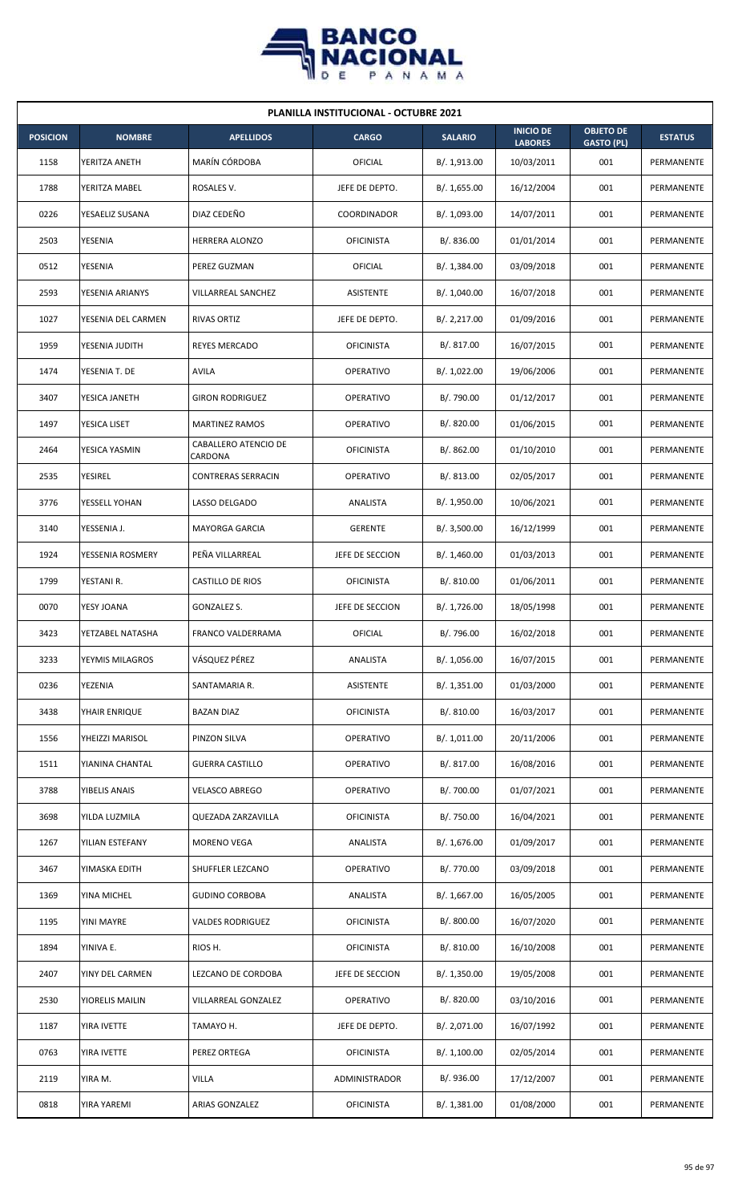| PLANILLA INSTITUCIONAL - OCTUBRE 2021 | | | | | | | |
|---|---|---|---|---|---|---|---|
| **POSICION** | **NOMBRE** | **APELLIDOS** | **CARGO** | **SALARIO** | **INICIO DE LABORES** | **OBJETO DE GASTO (PL)** | **ESTATUS** |
| 1158 | YERITZA ANETH | MARÍN CÓRDOBA | OFICIAL | B/. 1,913.00 | 10/03/2011 | 001 | PERMANENTE |
| 1788 | YERITZA MABEL | ROSALES V. | JEFE DE DEPTO. | B/. 1,655.00 | 16/12/2004 | 001 | PERMANENTE |
| 0226 | YESAELIZ SUSANA | DIAZ CEDEÑO | COORDINADOR | B/. 1,093.00 | 14/07/2011 | 001 | PERMANENTE |
| 2503 | YESENIA | HERRERA ALONZO | OFICINISTA | B/. 836.00 | 01/01/2014 | 001 | PERMANENTE |
| 0512 | YESENIA | PEREZ GUZMAN | OFICIAL | B/. 1,384.00 | 03/09/2018 | 001 | PERMANENTE |
| 2593 | YESENIA ARIANYS | VILLARREAL SANCHEZ | ASISTENTE | B/. 1,040.00 | 16/07/2018 | 001 | PERMANENTE |
| 1027 | YESENIA DEL CARMEN | RIVAS ORTIZ | JEFE DE DEPTO. | B/. 2,217.00 | 01/09/2016 | 001 | PERMANENTE |
| 1959 | YESENIA JUDITH | REYES MERCADO | OFICINISTA | B/. 817.00 | 16/07/2015 | 001 | PERMANENTE |
| 1474 | YESENIA T. DE | AVILA | OPERATIVO | B/. 1,022.00 | 19/06/2006 | 001 | PERMANENTE |
| 3407 | YESICA JANETH | GIRON RODRIGUEZ | OPERATIVO | B/. 790.00 | 01/12/2017 | 001 | PERMANENTE |
| 1497 | YESICA LISET | MARTINEZ RAMOS | OPERATIVO | B/. 820.00 | 01/06/2015 | 001 | PERMANENTE |
| 2464 | YESICA YASMIN | CABALLERO ATENCIO DE CARDONA | OFICINISTA | B/. 862.00 | 01/10/2010 | 001 | PERMANENTE |
| 2535 | YESIREL | CONTRERAS SERRACIN | OPERATIVO | B/. 813.00 | 02/05/2017 | 001 | PERMANENTE |
| 3776 | YESSELL YOHAN | LASSO DELGADO | ANALISTA | B/. 1,950.00 | 10/06/2021 | 001 | PERMANENTE |
| 3140 | YESSENIA J. | MAYORGA GARCIA | GERENTE | B/. 3,500.00 | 16/12/1999 | 001 | PERMANENTE |
| 1924 | YESSENIA ROSMERY | PEÑA VILLARREAL | JEFE DE SECCION | B/. 1,460.00 | 01/03/2013 | 001 | PERMANENTE |
| 1799 | YESTANI R. | CASTILLO DE RIOS | OFICINISTA | B/. 810.00 | 01/06/2011 | 001 | PERMANENTE |
| 0070 | YESY JOANA | GONZALEZ S. | JEFE DE SECCION | B/. 1,726.00 | 18/05/1998 | 001 | PERMANENTE |
| 3423 | YETZABEL NATASHA | FRANCO VALDERRAMA | OFICIAL | B/. 796.00 | 16/02/2018 | 001 | PERMANENTE |
| 3233 | YEYMIS MILAGROS | VÁSQUEZ PÉREZ | ANALISTA | B/. 1,056.00 | 16/07/2015 | 001 | PERMANENTE |
| 0236 | YEZENIA | SANTAMARIA R. | ASISTENTE | B/. 1,351.00 | 01/03/2000 | 001 | PERMANENTE |
| 3438 | YHAIR ENRIQUE | BAZAN DIAZ | OFICINISTA | B/. 810.00 | 16/03/2017 | 001 | PERMANENTE |
| 1556 | YHEIZZI MARISOL | PINZON SILVA | OPERATIVO | B/. 1,011.00 | 20/11/2006 | 001 | PERMANENTE |
| 1511 | YIANINA CHANTAL | GUERRA CASTILLO | OPERATIVO | B/. 817.00 | 16/08/2016 | 001 | PERMANENTE |
| 3788 | YIBELIS ANAIS | VELASCO ABREGO | OPERATIVO | B/. 700.00 | 01/07/2021 | 001 | PERMANENTE |
| 3698 | YILDA LUZMILA | QUEZADA ZARZAVILLA | OFICINISTA | B/. 750.00 | 16/04/2021 | 001 | PERMANENTE |
| 1267 | YILIAN ESTEFANY | MORENO VEGA | ANALISTA | B/. 1,676.00 | 01/09/2017 | 001 | PERMANENTE |
| 3467 | YIMASKA EDITH | SHUFFLER LEZCANO | OPERATIVO | B/. 770.00 | 03/09/2018 | 001 | PERMANENTE |
| 1369 | YINA MICHEL | GUDINO CORBOBA | ANALISTA | B/. 1,667.00 | 16/05/2005 | 001 | PERMANENTE |
| 1195 | YINI MAYRE | VALDES RODRIGUEZ | OFICINISTA | B/. 800.00 | 16/07/2020 | 001 | PERMANENTE |
| 1894 | YINIVA E. | RIOS H. | OFICINISTA | B/. 810.00 | 16/10/2008 | 001 | PERMANENTE |
| 2407 | YINY DEL CARMEN | LEZCANO DE CORDOBA | JEFE DE SECCION | B/. 1,350.00 | 19/05/2008 | 001 | PERMANENTE |
| 2530 | YIORELIS MAILIN | VILLARREAL GONZALEZ | OPERATIVO | B/. 820.00 | 03/10/2016 | 001 | PERMANENTE |
| 1187 | YIRA IVETTE | TAMAYO H. | JEFE DE DEPTO. | B/. 2,071.00 | 16/07/1992 | 001 | PERMANENTE |
| 0763 | YIRA IVETTE | PEREZ ORTEGA | OFICINISTA | B/. 1,100.00 | 02/05/2014 | 001 | PERMANENTE |
| 2119 | YIRA M. | VILLA | ADMINISTRADOR | B/. 936.00 | 17/12/2007 | 001 | PERMANENTE |
| 0818 | YIRA YAREMI | ARIAS GONZALEZ | OFICINISTA | B/. 1,381.00 | 01/08/2000 | 001 | PERMANENTE |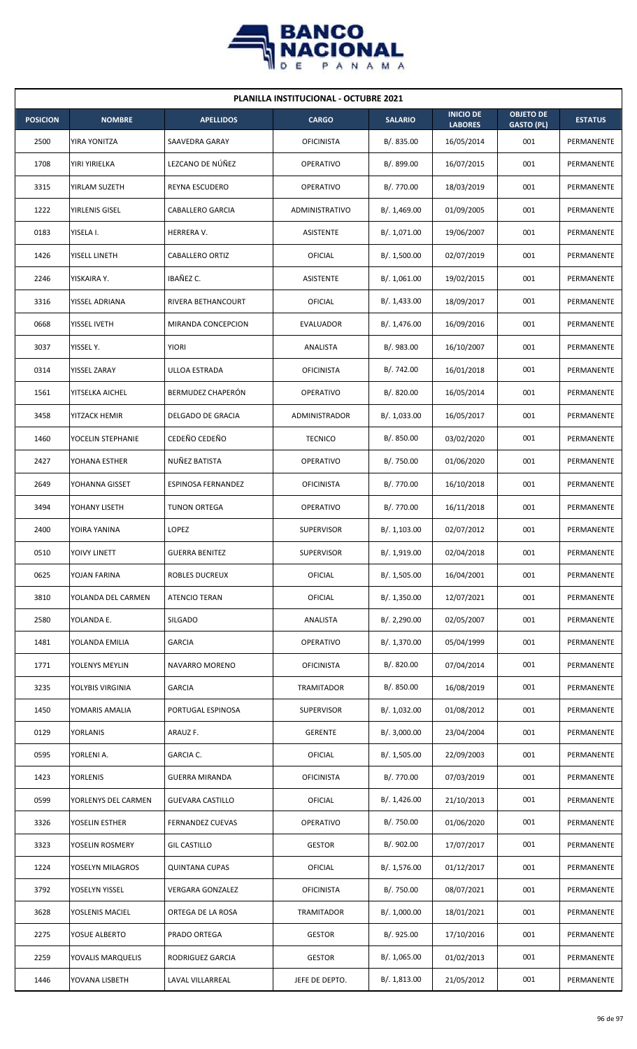| PLANILLA INSTITUCIONAL - OCTUBRE 2021 | | | | | | | |
|---|---|---|---|---|---|---|---|
| POSICION | NOMBRE | APELLIDOS | CARGO | SALARIO | INICIO DE LABORES | OBJETO DE GASTO (PL) | ESTATUS |
| 2500 | YIRA YONITZA | SAAVEDRA GARAY | OFICINISTA | B/. 835.00 | 16/05/2014 | 001 | PERMANENTE |
| 1708 | YIRI YIRIELKA | LEZCANO DE NÚÑEZ | OPERATIVO | B/. 899.00 | 16/07/2015 | 001 | PERMANENTE |
| 3315 | YIRLAM SUZETH | REYNA ESCUDERO | OPERATIVO | B/. 770.00 | 18/03/2019 | 001 | PERMANENTE |
| 1222 | YIRLENIS GISEL | CABALLERO GARCIA | ADMINISTRATIVO | B/. 1,469.00 | 01/09/2005 | 001 | PERMANENTE |
| 0183 | YISELA I. | HERRERA V. | ASISTENTE | B/. 1,071.00 | 19/06/2007 | 001 | PERMANENTE |
| 1426 | YISELL LINETH | CABALLERO ORTIZ | OFICIAL | B/. 1,500.00 | 02/07/2019 | 001 | PERMANENTE |
| 2246 | YISKAIRA Y. | IBAÑEZ C. | ASISTENTE | B/. 1,061.00 | 19/02/2015 | 001 | PERMANENTE |
| 3316 | YISSEL ADRIANA | RIVERA BETHANCOURT | OFICIAL | B/. 1,433.00 | 18/09/2017 | 001 | PERMANENTE |
| 0668 | YISSEL IVETH | MIRANDA CONCEPCION | EVALUADOR | B/. 1,476.00 | 16/09/2016 | 001 | PERMANENTE |
| 3037 | YISSEL Y. | YIORI | ANALISTA | B/. 983.00 | 16/10/2007 | 001 | PERMANENTE |
| 0314 | YISSEL ZARAY | ULLOA ESTRADA | OFICINISTA | B/. 742.00 | 16/01/2018 | 001 | PERMANENTE |
| 1561 | YITSELKA AICHEL | BERMUDEZ CHAPERÓN | OPERATIVO | B/. 820.00 | 16/05/2014 | 001 | PERMANENTE |
| 3458 | YITZACK HEMIR | DELGADO DE GRACIA | ADMINISTRADOR | B/. 1,033.00 | 16/05/2017 | 001 | PERMANENTE |
| 1460 | YOCELIN STEPHANIE | CEDEÑO CEDEÑO | TECNICO | B/. 850.00 | 03/02/2020 | 001 | PERMANENTE |
| 2427 | YOHANA ESTHER | NUÑEZ BATISTA | OPERATIVO | B/. 750.00 | 01/06/2020 | 001 | PERMANENTE |
| 2649 | YOHANNA GISSET | ESPINOSA FERNANDEZ | OFICINISTA | B/. 770.00 | 16/10/2018 | 001 | PERMANENTE |
| 3494 | YOHANY LISETH | TUNON ORTEGA | OPERATIVO | B/. 770.00 | 16/11/2018 | 001 | PERMANENTE |
| 2400 | YOIRA YANINA | LOPEZ | SUPERVISOR | B/. 1,103.00 | 02/07/2012 | 001 | PERMANENTE |
| 0510 | YOIVY LINETT | GUERRA BENITEZ | SUPERVISOR | B/. 1,919.00 | 02/04/2018 | 001 | PERMANENTE |
| 0625 | YOJAN FARINA | ROBLES DUCREUX | OFICIAL | B/. 1,505.00 | 16/04/2001 | 001 | PERMANENTE |
| 3810 | YOLANDA DEL CARMEN | ATENCIO TERAN | OFICIAL | B/. 1,350.00 | 12/07/2021 | 001 | PERMANENTE |
| 2580 | YOLANDA E. | SILGADO | ANALISTA | B/. 2,290.00 | 02/05/2007 | 001 | PERMANENTE |
| 1481 | YOLANDA EMILIA | GARCIA | OPERATIVO | B/. 1,370.00 | 05/04/1999 | 001 | PERMANENTE |
| 1771 | YOLENYS MEYLIN | NAVARRO MORENO | OFICINISTA | B/. 820.00 | 07/04/2014 | 001 | PERMANENTE |
| 3235 | YOLYBIS VIRGINIA | GARCIA | TRAMITADOR | B/. 850.00 | 16/08/2019 | 001 | PERMANENTE |
| 1450 | YOMARIS AMALIA | PORTUGAL ESPINOSA | SUPERVISOR | B/. 1,032.00 | 01/08/2012 | 001 | PERMANENTE |
| 0129 | YORLANIS | ARAUZ F. | GERENTE | B/. 3,000.00 | 23/04/2004 | 001 | PERMANENTE |
| 0595 | YORLENI A. | GARCIA C. | OFICIAL | B/. 1,505.00 | 22/09/2003 | 001 | PERMANENTE |
| 1423 | YORLENIS | GUERRA MIRANDA | OFICINISTA | B/. 770.00 | 07/03/2019 | 001 | PERMANENTE |
| 0599 | YORLENYS DEL CARMEN | GUEVARA CASTILLO | OFICIAL | B/. 1,426.00 | 21/10/2013 | 001 | PERMANENTE |
| 3326 | YOSELIN ESTHER | FERNANDEZ CUEVAS | OPERATIVO | B/. 750.00 | 01/06/2020 | 001 | PERMANENTE |
| 3323 | YOSELIN ROSMERY | GIL CASTILLO | GESTOR | B/. 902.00 | 17/07/2017 | 001 | PERMANENTE |
| 1224 | YOSELYN MILAGROS | QUINTANA CUPAS | OFICIAL | B/. 1,576.00 | 01/12/2017 | 001 | PERMANENTE |
| 3792 | YOSELYN YISSEL | VERGARA GONZALEZ | OFICINISTA | B/. 750.00 | 08/07/2021 | 001 | PERMANENTE |
| 3628 | YOSLENIS MACIEL | ORTEGA DE LA ROSA | TRAMITADOR | B/. 1,000.00 | 18/01/2021 | 001 | PERMANENTE |
| 2275 | YOSUE ALBERTO | PRADO ORTEGA | GESTOR | B/. 925.00 | 17/10/2016 | 001 | PERMANENTE |
| 2259 | YOVALIS MARQUELIS | RODRIGUEZ GARCIA | GESTOR | B/. 1,065.00 | 01/02/2013 | 001 | PERMANENTE |
| 1446 | YOVANA LISBETH | LAVAL VILLARREAL | JEFE DE DEPTO. | B/. 1,813.00 | 21/05/2012 | 001 | PERMANENTE |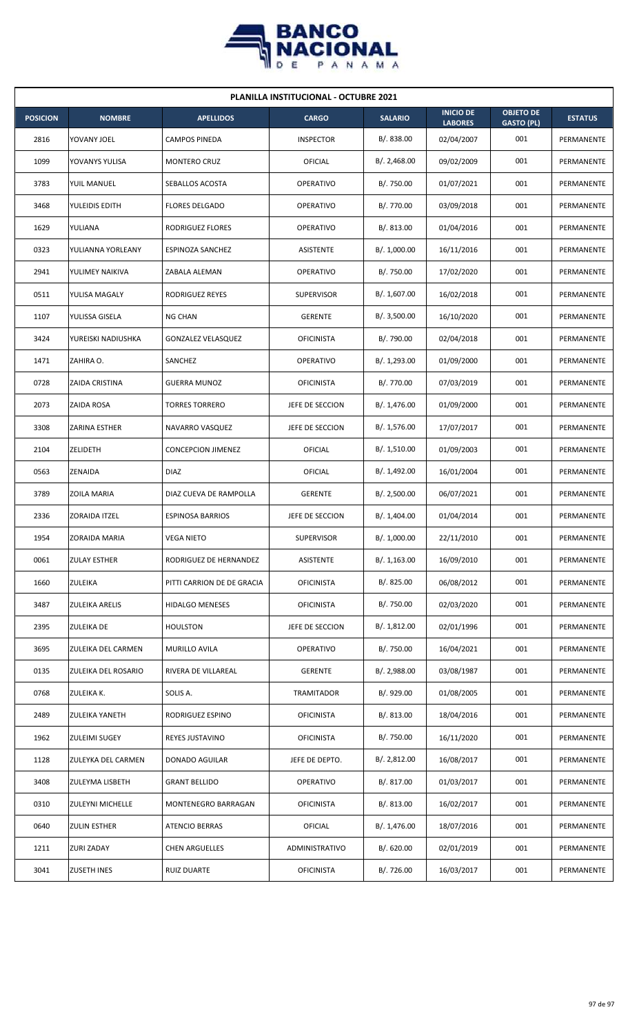| PLANILLA INSTITUCIONAL - OCTUBRE 2021 | | | | | | | |
|---|---|---|---|---|---|---|---|
| POSICION | NOMBRE | APELLIDOS | CARGO | SALARIO | INICIO DE LABORES | OBJETO DE GASTO (PL) | ESTATUS |
| 2816 | YOVANY JOEL | CAMPOS PINEDA | INSPECTOR | B/. 838.00 | 02/04/2007 | 001 | PERMANENTE |
| 1099 | YOVANYS YULISA | MONTERO CRUZ | OFICIAL | B/. 2,468.00 | 09/02/2009 | 001 | PERMANENTE |
| 3783 | YUIL MANUEL | SEBALLOS ACOSTA | OPERATIVO | B/. 750.00 | 01/07/2021 | 001 | PERMANENTE |
| 3468 | YULEIDIS EDITH | FLORES DELGADO | OPERATIVO | B/. 770.00 | 03/09/2018 | 001 | PERMANENTE |
| 1629 | YULIANA | RODRIGUEZ FLORES | OPERATIVO | B/. 813.00 | 01/04/2016 | 001 | PERMANENTE |
| 0323 | YULIANNA YORLEANY | ESPINOZA SANCHEZ | ASISTENTE | B/. 1,000.00 | 16/11/2016 | 001 | PERMANENTE |
| 2941 | YULIMEY NAIKIVA | ZABALA ALEMAN | OPERATIVO | B/. 750.00 | 17/02/2020 | 001 | PERMANENTE |
| 0511 | YULISA MAGALY | RODRIGUEZ REYES | SUPERVISOR | B/. 1,607.00 | 16/02/2018 | 001 | PERMANENTE |
| 1107 | YULISSA GISELA | NG CHAN | GERENTE | B/. 3,500.00 | 16/10/2020 | 001 | PERMANENTE |
| 3424 | YUREISKI NADIUSHKA | GONZALEZ VELASQUEZ | OFICINISTA | B/. 790.00 | 02/04/2018 | 001 | PERMANENTE |
| 1471 | ZAHIRA O. | SANCHEZ | OPERATIVO | B/. 1,293.00 | 01/09/2000 | 001 | PERMANENTE |
| 0728 | ZAIDA CRISTINA | GUERRA MUNOZ | OFICINISTA | B/. 770.00 | 07/03/2019 | 001 | PERMANENTE |
| 2073 | ZAIDA ROSA | TORRES TORRERO | JEFE DE SECCION | B/. 1,476.00 | 01/09/2000 | 001 | PERMANENTE |
| 3308 | ZARINA ESTHER | NAVARRO VASQUEZ | JEFE DE SECCION | B/. 1,576.00 | 17/07/2017 | 001 | PERMANENTE |
| 2104 | ZELIDETH | CONCEPCION JIMENEZ | OFICIAL | B/. 1,510.00 | 01/09/2003 | 001 | PERMANENTE |
| 0563 | ZENAIDA | DIAZ | OFICIAL | B/. 1,492.00 | 16/01/2004 | 001 | PERMANENTE |
| 3789 | ZOILA MARIA | DIAZ CUEVA DE RAMPOLLA | GERENTE | B/. 2,500.00 | 06/07/2021 | 001 | PERMANENTE |
| 2336 | ZORAIDA ITZEL | ESPINOSA BARRIOS | JEFE DE SECCION | B/. 1,404.00 | 01/04/2014 | 001 | PERMANENTE |
| 1954 | ZORAIDA MARIA | VEGA NIETO | SUPERVISOR | B/. 1,000.00 | 22/11/2010 | 001 | PERMANENTE |
| 0061 | ZULAY ESTHER | RODRIGUEZ DE HERNANDEZ | ASISTENTE | B/. 1,163.00 | 16/09/2010 | 001 | PERMANENTE |
| 1660 | ZULEIKA | PITTI CARRION DE DE GRACIA | OFICINISTA | B/. 825.00 | 06/08/2012 | 001 | PERMANENTE |
| 3487 | ZULEIKA ARELIS | HIDALGO MENESES | OFICINISTA | B/. 750.00 | 02/03/2020 | 001 | PERMANENTE |
| 2395 | ZULEIKA DE | HOULSTON | JEFE DE SECCION | B/. 1,812.00 | 02/01/1996 | 001 | PERMANENTE |
| 3695 | ZULEIKA DEL CARMEN | MURILLO AVILA | OPERATIVO | B/. 750.00 | 16/04/2021 | 001 | PERMANENTE |
| 0135 | ZULEIKA DEL ROSARIO | RIVERA DE VILLAREAL | GERENTE | B/. 2,988.00 | 03/08/1987 | 001 | PERMANENTE |
| 0768 | ZULEIKA K. | SOLIS A. | TRAMITADOR | B/. 929.00 | 01/08/2005 | 001 | PERMANENTE |
| 2489 | ZULEIKA YANETH | RODRIGUEZ ESPINO | OFICINISTA | B/. 813.00 | 18/04/2016 | 001 | PERMANENTE |
| 1962 | ZULEIMI SUGEY | REYES JUSTAVINO | OFICINISTA | B/. 750.00 | 16/11/2020 | 001 | PERMANENTE |
| 1128 | ZULEYKA DEL CARMEN | DONADO AGUILAR | JEFE DE DEPTO. | B/. 2,812.00 | 16/08/2017 | 001 | PERMANENTE |
| 3408 | ZULEYMA LISBETH | GRANT BELLIDO | OPERATIVO | B/. 817.00 | 01/03/2017 | 001 | PERMANENTE |
| 0310 | ZULEYNI MICHELLE | MONTENEGRO BARRAGAN | OFICINISTA | B/. 813.00 | 16/02/2017 | 001 | PERMANENTE |
| 0640 | ZULIN ESTHER | ATENCIO BERRAS | OFICIAL | B/. 1,476.00 | 18/07/2016 | 001 | PERMANENTE |
| 1211 | ZURI ZADAY | CHEN ARGUELLES | ADMINISTRATIVO | B/. 620.00 | 02/01/2019 | 001 | PERMANENTE |
| 3041 | ZUSETH INES | RUIZ DUARTE | OFICINISTA | B/. 726.00 | 16/03/2017 | 001 | PERMANENTE |